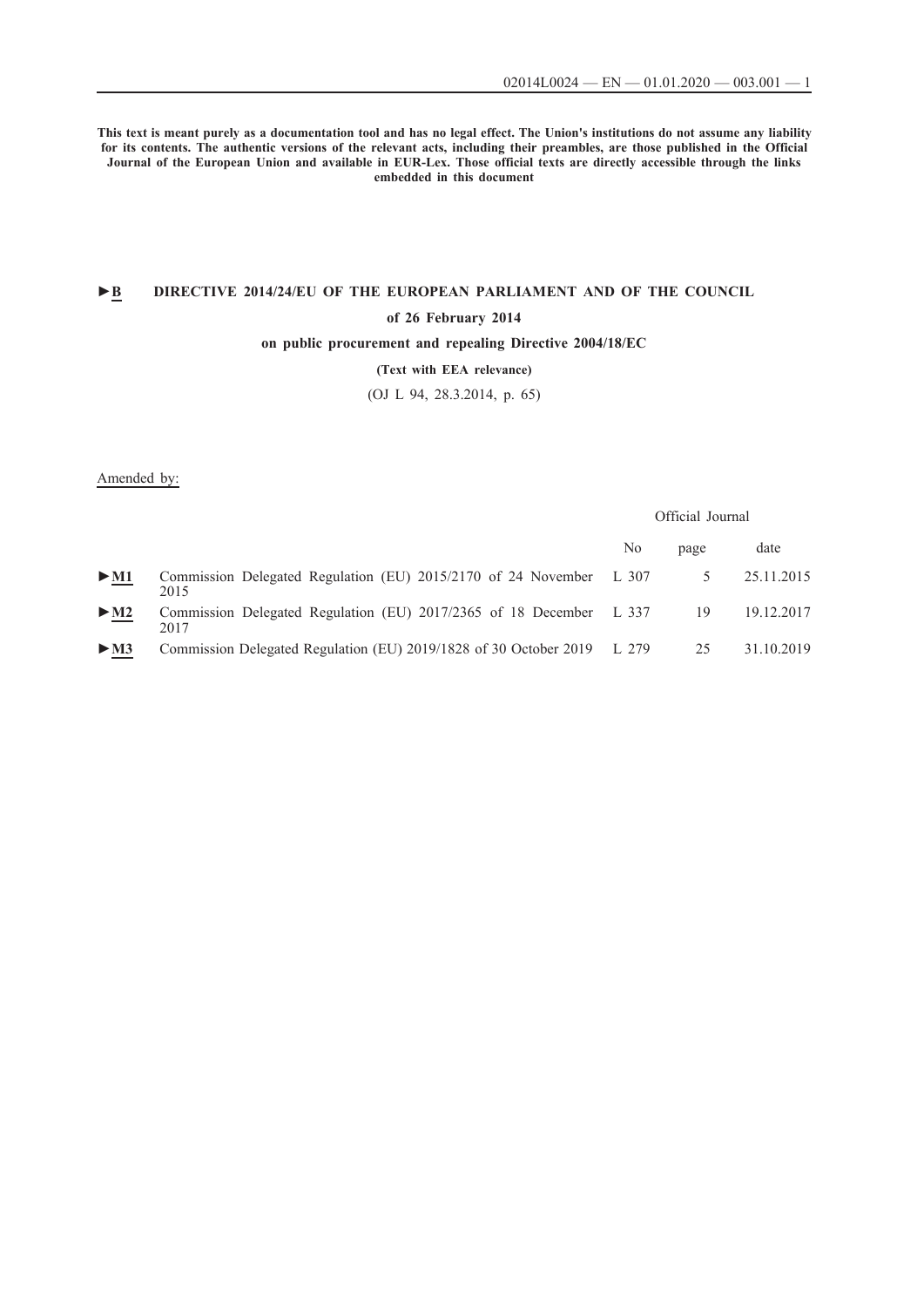**This text is meant purely as a documentation tool and has no legal effect. The Union's institutions do not assume any liability for its contents. The authentic versions of the relevant acts, including their preambles, are those published in the Official Journal of the European Union and available in EUR-Lex. Those official texts are directly accessible through the links embedded in this document**

# ►B DIRECTIVE 2014/24/EU OF THE EUROPEAN PARLIAMENT AND OF THE COUNCIL

**of 26 February 2014**

**on public procurement and repealing Directive 2004/18/EC**

**(Text with EEA relevance)**

(OJ L 94, 28.3.2014, p. 65)

Amended by:

| | | Official Journal | | |
|---|---|---|---|---|
| | | No | page | date |
| ►M1 | Commission Delegated Regulation (EU) 2015/2170 of 24 November 2015 | L 307 | 5 | 25.11.2015 |
| ►M2 | Commission Delegated Regulation (EU) 2017/2365 of 18 December 2017 | L 337 | 19 | 19.12.2017 |
| ►M3 | Commission Delegated Regulation (EU) 2019/1828 of 30 October 2019 | L 279 | 25 | 31.10.2019 |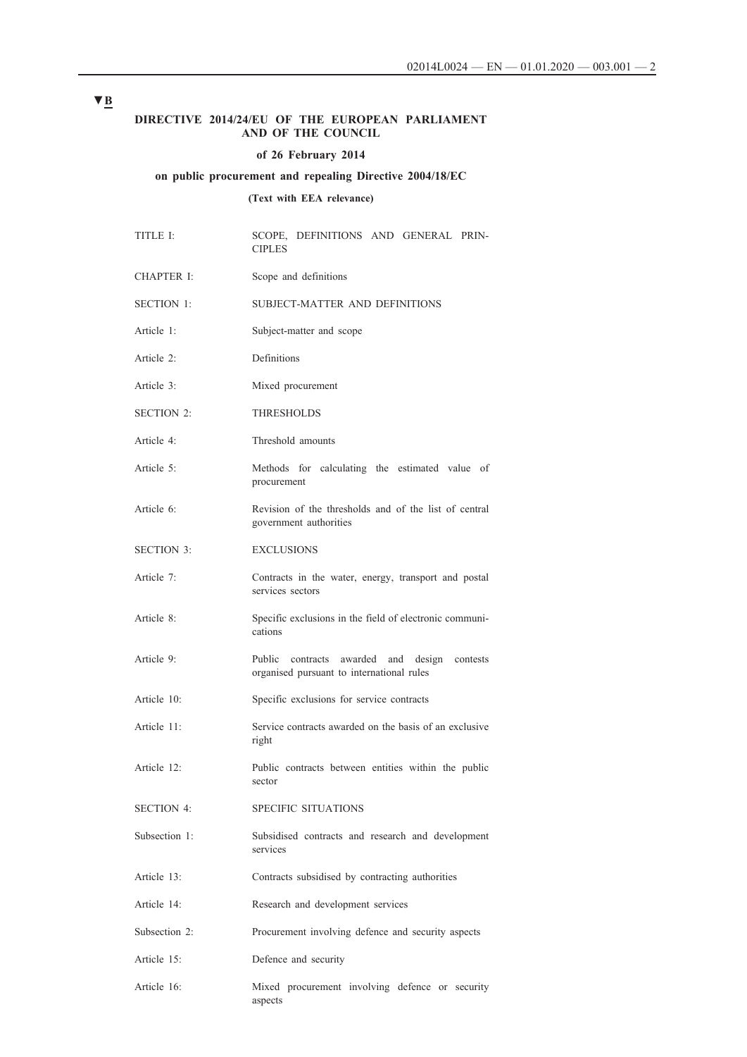▼B

**DIRECTIVE 2014/24/EU OF THE EUROPEAN PARLIAMENT AND OF THE COUNCIL**

**of 26 February 2014**

**on public procurement and repealing Directive 2004/18/EC**

**(Text with EEA relevance)**

| | |
|---|---|
| TITLE I: | SCOPE, DEFINITIONS AND GENERAL PRINCIPLES |
| CHAPTER I: | Scope and definitions |
| SECTION 1: | SUBJECT-MATTER AND DEFINITIONS |
| Article 1: | Subject-matter and scope |
| Article 2: | Definitions |
| Article 3: | Mixed procurement |
| SECTION 2: | THRESHOLDS |
| Article 4: | Threshold amounts |
| Article 5: | Methods for calculating the estimated value of procurement |
| Article 6: | Revision of the thresholds and of the list of central government authorities |
| SECTION 3: | EXCLUSIONS |
| Article 7: | Contracts in the water, energy, transport and postal services sectors |
| Article 8: | Specific exclusions in the field of electronic communications |
| Article 9: | Public contracts awarded and design contests organised pursuant to international rules |
| Article 10: | Specific exclusions for service contracts |
| Article 11: | Service contracts awarded on the basis of an exclusive right |
| Article 12: | Public contracts between entities within the public sector |
| SECTION 4: | SPECIFIC SITUATIONS |
| Subsection 1: | Subsidised contracts and research and development services |
| Article 13: | Contracts subsidised by contracting authorities |
| Article 14: | Research and development services |
| Subsection 2: | Procurement involving defence and security aspects |
| Article 15: | Defence and security |
| Article 16: | Mixed procurement involving defence or security aspects |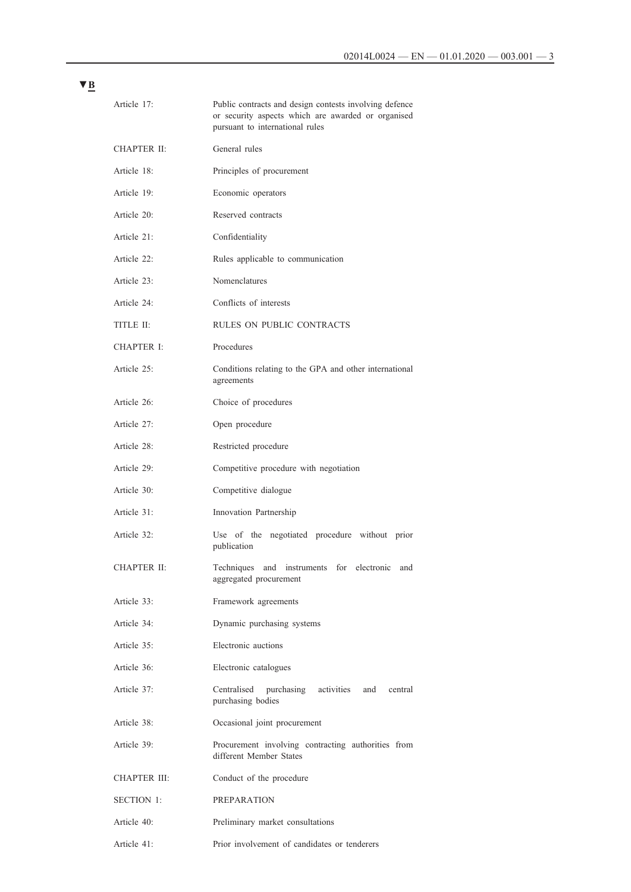▼B

| | |
|---|---|
| Article 17: | Public contracts and design contests involving defence or security aspects which are awarded or organised pursuant to international rules |
| CHAPTER II: | General rules |
| Article 18: | Principles of procurement |
| Article 19: | Economic operators |
| Article 20: | Reserved contracts |
| Article 21: | Confidentiality |
| Article 22: | Rules applicable to communication |
| Article 23: | Nomenclatures |
| Article 24: | Conflicts of interests |
| TITLE II: | RULES ON PUBLIC CONTRACTS |
| CHAPTER I: | Procedures |
| Article 25: | Conditions relating to the GPA and other international agreements |
| Article 26: | Choice of procedures |
| Article 27: | Open procedure |
| Article 28: | Restricted procedure |
| Article 29: | Competitive procedure with negotiation |
| Article 30: | Competitive dialogue |
| Article 31: | Innovation Partnership |
| Article 32: | Use of the negotiated procedure without prior publication |
| CHAPTER II: | Techniques and instruments for electronic and aggregated procurement |
| Article 33: | Framework agreements |
| Article 34: | Dynamic purchasing systems |
| Article 35: | Electronic auctions |
| Article 36: | Electronic catalogues |
| Article 37: | Centralised purchasing activities and central purchasing bodies |
| Article 38: | Occasional joint procurement |
| Article 39: | Procurement involving contracting authorities from different Member States |
| CHAPTER III: | Conduct of the procedure |
| SECTION 1: | PREPARATION |
| Article 40: | Preliminary market consultations |
| Article 41: | Prior involvement of candidates or tenderers |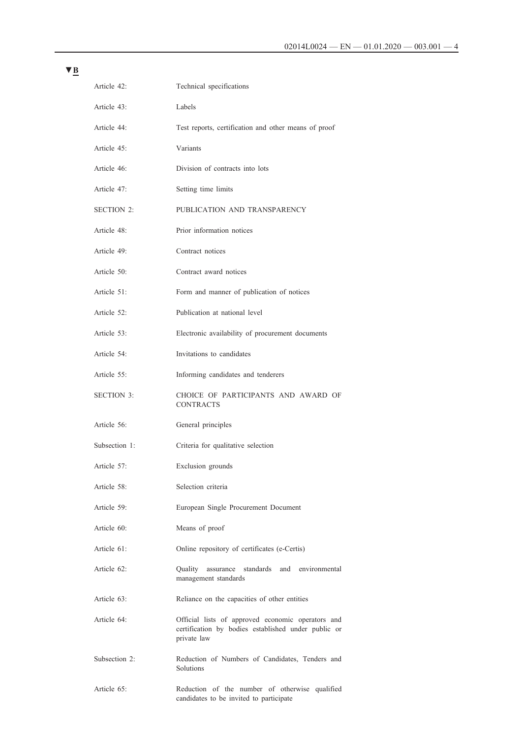▼B

| | |
|---|---|
| Article 42: | Technical specifications |
| Article 43: | Labels |
| Article 44: | Test reports, certification and other means of proof |
| Article 45: | Variants |
| Article 46: | Division of contracts into lots |
| Article 47: | Setting time limits |
| SECTION 2: | PUBLICATION AND TRANSPARENCY |
| Article 48: | Prior information notices |
| Article 49: | Contract notices |
| Article 50: | Contract award notices |
| Article 51: | Form and manner of publication of notices |
| Article 52: | Publication at national level |
| Article 53: | Electronic availability of procurement documents |
| Article 54: | Invitations to candidates |
| Article 55: | Informing candidates and tenderers |
| SECTION 3: | CHOICE OF PARTICIPANTS AND AWARD OF CONTRACTS |
| Article 56: | General principles |
| Subsection 1: | Criteria for qualitative selection |
| Article 57: | Exclusion grounds |
| Article 58: | Selection criteria |
| Article 59: | European Single Procurement Document |
| Article 60: | Means of proof |
| Article 61: | Online repository of certificates (e-Certis) |
| Article 62: | Quality assurance standards and environmental management standards |
| Article 63: | Reliance on the capacities of other entities |
| Article 64: | Official lists of approved economic operators and certification by bodies established under public or private law |
| Subsection 2: | Reduction of Numbers of Candidates, Tenders and Solutions |
| Article 65: | Reduction of the number of otherwise qualified candidates to be invited to participate |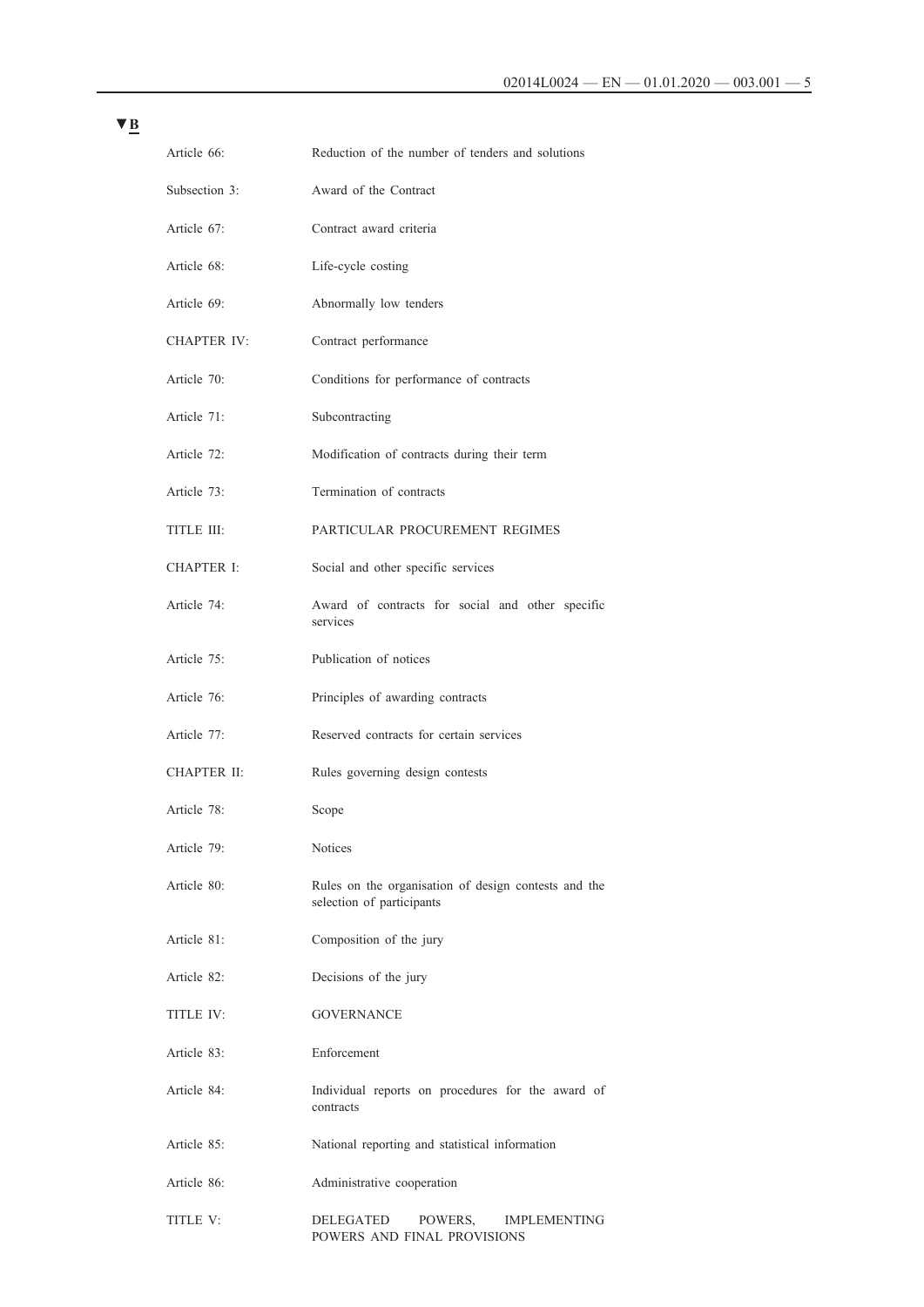▼B

| | |
|---|---|
| Article 66: | Reduction of the number of tenders and solutions |
| Subsection 3: | Award of the Contract |
| Article 67: | Contract award criteria |
| Article 68: | Life-cycle costing |
| Article 69: | Abnormally low tenders |
| CHAPTER IV: | Contract performance |
| Article 70: | Conditions for performance of contracts |
| Article 71: | Subcontracting |
| Article 72: | Modification of contracts during their term |
| Article 73: | Termination of contracts |
| TITLE III: | PARTICULAR PROCUREMENT REGIMES |
| CHAPTER I: | Social and other specific services |
| Article 74: | Award of contracts for social and other specific services |
| Article 75: | Publication of notices |
| Article 76: | Principles of awarding contracts |
| Article 77: | Reserved contracts for certain services |
| CHAPTER II: | Rules governing design contests |
| Article 78: | Scope |
| Article 79: | Notices |
| Article 80: | Rules on the organisation of design contests and the selection of participants |
| Article 81: | Composition of the jury |
| Article 82: | Decisions of the jury |
| TITLE IV: | GOVERNANCE |
| Article 83: | Enforcement |
| Article 84: | Individual reports on procedures for the award of contracts |
| Article 85: | National reporting and statistical information |
| Article 86: | Administrative cooperation |
| TITLE V: | DELEGATED POWERS, IMPLEMENTING POWERS AND FINAL PROVISIONS |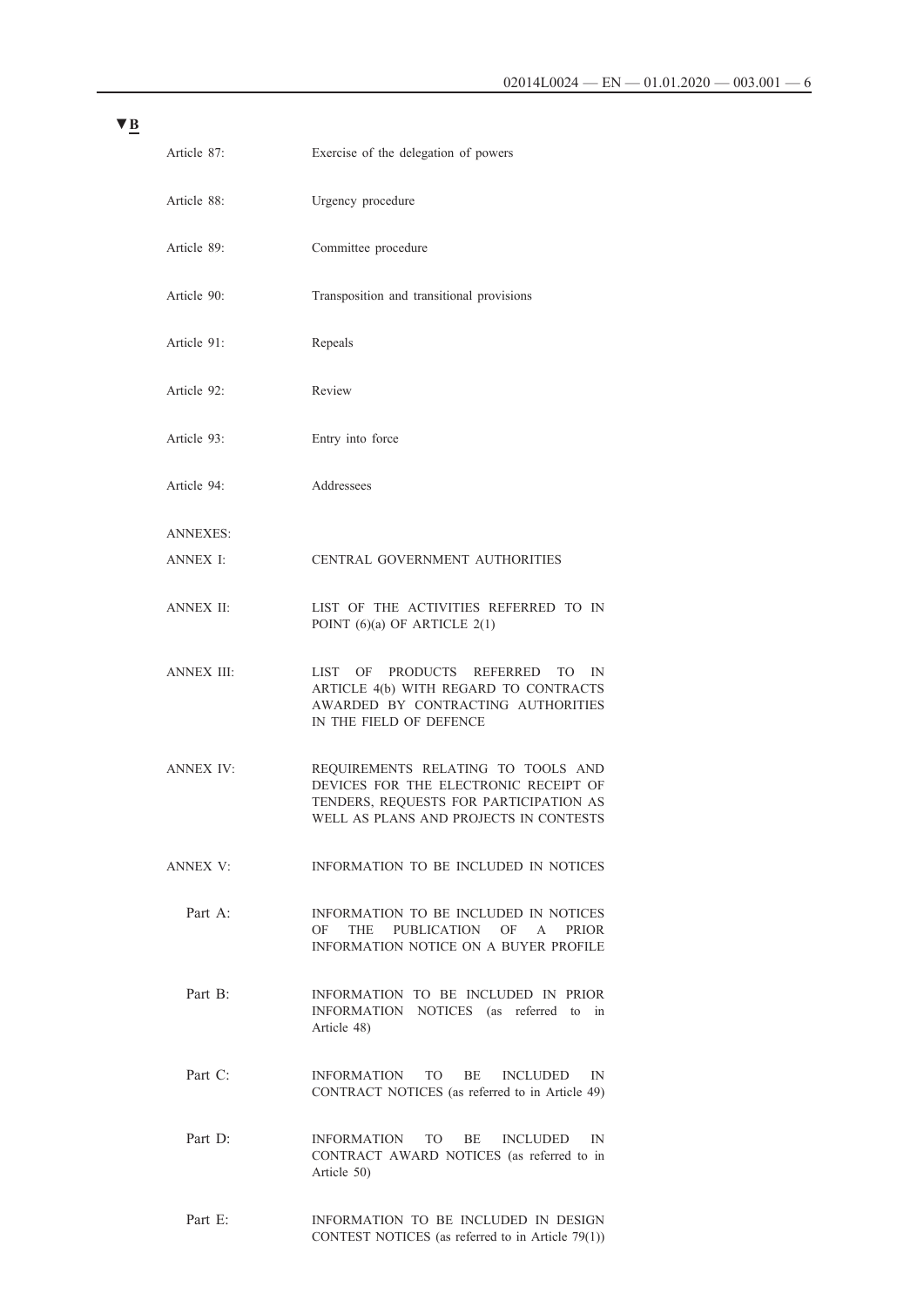▼B

| | |
|---|---|
| Article 87: | Exercise of the delegation of powers |
| Article 88: | Urgency procedure |
| Article 89: | Committee procedure |
| Article 90: | Transposition and transitional provisions |
| Article 91: | Repeals |
| Article 92: | Review |
| Article 93: | Entry into force |
| Article 94: | Addressees |
| ANNEXES: | |
| ANNEX I: | CENTRAL GOVERNMENT AUTHORITIES |
| ANNEX II: | LIST OF THE ACTIVITIES REFERRED TO IN POINT (6)(a) OF ARTICLE 2(1) |
| ANNEX III: | LIST OF PRODUCTS REFERRED TO IN ARTICLE 4(b) WITH REGARD TO CONTRACTS AWARDED BY CONTRACTING AUTHORITIES IN THE FIELD OF DEFENCE |
| ANNEX IV: | REQUIREMENTS RELATING TO TOOLS AND DEVICES FOR THE ELECTRONIC RECEIPT OF TENDERS, REQUESTS FOR PARTICIPATION AS WELL AS PLANS AND PROJECTS IN CONTESTS |
| ANNEX V: | INFORMATION TO BE INCLUDED IN NOTICES |
| Part A: | INFORMATION TO BE INCLUDED IN NOTICES OF THE PUBLICATION OF A PRIOR INFORMATION NOTICE ON A BUYER PROFILE |
| Part B: | INFORMATION TO BE INCLUDED IN PRIOR INFORMATION NOTICES (as referred to in Article 48) |
| Part C: | INFORMATION TO BE INCLUDED IN CONTRACT NOTICES (as referred to in Article 49) |
| Part D: | INFORMATION TO BE INCLUDED IN CONTRACT AWARD NOTICES (as referred to in Article 50) |
| Part E: | INFORMATION TO BE INCLUDED IN DESIGN CONTEST NOTICES (as referred to in Article 79(1)) |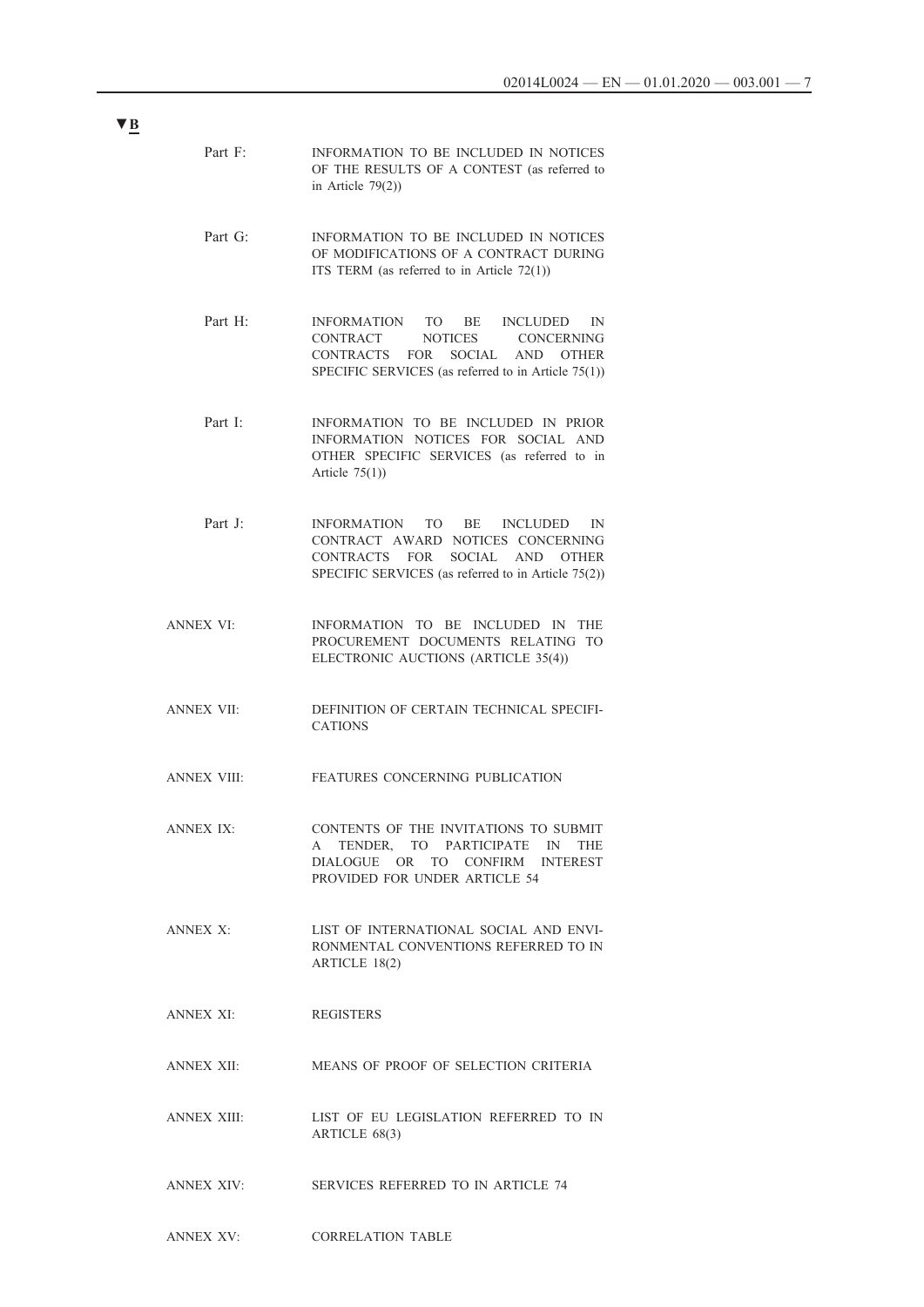▼B

| | |
|---|---|
| Part F: | INFORMATION TO BE INCLUDED IN NOTICES OF THE RESULTS OF A CONTEST (as referred to in Article 79(2)) |
| Part G: | INFORMATION TO BE INCLUDED IN NOTICES OF MODIFICATIONS OF A CONTRACT DURING ITS TERM (as referred to in Article 72(1)) |
| Part H: | INFORMATION TO BE INCLUDED IN CONTRACT NOTICES CONCERNING CONTRACTS FOR SOCIAL AND OTHER SPECIFIC SERVICES (as referred to in Article 75(1)) |
| Part I: | INFORMATION TO BE INCLUDED IN PRIOR INFORMATION NOTICES FOR SOCIAL AND OTHER SPECIFIC SERVICES (as referred to in Article 75(1)) |
| Part J: | INFORMATION TO BE INCLUDED IN CONTRACT AWARD NOTICES CONCERNING CONTRACTS FOR SOCIAL AND OTHER SPECIFIC SERVICES (as referred to in Article 75(2)) |
| ANNEX VI: | INFORMATION TO BE INCLUDED IN THE PROCUREMENT DOCUMENTS RELATING TO ELECTRONIC AUCTIONS (ARTICLE 35(4)) |
| ANNEX VII: | DEFINITION OF CERTAIN TECHNICAL SPECIFICATIONS |
| ANNEX VIII: | FEATURES CONCERNING PUBLICATION |
| ANNEX IX: | CONTENTS OF THE INVITATIONS TO SUBMIT A TENDER, TO PARTICIPATE IN THE DIALOGUE OR TO CONFIRM INTEREST PROVIDED FOR UNDER ARTICLE 54 |
| ANNEX X: | LIST OF INTERNATIONAL SOCIAL AND ENVIRONMENTAL CONVENTIONS REFERRED TO IN ARTICLE 18(2) |
| ANNEX XI: | REGISTERS |
| ANNEX XII: | MEANS OF PROOF OF SELECTION CRITERIA |
| ANNEX XIII: | LIST OF EU LEGISLATION REFERRED TO IN ARTICLE 68(3) |
| ANNEX XIV: | SERVICES REFERRED TO IN ARTICLE 74 |
| ANNEX XV: | CORRELATION TABLE |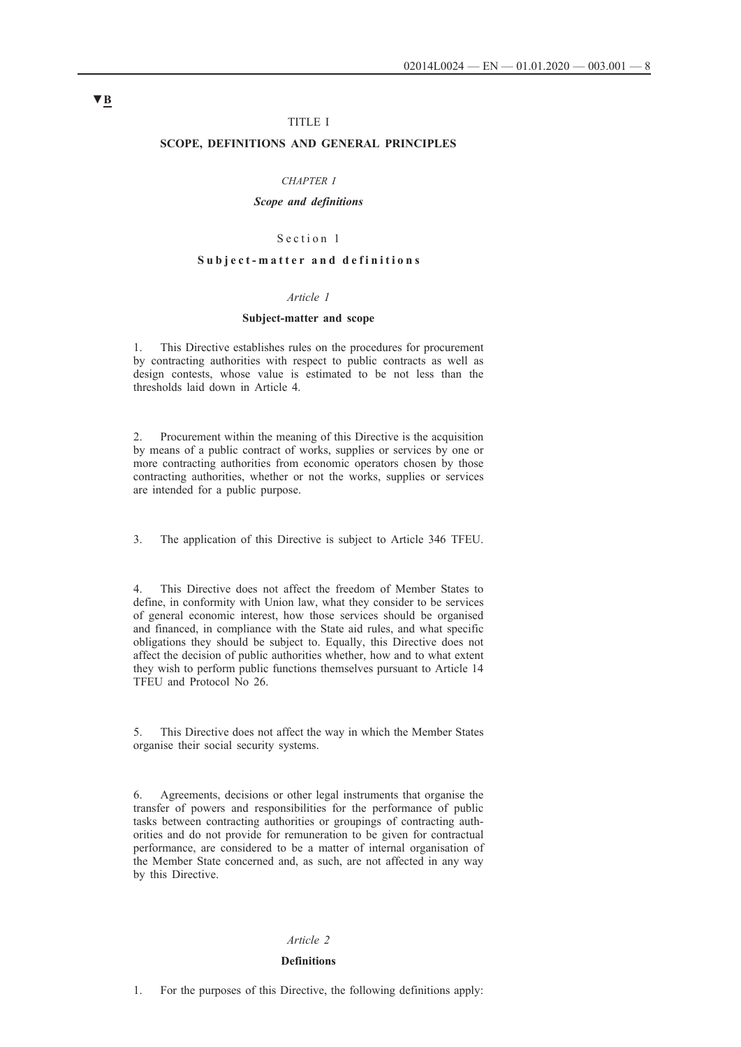▼B

# TITLE I

## SCOPE, DEFINITIONS AND GENERAL PRINCIPLES

### *CHAPTER I*

### *Scope and definitions*

#### Section 1

#### Subject-matter and definitions

*Article 1*

**Subject-matter and scope**

1. This Directive establishes rules on the procedures for procurement by contracting authorities with respect to public contracts as well as design contests, whose value is estimated to be not less than the thresholds laid down in Article 4.

2. Procurement within the meaning of this Directive is the acquisition by means of a public contract of works, supplies or services by one or more contracting authorities from economic operators chosen by those contracting authorities, whether or not the works, supplies or services are intended for a public purpose.

3. The application of this Directive is subject to Article 346 TFEU.

4. This Directive does not affect the freedom of Member States to define, in conformity with Union law, what they consider to be services of general economic interest, how those services should be organised and financed, in compliance with the State aid rules, and what specific obligations they should be subject to. Equally, this Directive does not affect the decision of public authorities whether, how and to what extent they wish to perform public functions themselves pursuant to Article 14 TFEU and Protocol No 26.

5. This Directive does not affect the way in which the Member States organise their social security systems.

6. Agreements, decisions or other legal instruments that organise the transfer of powers and responsibilities for the performance of public tasks between contracting authorities or groupings of contracting authorities and do not provide for remuneration to be given for contractual performance, are considered to be a matter of internal organisation of the Member State concerned and, as such, are not affected in any way by this Directive.

*Article 2*

**Definitions**

1. For the purposes of this Directive, the following definitions apply: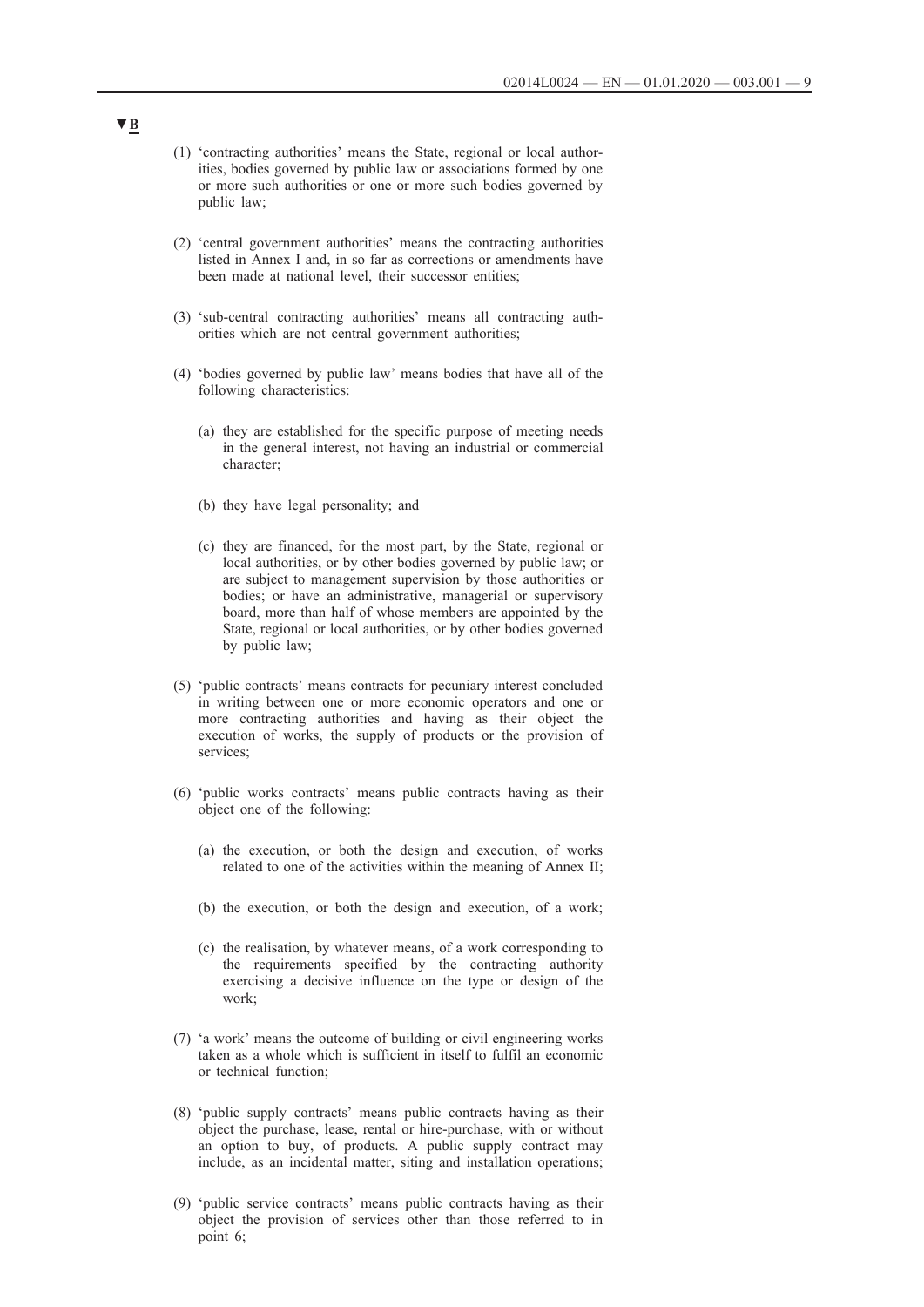▼B

(1) 'contracting authorities' means the State, regional or local authorities, bodies governed by public law or associations formed by one or more such authorities or one or more such bodies governed by public law;

(2) 'central government authorities' means the contracting authorities listed in Annex I and, in so far as corrections or amendments have been made at national level, their successor entities;

(3) 'sub-central contracting authorities' means all contracting authorities which are not central government authorities;

(4) 'bodies governed by public law' means bodies that have all of the following characteristics:

   (a) they are established for the specific purpose of meeting needs in the general interest, not having an industrial or commercial character;

   (b) they have legal personality; and

   (c) they are financed, for the most part, by the State, regional or local authorities, or by other bodies governed by public law; or are subject to management supervision by those authorities or bodies; or have an administrative, managerial or supervisory board, more than half of whose members are appointed by the State, regional or local authorities, or by other bodies governed by public law;

(5) 'public contracts' means contracts for pecuniary interest concluded in writing between one or more economic operators and one or more contracting authorities and having as their object the execution of works, the supply of products or the provision of services;

(6) 'public works contracts' means public contracts having as their object one of the following:

   (a) the execution, or both the design and execution, of works related to one of the activities within the meaning of Annex II;

   (b) the execution, or both the design and execution, of a work;

   (c) the realisation, by whatever means, of a work corresponding to the requirements specified by the contracting authority exercising a decisive influence on the type or design of the work;

(7) 'a work' means the outcome of building or civil engineering works taken as a whole which is sufficient in itself to fulfil an economic or technical function;

(8) 'public supply contracts' means public contracts having as their object the purchase, lease, rental or hire-purchase, with or without an option to buy, of products. A public supply contract may include, as an incidental matter, siting and installation operations;

(9) 'public service contracts' means public contracts having as their object the provision of services other than those referred to in point 6;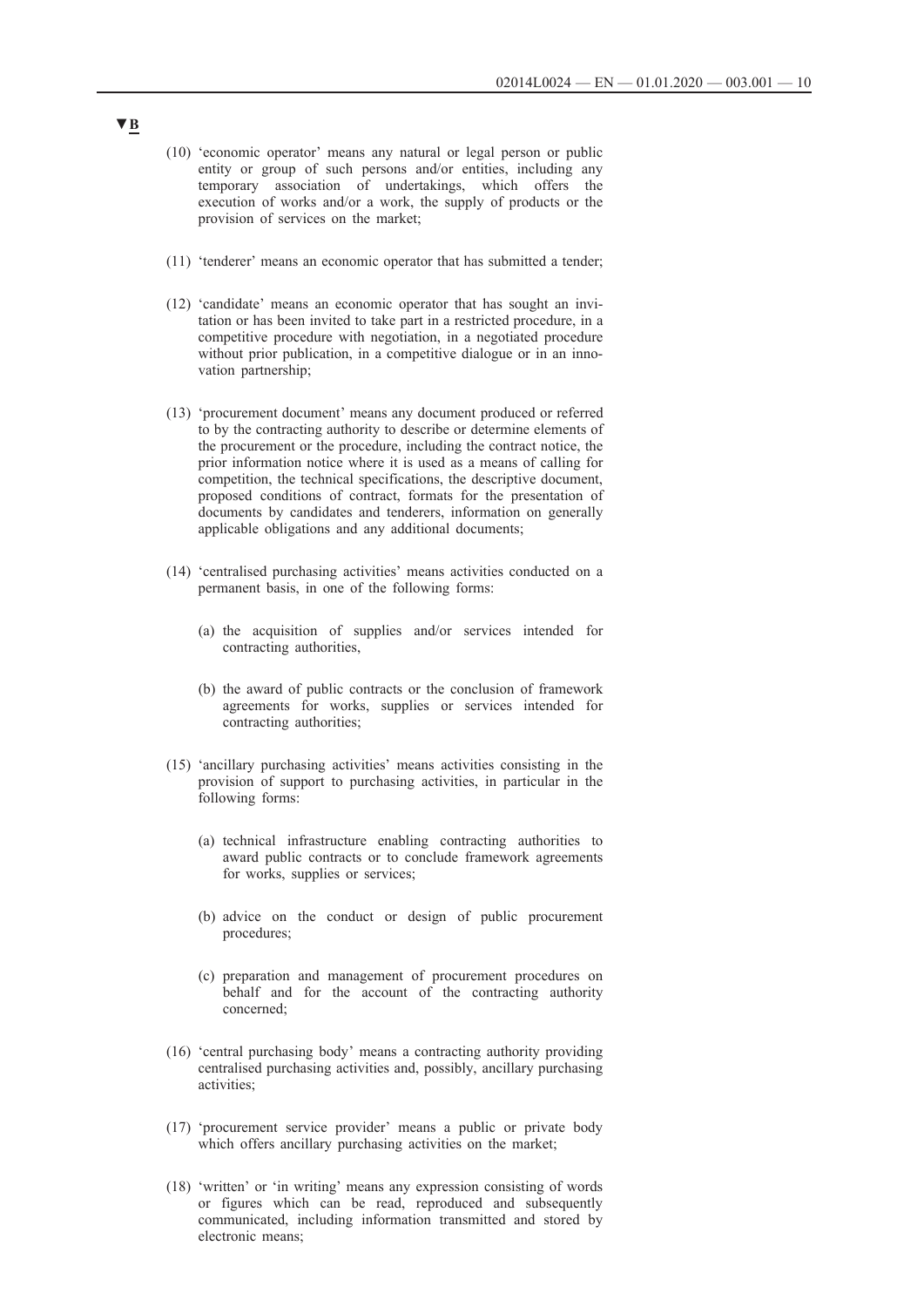▼B

(10) 'economic operator' means any natural or legal person or public entity or group of such persons and/or entities, including any temporary association of undertakings, which offers the execution of works and/or a work, the supply of products or the provision of services on the market;

(11) 'tenderer' means an economic operator that has submitted a tender;

(12) 'candidate' means an economic operator that has sought an invitation or has been invited to take part in a restricted procedure, in a competitive procedure with negotiation, in a negotiated procedure without prior publication, in a competitive dialogue or in an innovation partnership;

(13) 'procurement document' means any document produced or referred to by the contracting authority to describe or determine elements of the procurement or the procedure, including the contract notice, the prior information notice where it is used as a means of calling for competition, the technical specifications, the descriptive document, proposed conditions of contract, formats for the presentation of documents by candidates and tenderers, information on generally applicable obligations and any additional documents;

(14) 'centralised purchasing activities' means activities conducted on a permanent basis, in one of the following forms:

(a) the acquisition of supplies and/or services intended for contracting authorities,

(b) the award of public contracts or the conclusion of framework agreements for works, supplies or services intended for contracting authorities;

(15) 'ancillary purchasing activities' means activities consisting in the provision of support to purchasing activities, in particular in the following forms:

(a) technical infrastructure enabling contracting authorities to award public contracts or to conclude framework agreements for works, supplies or services;

(b) advice on the conduct or design of public procurement procedures;

(c) preparation and management of procurement procedures on behalf and for the account of the contracting authority concerned;

(16) 'central purchasing body' means a contracting authority providing centralised purchasing activities and, possibly, ancillary purchasing activities;

(17) 'procurement service provider' means a public or private body which offers ancillary purchasing activities on the market;

(18) 'written' or 'in writing' means any expression consisting of words or figures which can be read, reproduced and subsequently communicated, including information transmitted and stored by electronic means;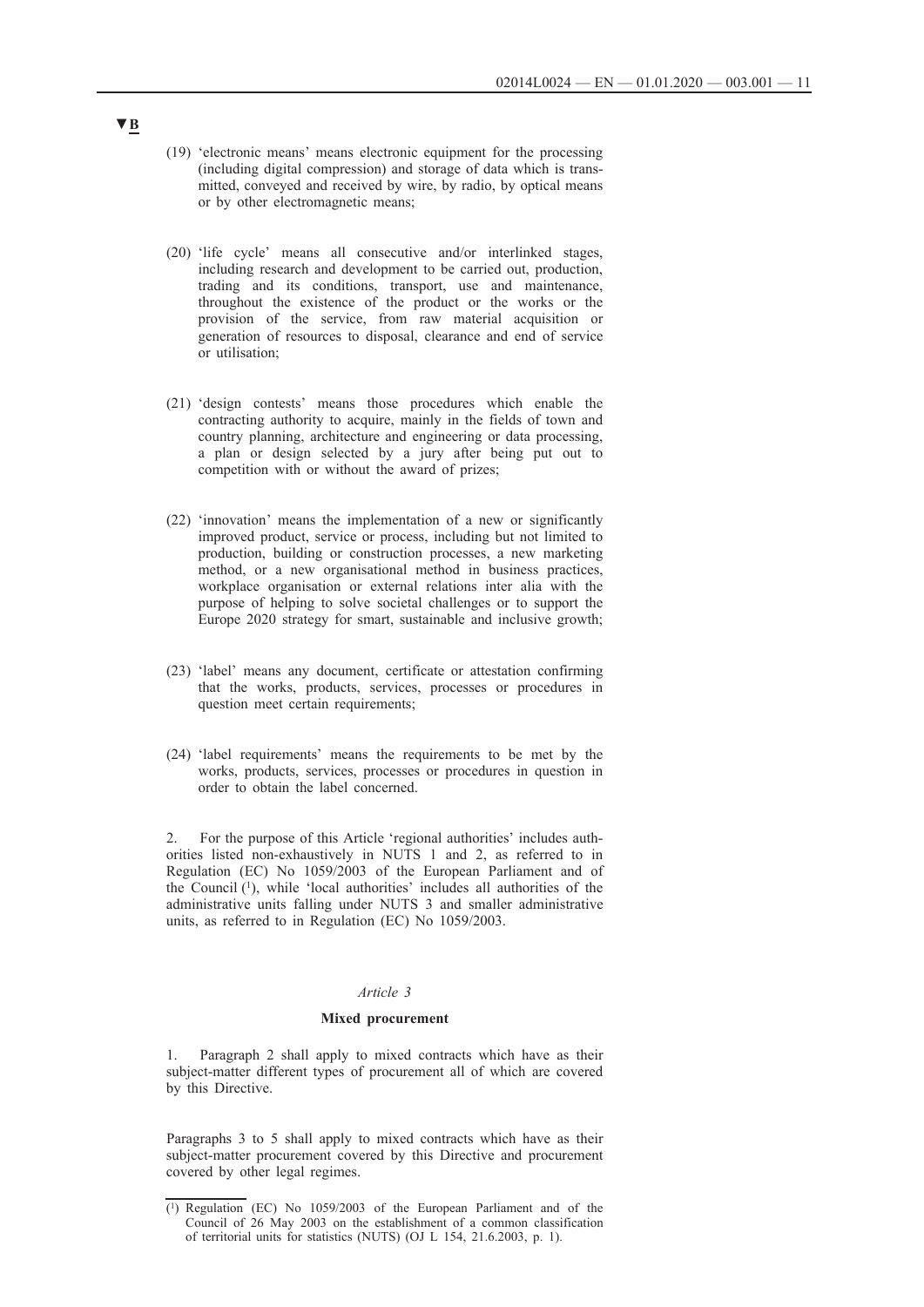▼B

(19) 'electronic means' means electronic equipment for the processing (including digital compression) and storage of data which is transmitted, conveyed and received by wire, by radio, by optical means or by other electromagnetic means;

(20) 'life cycle' means all consecutive and/or interlinked stages, including research and development to be carried out, production, trading and its conditions, transport, use and maintenance, throughout the existence of the product or the works or the provision of the service, from raw material acquisition or generation of resources to disposal, clearance and end of service or utilisation;

(21) 'design contests' means those procedures which enable the contracting authority to acquire, mainly in the fields of town and country planning, architecture and engineering or data processing, a plan or design selected by a jury after being put out to competition with or without the award of prizes;

(22) 'innovation' means the implementation of a new or significantly improved product, service or process, including but not limited to production, building or construction processes, a new marketing method, or a new organisational method in business practices, workplace organisation or external relations inter alia with the purpose of helping to solve societal challenges or to support the Europe 2020 strategy for smart, sustainable and inclusive growth;

(23) 'label' means any document, certificate or attestation confirming that the works, products, services, processes or procedures in question meet certain requirements;

(24) 'label requirements' means the requirements to be met by the works, products, services, processes or procedures in question in order to obtain the label concerned.

2. For the purpose of this Article 'regional authorities' includes authorities listed non-exhaustively in NUTS 1 and 2, as referred to in Regulation (EC) No 1059/2003 of the European Parliament and of the Council [1], while 'local authorities' includes all authorities of the administrative units falling under NUTS 3 and smaller administrative units, as referred to in Regulation (EC) No 1059/2003.

*Article 3*

**Mixed procurement**

1. Paragraph 2 shall apply to mixed contracts which have as their subject-matter different types of procurement all of which are covered by this Directive.

Paragraphs 3 to 5 shall apply to mixed contracts which have as their subject-matter procurement covered by this Directive and procurement covered by other legal regimes.

---

[1] Regulation (EC) No 1059/2003 of the European Parliament and of the Council of 26 May 2003 on the establishment of a common classification of territorial units for statistics (NUTS) (OJ L 154, 21.6.2003, p. 1).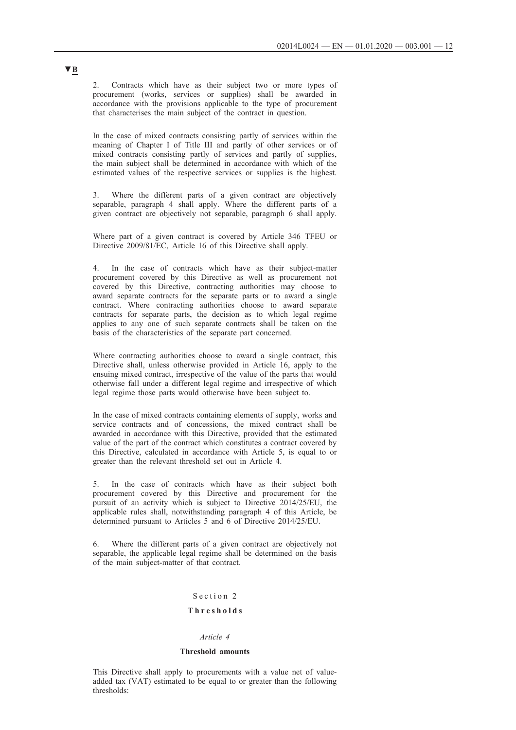▼B

2. Contracts which have as their subject two or more types of procurement (works, services or supplies) shall be awarded in accordance with the provisions applicable to the type of procurement that characterises the main subject of the contract in question.

In the case of mixed contracts consisting partly of services within the meaning of Chapter I of Title III and partly of other services or of mixed contracts consisting partly of services and partly of supplies, the main subject shall be determined in accordance with which of the estimated values of the respective services or supplies is the highest.

3. Where the different parts of a given contract are objectively separable, paragraph 4 shall apply. Where the different parts of a given contract are objectively not separable, paragraph 6 shall apply.

Where part of a given contract is covered by Article 346 TFEU or Directive 2009/81/EC, Article 16 of this Directive shall apply.

4. In the case of contracts which have as their subject-matter procurement covered by this Directive as well as procurement not covered by this Directive, contracting authorities may choose to award separate contracts for the separate parts or to award a single contract. Where contracting authorities choose to award separate contracts for separate parts, the decision as to which legal regime applies to any one of such separate contracts shall be taken on the basis of the characteristics of the separate part concerned.

Where contracting authorities choose to award a single contract, this Directive shall, unless otherwise provided in Article 16, apply to the ensuing mixed contract, irrespective of the value of the parts that would otherwise fall under a different legal regime and irrespective of which legal regime those parts would otherwise have been subject to.

In the case of mixed contracts containing elements of supply, works and service contracts and of concessions, the mixed contract shall be awarded in accordance with this Directive, provided that the estimated value of the part of the contract which constitutes a contract covered by this Directive, calculated in accordance with Article 5, is equal to or greater than the relevant threshold set out in Article 4.

5. In the case of contracts which have as their subject both procurement covered by this Directive and procurement for the pursuit of an activity which is subject to Directive 2014/25/EU, the applicable rules shall, notwithstanding paragraph 4 of this Article, be determined pursuant to Articles 5 and 6 of Directive 2014/25/EU.

6. Where the different parts of a given contract are objectively not separable, the applicable legal regime shall be determined on the basis of the main subject-matter of that contract.

## Section 2

## Thresholds

### *Article 4*

### Threshold amounts

This Directive shall apply to procurements with a value net of value-added tax (VAT) estimated to be equal to or greater than the following thresholds: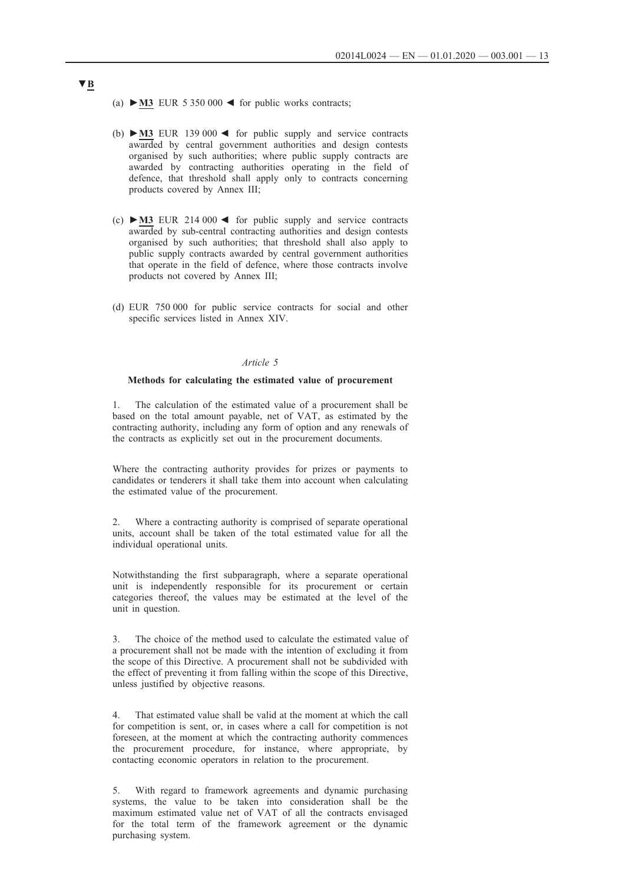▼B

(a) ►M3 EUR 5 350 000 ◄ for public works contracts;

(b) ►M3 EUR 139 000 ◄ for public supply and service contracts awarded by central government authorities and design contests organised by such authorities; where public supply contracts are awarded by contracting authorities operating in the field of defence, that threshold shall apply only to contracts concerning products covered by Annex III;

(c) ►M3 EUR 214 000 ◄ for public supply and service contracts awarded by sub-central contracting authorities and design contests organised by such authorities; that threshold shall also apply to public supply contracts awarded by central government authorities that operate in the field of defence, where those contracts involve products not covered by Annex III;

(d) EUR 750 000 for public service contracts for social and other specific services listed in Annex XIV.

*Article 5*

**Methods for calculating the estimated value of procurement**

1. The calculation of the estimated value of a procurement shall be based on the total amount payable, net of VAT, as estimated by the contracting authority, including any form of option and any renewals of the contracts as explicitly set out in the procurement documents.

Where the contracting authority provides for prizes or payments to candidates or tenderers it shall take them into account when calculating the estimated value of the procurement.

2. Where a contracting authority is comprised of separate operational units, account shall be taken of the total estimated value for all the individual operational units.

Notwithstanding the first subparagraph, where a separate operational unit is independently responsible for its procurement or certain categories thereof, the values may be estimated at the level of the unit in question.

3. The choice of the method used to calculate the estimated value of a procurement shall not be made with the intention of excluding it from the scope of this Directive. A procurement shall not be subdivided with the effect of preventing it from falling within the scope of this Directive, unless justified by objective reasons.

4. That estimated value shall be valid at the moment at which the call for competition is sent, or, in cases where a call for competition is not foreseen, at the moment at which the contracting authority commences the procurement procedure, for instance, where appropriate, by contacting economic operators in relation to the procurement.

5. With regard to framework agreements and dynamic purchasing systems, the value to be taken into consideration shall be the maximum estimated value net of VAT of all the contracts envisaged for the total term of the framework agreement or the dynamic purchasing system.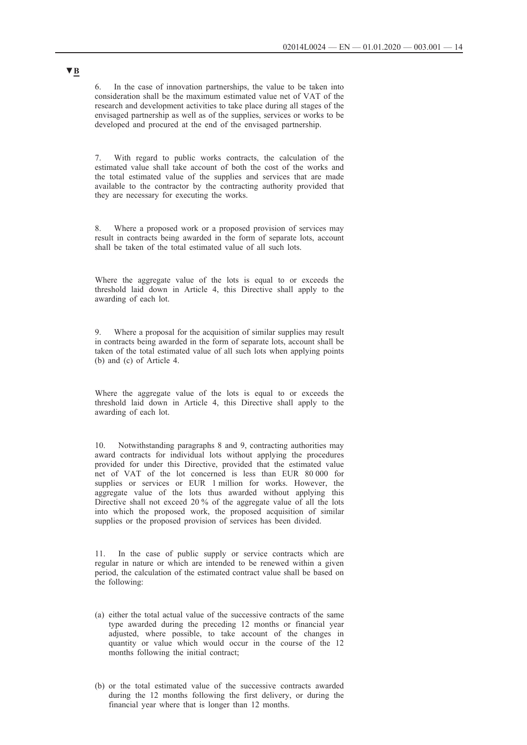▼B

6. In the case of innovation partnerships, the value to be taken into consideration shall be the maximum estimated value net of VAT of the research and development activities to take place during all stages of the envisaged partnership as well as of the supplies, services or works to be developed and procured at the end of the envisaged partnership.

7. With regard to public works contracts, the calculation of the estimated value shall take account of both the cost of the works and the total estimated value of the supplies and services that are made available to the contractor by the contracting authority provided that they are necessary for executing the works.

8. Where a proposed work or a proposed provision of services may result in contracts being awarded in the form of separate lots, account shall be taken of the total estimated value of all such lots.

Where the aggregate value of the lots is equal to or exceeds the threshold laid down in Article 4, this Directive shall apply to the awarding of each lot.

9. Where a proposal for the acquisition of similar supplies may result in contracts being awarded in the form of separate lots, account shall be taken of the total estimated value of all such lots when applying points (b) and (c) of Article 4.

Where the aggregate value of the lots is equal to or exceeds the threshold laid down in Article 4, this Directive shall apply to the awarding of each lot.

10. Notwithstanding paragraphs 8 and 9, contracting authorities may award contracts for individual lots without applying the procedures provided for under this Directive, provided that the estimated value net of VAT of the lot concerned is less than EUR 80 000 for supplies or services or EUR 1 million for works. However, the aggregate value of the lots thus awarded without applying this Directive shall not exceed 20 % of the aggregate value of all the lots into which the proposed work, the proposed acquisition of similar supplies or the proposed provision of services has been divided.

11. In the case of public supply or service contracts which are regular in nature or which are intended to be renewed within a given period, the calculation of the estimated contract value shall be based on the following:

(a) either the total actual value of the successive contracts of the same type awarded during the preceding 12 months or financial year adjusted, where possible, to take account of the changes in quantity or value which would occur in the course of the 12 months following the initial contract;

(b) or the total estimated value of the successive contracts awarded during the 12 months following the first delivery, or during the financial year where that is longer than 12 months.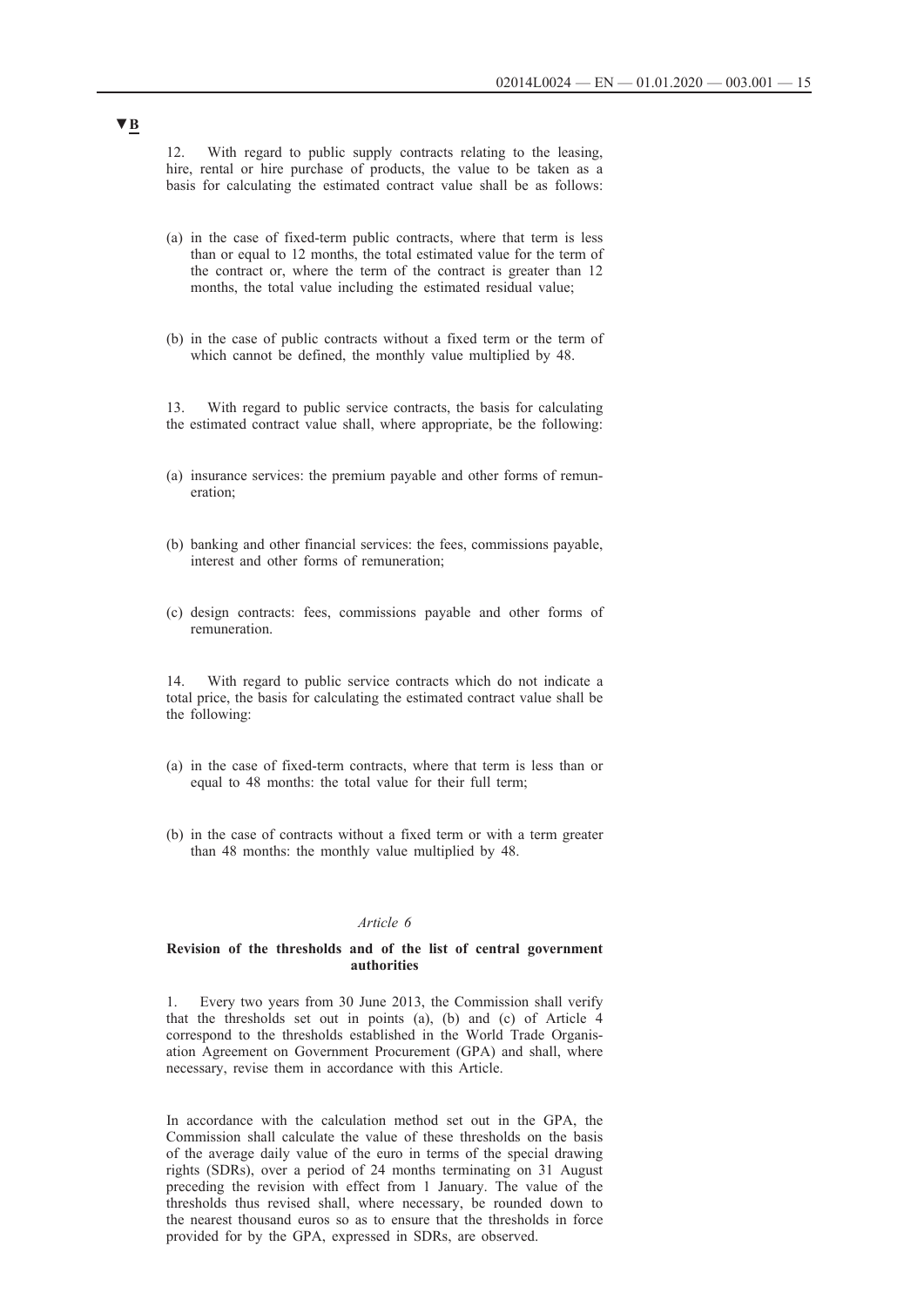▼B

12. With regard to public supply contracts relating to the leasing, hire, rental or hire purchase of products, the value to be taken as a basis for calculating the estimated contract value shall be as follows:

(a) in the case of fixed-term public contracts, where that term is less than or equal to 12 months, the total estimated value for the term of the contract or, where the term of the contract is greater than 12 months, the total value including the estimated residual value;

(b) in the case of public contracts without a fixed term or the term of which cannot be defined, the monthly value multiplied by 48.

13. With regard to public service contracts, the basis for calculating the estimated contract value shall, where appropriate, be the following:

(a) insurance services: the premium payable and other forms of remuneration;

(b) banking and other financial services: the fees, commissions payable, interest and other forms of remuneration;

(c) design contracts: fees, commissions payable and other forms of remuneration.

14. With regard to public service contracts which do not indicate a total price, the basis for calculating the estimated contract value shall be the following:

(a) in the case of fixed-term contracts, where that term is less than or equal to 48 months: the total value for their full term;

(b) in the case of contracts without a fixed term or with a term greater than 48 months: the monthly value multiplied by 48.

*Article 6*

**Revision of the thresholds and of the list of central government authorities**

1. Every two years from 30 June 2013, the Commission shall verify that the thresholds set out in points (a), (b) and (c) of Article 4 correspond to the thresholds established in the World Trade Organisation Agreement on Government Procurement (GPA) and shall, where necessary, revise them in accordance with this Article.

In accordance with the calculation method set out in the GPA, the Commission shall calculate the value of these thresholds on the basis of the average daily value of the euro in terms of the special drawing rights (SDRs), over a period of 24 months terminating on 31 August preceding the revision with effect from 1 January. The value of the thresholds thus revised shall, where necessary, be rounded down to the nearest thousand euros so as to ensure that the thresholds in force provided for by the GPA, expressed in SDRs, are observed.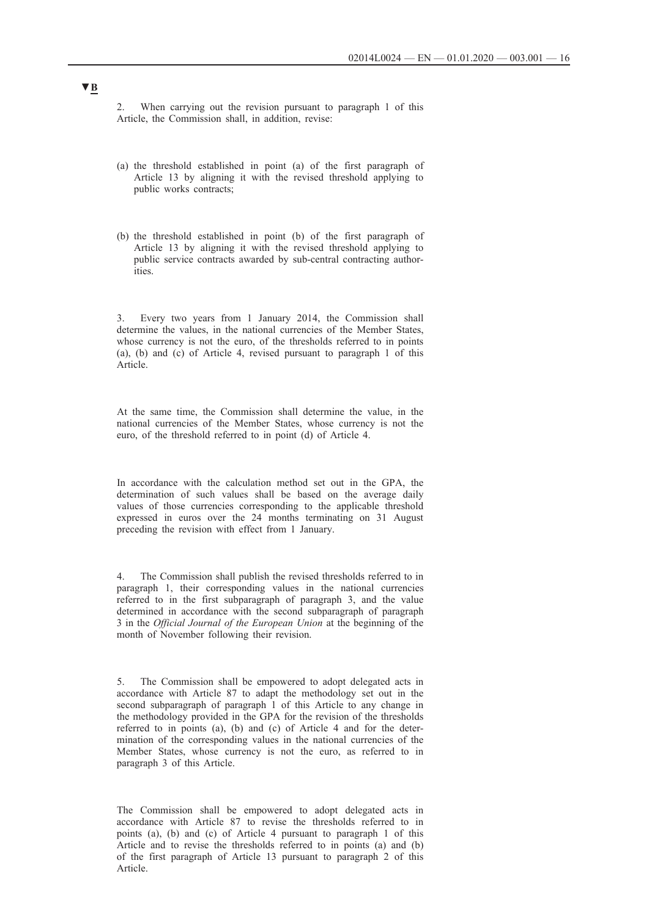▼B

2. When carrying out the revision pursuant to paragraph 1 of this Article, the Commission shall, in addition, revise:

(a) the threshold established in point (a) of the first paragraph of Article 13 by aligning it with the revised threshold applying to public works contracts;

(b) the threshold established in point (b) of the first paragraph of Article 13 by aligning it with the revised threshold applying to public service contracts awarded by sub-central contracting authorities.

3. Every two years from 1 January 2014, the Commission shall determine the values, in the national currencies of the Member States, whose currency is not the euro, of the thresholds referred to in points (a), (b) and (c) of Article 4, revised pursuant to paragraph 1 of this Article.

At the same time, the Commission shall determine the value, in the national currencies of the Member States, whose currency is not the euro, of the threshold referred to in point (d) of Article 4.

In accordance with the calculation method set out in the GPA, the determination of such values shall be based on the average daily values of those currencies corresponding to the applicable threshold expressed in euros over the 24 months terminating on 31 August preceding the revision with effect from 1 January.

4. The Commission shall publish the revised thresholds referred to in paragraph 1, their corresponding values in the national currencies referred to in the first subparagraph of paragraph 3, and the value determined in accordance with the second subparagraph of paragraph 3 in the *Official Journal of the European Union* at the beginning of the month of November following their revision.

5. The Commission shall be empowered to adopt delegated acts in accordance with Article 87 to adapt the methodology set out in the second subparagraph of paragraph 1 of this Article to any change in the methodology provided in the GPA for the revision of the thresholds referred to in points (a), (b) and (c) of Article 4 and for the determination of the corresponding values in the national currencies of the Member States, whose currency is not the euro, as referred to in paragraph 3 of this Article.

The Commission shall be empowered to adopt delegated acts in accordance with Article 87 to revise the thresholds referred to in points (a), (b) and (c) of Article 4 pursuant to paragraph 1 of this Article and to revise the thresholds referred to in points (a) and (b) of the first paragraph of Article 13 pursuant to paragraph 2 of this Article.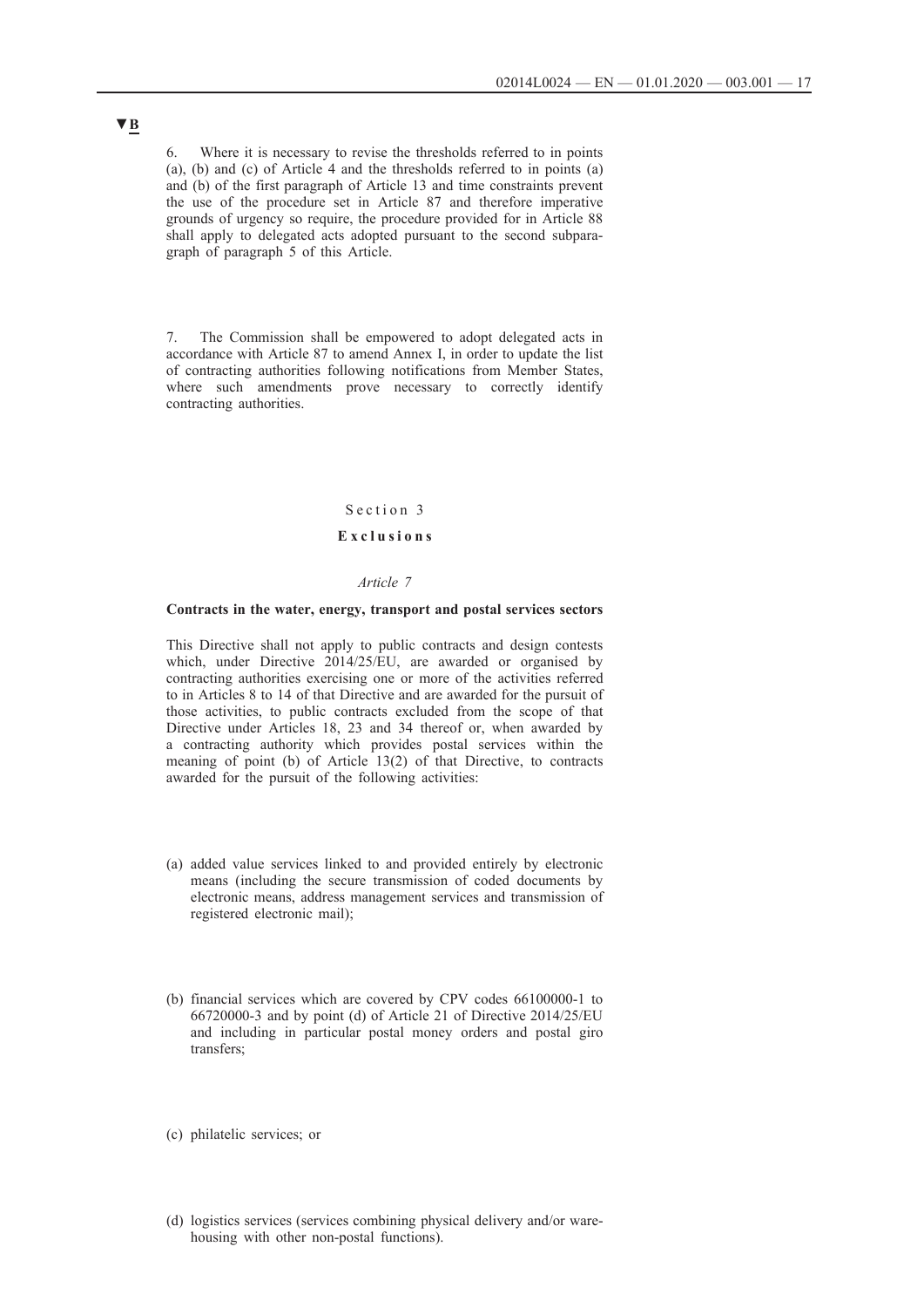▼B

6. Where it is necessary to revise the thresholds referred to in points (a), (b) and (c) of Article 4 and the thresholds referred to in points (a) and (b) of the first paragraph of Article 13 and time constraints prevent the use of the procedure set in Article 87 and therefore imperative grounds of urgency so require, the procedure provided for in Article 88 shall apply to delegated acts adopted pursuant to the second subparagraph of paragraph 5 of this Article.

7. The Commission shall be empowered to adopt delegated acts in accordance with Article 87 to amend Annex I, in order to update the list of contracting authorities following notifications from Member States, where such amendments prove necessary to correctly identify contracting authorities.

## Section 3

## **Exclusions**

### *Article 7*

### **Contracts in the water, energy, transport and postal services sectors**

This Directive shall not apply to public contracts and design contests which, under Directive 2014/25/EU, are awarded or organised by contracting authorities exercising one or more of the activities referred to in Articles 8 to 14 of that Directive and are awarded for the pursuit of those activities, to public contracts excluded from the scope of that Directive under Articles 18, 23 and 34 thereof or, when awarded by a contracting authority which provides postal services within the meaning of point (b) of Article 13(2) of that Directive, to contracts awarded for the pursuit of the following activities:

(a) added value services linked to and provided entirely by electronic means (including the secure transmission of coded documents by electronic means, address management services and transmission of registered electronic mail);

(b) financial services which are covered by CPV codes 66100000-1 to 66720000-3 and by point (d) of Article 21 of Directive 2014/25/EU and including in particular postal money orders and postal giro transfers;

(c) philatelic services; or

(d) logistics services (services combining physical delivery and/or warehousing with other non-postal functions).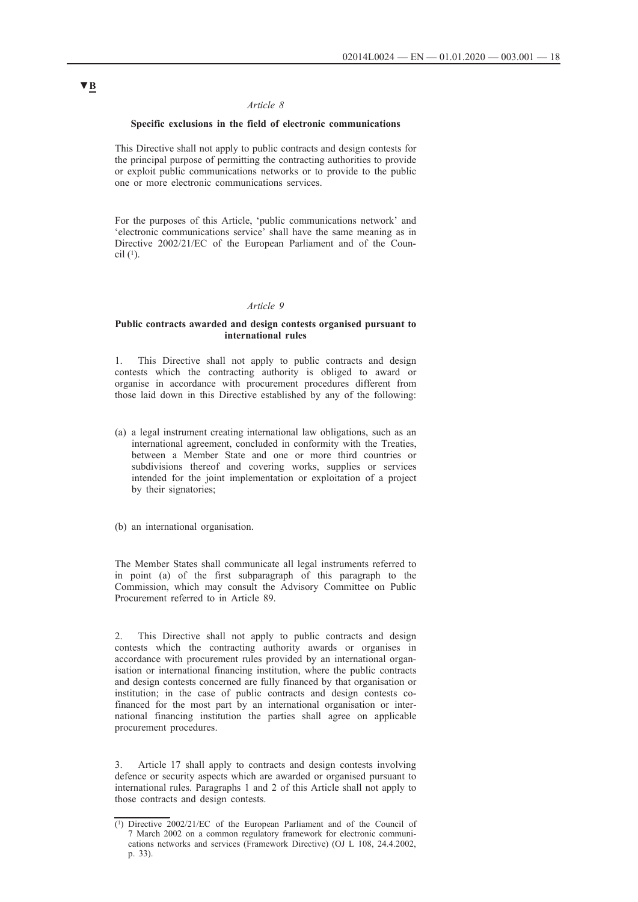▼B

*Article 8*

**Specific exclusions in the field of electronic communications**

This Directive shall not apply to public contracts and design contests for the principal purpose of permitting the contracting authorities to provide or exploit public communications networks or to provide to the public one or more electronic communications services.

For the purposes of this Article, 'public communications network' and 'electronic communications service' shall have the same meaning as in Directive 2002/21/EC of the European Parliament and of the Council [1].

*Article 9*

**Public contracts awarded and design contests organised pursuant to international rules**

1. This Directive shall not apply to public contracts and design contests which the contracting authority is obliged to award or organise in accordance with procurement procedures different from those laid down in this Directive established by any of the following:

(a) a legal instrument creating international law obligations, such as an international agreement, concluded in conformity with the Treaties, between a Member State and one or more third countries or subdivisions thereof and covering works, supplies or services intended for the joint implementation or exploitation of a project by their signatories;

(b) an international organisation.

The Member States shall communicate all legal instruments referred to in point (a) of the first subparagraph of this paragraph to the Commission, which may consult the Advisory Committee on Public Procurement referred to in Article 89.

2. This Directive shall not apply to public contracts and design contests which the contracting authority awards or organises in accordance with procurement rules provided by an international organisation or international financing institution, where the public contracts and design contests concerned are fully financed by that organisation or institution; in the case of public contracts and design contests co-financed for the most part by an international organisation or international financing institution the parties shall agree on applicable procurement procedures.

3. Article 17 shall apply to contracts and design contests involving defence or security aspects which are awarded or organised pursuant to international rules. Paragraphs 1 and 2 of this Article shall not apply to those contracts and design contests.

---

[1] Directive 2002/21/EC of the European Parliament and of the Council of 7 March 2002 on a common regulatory framework for electronic communications networks and services (Framework Directive) (OJ L 108, 24.4.2002, p. 33).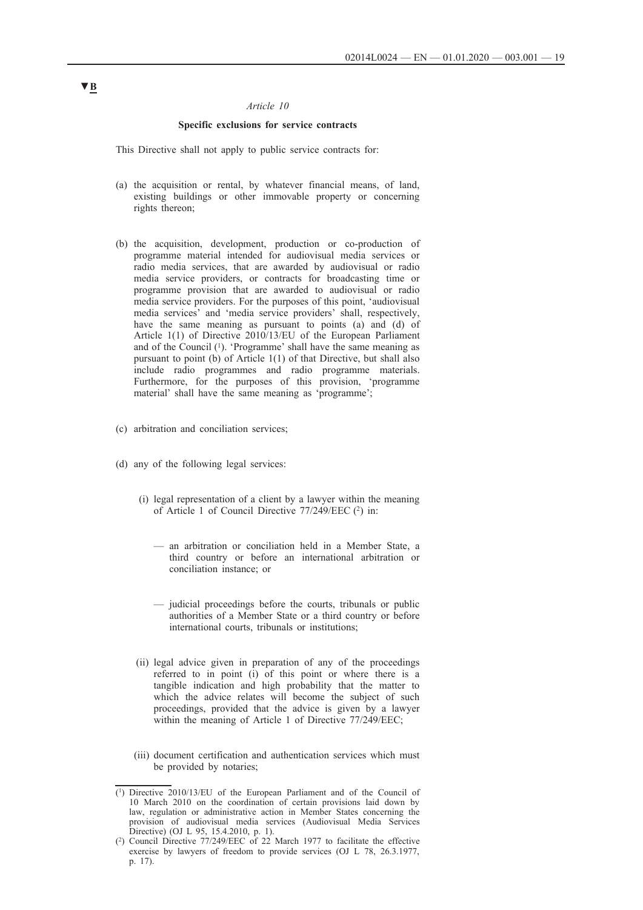▼B

*Article 10*

**Specific exclusions for service contracts**

This Directive shall not apply to public service contracts for:

(a) the acquisition or rental, by whatever financial means, of land, existing buildings or other immovable property or concerning rights thereon;

(b) the acquisition, development, production or co-production of programme material intended for audiovisual media services or radio media services, that are awarded by audiovisual or radio media service providers, or contracts for broadcasting time or programme provision that are awarded to audiovisual or radio media service providers. For the purposes of this point, 'audiovisual media services' and 'media service providers' shall, respectively, have the same meaning as pursuant to points (a) and (d) of Article 1(1) of Directive 2010/13/EU of the European Parliament and of the Council [1]. 'Programme' shall have the same meaning as pursuant to point (b) of Article 1(1) of that Directive, but shall also include radio programmes and radio programme materials. Furthermore, for the purposes of this provision, 'programme material' shall have the same meaning as 'programme';

(c) arbitration and conciliation services;

(d) any of the following legal services:

   (i) legal representation of a client by a lawyer within the meaning of Article 1 of Council Directive 77/249/EEC [2] in:

      — an arbitration or conciliation held in a Member State, a third country or before an international arbitration or conciliation instance; or

      — judicial proceedings before the courts, tribunals or public authorities of a Member State or a third country or before international courts, tribunals or institutions;

   (ii) legal advice given in preparation of any of the proceedings referred to in point (i) of this point or where there is a tangible indication and high probability that the matter to which the advice relates will become the subject of such proceedings, provided that the advice is given by a lawyer within the meaning of Article 1 of Directive 77/249/EEC;

   (iii) document certification and authentication services which must be provided by notaries;

---

[1] Directive 2010/13/EU of the European Parliament and of the Council of 10 March 2010 on the coordination of certain provisions laid down by law, regulation or administrative action in Member States concerning the provision of audiovisual media services (Audiovisual Media Services Directive) (OJ L 95, 15.4.2010, p. 1).

[2] Council Directive 77/249/EEC of 22 March 1977 to facilitate the effective exercise by lawyers of freedom to provide services (OJ L 78, 26.3.1977, p. 17).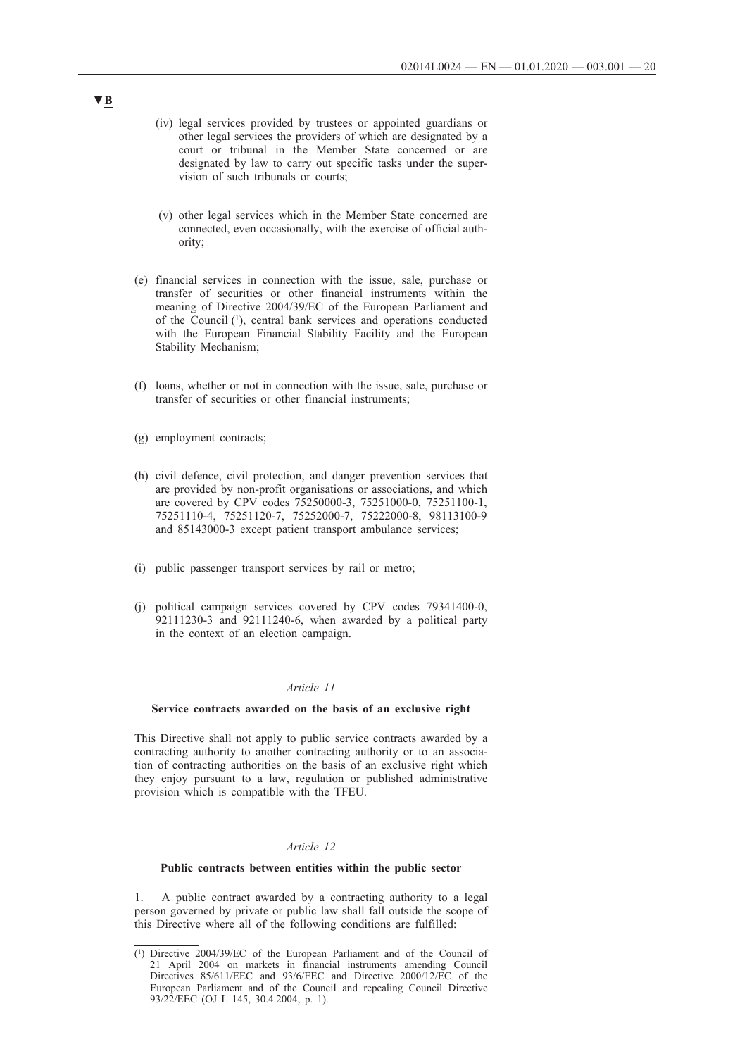▼B

(iv) legal services provided by trustees or appointed guardians or other legal services the providers of which are designated by a court or tribunal in the Member State concerned or are designated by law to carry out specific tasks under the supervision of such tribunals or courts;

(v) other legal services which in the Member State concerned are connected, even occasionally, with the exercise of official authority;

(e) financial services in connection with the issue, sale, purchase or transfer of securities or other financial instruments within the meaning of Directive 2004/39/EC of the European Parliament and of the Council [1], central bank services and operations conducted with the European Financial Stability Facility and the European Stability Mechanism;

(f) loans, whether or not in connection with the issue, sale, purchase or transfer of securities or other financial instruments;

(g) employment contracts;

(h) civil defence, civil protection, and danger prevention services that are provided by non-profit organisations or associations, and which are covered by CPV codes 75250000-3, 75251000-0, 75251100-1, 75251110-4, 75251120-7, 75252000-7, 75222000-8, 98113100-9 and 85143000-3 except patient transport ambulance services;

(i) public passenger transport services by rail or metro;

(j) political campaign services covered by CPV codes 79341400-0, 92111230-3 and 92111240-6, when awarded by a political party in the context of an election campaign.

*Article 11*

**Service contracts awarded on the basis of an exclusive right**

This Directive shall not apply to public service contracts awarded by a contracting authority to another contracting authority or to an association of contracting authorities on the basis of an exclusive right which they enjoy pursuant to a law, regulation or published administrative provision which is compatible with the TFEU.

*Article 12*

**Public contracts between entities within the public sector**

1. A public contract awarded by a contracting authority to a legal person governed by private or public law shall fall outside the scope of this Directive where all of the following conditions are fulfilled:

---

[1] Directive 2004/39/EC of the European Parliament and of the Council of 21 April 2004 on markets in financial instruments amending Council Directives 85/611/EEC and 93/6/EEC and Directive 2000/12/EC of the European Parliament and of the Council and repealing Council Directive 93/22/EEC (OJ L 145, 30.4.2004, p. 1).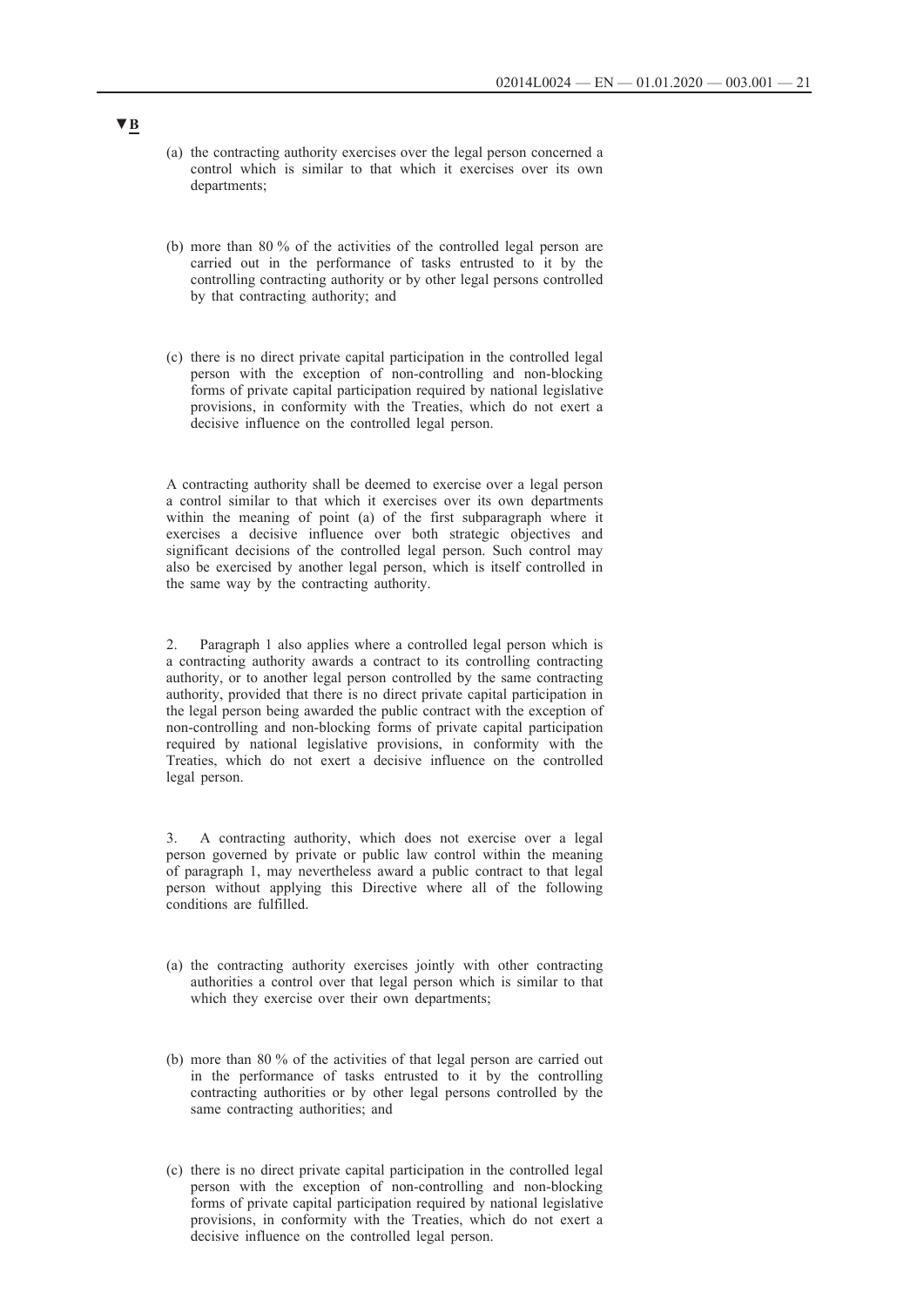▼B

(a) the contracting authority exercises over the legal person concerned a control which is similar to that which it exercises over its own departments;

(b) more than 80 % of the activities of the controlled legal person are carried out in the performance of tasks entrusted to it by the controlling contracting authority or by other legal persons controlled by that contracting authority; and

(c) there is no direct private capital participation in the controlled legal person with the exception of non-controlling and non-blocking forms of private capital participation required by national legislative provisions, in conformity with the Treaties, which do not exert a decisive influence on the controlled legal person.

A contracting authority shall be deemed to exercise over a legal person a control similar to that which it exercises over its own departments within the meaning of point (a) of the first subparagraph where it exercises a decisive influence over both strategic objectives and significant decisions of the controlled legal person. Such control may also be exercised by another legal person, which is itself controlled in the same way by the contracting authority.

2. Paragraph 1 also applies where a controlled legal person which is a contracting authority awards a contract to its controlling contracting authority, or to another legal person controlled by the same contracting authority, provided that there is no direct private capital participation in the legal person being awarded the public contract with the exception of non-controlling and non-blocking forms of private capital participation required by national legislative provisions, in conformity with the Treaties, which do not exert a decisive influence on the controlled legal person.

3. A contracting authority, which does not exercise over a legal person governed by private or public law control within the meaning of paragraph 1, may nevertheless award a public contract to that legal person without applying this Directive where all of the following conditions are fulfilled.

(a) the contracting authority exercises jointly with other contracting authorities a control over that legal person which is similar to that which they exercise over their own departments;

(b) more than 80 % of the activities of that legal person are carried out in the performance of tasks entrusted to it by the controlling contracting authorities or by other legal persons controlled by the same contracting authorities; and

(c) there is no direct private capital participation in the controlled legal person with the exception of non-controlling and non-blocking forms of private capital participation required by national legislative provisions, in conformity with the Treaties, which do not exert a decisive influence on the controlled legal person.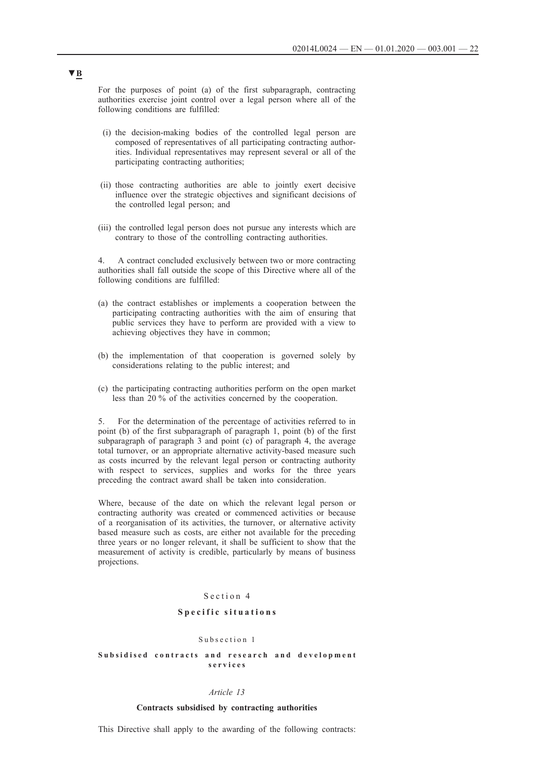▼B

For the purposes of point (a) of the first subparagraph, contracting authorities exercise joint control over a legal person where all of the following conditions are fulfilled:

(i) the decision-making bodies of the controlled legal person are composed of representatives of all participating contracting authorities. Individual representatives may represent several or all of the participating contracting authorities;

(ii) those contracting authorities are able to jointly exert decisive influence over the strategic objectives and significant decisions of the controlled legal person; and

(iii) the controlled legal person does not pursue any interests which are contrary to those of the controlling contracting authorities.

4. A contract concluded exclusively between two or more contracting authorities shall fall outside the scope of this Directive where all of the following conditions are fulfilled:

(a) the contract establishes or implements a cooperation between the participating contracting authorities with the aim of ensuring that public services they have to perform are provided with a view to achieving objectives they have in common;

(b) the implementation of that cooperation is governed solely by considerations relating to the public interest; and

(c) the participating contracting authorities perform on the open market less than 20 % of the activities concerned by the cooperation.

5. For the determination of the percentage of activities referred to in point (b) of the first subparagraph of paragraph 1, point (b) of the first subparagraph of paragraph 3 and point (c) of paragraph 4, the average total turnover, or an appropriate alternative activity-based measure such as costs incurred by the relevant legal person or contracting authority with respect to services, supplies and works for the three years preceding the contract award shall be taken into consideration.

Where, because of the date on which the relevant legal person or contracting authority was created or commenced activities or because of a reorganisation of its activities, the turnover, or alternative activity based measure such as costs, are either not available for the preceding three years or no longer relevant, it shall be sufficient to show that the measurement of activity is credible, particularly by means of business projections.

## Section 4

## **Specific situations**

### Subsection 1

### **Subsidised contracts and research and development services**

#### *Article 13*

#### **Contracts subsidised by contracting authorities**

This Directive shall apply to the awarding of the following contracts: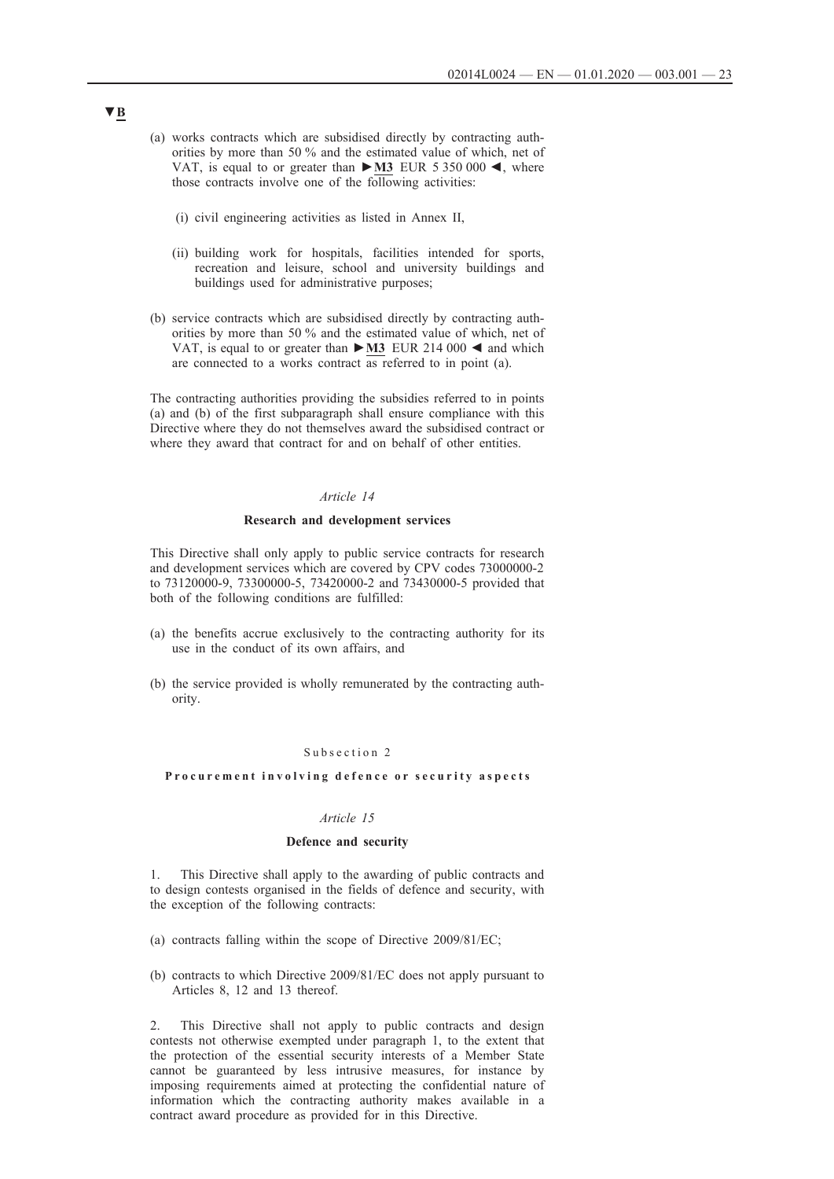▼B

(a) works contracts which are subsidised directly by contracting authorities by more than 50 % and the estimated value of which, net of VAT, is equal to or greater than ►M3 EUR 5 350 000 ◄, where those contracts involve one of the following activities:

   (i) civil engineering activities as listed in Annex II,

   (ii) building work for hospitals, facilities intended for sports, recreation and leisure, school and university buildings and buildings used for administrative purposes;

(b) service contracts which are subsidised directly by contracting authorities by more than 50 % and the estimated value of which, net of VAT, is equal to or greater than ►M3 EUR 214 000 ◄ and which are connected to a works contract as referred to in point (a).

The contracting authorities providing the subsidies referred to in points (a) and (b) of the first subparagraph shall ensure compliance with this Directive where they do not themselves award the subsidised contract or where they award that contract for and on behalf of other entities.

*Article 14*

**Research and development services**

This Directive shall only apply to public service contracts for research and development services which are covered by CPV codes 73000000-2 to 73120000-9, 73300000-5, 73420000-2 and 73430000-5 provided that both of the following conditions are fulfilled:

(a) the benefits accrue exclusively to the contracting authority for its use in the conduct of its own affairs, and

(b) the service provided is wholly remunerated by the contracting authority.

Subsection 2

**Procurement involving defence or security aspects**

*Article 15*

**Defence and security**

1. This Directive shall apply to the awarding of public contracts and to design contests organised in the fields of defence and security, with the exception of the following contracts:

(a) contracts falling within the scope of Directive 2009/81/EC;

(b) contracts to which Directive 2009/81/EC does not apply pursuant to Articles 8, 12 and 13 thereof.

2. This Directive shall not apply to public contracts and design contests not otherwise exempted under paragraph 1, to the extent that the protection of the essential security interests of a Member State cannot be guaranteed by less intrusive measures, for instance by imposing requirements aimed at protecting the confidential nature of information which the contracting authority makes available in a contract award procedure as provided for in this Directive.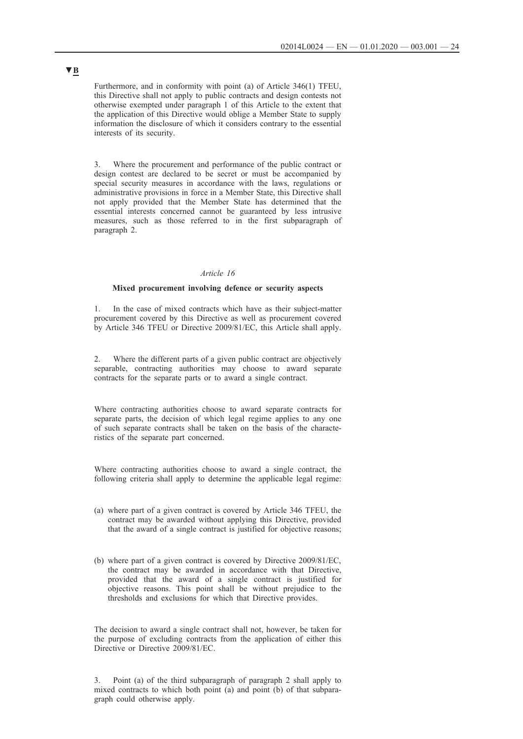▼B

Furthermore, and in conformity with point (a) of Article 346(1) TFEU, this Directive shall not apply to public contracts and design contests not otherwise exempted under paragraph 1 of this Article to the extent that the application of this Directive would oblige a Member State to supply information the disclosure of which it considers contrary to the essential interests of its security.

3. Where the procurement and performance of the public contract or design contest are declared to be secret or must be accompanied by special security measures in accordance with the laws, regulations or administrative provisions in force in a Member State, this Directive shall not apply provided that the Member State has determined that the essential interests concerned cannot be guaranteed by less intrusive measures, such as those referred to in the first subparagraph of paragraph 2.

*Article 16*

**Mixed procurement involving defence or security aspects**

1. In the case of mixed contracts which have as their subject-matter procurement covered by this Directive as well as procurement covered by Article 346 TFEU or Directive 2009/81/EC, this Article shall apply.

2. Where the different parts of a given public contract are objectively separable, contracting authorities may choose to award separate contracts for the separate parts or to award a single contract.

Where contracting authorities choose to award separate contracts for separate parts, the decision of which legal regime applies to any one of such separate contracts shall be taken on the basis of the characteristics of the separate part concerned.

Where contracting authorities choose to award a single contract, the following criteria shall apply to determine the applicable legal regime:

(a) where part of a given contract is covered by Article 346 TFEU, the contract may be awarded without applying this Directive, provided that the award of a single contract is justified for objective reasons;

(b) where part of a given contract is covered by Directive 2009/81/EC, the contract may be awarded in accordance with that Directive, provided that the award of a single contract is justified for objective reasons. This point shall be without prejudice to the thresholds and exclusions for which that Directive provides.

The decision to award a single contract shall not, however, be taken for the purpose of excluding contracts from the application of either this Directive or Directive 2009/81/EC.

3. Point (a) of the third subparagraph of paragraph 2 shall apply to mixed contracts to which both point (a) and point (b) of that subparagraph could otherwise apply.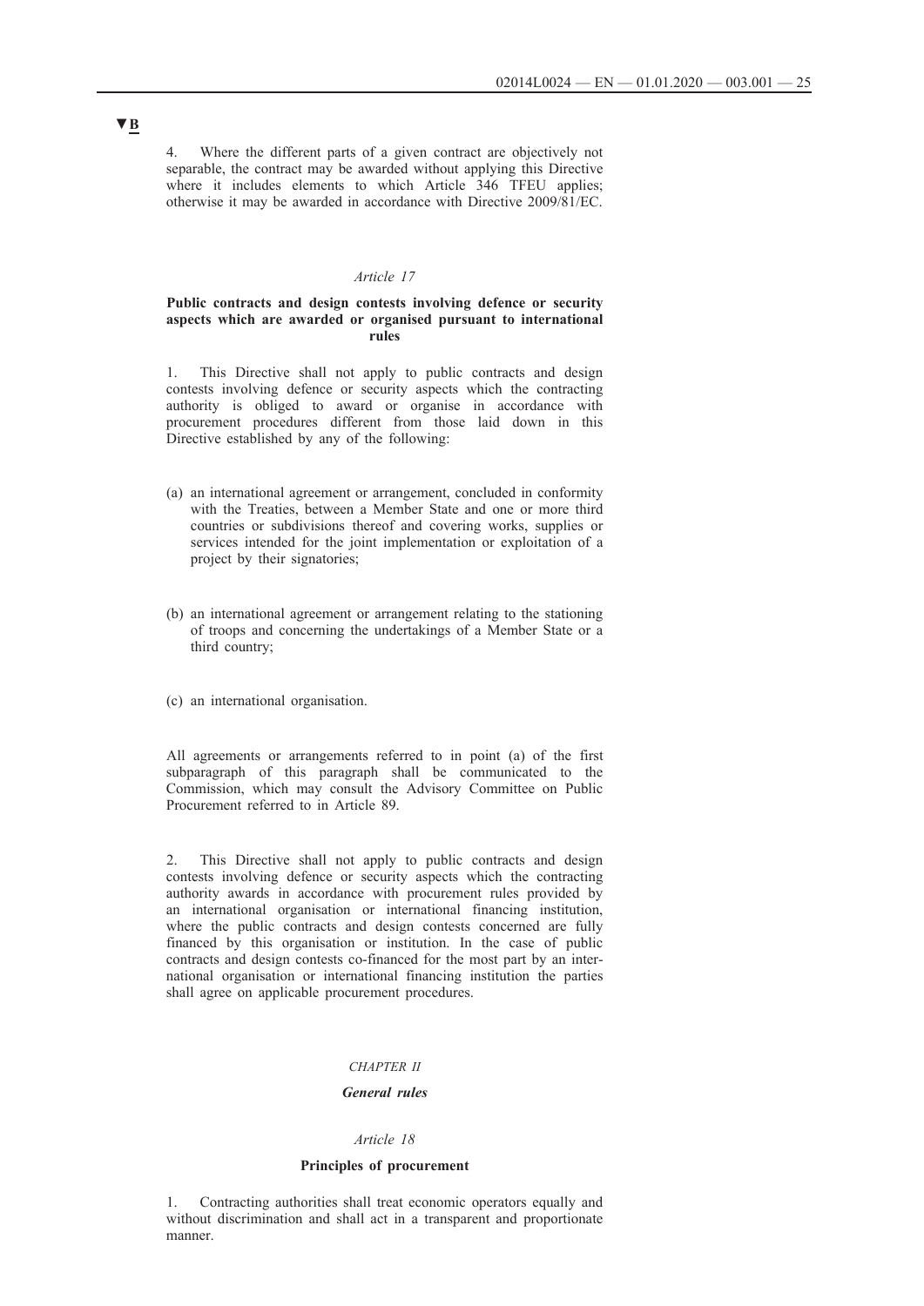**▼B**

4. Where the different parts of a given contract are objectively not separable, the contract may be awarded without applying this Directive where it includes elements to which Article 346 TFEU applies; otherwise it may be awarded in accordance with Directive 2009/81/EC.

*Article 17*

**Public contracts and design contests involving defence or security aspects which are awarded or organised pursuant to international rules**

1. This Directive shall not apply to public contracts and design contests involving defence or security aspects which the contracting authority is obliged to award or organise in accordance with procurement procedures different from those laid down in this Directive established by any of the following:

(a) an international agreement or arrangement, concluded in conformity with the Treaties, between a Member State and one or more third countries or subdivisions thereof and covering works, supplies or services intended for the joint implementation or exploitation of a project by their signatories;

(b) an international agreement or arrangement relating to the stationing of troops and concerning the undertakings of a Member State or a third country;

(c) an international organisation.

All agreements or arrangements referred to in point (a) of the first subparagraph of this paragraph shall be communicated to the Commission, which may consult the Advisory Committee on Public Procurement referred to in Article 89.

2. This Directive shall not apply to public contracts and design contests involving defence or security aspects which the contracting authority awards in accordance with procurement rules provided by an international organisation or international financing institution, where the public contracts and design contests concerned are fully financed by this organisation or institution. In the case of public contracts and design contests co-financed for the most part by an international organisation or international financing institution the parties shall agree on applicable procurement procedures.

*CHAPTER II*

***General rules***

*Article 18*

**Principles of procurement**

1. Contracting authorities shall treat economic operators equally and without discrimination and shall act in a transparent and proportionate manner.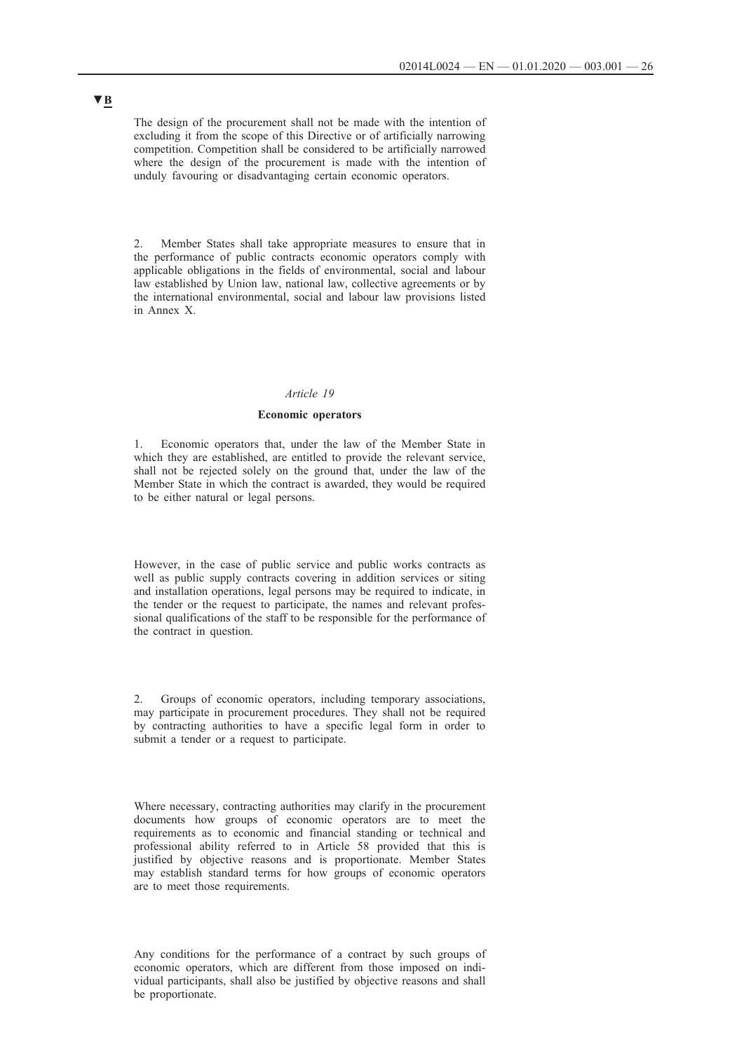▼B

The design of the procurement shall not be made with the intention of excluding it from the scope of this Directive or of artificially narrowing competition. Competition shall be considered to be artificially narrowed where the design of the procurement is made with the intention of unduly favouring or disadvantaging certain economic operators.

2. Member States shall take appropriate measures to ensure that in the performance of public contracts economic operators comply with applicable obligations in the fields of environmental, social and labour law established by Union law, national law, collective agreements or by the international environmental, social and labour law provisions listed in Annex X.

*Article 19*

**Economic operators**

1. Economic operators that, under the law of the Member State in which they are established, are entitled to provide the relevant service, shall not be rejected solely on the ground that, under the law of the Member State in which the contract is awarded, they would be required to be either natural or legal persons.

However, in the case of public service and public works contracts as well as public supply contracts covering in addition services or siting and installation operations, legal persons may be required to indicate, in the tender or the request to participate, the names and relevant professional qualifications of the staff to be responsible for the performance of the contract in question.

2. Groups of economic operators, including temporary associations, may participate in procurement procedures. They shall not be required by contracting authorities to have a specific legal form in order to submit a tender or a request to participate.

Where necessary, contracting authorities may clarify in the procurement documents how groups of economic operators are to meet the requirements as to economic and financial standing or technical and professional ability referred to in Article 58 provided that this is justified by objective reasons and is proportionate. Member States may establish standard terms for how groups of economic operators are to meet those requirements.

Any conditions for the performance of a contract by such groups of economic operators, which are different from those imposed on individual participants, shall also be justified by objective reasons and shall be proportionate.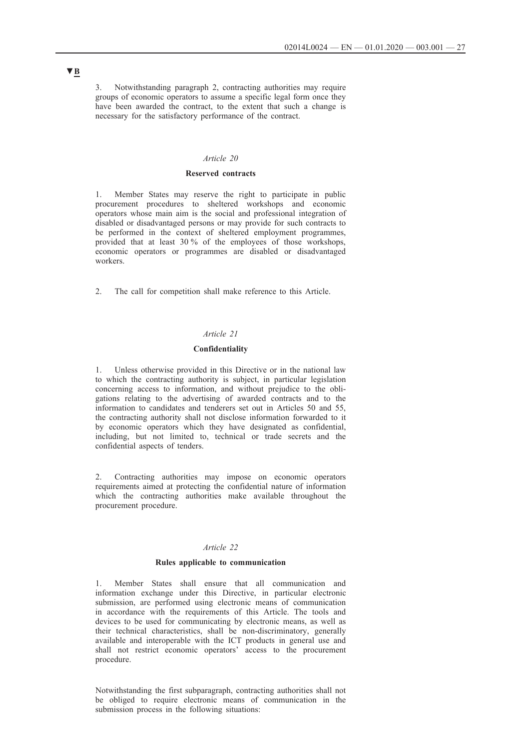▼B

3. Notwithstanding paragraph 2, contracting authorities may require groups of economic operators to assume a specific legal form once they have been awarded the contract, to the extent that such a change is necessary for the satisfactory performance of the contract.

*Article 20*

**Reserved contracts**

1. Member States may reserve the right to participate in public procurement procedures to sheltered workshops and economic operators whose main aim is the social and professional integration of disabled or disadvantaged persons or may provide for such contracts to be performed in the context of sheltered employment programmes, provided that at least 30 % of the employees of those workshops, economic operators or programmes are disabled or disadvantaged workers.

2. The call for competition shall make reference to this Article.

*Article 21*

**Confidentiality**

1. Unless otherwise provided in this Directive or in the national law to which the contracting authority is subject, in particular legislation concerning access to information, and without prejudice to the obligations relating to the advertising of awarded contracts and to the information to candidates and tenderers set out in Articles 50 and 55, the contracting authority shall not disclose information forwarded to it by economic operators which they have designated as confidential, including, but not limited to, technical or trade secrets and the confidential aspects of tenders.

2. Contracting authorities may impose on economic operators requirements aimed at protecting the confidential nature of information which the contracting authorities make available throughout the procurement procedure.

*Article 22*

**Rules applicable to communication**

1. Member States shall ensure that all communication and information exchange under this Directive, in particular electronic submission, are performed using electronic means of communication in accordance with the requirements of this Article. The tools and devices to be used for communicating by electronic means, as well as their technical characteristics, shall be non-discriminatory, generally available and interoperable with the ICT products in general use and shall not restrict economic operators' access to the procurement procedure.

Notwithstanding the first subparagraph, contracting authorities shall not be obliged to require electronic means of communication in the submission process in the following situations: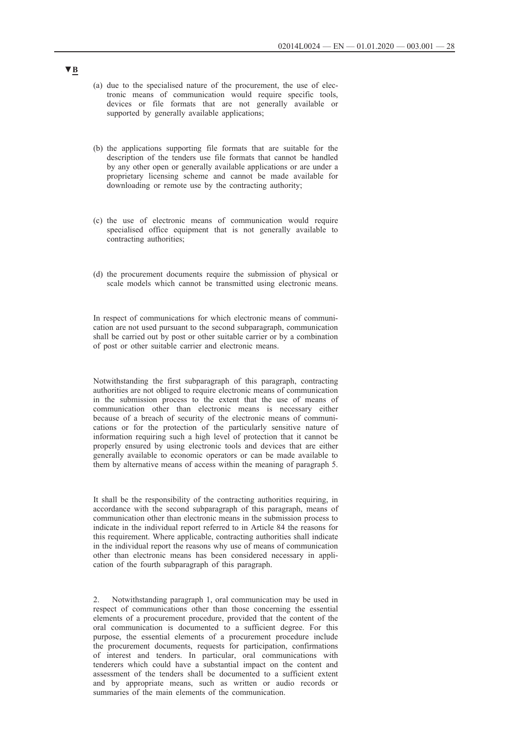▼B

(a) due to the specialised nature of the procurement, the use of electronic means of communication would require specific tools, devices or file formats that are not generally available or supported by generally available applications;

(b) the applications supporting file formats that are suitable for the description of the tenders use file formats that cannot be handled by any other open or generally available applications or are under a proprietary licensing scheme and cannot be made available for downloading or remote use by the contracting authority;

(c) the use of electronic means of communication would require specialised office equipment that is not generally available to contracting authorities;

(d) the procurement documents require the submission of physical or scale models which cannot be transmitted using electronic means.

In respect of communications for which electronic means of communication are not used pursuant to the second subparagraph, communication shall be carried out by post or other suitable carrier or by a combination of post or other suitable carrier and electronic means.

Notwithstanding the first subparagraph of this paragraph, contracting authorities are not obliged to require electronic means of communication in the submission process to the extent that the use of means of communication other than electronic means is necessary either because of a breach of security of the electronic means of communications or for the protection of the particularly sensitive nature of information requiring such a high level of protection that it cannot be properly ensured by using electronic tools and devices that are either generally available to economic operators or can be made available to them by alternative means of access within the meaning of paragraph 5.

It shall be the responsibility of the contracting authorities requiring, in accordance with the second subparagraph of this paragraph, means of communication other than electronic means in the submission process to indicate in the individual report referred to in Article 84 the reasons for this requirement. Where applicable, contracting authorities shall indicate in the individual report the reasons why use of means of communication other than electronic means has been considered necessary in application of the fourth subparagraph of this paragraph.

2. Notwithstanding paragraph 1, oral communication may be used in respect of communications other than those concerning the essential elements of a procurement procedure, provided that the content of the oral communication is documented to a sufficient degree. For this purpose, the essential elements of a procurement procedure include the procurement documents, requests for participation, confirmations of interest and tenders. In particular, oral communications with tenderers which could have a substantial impact on the content and assessment of the tenders shall be documented to a sufficient extent and by appropriate means, such as written or audio records or summaries of the main elements of the communication.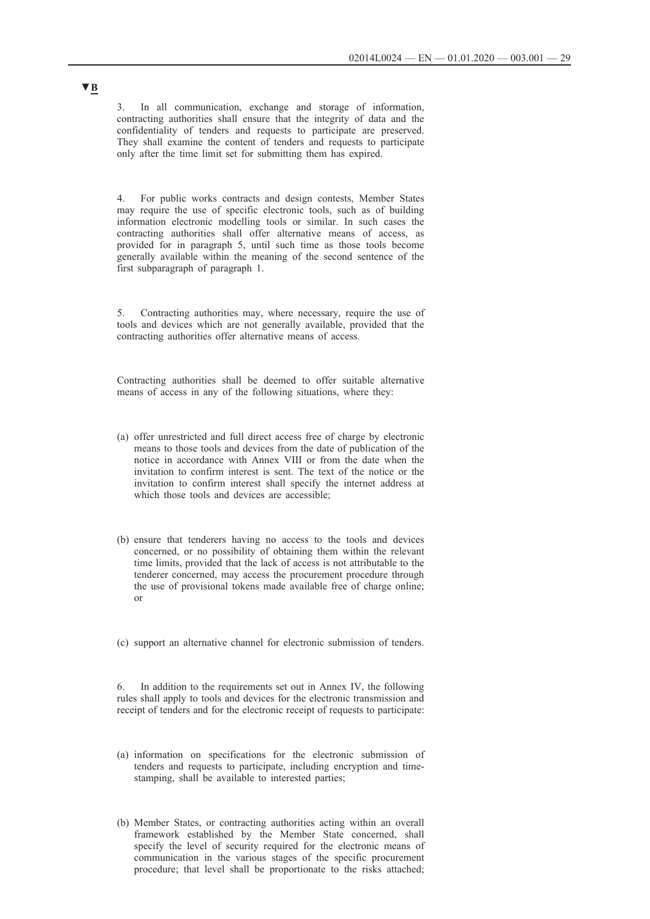▼B

3. In all communication, exchange and storage of information, contracting authorities shall ensure that the integrity of data and the confidentiality of tenders and requests to participate are preserved. They shall examine the content of tenders and requests to participate only after the time limit set for submitting them has expired.

4. For public works contracts and design contests, Member States may require the use of specific electronic tools, such as of building information electronic modelling tools or similar. In such cases the contracting authorities shall offer alternative means of access, as provided for in paragraph 5, until such time as those tools become generally available within the meaning of the second sentence of the first subparagraph of paragraph 1.

5. Contracting authorities may, where necessary, require the use of tools and devices which are not generally available, provided that the contracting authorities offer alternative means of access.

Contracting authorities shall be deemed to offer suitable alternative means of access in any of the following situations, where they:

(a) offer unrestricted and full direct access free of charge by electronic means to those tools and devices from the date of publication of the notice in accordance with Annex VIII or from the date when the invitation to confirm interest is sent. The text of the notice or the invitation to confirm interest shall specify the internet address at which those tools and devices are accessible;

(b) ensure that tenderers having no access to the tools and devices concerned, or no possibility of obtaining them within the relevant time limits, provided that the lack of access is not attributable to the tenderer concerned, may access the procurement procedure through the use of provisional tokens made available free of charge online; or

(c) support an alternative channel for electronic submission of tenders.

6. In addition to the requirements set out in Annex IV, the following rules shall apply to tools and devices for the electronic transmission and receipt of tenders and for the electronic receipt of requests to participate:

(a) information on specifications for the electronic submission of tenders and requests to participate, including encryption and time-stamping, shall be available to interested parties;

(b) Member States, or contracting authorities acting within an overall framework established by the Member State concerned, shall specify the level of security required for the electronic means of communication in the various stages of the specific procurement procedure; that level shall be proportionate to the risks attached;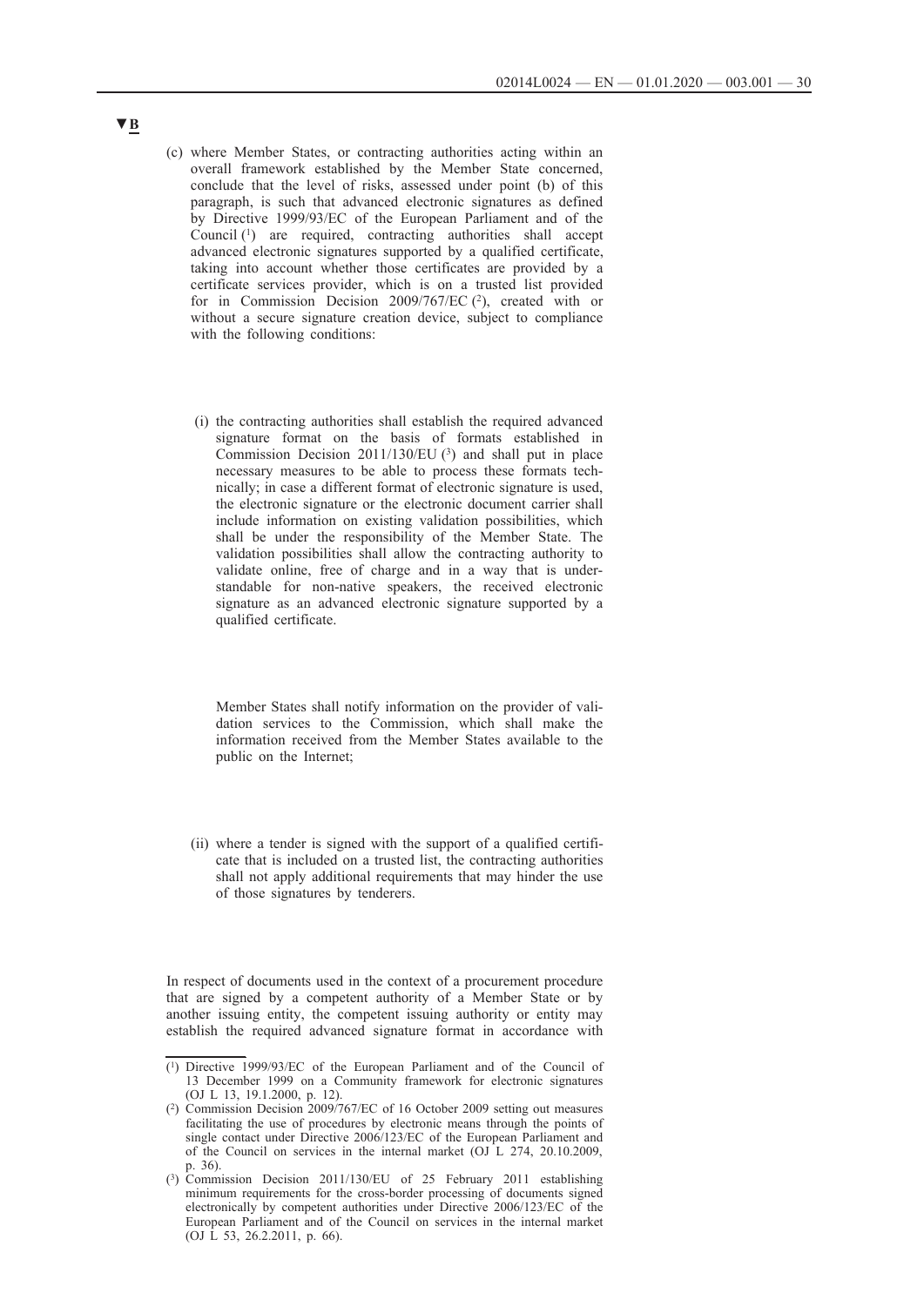▼B

(c) where Member States, or contracting authorities acting within an overall framework established by the Member State concerned, conclude that the level of risks, assessed under point (b) of this paragraph, is such that advanced electronic signatures as defined by Directive 1999/93/EC of the European Parliament and of the Council [1] are required, contracting authorities shall accept advanced electronic signatures supported by a qualified certificate, taking into account whether those certificates are provided by a certificate services provider, which is on a trusted list provided for in Commission Decision 2009/767/EC [2], created with or without a secure signature creation device, subject to compliance with the following conditions:

   (i) the contracting authorities shall establish the required advanced signature format on the basis of formats established in Commission Decision 2011/130/EU [3] and shall put in place necessary measures to be able to process these formats technically; in case a different format of electronic signature is used, the electronic signature or the electronic document carrier shall include information on existing validation possibilities, which shall be under the responsibility of the Member State. The validation possibilities shall allow the contracting authority to validate online, free of charge and in a way that is understandable for non-native speakers, the received electronic signature as an advanced electronic signature supported by a qualified certificate.

   Member States shall notify information on the provider of validation services to the Commission, which shall make the information received from the Member States available to the public on the Internet;

   (ii) where a tender is signed with the support of a qualified certificate that is included on a trusted list, the contracting authorities shall not apply additional requirements that may hinder the use of those signatures by tenderers.

In respect of documents used in the context of a procurement procedure that are signed by a competent authority of a Member State or by another issuing entity, the competent issuing authority or entity may establish the required advanced signature format in accordance with

---

[1] Directive 1999/93/EC of the European Parliament and of the Council of 13 December 1999 on a Community framework for electronic signatures (OJ L 13, 19.1.2000, p. 12).

[2] Commission Decision 2009/767/EC of 16 October 2009 setting out measures facilitating the use of procedures by electronic means through the points of single contact under Directive 2006/123/EC of the European Parliament and of the Council on services in the internal market (OJ L 274, 20.10.2009, p. 36).

[3] Commission Decision 2011/130/EU of 25 February 2011 establishing minimum requirements for the cross-border processing of documents signed electronically by competent authorities under Directive 2006/123/EC of the European Parliament and of the Council on services in the internal market (OJ L 53, 26.2.2011, p. 66).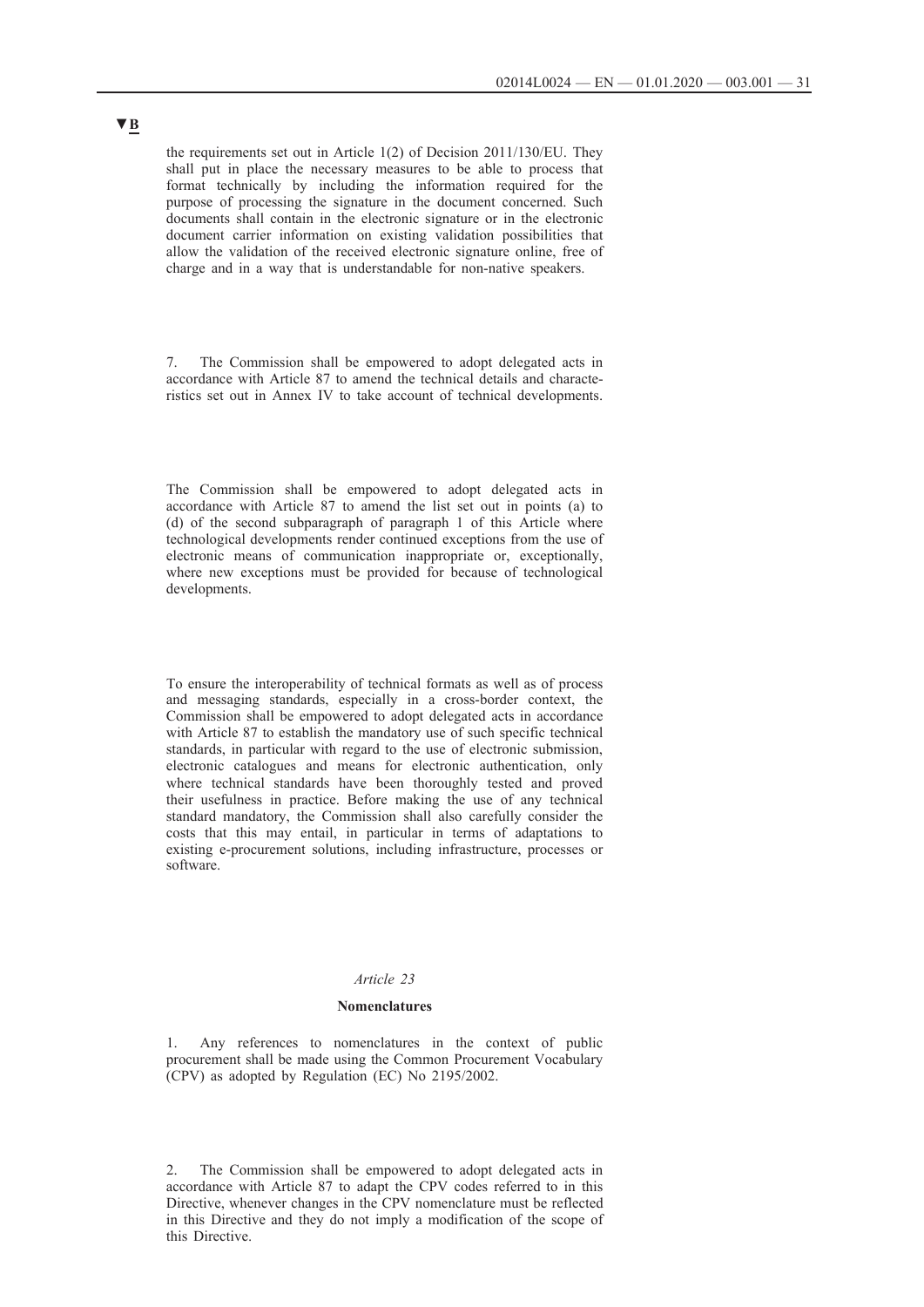▼B

the requirements set out in Article 1(2) of Decision 2011/130/EU. They shall put in place the necessary measures to be able to process that format technically by including the information required for the purpose of processing the signature in the document concerned. Such documents shall contain in the electronic signature or in the electronic document carrier information on existing validation possibilities that allow the validation of the received electronic signature online, free of charge and in a way that is understandable for non-native speakers.

7. The Commission shall be empowered to adopt delegated acts in accordance with Article 87 to amend the technical details and characteristics set out in Annex IV to take account of technical developments.

The Commission shall be empowered to adopt delegated acts in accordance with Article 87 to amend the list set out in points (a) to (d) of the second subparagraph of paragraph 1 of this Article where technological developments render continued exceptions from the use of electronic means of communication inappropriate or, exceptionally, where new exceptions must be provided for because of technological developments.

To ensure the interoperability of technical formats as well as of process and messaging standards, especially in a cross-border context, the Commission shall be empowered to adopt delegated acts in accordance with Article 87 to establish the mandatory use of such specific technical standards, in particular with regard to the use of electronic submission, electronic catalogues and means for electronic authentication, only where technical standards have been thoroughly tested and proved their usefulness in practice. Before making the use of any technical standard mandatory, the Commission shall also carefully consider the costs that this may entail, in particular in terms of adaptations to existing e-procurement solutions, including infrastructure, processes or software.

*Article 23*

**Nomenclatures**

1. Any references to nomenclatures in the context of public procurement shall be made using the Common Procurement Vocabulary (CPV) as adopted by Regulation (EC) No 2195/2002.

2. The Commission shall be empowered to adopt delegated acts in accordance with Article 87 to adapt the CPV codes referred to in this Directive, whenever changes in the CPV nomenclature must be reflected in this Directive and they do not imply a modification of the scope of this Directive.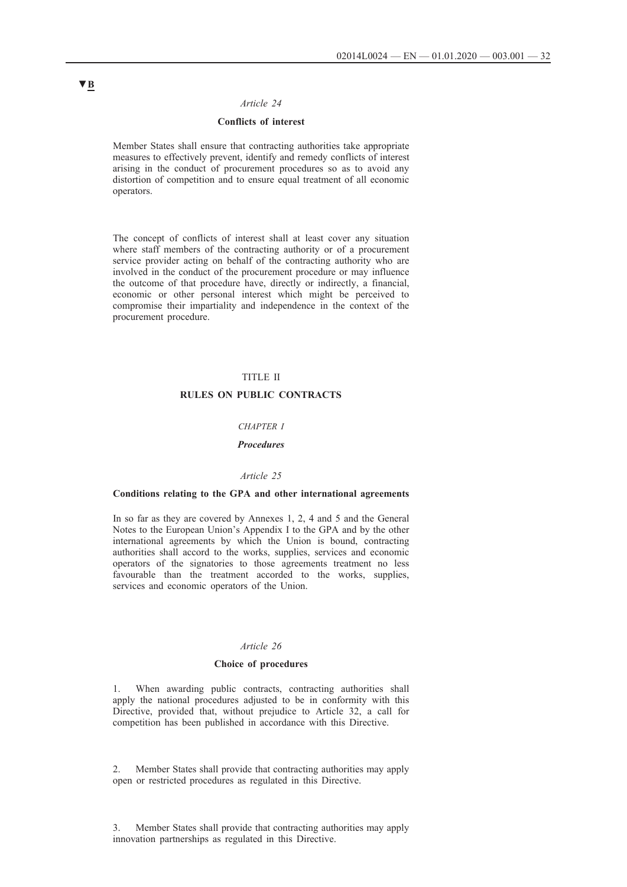▼B

*Article 24*

**Conflicts of interest**

Member States shall ensure that contracting authorities take appropriate measures to effectively prevent, identify and remedy conflicts of interest arising in the conduct of procurement procedures so as to avoid any distortion of competition and to ensure equal treatment of all economic operators.

The concept of conflicts of interest shall at least cover any situation where staff members of the contracting authority or of a procurement service provider acting on behalf of the contracting authority who are involved in the conduct of the procurement procedure or may influence the outcome of that procedure have, directly or indirectly, a financial, economic or other personal interest which might be perceived to compromise their impartiality and independence in the context of the procurement procedure.

# TITLE II

# RULES ON PUBLIC CONTRACTS

## *CHAPTER I*

## ***Procedures***

*Article 25*

**Conditions relating to the GPA and other international agreements**

In so far as they are covered by Annexes 1, 2, 4 and 5 and the General Notes to the European Union's Appendix I to the GPA and by the other international agreements by which the Union is bound, contracting authorities shall accord to the works, supplies, services and economic operators of the signatories to those agreements treatment no less favourable than the treatment accorded to the works, supplies, services and economic operators of the Union.

*Article 26*

**Choice of procedures**

1. When awarding public contracts, contracting authorities shall apply the national procedures adjusted to be in conformity with this Directive, provided that, without prejudice to Article 32, a call for competition has been published in accordance with this Directive.

2. Member States shall provide that contracting authorities may apply open or restricted procedures as regulated in this Directive.

3. Member States shall provide that contracting authorities may apply innovation partnerships as regulated in this Directive.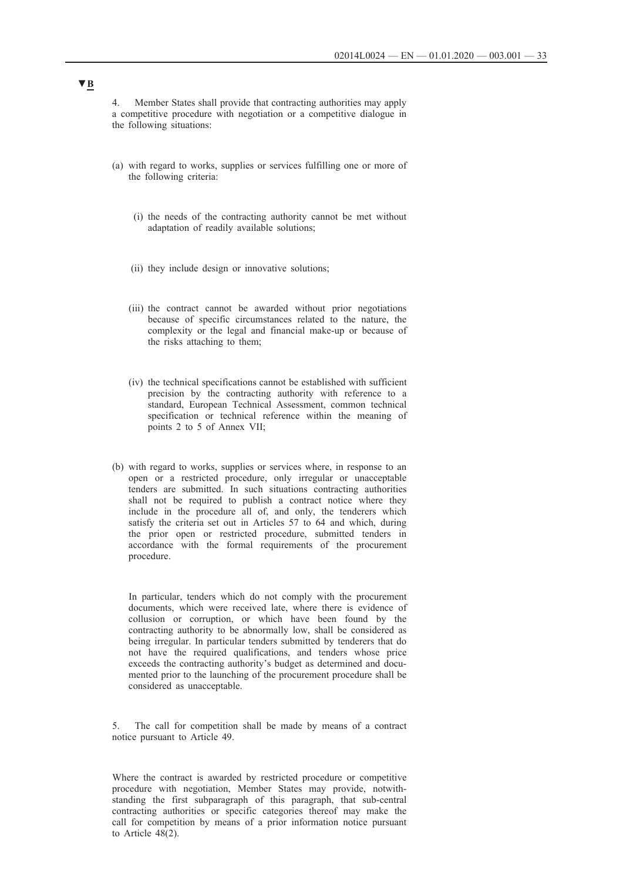▼B

4. Member States shall provide that contracting authorities may apply a competitive procedure with negotiation or a competitive dialogue in the following situations:

(a) with regard to works, supplies or services fulfilling one or more of the following criteria:

  (i) the needs of the contracting authority cannot be met without adaptation of readily available solutions;

  (ii) they include design or innovative solutions;

  (iii) the contract cannot be awarded without prior negotiations because of specific circumstances related to the nature, the complexity or the legal and financial make-up or because of the risks attaching to them;

  (iv) the technical specifications cannot be established with sufficient precision by the contracting authority with reference to a standard, European Technical Assessment, common technical specification or technical reference within the meaning of points 2 to 5 of Annex VII;

(b) with regard to works, supplies or services where, in response to an open or a restricted procedure, only irregular or unacceptable tenders are submitted. In such situations contracting authorities shall not be required to publish a contract notice where they include in the procedure all of, and only, the tenderers which satisfy the criteria set out in Articles 57 to 64 and which, during the prior open or restricted procedure, submitted tenders in accordance with the formal requirements of the procurement procedure.

  In particular, tenders which do not comply with the procurement documents, which were received late, where there is evidence of collusion or corruption, or which have been found by the contracting authority to be abnormally low, shall be considered as being irregular. In particular tenders submitted by tenderers that do not have the required qualifications, and tenders whose price exceeds the contracting authority's budget as determined and documented prior to the launching of the procurement procedure shall be considered as unacceptable.

5. The call for competition shall be made by means of a contract notice pursuant to Article 49.

Where the contract is awarded by restricted procedure or competitive procedure with negotiation, Member States may provide, notwithstanding the first subparagraph of this paragraph, that sub-central contracting authorities or specific categories thereof may make the call for competition by means of a prior information notice pursuant to Article 48(2).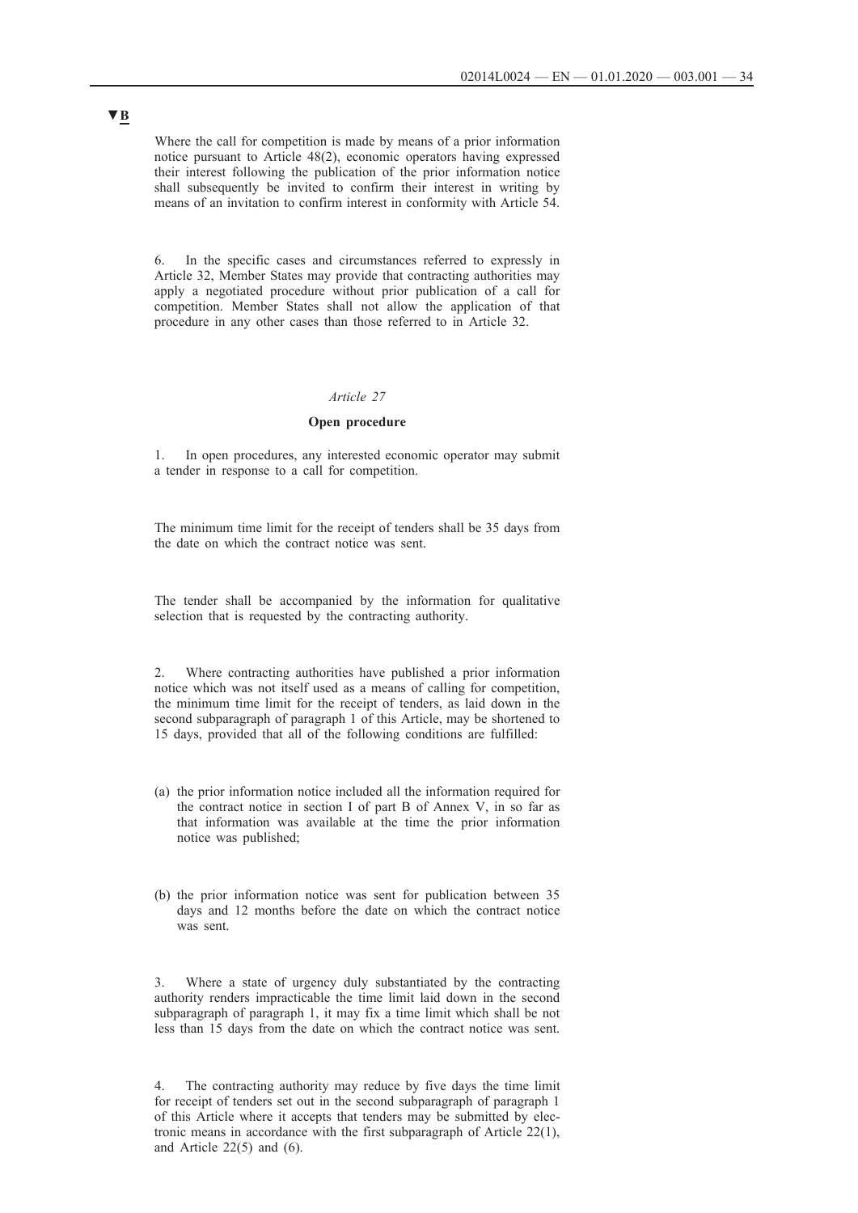▼B

Where the call for competition is made by means of a prior information notice pursuant to Article 48(2), economic operators having expressed their interest following the publication of the prior information notice shall subsequently be invited to confirm their interest in writing by means of an invitation to confirm interest in conformity with Article 54.

6. In the specific cases and circumstances referred to expressly in Article 32, Member States may provide that contracting authorities may apply a negotiated procedure without prior publication of a call for competition. Member States shall not allow the application of that procedure in any other cases than those referred to in Article 32.

*Article 27*

**Open procedure**

1. In open procedures, any interested economic operator may submit a tender in response to a call for competition.

The minimum time limit for the receipt of tenders shall be 35 days from the date on which the contract notice was sent.

The tender shall be accompanied by the information for qualitative selection that is requested by the contracting authority.

2. Where contracting authorities have published a prior information notice which was not itself used as a means of calling for competition, the minimum time limit for the receipt of tenders, as laid down in the second subparagraph of paragraph 1 of this Article, may be shortened to 15 days, provided that all of the following conditions are fulfilled:

(a) the prior information notice included all the information required for the contract notice in section I of part B of Annex V, in so far as that information was available at the time the prior information notice was published;

(b) the prior information notice was sent for publication between 35 days and 12 months before the date on which the contract notice was sent.

3. Where a state of urgency duly substantiated by the contracting authority renders impracticable the time limit laid down in the second subparagraph of paragraph 1, it may fix a time limit which shall be not less than 15 days from the date on which the contract notice was sent.

4. The contracting authority may reduce by five days the time limit for receipt of tenders set out in the second subparagraph of paragraph 1 of this Article where it accepts that tenders may be submitted by electronic means in accordance with the first subparagraph of Article 22(1), and Article 22(5) and (6).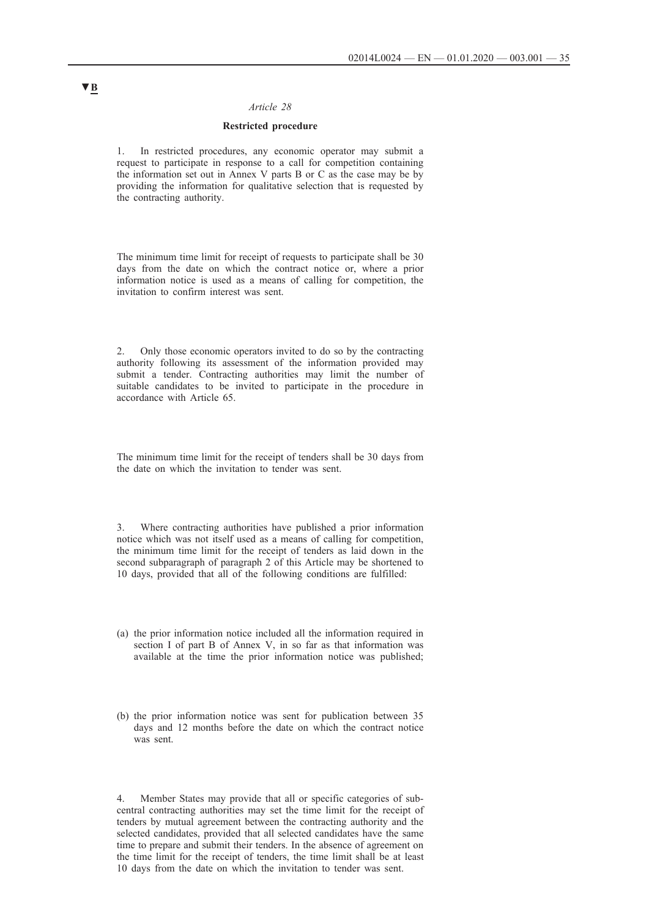▼B

*Article 28*

**Restricted procedure**

1. In restricted procedures, any economic operator may submit a request to participate in response to a call for competition containing the information set out in Annex V parts B or C as the case may be by providing the information for qualitative selection that is requested by the contracting authority.

The minimum time limit for receipt of requests to participate shall be 30 days from the date on which the contract notice or, where a prior information notice is used as a means of calling for competition, the invitation to confirm interest was sent.

2. Only those economic operators invited to do so by the contracting authority following its assessment of the information provided may submit a tender. Contracting authorities may limit the number of suitable candidates to be invited to participate in the procedure in accordance with Article 65.

The minimum time limit for the receipt of tenders shall be 30 days from the date on which the invitation to tender was sent.

3. Where contracting authorities have published a prior information notice which was not itself used as a means of calling for competition, the minimum time limit for the receipt of tenders as laid down in the second subparagraph of paragraph 2 of this Article may be shortened to 10 days, provided that all of the following conditions are fulfilled:

(a) the prior information notice included all the information required in section I of part B of Annex V, in so far as that information was available at the time the prior information notice was published;

(b) the prior information notice was sent for publication between 35 days and 12 months before the date on which the contract notice was sent.

4. Member States may provide that all or specific categories of sub-central contracting authorities may set the time limit for the receipt of tenders by mutual agreement between the contracting authority and the selected candidates, provided that all selected candidates have the same time to prepare and submit their tenders. In the absence of agreement on the time limit for the receipt of tenders, the time limit shall be at least 10 days from the date on which the invitation to tender was sent.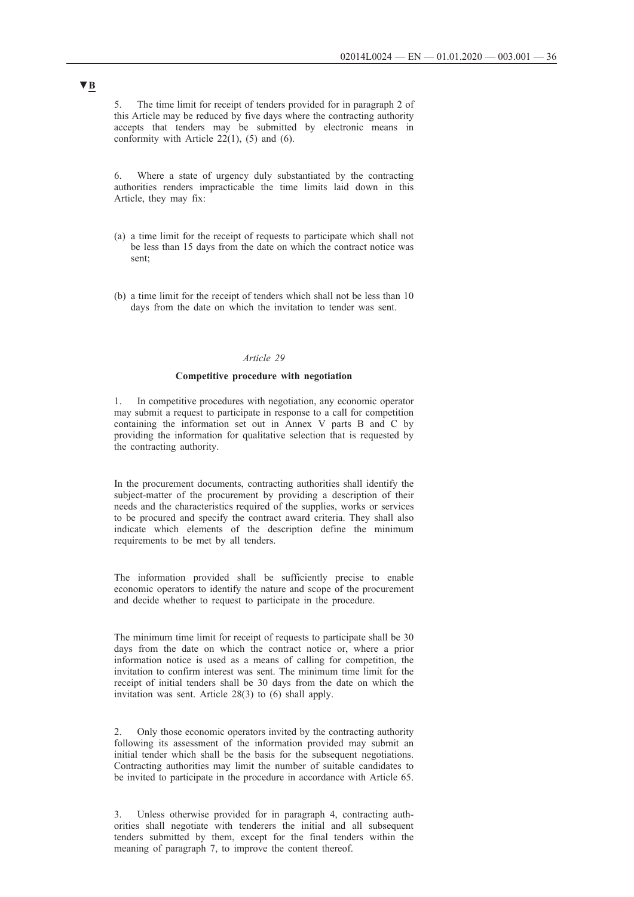▼B

5. The time limit for receipt of tenders provided for in paragraph 2 of this Article may be reduced by five days where the contracting authority accepts that tenders may be submitted by electronic means in conformity with Article 22(1), (5) and (6).

6. Where a state of urgency duly substantiated by the contracting authorities renders impracticable the time limits laid down in this Article, they may fix:

(a) a time limit for the receipt of requests to participate which shall not be less than 15 days from the date on which the contract notice was sent;

(b) a time limit for the receipt of tenders which shall not be less than 10 days from the date on which the invitation to tender was sent.

### *Article 29*

### **Competitive procedure with negotiation**

1. In competitive procedures with negotiation, any economic operator may submit a request to participate in response to a call for competition containing the information set out in Annex V parts B and C by providing the information for qualitative selection that is requested by the contracting authority.

In the procurement documents, contracting authorities shall identify the subject-matter of the procurement by providing a description of their needs and the characteristics required of the supplies, works or services to be procured and specify the contract award criteria. They shall also indicate which elements of the description define the minimum requirements to be met by all tenders.

The information provided shall be sufficiently precise to enable economic operators to identify the nature and scope of the procurement and decide whether to request to participate in the procedure.

The minimum time limit for receipt of requests to participate shall be 30 days from the date on which the contract notice or, where a prior information notice is used as a means of calling for competition, the invitation to confirm interest was sent. The minimum time limit for the receipt of initial tenders shall be 30 days from the date on which the invitation was sent. Article 28(3) to (6) shall apply.

2. Only those economic operators invited by the contracting authority following its assessment of the information provided may submit an initial tender which shall be the basis for the subsequent negotiations. Contracting authorities may limit the number of suitable candidates to be invited to participate in the procedure in accordance with Article 65.

3. Unless otherwise provided for in paragraph 4, contracting authorities shall negotiate with tenderers the initial and all subsequent tenders submitted by them, except for the final tenders within the meaning of paragraph 7, to improve the content thereof.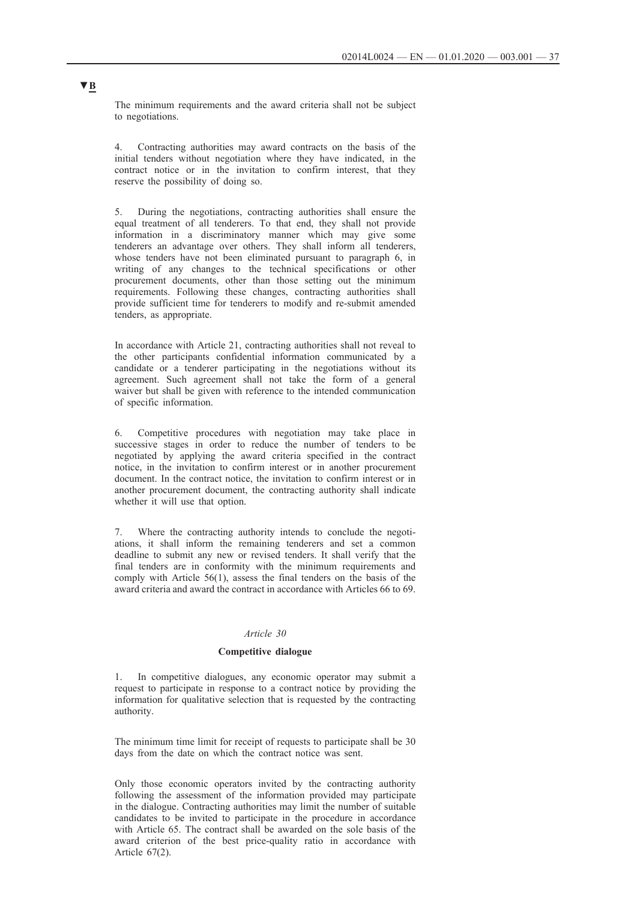▼B

The minimum requirements and the award criteria shall not be subject to negotiations.

4. Contracting authorities may award contracts on the basis of the initial tenders without negotiation where they have indicated, in the contract notice or in the invitation to confirm interest, that they reserve the possibility of doing so.

5. During the negotiations, contracting authorities shall ensure the equal treatment of all tenderers. To that end, they shall not provide information in a discriminatory manner which may give some tenderers an advantage over others. They shall inform all tenderers, whose tenders have not been eliminated pursuant to paragraph 6, in writing of any changes to the technical specifications or other procurement documents, other than those setting out the minimum requirements. Following these changes, contracting authorities shall provide sufficient time for tenderers to modify and re-submit amended tenders, as appropriate.

In accordance with Article 21, contracting authorities shall not reveal to the other participants confidential information communicated by a candidate or a tenderer participating in the negotiations without its agreement. Such agreement shall not take the form of a general waiver but shall be given with reference to the intended communication of specific information.

6. Competitive procedures with negotiation may take place in successive stages in order to reduce the number of tenders to be negotiated by applying the award criteria specified in the contract notice, in the invitation to confirm interest or in another procurement document. In the contract notice, the invitation to confirm interest or in another procurement document, the contracting authority shall indicate whether it will use that option.

7. Where the contracting authority intends to conclude the negotiations, it shall inform the remaining tenderers and set a common deadline to submit any new or revised tenders. It shall verify that the final tenders are in conformity with the minimum requirements and comply with Article 56(1), assess the final tenders on the basis of the award criteria and award the contract in accordance with Articles 66 to 69.

*Article 30*

**Competitive dialogue**

1. In competitive dialogues, any economic operator may submit a request to participate in response to a contract notice by providing the information for qualitative selection that is requested by the contracting authority.

The minimum time limit for receipt of requests to participate shall be 30 days from the date on which the contract notice was sent.

Only those economic operators invited by the contracting authority following the assessment of the information provided may participate in the dialogue. Contracting authorities may limit the number of suitable candidates to be invited to participate in the procedure in accordance with Article 65. The contract shall be awarded on the sole basis of the award criterion of the best price-quality ratio in accordance with Article 67(2).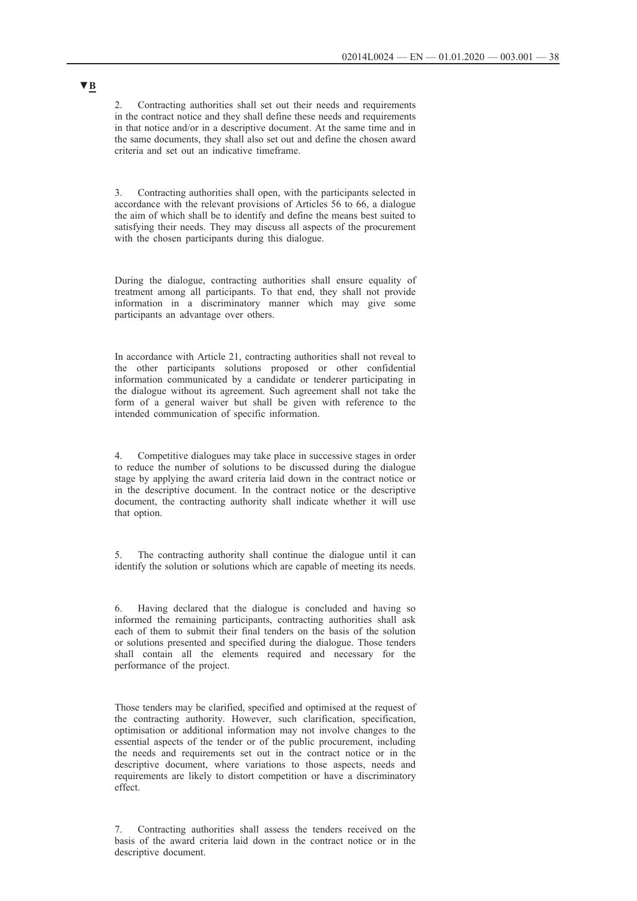▼B

2. Contracting authorities shall set out their needs and requirements in the contract notice and they shall define these needs and requirements in that notice and/or in a descriptive document. At the same time and in the same documents, they shall also set out and define the chosen award criteria and set out an indicative timeframe.

3. Contracting authorities shall open, with the participants selected in accordance with the relevant provisions of Articles 56 to 66, a dialogue the aim of which shall be to identify and define the means best suited to satisfying their needs. They may discuss all aspects of the procurement with the chosen participants during this dialogue.

During the dialogue, contracting authorities shall ensure equality of treatment among all participants. To that end, they shall not provide information in a discriminatory manner which may give some participants an advantage over others.

In accordance with Article 21, contracting authorities shall not reveal to the other participants solutions proposed or other confidential information communicated by a candidate or tenderer participating in the dialogue without its agreement. Such agreement shall not take the form of a general waiver but shall be given with reference to the intended communication of specific information.

4. Competitive dialogues may take place in successive stages in order to reduce the number of solutions to be discussed during the dialogue stage by applying the award criteria laid down in the contract notice or in the descriptive document. In the contract notice or the descriptive document, the contracting authority shall indicate whether it will use that option.

5. The contracting authority shall continue the dialogue until it can identify the solution or solutions which are capable of meeting its needs.

6. Having declared that the dialogue is concluded and having so informed the remaining participants, contracting authorities shall ask each of them to submit their final tenders on the basis of the solution or solutions presented and specified during the dialogue. Those tenders shall contain all the elements required and necessary for the performance of the project.

Those tenders may be clarified, specified and optimised at the request of the contracting authority. However, such clarification, specification, optimisation or additional information may not involve changes to the essential aspects of the tender or of the public procurement, including the needs and requirements set out in the contract notice or in the descriptive document, where variations to those aspects, needs and requirements are likely to distort competition or have a discriminatory effect.

7. Contracting authorities shall assess the tenders received on the basis of the award criteria laid down in the contract notice or in the descriptive document.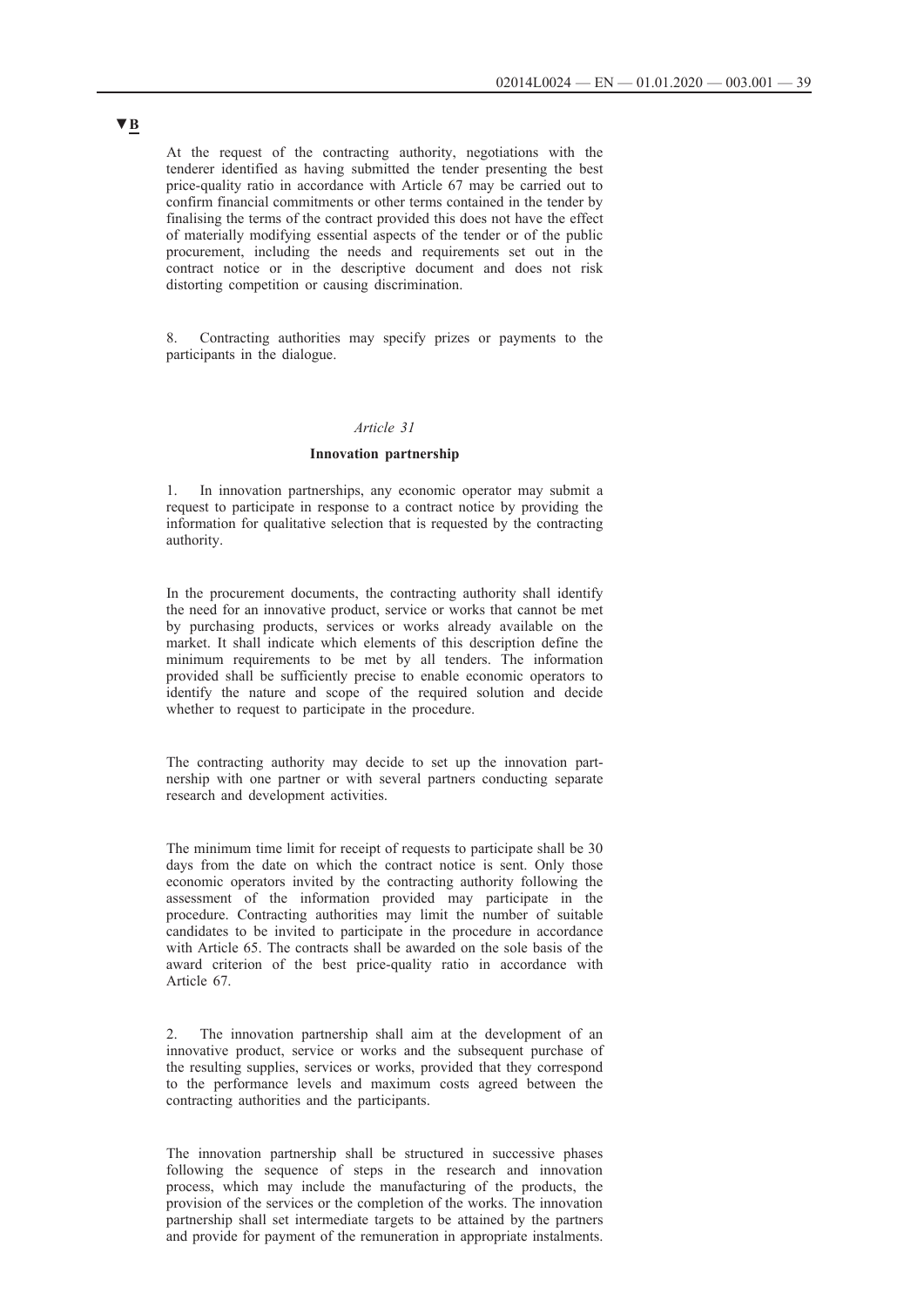**▼B**

At the request of the contracting authority, negotiations with the tenderer identified as having submitted the tender presenting the best price-quality ratio in accordance with Article 67 may be carried out to confirm financial commitments or other terms contained in the tender by finalising the terms of the contract provided this does not have the effect of materially modifying essential aspects of the tender or of the public procurement, including the needs and requirements set out in the contract notice or in the descriptive document and does not risk distorting competition or causing discrimination.

8. Contracting authorities may specify prizes or payments to the participants in the dialogue.

*Article 31*

**Innovation partnership**

1. In innovation partnerships, any economic operator may submit a request to participate in response to a contract notice by providing the information for qualitative selection that is requested by the contracting authority.

In the procurement documents, the contracting authority shall identify the need for an innovative product, service or works that cannot be met by purchasing products, services or works already available on the market. It shall indicate which elements of this description define the minimum requirements to be met by all tenders. The information provided shall be sufficiently precise to enable economic operators to identify the nature and scope of the required solution and decide whether to request to participate in the procedure.

The contracting authority may decide to set up the innovation partnership with one partner or with several partners conducting separate research and development activities.

The minimum time limit for receipt of requests to participate shall be 30 days from the date on which the contract notice is sent. Only those economic operators invited by the contracting authority following the assessment of the information provided may participate in the procedure. Contracting authorities may limit the number of suitable candidates to be invited to participate in the procedure in accordance with Article 65. The contracts shall be awarded on the sole basis of the award criterion of the best price-quality ratio in accordance with Article 67.

2. The innovation partnership shall aim at the development of an innovative product, service or works and the subsequent purchase of the resulting supplies, services or works, provided that they correspond to the performance levels and maximum costs agreed between the contracting authorities and the participants.

The innovation partnership shall be structured in successive phases following the sequence of steps in the research and innovation process, which may include the manufacturing of the products, the provision of the services or the completion of the works. The innovation partnership shall set intermediate targets to be attained by the partners and provide for payment of the remuneration in appropriate instalments.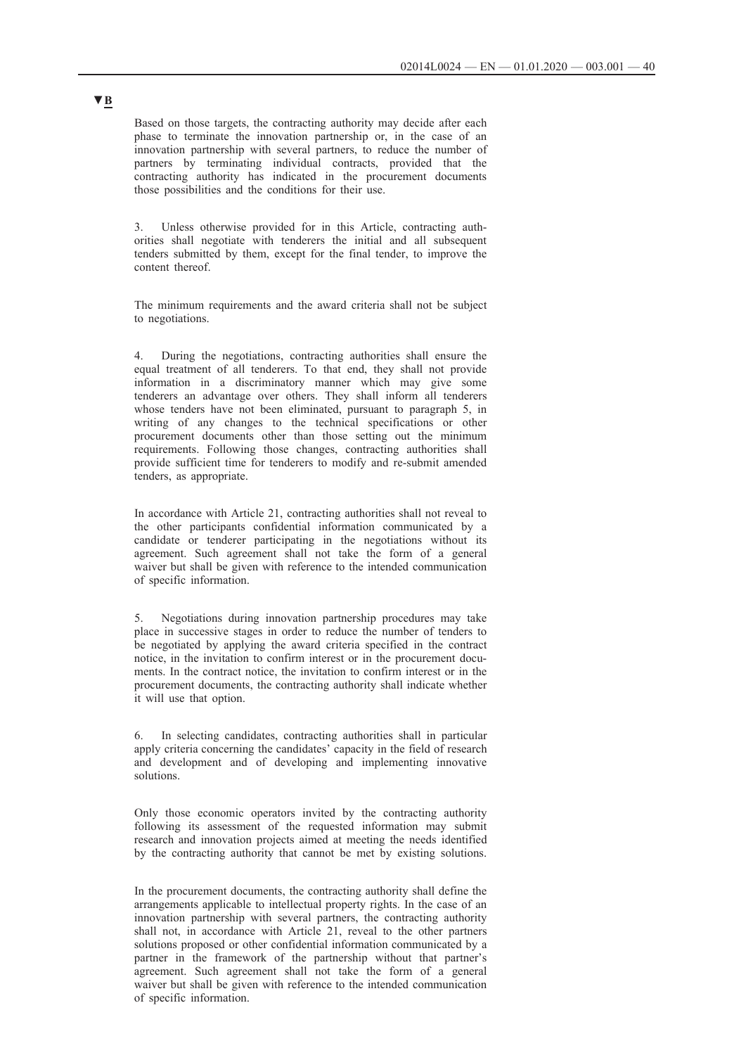▼B

Based on those targets, the contracting authority may decide after each phase to terminate the innovation partnership or, in the case of an innovation partnership with several partners, to reduce the number of partners by terminating individual contracts, provided that the contracting authority has indicated in the procurement documents those possibilities and the conditions for their use.

3. Unless otherwise provided for in this Article, contracting authorities shall negotiate with tenderers the initial and all subsequent tenders submitted by them, except for the final tender, to improve the content thereof.

The minimum requirements and the award criteria shall not be subject to negotiations.

4. During the negotiations, contracting authorities shall ensure the equal treatment of all tenderers. To that end, they shall not provide information in a discriminatory manner which may give some tenderers an advantage over others. They shall inform all tenderers whose tenders have not been eliminated, pursuant to paragraph 5, in writing of any changes to the technical specifications or other procurement documents other than those setting out the minimum requirements. Following those changes, contracting authorities shall provide sufficient time for tenderers to modify and re-submit amended tenders, as appropriate.

In accordance with Article 21, contracting authorities shall not reveal to the other participants confidential information communicated by a candidate or tenderer participating in the negotiations without its agreement. Such agreement shall not take the form of a general waiver but shall be given with reference to the intended communication of specific information.

5. Negotiations during innovation partnership procedures may take place in successive stages in order to reduce the number of tenders to be negotiated by applying the award criteria specified in the contract notice, in the invitation to confirm interest or in the procurement documents. In the contract notice, the invitation to confirm interest or in the procurement documents, the contracting authority shall indicate whether it will use that option.

6. In selecting candidates, contracting authorities shall in particular apply criteria concerning the candidates' capacity in the field of research and development and of developing and implementing innovative solutions.

Only those economic operators invited by the contracting authority following its assessment of the requested information may submit research and innovation projects aimed at meeting the needs identified by the contracting authority that cannot be met by existing solutions.

In the procurement documents, the contracting authority shall define the arrangements applicable to intellectual property rights. In the case of an innovation partnership with several partners, the contracting authority shall not, in accordance with Article 21, reveal to the other partners solutions proposed or other confidential information communicated by a partner in the framework of the partnership without that partner's agreement. Such agreement shall not take the form of a general waiver but shall be given with reference to the intended communication of specific information.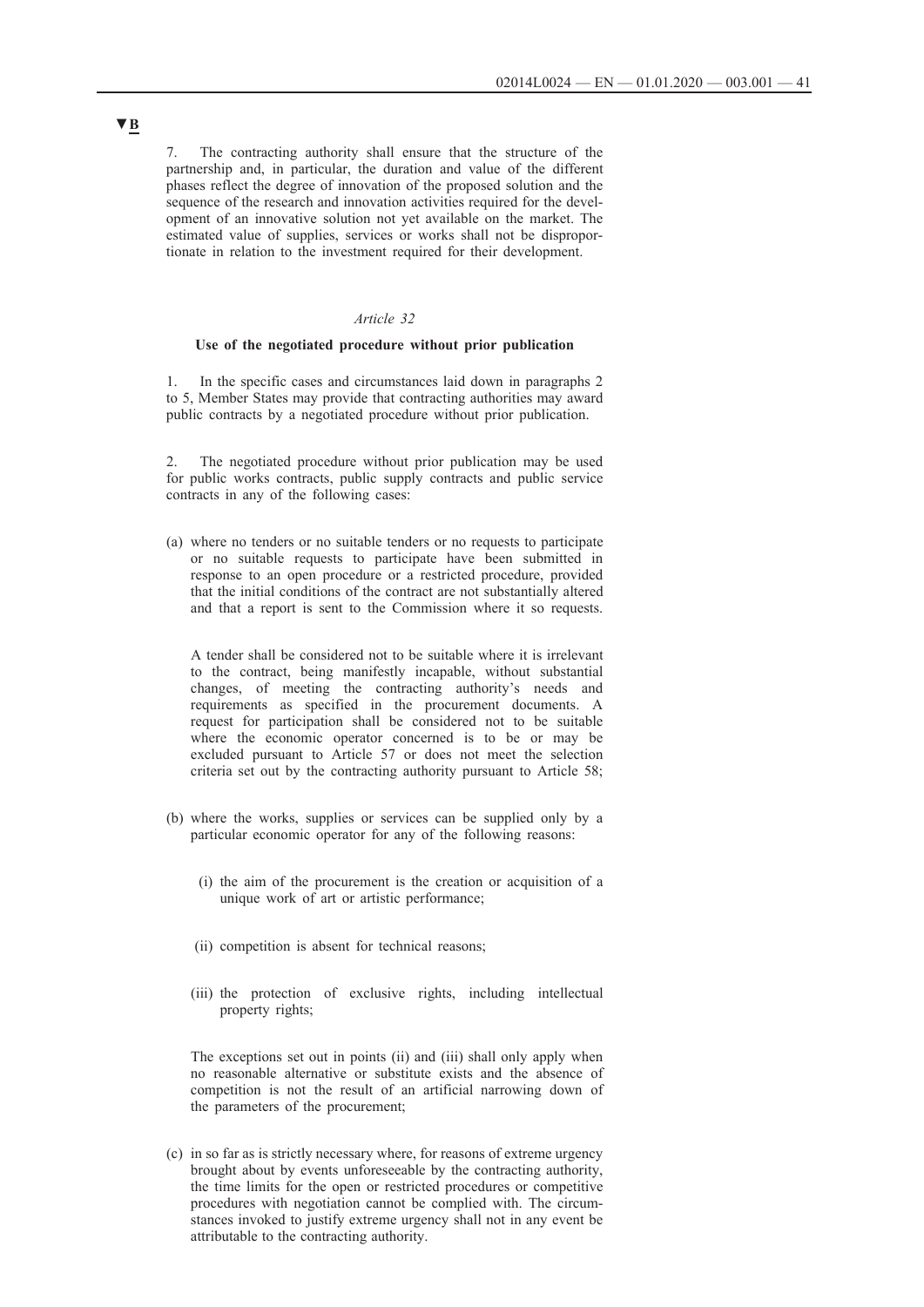▼B

7. The contracting authority shall ensure that the structure of the partnership and, in particular, the duration and value of the different phases reflect the degree of innovation of the proposed solution and the sequence of the research and innovation activities required for the development of an innovative solution not yet available on the market. The estimated value of supplies, services or works shall not be disproportionate in relation to the investment required for their development.

*Article 32*

**Use of the negotiated procedure without prior publication**

1. In the specific cases and circumstances laid down in paragraphs 2 to 5, Member States may provide that contracting authorities may award public contracts by a negotiated procedure without prior publication.

2. The negotiated procedure without prior publication may be used for public works contracts, public supply contracts and public service contracts in any of the following cases:

(a) where no tenders or no suitable tenders or no requests to participate or no suitable requests to participate have been submitted in response to an open procedure or a restricted procedure, provided that the initial conditions of the contract are not substantially altered and that a report is sent to the Commission where it so requests.

A tender shall be considered not to be suitable where it is irrelevant to the contract, being manifestly incapable, without substantial changes, of meeting the contracting authority's needs and requirements as specified in the procurement documents. A request for participation shall be considered not to be suitable where the economic operator concerned is to be or may be excluded pursuant to Article 57 or does not meet the selection criteria set out by the contracting authority pursuant to Article 58;

(b) where the works, supplies or services can be supplied only by a particular economic operator for any of the following reasons:

(i) the aim of the procurement is the creation or acquisition of a unique work of art or artistic performance;

(ii) competition is absent for technical reasons;

(iii) the protection of exclusive rights, including intellectual property rights;

The exceptions set out in points (ii) and (iii) shall only apply when no reasonable alternative or substitute exists and the absence of competition is not the result of an artificial narrowing down of the parameters of the procurement;

(c) in so far as is strictly necessary where, for reasons of extreme urgency brought about by events unforeseeable by the contracting authority, the time limits for the open or restricted procedures or competitive procedures with negotiation cannot be complied with. The circumstances invoked to justify extreme urgency shall not in any event be attributable to the contracting authority.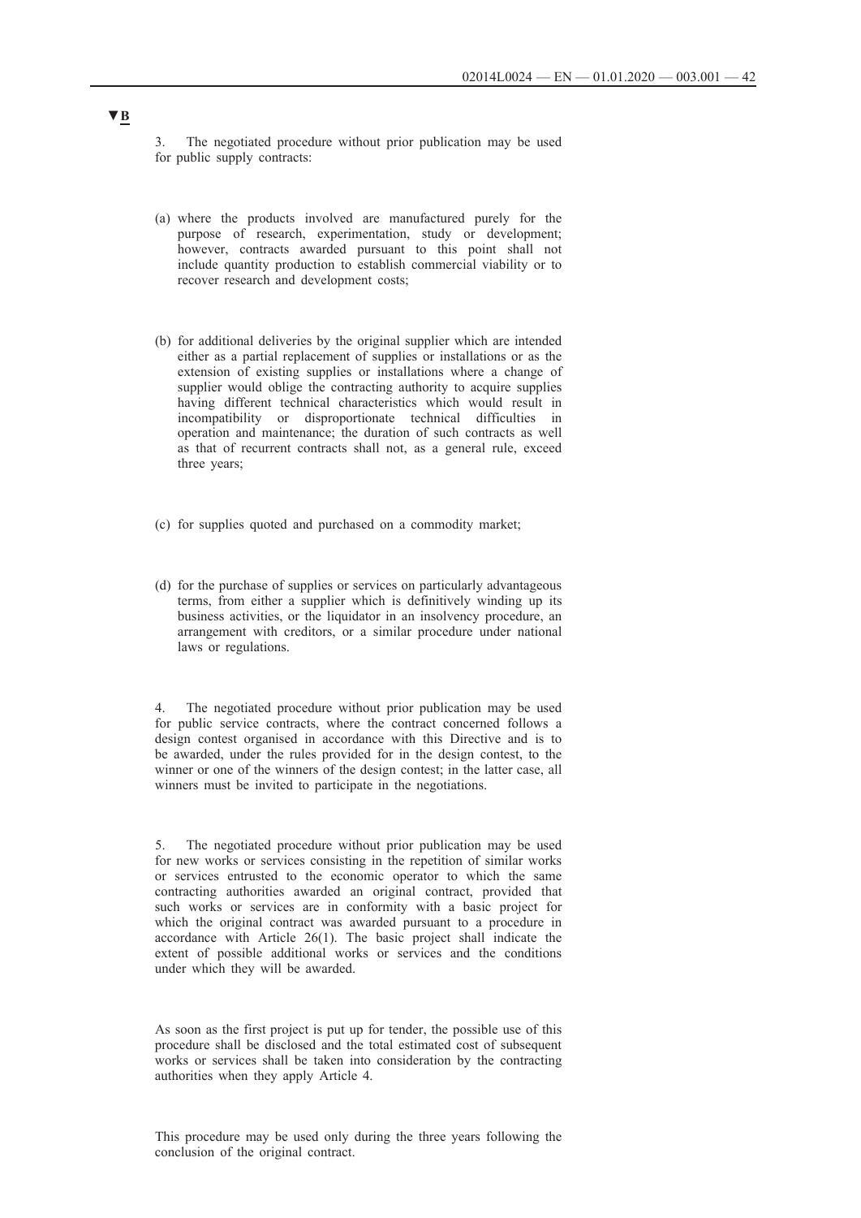▼B

3. The negotiated procedure without prior publication may be used for public supply contracts:

(a) where the products involved are manufactured purely for the purpose of research, experimentation, study or development; however, contracts awarded pursuant to this point shall not include quantity production to establish commercial viability or to recover research and development costs;

(b) for additional deliveries by the original supplier which are intended either as a partial replacement of supplies or installations or as the extension of existing supplies or installations where a change of supplier would oblige the contracting authority to acquire supplies having different technical characteristics which would result in incompatibility or disproportionate technical difficulties in operation and maintenance; the duration of such contracts as well as that of recurrent contracts shall not, as a general rule, exceed three years;

(c) for supplies quoted and purchased on a commodity market;

(d) for the purchase of supplies or services on particularly advantageous terms, from either a supplier which is definitively winding up its business activities, or the liquidator in an insolvency procedure, an arrangement with creditors, or a similar procedure under national laws or regulations.

4. The negotiated procedure without prior publication may be used for public service contracts, where the contract concerned follows a design contest organised in accordance with this Directive and is to be awarded, under the rules provided for in the design contest, to the winner or one of the winners of the design contest; in the latter case, all winners must be invited to participate in the negotiations.

5. The negotiated procedure without prior publication may be used for new works or services consisting in the repetition of similar works or services entrusted to the economic operator to which the same contracting authorities awarded an original contract, provided that such works or services are in conformity with a basic project for which the original contract was awarded pursuant to a procedure in accordance with Article 26(1). The basic project shall indicate the extent of possible additional works or services and the conditions under which they will be awarded.

As soon as the first project is put up for tender, the possible use of this procedure shall be disclosed and the total estimated cost of subsequent works or services shall be taken into consideration by the contracting authorities when they apply Article 4.

This procedure may be used only during the three years following the conclusion of the original contract.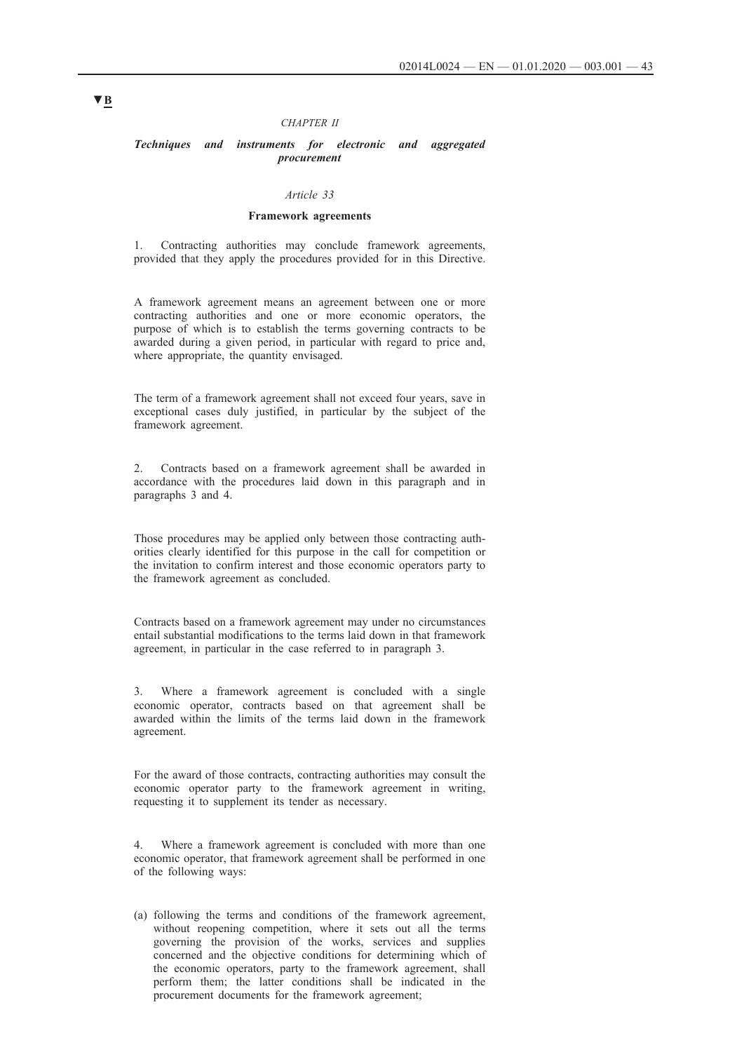▼B

*CHAPTER II*

***Techniques and instruments for electronic and aggregated procurement***

*Article 33*

**Framework agreements**

1. Contracting authorities may conclude framework agreements, provided that they apply the procedures provided for in this Directive.

A framework agreement means an agreement between one or more contracting authorities and one or more economic operators, the purpose of which is to establish the terms governing contracts to be awarded during a given period, in particular with regard to price and, where appropriate, the quantity envisaged.

The term of a framework agreement shall not exceed four years, save in exceptional cases duly justified, in particular by the subject of the framework agreement.

2. Contracts based on a framework agreement shall be awarded in accordance with the procedures laid down in this paragraph and in paragraphs 3 and 4.

Those procedures may be applied only between those contracting authorities clearly identified for this purpose in the call for competition or the invitation to confirm interest and those economic operators party to the framework agreement as concluded.

Contracts based on a framework agreement may under no circumstances entail substantial modifications to the terms laid down in that framework agreement, in particular in the case referred to in paragraph 3.

3. Where a framework agreement is concluded with a single economic operator, contracts based on that agreement shall be awarded within the limits of the terms laid down in the framework agreement.

For the award of those contracts, contracting authorities may consult the economic operator party to the framework agreement in writing, requesting it to supplement its tender as necessary.

4. Where a framework agreement is concluded with more than one economic operator, that framework agreement shall be performed in one of the following ways:

(a) following the terms and conditions of the framework agreement, without reopening competition, where it sets out all the terms governing the provision of the works, services and supplies concerned and the objective conditions for determining which of the economic operators, party to the framework agreement, shall perform them; the latter conditions shall be indicated in the procurement documents for the framework agreement;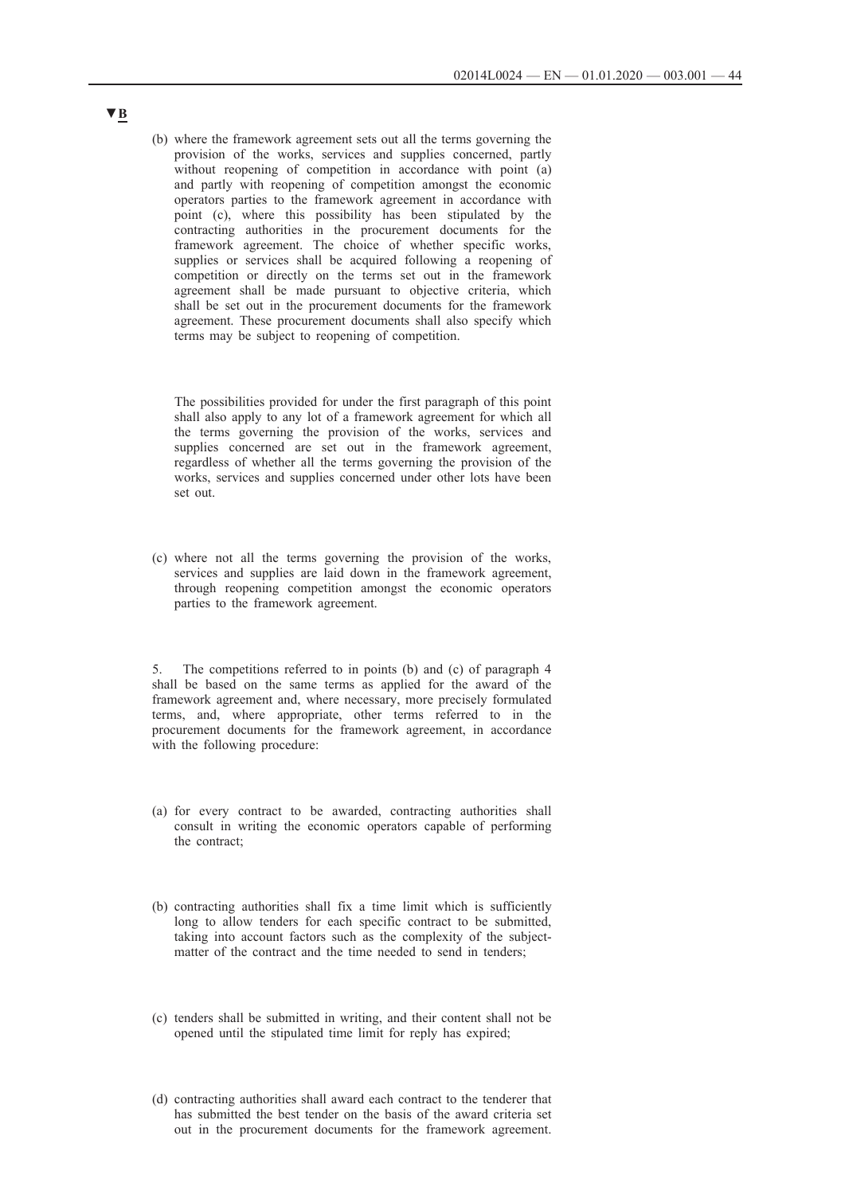▼B

(b) where the framework agreement sets out all the terms governing the provision of the works, services and supplies concerned, partly without reopening of competition in accordance with point (a) and partly with reopening of competition amongst the economic operators parties to the framework agreement in accordance with point (c), where this possibility has been stipulated by the contracting authorities in the procurement documents for the framework agreement. The choice of whether specific works, supplies or services shall be acquired following a reopening of competition or directly on the terms set out in the framework agreement shall be made pursuant to objective criteria, which shall be set out in the procurement documents for the framework agreement. These procurement documents shall also specify which terms may be subject to reopening of competition.

The possibilities provided for under the first paragraph of this point shall also apply to any lot of a framework agreement for which all the terms governing the provision of the works, services and supplies concerned are set out in the framework agreement, regardless of whether all the terms governing the provision of the works, services and supplies concerned under other lots have been set out.

(c) where not all the terms governing the provision of the works, services and supplies are laid down in the framework agreement, through reopening competition amongst the economic operators parties to the framework agreement.

5. The competitions referred to in points (b) and (c) of paragraph 4 shall be based on the same terms as applied for the award of the framework agreement and, where necessary, more precisely formulated terms, and, where appropriate, other terms referred to in the procurement documents for the framework agreement, in accordance with the following procedure:

(a) for every contract to be awarded, contracting authorities shall consult in writing the economic operators capable of performing the contract;

(b) contracting authorities shall fix a time limit which is sufficiently long to allow tenders for each specific contract to be submitted, taking into account factors such as the complexity of the subject-matter of the contract and the time needed to send in tenders;

(c) tenders shall be submitted in writing, and their content shall not be opened until the stipulated time limit for reply has expired;

(d) contracting authorities shall award each contract to the tenderer that has submitted the best tender on the basis of the award criteria set out in the procurement documents for the framework agreement.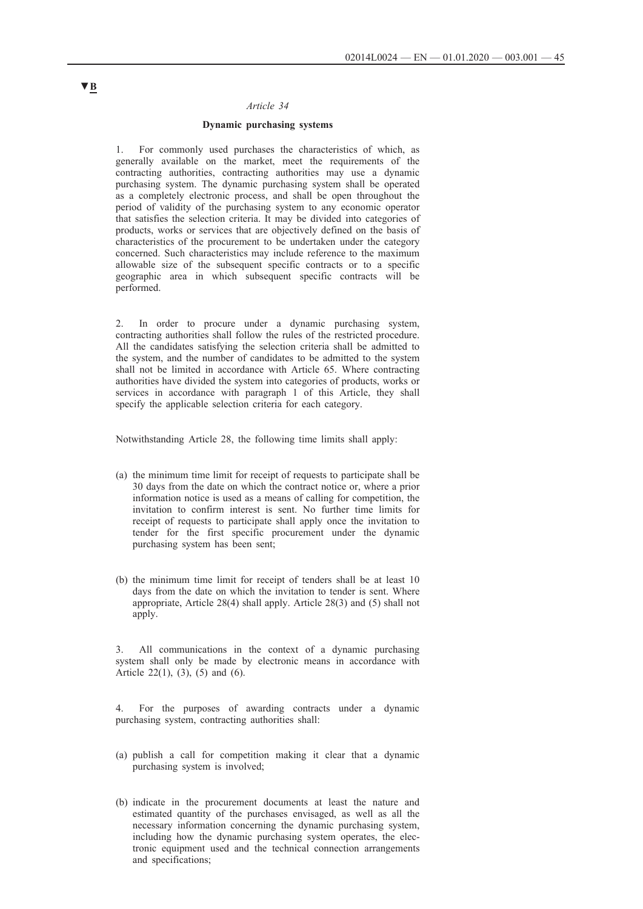▼B

*Article 34*

**Dynamic purchasing systems**

1. For commonly used purchases the characteristics of which, as generally available on the market, meet the requirements of the contracting authorities, contracting authorities may use a dynamic purchasing system. The dynamic purchasing system shall be operated as a completely electronic process, and shall be open throughout the period of validity of the purchasing system to any economic operator that satisfies the selection criteria. It may be divided into categories of products, works or services that are objectively defined on the basis of characteristics of the procurement to be undertaken under the category concerned. Such characteristics may include reference to the maximum allowable size of the subsequent specific contracts or to a specific geographic area in which subsequent specific contracts will be performed.

2. In order to procure under a dynamic purchasing system, contracting authorities shall follow the rules of the restricted procedure. All the candidates satisfying the selection criteria shall be admitted to the system, and the number of candidates to be admitted to the system shall not be limited in accordance with Article 65. Where contracting authorities have divided the system into categories of products, works or services in accordance with paragraph 1 of this Article, they shall specify the applicable selection criteria for each category.

Notwithstanding Article 28, the following time limits shall apply:

(a) the minimum time limit for receipt of requests to participate shall be 30 days from the date on which the contract notice or, where a prior information notice is used as a means of calling for competition, the invitation to confirm interest is sent. No further time limits for receipt of requests to participate shall apply once the invitation to tender for the first specific procurement under the dynamic purchasing system has been sent;

(b) the minimum time limit for receipt of tenders shall be at least 10 days from the date on which the invitation to tender is sent. Where appropriate, Article 28(4) shall apply. Article 28(3) and (5) shall not apply.

3. All communications in the context of a dynamic purchasing system shall only be made by electronic means in accordance with Article 22(1), (3), (5) and (6).

4. For the purposes of awarding contracts under a dynamic purchasing system, contracting authorities shall:

(a) publish a call for competition making it clear that a dynamic purchasing system is involved;

(b) indicate in the procurement documents at least the nature and estimated quantity of the purchases envisaged, as well as all the necessary information concerning the dynamic purchasing system, including how the dynamic purchasing system operates, the electronic equipment used and the technical connection arrangements and specifications;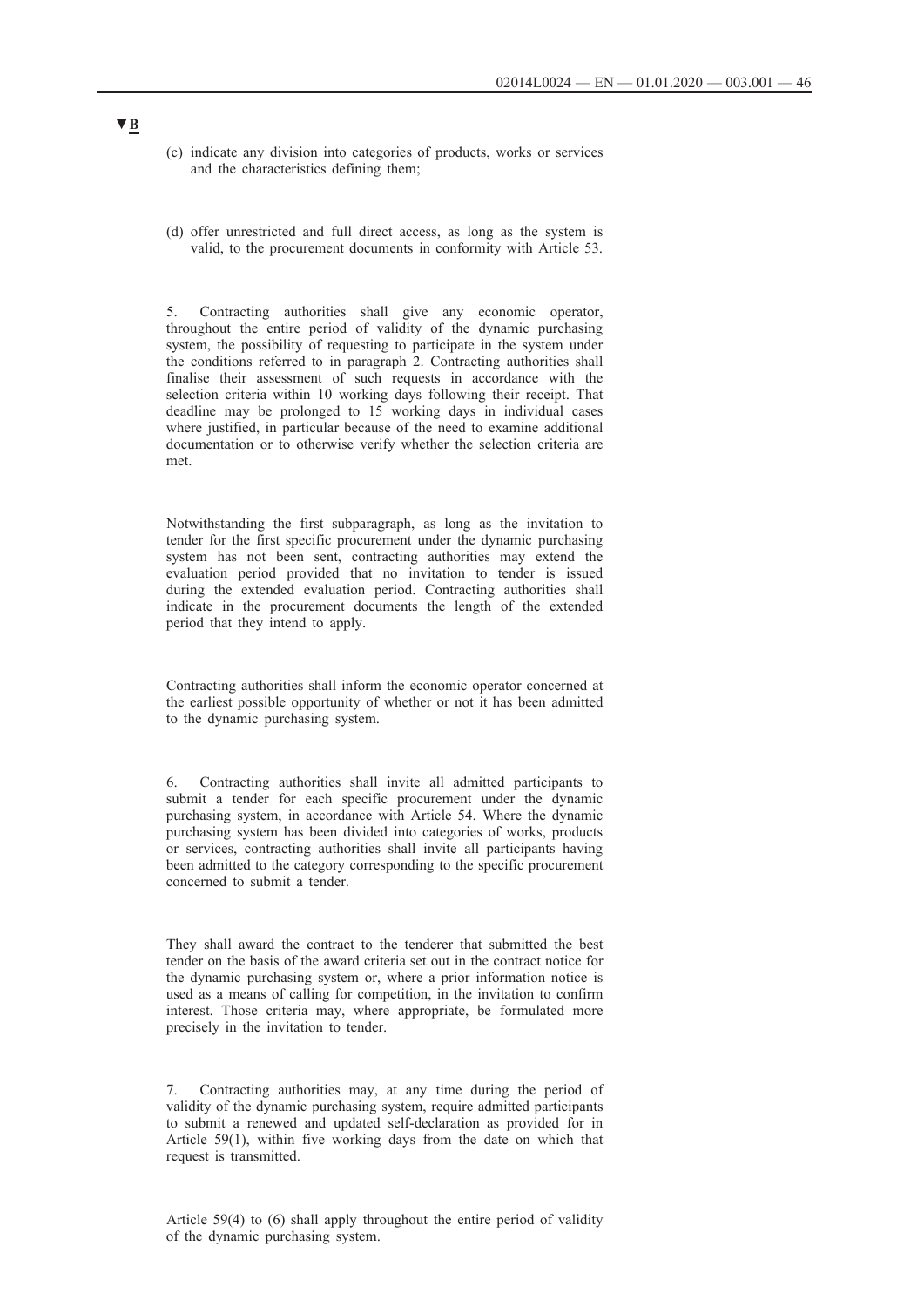▼B

(c) indicate any division into categories of products, works or services and the characteristics defining them;

(d) offer unrestricted and full direct access, as long as the system is valid, to the procurement documents in conformity with Article 53.

5. Contracting authorities shall give any economic operator, throughout the entire period of validity of the dynamic purchasing system, the possibility of requesting to participate in the system under the conditions referred to in paragraph 2. Contracting authorities shall finalise their assessment of such requests in accordance with the selection criteria within 10 working days following their receipt. That deadline may be prolonged to 15 working days in individual cases where justified, in particular because of the need to examine additional documentation or to otherwise verify whether the selection criteria are met.

Notwithstanding the first subparagraph, as long as the invitation to tender for the first specific procurement under the dynamic purchasing system has not been sent, contracting authorities may extend the evaluation period provided that no invitation to tender is issued during the extended evaluation period. Contracting authorities shall indicate in the procurement documents the length of the extended period that they intend to apply.

Contracting authorities shall inform the economic operator concerned at the earliest possible opportunity of whether or not it has been admitted to the dynamic purchasing system.

6. Contracting authorities shall invite all admitted participants to submit a tender for each specific procurement under the dynamic purchasing system, in accordance with Article 54. Where the dynamic purchasing system has been divided into categories of works, products or services, contracting authorities shall invite all participants having been admitted to the category corresponding to the specific procurement concerned to submit a tender.

They shall award the contract to the tenderer that submitted the best tender on the basis of the award criteria set out in the contract notice for the dynamic purchasing system or, where a prior information notice is used as a means of calling for competition, in the invitation to confirm interest. Those criteria may, where appropriate, be formulated more precisely in the invitation to tender.

7. Contracting authorities may, at any time during the period of validity of the dynamic purchasing system, require admitted participants to submit a renewed and updated self-declaration as provided for in Article 59(1), within five working days from the date on which that request is transmitted.

Article 59(4) to (6) shall apply throughout the entire period of validity of the dynamic purchasing system.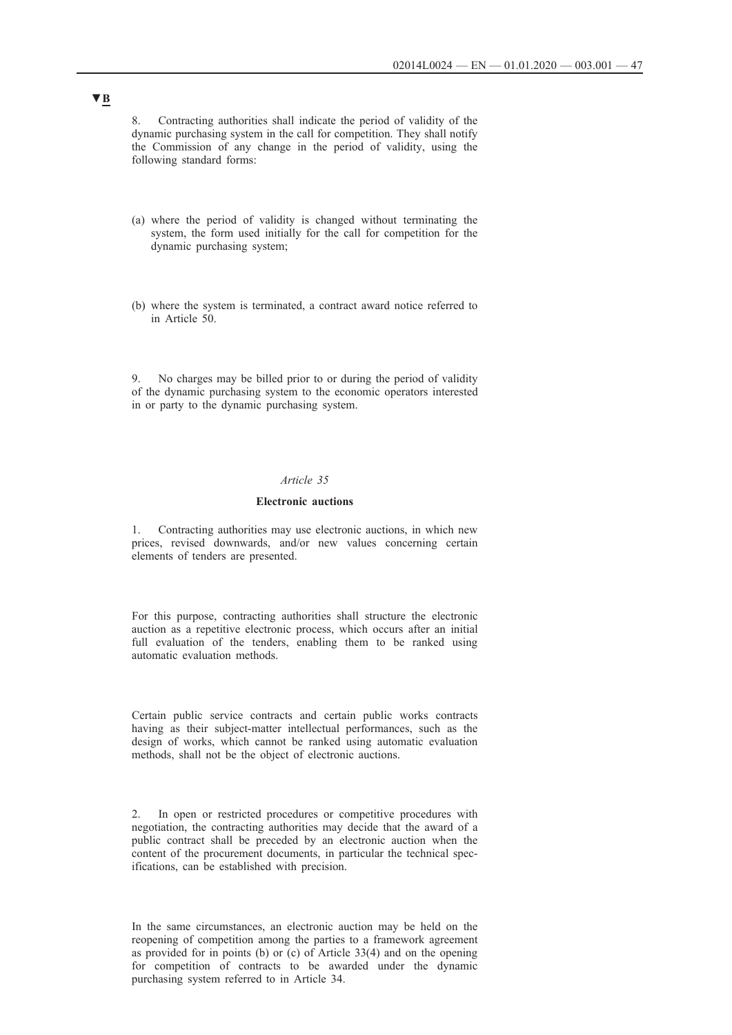▼B

8. Contracting authorities shall indicate the period of validity of the dynamic purchasing system in the call for competition. They shall notify the Commission of any change in the period of validity, using the following standard forms:

(a) where the period of validity is changed without terminating the system, the form used initially for the call for competition for the dynamic purchasing system;

(b) where the system is terminated, a contract award notice referred to in Article 50.

9. No charges may be billed prior to or during the period of validity of the dynamic purchasing system to the economic operators interested in or party to the dynamic purchasing system.

*Article 35*

**Electronic auctions**

1. Contracting authorities may use electronic auctions, in which new prices, revised downwards, and/or new values concerning certain elements of tenders are presented.

For this purpose, contracting authorities shall structure the electronic auction as a repetitive electronic process, which occurs after an initial full evaluation of the tenders, enabling them to be ranked using automatic evaluation methods.

Certain public service contracts and certain public works contracts having as their subject-matter intellectual performances, such as the design of works, which cannot be ranked using automatic evaluation methods, shall not be the object of electronic auctions.

2. In open or restricted procedures or competitive procedures with negotiation, the contracting authorities may decide that the award of a public contract shall be preceded by an electronic auction when the content of the procurement documents, in particular the technical specifications, can be established with precision.

In the same circumstances, an electronic auction may be held on the reopening of competition among the parties to a framework agreement as provided for in points (b) or (c) of Article 33(4) and on the opening for competition of contracts to be awarded under the dynamic purchasing system referred to in Article 34.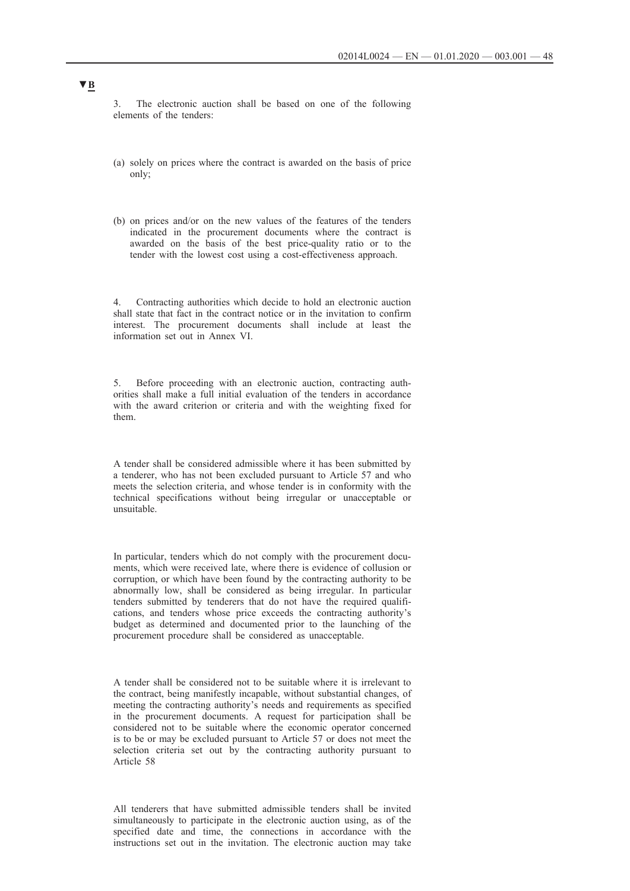▼B

3. The electronic auction shall be based on one of the following elements of the tenders:

(a) solely on prices where the contract is awarded on the basis of price only;

(b) on prices and/or on the new values of the features of the tenders indicated in the procurement documents where the contract is awarded on the basis of the best price-quality ratio or to the tender with the lowest cost using a cost-effectiveness approach.

4. Contracting authorities which decide to hold an electronic auction shall state that fact in the contract notice or in the invitation to confirm interest. The procurement documents shall include at least the information set out in Annex VI.

5. Before proceeding with an electronic auction, contracting authorities shall make a full initial evaluation of the tenders in accordance with the award criterion or criteria and with the weighting fixed for them.

A tender shall be considered admissible where it has been submitted by a tenderer, who has not been excluded pursuant to Article 57 and who meets the selection criteria, and whose tender is in conformity with the technical specifications without being irregular or unacceptable or unsuitable.

In particular, tenders which do not comply with the procurement documents, which were received late, where there is evidence of collusion or corruption, or which have been found by the contracting authority to be abnormally low, shall be considered as being irregular. In particular tenders submitted by tenderers that do not have the required qualifications, and tenders whose price exceeds the contracting authority's budget as determined and documented prior to the launching of the procurement procedure shall be considered as unacceptable.

A tender shall be considered not to be suitable where it is irrelevant to the contract, being manifestly incapable, without substantial changes, of meeting the contracting authority's needs and requirements as specified in the procurement documents. A request for participation shall be considered not to be suitable where the economic operator concerned is to be or may be excluded pursuant to Article 57 or does not meet the selection criteria set out by the contracting authority pursuant to Article 58

All tenderers that have submitted admissible tenders shall be invited simultaneously to participate in the electronic auction using, as of the specified date and time, the connections in accordance with the instructions set out in the invitation. The electronic auction may take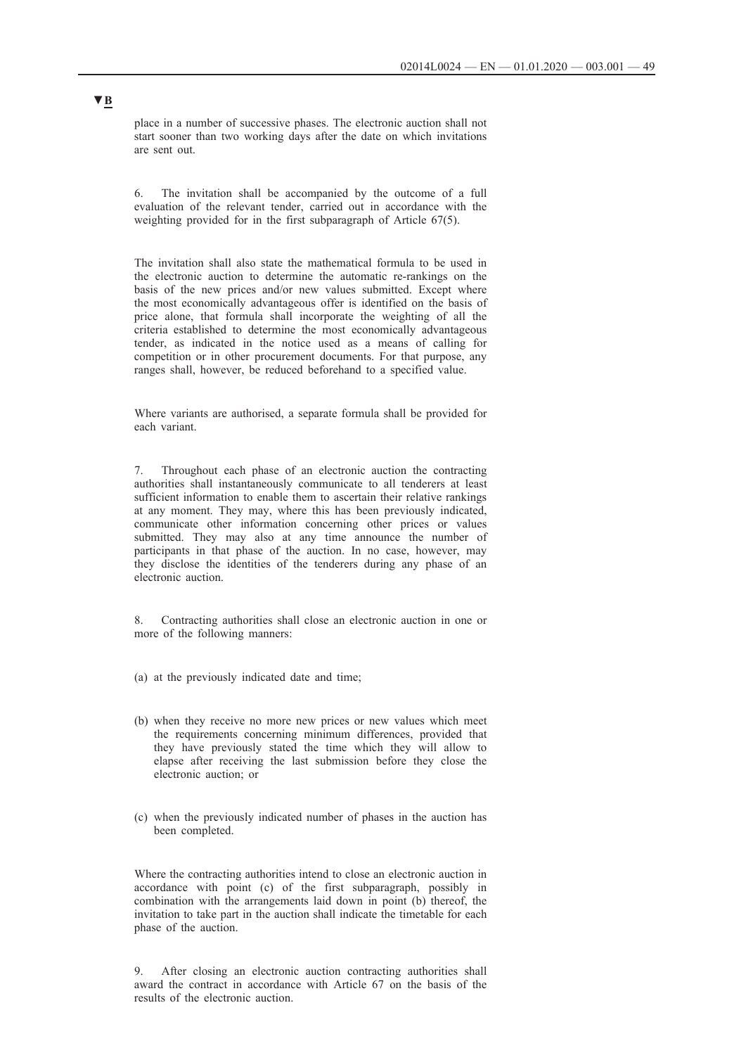▼B

place in a number of successive phases. The electronic auction shall not start sooner than two working days after the date on which invitations are sent out.

6. The invitation shall be accompanied by the outcome of a full evaluation of the relevant tender, carried out in accordance with the weighting provided for in the first subparagraph of Article 67(5).

The invitation shall also state the mathematical formula to be used in the electronic auction to determine the automatic re-rankings on the basis of the new prices and/or new values submitted. Except where the most economically advantageous offer is identified on the basis of price alone, that formula shall incorporate the weighting of all the criteria established to determine the most economically advantageous tender, as indicated in the notice used as a means of calling for competition or in other procurement documents. For that purpose, any ranges shall, however, be reduced beforehand to a specified value.

Where variants are authorised, a separate formula shall be provided for each variant.

7. Throughout each phase of an electronic auction the contracting authorities shall instantaneously communicate to all tenderers at least sufficient information to enable them to ascertain their relative rankings at any moment. They may, where this has been previously indicated, communicate other information concerning other prices or values submitted. They may also at any time announce the number of participants in that phase of the auction. In no case, however, may they disclose the identities of the tenderers during any phase of an electronic auction.

8. Contracting authorities shall close an electronic auction in one or more of the following manners:

(a) at the previously indicated date and time;

(b) when they receive no more new prices or new values which meet the requirements concerning minimum differences, provided that they have previously stated the time which they will allow to elapse after receiving the last submission before they close the electronic auction; or

(c) when the previously indicated number of phases in the auction has been completed.

Where the contracting authorities intend to close an electronic auction in accordance with point (c) of the first subparagraph, possibly in combination with the arrangements laid down in point (b) thereof, the invitation to take part in the auction shall indicate the timetable for each phase of the auction.

9. After closing an electronic auction contracting authorities shall award the contract in accordance with Article 67 on the basis of the results of the electronic auction.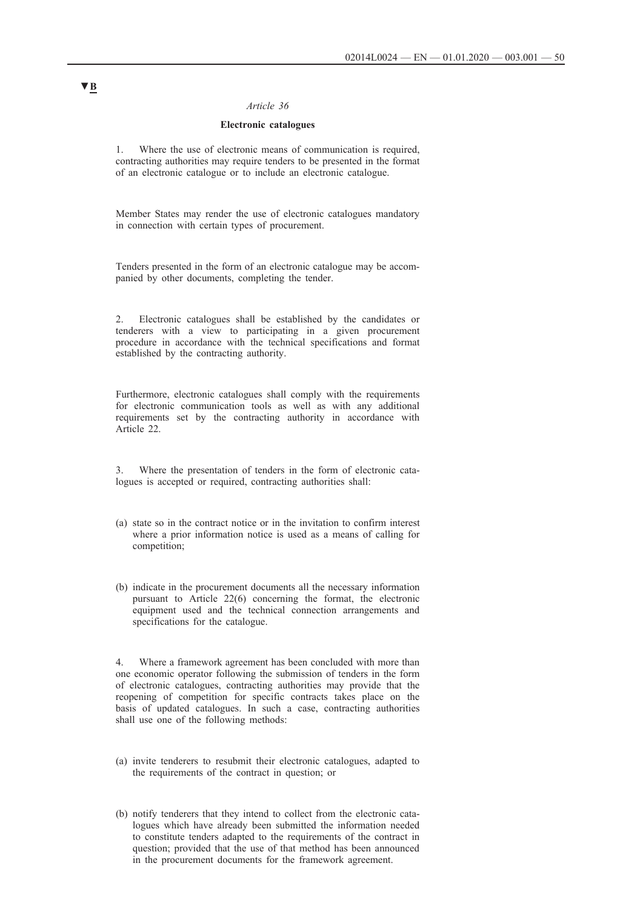▼B

*Article 36*

**Electronic catalogues**

1. Where the use of electronic means of communication is required, contracting authorities may require tenders to be presented in the format of an electronic catalogue or to include an electronic catalogue.

Member States may render the use of electronic catalogues mandatory in connection with certain types of procurement.

Tenders presented in the form of an electronic catalogue may be accompanied by other documents, completing the tender.

2. Electronic catalogues shall be established by the candidates or tenderers with a view to participating in a given procurement procedure in accordance with the technical specifications and format established by the contracting authority.

Furthermore, electronic catalogues shall comply with the requirements for electronic communication tools as well as with any additional requirements set by the contracting authority in accordance with Article 22.

3. Where the presentation of tenders in the form of electronic catalogues is accepted or required, contracting authorities shall:

(a) state so in the contract notice or in the invitation to confirm interest where a prior information notice is used as a means of calling for competition;

(b) indicate in the procurement documents all the necessary information pursuant to Article 22(6) concerning the format, the electronic equipment used and the technical connection arrangements and specifications for the catalogue.

4. Where a framework agreement has been concluded with more than one economic operator following the submission of tenders in the form of electronic catalogues, contracting authorities may provide that the reopening of competition for specific contracts takes place on the basis of updated catalogues. In such a case, contracting authorities shall use one of the following methods:

(a) invite tenderers to resubmit their electronic catalogues, adapted to the requirements of the contract in question; or

(b) notify tenderers that they intend to collect from the electronic catalogues which have already been submitted the information needed to constitute tenders adapted to the requirements of the contract in question; provided that the use of that method has been announced in the procurement documents for the framework agreement.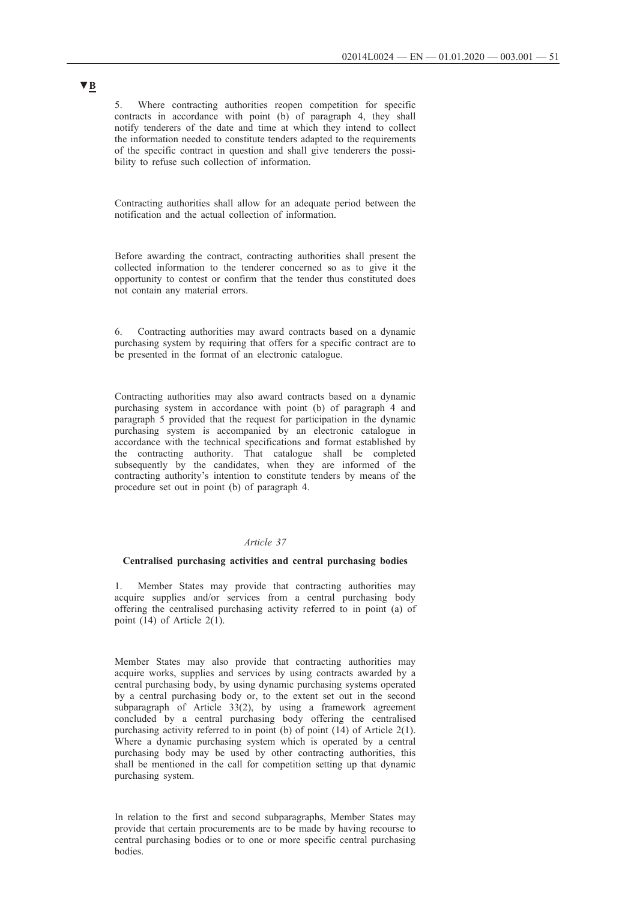▼B

5. Where contracting authorities reopen competition for specific contracts in accordance with point (b) of paragraph 4, they shall notify tenderers of the date and time at which they intend to collect the information needed to constitute tenders adapted to the requirements of the specific contract in question and shall give tenderers the possibility to refuse such collection of information.

Contracting authorities shall allow for an adequate period between the notification and the actual collection of information.

Before awarding the contract, contracting authorities shall present the collected information to the tenderer concerned so as to give it the opportunity to contest or confirm that the tender thus constituted does not contain any material errors.

6. Contracting authorities may award contracts based on a dynamic purchasing system by requiring that offers for a specific contract are to be presented in the format of an electronic catalogue.

Contracting authorities may also award contracts based on a dynamic purchasing system in accordance with point (b) of paragraph 4 and paragraph 5 provided that the request for participation in the dynamic purchasing system is accompanied by an electronic catalogue in accordance with the technical specifications and format established by the contracting authority. That catalogue shall be completed subsequently by the candidates, when they are informed of the contracting authority's intention to constitute tenders by means of the procedure set out in point (b) of paragraph 4.

*Article 37*

**Centralised purchasing activities and central purchasing bodies**

1. Member States may provide that contracting authorities may acquire supplies and/or services from a central purchasing body offering the centralised purchasing activity referred to in point (a) of point (14) of Article 2(1).

Member States may also provide that contracting authorities may acquire works, supplies and services by using contracts awarded by a central purchasing body, by using dynamic purchasing systems operated by a central purchasing body or, to the extent set out in the second subparagraph of Article 33(2), by using a framework agreement concluded by a central purchasing body offering the centralised purchasing activity referred to in point (b) of point (14) of Article 2(1). Where a dynamic purchasing system which is operated by a central purchasing body may be used by other contracting authorities, this shall be mentioned in the call for competition setting up that dynamic purchasing system.

In relation to the first and second subparagraphs, Member States may provide that certain procurements are to be made by having recourse to central purchasing bodies or to one or more specific central purchasing bodies.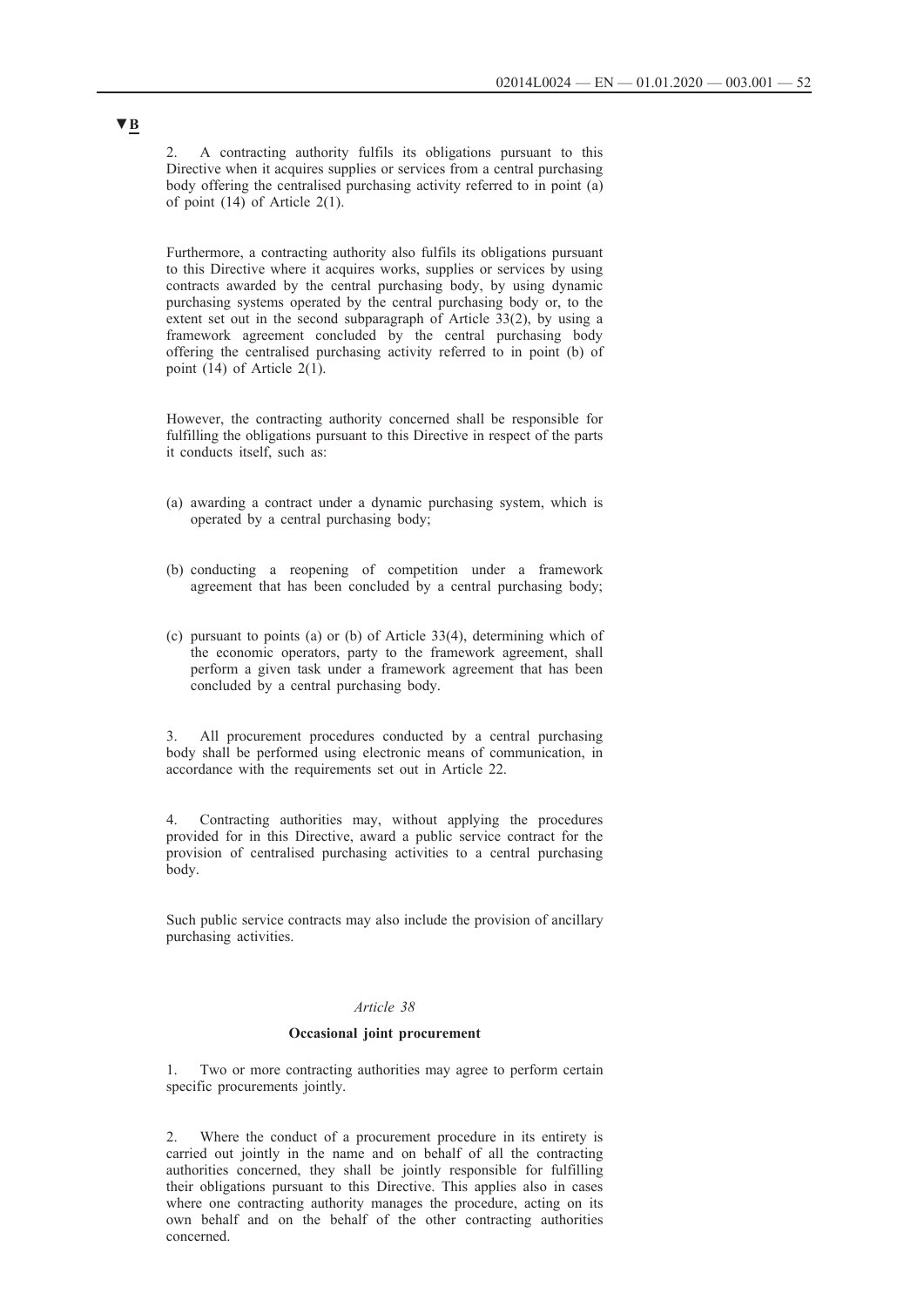▼**B**

2. A contracting authority fulfils its obligations pursuant to this Directive when it acquires supplies or services from a central purchasing body offering the centralised purchasing activity referred to in point (a) of point (14) of Article 2(1).

Furthermore, a contracting authority also fulfils its obligations pursuant to this Directive where it acquires works, supplies or services by using contracts awarded by the central purchasing body, by using dynamic purchasing systems operated by the central purchasing body or, to the extent set out in the second subparagraph of Article 33(2), by using a framework agreement concluded by the central purchasing body offering the centralised purchasing activity referred to in point (b) of point (14) of Article 2(1).

However, the contracting authority concerned shall be responsible for fulfilling the obligations pursuant to this Directive in respect of the parts it conducts itself, such as:

(a) awarding a contract under a dynamic purchasing system, which is operated by a central purchasing body;

(b) conducting a reopening of competition under a framework agreement that has been concluded by a central purchasing body;

(c) pursuant to points (a) or (b) of Article 33(4), determining which of the economic operators, party to the framework agreement, shall perform a given task under a framework agreement that has been concluded by a central purchasing body.

3. All procurement procedures conducted by a central purchasing body shall be performed using electronic means of communication, in accordance with the requirements set out in Article 22.

4. Contracting authorities may, without applying the procedures provided for in this Directive, award a public service contract for the provision of centralised purchasing activities to a central purchasing body.

Such public service contracts may also include the provision of ancillary purchasing activities.

*Article 38*

**Occasional joint procurement**

1. Two or more contracting authorities may agree to perform certain specific procurements jointly.

2. Where the conduct of a procurement procedure in its entirety is carried out jointly in the name and on behalf of all the contracting authorities concerned, they shall be jointly responsible for fulfilling their obligations pursuant to this Directive. This applies also in cases where one contracting authority manages the procedure, acting on its own behalf and on the behalf of the other contracting authorities concerned.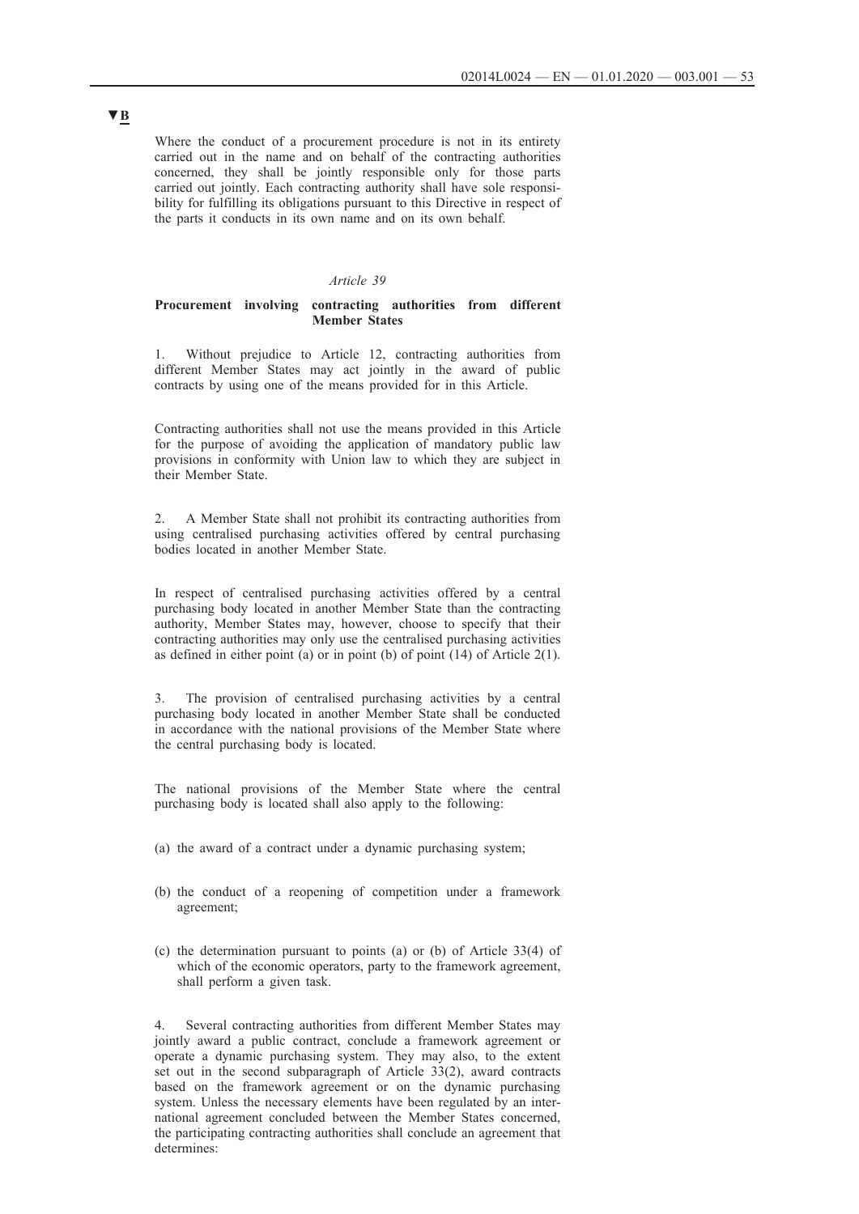▼B

Where the conduct of a procurement procedure is not in its entirety carried out in the name and on behalf of the contracting authorities concerned, they shall be jointly responsible only for those parts carried out jointly. Each contracting authority shall have sole responsibility for fulfilling its obligations pursuant to this Directive in respect of the parts it conducts in its own name and on its own behalf.

*Article 39*

**Procurement involving contracting authorities from different Member States**

1. Without prejudice to Article 12, contracting authorities from different Member States may act jointly in the award of public contracts by using one of the means provided for in this Article.

Contracting authorities shall not use the means provided in this Article for the purpose of avoiding the application of mandatory public law provisions in conformity with Union law to which they are subject in their Member State.

2. A Member State shall not prohibit its contracting authorities from using centralised purchasing activities offered by central purchasing bodies located in another Member State.

In respect of centralised purchasing activities offered by a central purchasing body located in another Member State than the contracting authority, Member States may, however, choose to specify that their contracting authorities may only use the centralised purchasing activities as defined in either point (a) or in point (b) of point (14) of Article 2(1).

3. The provision of centralised purchasing activities by a central purchasing body located in another Member State shall be conducted in accordance with the national provisions of the Member State where the central purchasing body is located.

The national provisions of the Member State where the central purchasing body is located shall also apply to the following:

(a) the award of a contract under a dynamic purchasing system;

(b) the conduct of a reopening of competition under a framework agreement;

(c) the determination pursuant to points (a) or (b) of Article 33(4) of which of the economic operators, party to the framework agreement, shall perform a given task.

4. Several contracting authorities from different Member States may jointly award a public contract, conclude a framework agreement or operate a dynamic purchasing system. They may also, to the extent set out in the second subparagraph of Article 33(2), award contracts based on the framework agreement or on the dynamic purchasing system. Unless the necessary elements have been regulated by an international agreement concluded between the Member States concerned, the participating contracting authorities shall conclude an agreement that determines: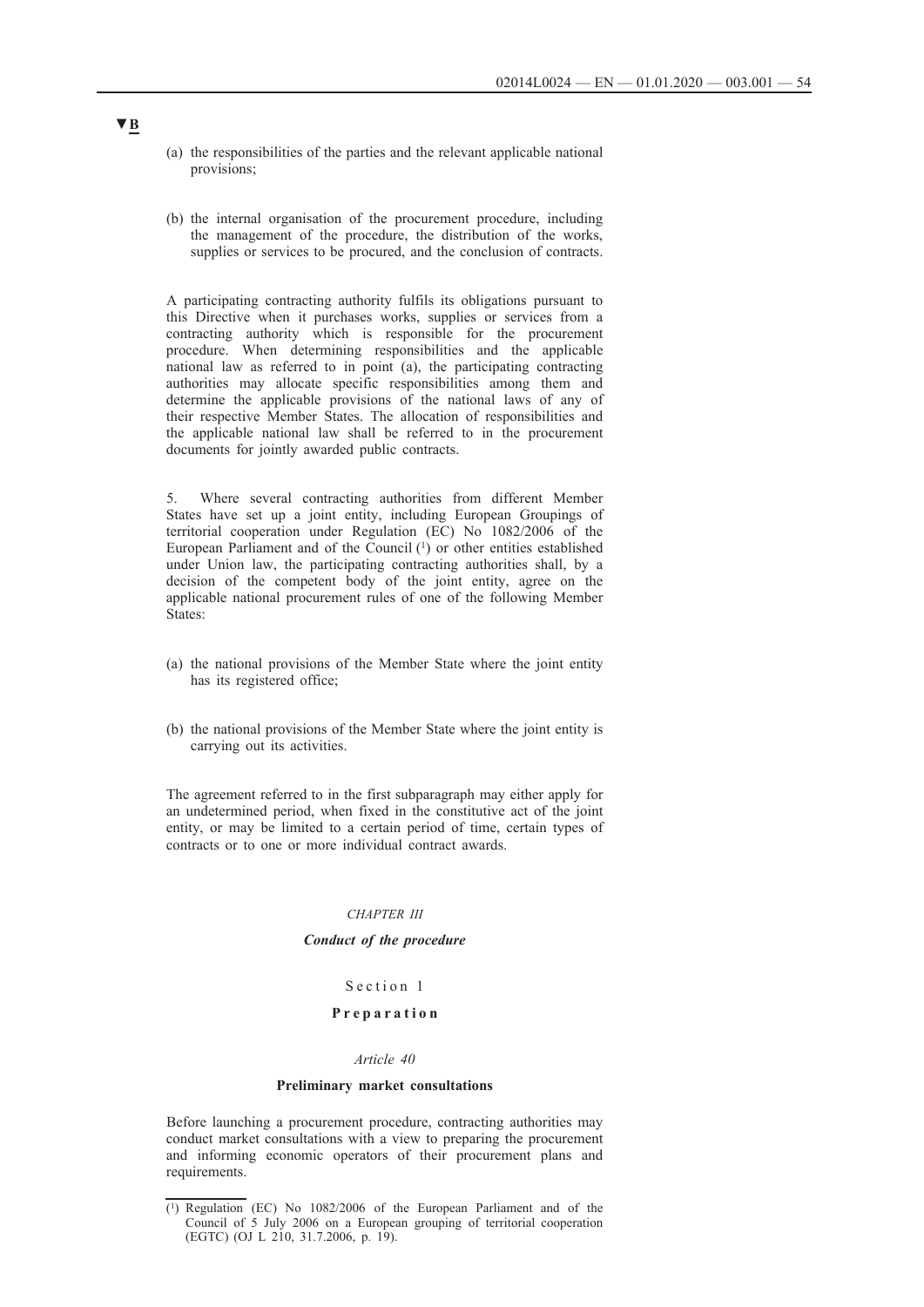▼B

(a) the responsibilities of the parties and the relevant applicable national provisions;

(b) the internal organisation of the procurement procedure, including the management of the procedure, the distribution of the works, supplies or services to be procured, and the conclusion of contracts.

A participating contracting authority fulfils its obligations pursuant to this Directive when it purchases works, supplies or services from a contracting authority which is responsible for the procurement procedure. When determining responsibilities and the applicable national law as referred to in point (a), the participating contracting authorities may allocate specific responsibilities among them and determine the applicable provisions of the national laws of any of their respective Member States. The allocation of responsibilities and the applicable national law shall be referred to in the procurement documents for jointly awarded public contracts.

5. Where several contracting authorities from different Member States have set up a joint entity, including European Groupings of territorial cooperation under Regulation (EC) No 1082/2006 of the European Parliament and of the Council [1] or other entities established under Union law, the participating contracting authorities shall, by a decision of the competent body of the joint entity, agree on the applicable national procurement rules of one of the following Member States:

(a) the national provisions of the Member State where the joint entity has its registered office;

(b) the national provisions of the Member State where the joint entity is carrying out its activities.

The agreement referred to in the first subparagraph may either apply for an undetermined period, when fixed in the constitutive act of the joint entity, or may be limited to a certain period of time, certain types of contracts or to one or more individual contract awards.

## *CHAPTER III*

## ***Conduct of the procedure***

### Section 1

### **Preparation**

#### *Article 40*

#### **Preliminary market consultations**

Before launching a procurement procedure, contracting authorities may conduct market consultations with a view to preparing the procurement and informing economic operators of their procurement plans and requirements.

[1] Regulation (EC) No 1082/2006 of the European Parliament and of the Council of 5 July 2006 on a European grouping of territorial cooperation (EGTC) (OJ L 210, 31.7.2006, p. 19).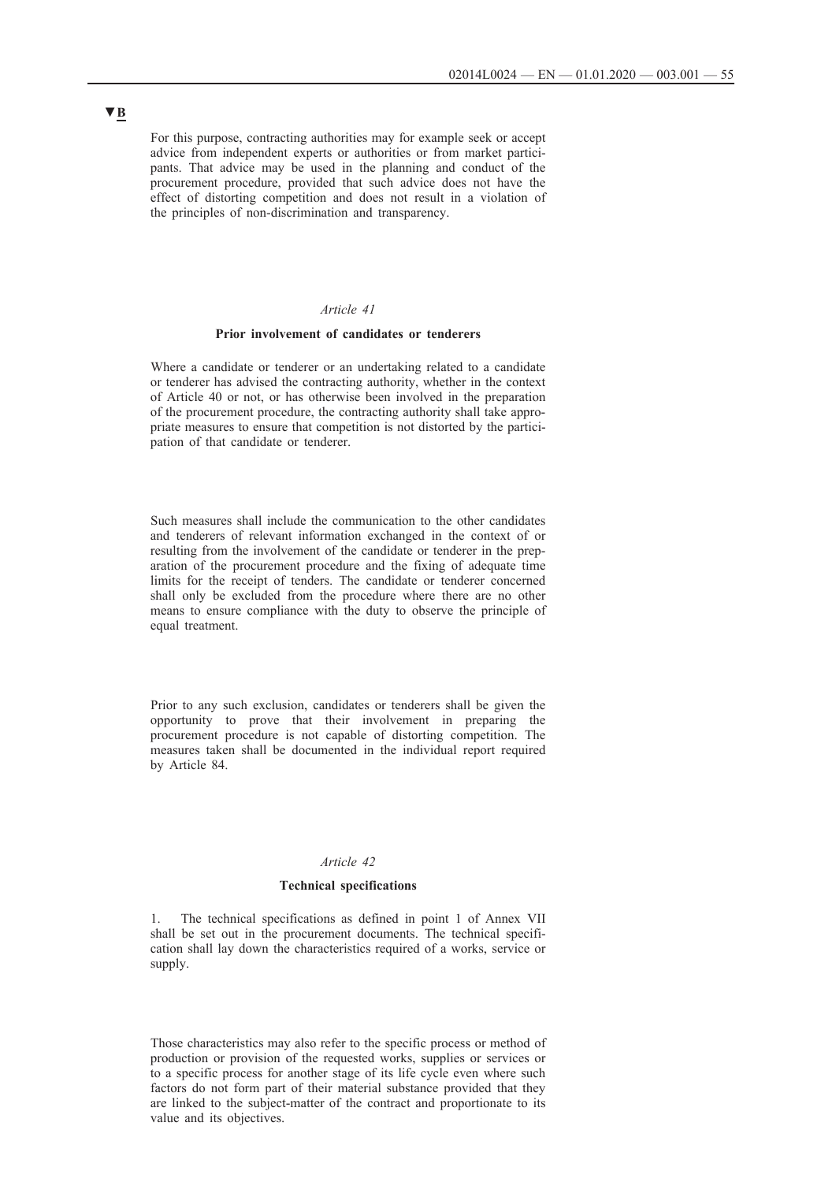▼**B**

For this purpose, contracting authorities may for example seek or accept advice from independent experts or authorities or from market participants. That advice may be used in the planning and conduct of the procurement procedure, provided that such advice does not have the effect of distorting competition and does not result in a violation of the principles of non-discrimination and transparency.

*Article 41*

**Prior involvement of candidates or tenderers**

Where a candidate or tenderer or an undertaking related to a candidate or tenderer has advised the contracting authority, whether in the context of Article 40 or not, or has otherwise been involved in the preparation of the procurement procedure, the contracting authority shall take appropriate measures to ensure that competition is not distorted by the participation of that candidate or tenderer.

Such measures shall include the communication to the other candidates and tenderers of relevant information exchanged in the context of or resulting from the involvement of the candidate or tenderer in the preparation of the procurement procedure and the fixing of adequate time limits for the receipt of tenders. The candidate or tenderer concerned shall only be excluded from the procedure where there are no other means to ensure compliance with the duty to observe the principle of equal treatment.

Prior to any such exclusion, candidates or tenderers shall be given the opportunity to prove that their involvement in preparing the procurement procedure is not capable of distorting competition. The measures taken shall be documented in the individual report required by Article 84.

*Article 42*

**Technical specifications**

1. The technical specifications as defined in point 1 of Annex VII shall be set out in the procurement documents. The technical specification shall lay down the characteristics required of a works, service or supply.

Those characteristics may also refer to the specific process or method of production or provision of the requested works, supplies or services or to a specific process for another stage of its life cycle even where such factors do not form part of their material substance provided that they are linked to the subject-matter of the contract and proportionate to its value and its objectives.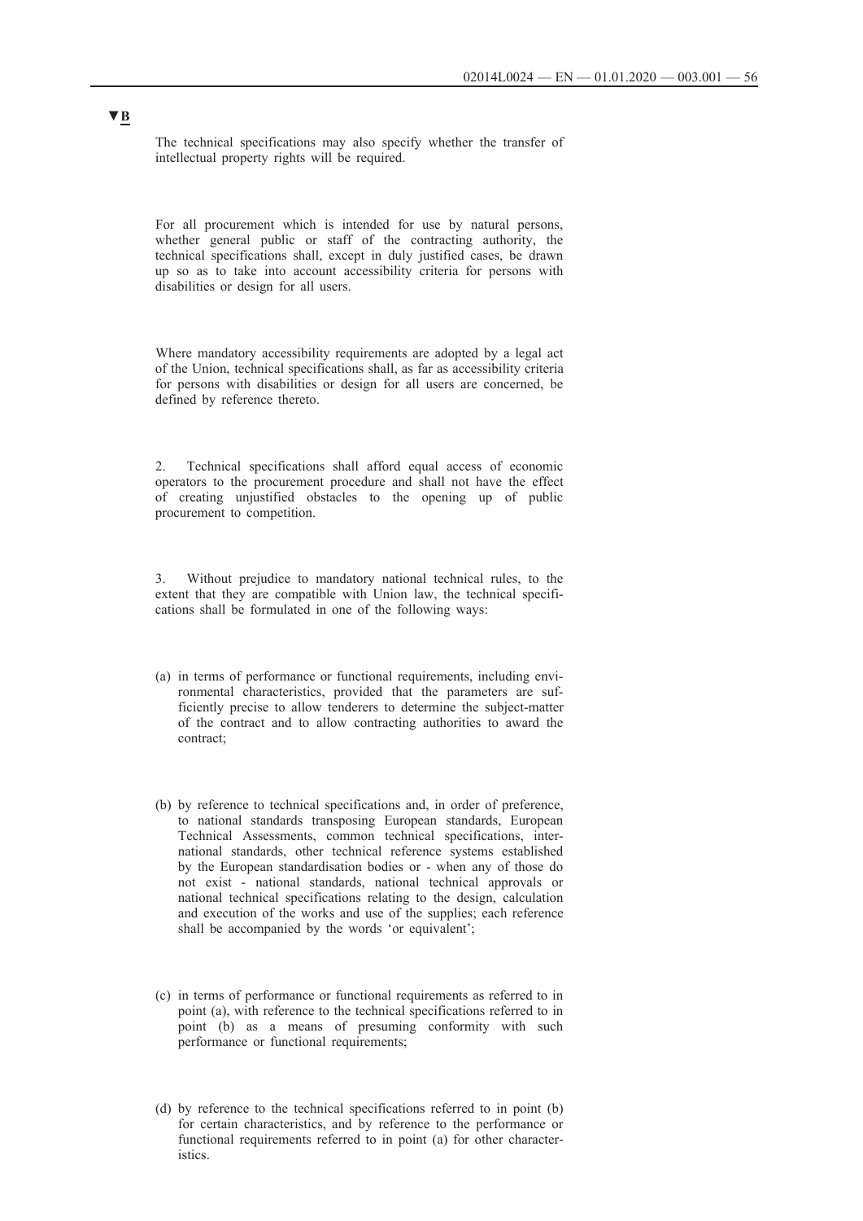▼B

The technical specifications may also specify whether the transfer of intellectual property rights will be required.

For all procurement which is intended for use by natural persons, whether general public or staff of the contracting authority, the technical specifications shall, except in duly justified cases, be drawn up so as to take into account accessibility criteria for persons with disabilities or design for all users.

Where mandatory accessibility requirements are adopted by a legal act of the Union, technical specifications shall, as far as accessibility criteria for persons with disabilities or design for all users are concerned, be defined by reference thereto.

2. Technical specifications shall afford equal access of economic operators to the procurement procedure and shall not have the effect of creating unjustified obstacles to the opening up of public procurement to competition.

3. Without prejudice to mandatory national technical rules, to the extent that they are compatible with Union law, the technical specifications shall be formulated in one of the following ways:

(a) in terms of performance or functional requirements, including environmental characteristics, provided that the parameters are sufficiently precise to allow tenderers to determine the subject-matter of the contract and to allow contracting authorities to award the contract;

(b) by reference to technical specifications and, in order of preference, to national standards transposing European standards, European Technical Assessments, common technical specifications, international standards, other technical reference systems established by the European standardisation bodies or - when any of those do not exist - national standards, national technical approvals or national technical specifications relating to the design, calculation and execution of the works and use of the supplies; each reference shall be accompanied by the words 'or equivalent';

(c) in terms of performance or functional requirements as referred to in point (a), with reference to the technical specifications referred to in point (b) as a means of presuming conformity with such performance or functional requirements;

(d) by reference to the technical specifications referred to in point (b) for certain characteristics, and by reference to the performance or functional requirements referred to in point (a) for other characteristics.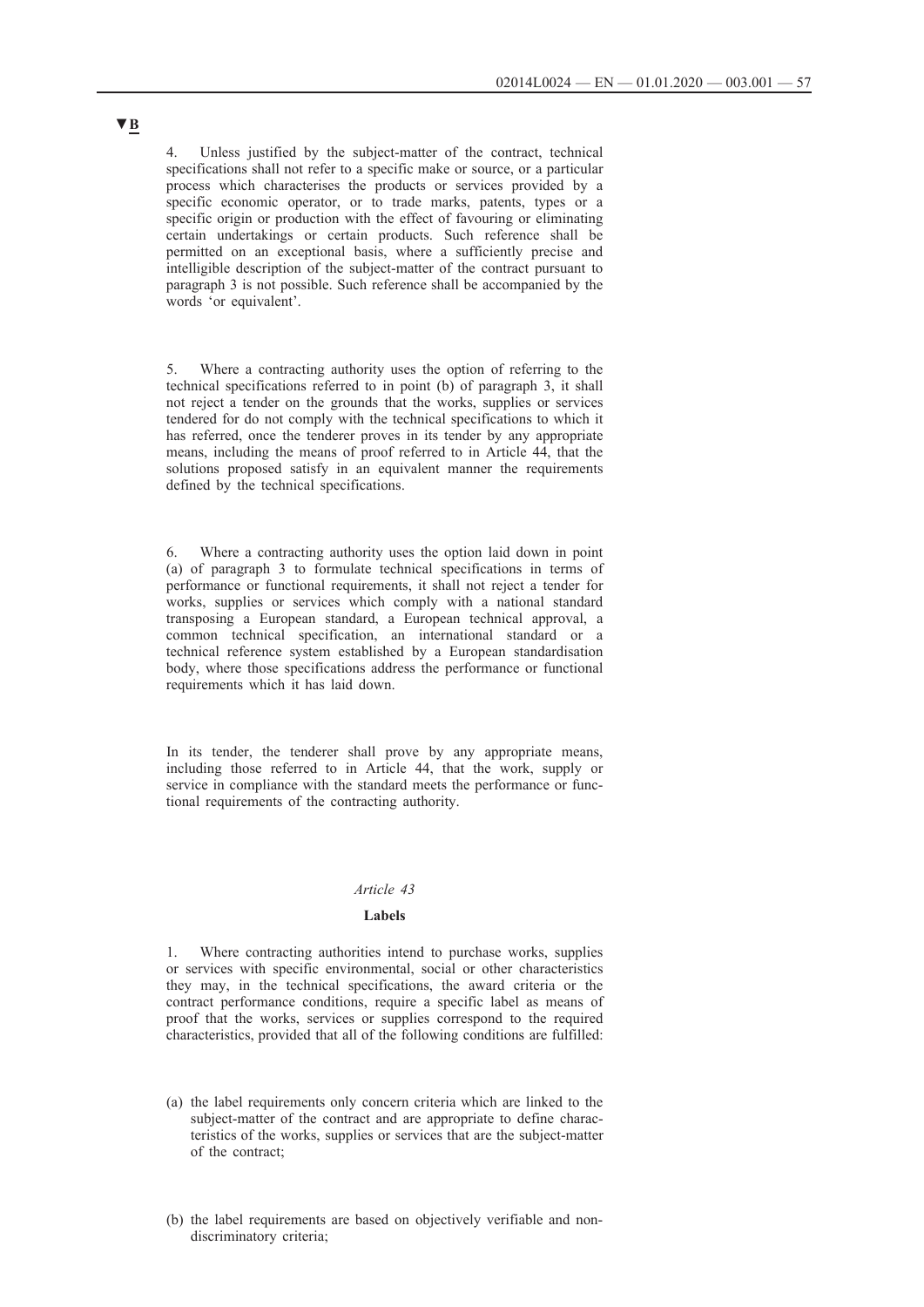▼**B**

4. Unless justified by the subject-matter of the contract, technical specifications shall not refer to a specific make or source, or a particular process which characterises the products or services provided by a specific economic operator, or to trade marks, patents, types or a specific origin or production with the effect of favouring or eliminating certain undertakings or certain products. Such reference shall be permitted on an exceptional basis, where a sufficiently precise and intelligible description of the subject-matter of the contract pursuant to paragraph 3 is not possible. Such reference shall be accompanied by the words 'or equivalent'.

5. Where a contracting authority uses the option of referring to the technical specifications referred to in point (b) of paragraph 3, it shall not reject a tender on the grounds that the works, supplies or services tendered for do not comply with the technical specifications to which it has referred, once the tenderer proves in its tender by any appropriate means, including the means of proof referred to in Article 44, that the solutions proposed satisfy in an equivalent manner the requirements defined by the technical specifications.

6. Where a contracting authority uses the option laid down in point (a) of paragraph 3 to formulate technical specifications in terms of performance or functional requirements, it shall not reject a tender for works, supplies or services which comply with a national standard transposing a European standard, a European technical approval, a common technical specification, an international standard or a technical reference system established by a European standardisation body, where those specifications address the performance or functional requirements which it has laid down.

In its tender, the tenderer shall prove by any appropriate means, including those referred to in Article 44, that the work, supply or service in compliance with the standard meets the performance or functional requirements of the contracting authority.

*Article 43*

**Labels**

1. Where contracting authorities intend to purchase works, supplies or services with specific environmental, social or other characteristics they may, in the technical specifications, the award criteria or the contract performance conditions, require a specific label as means of proof that the works, services or supplies correspond to the required characteristics, provided that all of the following conditions are fulfilled:

(a) the label requirements only concern criteria which are linked to the subject-matter of the contract and are appropriate to define characteristics of the works, supplies or services that are the subject-matter of the contract;

(b) the label requirements are based on objectively verifiable and non-discriminatory criteria;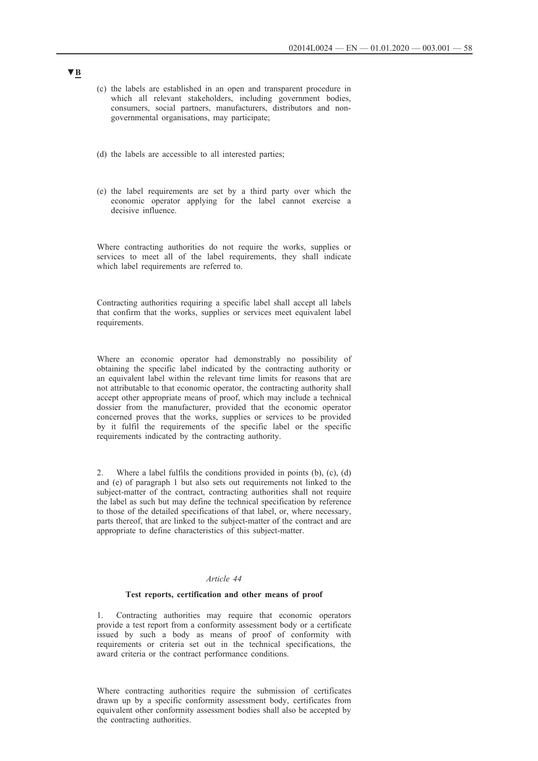▼B

(c) the labels are established in an open and transparent procedure in which all relevant stakeholders, including government bodies, consumers, social partners, manufacturers, distributors and non-governmental organisations, may participate;

(d) the labels are accessible to all interested parties;

(e) the label requirements are set by a third party over which the economic operator applying for the label cannot exercise a decisive influence.

Where contracting authorities do not require the works, supplies or services to meet all of the label requirements, they shall indicate which label requirements are referred to.

Contracting authorities requiring a specific label shall accept all labels that confirm that the works, supplies or services meet equivalent label requirements.

Where an economic operator had demonstrably no possibility of obtaining the specific label indicated by the contracting authority or an equivalent label within the relevant time limits for reasons that are not attributable to that economic operator, the contracting authority shall accept other appropriate means of proof, which may include a technical dossier from the manufacturer, provided that the economic operator concerned proves that the works, supplies or services to be provided by it fulfil the requirements of the specific label or the specific requirements indicated by the contracting authority.

2. Where a label fulfils the conditions provided in points (b), (c), (d) and (e) of paragraph 1 but also sets out requirements not linked to the subject-matter of the contract, contracting authorities shall not require the label as such but may define the technical specification by reference to those of the detailed specifications of that label, or, where necessary, parts thereof, that are linked to the subject-matter of the contract and are appropriate to define characteristics of this subject-matter.

*Article 44*

**Test reports, certification and other means of proof**

1. Contracting authorities may require that economic operators provide a test report from a conformity assessment body or a certificate issued by such a body as means of proof of conformity with requirements or criteria set out in the technical specifications, the award criteria or the contract performance conditions.

Where contracting authorities require the submission of certificates drawn up by a specific conformity assessment body, certificates from equivalent other conformity assessment bodies shall also be accepted by the contracting authorities.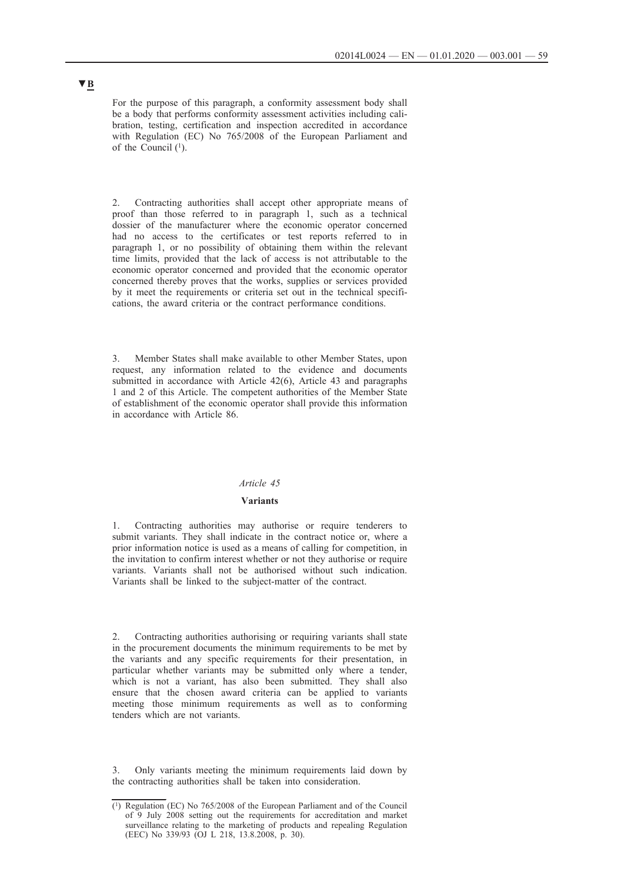▼B

For the purpose of this paragraph, a conformity assessment body shall be a body that performs conformity assessment activities including calibration, testing, certification and inspection accredited in accordance with Regulation (EC) No 765/2008 of the European Parliament and of the Council [1].

2. Contracting authorities shall accept other appropriate means of proof than those referred to in paragraph 1, such as a technical dossier of the manufacturer where the economic operator concerned had no access to the certificates or test reports referred to in paragraph 1, or no possibility of obtaining them within the relevant time limits, provided that the lack of access is not attributable to the economic operator concerned and provided that the economic operator concerned thereby proves that the works, supplies or services provided by it meet the requirements or criteria set out in the technical specifications, the award criteria or the contract performance conditions.

3. Member States shall make available to other Member States, upon request, any information related to the evidence and documents submitted in accordance with Article 42(6), Article 43 and paragraphs 1 and 2 of this Article. The competent authorities of the Member State of establishment of the economic operator shall provide this information in accordance with Article 86.

*Article 45*

**Variants**

1. Contracting authorities may authorise or require tenderers to submit variants. They shall indicate in the contract notice or, where a prior information notice is used as a means of calling for competition, in the invitation to confirm interest whether or not they authorise or require variants. Variants shall not be authorised without such indication. Variants shall be linked to the subject-matter of the contract.

2. Contracting authorities authorising or requiring variants shall state in the procurement documents the minimum requirements to be met by the variants and any specific requirements for their presentation, in particular whether variants may be submitted only where a tender, which is not a variant, has also been submitted. They shall also ensure that the chosen award criteria can be applied to variants meeting those minimum requirements as well as to conforming tenders which are not variants.

3. Only variants meeting the minimum requirements laid down by the contracting authorities shall be taken into consideration.

---

[1] Regulation (EC) No 765/2008 of the European Parliament and of the Council of 9 July 2008 setting out the requirements for accreditation and market surveillance relating to the marketing of products and repealing Regulation (EEC) No 339/93 (OJ L 218, 13.8.2008, p. 30).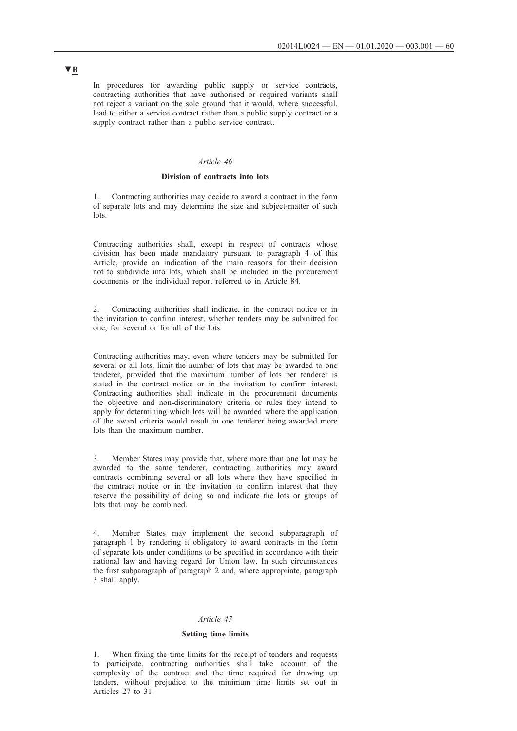▼B

In procedures for awarding public supply or service contracts, contracting authorities that have authorised or required variants shall not reject a variant on the sole ground that it would, where successful, lead to either a service contract rather than a public supply contract or a supply contract rather than a public service contract.

*Article 46*

**Division of contracts into lots**

1. Contracting authorities may decide to award a contract in the form of separate lots and may determine the size and subject-matter of such lots.

Contracting authorities shall, except in respect of contracts whose division has been made mandatory pursuant to paragraph 4 of this Article, provide an indication of the main reasons for their decision not to subdivide into lots, which shall be included in the procurement documents or the individual report referred to in Article 84.

2. Contracting authorities shall indicate, in the contract notice or in the invitation to confirm interest, whether tenders may be submitted for one, for several or for all of the lots.

Contracting authorities may, even where tenders may be submitted for several or all lots, limit the number of lots that may be awarded to one tenderer, provided that the maximum number of lots per tenderer is stated in the contract notice or in the invitation to confirm interest. Contracting authorities shall indicate in the procurement documents the objective and non-discriminatory criteria or rules they intend to apply for determining which lots will be awarded where the application of the award criteria would result in one tenderer being awarded more lots than the maximum number.

3. Member States may provide that, where more than one lot may be awarded to the same tenderer, contracting authorities may award contracts combining several or all lots where they have specified in the contract notice or in the invitation to confirm interest that they reserve the possibility of doing so and indicate the lots or groups of lots that may be combined.

4. Member States may implement the second subparagraph of paragraph 1 by rendering it obligatory to award contracts in the form of separate lots under conditions to be specified in accordance with their national law and having regard for Union law. In such circumstances the first subparagraph of paragraph 2 and, where appropriate, paragraph 3 shall apply.

*Article 47*

**Setting time limits**

1. When fixing the time limits for the receipt of tenders and requests to participate, contracting authorities shall take account of the complexity of the contract and the time required for drawing up tenders, without prejudice to the minimum time limits set out in Articles 27 to 31.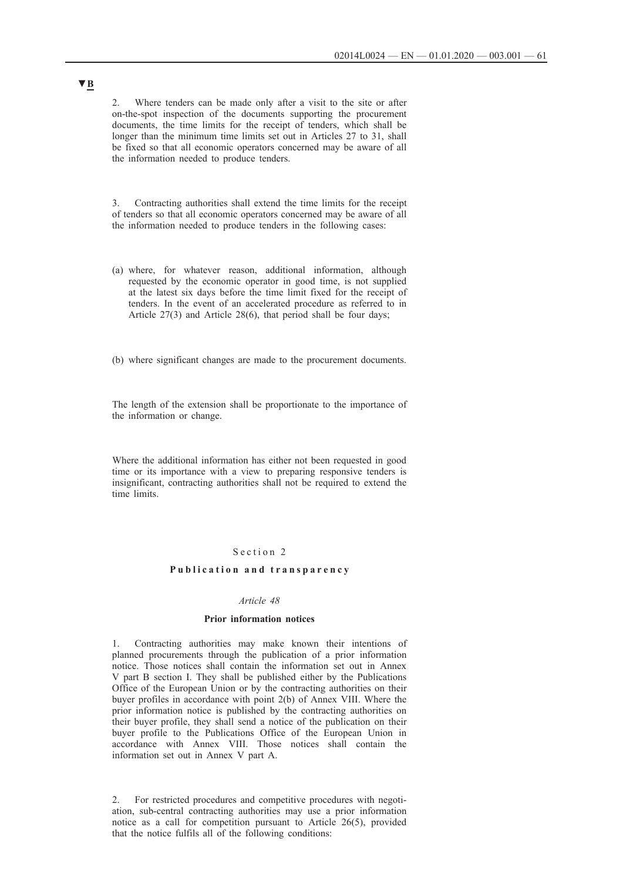▼B

2. Where tenders can be made only after a visit to the site or after on-the-spot inspection of the documents supporting the procurement documents, the time limits for the receipt of tenders, which shall be longer than the minimum time limits set out in Articles 27 to 31, shall be fixed so that all economic operators concerned may be aware of all the information needed to produce tenders.

3. Contracting authorities shall extend the time limits for the receipt of tenders so that all economic operators concerned may be aware of all the information needed to produce tenders in the following cases:

(a) where, for whatever reason, additional information, although requested by the economic operator in good time, is not supplied at the latest six days before the time limit fixed for the receipt of tenders. In the event of an accelerated procedure as referred to in Article 27(3) and Article 28(6), that period shall be four days;

(b) where significant changes are made to the procurement documents.

The length of the extension shall be proportionate to the importance of the information or change.

Where the additional information has either not been requested in good time or its importance with a view to preparing responsive tenders is insignificant, contracting authorities shall not be required to extend the time limits.

## Section 2

## Publication and transparency

### *Article 48*

### Prior information notices

1. Contracting authorities may make known their intentions of planned procurements through the publication of a prior information notice. Those notices shall contain the information set out in Annex V part B section I. They shall be published either by the Publications Office of the European Union or by the contracting authorities on their buyer profiles in accordance with point 2(b) of Annex VIII. Where the prior information notice is published by the contracting authorities on their buyer profile, they shall send a notice of the publication on their buyer profile to the Publications Office of the European Union in accordance with Annex VIII. Those notices shall contain the information set out in Annex V part A.

2. For restricted procedures and competitive procedures with negotiation, sub-central contracting authorities may use a prior information notice as a call for competition pursuant to Article 26(5), provided that the notice fulfils all of the following conditions: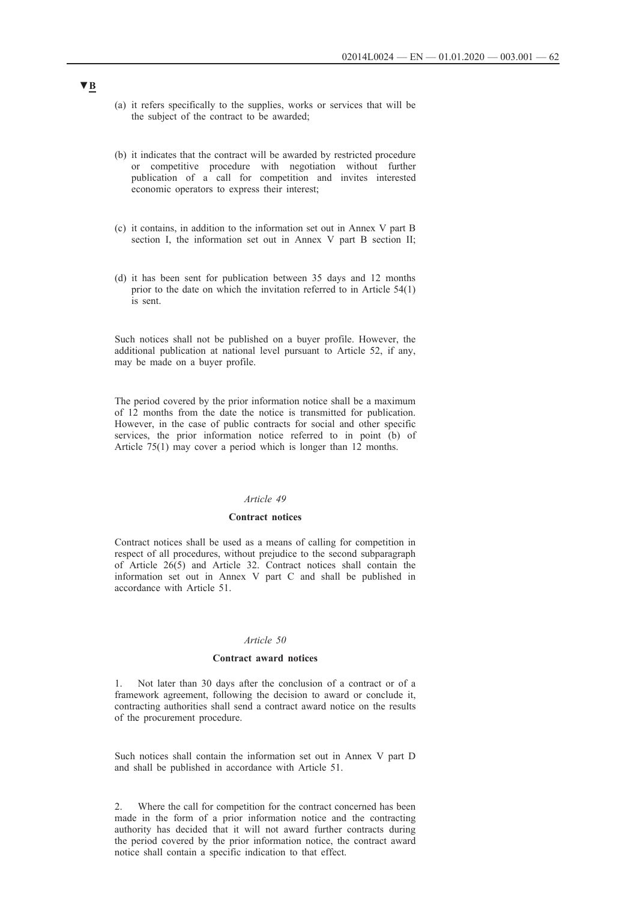▼B

(a) it refers specifically to the supplies, works or services that will be the subject of the contract to be awarded;

(b) it indicates that the contract will be awarded by restricted procedure or competitive procedure with negotiation without further publication of a call for competition and invites interested economic operators to express their interest;

(c) it contains, in addition to the information set out in Annex V part B section I, the information set out in Annex V part B section II;

(d) it has been sent for publication between 35 days and 12 months prior to the date on which the invitation referred to in Article 54(1) is sent.

Such notices shall not be published on a buyer profile. However, the additional publication at national level pursuant to Article 52, if any, may be made on a buyer profile.

The period covered by the prior information notice shall be a maximum of 12 months from the date the notice is transmitted for publication. However, in the case of public contracts for social and other specific services, the prior information notice referred to in point (b) of Article 75(1) may cover a period which is longer than 12 months.

*Article 49*

**Contract notices**

Contract notices shall be used as a means of calling for competition in respect of all procedures, without prejudice to the second subparagraph of Article 26(5) and Article 32. Contract notices shall contain the information set out in Annex V part C and shall be published in accordance with Article 51.

*Article 50*

**Contract award notices**

1. Not later than 30 days after the conclusion of a contract or of a framework agreement, following the decision to award or conclude it, contracting authorities shall send a contract award notice on the results of the procurement procedure.

Such notices shall contain the information set out in Annex V part D and shall be published in accordance with Article 51.

2. Where the call for competition for the contract concerned has been made in the form of a prior information notice and the contracting authority has decided that it will not award further contracts during the period covered by the prior information notice, the contract award notice shall contain a specific indication to that effect.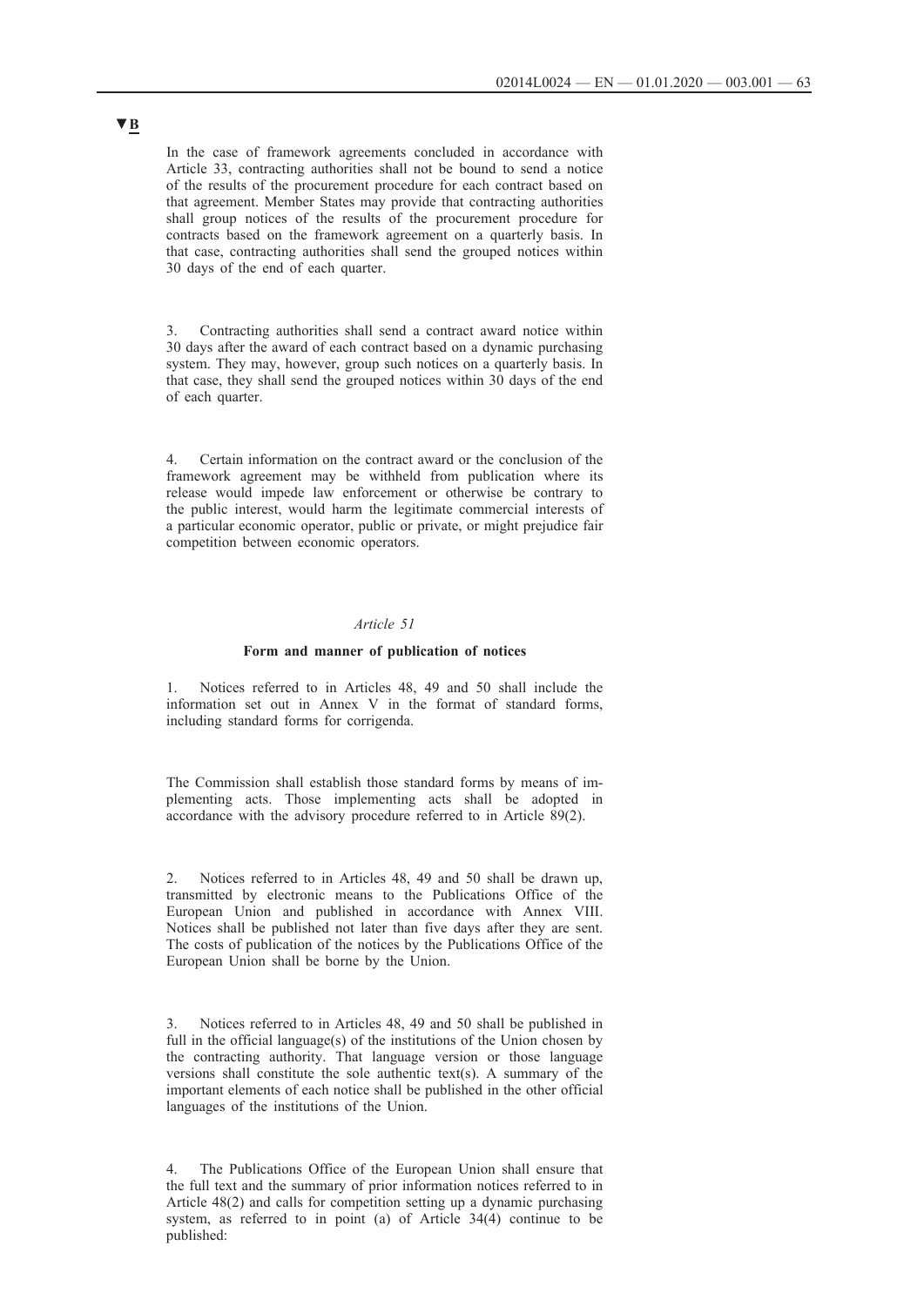▼B

In the case of framework agreements concluded in accordance with Article 33, contracting authorities shall not be bound to send a notice of the results of the procurement procedure for each contract based on that agreement. Member States may provide that contracting authorities shall group notices of the results of the procurement procedure for contracts based on the framework agreement on a quarterly basis. In that case, contracting authorities shall send the grouped notices within 30 days of the end of each quarter.

3. Contracting authorities shall send a contract award notice within 30 days after the award of each contract based on a dynamic purchasing system. They may, however, group such notices on a quarterly basis. In that case, they shall send the grouped notices within 30 days of the end of each quarter.

4. Certain information on the contract award or the conclusion of the framework agreement may be withheld from publication where its release would impede law enforcement or otherwise be contrary to the public interest, would harm the legitimate commercial interests of a particular economic operator, public or private, or might prejudice fair competition between economic operators.

*Article 51*

**Form and manner of publication of notices**

1. Notices referred to in Articles 48, 49 and 50 shall include the information set out in Annex V in the format of standard forms, including standard forms for corrigenda.

The Commission shall establish those standard forms by means of implementing acts. Those implementing acts shall be adopted in accordance with the advisory procedure referred to in Article 89(2).

2. Notices referred to in Articles 48, 49 and 50 shall be drawn up, transmitted by electronic means to the Publications Office of the European Union and published in accordance with Annex VIII. Notices shall be published not later than five days after they are sent. The costs of publication of the notices by the Publications Office of the European Union shall be borne by the Union.

3. Notices referred to in Articles 48, 49 and 50 shall be published in full in the official language(s) of the institutions of the Union chosen by the contracting authority. That language version or those language versions shall constitute the sole authentic text(s). A summary of the important elements of each notice shall be published in the other official languages of the institutions of the Union.

4. The Publications Office of the European Union shall ensure that the full text and the summary of prior information notices referred to in Article 48(2) and calls for competition setting up a dynamic purchasing system, as referred to in point (a) of Article 34(4) continue to be published: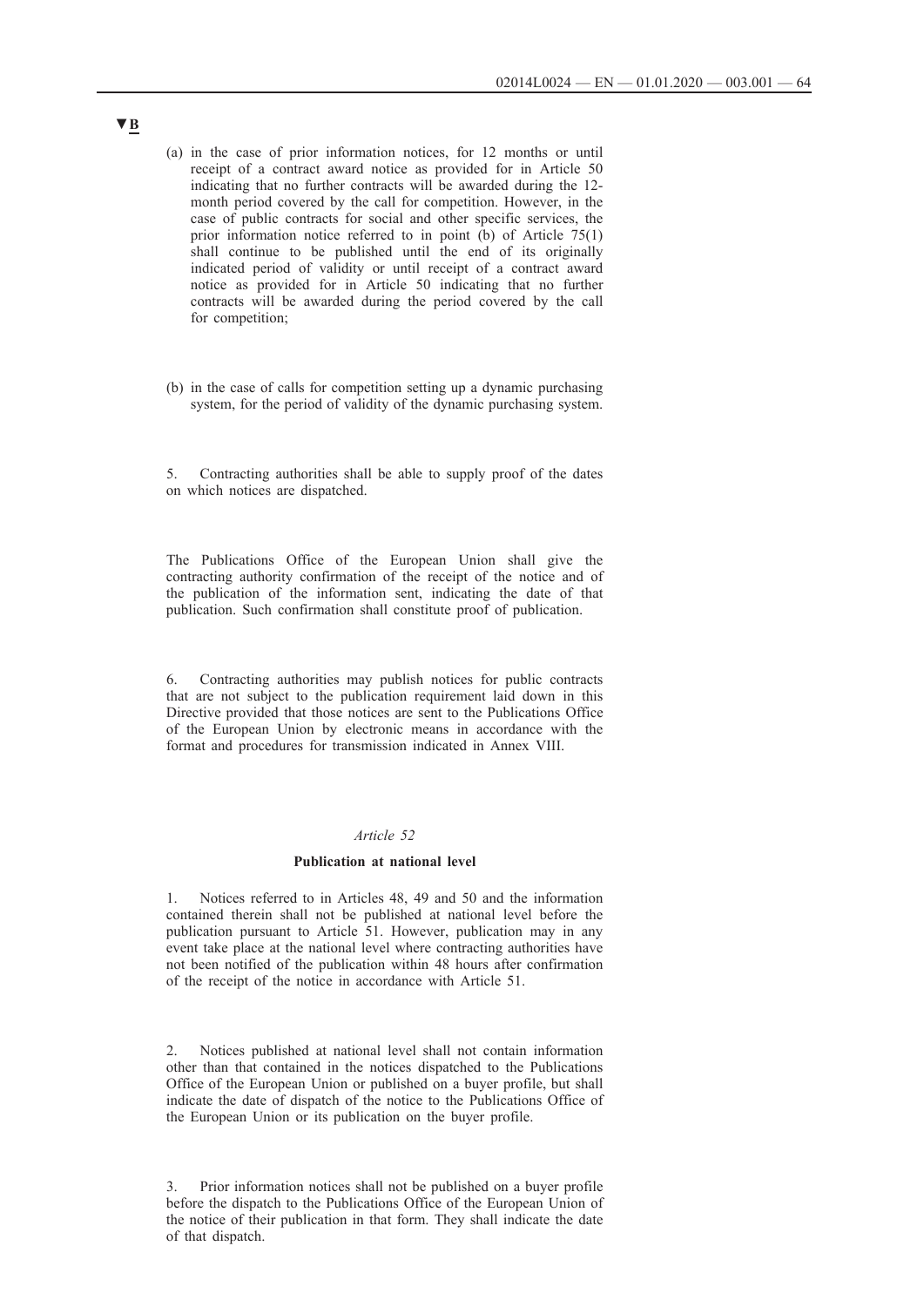▼B

(a) in the case of prior information notices, for 12 months or until receipt of a contract award notice as provided for in Article 50 indicating that no further contracts will be awarded during the 12-month period covered by the call for competition. However, in the case of public contracts for social and other specific services, the prior information notice referred to in point (b) of Article 75(1) shall continue to be published until the end of its originally indicated period of validity or until receipt of a contract award notice as provided for in Article 50 indicating that no further contracts will be awarded during the period covered by the call for competition;

(b) in the case of calls for competition setting up a dynamic purchasing system, for the period of validity of the dynamic purchasing system.

5. Contracting authorities shall be able to supply proof of the dates on which notices are dispatched.

The Publications Office of the European Union shall give the contracting authority confirmation of the receipt of the notice and of the publication of the information sent, indicating the date of that publication. Such confirmation shall constitute proof of publication.

6. Contracting authorities may publish notices for public contracts that are not subject to the publication requirement laid down in this Directive provided that those notices are sent to the Publications Office of the European Union by electronic means in accordance with the format and procedures for transmission indicated in Annex VIII.

*Article 52*

**Publication at national level**

1. Notices referred to in Articles 48, 49 and 50 and the information contained therein shall not be published at national level before the publication pursuant to Article 51. However, publication may in any event take place at the national level where contracting authorities have not been notified of the publication within 48 hours after confirmation of the receipt of the notice in accordance with Article 51.

2. Notices published at national level shall not contain information other than that contained in the notices dispatched to the Publications Office of the European Union or published on a buyer profile, but shall indicate the date of dispatch of the notice to the Publications Office of the European Union or its publication on the buyer profile.

3. Prior information notices shall not be published on a buyer profile before the dispatch to the Publications Office of the European Union of the notice of their publication in that form. They shall indicate the date of that dispatch.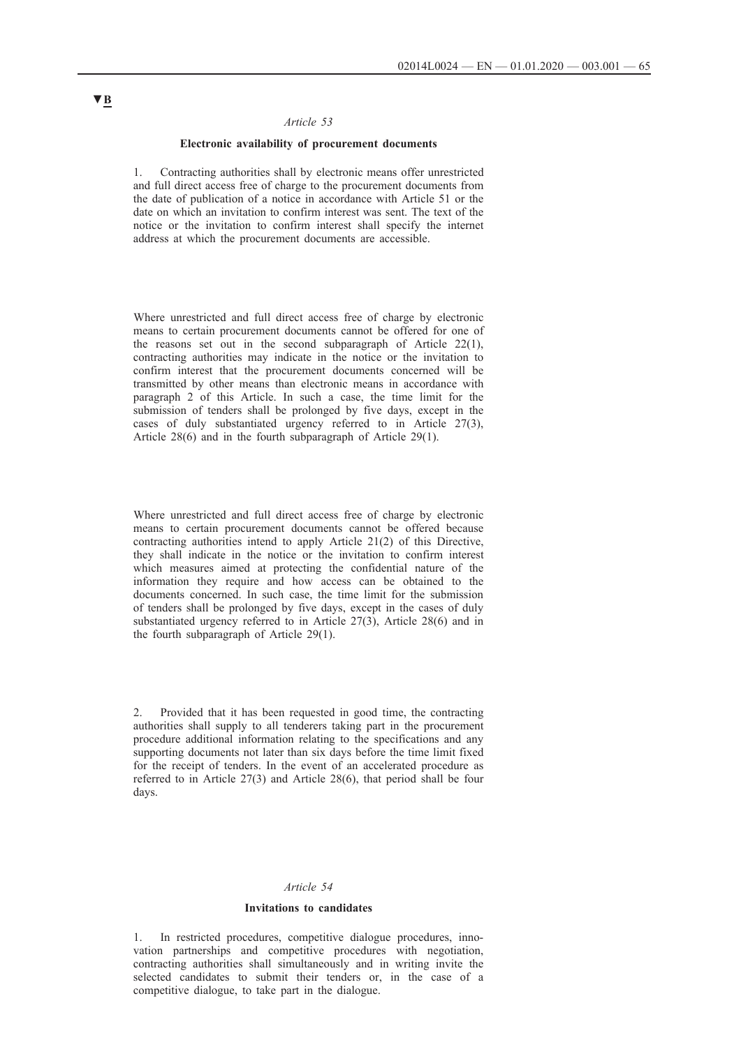▼B

*Article 53*

**Electronic availability of procurement documents**

1. Contracting authorities shall by electronic means offer unrestricted and full direct access free of charge to the procurement documents from the date of publication of a notice in accordance with Article 51 or the date on which an invitation to confirm interest was sent. The text of the notice or the invitation to confirm interest shall specify the internet address at which the procurement documents are accessible.

Where unrestricted and full direct access free of charge by electronic means to certain procurement documents cannot be offered for one of the reasons set out in the second subparagraph of Article 22(1), contracting authorities may indicate in the notice or the invitation to confirm interest that the procurement documents concerned will be transmitted by other means than electronic means in accordance with paragraph 2 of this Article. In such a case, the time limit for the submission of tenders shall be prolonged by five days, except in the cases of duly substantiated urgency referred to in Article 27(3), Article 28(6) and in the fourth subparagraph of Article 29(1).

Where unrestricted and full direct access free of charge by electronic means to certain procurement documents cannot be offered because contracting authorities intend to apply Article 21(2) of this Directive, they shall indicate in the notice or the invitation to confirm interest which measures aimed at protecting the confidential nature of the information they require and how access can be obtained to the documents concerned. In such case, the time limit for the submission of tenders shall be prolonged by five days, except in the cases of duly substantiated urgency referred to in Article 27(3), Article 28(6) and in the fourth subparagraph of Article 29(1).

2. Provided that it has been requested in good time, the contracting authorities shall supply to all tenderers taking part in the procurement procedure additional information relating to the specifications and any supporting documents not later than six days before the time limit fixed for the receipt of tenders. In the event of an accelerated procedure as referred to in Article 27(3) and Article 28(6), that period shall be four days.

*Article 54*

**Invitations to candidates**

1. In restricted procedures, competitive dialogue procedures, innovation partnerships and competitive procedures with negotiation, contracting authorities shall simultaneously and in writing invite the selected candidates to submit their tenders or, in the case of a competitive dialogue, to take part in the dialogue.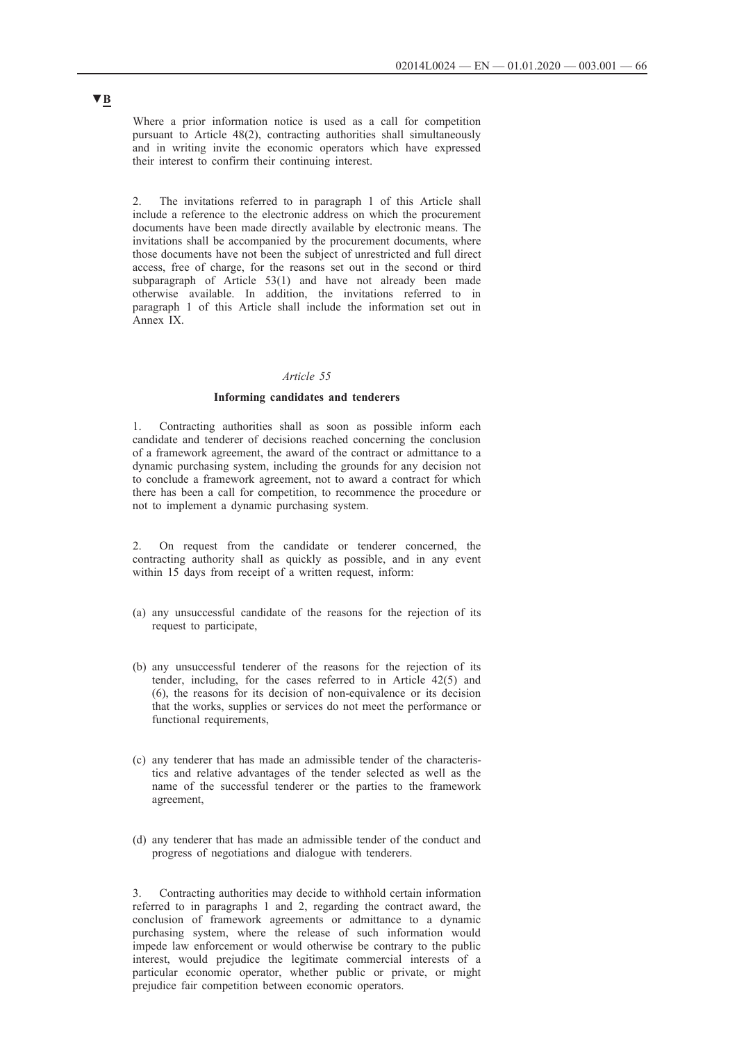▼B

Where a prior information notice is used as a call for competition pursuant to Article 48(2), contracting authorities shall simultaneously and in writing invite the economic operators which have expressed their interest to confirm their continuing interest.

2. The invitations referred to in paragraph 1 of this Article shall include a reference to the electronic address on which the procurement documents have been made directly available by electronic means. The invitations shall be accompanied by the procurement documents, where those documents have not been the subject of unrestricted and full direct access, free of charge, for the reasons set out in the second or third subparagraph of Article 53(1) and have not already been made otherwise available. In addition, the invitations referred to in paragraph 1 of this Article shall include the information set out in Annex IX.

*Article 55*

**Informing candidates and tenderers**

1. Contracting authorities shall as soon as possible inform each candidate and tenderer of decisions reached concerning the conclusion of a framework agreement, the award of the contract or admittance to a dynamic purchasing system, including the grounds for any decision not to conclude a framework agreement, not to award a contract for which there has been a call for competition, to recommence the procedure or not to implement a dynamic purchasing system.

2. On request from the candidate or tenderer concerned, the contracting authority shall as quickly as possible, and in any event within 15 days from receipt of a written request, inform:

(a) any unsuccessful candidate of the reasons for the rejection of its request to participate,

(b) any unsuccessful tenderer of the reasons for the rejection of its tender, including, for the cases referred to in Article 42(5) and (6), the reasons for its decision of non-equivalence or its decision that the works, supplies or services do not meet the performance or functional requirements,

(c) any tenderer that has made an admissible tender of the characteristics and relative advantages of the tender selected as well as the name of the successful tenderer or the parties to the framework agreement,

(d) any tenderer that has made an admissible tender of the conduct and progress of negotiations and dialogue with tenderers.

3. Contracting authorities may decide to withhold certain information referred to in paragraphs 1 and 2, regarding the contract award, the conclusion of framework agreements or admittance to a dynamic purchasing system, where the release of such information would impede law enforcement or would otherwise be contrary to the public interest, would prejudice the legitimate commercial interests of a particular economic operator, whether public or private, or might prejudice fair competition between economic operators.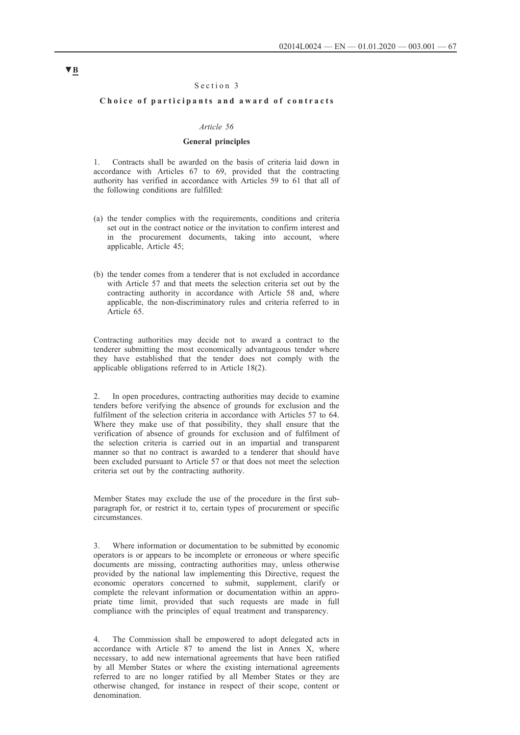▼B

Section 3

## Choice of participants and award of contracts

*Article 56*

### General principles

1. Contracts shall be awarded on the basis of criteria laid down in accordance with Articles 67 to 69, provided that the contracting authority has verified in accordance with Articles 59 to 61 that all of the following conditions are fulfilled:

(a) the tender complies with the requirements, conditions and criteria set out in the contract notice or the invitation to confirm interest and in the procurement documents, taking into account, where applicable, Article 45;

(b) the tender comes from a tenderer that is not excluded in accordance with Article 57 and that meets the selection criteria set out by the contracting authority in accordance with Article 58 and, where applicable, the non-discriminatory rules and criteria referred to in Article 65.

Contracting authorities may decide not to award a contract to the tenderer submitting the most economically advantageous tender where they have established that the tender does not comply with the applicable obligations referred to in Article 18(2).

2. In open procedures, contracting authorities may decide to examine tenders before verifying the absence of grounds for exclusion and the fulfilment of the selection criteria in accordance with Articles 57 to 64. Where they make use of that possibility, they shall ensure that the verification of absence of grounds for exclusion and of fulfilment of the selection criteria is carried out in an impartial and transparent manner so that no contract is awarded to a tenderer that should have been excluded pursuant to Article 57 or that does not meet the selection criteria set out by the contracting authority.

Member States may exclude the use of the procedure in the first subparagraph for, or restrict it to, certain types of procurement or specific circumstances.

3. Where information or documentation to be submitted by economic operators is or appears to be incomplete or erroneous or where specific documents are missing, contracting authorities may, unless otherwise provided by the national law implementing this Directive, request the economic operators concerned to submit, supplement, clarify or complete the relevant information or documentation within an appropriate time limit, provided that such requests are made in full compliance with the principles of equal treatment and transparency.

4. The Commission shall be empowered to adopt delegated acts in accordance with Article 87 to amend the list in Annex X, where necessary, to add new international agreements that have been ratified by all Member States or where the existing international agreements referred to are no longer ratified by all Member States or they are otherwise changed, for instance in respect of their scope, content or denomination.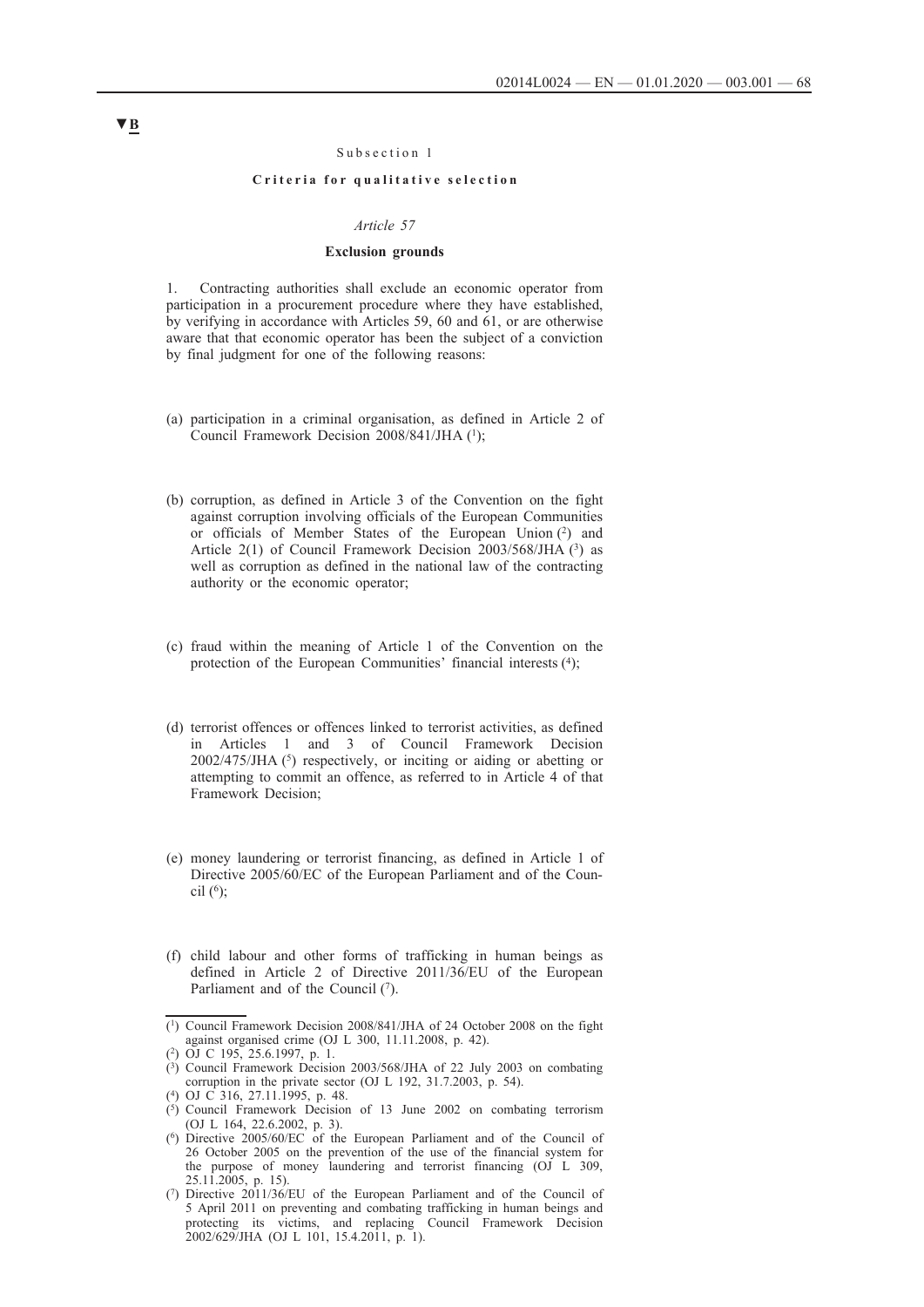▼B

Subsection 1

**Criteria for qualitative selection**

*Article 57*

**Exclusion grounds**

1. Contracting authorities shall exclude an economic operator from participation in a procurement procedure where they have established, by verifying in accordance with Articles 59, 60 and 61, or are otherwise aware that that economic operator has been the subject of a conviction by final judgment for one of the following reasons:

(a) participation in a criminal organisation, as defined in Article 2 of Council Framework Decision 2008/841/JHA [1];

(b) corruption, as defined in Article 3 of the Convention on the fight against corruption involving officials of the European Communities or officials of Member States of the European Union [2] and Article 2(1) of Council Framework Decision 2003/568/JHA [3] as well as corruption as defined in the national law of the contracting authority or the economic operator;

(c) fraud within the meaning of Article 1 of the Convention on the protection of the European Communities' financial interests [4];

(d) terrorist offences or offences linked to terrorist activities, as defined in Articles 1 and 3 of Council Framework Decision 2002/475/JHA [5] respectively, or inciting or aiding or abetting or attempting to commit an offence, as referred to in Article 4 of that Framework Decision;

(e) money laundering or terrorist financing, as defined in Article 1 of Directive 2005/60/EC of the European Parliament and of the Council [6];

(f) child labour and other forms of trafficking in human beings as defined in Article 2 of Directive 2011/36/EU of the European Parliament and of the Council [7].

---

[1] Council Framework Decision 2008/841/JHA of 24 October 2008 on the fight against organised crime (OJ L 300, 11.11.2008, p. 42).

[2] OJ C 195, 25.6.1997, p. 1.

[3] Council Framework Decision 2003/568/JHA of 22 July 2003 on combating corruption in the private sector (OJ L 192, 31.7.2003, p. 54).

[4] OJ C 316, 27.11.1995, p. 48.

[5] Council Framework Decision of 13 June 2002 on combating terrorism (OJ L 164, 22.6.2002, p. 3).

[6] Directive 2005/60/EC of the European Parliament and of the Council of 26 October 2005 on the prevention of the use of the financial system for the purpose of money laundering and terrorist financing (OJ L 309, 25.11.2005, p. 15).

[7] Directive 2011/36/EU of the European Parliament and of the Council of 5 April 2011 on preventing and combating trafficking in human beings and protecting its victims, and replacing Council Framework Decision 2002/629/JHA (OJ L 101, 15.4.2011, p. 1).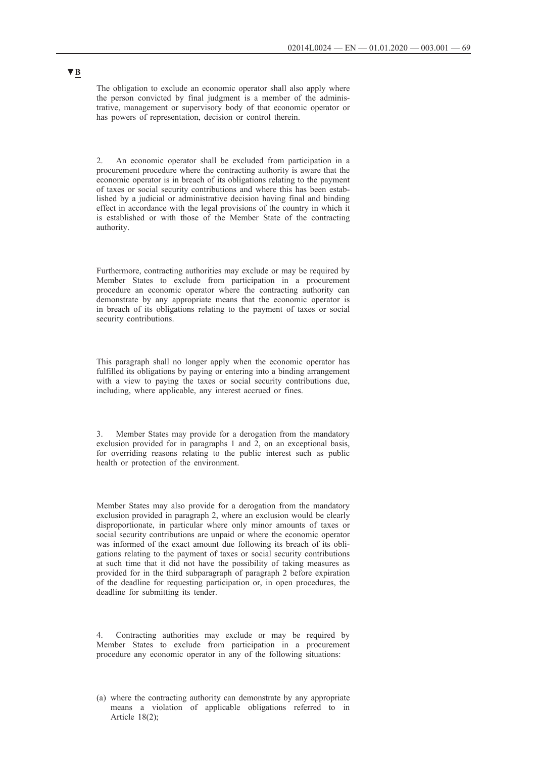▼B

The obligation to exclude an economic operator shall also apply where the person convicted by final judgment is a member of the administrative, management or supervisory body of that economic operator or has powers of representation, decision or control therein.

2. An economic operator shall be excluded from participation in a procurement procedure where the contracting authority is aware that the economic operator is in breach of its obligations relating to the payment of taxes or social security contributions and where this has been established by a judicial or administrative decision having final and binding effect in accordance with the legal provisions of the country in which it is established or with those of the Member State of the contracting authority.

Furthermore, contracting authorities may exclude or may be required by Member States to exclude from participation in a procurement procedure an economic operator where the contracting authority can demonstrate by any appropriate means that the economic operator is in breach of its obligations relating to the payment of taxes or social security contributions.

This paragraph shall no longer apply when the economic operator has fulfilled its obligations by paying or entering into a binding arrangement with a view to paying the taxes or social security contributions due, including, where applicable, any interest accrued or fines.

3. Member States may provide for a derogation from the mandatory exclusion provided for in paragraphs 1 and 2, on an exceptional basis, for overriding reasons relating to the public interest such as public health or protection of the environment.

Member States may also provide for a derogation from the mandatory exclusion provided in paragraph 2, where an exclusion would be clearly disproportionate, in particular where only minor amounts of taxes or social security contributions are unpaid or where the economic operator was informed of the exact amount due following its breach of its obligations relating to the payment of taxes or social security contributions at such time that it did not have the possibility of taking measures as provided for in the third subparagraph of paragraph 2 before expiration of the deadline for requesting participation or, in open procedures, the deadline for submitting its tender.

4. Contracting authorities may exclude or may be required by Member States to exclude from participation in a procurement procedure any economic operator in any of the following situations:

(a) where the contracting authority can demonstrate by any appropriate means a violation of applicable obligations referred to in Article 18(2);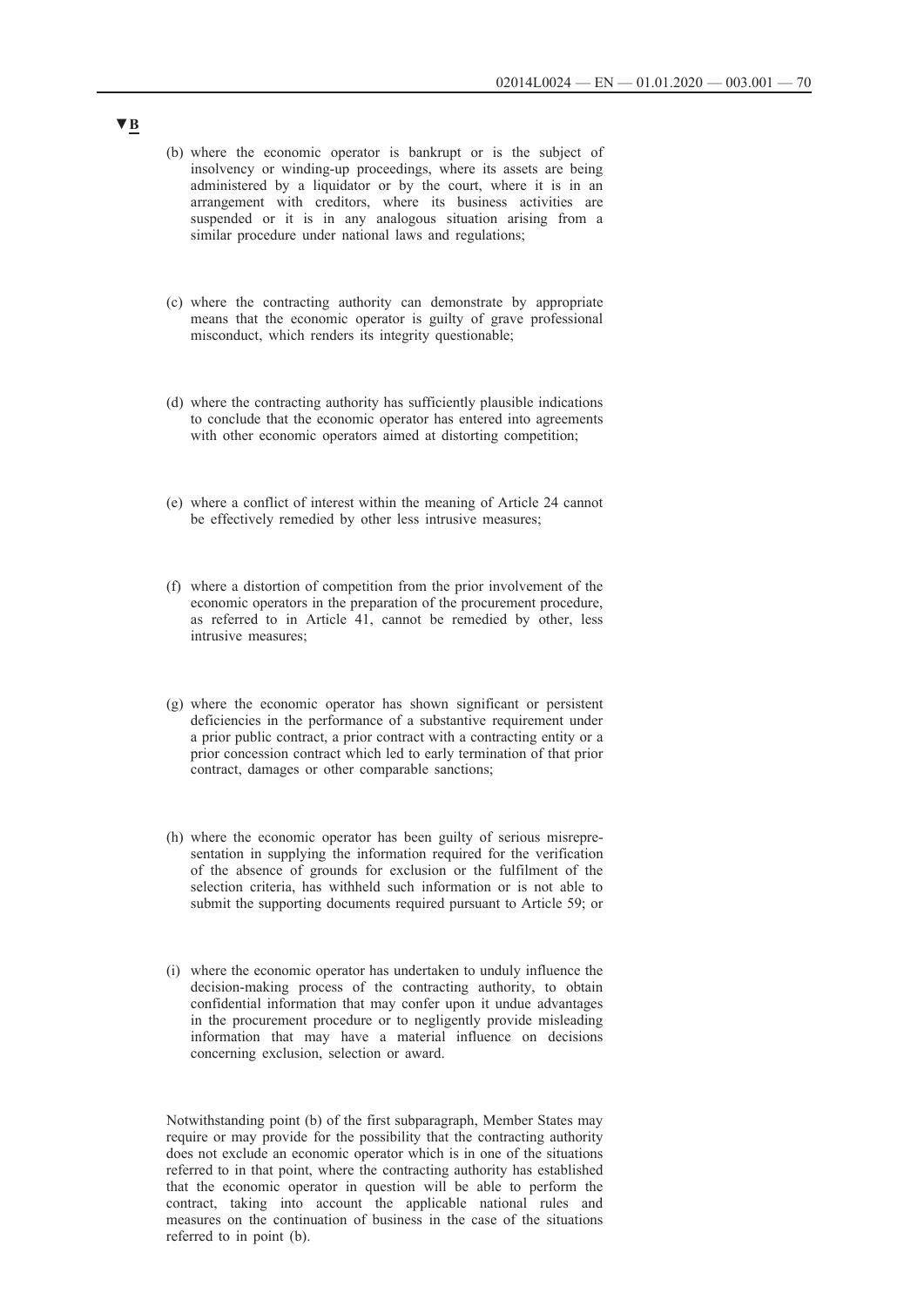▼B

(b) where the economic operator is bankrupt or is the subject of insolvency or winding-up proceedings, where its assets are being administered by a liquidator or by the court, where it is in an arrangement with creditors, where its business activities are suspended or it is in any analogous situation arising from a similar procedure under national laws and regulations;

(c) where the contracting authority can demonstrate by appropriate means that the economic operator is guilty of grave professional misconduct, which renders its integrity questionable;

(d) where the contracting authority has sufficiently plausible indications to conclude that the economic operator has entered into agreements with other economic operators aimed at distorting competition;

(e) where a conflict of interest within the meaning of Article 24 cannot be effectively remedied by other less intrusive measures;

(f) where a distortion of competition from the prior involvement of the economic operators in the preparation of the procurement procedure, as referred to in Article 41, cannot be remedied by other, less intrusive measures;

(g) where the economic operator has shown significant or persistent deficiencies in the performance of a substantive requirement under a prior public contract, a prior contract with a contracting entity or a prior concession contract which led to early termination of that prior contract, damages or other comparable sanctions;

(h) where the economic operator has been guilty of serious misrepresentation in supplying the information required for the verification of the absence of grounds for exclusion or the fulfilment of the selection criteria, has withheld such information or is not able to submit the supporting documents required pursuant to Article 59; or

(i) where the economic operator has undertaken to unduly influence the decision-making process of the contracting authority, to obtain confidential information that may confer upon it undue advantages in the procurement procedure or to negligently provide misleading information that may have a material influence on decisions concerning exclusion, selection or award.

Notwithstanding point (b) of the first subparagraph, Member States may require or may provide for the possibility that the contracting authority does not exclude an economic operator which is in one of the situations referred to in that point, where the contracting authority has established that the economic operator in question will be able to perform the contract, taking into account the applicable national rules and measures on the continuation of business in the case of the situations referred to in point (b).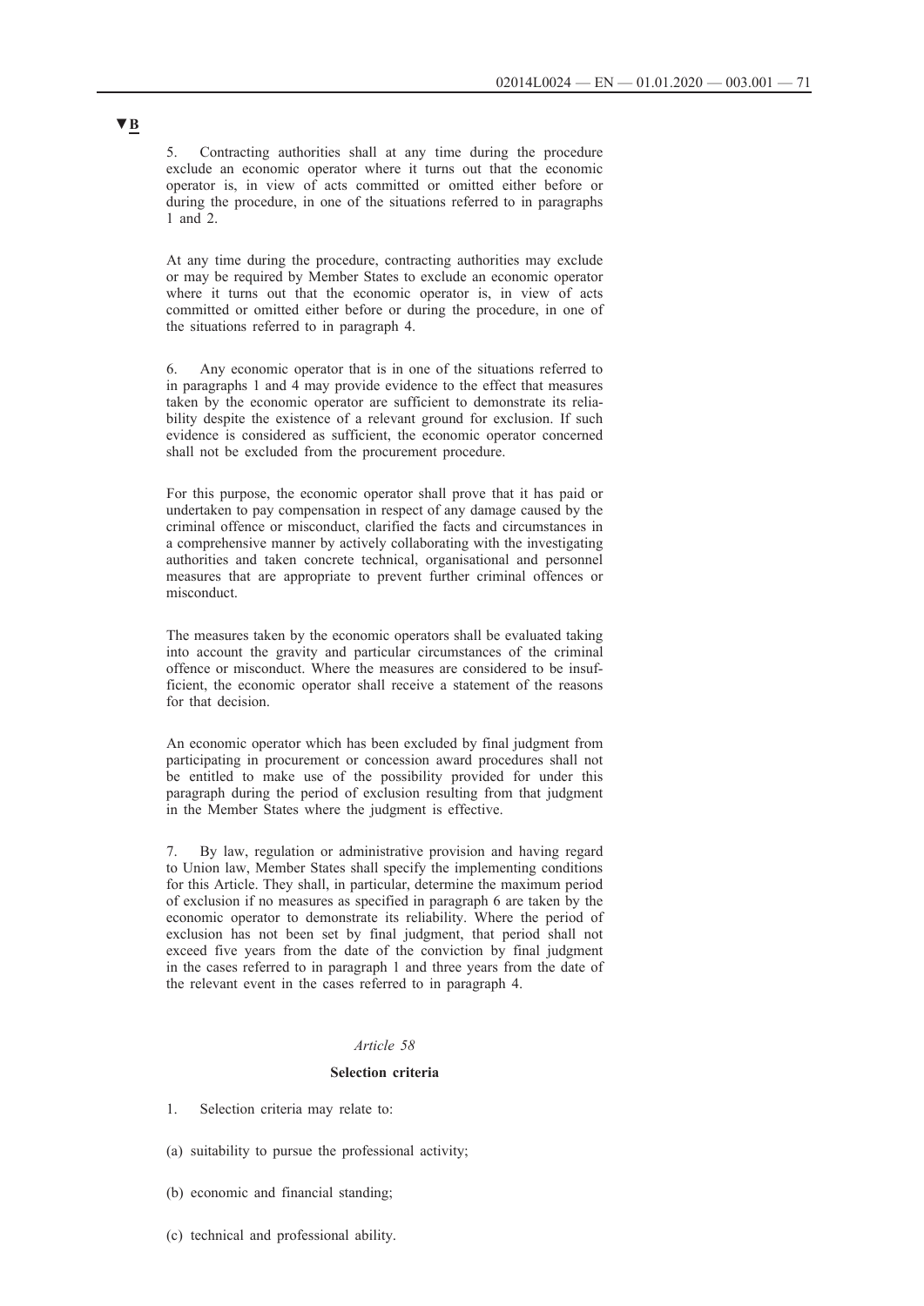▼B

5. Contracting authorities shall at any time during the procedure exclude an economic operator where it turns out that the economic operator is, in view of acts committed or omitted either before or during the procedure, in one of the situations referred to in paragraphs 1 and 2.

At any time during the procedure, contracting authorities may exclude or may be required by Member States to exclude an economic operator where it turns out that the economic operator is, in view of acts committed or omitted either before or during the procedure, in one of the situations referred to in paragraph 4.

6. Any economic operator that is in one of the situations referred to in paragraphs 1 and 4 may provide evidence to the effect that measures taken by the economic operator are sufficient to demonstrate its reliability despite the existence of a relevant ground for exclusion. If such evidence is considered as sufficient, the economic operator concerned shall not be excluded from the procurement procedure.

For this purpose, the economic operator shall prove that it has paid or undertaken to pay compensation in respect of any damage caused by the criminal offence or misconduct, clarified the facts and circumstances in a comprehensive manner by actively collaborating with the investigating authorities and taken concrete technical, organisational and personnel measures that are appropriate to prevent further criminal offences or misconduct.

The measures taken by the economic operators shall be evaluated taking into account the gravity and particular circumstances of the criminal offence or misconduct. Where the measures are considered to be insufficient, the economic operator shall receive a statement of the reasons for that decision.

An economic operator which has been excluded by final judgment from participating in procurement or concession award procedures shall not be entitled to make use of the possibility provided for under this paragraph during the period of exclusion resulting from that judgment in the Member States where the judgment is effective.

7. By law, regulation or administrative provision and having regard to Union law, Member States shall specify the implementing conditions for this Article. They shall, in particular, determine the maximum period of exclusion if no measures as specified in paragraph 6 are taken by the economic operator to demonstrate its reliability. Where the period of exclusion has not been set by final judgment, that period shall not exceed five years from the date of the conviction by final judgment in the cases referred to in paragraph 1 and three years from the date of the relevant event in the cases referred to in paragraph 4.

*Article 58*

**Selection criteria**

1. Selection criteria may relate to:

(a) suitability to pursue the professional activity;

(b) economic and financial standing;

(c) technical and professional ability.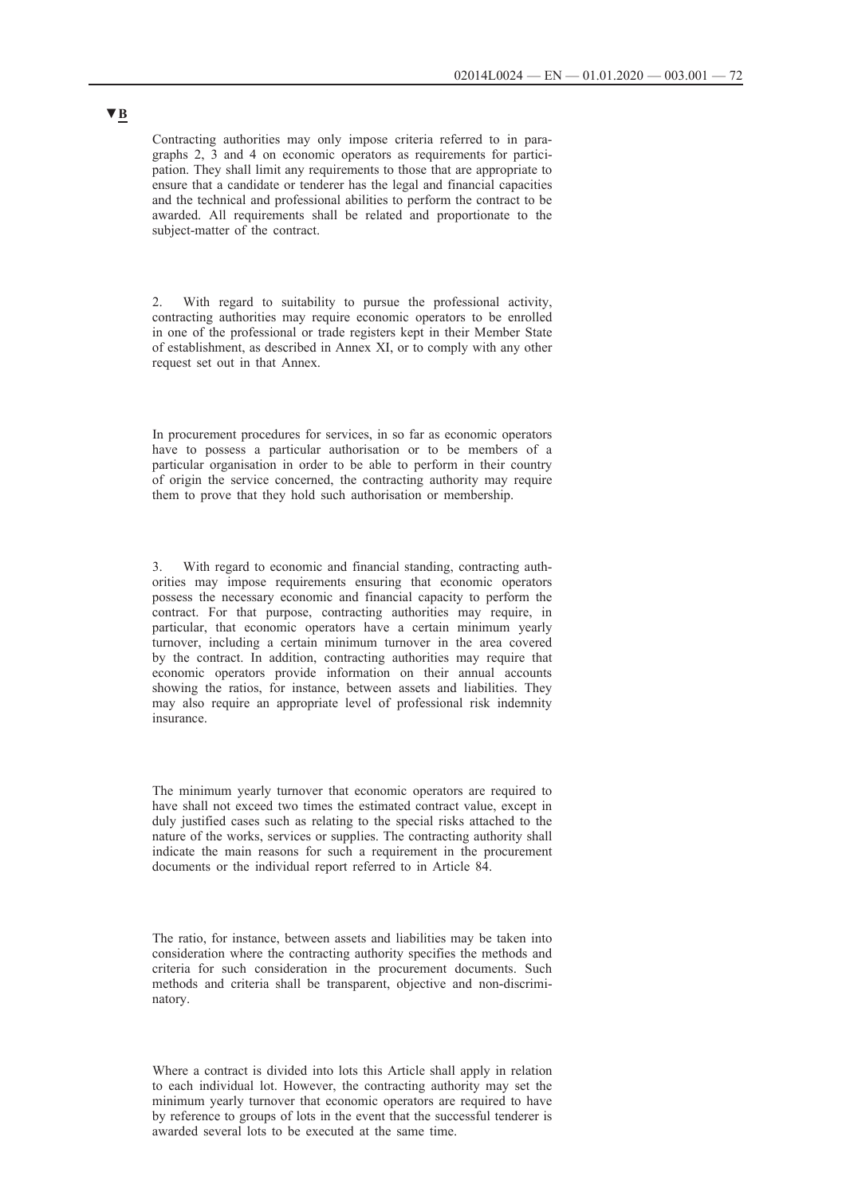**▼B**

Contracting authorities may only impose criteria referred to in paragraphs 2, 3 and 4 on economic operators as requirements for participation. They shall limit any requirements to those that are appropriate to ensure that a candidate or tenderer has the legal and financial capacities and the technical and professional abilities to perform the contract to be awarded. All requirements shall be related and proportionate to the subject-matter of the contract.

2. With regard to suitability to pursue the professional activity, contracting authorities may require economic operators to be enrolled in one of the professional or trade registers kept in their Member State of establishment, as described in Annex XI, or to comply with any other request set out in that Annex.

In procurement procedures for services, in so far as economic operators have to possess a particular authorisation or to be members of a particular organisation in order to be able to perform in their country of origin the service concerned, the contracting authority may require them to prove that they hold such authorisation or membership.

3. With regard to economic and financial standing, contracting authorities may impose requirements ensuring that economic operators possess the necessary economic and financial capacity to perform the contract. For that purpose, contracting authorities may require, in particular, that economic operators have a certain minimum yearly turnover, including a certain minimum turnover in the area covered by the contract. In addition, contracting authorities may require that economic operators provide information on their annual accounts showing the ratios, for instance, between assets and liabilities. They may also require an appropriate level of professional risk indemnity insurance.

The minimum yearly turnover that economic operators are required to have shall not exceed two times the estimated contract value, except in duly justified cases such as relating to the special risks attached to the nature of the works, services or supplies. The contracting authority shall indicate the main reasons for such a requirement in the procurement documents or the individual report referred to in Article 84.

The ratio, for instance, between assets and liabilities may be taken into consideration where the contracting authority specifies the methods and criteria for such consideration in the procurement documents. Such methods and criteria shall be transparent, objective and non-discriminatory.

Where a contract is divided into lots this Article shall apply in relation to each individual lot. However, the contracting authority may set the minimum yearly turnover that economic operators are required to have by reference to groups of lots in the event that the successful tenderer is awarded several lots to be executed at the same time.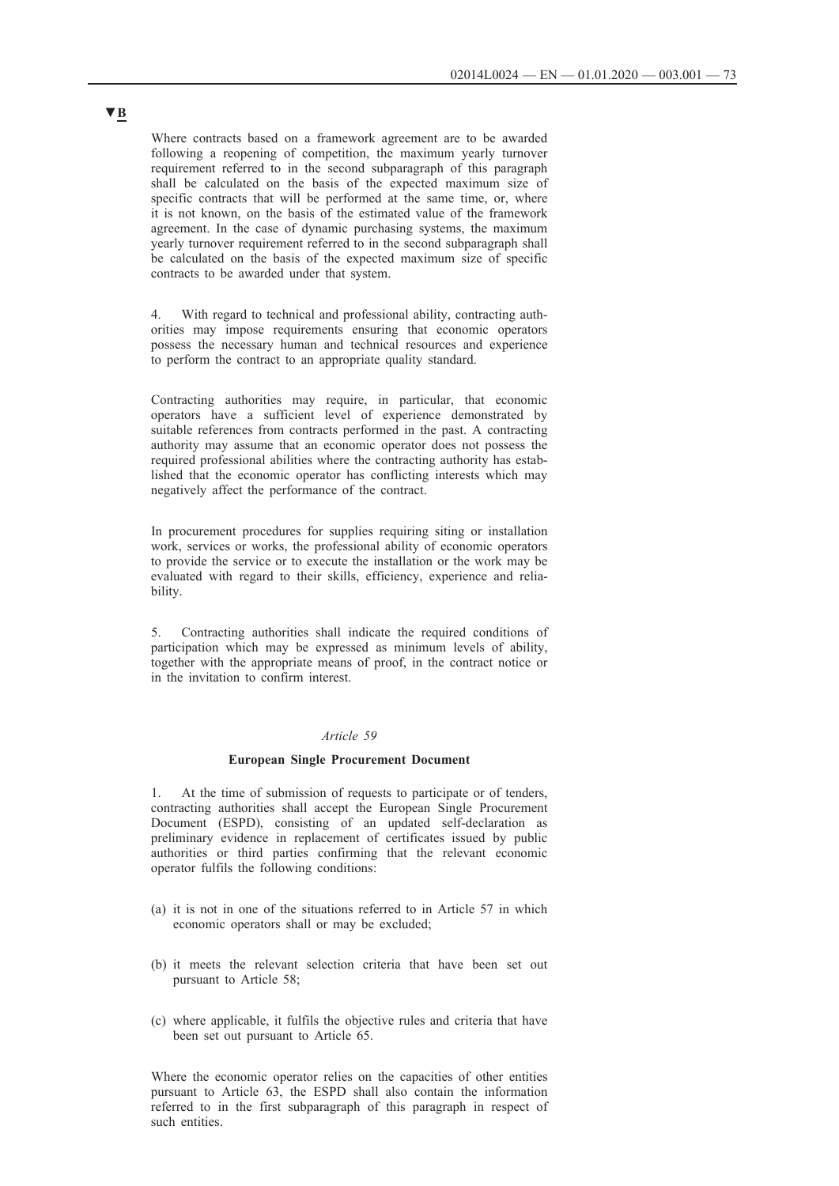▼B

Where contracts based on a framework agreement are to be awarded following a reopening of competition, the maximum yearly turnover requirement referred to in the second subparagraph of this paragraph shall be calculated on the basis of the expected maximum size of specific contracts that will be performed at the same time, or, where it is not known, on the basis of the estimated value of the framework agreement. In the case of dynamic purchasing systems, the maximum yearly turnover requirement referred to in the second subparagraph shall be calculated on the basis of the expected maximum size of specific contracts to be awarded under that system.

4. With regard to technical and professional ability, contracting authorities may impose requirements ensuring that economic operators possess the necessary human and technical resources and experience to perform the contract to an appropriate quality standard.

Contracting authorities may require, in particular, that economic operators have a sufficient level of experience demonstrated by suitable references from contracts performed in the past. A contracting authority may assume that an economic operator does not possess the required professional abilities where the contracting authority has established that the economic operator has conflicting interests which may negatively affect the performance of the contract.

In procurement procedures for supplies requiring siting or installation work, services or works, the professional ability of economic operators to provide the service or to execute the installation or the work may be evaluated with regard to their skills, efficiency, experience and reliability.

5. Contracting authorities shall indicate the required conditions of participation which may be expressed as minimum levels of ability, together with the appropriate means of proof, in the contract notice or in the invitation to confirm interest.

*Article 59*

**European Single Procurement Document**

1. At the time of submission of requests to participate or of tenders, contracting authorities shall accept the European Single Procurement Document (ESPD), consisting of an updated self-declaration as preliminary evidence in replacement of certificates issued by public authorities or third parties confirming that the relevant economic operator fulfils the following conditions:

(a) it is not in one of the situations referred to in Article 57 in which economic operators shall or may be excluded;

(b) it meets the relevant selection criteria that have been set out pursuant to Article 58;

(c) where applicable, it fulfils the objective rules and criteria that have been set out pursuant to Article 65.

Where the economic operator relies on the capacities of other entities pursuant to Article 63, the ESPD shall also contain the information referred to in the first subparagraph of this paragraph in respect of such entities.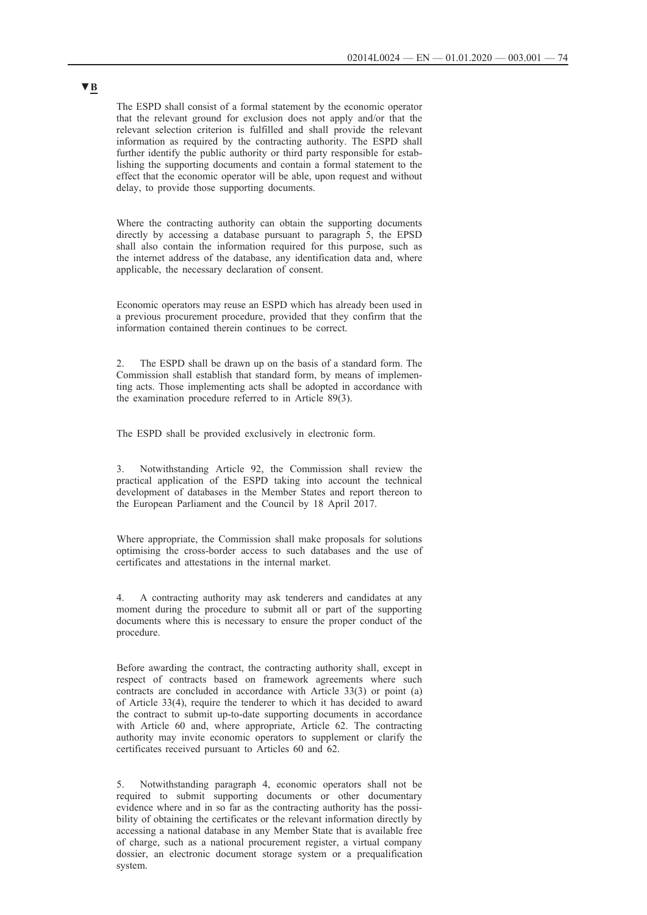▼B

The ESPD shall consist of a formal statement by the economic operator that the relevant ground for exclusion does not apply and/or that the relevant selection criterion is fulfilled and shall provide the relevant information as required by the contracting authority. The ESPD shall further identify the public authority or third party responsible for establishing the supporting documents and contain a formal statement to the effect that the economic operator will be able, upon request and without delay, to provide those supporting documents.

Where the contracting authority can obtain the supporting documents directly by accessing a database pursuant to paragraph 5, the EPSD shall also contain the information required for this purpose, such as the internet address of the database, any identification data and, where applicable, the necessary declaration of consent.

Economic operators may reuse an ESPD which has already been used in a previous procurement procedure, provided that they confirm that the information contained therein continues to be correct.

2. The ESPD shall be drawn up on the basis of a standard form. The Commission shall establish that standard form, by means of implementing acts. Those implementing acts shall be adopted in accordance with the examination procedure referred to in Article 89(3).

The ESPD shall be provided exclusively in electronic form.

3. Notwithstanding Article 92, the Commission shall review the practical application of the ESPD taking into account the technical development of databases in the Member States and report thereon to the European Parliament and the Council by 18 April 2017.

Where appropriate, the Commission shall make proposals for solutions optimising the cross-border access to such databases and the use of certificates and attestations in the internal market.

4. A contracting authority may ask tenderers and candidates at any moment during the procedure to submit all or part of the supporting documents where this is necessary to ensure the proper conduct of the procedure.

Before awarding the contract, the contracting authority shall, except in respect of contracts based on framework agreements where such contracts are concluded in accordance with Article 33(3) or point (a) of Article 33(4), require the tenderer to which it has decided to award the contract to submit up-to-date supporting documents in accordance with Article 60 and, where appropriate, Article 62. The contracting authority may invite economic operators to supplement or clarify the certificates received pursuant to Articles 60 and 62.

5. Notwithstanding paragraph 4, economic operators shall not be required to submit supporting documents or other documentary evidence where and in so far as the contracting authority has the possibility of obtaining the certificates or the relevant information directly by accessing a national database in any Member State that is available free of charge, such as a national procurement register, a virtual company dossier, an electronic document storage system or a prequalification system.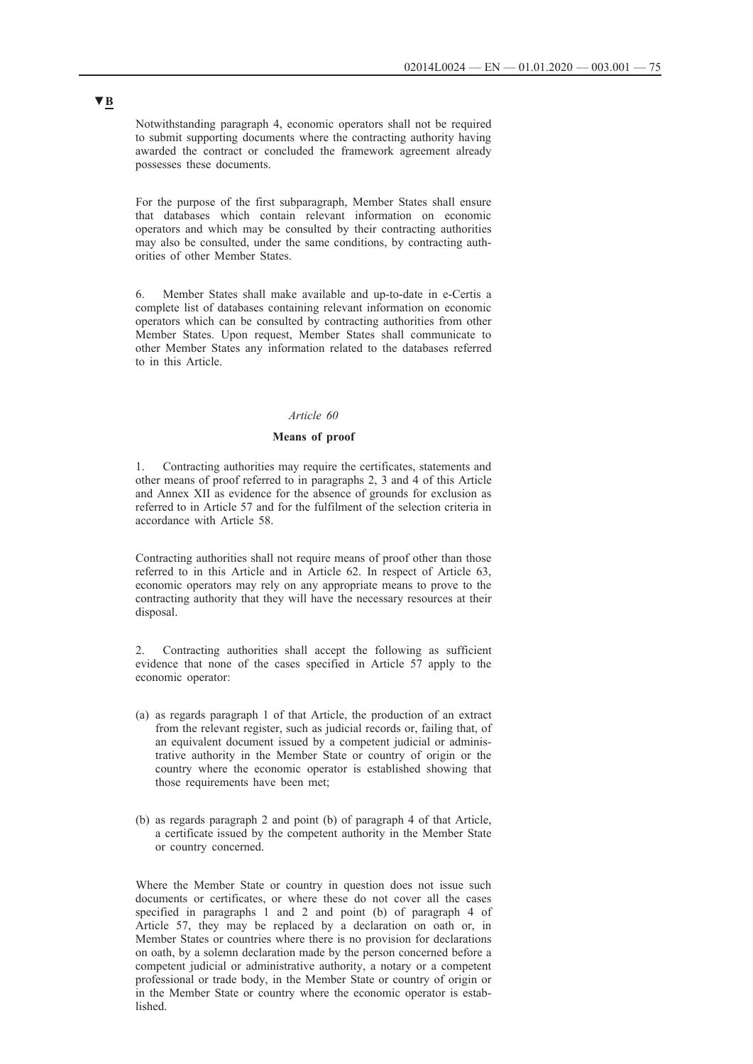▼B

Notwithstanding paragraph 4, economic operators shall not be required to submit supporting documents where the contracting authority having awarded the contract or concluded the framework agreement already possesses these documents.

For the purpose of the first subparagraph, Member States shall ensure that databases which contain relevant information on economic operators and which may be consulted by their contracting authorities may also be consulted, under the same conditions, by contracting authorities of other Member States.

6. Member States shall make available and up-to-date in e-Certis a complete list of databases containing relevant information on economic operators which can be consulted by contracting authorities from other Member States. Upon request, Member States shall communicate to other Member States any information related to the databases referred to in this Article.

*Article 60*

**Means of proof**

1. Contracting authorities may require the certificates, statements and other means of proof referred to in paragraphs 2, 3 and 4 of this Article and Annex XII as evidence for the absence of grounds for exclusion as referred to in Article 57 and for the fulfilment of the selection criteria in accordance with Article 58.

Contracting authorities shall not require means of proof other than those referred to in this Article and in Article 62. In respect of Article 63, economic operators may rely on any appropriate means to prove to the contracting authority that they will have the necessary resources at their disposal.

2. Contracting authorities shall accept the following as sufficient evidence that none of the cases specified in Article 57 apply to the economic operator:

(a) as regards paragraph 1 of that Article, the production of an extract from the relevant register, such as judicial records or, failing that, of an equivalent document issued by a competent judicial or administrative authority in the Member State or country of origin or the country where the economic operator is established showing that those requirements have been met;

(b) as regards paragraph 2 and point (b) of paragraph 4 of that Article, a certificate issued by the competent authority in the Member State or country concerned.

Where the Member State or country in question does not issue such documents or certificates, or where these do not cover all the cases specified in paragraphs 1 and 2 and point (b) of paragraph 4 of Article 57, they may be replaced by a declaration on oath or, in Member States or countries where there is no provision for declarations on oath, by a solemn declaration made by the person concerned before a competent judicial or administrative authority, a notary or a competent professional or trade body, in the Member State or country of origin or in the Member State or country where the economic operator is established.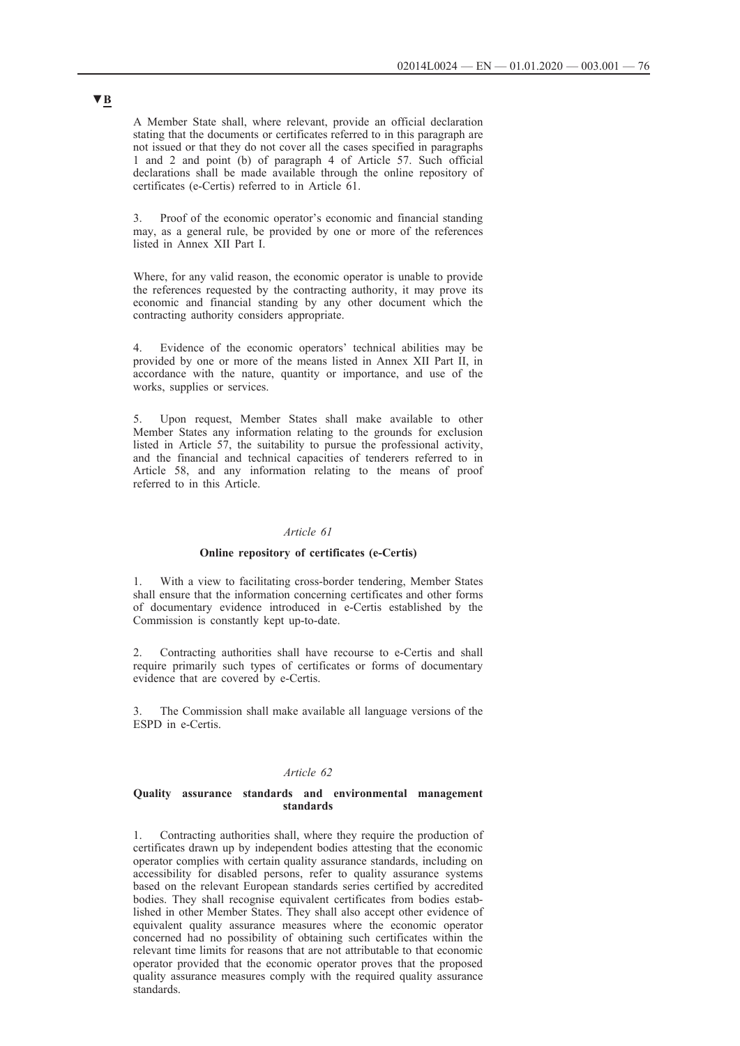▼B

A Member State shall, where relevant, provide an official declaration stating that the documents or certificates referred to in this paragraph are not issued or that they do not cover all the cases specified in paragraphs 1 and 2 and point (b) of paragraph 4 of Article 57. Such official declarations shall be made available through the online repository of certificates (e-Certis) referred to in Article 61.

3. Proof of the economic operator's economic and financial standing may, as a general rule, be provided by one or more of the references listed in Annex XII Part I.

Where, for any valid reason, the economic operator is unable to provide the references requested by the contracting authority, it may prove its economic and financial standing by any other document which the contracting authority considers appropriate.

4. Evidence of the economic operators' technical abilities may be provided by one or more of the means listed in Annex XII Part II, in accordance with the nature, quantity or importance, and use of the works, supplies or services.

5. Upon request, Member States shall make available to other Member States any information relating to the grounds for exclusion listed in Article 57, the suitability to pursue the professional activity, and the financial and technical capacities of tenderers referred to in Article 58, and any information relating to the means of proof referred to in this Article.

*Article 61*

**Online repository of certificates (e-Certis)**

1. With a view to facilitating cross-border tendering, Member States shall ensure that the information concerning certificates and other forms of documentary evidence introduced in e-Certis established by the Commission is constantly kept up-to-date.

2. Contracting authorities shall have recourse to e-Certis and shall require primarily such types of certificates or forms of documentary evidence that are covered by e-Certis.

3. The Commission shall make available all language versions of the ESPD in e-Certis.

*Article 62*

**Quality assurance standards and environmental management standards**

1. Contracting authorities shall, where they require the production of certificates drawn up by independent bodies attesting that the economic operator complies with certain quality assurance standards, including on accessibility for disabled persons, refer to quality assurance systems based on the relevant European standards series certified by accredited bodies. They shall recognise equivalent certificates from bodies established in other Member States. They shall also accept other evidence of equivalent quality assurance measures where the economic operator concerned had no possibility of obtaining such certificates within the relevant time limits for reasons that are not attributable to that economic operator provided that the economic operator proves that the proposed quality assurance measures comply with the required quality assurance standards.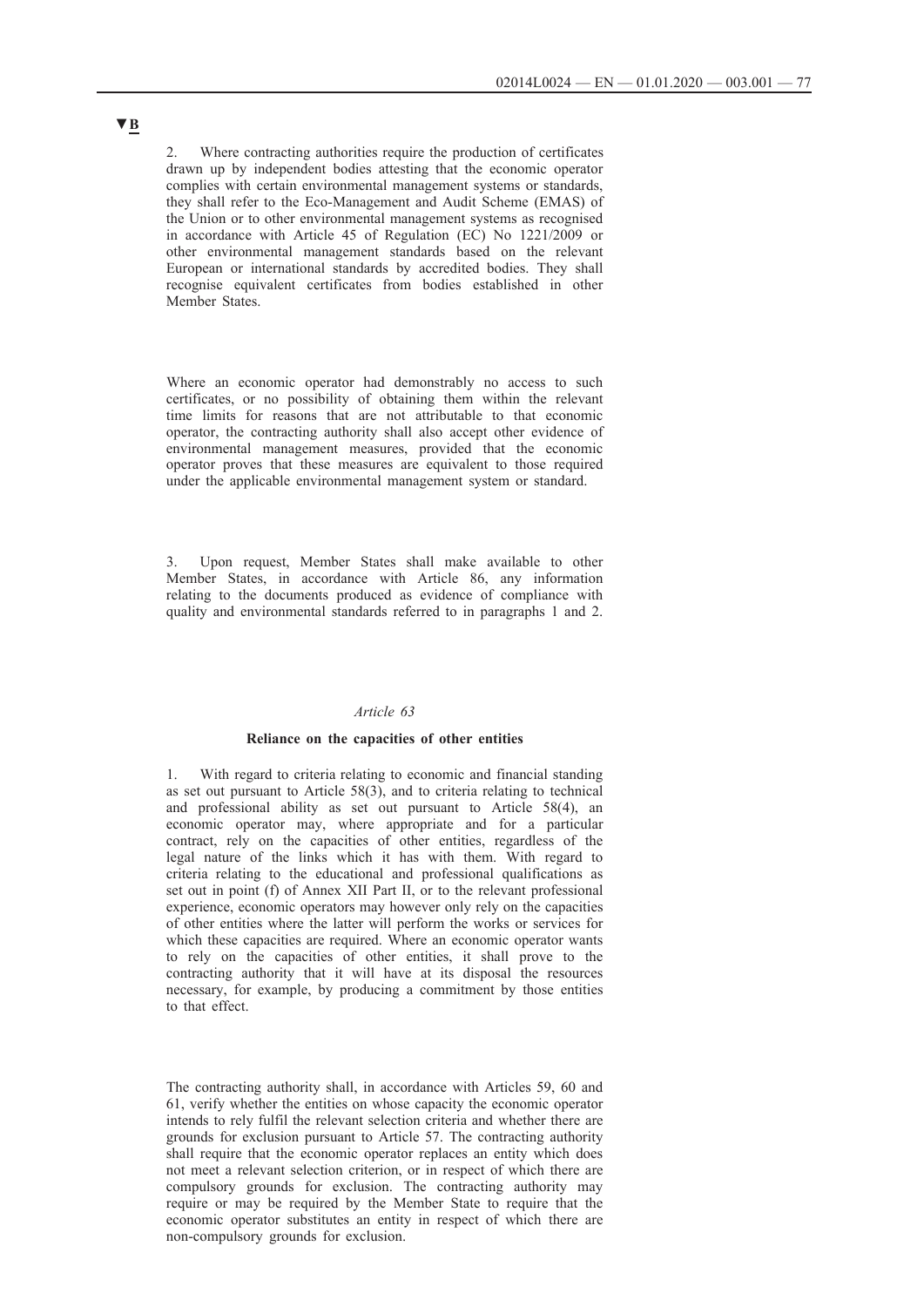▼B

2. Where contracting authorities require the production of certificates drawn up by independent bodies attesting that the economic operator complies with certain environmental management systems or standards, they shall refer to the Eco-Management and Audit Scheme (EMAS) of the Union or to other environmental management systems as recognised in accordance with Article 45 of Regulation (EC) No 1221/2009 or other environmental management standards based on the relevant European or international standards by accredited bodies. They shall recognise equivalent certificates from bodies established in other Member States.

Where an economic operator had demonstrably no access to such certificates, or no possibility of obtaining them within the relevant time limits for reasons that are not attributable to that economic operator, the contracting authority shall also accept other evidence of environmental management measures, provided that the economic operator proves that these measures are equivalent to those required under the applicable environmental management system or standard.

3. Upon request, Member States shall make available to other Member States, in accordance with Article 86, any information relating to the documents produced as evidence of compliance with quality and environmental standards referred to in paragraphs 1 and 2.

*Article 63*

**Reliance on the capacities of other entities**

1. With regard to criteria relating to economic and financial standing as set out pursuant to Article 58(3), and to criteria relating to technical and professional ability as set out pursuant to Article 58(4), an economic operator may, where appropriate and for a particular contract, rely on the capacities of other entities, regardless of the legal nature of the links which it has with them. With regard to criteria relating to the educational and professional qualifications as set out in point (f) of Annex XII Part II, or to the relevant professional experience, economic operators may however only rely on the capacities of other entities where the latter will perform the works or services for which these capacities are required. Where an economic operator wants to rely on the capacities of other entities, it shall prove to the contracting authority that it will have at its disposal the resources necessary, for example, by producing a commitment by those entities to that effect.

The contracting authority shall, in accordance with Articles 59, 60 and 61, verify whether the entities on whose capacity the economic operator intends to rely fulfil the relevant selection criteria and whether there are grounds for exclusion pursuant to Article 57. The contracting authority shall require that the economic operator replaces an entity which does not meet a relevant selection criterion, or in respect of which there are compulsory grounds for exclusion. The contracting authority may require or may be required by the Member State to require that the economic operator substitutes an entity in respect of which there are non-compulsory grounds for exclusion.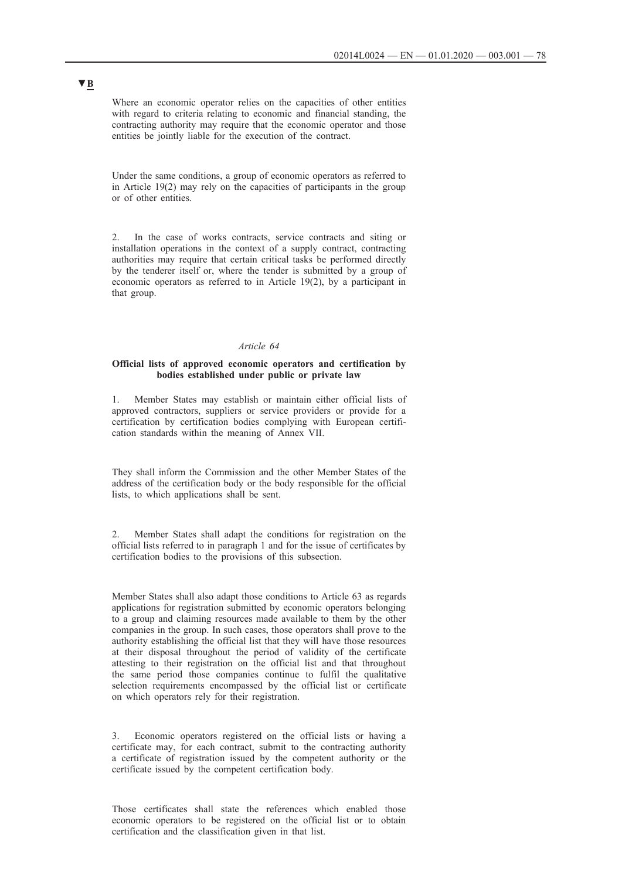▼B

Where an economic operator relies on the capacities of other entities with regard to criteria relating to economic and financial standing, the contracting authority may require that the economic operator and those entities be jointly liable for the execution of the contract.

Under the same conditions, a group of economic operators as referred to in Article 19(2) may rely on the capacities of participants in the group or of other entities.

2. In the case of works contracts, service contracts and siting or installation operations in the context of a supply contract, contracting authorities may require that certain critical tasks be performed directly by the tenderer itself or, where the tender is submitted by a group of economic operators as referred to in Article 19(2), by a participant in that group.

*Article 64*

**Official lists of approved economic operators and certification by bodies established under public or private law**

1. Member States may establish or maintain either official lists of approved contractors, suppliers or service providers or provide for a certification by certification bodies complying with European certification standards within the meaning of Annex VII.

They shall inform the Commission and the other Member States of the address of the certification body or the body responsible for the official lists, to which applications shall be sent.

2. Member States shall adapt the conditions for registration on the official lists referred to in paragraph 1 and for the issue of certificates by certification bodies to the provisions of this subsection.

Member States shall also adapt those conditions to Article 63 as regards applications for registration submitted by economic operators belonging to a group and claiming resources made available to them by the other companies in the group. In such cases, those operators shall prove to the authority establishing the official list that they will have those resources at their disposal throughout the period of validity of the certificate attesting to their registration on the official list and that throughout the same period those companies continue to fulfil the qualitative selection requirements encompassed by the official list or certificate on which operators rely for their registration.

3. Economic operators registered on the official lists or having a certificate may, for each contract, submit to the contracting authority a certificate of registration issued by the competent authority or the certificate issued by the competent certification body.

Those certificates shall state the references which enabled those economic operators to be registered on the official list or to obtain certification and the classification given in that list.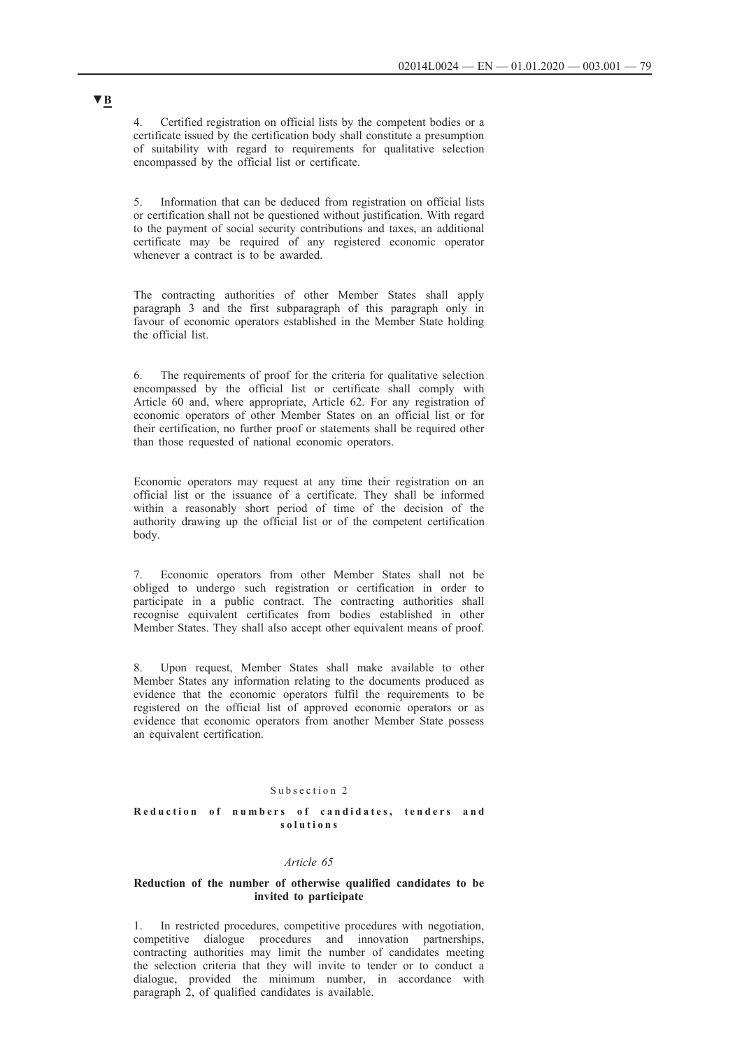▼B

4. Certified registration on official lists by the competent bodies or a certificate issued by the certification body shall constitute a presumption of suitability with regard to requirements for qualitative selection encompassed by the official list or certificate.

5. Information that can be deduced from registration on official lists or certification shall not be questioned without justification. With regard to the payment of social security contributions and taxes, an additional certificate may be required of any registered economic operator whenever a contract is to be awarded.

The contracting authorities of other Member States shall apply paragraph 3 and the first subparagraph of this paragraph only in favour of economic operators established in the Member State holding the official list.

6. The requirements of proof for the criteria for qualitative selection encompassed by the official list or certificate shall comply with Article 60 and, where appropriate, Article 62. For any registration of economic operators of other Member States on an official list or for their certification, no further proof or statements shall be required other than those requested of national economic operators.

Economic operators may request at any time their registration on an official list or the issuance of a certificate. They shall be informed within a reasonably short period of time of the decision of the authority drawing up the official list or of the competent certification body.

7. Economic operators from other Member States shall not be obliged to undergo such registration or certification in order to participate in a public contract. The contracting authorities shall recognise equivalent certificates from bodies established in other Member States. They shall also accept other equivalent means of proof.

8. Upon request, Member States shall make available to other Member States any information relating to the documents produced as evidence that the economic operators fulfil the requirements to be registered on the official list of approved economic operators or as evidence that economic operators from another Member State possess an equivalent certification.

Subsection 2

**Reduction of numbers of candidates, tenders and solutions**

*Article 65*

**Reduction of the number of otherwise qualified candidates to be invited to participate**

1. In restricted procedures, competitive procedures with negotiation, competitive dialogue procedures and innovation partnerships, contracting authorities may limit the number of candidates meeting the selection criteria that they will invite to tender or to conduct a dialogue, provided the minimum number, in accordance with paragraph 2, of qualified candidates is available.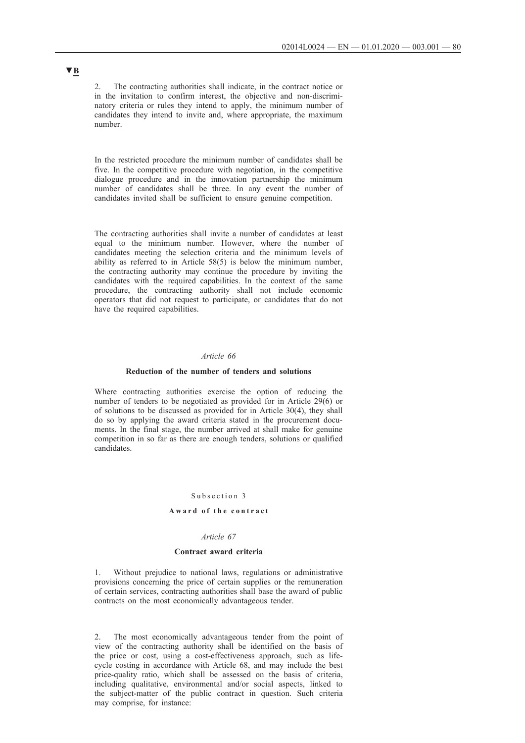▼B

2. The contracting authorities shall indicate, in the contract notice or in the invitation to confirm interest, the objective and non-discriminatory criteria or rules they intend to apply, the minimum number of candidates they intend to invite and, where appropriate, the maximum number.

In the restricted procedure the minimum number of candidates shall be five. In the competitive procedure with negotiation, in the competitive dialogue procedure and in the innovation partnership the minimum number of candidates shall be three. In any event the number of candidates invited shall be sufficient to ensure genuine competition.

The contracting authorities shall invite a number of candidates at least equal to the minimum number. However, where the number of candidates meeting the selection criteria and the minimum levels of ability as referred to in Article 58(5) is below the minimum number, the contracting authority may continue the procedure by inviting the candidates with the required capabilities. In the context of the same procedure, the contracting authority shall not include economic operators that did not request to participate, or candidates that do not have the required capabilities.

*Article 66*

**Reduction of the number of tenders and solutions**

Where contracting authorities exercise the option of reducing the number of tenders to be negotiated as provided for in Article 29(6) or of solutions to be discussed as provided for in Article 30(4), they shall do so by applying the award criteria stated in the procurement documents. In the final stage, the number arrived at shall make for genuine competition in so far as there are enough tenders, solutions or qualified candidates.

Subsection 3

**Award of the contract**

*Article 67*

**Contract award criteria**

1. Without prejudice to national laws, regulations or administrative provisions concerning the price of certain supplies or the remuneration of certain services, contracting authorities shall base the award of public contracts on the most economically advantageous tender.

2. The most economically advantageous tender from the point of view of the contracting authority shall be identified on the basis of the price or cost, using a cost-effectiveness approach, such as life-cycle costing in accordance with Article 68, and may include the best price-quality ratio, which shall be assessed on the basis of criteria, including qualitative, environmental and/or social aspects, linked to the subject-matter of the public contract in question. Such criteria may comprise, for instance: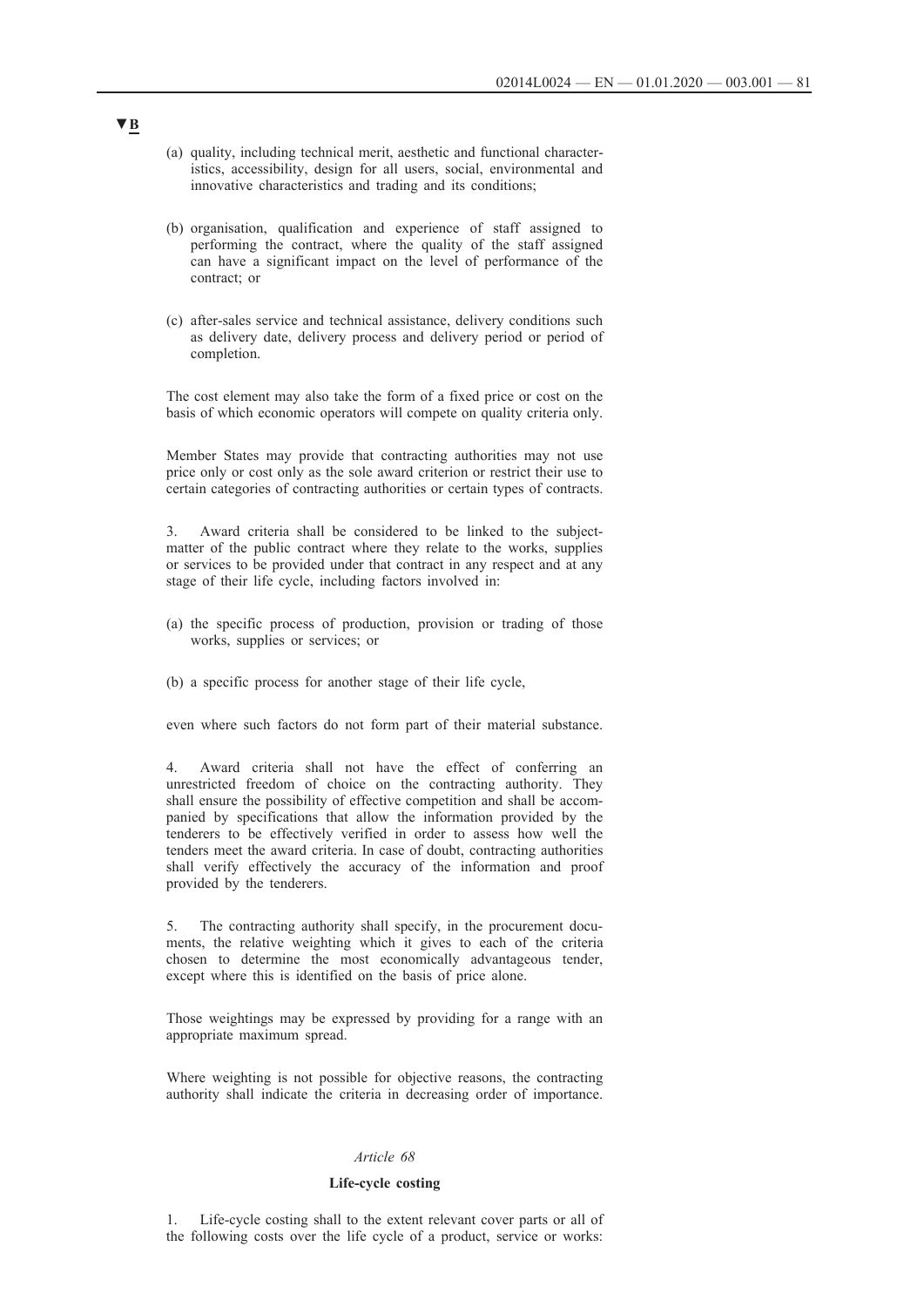▼B

(a) quality, including technical merit, aesthetic and functional characteristics, accessibility, design for all users, social, environmental and innovative characteristics and trading and its conditions;

(b) organisation, qualification and experience of staff assigned to performing the contract, where the quality of the staff assigned can have a significant impact on the level of performance of the contract; or

(c) after-sales service and technical assistance, delivery conditions such as delivery date, delivery process and delivery period or period of completion.

The cost element may also take the form of a fixed price or cost on the basis of which economic operators will compete on quality criteria only.

Member States may provide that contracting authorities may not use price only or cost only as the sole award criterion or restrict their use to certain categories of contracting authorities or certain types of contracts.

3. Award criteria shall be considered to be linked to the subject-matter of the public contract where they relate to the works, supplies or services to be provided under that contract in any respect and at any stage of their life cycle, including factors involved in:

(a) the specific process of production, provision or trading of those works, supplies or services; or

(b) a specific process for another stage of their life cycle,

even where such factors do not form part of their material substance.

4. Award criteria shall not have the effect of conferring an unrestricted freedom of choice on the contracting authority. They shall ensure the possibility of effective competition and shall be accompanied by specifications that allow the information provided by the tenderers to be effectively verified in order to assess how well the tenders meet the award criteria. In case of doubt, contracting authorities shall verify effectively the accuracy of the information and proof provided by the tenderers.

5. The contracting authority shall specify, in the procurement documents, the relative weighting which it gives to each of the criteria chosen to determine the most economically advantageous tender, except where this is identified on the basis of price alone.

Those weightings may be expressed by providing for a range with an appropriate maximum spread.

Where weighting is not possible for objective reasons, the contracting authority shall indicate the criteria in decreasing order of importance.

*Article 68*

**Life-cycle costing**

1. Life-cycle costing shall to the extent relevant cover parts or all of the following costs over the life cycle of a product, service or works: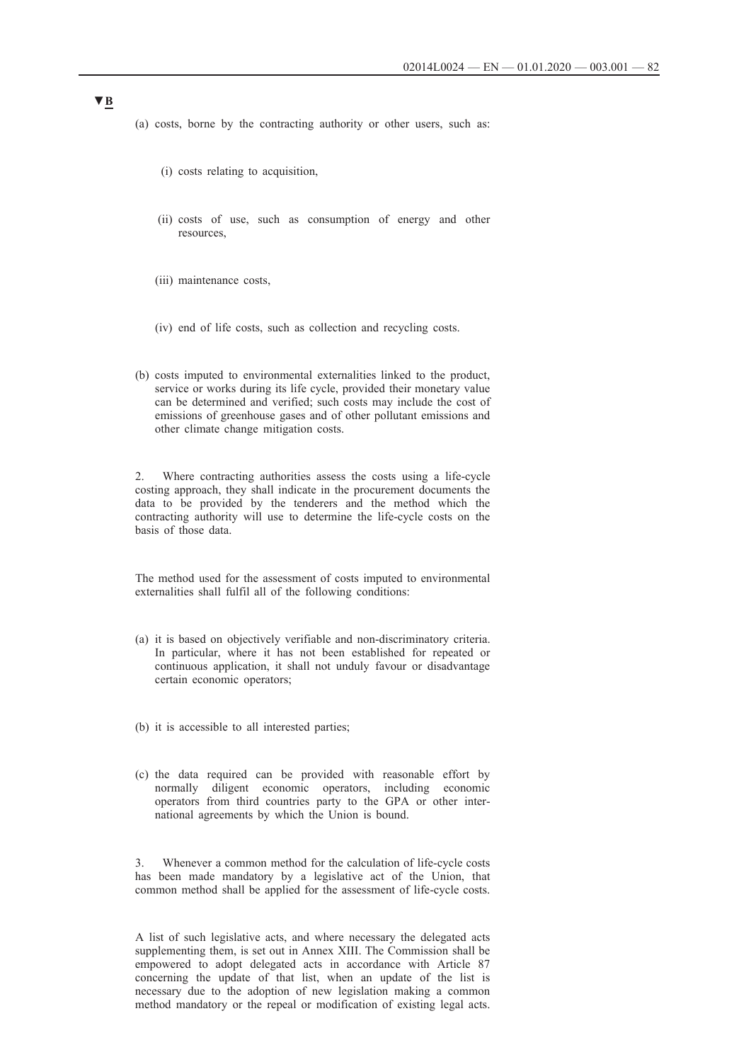▼B

(a) costs, borne by the contracting authority or other users, such as:

(i) costs relating to acquisition,

(ii) costs of use, such as consumption of energy and other resources,

(iii) maintenance costs,

(iv) end of life costs, such as collection and recycling costs.

(b) costs imputed to environmental externalities linked to the product, service or works during its life cycle, provided their monetary value can be determined and verified; such costs may include the cost of emissions of greenhouse gases and of other pollutant emissions and other climate change mitigation costs.

2. Where contracting authorities assess the costs using a life-cycle costing approach, they shall indicate in the procurement documents the data to be provided by the tenderers and the method which the contracting authority will use to determine the life-cycle costs on the basis of those data.

The method used for the assessment of costs imputed to environmental externalities shall fulfil all of the following conditions:

(a) it is based on objectively verifiable and non-discriminatory criteria. In particular, where it has not been established for repeated or continuous application, it shall not unduly favour or disadvantage certain economic operators;

(b) it is accessible to all interested parties;

(c) the data required can be provided with reasonable effort by normally diligent economic operators, including economic operators from third countries party to the GPA or other international agreements by which the Union is bound.

3. Whenever a common method for the calculation of life-cycle costs has been made mandatory by a legislative act of the Union, that common method shall be applied for the assessment of life-cycle costs.

A list of such legislative acts, and where necessary the delegated acts supplementing them, is set out in Annex XIII. The Commission shall be empowered to adopt delegated acts in accordance with Article 87 concerning the update of that list, when an update of the list is necessary due to the adoption of new legislation making a common method mandatory or the repeal or modification of existing legal acts.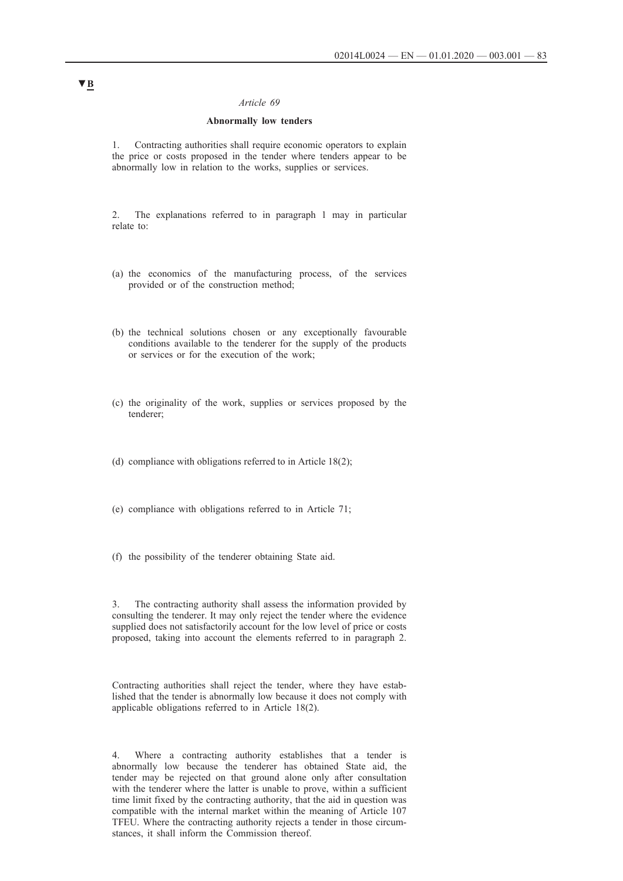▼B

*Article 69*

**Abnormally low tenders**

1. Contracting authorities shall require economic operators to explain the price or costs proposed in the tender where tenders appear to be abnormally low in relation to the works, supplies or services.

2. The explanations referred to in paragraph 1 may in particular relate to:

(a) the economics of the manufacturing process, of the services provided or of the construction method;

(b) the technical solutions chosen or any exceptionally favourable conditions available to the tenderer for the supply of the products or services or for the execution of the work;

(c) the originality of the work, supplies or services proposed by the tenderer;

(d) compliance with obligations referred to in Article 18(2);

(e) compliance with obligations referred to in Article 71;

(f) the possibility of the tenderer obtaining State aid.

3. The contracting authority shall assess the information provided by consulting the tenderer. It may only reject the tender where the evidence supplied does not satisfactorily account for the low level of price or costs proposed, taking into account the elements referred to in paragraph 2.

Contracting authorities shall reject the tender, where they have established that the tender is abnormally low because it does not comply with applicable obligations referred to in Article 18(2).

4. Where a contracting authority establishes that a tender is abnormally low because the tenderer has obtained State aid, the tender may be rejected on that ground alone only after consultation with the tenderer where the latter is unable to prove, within a sufficient time limit fixed by the contracting authority, that the aid in question was compatible with the internal market within the meaning of Article 107 TFEU. Where the contracting authority rejects a tender in those circumstances, it shall inform the Commission thereof.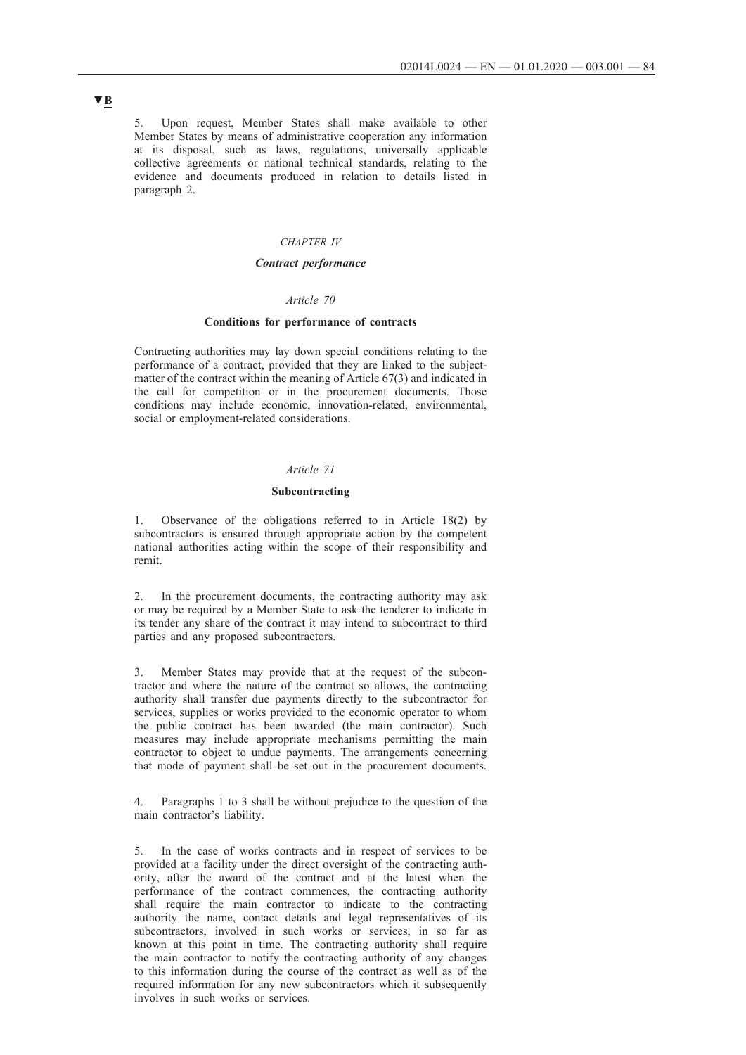▼B

5. Upon request, Member States shall make available to other Member States by means of administrative cooperation any information at its disposal, such as laws, regulations, universally applicable collective agreements or national technical standards, relating to the evidence and documents produced in relation to details listed in paragraph 2.

*CHAPTER IV*

***Contract performance***

*Article 70*

**Conditions for performance of contracts**

Contracting authorities may lay down special conditions relating to the performance of a contract, provided that they are linked to the subject-matter of the contract within the meaning of Article 67(3) and indicated in the call for competition or in the procurement documents. Those conditions may include economic, innovation-related, environmental, social or employment-related considerations.

*Article 71*

**Subcontracting**

1. Observance of the obligations referred to in Article 18(2) by subcontractors is ensured through appropriate action by the competent national authorities acting within the scope of their responsibility and remit.

2. In the procurement documents, the contracting authority may ask or may be required by a Member State to ask the tenderer to indicate in its tender any share of the contract it may intend to subcontract to third parties and any proposed subcontractors.

3. Member States may provide that at the request of the subcontractor and where the nature of the contract so allows, the contracting authority shall transfer due payments directly to the subcontractor for services, supplies or works provided to the economic operator to whom the public contract has been awarded (the main contractor). Such measures may include appropriate mechanisms permitting the main contractor to object to undue payments. The arrangements concerning that mode of payment shall be set out in the procurement documents.

4. Paragraphs 1 to 3 shall be without prejudice to the question of the main contractor's liability.

5. In the case of works contracts and in respect of services to be provided at a facility under the direct oversight of the contracting authority, after the award of the contract and at the latest when the performance of the contract commences, the contracting authority shall require the main contractor to indicate to the contracting authority the name, contact details and legal representatives of its subcontractors, involved in such works or services, in so far as known at this point in time. The contracting authority shall require the main contractor to notify the contracting authority of any changes to this information during the course of the contract as well as of the required information for any new subcontractors which it subsequently involves in such works or services.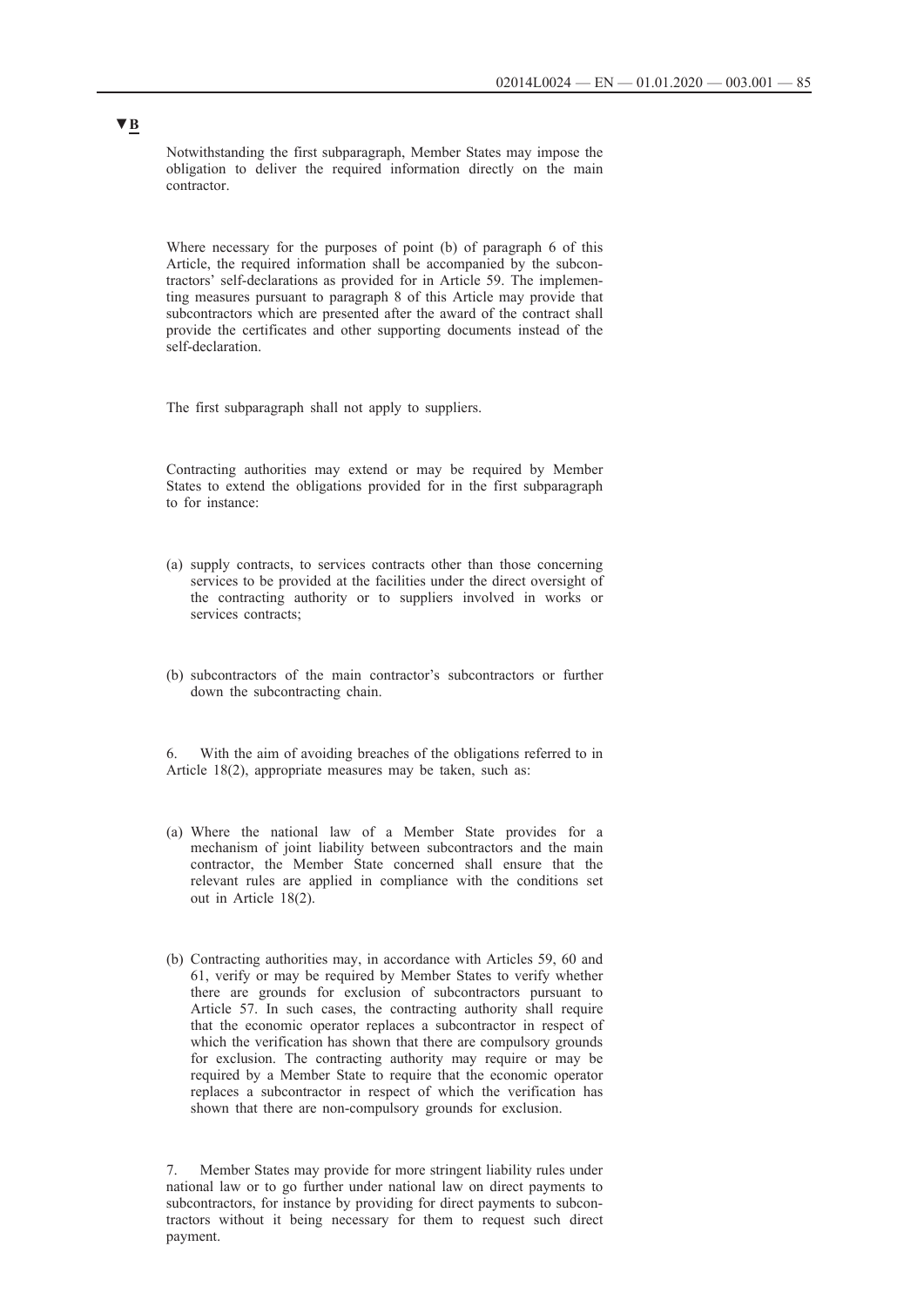▼B

Notwithstanding the first subparagraph, Member States may impose the obligation to deliver the required information directly on the main contractor.

Where necessary for the purposes of point (b) of paragraph 6 of this Article, the required information shall be accompanied by the subcontractors' self-declarations as provided for in Article 59. The implementing measures pursuant to paragraph 8 of this Article may provide that subcontractors which are presented after the award of the contract shall provide the certificates and other supporting documents instead of the self-declaration.

The first subparagraph shall not apply to suppliers.

Contracting authorities may extend or may be required by Member States to extend the obligations provided for in the first subparagraph to for instance:

(a) supply contracts, to services contracts other than those concerning services to be provided at the facilities under the direct oversight of the contracting authority or to suppliers involved in works or services contracts;

(b) subcontractors of the main contractor's subcontractors or further down the subcontracting chain.

6. With the aim of avoiding breaches of the obligations referred to in Article 18(2), appropriate measures may be taken, such as:

(a) Where the national law of a Member State provides for a mechanism of joint liability between subcontractors and the main contractor, the Member State concerned shall ensure that the relevant rules are applied in compliance with the conditions set out in Article 18(2).

(b) Contracting authorities may, in accordance with Articles 59, 60 and 61, verify or may be required by Member States to verify whether there are grounds for exclusion of subcontractors pursuant to Article 57. In such cases, the contracting authority shall require that the economic operator replaces a subcontractor in respect of which the verification has shown that there are compulsory grounds for exclusion. The contracting authority may require or may be required by a Member State to require that the economic operator replaces a subcontractor in respect of which the verification has shown that there are non-compulsory grounds for exclusion.

7. Member States may provide for more stringent liability rules under national law or to go further under national law on direct payments to subcontractors, for instance by providing for direct payments to subcontractors without it being necessary for them to request such direct payment.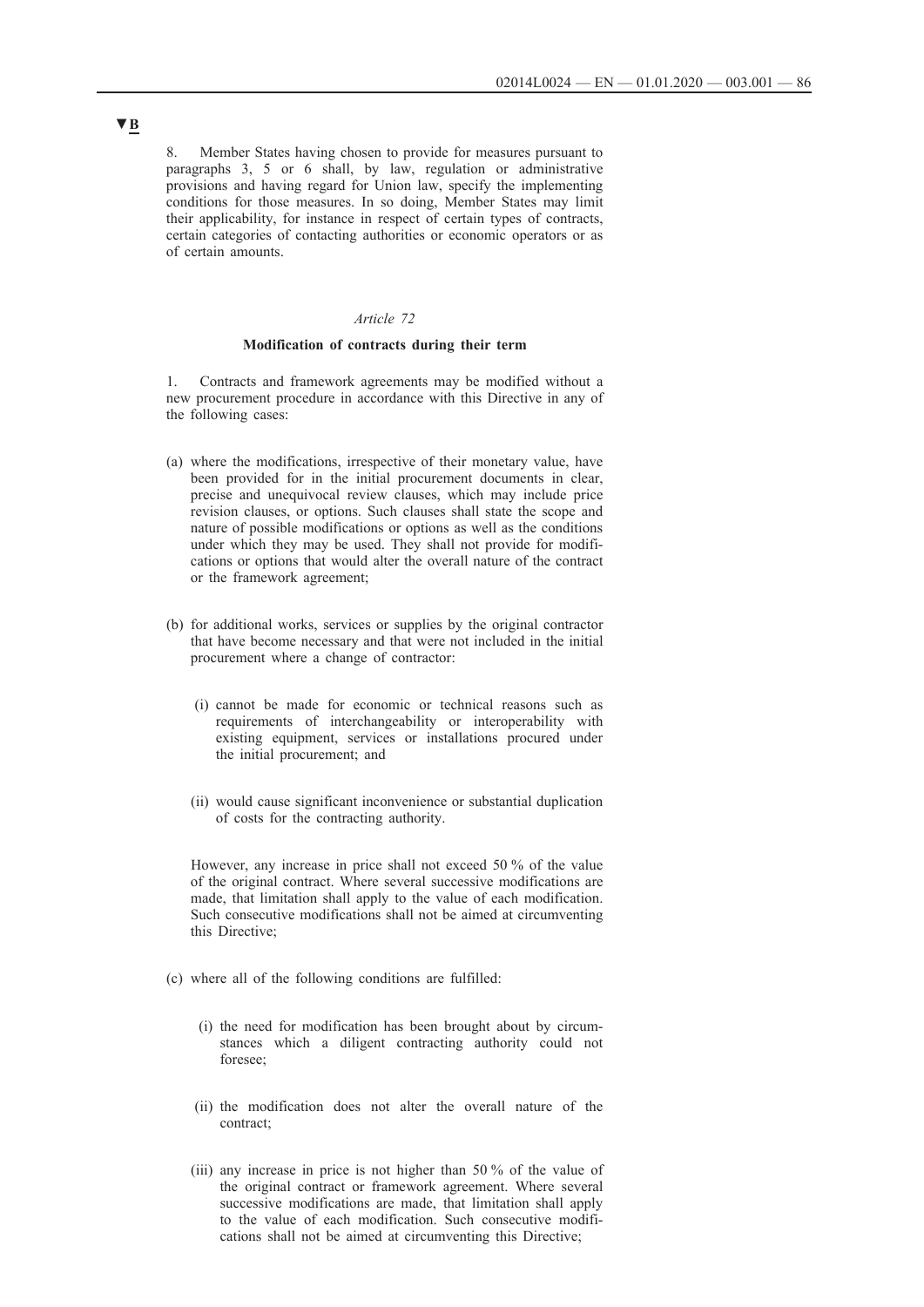▼B

8. Member States having chosen to provide for measures pursuant to paragraphs 3, 5 or 6 shall, by law, regulation or administrative provisions and having regard for Union law, specify the implementing conditions for those measures. In so doing, Member States may limit their applicability, for instance in respect of certain types of contracts, certain categories of contacting authorities or economic operators or as of certain amounts.

*Article 72*

**Modification of contracts during their term**

1. Contracts and framework agreements may be modified without a new procurement procedure in accordance with this Directive in any of the following cases:

(a) where the modifications, irrespective of their monetary value, have been provided for in the initial procurement documents in clear, precise and unequivocal review clauses, which may include price revision clauses, or options. Such clauses shall state the scope and nature of possible modifications or options as well as the conditions under which they may be used. They shall not provide for modifications or options that would alter the overall nature of the contract or the framework agreement;

(b) for additional works, services or supplies by the original contractor that have become necessary and that were not included in the initial procurement where a change of contractor:

   (i) cannot be made for economic or technical reasons such as requirements of interchangeability or interoperability with existing equipment, services or installations procured under the initial procurement; and

   (ii) would cause significant inconvenience or substantial duplication of costs for the contracting authority.

   However, any increase in price shall not exceed 50 % of the value of the original contract. Where several successive modifications are made, that limitation shall apply to the value of each modification. Such consecutive modifications shall not be aimed at circumventing this Directive;

(c) where all of the following conditions are fulfilled:

   (i) the need for modification has been brought about by circumstances which a diligent contracting authority could not foresee;

   (ii) the modification does not alter the overall nature of the contract;

   (iii) any increase in price is not higher than 50 % of the value of the original contract or framework agreement. Where several successive modifications are made, that limitation shall apply to the value of each modification. Such consecutive modifications shall not be aimed at circumventing this Directive;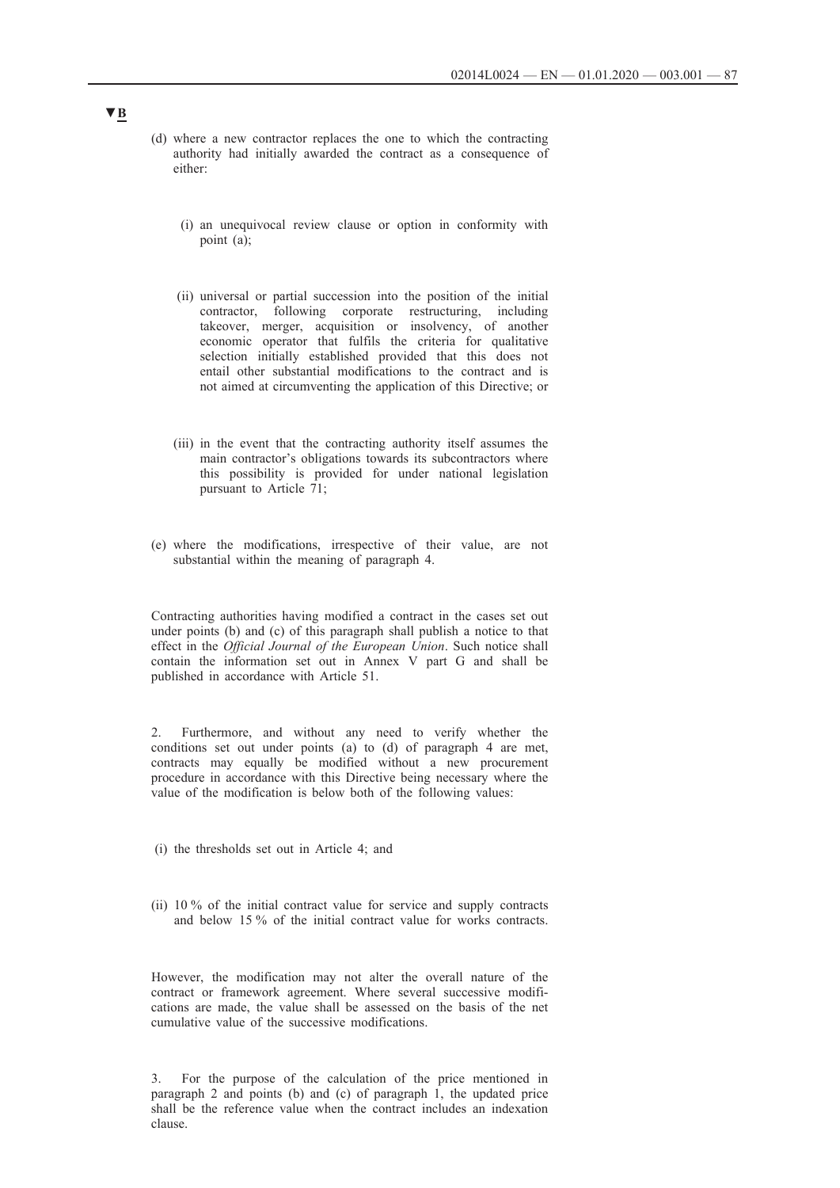▼B

(d) where a new contractor replaces the one to which the contracting authority had initially awarded the contract as a consequence of either:

   (i) an unequivocal review clause or option in conformity with point (a);

   (ii) universal or partial succession into the position of the initial contractor, following corporate restructuring, including takeover, merger, acquisition or insolvency, of another economic operator that fulfils the criteria for qualitative selection initially established provided that this does not entail other substantial modifications to the contract and is not aimed at circumventing the application of this Directive; or

   (iii) in the event that the contracting authority itself assumes the main contractor's obligations towards its subcontractors where this possibility is provided for under national legislation pursuant to Article 71;

(e) where the modifications, irrespective of their value, are not substantial within the meaning of paragraph 4.

Contracting authorities having modified a contract in the cases set out under points (b) and (c) of this paragraph shall publish a notice to that effect in the *Official Journal of the European Union*. Such notice shall contain the information set out in Annex V part G and shall be published in accordance with Article 51.

2. Furthermore, and without any need to verify whether the conditions set out under points (a) to (d) of paragraph 4 are met, contracts may equally be modified without a new procurement procedure in accordance with this Directive being necessary where the value of the modification is below both of the following values:

(i) the thresholds set out in Article 4; and

(ii) 10 % of the initial contract value for service and supply contracts and below 15 % of the initial contract value for works contracts.

However, the modification may not alter the overall nature of the contract or framework agreement. Where several successive modifications are made, the value shall be assessed on the basis of the net cumulative value of the successive modifications.

3. For the purpose of the calculation of the price mentioned in paragraph 2 and points (b) and (c) of paragraph 1, the updated price shall be the reference value when the contract includes an indexation clause.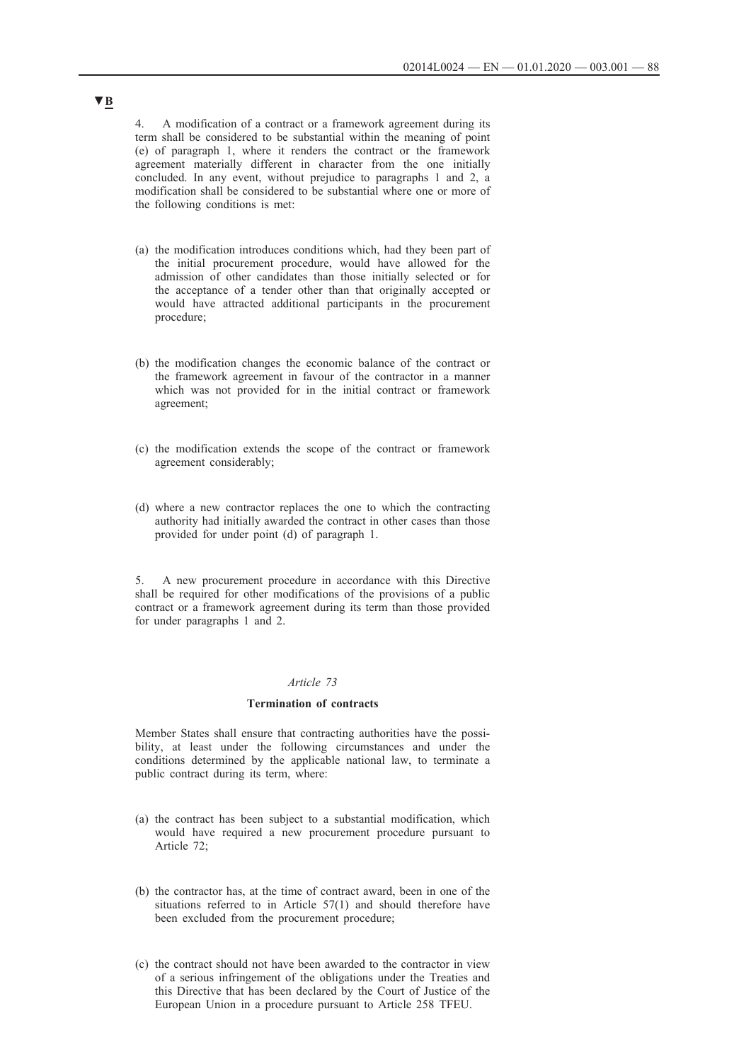▼B

4. A modification of a contract or a framework agreement during its term shall be considered to be substantial within the meaning of point (e) of paragraph 1, where it renders the contract or the framework agreement materially different in character from the one initially concluded. In any event, without prejudice to paragraphs 1 and 2, a modification shall be considered to be substantial where one or more of the following conditions is met:

(a) the modification introduces conditions which, had they been part of the initial procurement procedure, would have allowed for the admission of other candidates than those initially selected or for the acceptance of a tender other than that originally accepted or would have attracted additional participants in the procurement procedure;

(b) the modification changes the economic balance of the contract or the framework agreement in favour of the contractor in a manner which was not provided for in the initial contract or framework agreement;

(c) the modification extends the scope of the contract or framework agreement considerably;

(d) where a new contractor replaces the one to which the contracting authority had initially awarded the contract in other cases than those provided for under point (d) of paragraph 1.

5. A new procurement procedure in accordance with this Directive shall be required for other modifications of the provisions of a public contract or a framework agreement during its term than those provided for under paragraphs 1 and 2.

*Article 73*

**Termination of contracts**

Member States shall ensure that contracting authorities have the possibility, at least under the following circumstances and under the conditions determined by the applicable national law, to terminate a public contract during its term, where:

(a) the contract has been subject to a substantial modification, which would have required a new procurement procedure pursuant to Article 72;

(b) the contractor has, at the time of contract award, been in one of the situations referred to in Article 57(1) and should therefore have been excluded from the procurement procedure;

(c) the contract should not have been awarded to the contractor in view of a serious infringement of the obligations under the Treaties and this Directive that has been declared by the Court of Justice of the European Union in a procedure pursuant to Article 258 TFEU.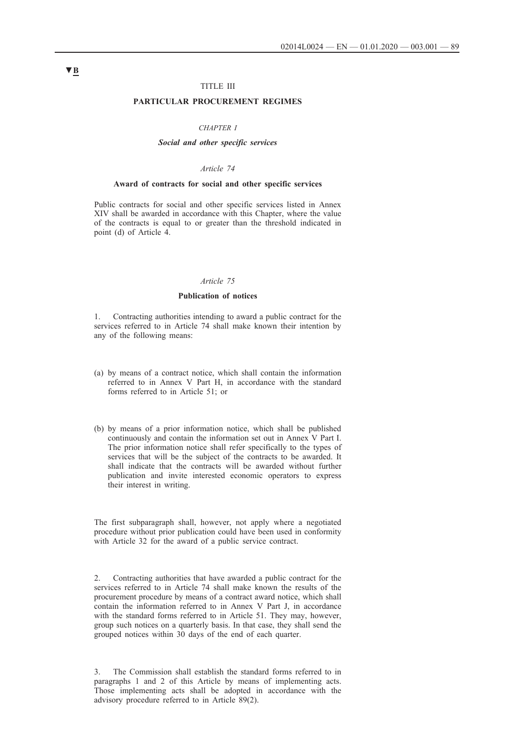▼B

# TITLE III

## PARTICULAR PROCUREMENT REGIMES

### *CHAPTER I*

### *Social and other specific services*

*Article 74*

**Award of contracts for social and other specific services**

Public contracts for social and other specific services listed in Annex XIV shall be awarded in accordance with this Chapter, where the value of the contracts is equal to or greater than the threshold indicated in point (d) of Article 4.

*Article 75*

**Publication of notices**

1. Contracting authorities intending to award a public contract for the services referred to in Article 74 shall make known their intention by any of the following means:

(a) by means of a contract notice, which shall contain the information referred to in Annex V Part H, in accordance with the standard forms referred to in Article 51; or

(b) by means of a prior information notice, which shall be published continuously and contain the information set out in Annex V Part I. The prior information notice shall refer specifically to the types of services that will be the subject of the contracts to be awarded. It shall indicate that the contracts will be awarded without further publication and invite interested economic operators to express their interest in writing.

The first subparagraph shall, however, not apply where a negotiated procedure without prior publication could have been used in conformity with Article 32 for the award of a public service contract.

2. Contracting authorities that have awarded a public contract for the services referred to in Article 74 shall make known the results of the procurement procedure by means of a contract award notice, which shall contain the information referred to in Annex V Part J, in accordance with the standard forms referred to in Article 51. They may, however, group such notices on a quarterly basis. In that case, they shall send the grouped notices within 30 days of the end of each quarter.

3. The Commission shall establish the standard forms referred to in paragraphs 1 and 2 of this Article by means of implementing acts. Those implementing acts shall be adopted in accordance with the advisory procedure referred to in Article 89(2).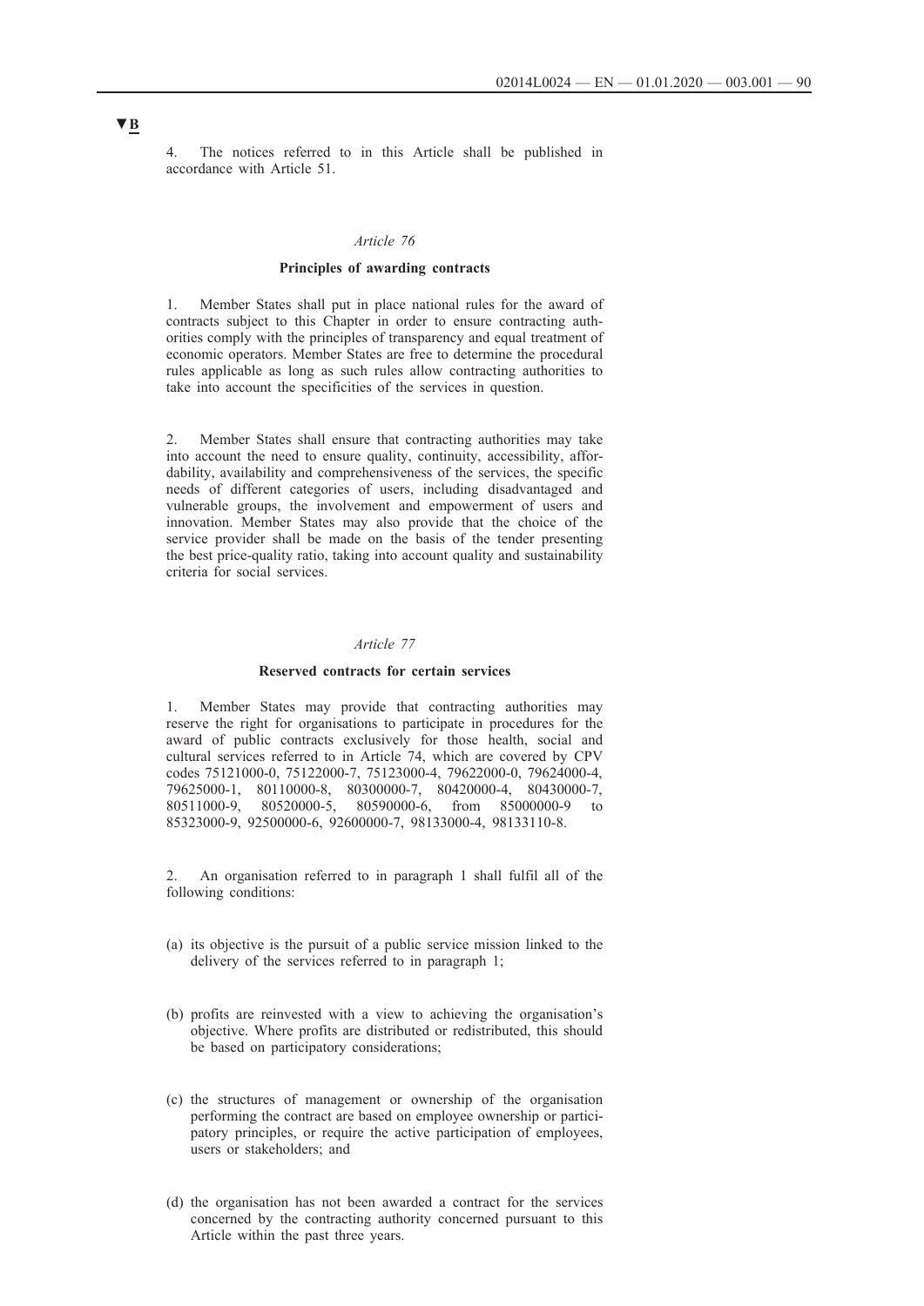▼B

4. The notices referred to in this Article shall be published in accordance with Article 51.

*Article 76*

**Principles of awarding contracts**

1. Member States shall put in place national rules for the award of contracts subject to this Chapter in order to ensure contracting authorities comply with the principles of transparency and equal treatment of economic operators. Member States are free to determine the procedural rules applicable as long as such rules allow contracting authorities to take into account the specificities of the services in question.

2. Member States shall ensure that contracting authorities may take into account the need to ensure quality, continuity, accessibility, affordability, availability and comprehensiveness of the services, the specific needs of different categories of users, including disadvantaged and vulnerable groups, the involvement and empowerment of users and innovation. Member States may also provide that the choice of the service provider shall be made on the basis of the tender presenting the best price-quality ratio, taking into account quality and sustainability criteria for social services.

*Article 77*

**Reserved contracts for certain services**

1. Member States may provide that contracting authorities may reserve the right for organisations to participate in procedures for the award of public contracts exclusively for those health, social and cultural services referred to in Article 74, which are covered by CPV codes 75121000-0, 75122000-7, 75123000-4, 79622000-0, 79624000-4, 79625000-1, 80110000-8, 80300000-7, 80420000-4, 80430000-7, 80511000-9, 80520000-5, 80590000-6, from 85000000-9 to 85323000-9, 92500000-6, 92600000-7, 98133000-4, 98133110-8.

2. An organisation referred to in paragraph 1 shall fulfil all of the following conditions:

(a) its objective is the pursuit of a public service mission linked to the delivery of the services referred to in paragraph 1;

(b) profits are reinvested with a view to achieving the organisation's objective. Where profits are distributed or redistributed, this should be based on participatory considerations;

(c) the structures of management or ownership of the organisation performing the contract are based on employee ownership or participatory principles, or require the active participation of employees, users or stakeholders; and

(d) the organisation has not been awarded a contract for the services concerned by the contracting authority concerned pursuant to this Article within the past three years.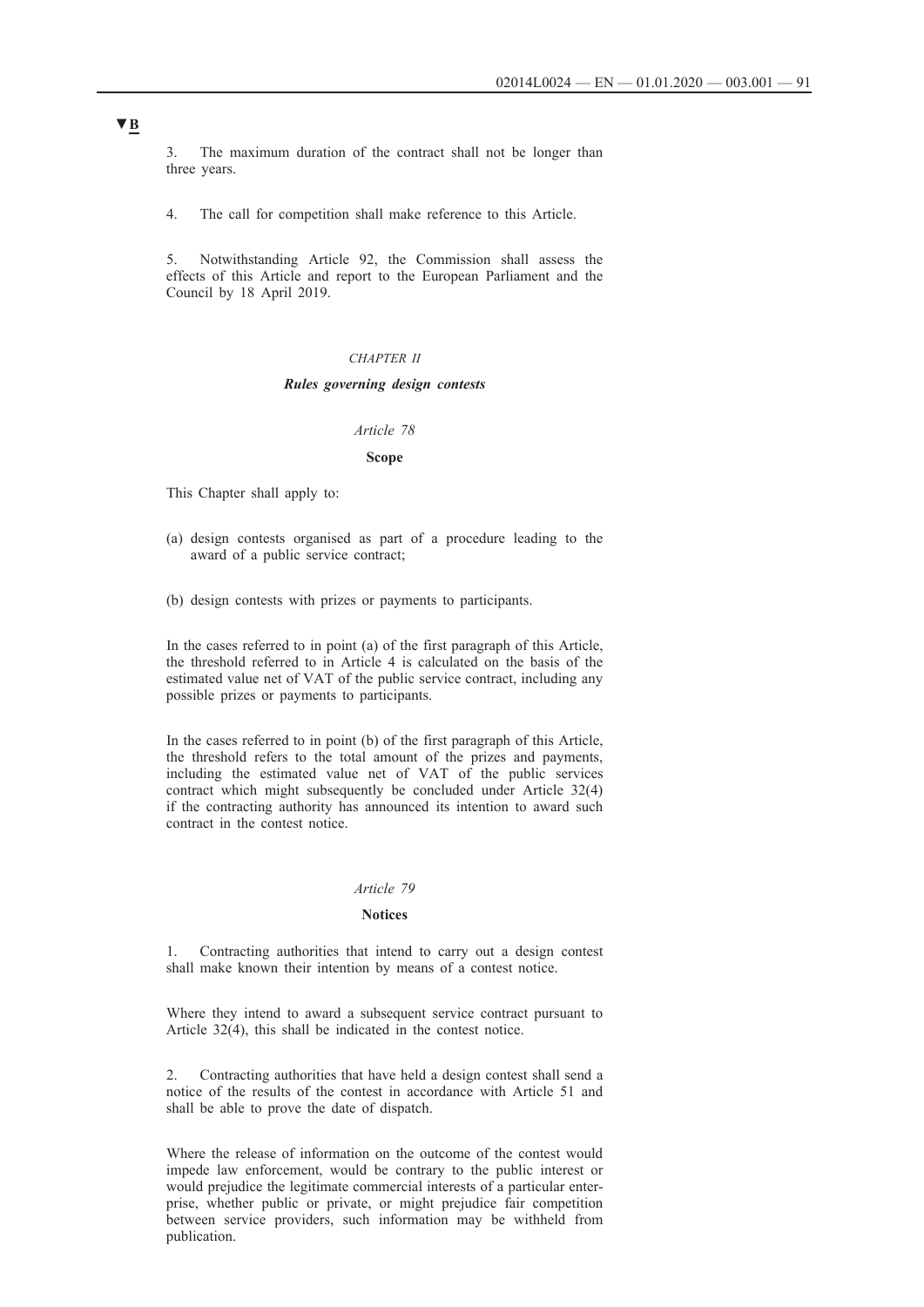▼B

3. The maximum duration of the contract shall not be longer than three years.

4. The call for competition shall make reference to this Article.

5. Notwithstanding Article 92, the Commission shall assess the effects of this Article and report to the European Parliament and the Council by 18 April 2019.

## *CHAPTER II*

## ***Rules governing design contests***

### *Article 78*

### **Scope**

This Chapter shall apply to:

(a) design contests organised as part of a procedure leading to the award of a public service contract;

(b) design contests with prizes or payments to participants.

In the cases referred to in point (a) of the first paragraph of this Article, the threshold referred to in Article 4 is calculated on the basis of the estimated value net of VAT of the public service contract, including any possible prizes or payments to participants.

In the cases referred to in point (b) of the first paragraph of this Article, the threshold refers to the total amount of the prizes and payments, including the estimated value net of VAT of the public services contract which might subsequently be concluded under Article 32(4) if the contracting authority has announced its intention to award such contract in the contest notice.

### *Article 79*

### **Notices**

1. Contracting authorities that intend to carry out a design contest shall make known their intention by means of a contest notice.

Where they intend to award a subsequent service contract pursuant to Article 32(4), this shall be indicated in the contest notice.

2. Contracting authorities that have held a design contest shall send a notice of the results of the contest in accordance with Article 51 and shall be able to prove the date of dispatch.

Where the release of information on the outcome of the contest would impede law enforcement, would be contrary to the public interest or would prejudice the legitimate commercial interests of a particular enterprise, whether public or private, or might prejudice fair competition between service providers, such information may be withheld from publication.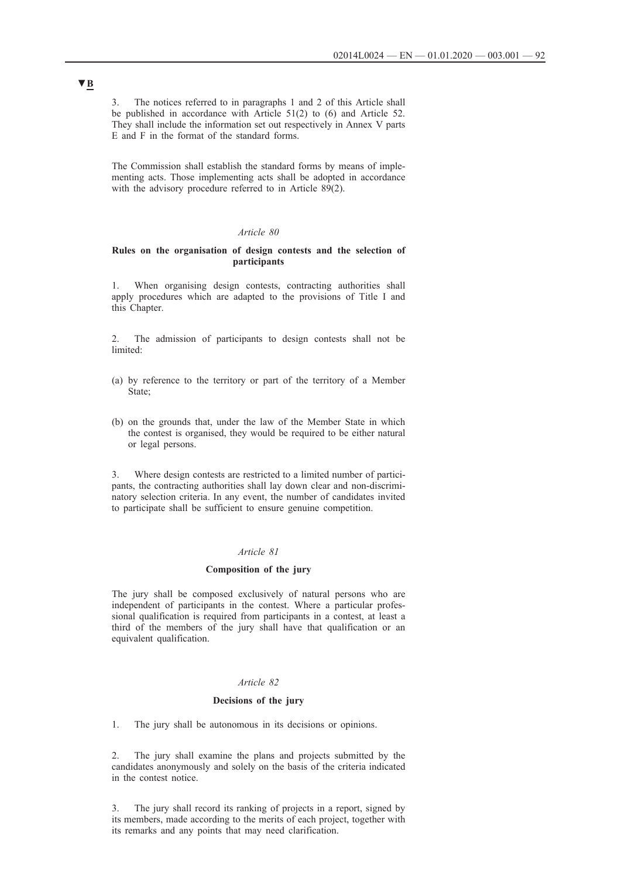▼B

3. The notices referred to in paragraphs 1 and 2 of this Article shall be published in accordance with Article 51(2) to (6) and Article 52. They shall include the information set out respectively in Annex V parts E and F in the format of the standard forms.

The Commission shall establish the standard forms by means of implementing acts. Those implementing acts shall be adopted in accordance with the advisory procedure referred to in Article 89(2).

*Article 80*

**Rules on the organisation of design contests and the selection of participants**

1. When organising design contests, contracting authorities shall apply procedures which are adapted to the provisions of Title I and this Chapter.

2. The admission of participants to design contests shall not be limited:

(a) by reference to the territory or part of the territory of a Member State;

(b) on the grounds that, under the law of the Member State in which the contest is organised, they would be required to be either natural or legal persons.

3. Where design contests are restricted to a limited number of participants, the contracting authorities shall lay down clear and non-discriminatory selection criteria. In any event, the number of candidates invited to participate shall be sufficient to ensure genuine competition.

*Article 81*

**Composition of the jury**

The jury shall be composed exclusively of natural persons who are independent of participants in the contest. Where a particular professional qualification is required from participants in a contest, at least a third of the members of the jury shall have that qualification or an equivalent qualification.

*Article 82*

**Decisions of the jury**

1. The jury shall be autonomous in its decisions or opinions.

2. The jury shall examine the plans and projects submitted by the candidates anonymously and solely on the basis of the criteria indicated in the contest notice.

3. The jury shall record its ranking of projects in a report, signed by its members, made according to the merits of each project, together with its remarks and any points that may need clarification.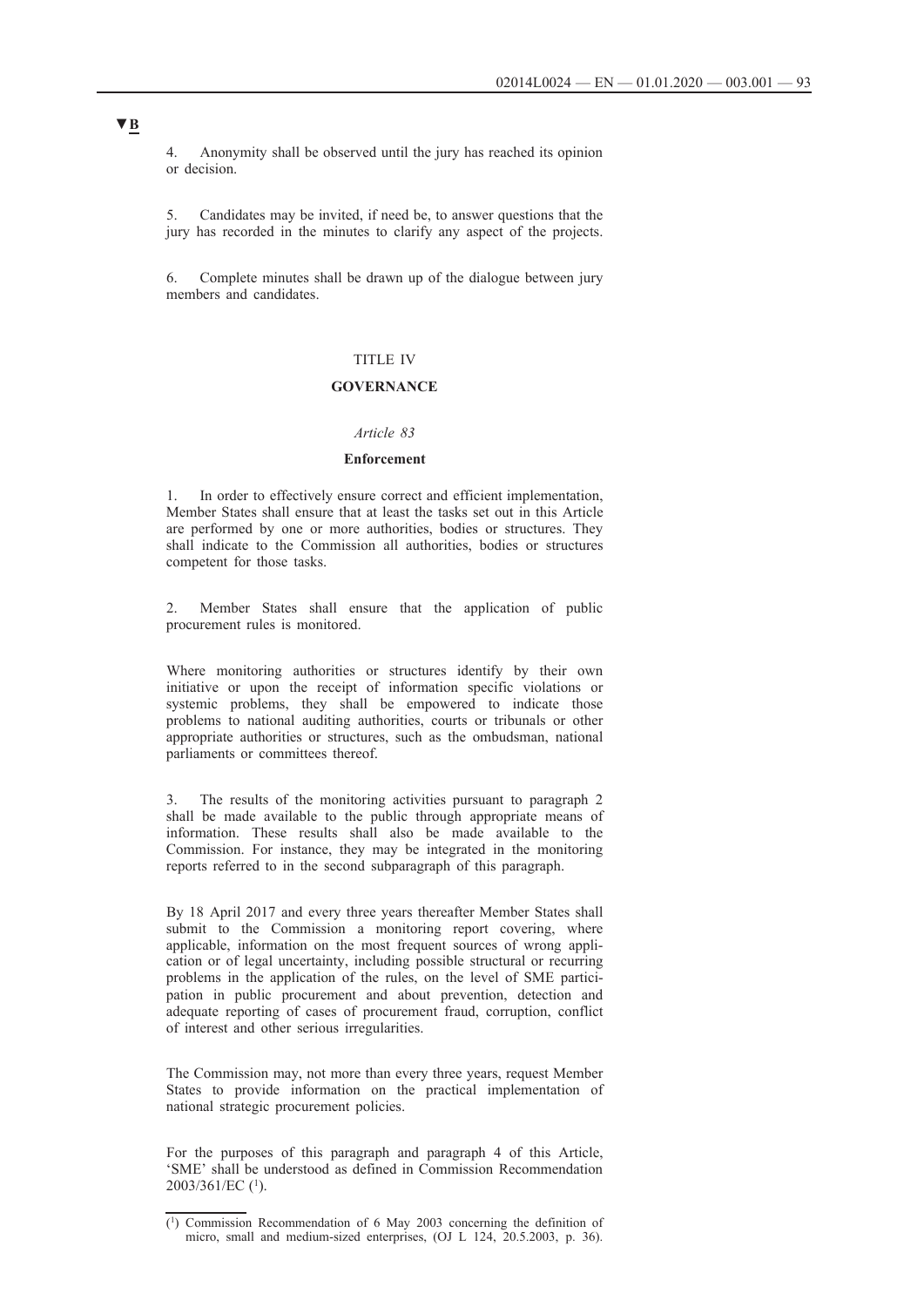▼B

4. Anonymity shall be observed until the jury has reached its opinion or decision.

5. Candidates may be invited, if need be, to answer questions that the jury has recorded in the minutes to clarify any aspect of the projects.

6. Complete minutes shall be drawn up of the dialogue between jury members and candidates.

## TITLE IV

## GOVERNANCE

### *Article 83*

### Enforcement

1. In order to effectively ensure correct and efficient implementation, Member States shall ensure that at least the tasks set out in this Article are performed by one or more authorities, bodies or structures. They shall indicate to the Commission all authorities, bodies or structures competent for those tasks.

2. Member States shall ensure that the application of public procurement rules is monitored.

Where monitoring authorities or structures identify by their own initiative or upon the receipt of information specific violations or systemic problems, they shall be empowered to indicate those problems to national auditing authorities, courts or tribunals or other appropriate authorities or structures, such as the ombudsman, national parliaments or committees thereof.

3. The results of the monitoring activities pursuant to paragraph 2 shall be made available to the public through appropriate means of information. These results shall also be made available to the Commission. For instance, they may be integrated in the monitoring reports referred to in the second subparagraph of this paragraph.

By 18 April 2017 and every three years thereafter Member States shall submit to the Commission a monitoring report covering, where applicable, information on the most frequent sources of wrong application or of legal uncertainty, including possible structural or recurring problems in the application of the rules, on the level of SME participation in public procurement and about prevention, detection and adequate reporting of cases of procurement fraud, corruption, conflict of interest and other serious irregularities.

The Commission may, not more than every three years, request Member States to provide information on the practical implementation of national strategic procurement policies.

For the purposes of this paragraph and paragraph 4 of this Article, 'SME' shall be understood as defined in Commission Recommendation 2003/361/EC [1].

[1] Commission Recommendation of 6 May 2003 concerning the definition of micro, small and medium-sized enterprises, (OJ L 124, 20.5.2003, p. 36).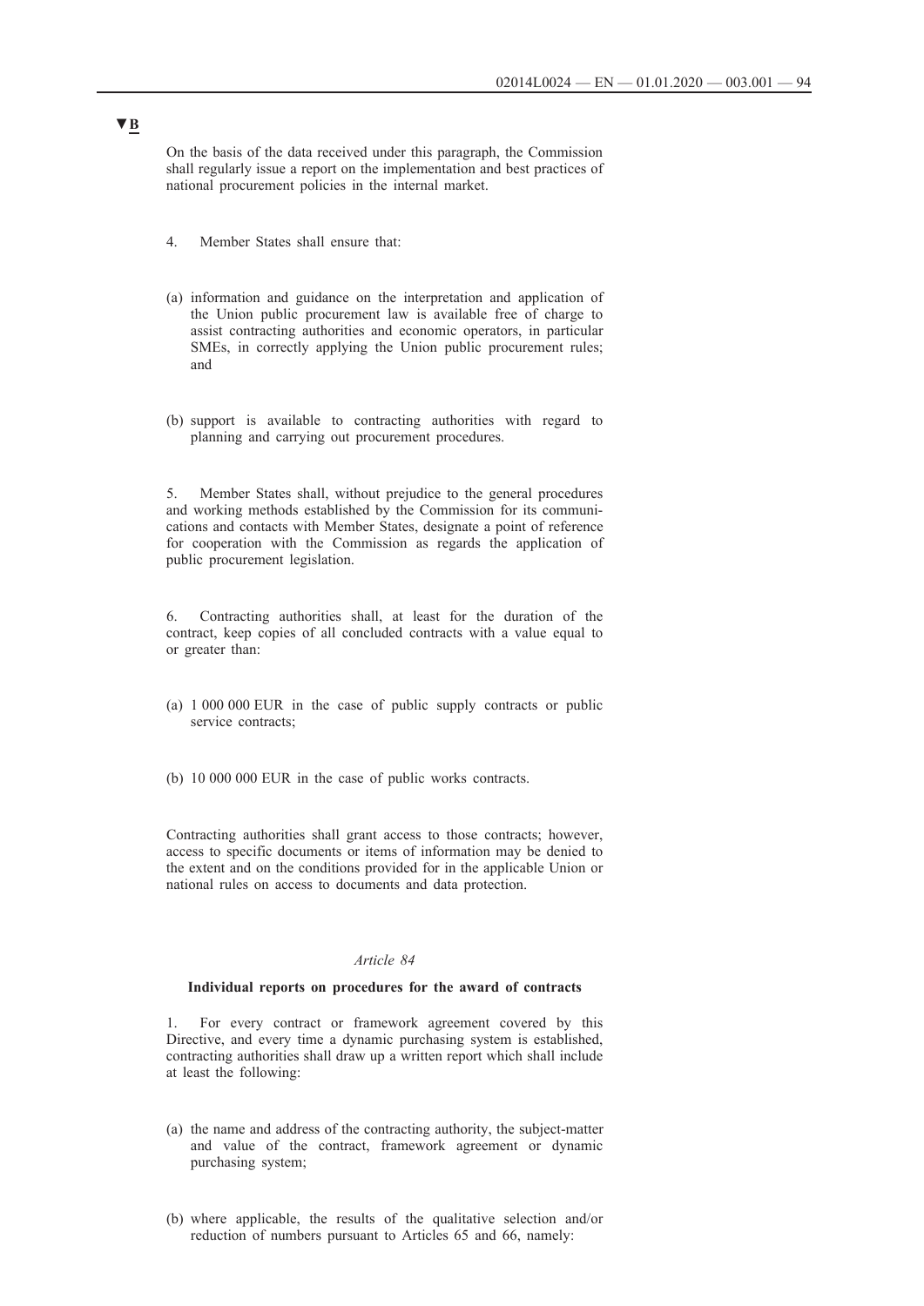▼B

On the basis of the data received under this paragraph, the Commission shall regularly issue a report on the implementation and best practices of national procurement policies in the internal market.

4. Member States shall ensure that:

(a) information and guidance on the interpretation and application of the Union public procurement law is available free of charge to assist contracting authorities and economic operators, in particular SMEs, in correctly applying the Union public procurement rules; and

(b) support is available to contracting authorities with regard to planning and carrying out procurement procedures.

5. Member States shall, without prejudice to the general procedures and working methods established by the Commission for its communications and contacts with Member States, designate a point of reference for cooperation with the Commission as regards the application of public procurement legislation.

6. Contracting authorities shall, at least for the duration of the contract, keep copies of all concluded contracts with a value equal to or greater than:

(a) 1 000 000 EUR in the case of public supply contracts or public service contracts;

(b) 10 000 000 EUR in the case of public works contracts.

Contracting authorities shall grant access to those contracts; however, access to specific documents or items of information may be denied to the extent and on the conditions provided for in the applicable Union or national rules on access to documents and data protection.

*Article 84*

**Individual reports on procedures for the award of contracts**

1. For every contract or framework agreement covered by this Directive, and every time a dynamic purchasing system is established, contracting authorities shall draw up a written report which shall include at least the following:

(a) the name and address of the contracting authority, the subject-matter and value of the contract, framework agreement or dynamic purchasing system;

(b) where applicable, the results of the qualitative selection and/or reduction of numbers pursuant to Articles 65 and 66, namely: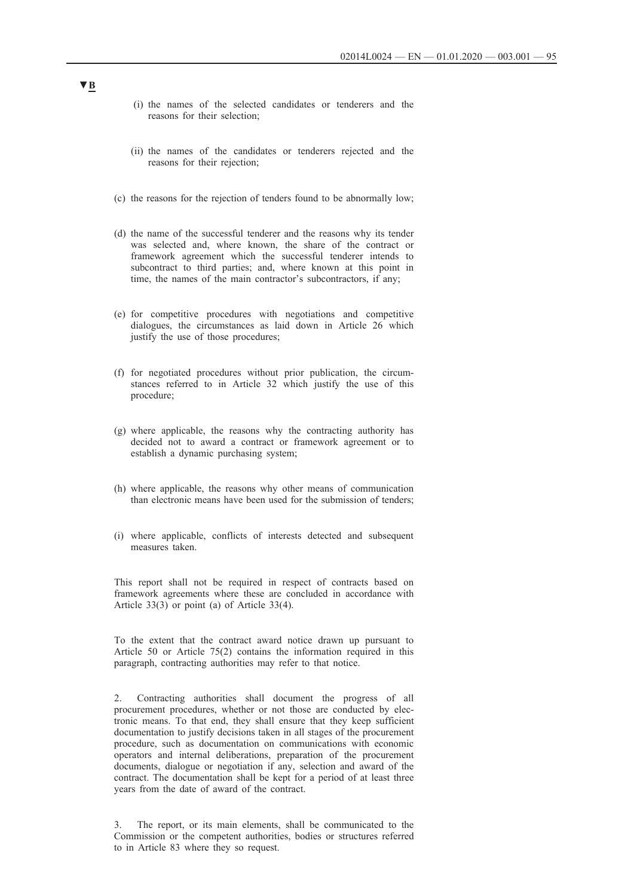(i) the names of the selected candidates or tenderers and the reasons for their selection;

(ii) the names of the candidates or tenderers rejected and the reasons for their rejection;

(c) the reasons for the rejection of tenders found to be abnormally low;

(d) the name of the successful tenderer and the reasons why its tender was selected and, where known, the share of the contract or framework agreement which the successful tenderer intends to subcontract to third parties; and, where known at this point in time, the names of the main contractor's subcontractors, if any;

(e) for competitive procedures with negotiations and competitive dialogues, the circumstances as laid down in Article 26 which justify the use of those procedures;

(f) for negotiated procedures without prior publication, the circumstances referred to in Article 32 which justify the use of this procedure;

(g) where applicable, the reasons why the contracting authority has decided not to award a contract or framework agreement or to establish a dynamic purchasing system;

(h) where applicable, the reasons why other means of communication than electronic means have been used for the submission of tenders;

(i) where applicable, conflicts of interests detected and subsequent measures taken.

This report shall not be required in respect of contracts based on framework agreements where these are concluded in accordance with Article 33(3) or point (a) of Article 33(4).

To the extent that the contract award notice drawn up pursuant to Article 50 or Article 75(2) contains the information required in this paragraph, contracting authorities may refer to that notice.

2. Contracting authorities shall document the progress of all procurement procedures, whether or not those are conducted by electronic means. To that end, they shall ensure that they keep sufficient documentation to justify decisions taken in all stages of the procurement procedure, such as documentation on communications with economic operators and internal deliberations, preparation of the procurement documents, dialogue or negotiation if any, selection and award of the contract. The documentation shall be kept for a period of at least three years from the date of award of the contract.

3. The report, or its main elements, shall be communicated to the Commission or the competent authorities, bodies or structures referred to in Article 83 where they so request.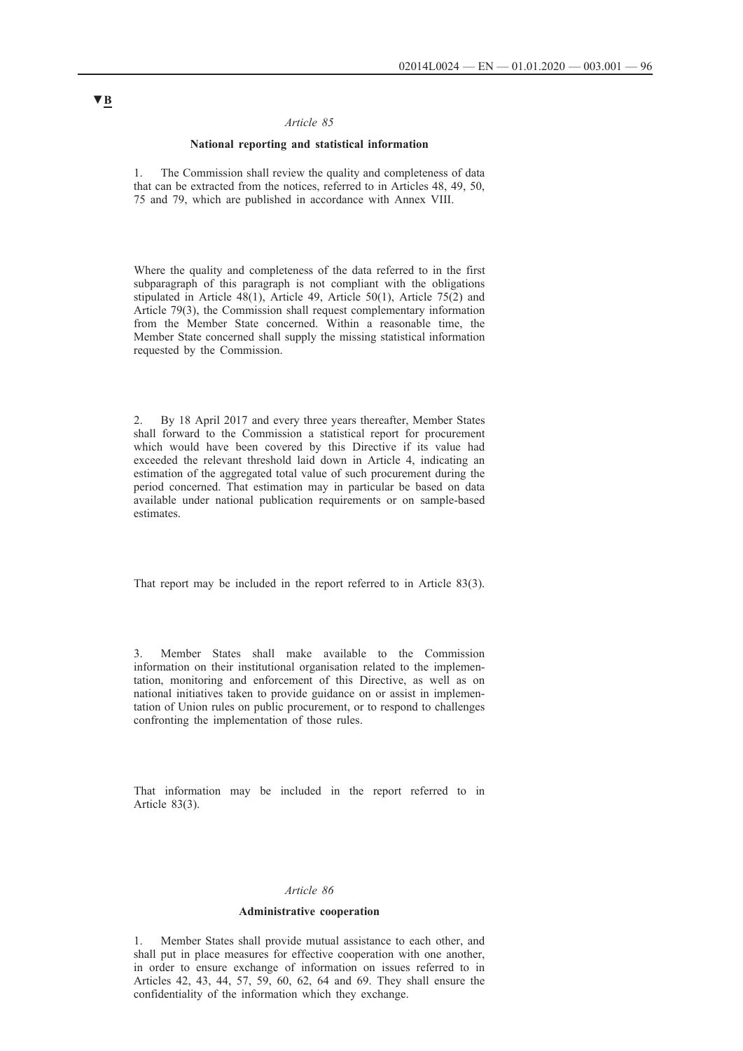▼B

*Article 85*

**National reporting and statistical information**

1. The Commission shall review the quality and completeness of data that can be extracted from the notices, referred to in Articles 48, 49, 50, 75 and 79, which are published in accordance with Annex VIII.

Where the quality and completeness of the data referred to in the first subparagraph of this paragraph is not compliant with the obligations stipulated in Article 48(1), Article 49, Article 50(1), Article 75(2) and Article 79(3), the Commission shall request complementary information from the Member State concerned. Within a reasonable time, the Member State concerned shall supply the missing statistical information requested by the Commission.

2. By 18 April 2017 and every three years thereafter, Member States shall forward to the Commission a statistical report for procurement which would have been covered by this Directive if its value had exceeded the relevant threshold laid down in Article 4, indicating an estimation of the aggregated total value of such procurement during the period concerned. That estimation may in particular be based on data available under national publication requirements or on sample-based estimates.

That report may be included in the report referred to in Article 83(3).

3. Member States shall make available to the Commission information on their institutional organisation related to the implementation, monitoring and enforcement of this Directive, as well as on national initiatives taken to provide guidance on or assist in implementation of Union rules on public procurement, or to respond to challenges confronting the implementation of those rules.

That information may be included in the report referred to in Article 83(3).

*Article 86*

**Administrative cooperation**

1. Member States shall provide mutual assistance to each other, and shall put in place measures for effective cooperation with one another, in order to ensure exchange of information on issues referred to in Articles 42, 43, 44, 57, 59, 60, 62, 64 and 69. They shall ensure the confidentiality of the information which they exchange.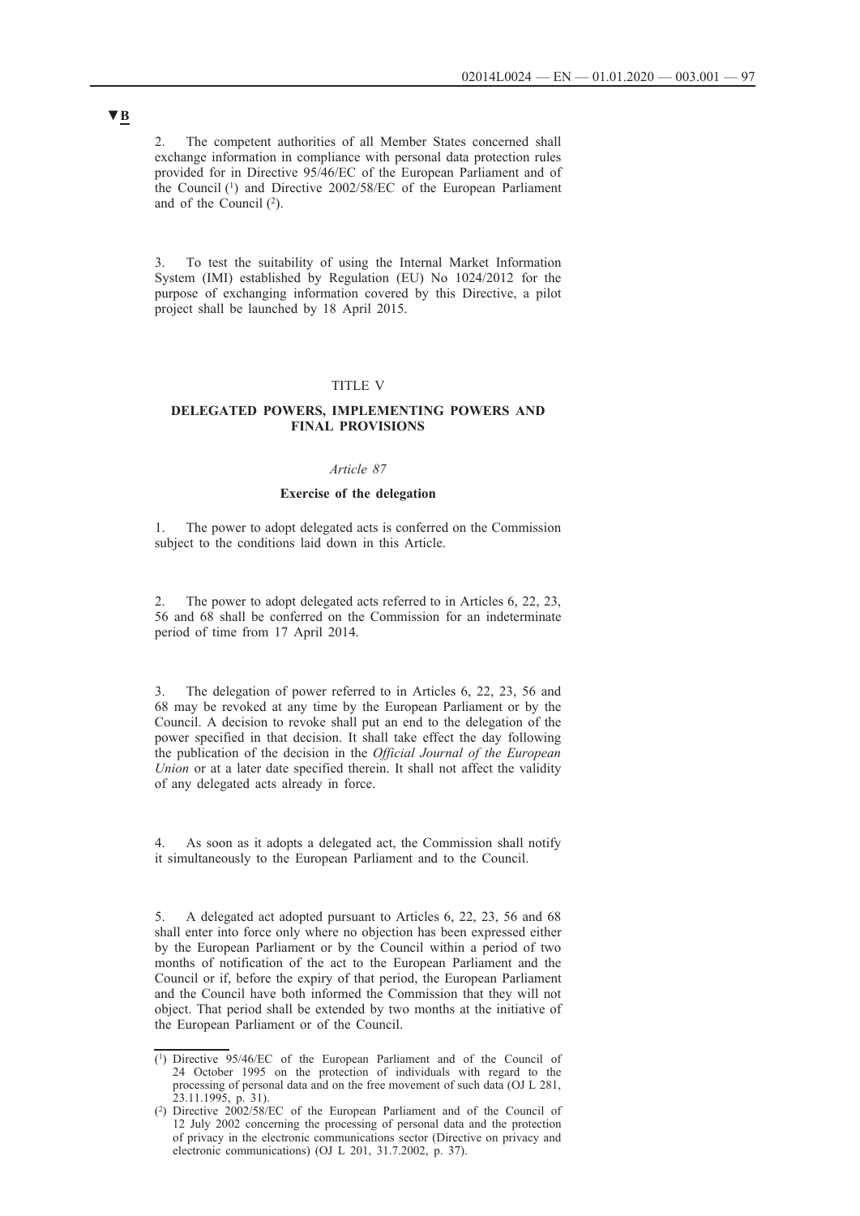▼B

2. The competent authorities of all Member States concerned shall exchange information in compliance with personal data protection rules provided for in Directive 95/46/EC of the European Parliament and of the Council [1] and Directive 2002/58/EC of the European Parliament and of the Council [2].

3. To test the suitability of using the Internal Market Information System (IMI) established by Regulation (EU) No 1024/2012 for the purpose of exchanging information covered by this Directive, a pilot project shall be launched by 18 April 2015.

TITLE V

**DELEGATED POWERS, IMPLEMENTING POWERS AND FINAL PROVISIONS**

*Article 87*

**Exercise of the delegation**

1. The power to adopt delegated acts is conferred on the Commission subject to the conditions laid down in this Article.

2. The power to adopt delegated acts referred to in Articles 6, 22, 23, 56 and 68 shall be conferred on the Commission for an indeterminate period of time from 17 April 2014.

3. The delegation of power referred to in Articles 6, 22, 23, 56 and 68 may be revoked at any time by the European Parliament or by the Council. A decision to revoke shall put an end to the delegation of the power specified in that decision. It shall take effect the day following the publication of the decision in the *Official Journal of the European Union* or at a later date specified therein. It shall not affect the validity of any delegated acts already in force.

4. As soon as it adopts a delegated act, the Commission shall notify it simultaneously to the European Parliament and to the Council.

5. A delegated act adopted pursuant to Articles 6, 22, 23, 56 and 68 shall enter into force only where no objection has been expressed either by the European Parliament or by the Council within a period of two months of notification of the act to the European Parliament and the Council or if, before the expiry of that period, the European Parliament and the Council have both informed the Commission that they will not object. That period shall be extended by two months at the initiative of the European Parliament or of the Council.

---

[1] Directive 95/46/EC of the European Parliament and of the Council of 24 October 1995 on the protection of individuals with regard to the processing of personal data and on the free movement of such data (OJ L 281, 23.11.1995, p. 31).

[2] Directive 2002/58/EC of the European Parliament and of the Council of 12 July 2002 concerning the processing of personal data and the protection of privacy in the electronic communications sector (Directive on privacy and electronic communications) (OJ L 201, 31.7.2002, p. 37).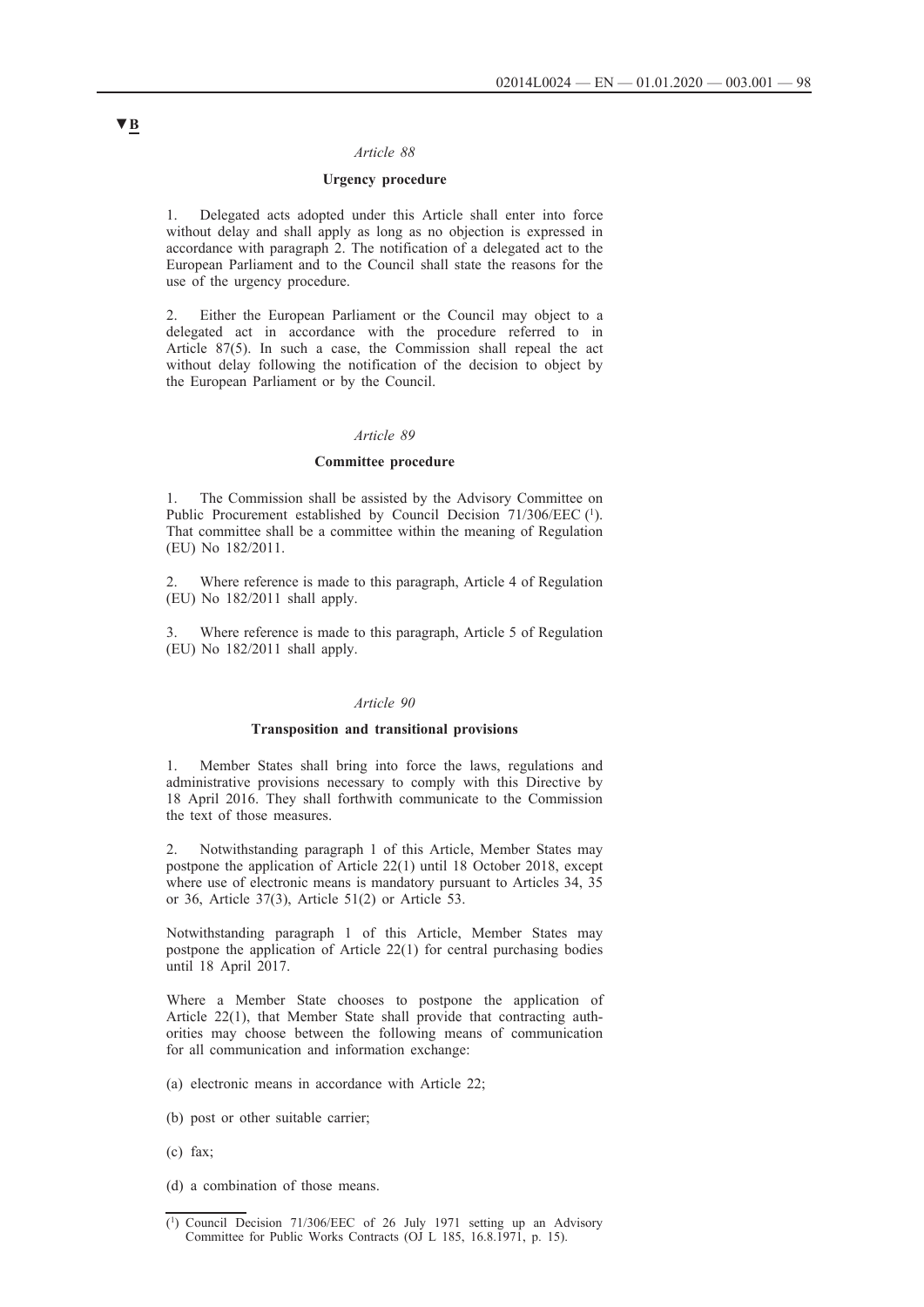▼B

*Article 88*

**Urgency procedure**

1. Delegated acts adopted under this Article shall enter into force without delay and shall apply as long as no objection is expressed in accordance with paragraph 2. The notification of a delegated act to the European Parliament and to the Council shall state the reasons for the use of the urgency procedure.

2. Either the European Parliament or the Council may object to a delegated act in accordance with the procedure referred to in Article 87(5). In such a case, the Commission shall repeal the act without delay following the notification of the decision to object by the European Parliament or by the Council.

*Article 89*

**Committee procedure**

1. The Commission shall be assisted by the Advisory Committee on Public Procurement established by Council Decision 71/306/EEC [1]. That committee shall be a committee within the meaning of Regulation (EU) No 182/2011.

2. Where reference is made to this paragraph, Article 4 of Regulation (EU) No 182/2011 shall apply.

3. Where reference is made to this paragraph, Article 5 of Regulation (EU) No 182/2011 shall apply.

*Article 90*

**Transposition and transitional provisions**

1. Member States shall bring into force the laws, regulations and administrative provisions necessary to comply with this Directive by 18 April 2016. They shall forthwith communicate to the Commission the text of those measures.

2. Notwithstanding paragraph 1 of this Article, Member States may postpone the application of Article 22(1) until 18 October 2018, except where use of electronic means is mandatory pursuant to Articles 34, 35 or 36, Article 37(3), Article 51(2) or Article 53.

Notwithstanding paragraph 1 of this Article, Member States may postpone the application of Article 22(1) for central purchasing bodies until 18 April 2017.

Where a Member State chooses to postpone the application of Article 22(1), that Member State shall provide that contracting authorities may choose between the following means of communication for all communication and information exchange:

(a) electronic means in accordance with Article 22;

(b) post or other suitable carrier;

(c) fax;

(d) a combination of those means.

---

[1] Council Decision 71/306/EEC of 26 July 1971 setting up an Advisory Committee for Public Works Contracts (OJ L 185, 16.8.1971, p. 15).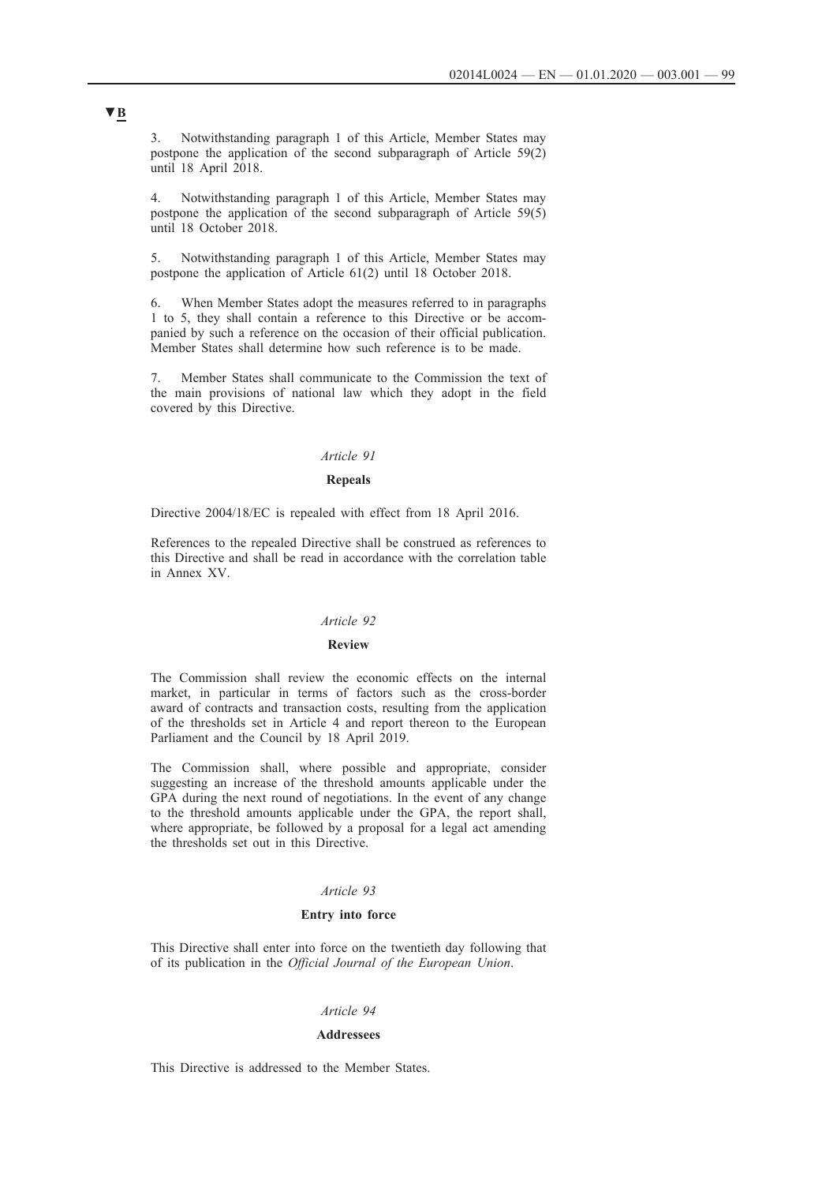▼B

3. Notwithstanding paragraph 1 of this Article, Member States may postpone the application of the second subparagraph of Article 59(2) until 18 April 2018.

4. Notwithstanding paragraph 1 of this Article, Member States may postpone the application of the second subparagraph of Article 59(5) until 18 October 2018.

5. Notwithstanding paragraph 1 of this Article, Member States may postpone the application of Article 61(2) until 18 October 2018.

6. When Member States adopt the measures referred to in paragraphs 1 to 5, they shall contain a reference to this Directive or be accompanied by such a reference on the occasion of their official publication. Member States shall determine how such reference is to be made.

7. Member States shall communicate to the Commission the text of the main provisions of national law which they adopt in the field covered by this Directive.

*Article 91*

**Repeals**

Directive 2004/18/EC is repealed with effect from 18 April 2016.

References to the repealed Directive shall be construed as references to this Directive and shall be read in accordance with the correlation table in Annex XV.

*Article 92*

**Review**

The Commission shall review the economic effects on the internal market, in particular in terms of factors such as the cross-border award of contracts and transaction costs, resulting from the application of the thresholds set in Article 4 and report thereon to the European Parliament and the Council by 18 April 2019.

The Commission shall, where possible and appropriate, consider suggesting an increase of the threshold amounts applicable under the GPA during the next round of negotiations. In the event of any change to the threshold amounts applicable under the GPA, the report shall, where appropriate, be followed by a proposal for a legal act amending the thresholds set out in this Directive.

*Article 93*

**Entry into force**

This Directive shall enter into force on the twentieth day following that of its publication in the *Official Journal of the European Union*.

*Article 94*

**Addressees**

This Directive is addressed to the Member States.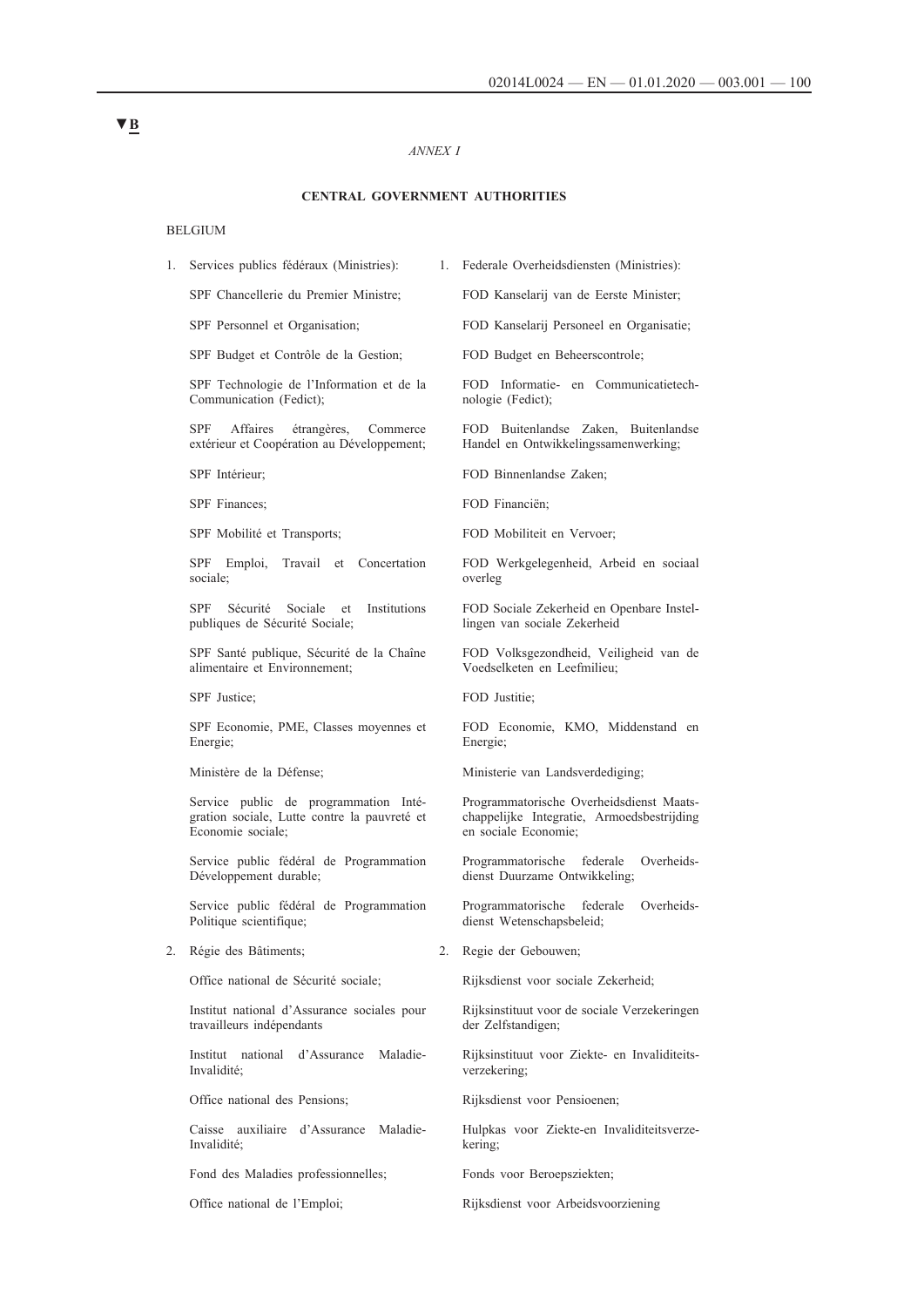▼B

*ANNEX I*

**CENTRAL GOVERNMENT AUTHORITIES**

BELGIUM

| | |
|---|---|
| 1. Services publics fédéraux (Ministries): | 1. Federale Overheidsdiensten (Ministries): |
| SPF Chancellerie du Premier Ministre; | FOD Kanselarij van de Eerste Minister; |
| SPF Personnel et Organisation; | FOD Kanselarij Personeel en Organisatie; |
| SPF Budget et Contrôle de la Gestion; | FOD Budget en Beheerscontrole; |
| SPF Technologie de l'Information et de la Communication (Fedict); | FOD Informatie- en Communicatietechnologie (Fedict); |
| SPF Affaires étrangères, Commerce extérieur et Coopération au Développement; | FOD Buitenlandse Zaken, Buitenlandse Handel en Ontwikkelingssamenwerking; |
| SPF Intérieur; | FOD Binnenlandse Zaken; |
| SPF Finances; | FOD Financiën; |
| SPF Mobilité et Transports; | FOD Mobiliteit en Vervoer; |
| SPF Emploi, Travail et Concertation sociale; | FOD Werkgelegenheid, Arbeid en sociaal overleg |
| SPF Sécurité Sociale et Institutions publiques de Sécurité Sociale; | FOD Sociale Zekerheid en Openbare Instellingen van sociale Zekerheid |
| SPF Santé publique, Sécurité de la Chaîne alimentaire et Environnement; | FOD Volksgezondheid, Veiligheid van de Voedselketen en Leefmilieu; |
| SPF Justice; | FOD Justitie; |
| SPF Economie, PME, Classes moyennes et Energie; | FOD Economie, KMO, Middenstand en Energie; |
| Ministère de la Défense; | Ministerie van Landsverdediging; |
| Service public de programmation Intégration sociale, Lutte contre la pauvreté et Economie sociale; | Programmatorische Overheidsdienst Maatschappelijke Integratie, Armoedsbestrijding en sociale Economie; |
| Service public fédéral de Programmation Développement durable; | Programmatorische federale Overheidsdienst Duurzame Ontwikkeling; |
| Service public fédéral de Programmation Politique scientifique; | Programmatorische federale Overheidsdienst Wetenschapsbeleid; |
| 2. Régie des Bâtiments; | 2. Regie der Gebouwen; |
| Office national de Sécurité sociale; | Rijksdienst voor sociale Zekerheid; |
| Institut national d'Assurance sociales pour travailleurs indépendants | Rijksinstituut voor de sociale Verzekeringen der Zelfstandigen; |
| Institut national d'Assurance Maladie-Invalidité; | Rijksinstituut voor Ziekte- en Invaliditeitsverzekering; |
| Office national des Pensions; | Rijksdienst voor Pensioenen; |
| Caisse auxiliaire d'Assurance Maladie-Invalidité; | Hulpkas voor Ziekte-en Invaliditeitsverzekering; |
| Fond des Maladies professionnelles; | Fonds voor Beroepsziekten; |
| Office national de l'Emploi; | Rijksdienst voor Arbeidsvoorziening |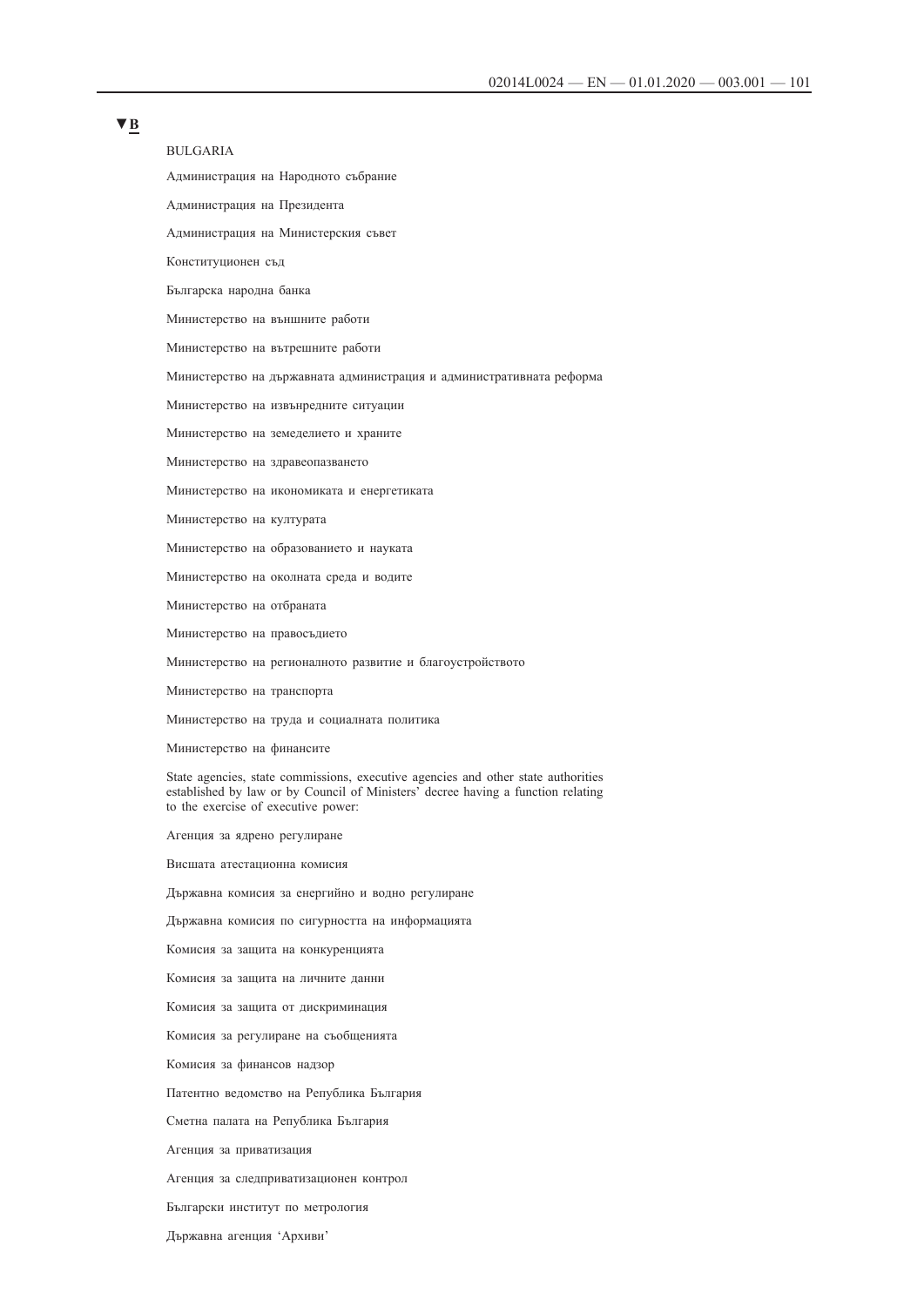▼B

BULGARIA

Администрация на Народното събрание

Администрация на Президента

Администрация на Министерския съвет

Конституционен съд

Българска народна банка

Министерство на външните работи

Министерство на вътрешните работи

Министерство на държавната администрация и административната реформа

Министерство на извънредните ситуации

Министерство на земеделието и храните

Министерство на здравеопазването

Министерство на икономиката и енергетиката

Министерство на културата

Министерство на образованието и науката

Министерство на околната среда и водите

Министерство на отбраната

Министерство на правосъдието

Министерство на регионалното развитие и благоустройството

Министерство на транспорта

Министерство на труда и социалната политика

Министерство на финансите

State agencies, state commissions, executive agencies and other state authorities established by law or by Council of Ministers' decree having a function relating to the exercise of executive power:

Агенция за ядрено регулиране

Висшата атестационна комисия

Държавна комисия за енергийно и водно регулиране

Държавна комисия по сигурността на информацията

Комисия за защита на конкуренцията

Комисия за защита на личните данни

Комисия за защита от дискриминация

Комисия за регулиране на съобщенията

Комисия за финансов надзор

Патентно ведомство на Република България

Сметна палата на Република България

Агенция за приватизация

Агенция за следприватизационен контрол

Български институт по метрология

Държавна агенция 'Архиви'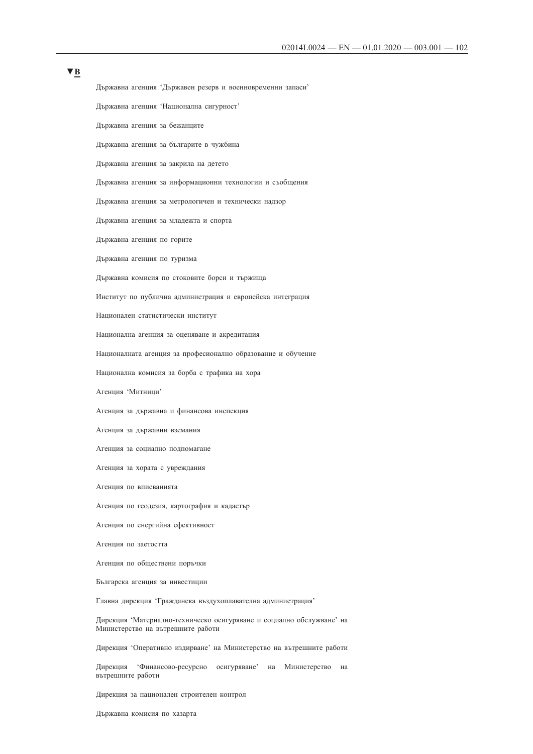▼B

Държавна агенция 'Държавен резерв и военновременни запаси'

Държавна агенция 'Национална сигурност'

Държавна агенция за бежанците

Държавна агенция за българите в чужбина

Държавна агенция за закрила на детето

Държавна агенция за информационни технологии и съобщения

Държавна агенция за метрологичен и технически надзор

Държавна агенция за младежта и спорта

Държавна агенция по горите

Държавна агенция по туризма

Държавна комисия по стоковите борси и тържища

Институт по публична администрация и европейска интеграция

Национален статистически институт

Национална агенция за оценяване и акредитация

Националната агенция за професионално образование и обучение

Национална комисия за борба с трафика на хора

Агенция 'Митници'

Агенция за държавна и финансова инспекция

Агенция за държавни вземания

Агенция за социално подпомагане

Агенция за хората с увреждания

Агенция по вписванията

Агенция по геодезия, картография и кадастър

Агенция по енергийна ефективност

Агенция по заетостта

Агенция по обществени поръчки

Българска агенция за инвестиции

Главна дирекция 'Гражданска въздухоплавателна администрация'

Дирекция 'Материално-техническо осигуряване и социално обслужване' на Министерство на вътрешните работи

Дирекция 'Оперативно издирване' на Министерство на вътрешните работи

Дирекция 'Финансово-ресурсно осигуряване' на Министерство на вътрешните работи

Дирекция за национален строителен контрол

Държавна комисия по хазарта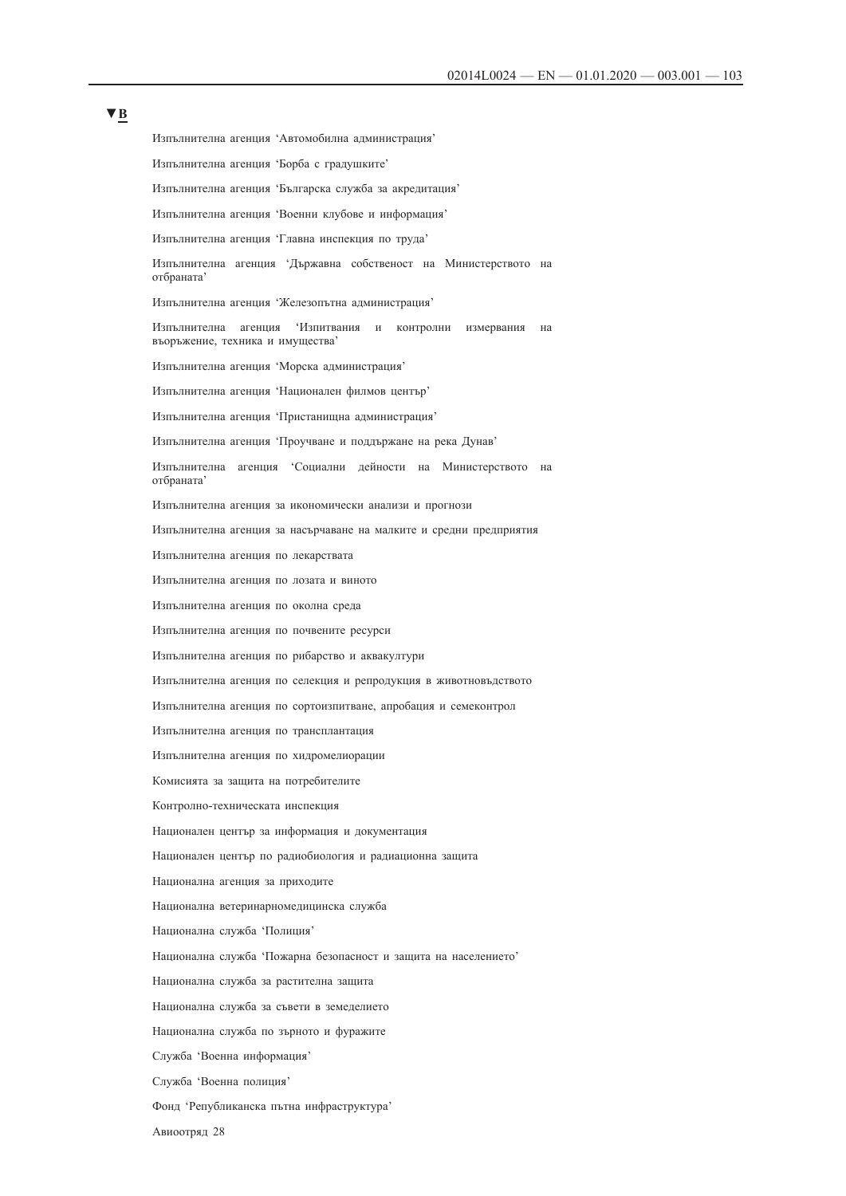▼B

Изпълнителна агенция 'Автомобилна администрация'

Изпълнителна агенция 'Борба с градушките'

Изпълнителна агенция 'Българска служба за акредитация'

Изпълнителна агенция 'Военни клубове и информация'

Изпълнителна агенция 'Главна инспекция по труда'

Изпълнителна агенция 'Държавна собственост на Министерството на отбраната'

Изпълнителна агенция 'Железопътна администрация'

Изпълнителна агенция 'Изпитвания и контролни измервания на въоръжение, техника и имущества'

Изпълнителна агенция 'Морска администрация'

Изпълнителна агенция 'Национален филмов център'

Изпълнителна агенция 'Пристанищна администрация'

Изпълнителна агенция 'Проучване и поддържане на река Дунав'

Изпълнителна агенция 'Социални дейности на Министерството на отбраната'

Изпълнителна агенция за икономически анализи и прогнози

Изпълнителна агенция за насърчаване на малките и средни предприятия

Изпълнителна агенция по лекарствата

Изпълнителна агенция по лозата и виното

Изпълнителна агенция по околна среда

Изпълнителна агенция по почвените ресурси

Изпълнителна агенция по рибарство и аквакултури

Изпълнителна агенция по селекция и репродукция в животновъдството

Изпълнителна агенция по сортоизпитване, апробация и семеконтрол

Изпълнителна агенция по трансплантация

Изпълнителна агенция по хидромелиорации

Комисията за защита на потребителите

Контролно-техническата инспекция

Национален център за информация и документация

Национален център по радиобиология и радиационна защита

Национална агенция за приходите

Национална ветеринарномедицинска служба

Национална служба 'Полиция'

Национална служба 'Пожарна безопасност и защита на населението'

Национална служба за растителна защита

Национална служба за съвети в земеделието

Национална служба по зърното и фуражите

Служба 'Военна информация'

Служба 'Военна полиция'

Фонд 'Републиканска пътна инфраструктура'

Авиоотряд 28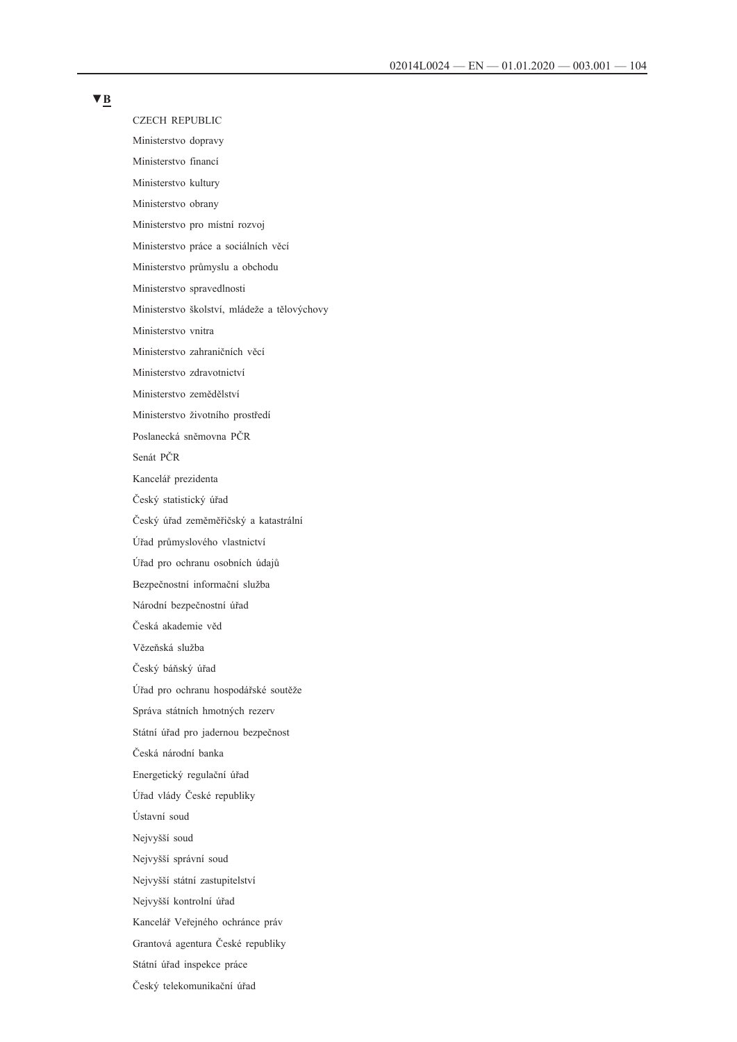▼B

CZECH REPUBLIC

Ministerstvo dopravy

Ministerstvo financí

Ministerstvo kultury

Ministerstvo obrany

Ministerstvo pro místní rozvoj

Ministerstvo práce a sociálních věcí

Ministerstvo průmyslu a obchodu

Ministerstvo spravedlnosti

Ministerstvo školství, mládeže a tělovýchovy

Ministerstvo vnitra

Ministerstvo zahraničních věcí

Ministerstvo zdravotnictví

Ministerstvo zemědělství

Ministerstvo životního prostředí

Poslanecká sněmovna PČR

Senát PČR

Kancelář prezidenta

Český statistický úřad

Český úřad zeměměřičský a katastrální

Úřad průmyslového vlastnictví

Úřad pro ochranu osobních údajů

Bezpečnostní informační služba

Národní bezpečnostní úřad

Česká akademie věd

Vězeňská služba

Český báňský úřad

Úřad pro ochranu hospodářské soutěže

Správa státních hmotných rezerv

Státní úřad pro jadernou bezpečnost

Česká národní banka

Energetický regulační úřad

Úřad vlády České republiky

Ústavní soud

Nejvyšší soud

Nejvyšší správní soud

Nejvyšší státní zastupitelství

Nejvyšší kontrolní úřad

Kancelář Veřejného ochránce práv

Grantová agentura České republiky

Státní úřad inspekce práce

Český telekomunikační úřad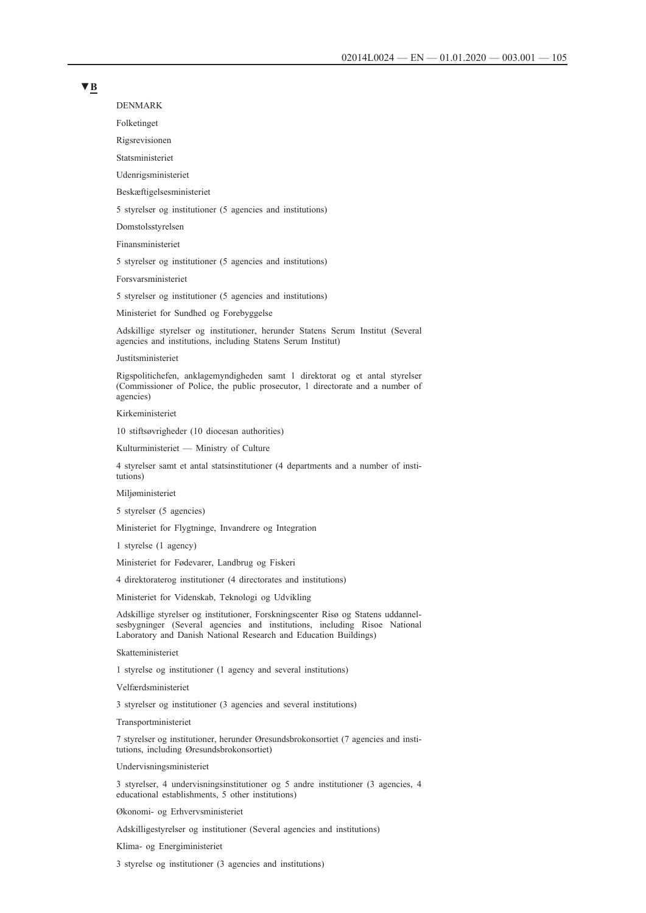▼B

DENMARK

Folketinget

Rigsrevisionen

Statsministeriet

Udenrigsministeriet

Beskæftigelsesministeriet

5 styrelser og institutioner (5 agencies and institutions)

Domstolsstyrelsen

Finansministeriet

5 styrelser og institutioner (5 agencies and institutions)

Forsvarsministeriet

5 styrelser og institutioner (5 agencies and institutions)

Ministeriet for Sundhed og Forebyggelse

Adskillige styrelser og institutioner, herunder Statens Serum Institut (Several agencies and institutions, including Statens Serum Institut)

Justitsministeriet

Rigspolitichefen, anklagemyndigheden samt 1 direktorat og et antal styrelser (Commissioner of Police, the public prosecutor, 1 directorate and a number of agencies)

Kirkeministeriet

10 stiftsøvrigheder (10 diocesan authorities)

Kulturministeriet — Ministry of Culture

4 styrelser samt et antal statsinstitutioner (4 departments and a number of institutions)

Miljøministeriet

5 styrelser (5 agencies)

Ministeriet for Flygtninge, Invandrere og Integration

1 styrelse (1 agency)

Ministeriet for Fødevarer, Landbrug og Fiskeri

4 direktoraterog institutioner (4 directorates and institutions)

Ministeriet for Videnskab, Teknologi og Udvikling

Adskillige styrelser og institutioner, Forskningscenter Risø og Statens uddannelsesbygninger (Several agencies and institutions, including Risoe National Laboratory and Danish National Research and Education Buildings)

Skatteministeriet

1 styrelse og institutioner (1 agency and several institutions)

Velfærdsministeriet

3 styrelser og institutioner (3 agencies and several institutions)

Transportministeriet

7 styrelser og institutioner, herunder Øresundsbrokonsortiet (7 agencies and institutions, including Øresundsbrokonsortiet)

Undervisningsministeriet

3 styrelser, 4 undervisningsinstitutioner og 5 andre institutioner (3 agencies, 4 educational establishments, 5 other institutions)

Økonomi- og Erhvervsministeriet

Adskilligestyrelser og institutioner (Several agencies and institutions)

Klima- og Energiministeriet

3 styrelse og institutioner (3 agencies and institutions)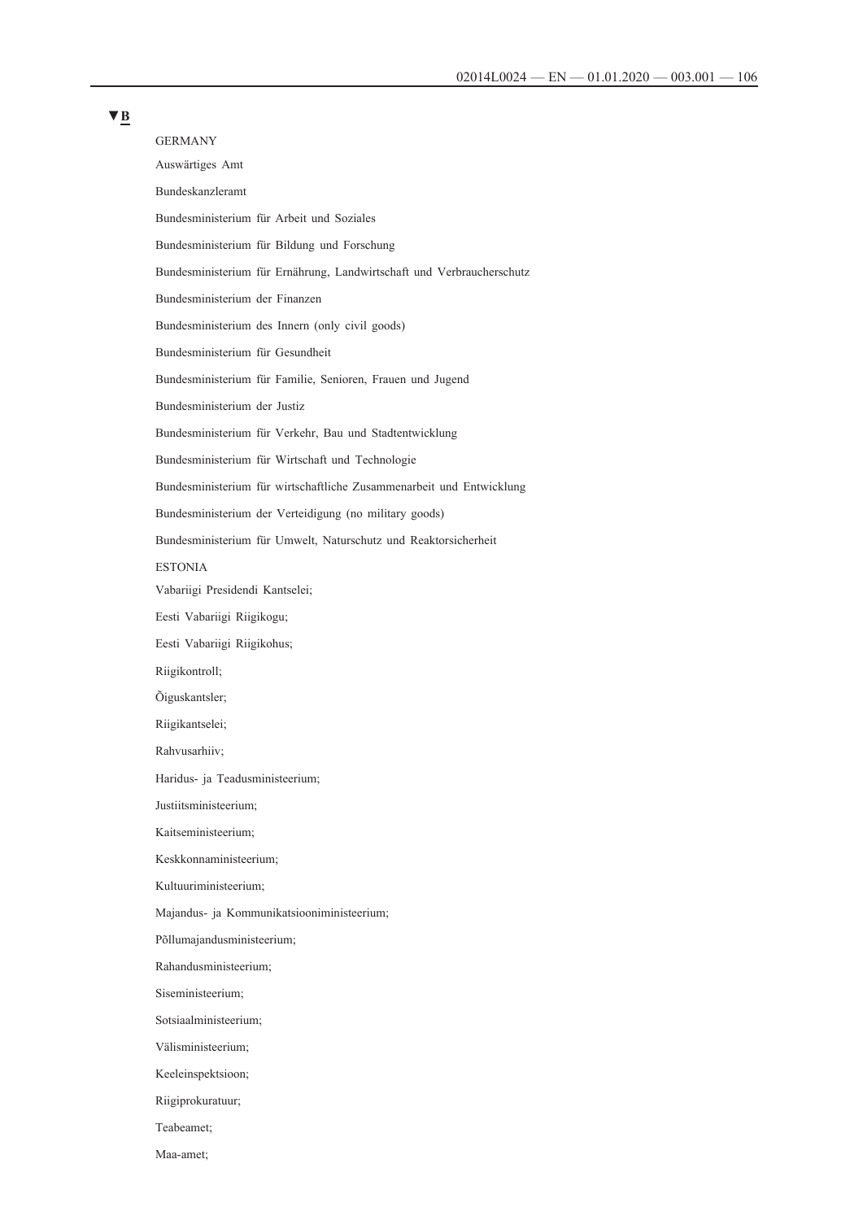▼B

GERMANY

Auswärtiges Amt

Bundeskanzleramt

Bundesministerium für Arbeit und Soziales

Bundesministerium für Bildung und Forschung

Bundesministerium für Ernährung, Landwirtschaft und Verbraucherschutz

Bundesministerium der Finanzen

Bundesministerium des Innern (only civil goods)

Bundesministerium für Gesundheit

Bundesministerium für Familie, Senioren, Frauen und Jugend

Bundesministerium der Justiz

Bundesministerium für Verkehr, Bau und Stadtentwicklung

Bundesministerium für Wirtschaft und Technologie

Bundesministerium für wirtschaftliche Zusammenarbeit und Entwicklung

Bundesministerium der Verteidigung (no military goods)

Bundesministerium für Umwelt, Naturschutz und Reaktorsicherheit

ESTONIA

Vabariigi Presidendi Kantselei;

Eesti Vabariigi Riigikogu;

Eesti Vabariigi Riigikohus;

Riigikontroll;

Õiguskantsler;

Riigikantselei;

Rahvusarhiiv;

Haridus- ja Teadusministeerium;

Justiitsministeerium;

Kaitseministeerium;

Keskkonnaministeerium;

Kultuuriministeerium;

Majandus- ja Kommunikatsiooniministeerium;

Põllumajandusministeerium;

Rahandusministeerium;

Siseministeerium;

Sotsiaalministeerium;

Välisministeerium;

Keeleinspektsioon;

Riigiprokuratuur;

Teabeamet;

Maa-amet;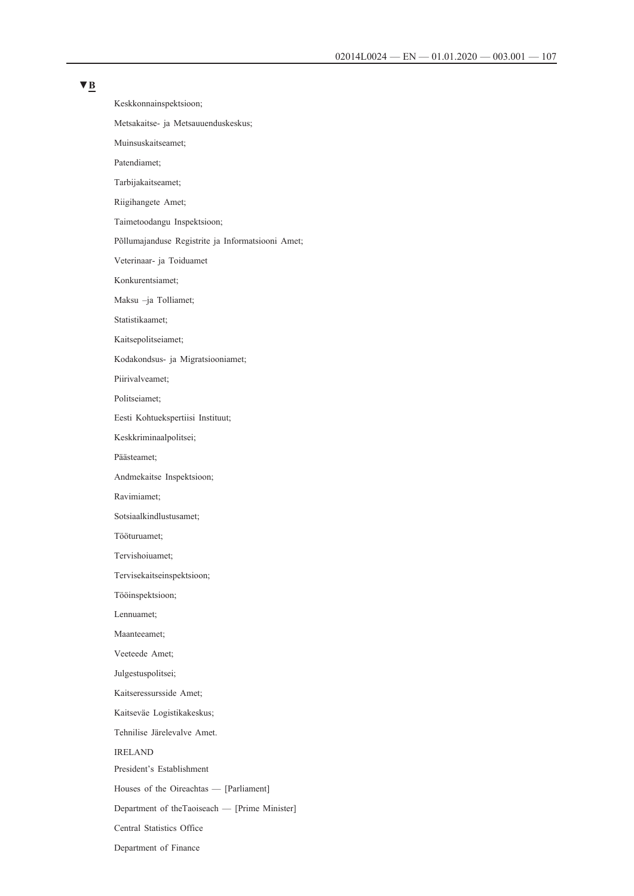▼B

Keskkonnainspektsioon;

Metsakaitse- ja Metsauuenduskeskus;

Muinsuskaitseamet;

Patendiamet;

Tarbijakaitseamet;

Riigihangete Amet;

Taimetoodangu Inspektsioon;

Põllumajanduse Registrite ja Informatsiooni Amet;

Veterinaar- ja Toiduamet

Konkurentsiamet;

Maksu –ja Tolliamet;

Statistikaamet;

Kaitsepolitseiamet;

Kodakondsus- ja Migratsiooniamet;

Piirivalveamet;

Politseiamet;

Eesti Kohtuekspertiisi Instituut;

Keskkriminaalpolitsei;

Päästeamet;

Andmekaitse Inspektsioon;

Ravimiamet;

Sotsiaalkindlustusamet;

Tööturuamet;

Tervishoiuamet;

Tervisekaitseinspektsioon;

Tööinspektsioon;

Lennuamet;

Maanteeamet;

Veeteede Amet;

Julgestuspolitsei;

Kaitseressursside Amet;

Kaitseväe Logistikakeskus;

Tehnilise Järelevalve Amet.

IRELAND

President's Establishment

Houses of the Oireachtas — [Parliament]

Department of theTaoiseach — [Prime Minister]

Central Statistics Office

Department of Finance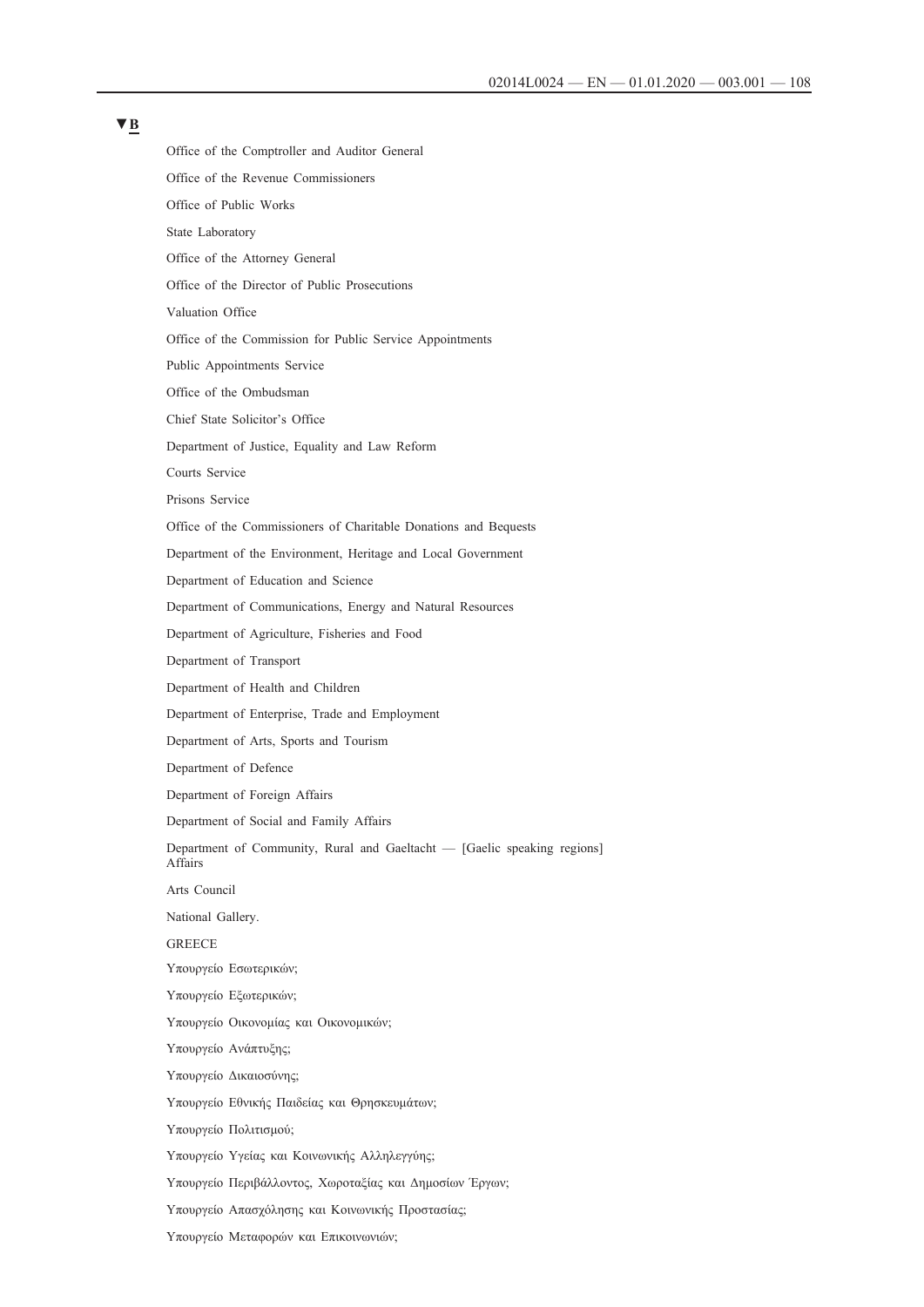▼B

Office of the Comptroller and Auditor General

Office of the Revenue Commissioners

Office of Public Works

State Laboratory

Office of the Attorney General

Office of the Director of Public Prosecutions

Valuation Office

Office of the Commission for Public Service Appointments

Public Appointments Service

Office of the Ombudsman

Chief State Solicitor's Office

Department of Justice, Equality and Law Reform

Courts Service

Prisons Service

Office of the Commissioners of Charitable Donations and Bequests

Department of the Environment, Heritage and Local Government

Department of Education and Science

Department of Communications, Energy and Natural Resources

Department of Agriculture, Fisheries and Food

Department of Transport

Department of Health and Children

Department of Enterprise, Trade and Employment

Department of Arts, Sports and Tourism

Department of Defence

Department of Foreign Affairs

Department of Social and Family Affairs

Department of Community, Rural and Gaeltacht — [Gaelic speaking regions] Affairs

Arts Council

National Gallery.

GREECE

Υπουργείο Εσωτερικών;

Υπουργείο Εξωτερικών;

Υπουργείο Οικονομίας και Οικονομικών;

Υπουργείο Ανάπτυξης;

Υπουργείο Δικαιοσύνης;

Υπουργείο Εθνικής Παιδείας και Θρησκευμάτων;

Υπουργείο Πολιτισμού;

Υπουργείο Υγείας και Κοινωνικής Αλληλεγγύης;

Υπουργείο Περιβάλλοντος, Χωροταξίας και Δημοσίων Έργων;

Υπουργείο Απασχόλησης και Κοινωνικής Προστασίας;

Υπουργείο Μεταφορών και Επικοινωνιών;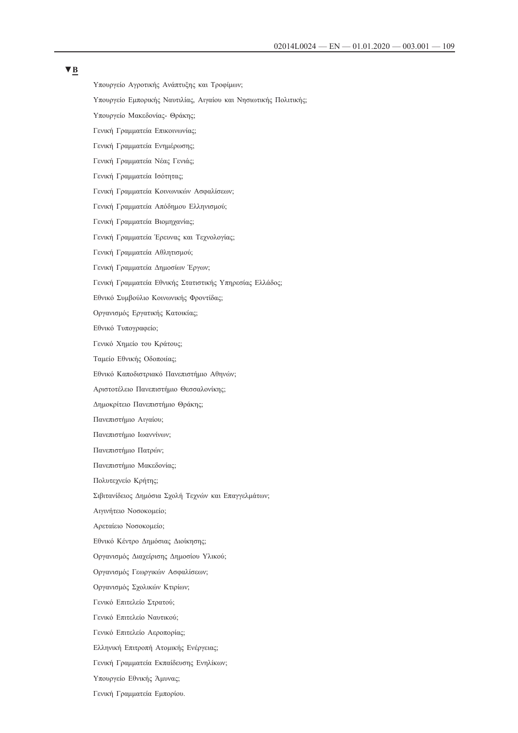▼B

Υπουργείο Αγροτικής Ανάπτυξης και Τροφίμων;

Υπουργείο Εμπορικής Ναυτιλίας, Αιγαίου και Νησιωτικής Πολιτικής;

Υπουργείο Μακεδονίας- Θράκης;

Γενική Γραμματεία Επικοινωνίας;

Γενική Γραμματεία Ενημέρωσης;

Γενική Γραμματεία Νέας Γενιάς;

Γενική Γραμματεία Ισότητας;

Γενική Γραμματεία Κοινωνικών Ασφαλίσεων;

Γενική Γραμματεία Απόδημου Ελληνισμού;

Γενική Γραμματεία Βιομηχανίας;

Γενική Γραμματεία Έρευνας και Τεχνολογίας;

Γενική Γραμματεία Αθλητισμού;

Γενική Γραμματεία Δημοσίων Έργων;

Γενική Γραμματεία Εθνικής Στατιστικής Υπηρεσίας Ελλάδος;

Εθνικό Συμβούλιο Κοινωνικής Φροντίδας;

Οργανισμός Εργατικής Κατοικίας;

Εθνικό Τυπογραφείο;

Γενικό Χημείο του Κράτους;

Ταμείο Εθνικής Οδοποιίας;

Εθνικό Καποδιστριακό Πανεπιστήμιο Αθηνών;

Αριστοτέλειο Πανεπιστήμιο Θεσσαλονίκης;

Δημοκρίτειο Πανεπιστήμιο Θράκης;

Πανεπιστήμιο Αιγαίου;

Πανεπιστήμιο Ιωαννίνων;

Πανεπιστήμιο Πατρών;

Πανεπιστήμιο Μακεδονίας;

Πολυτεχνείο Κρήτης;

Σιβιτανίδειος Δημόσια Σχολή Τεχνών και Επαγγελμάτων;

Αιγινήτειο Νοσοκομείο;

Αρεταίειο Νοσοκομείο;

Εθνικό Κέντρο Δημόσιας Διοίκησης;

Οργανισμός Διαχείρισης Δημοσίου Υλικού;

Οργανισμός Γεωργικών Ασφαλίσεων;

Οργανισμός Σχολικών Κτιρίων;

Γενικό Επιτελείο Στρατού;

Γενικό Επιτελείο Ναυτικού;

Γενικό Επιτελείο Αεροπορίας;

Ελληνική Επιτροπή Ατομικής Ενέργειας;

Γενική Γραμματεία Εκπαίδευσης Ενηλίκων;

Υπουργείο Εθνικής Άμυνας;

Γενική Γραμματεία Εμπορίου.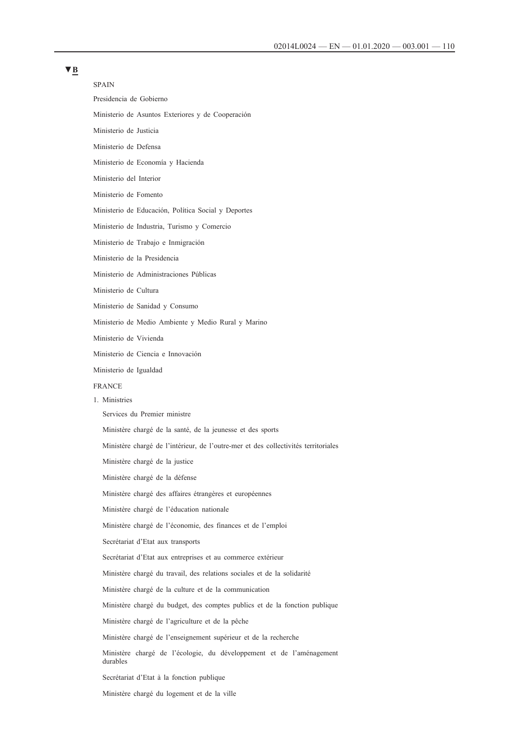▼B

SPAIN

Presidencia de Gobierno

Ministerio de Asuntos Exteriores y de Cooperación

Ministerio de Justicia

Ministerio de Defensa

Ministerio de Economía y Hacienda

Ministerio del Interior

Ministerio de Fomento

Ministerio de Educación, Política Social y Deportes

Ministerio de Industria, Turismo y Comercio

Ministerio de Trabajo e Inmigración

Ministerio de la Presidencia

Ministerio de Administraciones Públicas

Ministerio de Cultura

Ministerio de Sanidad y Consumo

Ministerio de Medio Ambiente y Medio Rural y Marino

Ministerio de Vivienda

Ministerio de Ciencia e Innovación

Ministerio de Igualdad

FRANCE

1. Ministries

   Services du Premier ministre

   Ministère chargé de la santé, de la jeunesse et des sports

   Ministère chargé de l'intérieur, de l'outre-mer et des collectivités territoriales

   Ministère chargé de la justice

   Ministère chargé de la défense

   Ministère chargé des affaires étrangères et européennes

   Ministère chargé de l'éducation nationale

   Ministère chargé de l'économie, des finances et de l'emploi

   Secrétariat d'Etat aux transports

   Secrétariat d'Etat aux entreprises et au commerce extérieur

   Ministère chargé du travail, des relations sociales et de la solidarité

   Ministère chargé de la culture et de la communication

   Ministère chargé du budget, des comptes publics et de la fonction publique

   Ministère chargé de l'agriculture et de la pêche

   Ministère chargé de l'enseignement supérieur et de la recherche

   Ministère chargé de l'écologie, du développement et de l'aménagement durables

   Secrétariat d'Etat à la fonction publique

   Ministère chargé du logement et de la ville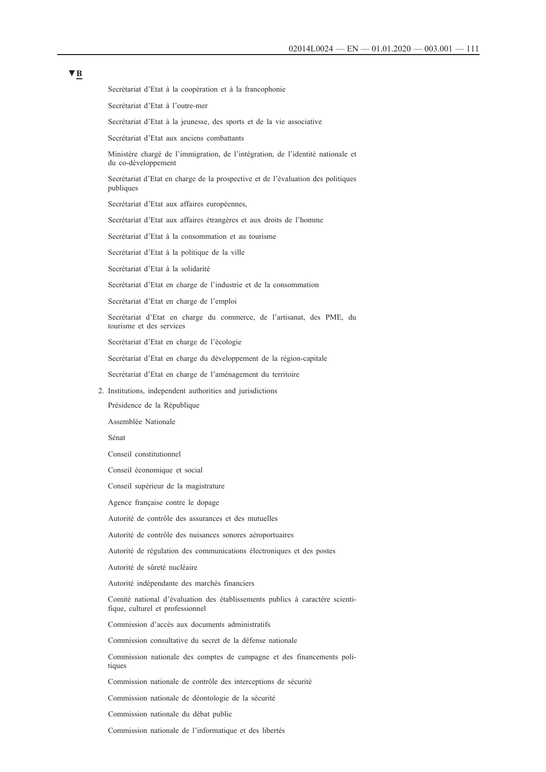▼B

Secrétariat d'Etat à la coopération et à la francophonie

Secrétariat d'Etat à l'outre-mer

Secrétariat d'Etat à la jeunesse, des sports et de la vie associative

Secrétariat d'Etat aux anciens combattants

Ministère chargé de l'immigration, de l'intégration, de l'identité nationale et du co-développement

Secrétariat d'Etat en charge de la prospective et de l'évaluation des politiques publiques

Secrétariat d'Etat aux affaires européennes,

Secrétariat d'Etat aux affaires étrangères et aux droits de l'homme

Secrétariat d'Etat à la consommation et au tourisme

Secrétariat d'Etat à la politique de la ville

Secrétariat d'Etat à la solidarité

Secrétariat d'Etat en charge de l'industrie et de la consommation

Secrétariat d'Etat en charge de l'emploi

Secrétariat d'Etat en charge du commerce, de l'artisanat, des PME, du tourisme et des services

Secrétariat d'Etat en charge de l'écologie

Secrétariat d'Etat en charge du développement de la région-capitale

Secrétariat d'Etat en charge de l'aménagement du territoire

2. Institutions, independent authorities and jurisdictions

Présidence de la République

Assemblée Nationale

Sénat

Conseil constitutionnel

Conseil économique et social

Conseil supérieur de la magistrature

Agence française contre le dopage

Autorité de contrôle des assurances et des mutuelles

Autorité de contrôle des nuisances sonores aéroportuaires

Autorité de régulation des communications électroniques et des postes

Autorité de sûreté nucléaire

Autorité indépendante des marchés financiers

Comité national d'évaluation des établissements publics à caractère scientifique, culturel et professionnel

Commission d'accès aux documents administratifs

Commission consultative du secret de la défense nationale

Commission nationale des comptes de campagne et des financements politiques

Commission nationale de contrôle des interceptions de sécurité

Commission nationale de déontologie de la sécurité

Commission nationale du débat public

Commission nationale de l'informatique et des libertés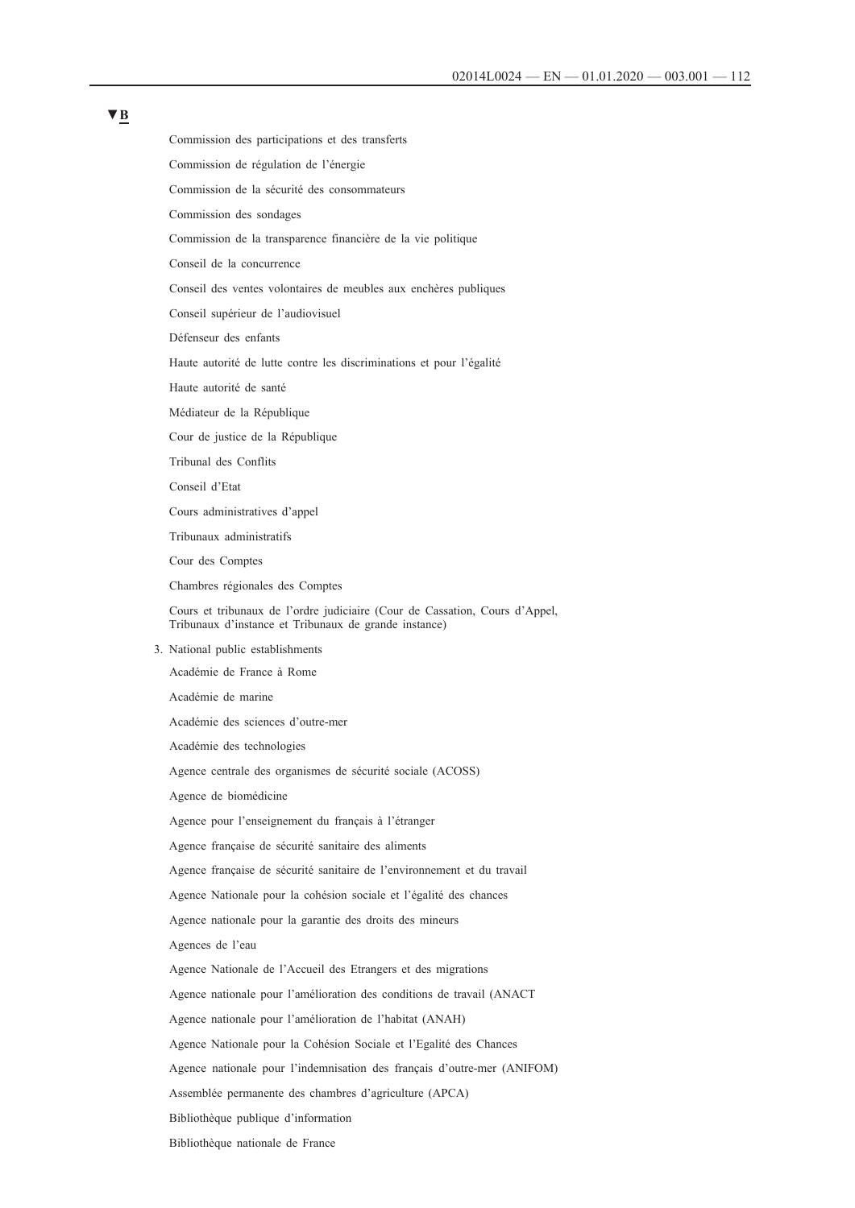▼B

Commission des participations et des transferts

Commission de régulation de l'énergie

Commission de la sécurité des consommateurs

Commission des sondages

Commission de la transparence financière de la vie politique

Conseil de la concurrence

Conseil des ventes volontaires de meubles aux enchères publiques

Conseil supérieur de l'audiovisuel

Défenseur des enfants

Haute autorité de lutte contre les discriminations et pour l'égalité

Haute autorité de santé

Médiateur de la République

Cour de justice de la République

Tribunal des Conflits

Conseil d'Etat

Cours administratives d'appel

Tribunaux administratifs

Cour des Comptes

Chambres régionales des Comptes

Cours et tribunaux de l'ordre judiciaire (Cour de Cassation, Cours d'Appel, Tribunaux d'instance et Tribunaux de grande instance)

3. National public establishments

Académie de France à Rome

Académie de marine

Académie des sciences d'outre-mer

Académie des technologies

Agence centrale des organismes de sécurité sociale (ACOSS)

Agence de biomédicine

Agence pour l'enseignement du français à l'étranger

Agence française de sécurité sanitaire des aliments

Agence française de sécurité sanitaire de l'environnement et du travail

Agence Nationale pour la cohésion sociale et l'égalité des chances

Agence nationale pour la garantie des droits des mineurs

Agences de l'eau

Agence Nationale de l'Accueil des Etrangers et des migrations

Agence nationale pour l'amélioration des conditions de travail (ANACT

Agence nationale pour l'amélioration de l'habitat (ANAH)

Agence Nationale pour la Cohésion Sociale et l'Egalité des Chances

Agence nationale pour l'indemnisation des français d'outre-mer (ANIFOM)

Assemblée permanente des chambres d'agriculture (APCA)

Bibliothèque publique d'information

Bibliothèque nationale de France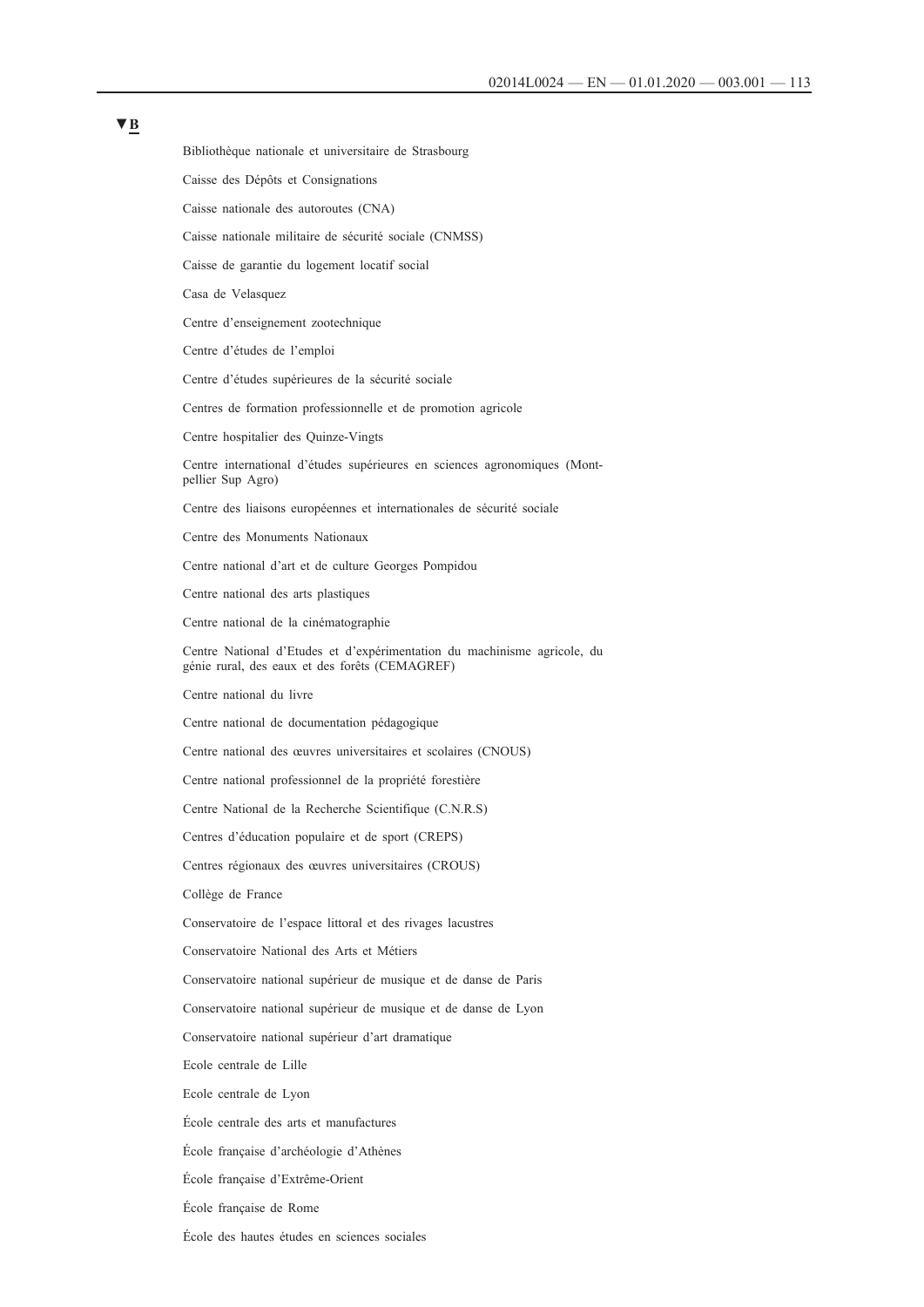▼B

Bibliothèque nationale et universitaire de Strasbourg

Caisse des Dépôts et Consignations

Caisse nationale des autoroutes (CNA)

Caisse nationale militaire de sécurité sociale (CNMSS)

Caisse de garantie du logement locatif social

Casa de Velasquez

Centre d'enseignement zootechnique

Centre d'études de l'emploi

Centre d'études supérieures de la sécurité sociale

Centres de formation professionnelle et de promotion agricole

Centre hospitalier des Quinze-Vingts

Centre international d'études supérieures en sciences agronomiques (Montpellier Sup Agro)

Centre des liaisons européennes et internationales de sécurité sociale

Centre des Monuments Nationaux

Centre national d'art et de culture Georges Pompidou

Centre national des arts plastiques

Centre national de la cinématographie

Centre National d'Etudes et d'expérimentation du machinisme agricole, du génie rural, des eaux et des forêts (CEMAGREF)

Centre national du livre

Centre national de documentation pédagogique

Centre national des œuvres universitaires et scolaires (CNOUS)

Centre national professionnel de la propriété forestière

Centre National de la Recherche Scientifique (C.N.R.S)

Centres d'éducation populaire et de sport (CREPS)

Centres régionaux des œuvres universitaires (CROUS)

Collège de France

Conservatoire de l'espace littoral et des rivages lacustres

Conservatoire National des Arts et Métiers

Conservatoire national supérieur de musique et de danse de Paris

Conservatoire national supérieur de musique et de danse de Lyon

Conservatoire national supérieur d'art dramatique

Ecole centrale de Lille

Ecole centrale de Lyon

École centrale des arts et manufactures

École française d'archéologie d'Athènes

École française d'Extrême-Orient

École française de Rome

École des hautes études en sciences sociales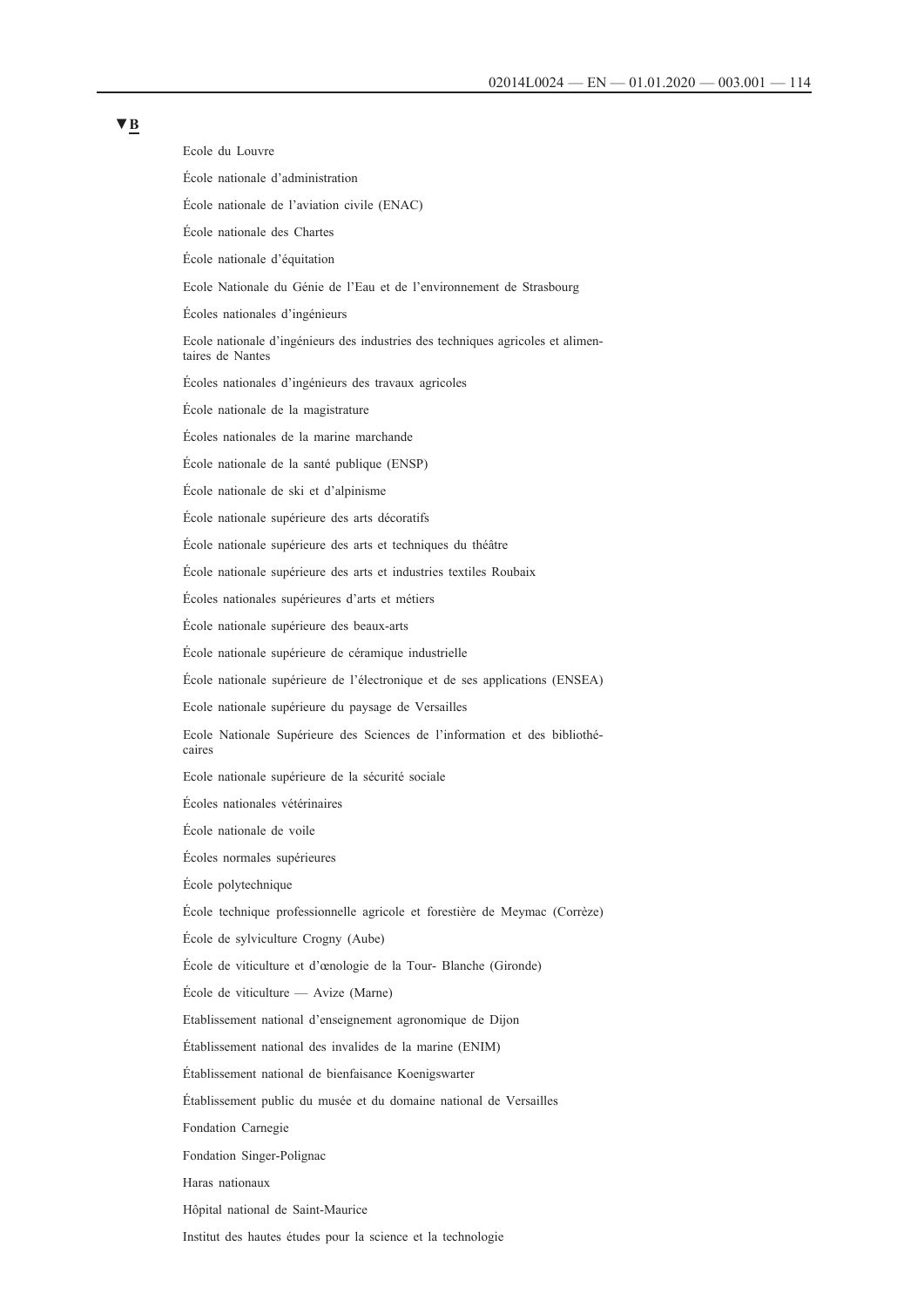▼B

Ecole du Louvre

École nationale d'administration

École nationale de l'aviation civile (ENAC)

École nationale des Chartes

École nationale d'équitation

Ecole Nationale du Génie de l'Eau et de l'environnement de Strasbourg

Écoles nationales d'ingénieurs

Ecole nationale d'ingénieurs des industries des techniques agricoles et alimentaires de Nantes

Écoles nationales d'ingénieurs des travaux agricoles

École nationale de la magistrature

Écoles nationales de la marine marchande

École nationale de la santé publique (ENSP)

École nationale de ski et d'alpinisme

École nationale supérieure des arts décoratifs

École nationale supérieure des arts et techniques du théâtre

École nationale supérieure des arts et industries textiles Roubaix

Écoles nationales supérieures d'arts et métiers

École nationale supérieure des beaux-arts

École nationale supérieure de céramique industrielle

École nationale supérieure de l'électronique et de ses applications (ENSEA)

Ecole nationale supérieure du paysage de Versailles

Ecole Nationale Supérieure des Sciences de l'information et des bibliothécaires

Ecole nationale supérieure de la sécurité sociale

Écoles nationales vétérinaires

École nationale de voile

Écoles normales supérieures

École polytechnique

École technique professionnelle agricole et forestière de Meymac (Corrèze)

École de sylviculture Crogny (Aube)

École de viticulture et d'œnologie de la Tour- Blanche (Gironde)

École de viticulture — Avize (Marne)

Etablissement national d'enseignement agronomique de Dijon

Établissement national des invalides de la marine (ENIM)

Établissement national de bienfaisance Koenigswarter

Établissement public du musée et du domaine national de Versailles

Fondation Carnegie

Fondation Singer-Polignac

Haras nationaux

Hôpital national de Saint-Maurice

Institut des hautes études pour la science et la technologie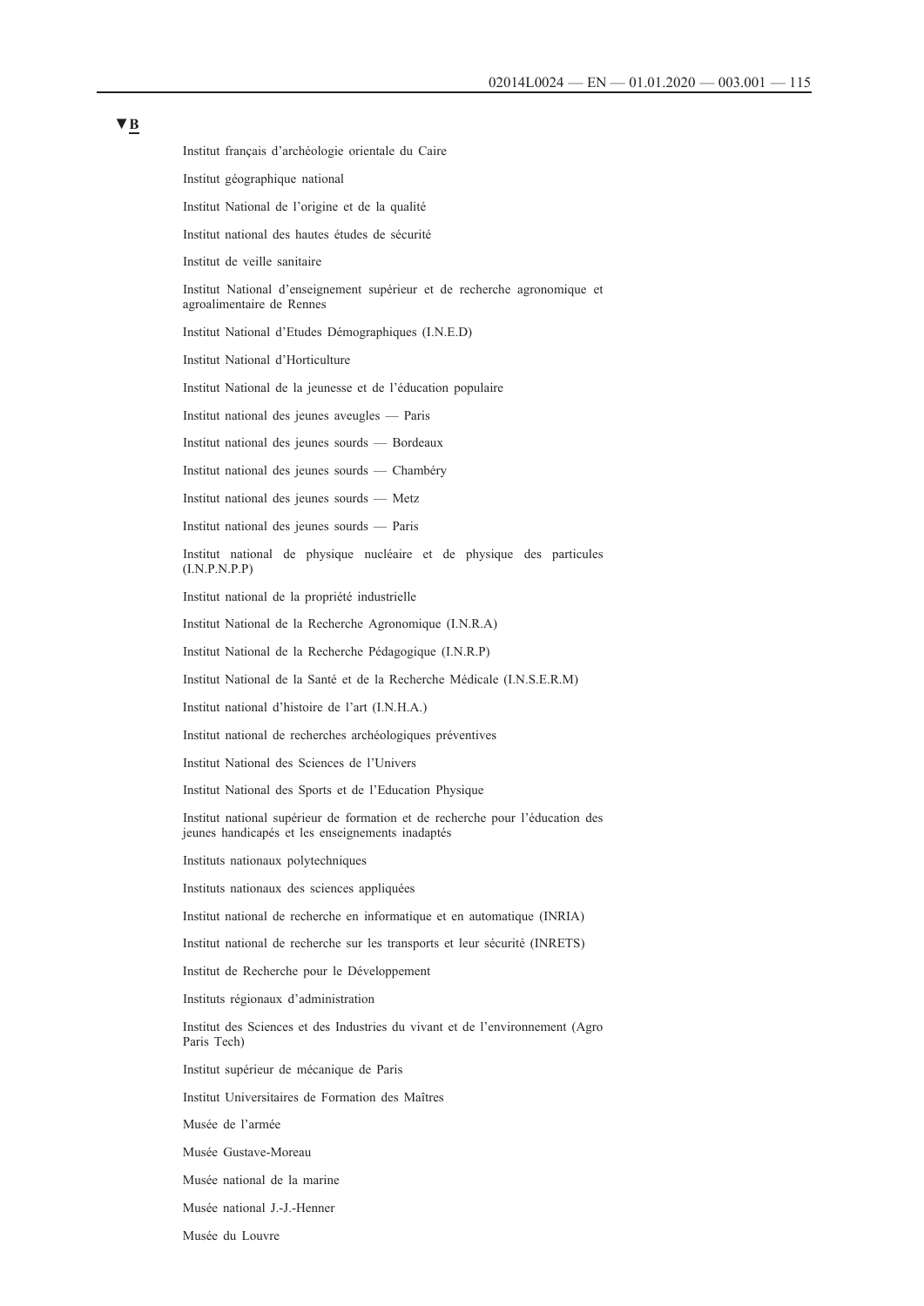▼B

Institut français d'archéologie orientale du Caire

Institut géographique national

Institut National de l'origine et de la qualité

Institut national des hautes études de sécurité

Institut de veille sanitaire

Institut National d'enseignement supérieur et de recherche agronomique et agroalimentaire de Rennes

Institut National d'Etudes Démographiques (I.N.E.D)

Institut National d'Horticulture

Institut National de la jeunesse et de l'éducation populaire

Institut national des jeunes aveugles — Paris

Institut national des jeunes sourds — Bordeaux

Institut national des jeunes sourds — Chambéry

Institut national des jeunes sourds — Metz

Institut national des jeunes sourds — Paris

Institut national de physique nucléaire et de physique des particules (I.N.P.N.P.P)

Institut national de la propriété industrielle

Institut National de la Recherche Agronomique (I.N.R.A)

Institut National de la Recherche Pédagogique (I.N.R.P)

Institut National de la Santé et de la Recherche Médicale (I.N.S.E.R.M)

Institut national d'histoire de l'art (I.N.H.A.)

Institut national de recherches archéologiques préventives

Institut National des Sciences de l'Univers

Institut National des Sports et de l'Education Physique

Institut national supérieur de formation et de recherche pour l'éducation des jeunes handicapés et les enseignements inadaptés

Instituts nationaux polytechniques

Instituts nationaux des sciences appliquées

Institut national de recherche en informatique et en automatique (INRIA)

Institut national de recherche sur les transports et leur sécurité (INRETS)

Institut de Recherche pour le Développement

Instituts régionaux d'administration

Institut des Sciences et des Industries du vivant et de l'environnement (Agro Paris Tech)

Institut supérieur de mécanique de Paris

Institut Universitaires de Formation des Maîtres

Musée de l'armée

Musée Gustave-Moreau

Musée national de la marine

Musée national J.-J.-Henner

Musée du Louvre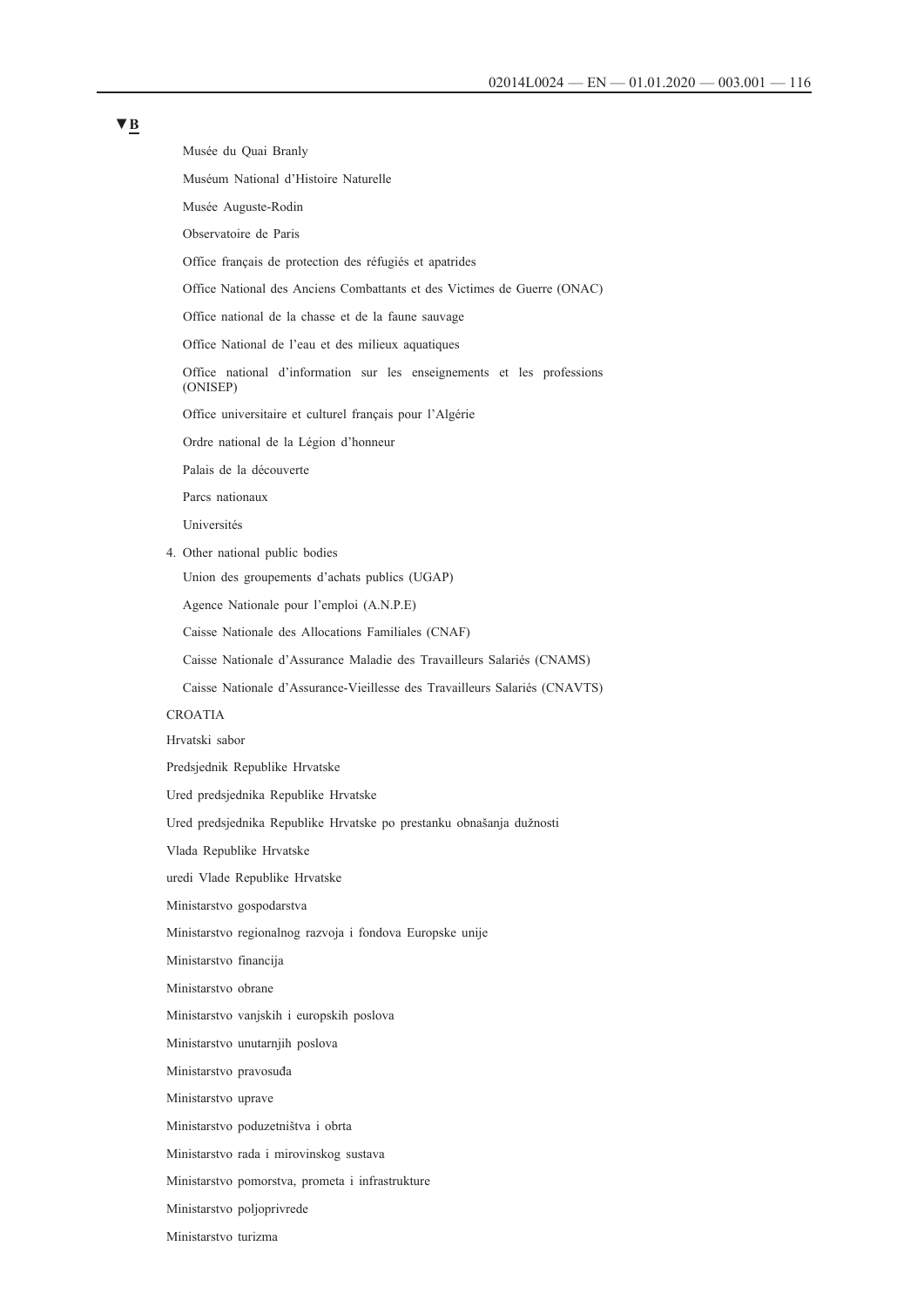▼B

Musée du Quai Branly

Muséum National d'Histoire Naturelle

Musée Auguste-Rodin

Observatoire de Paris

Office français de protection des réfugiés et apatrides

Office National des Anciens Combattants et des Victimes de Guerre (ONAC)

Office national de la chasse et de la faune sauvage

Office National de l'eau et des milieux aquatiques

Office national d'information sur les enseignements et les professions (ONISEP)

Office universitaire et culturel français pour l'Algérie

Ordre national de la Légion d'honneur

Palais de la découverte

Parcs nationaux

Universités

4. Other national public bodies

Union des groupements d'achats publics (UGAP)

Agence Nationale pour l'emploi (A.N.P.E)

Caisse Nationale des Allocations Familiales (CNAF)

Caisse Nationale d'Assurance Maladie des Travailleurs Salariés (CNAMS)

Caisse Nationale d'Assurance-Vieillesse des Travailleurs Salariés (CNAVTS)

CROATIA

Hrvatski sabor

Predsjednik Republike Hrvatske

Ured predsjednika Republike Hrvatske

Ured predsjednika Republike Hrvatske po prestanku obnašanja dužnosti

Vlada Republike Hrvatske

uredi Vlade Republike Hrvatske

Ministarstvo gospodarstva

Ministarstvo regionalnog razvoja i fondova Europske unije

Ministarstvo financija

Ministarstvo obrane

Ministarstvo vanjskih i europskih poslova

Ministarstvo unutarnjih poslova

Ministarstvo pravosuđa

Ministarstvo uprave

Ministarstvo poduzetništva i obrta

Ministarstvo rada i mirovinskog sustava

Ministarstvo pomorstva, prometa i infrastrukture

Ministarstvo poljoprivrede

Ministarstvo turizma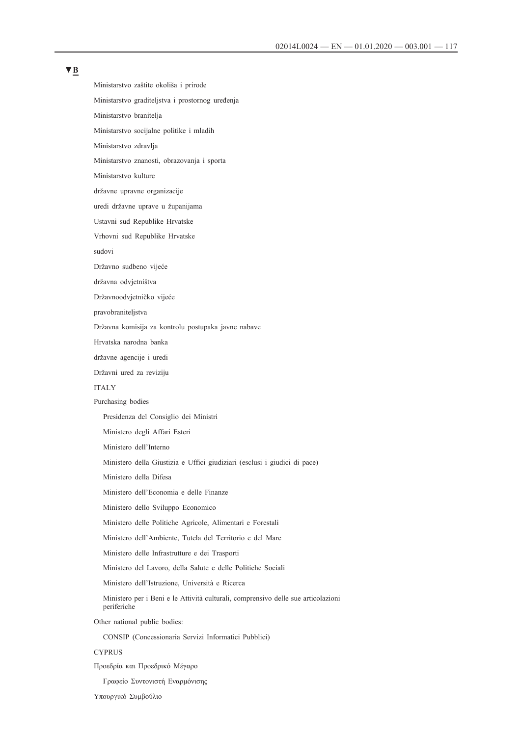▼B

Ministarstvo zaštite okoliša i prirode

Ministarstvo graditeljstva i prostornog uređenja

Ministarstvo branitelja

Ministarstvo socijalne politike i mladih

Ministarstvo zdravlja

Ministarstvo znanosti, obrazovanja i sporta

Ministarstvo kulture

državne upravne organizacije

uredi državne uprave u županijama

Ustavni sud Republike Hrvatske

Vrhovni sud Republike Hrvatske

sudovi

Državno sudbeno vijeće

državna odvjetništva

Državnoodvjetničko vijeće

pravobraniteljstva

Državna komisija za kontrolu postupaka javne nabave

Hrvatska narodna banka

državne agencije i uredi

Državni ured za reviziju

ITALY

Purchasing bodies

- Presidenza del Consiglio dei Ministri
- Ministero degli Affari Esteri
- Ministero dell'Interno
- Ministero della Giustizia e Uffici giudiziari (esclusi i giudici di pace)
- Ministero della Difesa
- Ministero dell'Economia e delle Finanze
- Ministero dello Sviluppo Economico
- Ministero delle Politiche Agricole, Alimentari e Forestali
- Ministero dell'Ambiente, Tutela del Territorio e del Mare
- Ministero delle Infrastrutture e dei Trasporti
- Ministero del Lavoro, della Salute e delle Politiche Sociali
- Ministero dell'Istruzione, Università e Ricerca
- Ministero per i Beni e le Attività culturali, comprensivo delle sue articolazioni periferiche

Other national public bodies:

- CONSIP (Concessionaria Servizi Informatici Pubblici)

CYPRUS

Προεδρία και Προεδρικό Μέγαρο

- Γραφείο Συντονιστή Εναρμόνισης

Υπουργικό Συμβούλιο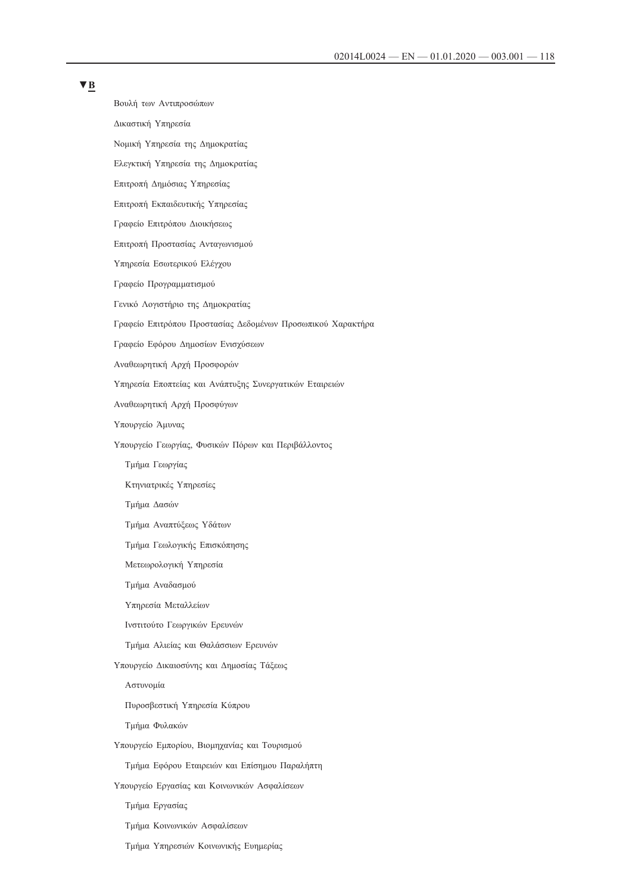▼B

Βουλή των Αντιπροσώπων

Δικαστική Υπηρεσία

Νομική Υπηρεσία της Δημοκρατίας

Ελεγκτική Υπηρεσία της Δημοκρατίας

Επιτροπή Δημόσιας Υπηρεσίας

Επιτροπή Εκπαιδευτικής Υπηρεσίας

Γραφείο Επιτρόπου Διοικήσεως

Επιτροπή Προστασίας Ανταγωνισμού

Υπηρεσία Εσωτερικού Ελέγχου

Γραφείο Προγραμματισμού

Γενικό Λογιστήριο της Δημοκρατίας

Γραφείο Επιτρόπου Προστασίας Δεδομένων Προσωπικού Χαρακτήρα

Γραφείο Εφόρου Δημοσίων Ενισχύσεων

Αναθεωρητική Αρχή Προσφορών

Υπηρεσία Εποπτείας και Ανάπτυξης Συνεργατικών Εταιρειών

Αναθεωρητική Αρχή Προσφύγων

Υπουργείο Άμυνας

Υπουργείο Γεωργίας, Φυσικών Πόρων και Περιβάλλοντος

- Τμήμα Γεωργίας
- Κτηνιατρικές Υπηρεσίες
- Τμήμα Δασών
- Τμήμα Αναπτύξεως Υδάτων
- Τμήμα Γεωλογικής Επισκόπησης
- Μετεωρολογική Υπηρεσία
- Τμήμα Αναδασμού
- Υπηρεσία Μεταλλείων
- Ινστιτούτο Γεωργικών Ερευνών
- Τμήμα Αλιείας και Θαλάσσιων Ερευνών

Υπουργείο Δικαιοσύνης και Δημοσίας Τάξεως

- Αστυνομία
- Πυροσβεστική Υπηρεσία Κύπρου
- Τμήμα Φυλακών

Υπουργείο Εμπορίου, Βιομηχανίας και Τουρισμού

- Τμήμα Εφόρου Εταιρειών και Επίσημου Παραλήπτη

Υπουργείο Εργασίας και Κοινωνικών Ασφαλίσεων

- Τμήμα Εργασίας
- Τμήμα Κοινωνικών Ασφαλίσεων
- Τμήμα Υπηρεσιών Κοινωνικής Ευημερίας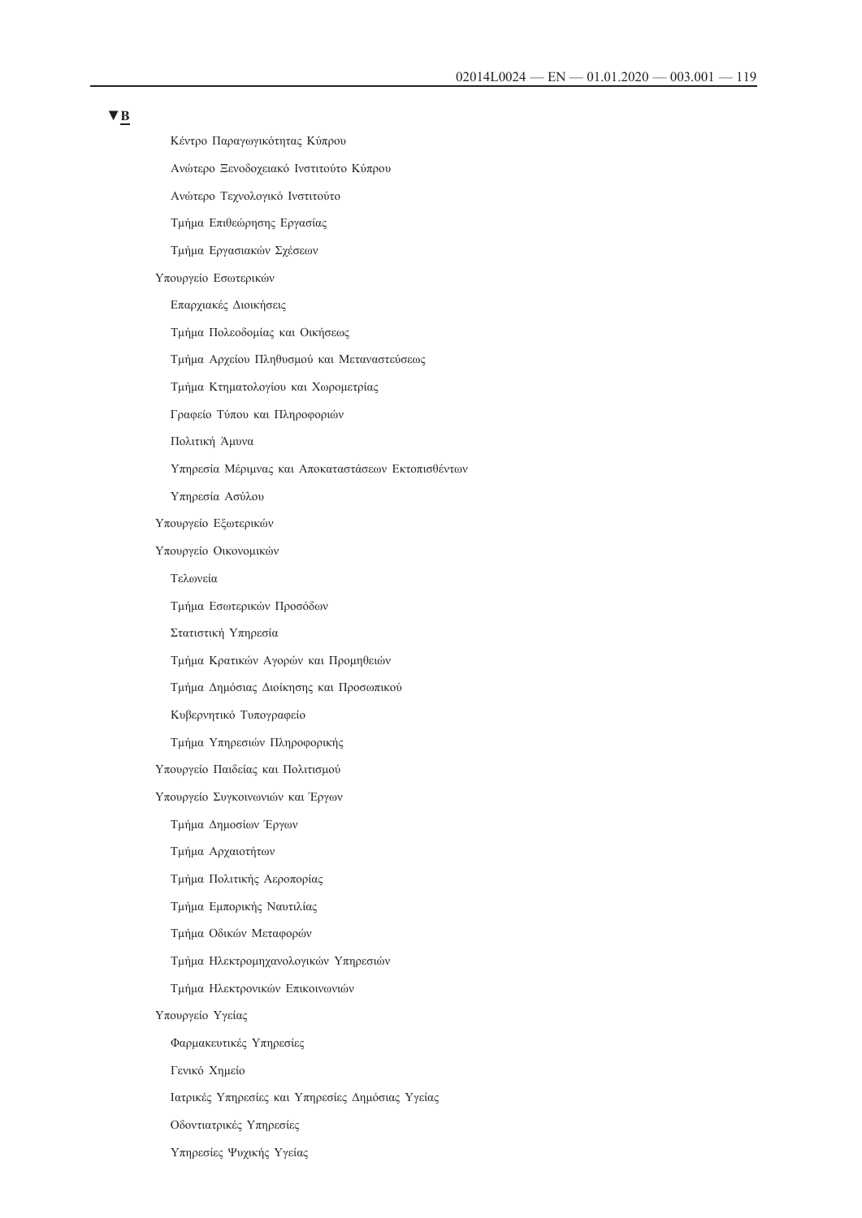▼B

- Κέντρο Παραγωγικότητας Κύπρου
- Ανώτερο Ξενοδοχειακό Ινστιτούτο Κύπρου
- Ανώτερο Τεχνολογικό Ινστιτούτο
- Τμήμα Επιθεώρησης Εργασίας
- Τμήμα Εργασιακών Σχέσεων

Υπουργείο Εσωτερικών

- Επαρχιακές Διοικήσεις
- Τμήμα Πολεοδομίας και Οικήσεως
- Τμήμα Αρχείου Πληθυσμού και Μεταναστεύσεως
- Τμήμα Κτηματολογίου και Χωρομετρίας
- Γραφείο Τύπου και Πληροφοριών
- Πολιτική Άμυνα
- Υπηρεσία Μέριμνας και Αποκαταστάσεων Εκτοπισθέντων
- Υπηρεσία Ασύλου

Υπουργείο Εξωτερικών

Υπουργείο Οικονομικών

- Τελωνεία
- Τμήμα Εσωτερικών Προσόδων
- Στατιστική Υπηρεσία
- Τμήμα Κρατικών Αγορών και Προμηθειών
- Τμήμα Δημόσιας Διοίκησης και Προσωπικού
- Κυβερνητικό Τυπογραφείο
- Τμήμα Υπηρεσιών Πληροφορικής

Υπουργείο Παιδείας και Πολιτισμού

Υπουργείο Συγκοινωνιών και Έργων

- Τμήμα Δημοσίων Έργων
- Τμήμα Αρχαιοτήτων
- Τμήμα Πολιτικής Αεροπορίας
- Τμήμα Εμπορικής Ναυτιλίας
- Τμήμα Οδικών Μεταφορών
- Τμήμα Ηλεκτρομηχανολογικών Υπηρεσιών
- Τμήμα Ηλεκτρονικών Επικοινωνιών

Υπουργείο Υγείας

- Φαρμακευτικές Υπηρεσίες
- Γενικό Χημείο
- Ιατρικές Υπηρεσίες και Υπηρεσίες Δημόσιας Υγείας
- Οδοντιατρικές Υπηρεσίες
- Υπηρεσίες Ψυχικής Υγείας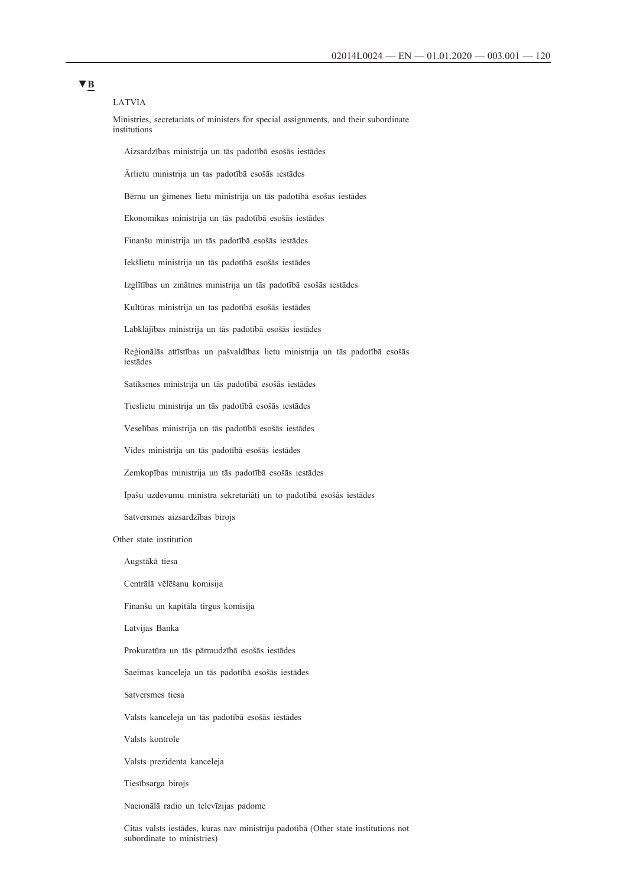▼B

LATVIA

Ministries, secretariats of ministers for special assignments, and their subordinate institutions

Aizsardzības ministrija un tās padotībā esošās iestādes

Ārlietu ministrija un tas padotībā esošās iestādes

Bērnu un ģimenes lietu ministrija un tās padotībā esošas iestādes

Ekonomikas ministrija un tās padotībā esošās iestādes

Finanšu ministrija un tās padotībā esošās iestādes

Iekšlietu ministrija un tās padotībā esošās iestādes

Izglītības un zinātnes ministrija un tās padotībā esošās iestādes

Kultūras ministrija un tas padotībā esošās iestādes

Labklājības ministrija un tās padotībā esošās iestādes

Reģionālās attīstības un pašvaldības lietu ministrija un tās padotībā esošās iestādes

Satiksmes ministrija un tās padotībā esošās iestādes

Tieslietu ministrija un tās padotībā esošās iestādes

Veselības ministrija un tās padotībā esošās iestādes

Vides ministrija un tās padotībā esošās iestādes

Zemkopības ministrija un tās padotībā esošās iestādes

Īpašu uzdevumu ministra sekretariāti un to padotībā esošās iestādes

Satversmes aizsardzības birojs

Other state institution

Augstākā tiesa

Centrālā vēlēšanu komisija

Finanšu un kapitāla tirgus komisija

Latvijas Banka

Prokuratūra un tās pārraudzībā esošās iestādes

Saeimas kanceleja un tās padotībā esošās iestādes

Satversmes tiesa

Valsts kanceleja un tās padotībā esošās iestādes

Valsts kontrole

Valsts prezidenta kanceleja

Tiesībsarga birojs

Nacionālā radio un televīzijas padome

Citas valsts iestādes, kuras nav ministriju padotībā (Other state institutions not subordinate to ministries)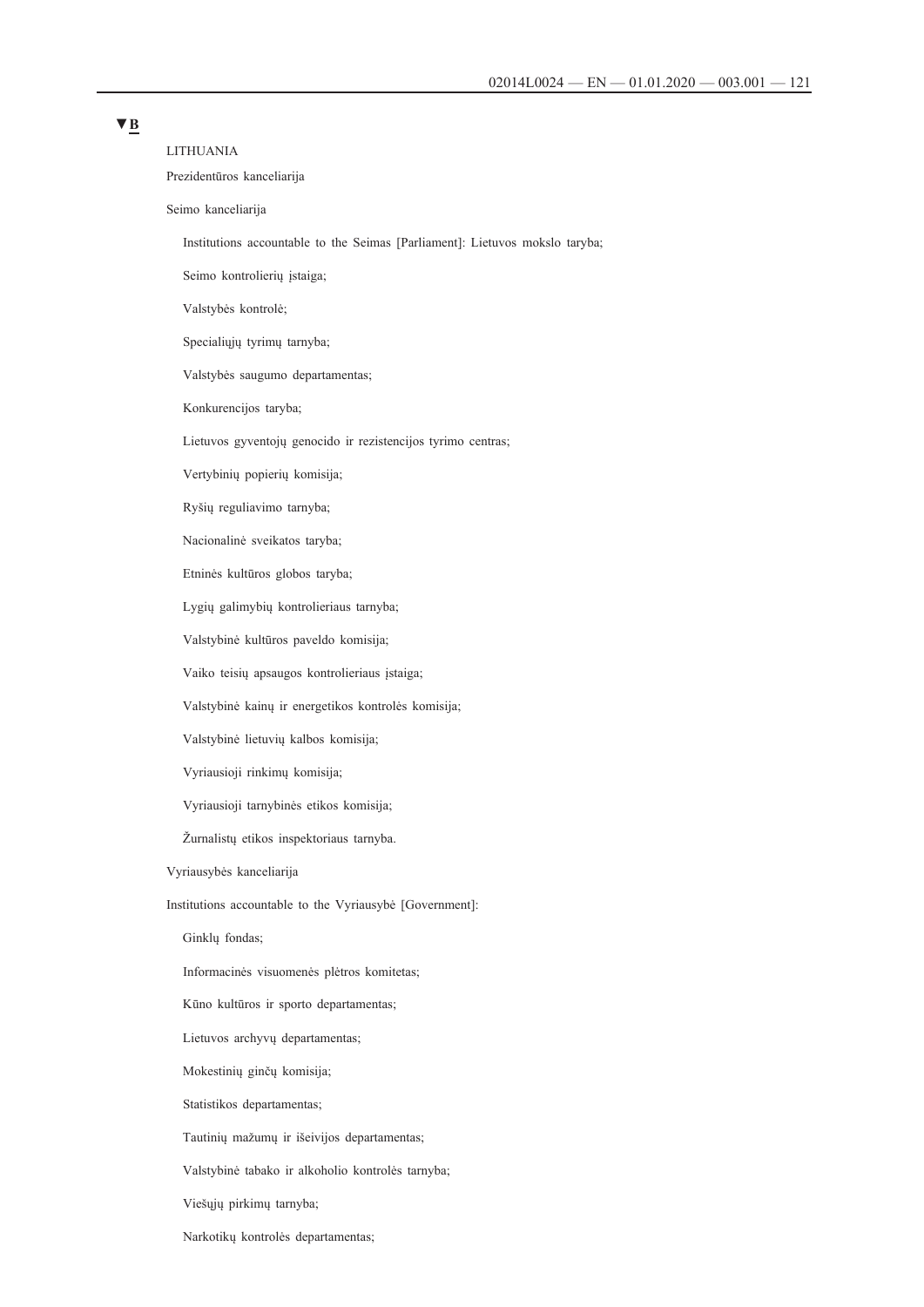▼B

LITHUANIA

Prezidentūros kanceliarija

Seimo kanceliarija

Institutions accountable to the Seimas [Parliament]: Lietuvos mokslo taryba;

Seimo kontrolierių įstaiga;

Valstybės kontrolė;

Specialiųjų tyrimų tarnyba;

Valstybės saugumo departamentas;

Konkurencijos taryba;

Lietuvos gyventojų genocido ir rezistencijos tyrimo centras;

Vertybinių popierių komisija;

Ryšių reguliavimo tarnyba;

Nacionalinė sveikatos taryba;

Etninės kultūros globos taryba;

Lygių galimybių kontrolieriaus tarnyba;

Valstybinė kultūros paveldo komisija;

Vaiko teisių apsaugos kontrolieriaus įstaiga;

Valstybinė kainų ir energetikos kontrolės komisija;

Valstybinė lietuvių kalbos komisija;

Vyriausioji rinkimų komisija;

Vyriausioji tarnybinės etikos komisija;

Žurnalistų etikos inspektoriaus tarnyba.

Vyriausybės kanceliarija

Institutions accountable to the Vyriausybė [Government]:

Ginklų fondas;

Informacinės visuomenės plėtros komitetas;

Kūno kultūros ir sporto departamentas;

Lietuvos archyvų departamentas;

Mokestinių ginčų komisija;

Statistikos departamentas;

Tautinių mažumų ir išeivijos departamentas;

Valstybinė tabako ir alkoholio kontrolės tarnyba;

Viešųjų pirkimų tarnyba;

Narkotikų kontrolės departamentas;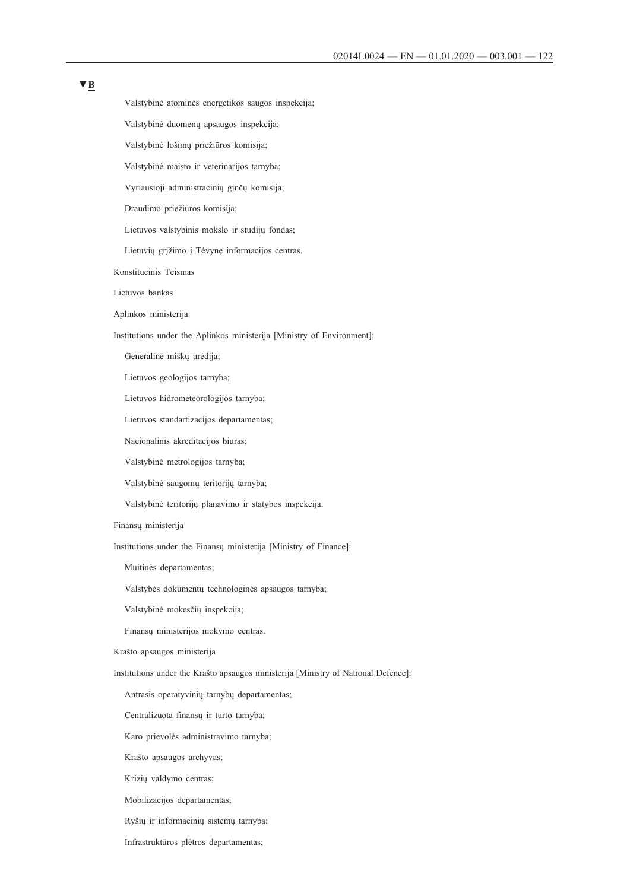▼B

Valstybinė atominės energetikos saugos inspekcija;

Valstybinė duomenų apsaugos inspekcija;

Valstybinė lošimų priežiūros komisija;

Valstybinė maisto ir veterinarijos tarnyba;

Vyriausioji administracinių ginčų komisija;

Draudimo priežiūros komisija;

Lietuvos valstybinis mokslo ir studijų fondas;

Lietuvių grįžimo į Tėvynę informacijos centras.

Konstitucinis Teismas

Lietuvos bankas

Aplinkos ministerija

Institutions under the Aplinkos ministerija [Ministry of Environment]:

Generalinė miškų urėdija;

Lietuvos geologijos tarnyba;

Lietuvos hidrometeorologijos tarnyba;

Lietuvos standartizacijos departamentas;

Nacionalinis akreditacijos biuras;

Valstybinė metrologijos tarnyba;

Valstybinė saugomų teritorijų tarnyba;

Valstybinė teritorijų planavimo ir statybos inspekcija.

Finansų ministerija

Institutions under the Finansų ministerija [Ministry of Finance]:

Muitinės departamentas;

Valstybės dokumentų technologinės apsaugos tarnyba;

Valstybinė mokesčių inspekcija;

Finansų ministerijos mokymo centras.

Krašto apsaugos ministerija

Institutions under the Krašto apsaugos ministerija [Ministry of National Defence]:

Antrasis operatyvinių tarnybų departamentas;

Centralizuota finansų ir turto tarnyba;

Karo prievolės administravimo tarnyba;

Krašto apsaugos archyvas;

Krizių valdymo centras;

Mobilizacijos departamentas;

Ryšių ir informacinių sistemų tarnyba;

Infrastruktūros plėtros departamentas;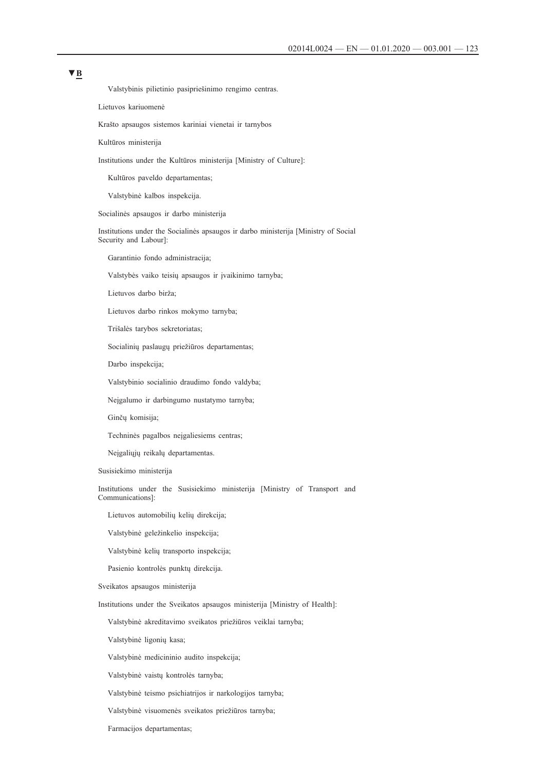▼B

Valstybinis pilietinio pasipriešinimo rengimo centras.

Lietuvos kariuomenė

Krašto apsaugos sistemos kariniai vienetai ir tarnybos

Kultūros ministerija

Institutions under the Kultūros ministerija [Ministry of Culture]:

- Kultūros paveldo departamentas;
- Valstybinė kalbos inspekcija.

Socialinės apsaugos ir darbo ministerija

Institutions under the Socialinės apsaugos ir darbo ministerija [Ministry of Social Security and Labour]:

- Garantinio fondo administracija;
- Valstybės vaiko teisių apsaugos ir įvaikinimo tarnyba;
- Lietuvos darbo birža;
- Lietuvos darbo rinkos mokymo tarnyba;
- Trišalės tarybos sekretoriatas;
- Socialinių paslaugų priežiūros departamentas;
- Darbo inspekcija;
- Valstybinio socialinio draudimo fondo valdyba;
- Neįgalumo ir darbingumo nustatymo tarnyba;
- Ginčų komisija;
- Techninės pagalbos neįgaliesiems centras;
- Neįgaliųjų reikalų departamentas.

Susisiekimo ministerija

Institutions under the Susisiekimo ministerija [Ministry of Transport and Communications]:

- Lietuvos automobilių kelių direkcija;
- Valstybinė geležinkelio inspekcija;
- Valstybinė kelių transporto inspekcija;
- Pasienio kontrolės punktų direkcija.

Sveikatos apsaugos ministerija

Institutions under the Sveikatos apsaugos ministerija [Ministry of Health]:

- Valstybinė akreditavimo sveikatos priežiūros veiklai tarnyba;
- Valstybinė ligonių kasa;
- Valstybinė medicininio audito inspekcija;
- Valstybinė vaistų kontrolės tarnyba;
- Valstybinė teismo psichiatrijos ir narkologijos tarnyba;
- Valstybinė visuomenės sveikatos priežiūros tarnyba;
- Farmacijos departamentas;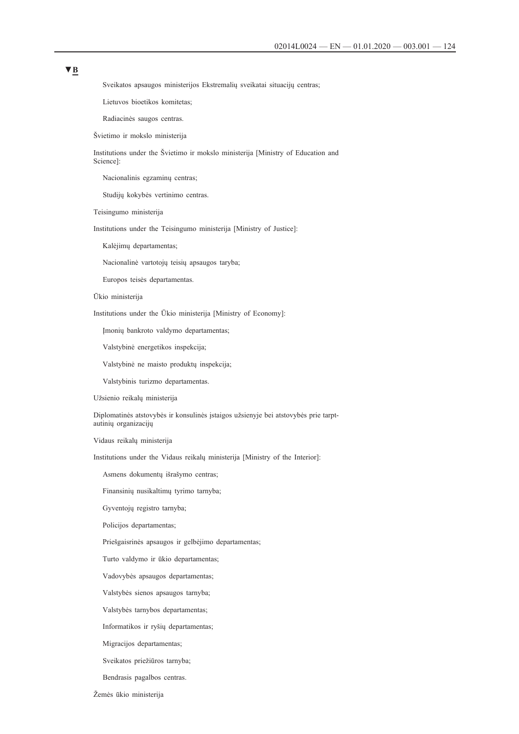▼B

Sveikatos apsaugos ministerijos Ekstremalių sveikatai situacijų centras;

Lietuvos bioetikos komitetas;

Radiacinės saugos centras.

Švietimo ir mokslo ministerija

Institutions under the Švietimo ir mokslo ministerija [Ministry of Education and Science]:

Nacionalinis egzaminų centras;

Studijų kokybės vertinimo centras.

Teisingumo ministerija

Institutions under the Teisingumo ministerija [Ministry of Justice]:

Kalėjimų departamentas;

Nacionalinė vartotojų teisių apsaugos taryba;

Europos teisės departamentas.

Ūkio ministerija

Institutions under the Ūkio ministerija [Ministry of Economy]:

Įmonių bankroto valdymo departamentas;

Valstybinė energetikos inspekcija;

Valstybinė ne maisto produktų inspekcija;

Valstybinis turizmo departamentas.

Užsienio reikalų ministerija

Diplomatinės atstovybės ir konsulinės įstaigos užsienyje bei atstovybės prie tarptautinių organizacijų

Vidaus reikalų ministerija

Institutions under the Vidaus reikalų ministerija [Ministry of the Interior]:

Asmens dokumentų išrašymo centras;

Finansinių nusikaltimų tyrimo tarnyba;

Gyventojų registro tarnyba;

Policijos departamentas;

Priešgaisrinės apsaugos ir gelbėjimo departamentas;

Turto valdymo ir ūkio departamentas;

Vadovybės apsaugos departamentas;

Valstybės sienos apsaugos tarnyba;

Valstybės tarnybos departamentas;

Informatikos ir ryšių departamentas;

Migracijos departamentas;

Sveikatos priežiūros tarnyba;

Bendrasis pagalbos centras.

Žemės ūkio ministerija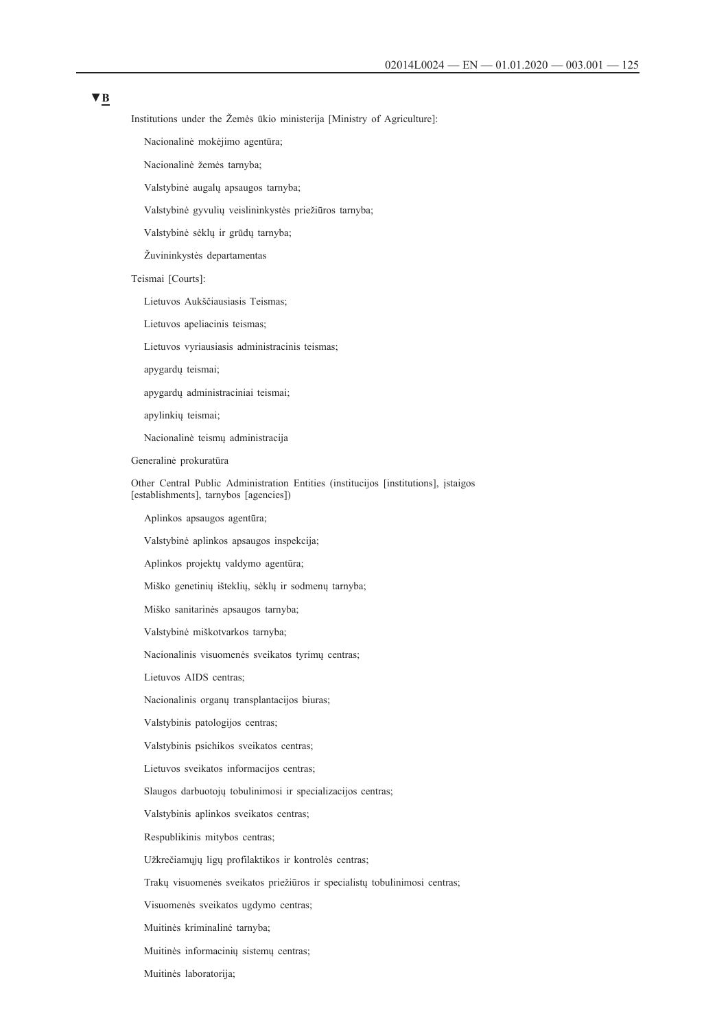▼B

Institutions under the Žemės ūkio ministerija [Ministry of Agriculture]:

- Nacionalinė mokėjimo agentūra;
- Nacionalinė žemės tarnyba;
- Valstybinė augalų apsaugos tarnyba;
- Valstybinė gyvulių veislininkystės priežiūros tarnyba;
- Valstybinė sėklų ir grūdų tarnyba;
- Žuvininkystės departamentas

Teismai [Courts]:

- Lietuvos Aukščiausiasis Teismas;
- Lietuvos apeliacinis teismas;
- Lietuvos vyriausiasis administracinis teismas;
- apygardų teismai;
- apygardų administraciniai teismai;
- apylinkių teismai;
- Nacionalinė teismų administracija

Generalinė prokuratūra

Other Central Public Administration Entities (institucijos [institutions], įstaigos [establishments], tarnybos [agencies])

- Aplinkos apsaugos agentūra;
- Valstybinė aplinkos apsaugos inspekcija;
- Aplinkos projektų valdymo agentūra;
- Miško genetinių išteklių, sėklų ir sodmenų tarnyba;
- Miško sanitarinės apsaugos tarnyba;
- Valstybinė miškotvarkos tarnyba;
- Nacionalinis visuomenės sveikatos tyrimų centras;
- Lietuvos AIDS centras;
- Nacionalinis organų transplantacijos biuras;
- Valstybinis patologijos centras;
- Valstybinis psichikos sveikatos centras;
- Lietuvos sveikatos informacijos centras;
- Slaugos darbuotojų tobulinimosi ir specializacijos centras;
- Valstybinis aplinkos sveikatos centras;
- Respublikinis mitybos centras;
- Užkrečiamųjų ligų profilaktikos ir kontrolės centras;
- Trakų visuomenės sveikatos priežiūros ir specialistų tobulinimosi centras;
- Visuomenės sveikatos ugdymo centras;
- Muitinės kriminalinė tarnyba;
- Muitinės informacinių sistemų centras;
- Muitinės laboratorija;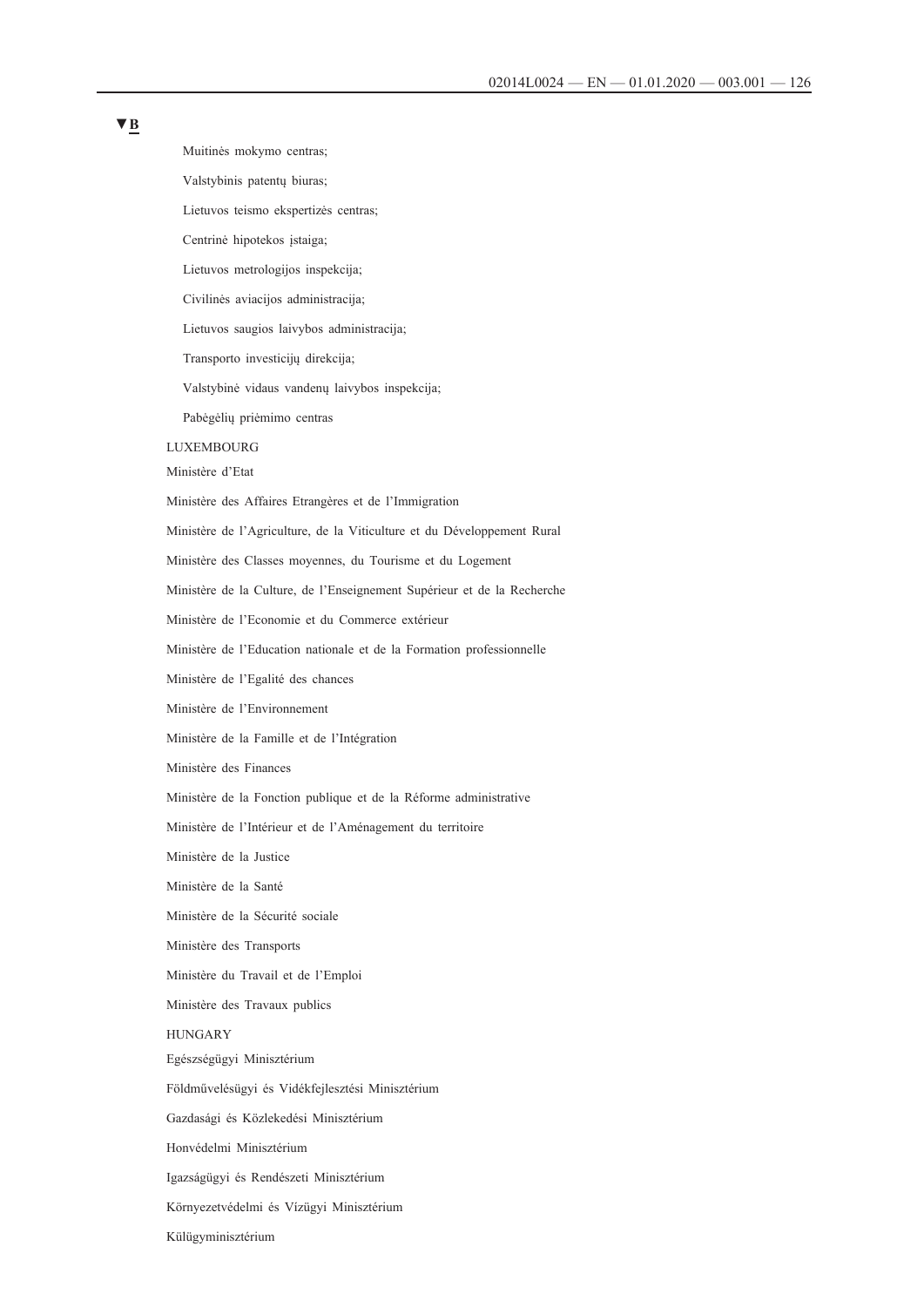▼B

- Muitinės mokymo centras;
- Valstybinis patentų biuras;
- Lietuvos teismo ekspertizės centras;
- Centrinė hipotekos įstaiga;
- Lietuvos metrologijos inspekcija;
- Civilinės aviacijos administracija;
- Lietuvos saugios laivybos administracija;
- Transporto investicijų direkcija;
- Valstybinė vidaus vandenų laivybos inspekcija;
- Pabėgėlių priėmimo centras

LUXEMBOURG

Ministère d'Etat

Ministère des Affaires Etrangères et de l'Immigration

Ministère de l'Agriculture, de la Viticulture et du Développement Rural

Ministère des Classes moyennes, du Tourisme et du Logement

Ministère de la Culture, de l'Enseignement Supérieur et de la Recherche

Ministère de l'Economie et du Commerce extérieur

Ministère de l'Education nationale et de la Formation professionnelle

Ministère de l'Egalité des chances

Ministère de l'Environnement

Ministère de la Famille et de l'Intégration

Ministère des Finances

Ministère de la Fonction publique et de la Réforme administrative

Ministère de l'Intérieur et de l'Aménagement du territoire

Ministère de la Justice

Ministère de la Santé

Ministère de la Sécurité sociale

Ministère des Transports

Ministère du Travail et de l'Emploi

Ministère des Travaux publics

HUNGARY

Egészségügyi Minisztérium

Földművelésügyi és Vidékfejlesztési Minisztérium

Gazdasági és Közlekedési Minisztérium

Honvédelmi Minisztérium

Igazságügyi és Rendészeti Minisztérium

Környezetvédelmi és Vízügyi Minisztérium

Külügyminisztérium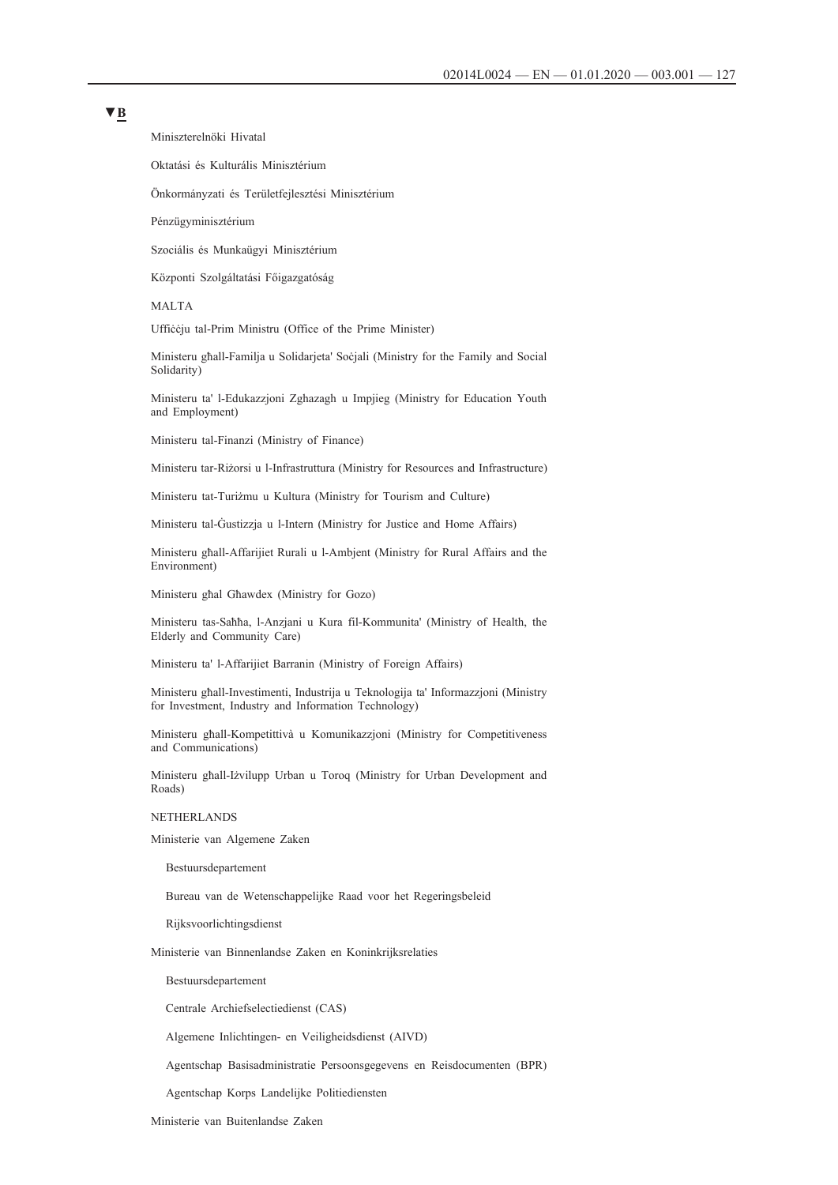▼B

Miniszterelnöki Hivatal

Oktatási és Kulturális Minisztérium

Önkormányzati és Területfejlesztési Minisztérium

Pénzügyminisztérium

Szociális és Munkaügyi Minisztérium

Központi Szolgáltatási Főigazgatóság

MALTA

Uffiċċju tal-Prim Ministru (Office of the Prime Minister)

Ministeru għall-Familja u Solidarjeta' Soċjali (Ministry for the Family and Social Solidarity)

Ministeru ta' l-Edukazzjoni Zghazagh u Impjieg (Ministry for Education Youth and Employment)

Ministeru tal-Finanzi (Ministry of Finance)

Ministeru tar-Riżorsi u l-Infrastruttura (Ministry for Resources and Infrastructure)

Ministeru tat-Turiżmu u Kultura (Ministry for Tourism and Culture)

Ministeru tal-Ġustizzja u l-Intern (Ministry for Justice and Home Affairs)

Ministeru għall-Affarijiet Rurali u l-Ambjent (Ministry for Rural Affairs and the Environment)

Ministeru għal Għawdex (Ministry for Gozo)

Ministeru tas-Saħħa, l-Anzjani u Kura fil-Kommunita' (Ministry of Health, the Elderly and Community Care)

Ministeru ta' l-Affarijiet Barranin (Ministry of Foreign Affairs)

Ministeru għall-Investimenti, Industrija u Teknologija ta' Informazzjoni (Ministry for Investment, Industry and Information Technology)

Ministeru għall-Kompetittività u Komunikazzjoni (Ministry for Competitiveness and Communications)

Ministeru għall-Iżvilupp Urban u Toroq (Ministry for Urban Development and Roads)

NETHERLANDS

Ministerie van Algemene Zaken

- Bestuursdepartement
- Bureau van de Wetenschappelijke Raad voor het Regeringsbeleid
- Rijksvoorlichtingsdienst

Ministerie van Binnenlandse Zaken en Koninkrijksrelaties

- Bestuursdepartement
- Centrale Archiefselectiedienst (CAS)
- Algemene Inlichtingen- en Veiligheidsdienst (AIVD)
- Agentschap Basisadministratie Persoonsgegevens en Reisdocumenten (BPR)
- Agentschap Korps Landelijke Politiediensten

Ministerie van Buitenlandse Zaken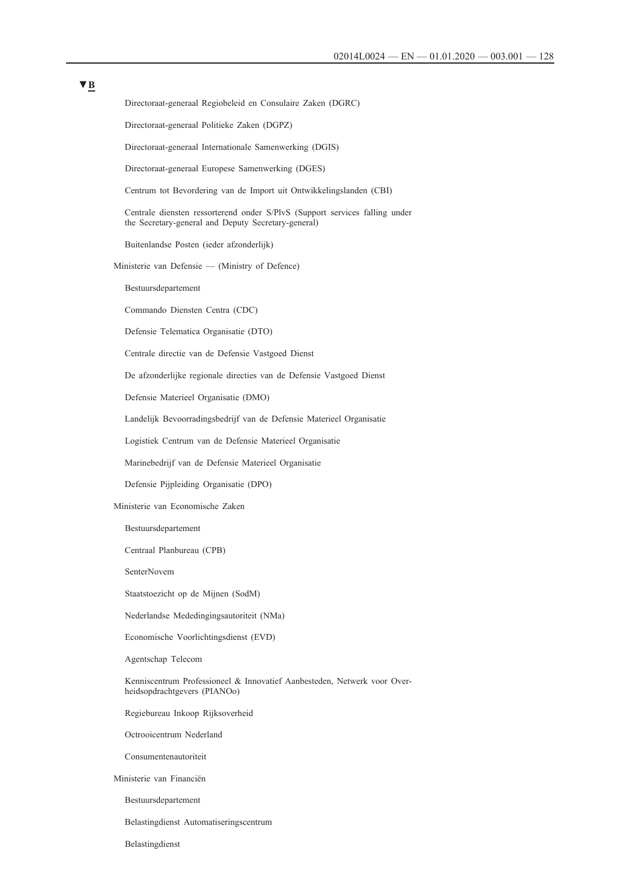▼B

Directoraat-generaal Regiobeleid en Consulaire Zaken (DGRC)

Directoraat-generaal Politieke Zaken (DGPZ)

Directoraat-generaal Internationale Samenwerking (DGIS)

Directoraat-generaal Europese Samenwerking (DGES)

Centrum tot Bevordering van de Import uit Ontwikkelingslanden (CBI)

Centrale diensten ressorterend onder S/PlvS (Support services falling under the Secretary-general and Deputy Secretary-general)

Buitenlandse Posten (ieder afzonderlijk)

Ministerie van Defensie — (Ministry of Defence)

Bestuursdepartement

Commando Diensten Centra (CDC)

Defensie Telematica Organisatie (DTO)

Centrale directie van de Defensie Vastgoed Dienst

De afzonderlijke regionale directies van de Defensie Vastgoed Dienst

Defensie Materieel Organisatie (DMO)

Landelijk Bevoorradingsbedrijf van de Defensie Materieel Organisatie

Logistiek Centrum van de Defensie Materieel Organisatie

Marinebedrijf van de Defensie Materieel Organisatie

Defensie Pijpleiding Organisatie (DPO)

Ministerie van Economische Zaken

Bestuursdepartement

Centraal Planbureau (CPB)

SenterNovem

Staatstoezicht op de Mijnen (SodM)

Nederlandse Mededingingsautoriteit (NMa)

Economische Voorlichtingsdienst (EVD)

Agentschap Telecom

Kenniscentrum Professioneel & Innovatief Aanbesteden, Netwerk voor Overheidsopdrachtgevers (PIANOo)

Regiebureau Inkoop Rijksoverheid

Octrooicentrum Nederland

Consumentenautoriteit

Ministerie van Financiën

Bestuursdepartement

Belastingdienst Automatiseringscentrum

Belastingdienst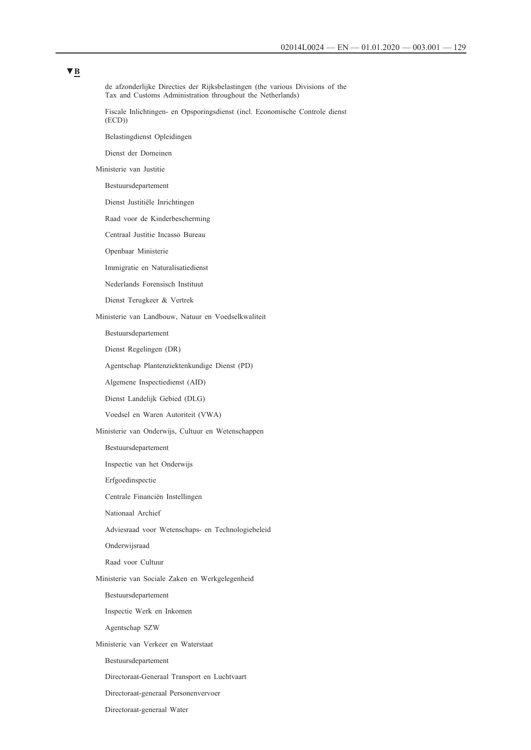▼B

- de afzonderlijke Directies der Rijksbelastingen (the various Divisions of the Tax and Customs Administration throughout the Netherlands)
- Fiscale Inlichtingen- en Opsporingsdienst (incl. Economische Controle dienst (ECD))
- Belastingdienst Opleidingen
- Dienst der Domeinen

Ministerie van Justitie

- Bestuursdepartement
- Dienst Justitiële Inrichtingen
- Raad voor de Kinderbescherming
- Centraal Justitie Incasso Bureau
- Openbaar Ministerie
- Immigratie en Naturalisatiedienst
- Nederlands Forensisch Instituut
- Dienst Terugkeer & Vertrek

Ministerie van Landbouw, Natuur en Voedselkwaliteit

- Bestuursdepartement
- Dienst Regelingen (DR)
- Agentschap Plantenziektenkundige Dienst (PD)
- Algemene Inspectiedienst (AID)
- Dienst Landelijk Gebied (DLG)
- Voedsel en Waren Autoriteit (VWA)

Ministerie van Onderwijs, Cultuur en Wetenschappen

- Bestuursdepartement
- Inspectie van het Onderwijs
- Erfgoedinspectie
- Centrale Financiën Instellingen
- Nationaal Archief
- Adviesraad voor Wetenschaps- en Technologiebeleid
- Onderwijsraad
- Raad voor Cultuur

Ministerie van Sociale Zaken en Werkgelegenheid

- Bestuursdepartement
- Inspectie Werk en Inkomen
- Agentschap SZW

Ministerie van Verkeer en Waterstaat

- Bestuursdepartement
- Directoraat-Generaal Transport en Luchtvaart
- Directoraat-generaal Personenvervoer
- Directoraat-generaal Water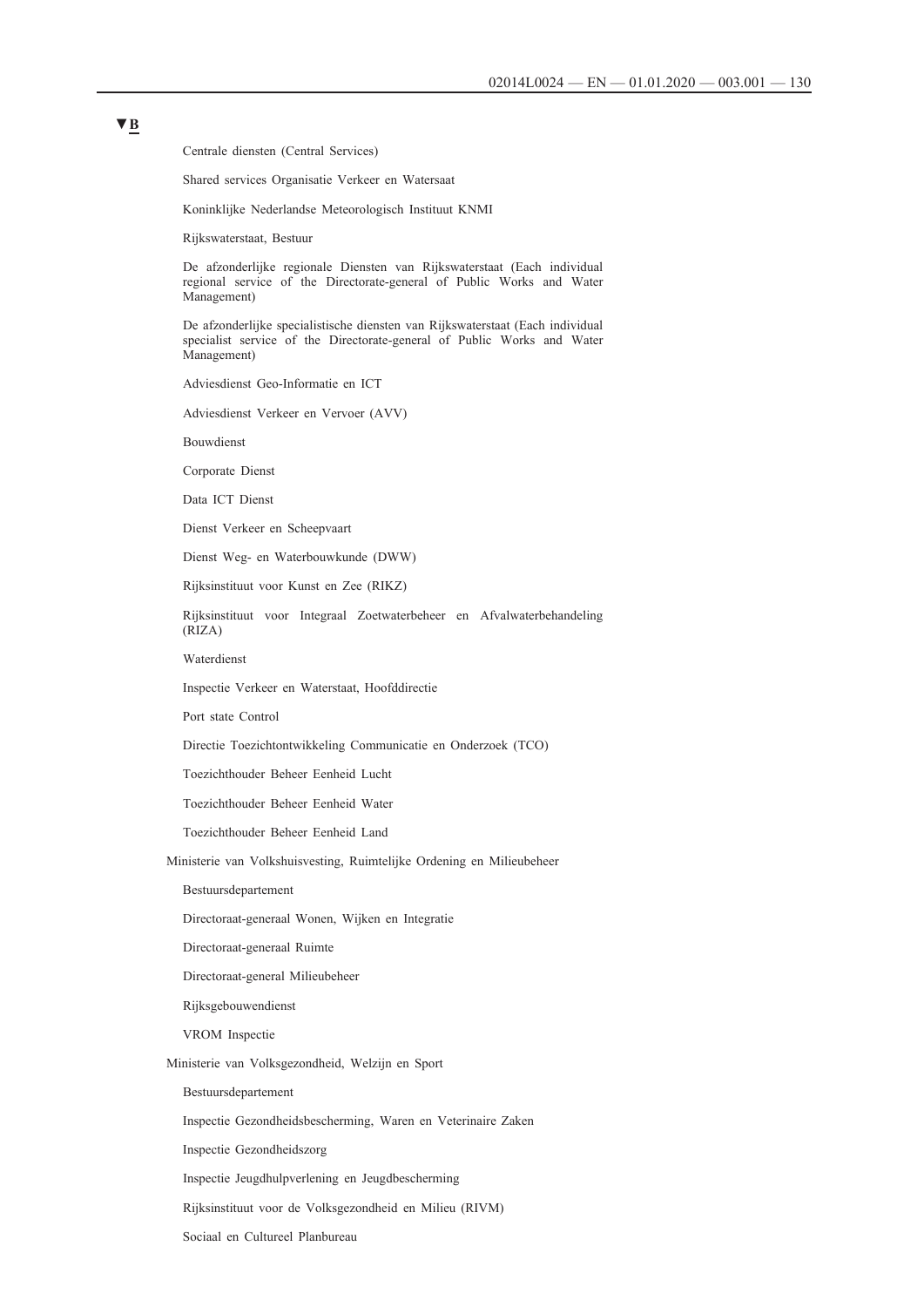▼B

Centrale diensten (Central Services)

Shared services Organisatie Verkeer en Watersaat

Koninklijke Nederlandse Meteorologisch Instituut KNMI

Rijkswaterstaat, Bestuur

De afzonderlijke regionale Diensten van Rijkswaterstaat (Each individual regional service of the Directorate-general of Public Works and Water Management)

De afzonderlijke specialistische diensten van Rijkswaterstaat (Each individual specialist service of the Directorate-general of Public Works and Water Management)

Adviesdienst Geo-Informatie en ICT

Adviesdienst Verkeer en Vervoer (AVV)

Bouwdienst

Corporate Dienst

Data ICT Dienst

Dienst Verkeer en Scheepvaart

Dienst Weg- en Waterbouwkunde (DWW)

Rijksinstituut voor Kunst en Zee (RIKZ)

Rijksinstituut voor Integraal Zoetwaterbeheer en Afvalwaterbehandeling (RIZA)

Waterdienst

Inspectie Verkeer en Waterstaat, Hoofddirectie

Port state Control

Directie Toezichtontwikkeling Communicatie en Onderzoek (TCO)

Toezichthouder Beheer Eenheid Lucht

Toezichthouder Beheer Eenheid Water

Toezichthouder Beheer Eenheid Land

Ministerie van Volkshuisvesting, Ruimtelijke Ordening en Milieubeheer

Bestuursdepartement

Directoraat-generaal Wonen, Wijken en Integratie

Directoraat-generaal Ruimte

Directoraat-general Milieubeheer

Rijksgebouwendienst

VROM Inspectie

Ministerie van Volksgezondheid, Welzijn en Sport

Bestuursdepartement

Inspectie Gezondheidsbescherming, Waren en Veterinaire Zaken

Inspectie Gezondheidszorg

Inspectie Jeugdhulpverlening en Jeugdbescherming

Rijksinstituut voor de Volksgezondheid en Milieu (RIVM)

Sociaal en Cultureel Planbureau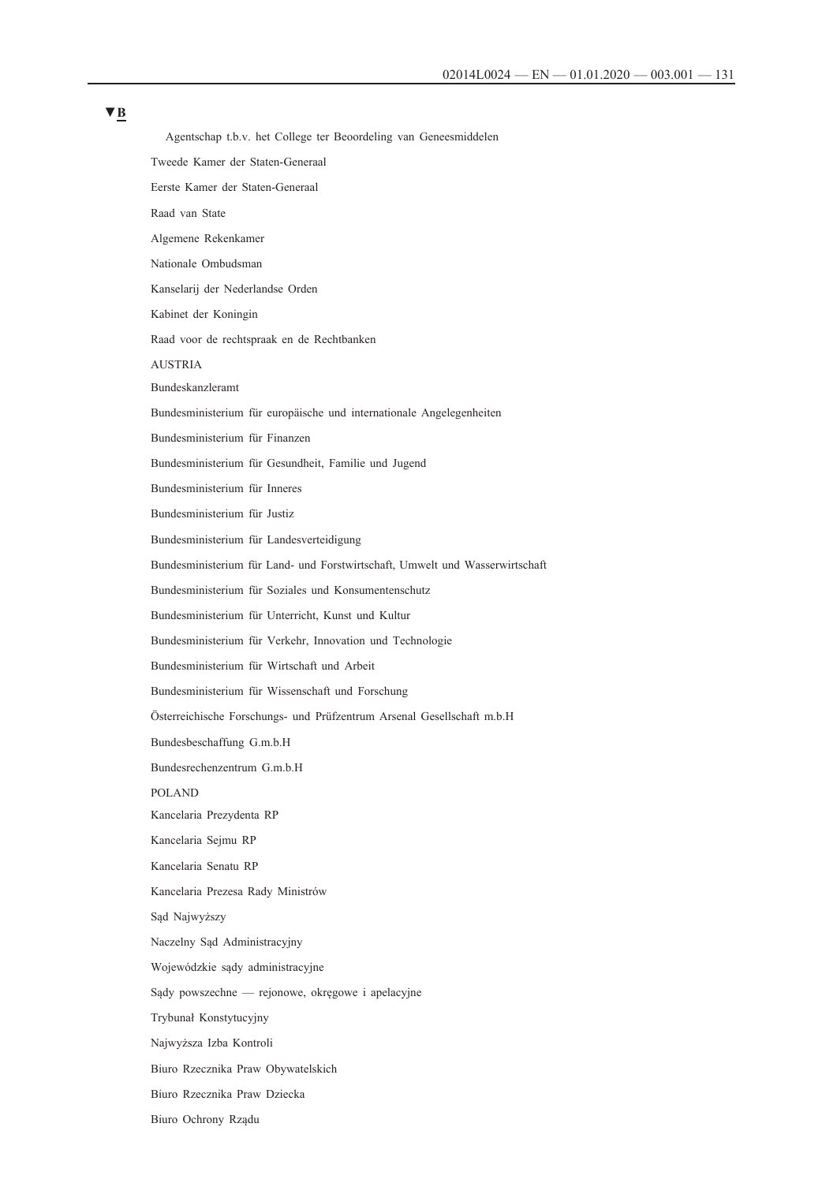▼B

Agentschap t.b.v. het College ter Beoordeling van Geneesmiddelen

Tweede Kamer der Staten-Generaal

Eerste Kamer der Staten-Generaal

Raad van State

Algemene Rekenkamer

Nationale Ombudsman

Kanselarij der Nederlandse Orden

Kabinet der Koningin

Raad voor de rechtspraak en de Rechtbanken

AUSTRIA

Bundeskanzleramt

Bundesministerium für europäische und internationale Angelegenheiten

Bundesministerium für Finanzen

Bundesministerium für Gesundheit, Familie und Jugend

Bundesministerium für Inneres

Bundesministerium für Justiz

Bundesministerium für Landesverteidigung

Bundesministerium für Land- und Forstwirtschaft, Umwelt und Wasserwirtschaft

Bundesministerium für Soziales und Konsumentenschutz

Bundesministerium für Unterricht, Kunst und Kultur

Bundesministerium für Verkehr, Innovation und Technologie

Bundesministerium für Wirtschaft und Arbeit

Bundesministerium für Wissenschaft und Forschung

Österreichische Forschungs- und Prüfzentrum Arsenal Gesellschaft m.b.H

Bundesbeschaffung G.m.b.H

Bundesrechenzentrum G.m.b.H

POLAND

Kancelaria Prezydenta RP

Kancelaria Sejmu RP

Kancelaria Senatu RP

Kancelaria Prezesa Rady Ministrów

Sąd Najwyższy

Naczelny Sąd Administracyjny

Wojewódzkie sądy administracyjne

Sądy powszechne — rejonowe, okręgowe i apelacyjne

Trybunał Konstytucyjny

Najwyższa Izba Kontroli

Biuro Rzecznika Praw Obywatelskich

Biuro Rzecznika Praw Dziecka

Biuro Ochrony Rządu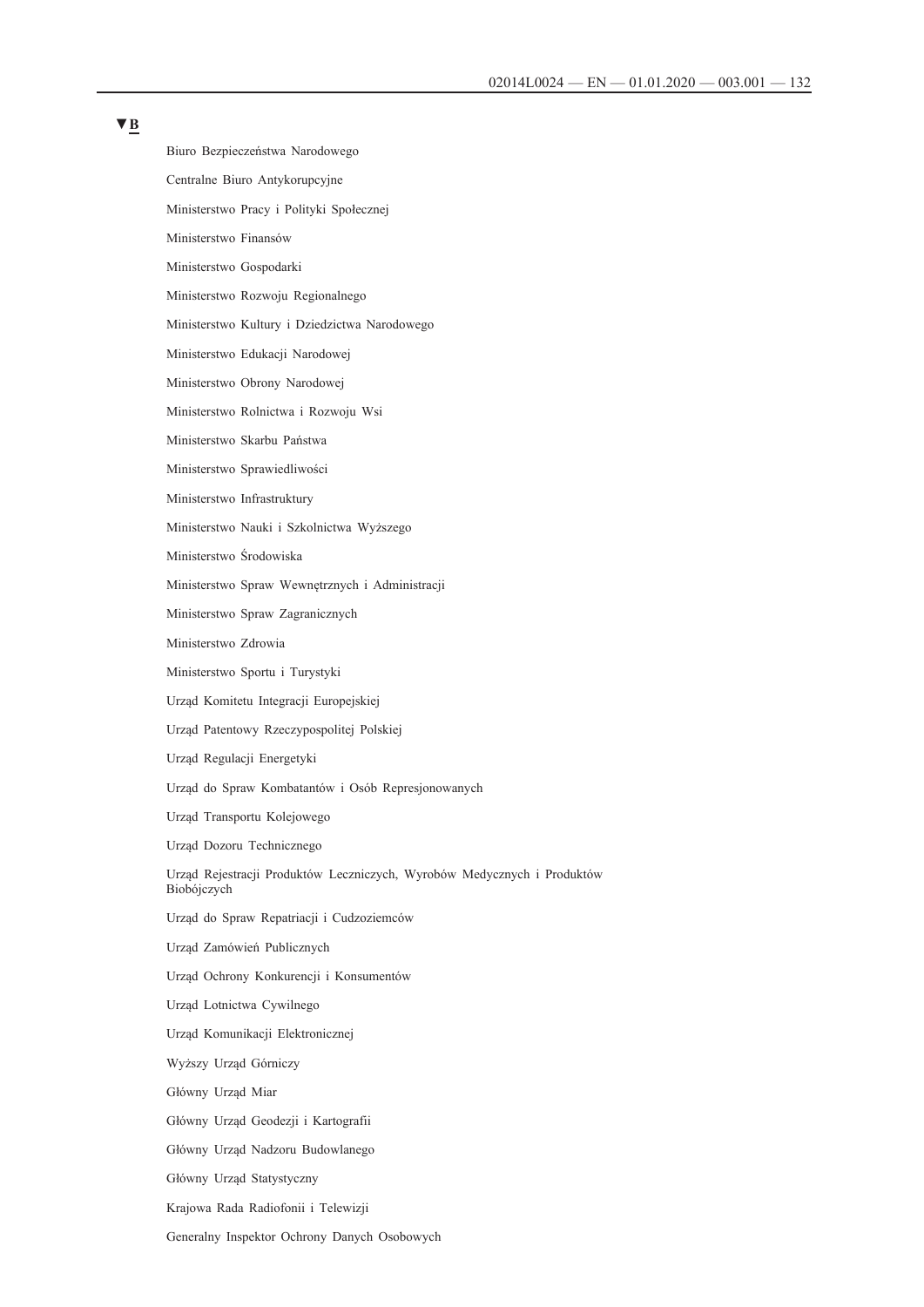▼B

Biuro Bezpieczeństwa Narodowego

Centralne Biuro Antykorupcyjne

Ministerstwo Pracy i Polityki Społecznej

Ministerstwo Finansów

Ministerstwo Gospodarki

Ministerstwo Rozwoju Regionalnego

Ministerstwo Kultury i Dziedzictwa Narodowego

Ministerstwo Edukacji Narodowej

Ministerstwo Obrony Narodowej

Ministerstwo Rolnictwa i Rozwoju Wsi

Ministerstwo Skarbu Państwa

Ministerstwo Sprawiedliwości

Ministerstwo Infrastruktury

Ministerstwo Nauki i Szkolnictwa Wyższego

Ministerstwo Środowiska

Ministerstwo Spraw Wewnętrznych i Administracji

Ministerstwo Spraw Zagranicznych

Ministerstwo Zdrowia

Ministerstwo Sportu i Turystyki

Urząd Komitetu Integracji Europejskiej

Urząd Patentowy Rzeczypospolitej Polskiej

Urząd Regulacji Energetyki

Urząd do Spraw Kombatantów i Osób Represjonowanych

Urząd Transportu Kolejowego

Urząd Dozoru Technicznego

Urząd Rejestracji Produktów Leczniczych, Wyrobów Medycznych i Produktów Biobójczych

Urząd do Spraw Repatriacji i Cudzoziemców

Urząd Zamówień Publicznych

Urząd Ochrony Konkurencji i Konsumentów

Urząd Lotnictwa Cywilnego

Urząd Komunikacji Elektronicznej

Wyższy Urząd Górniczy

Główny Urząd Miar

Główny Urząd Geodezji i Kartografii

Główny Urząd Nadzoru Budowlanego

Główny Urząd Statystyczny

Krajowa Rada Radiofonii i Telewizji

Generalny Inspektor Ochrony Danych Osobowych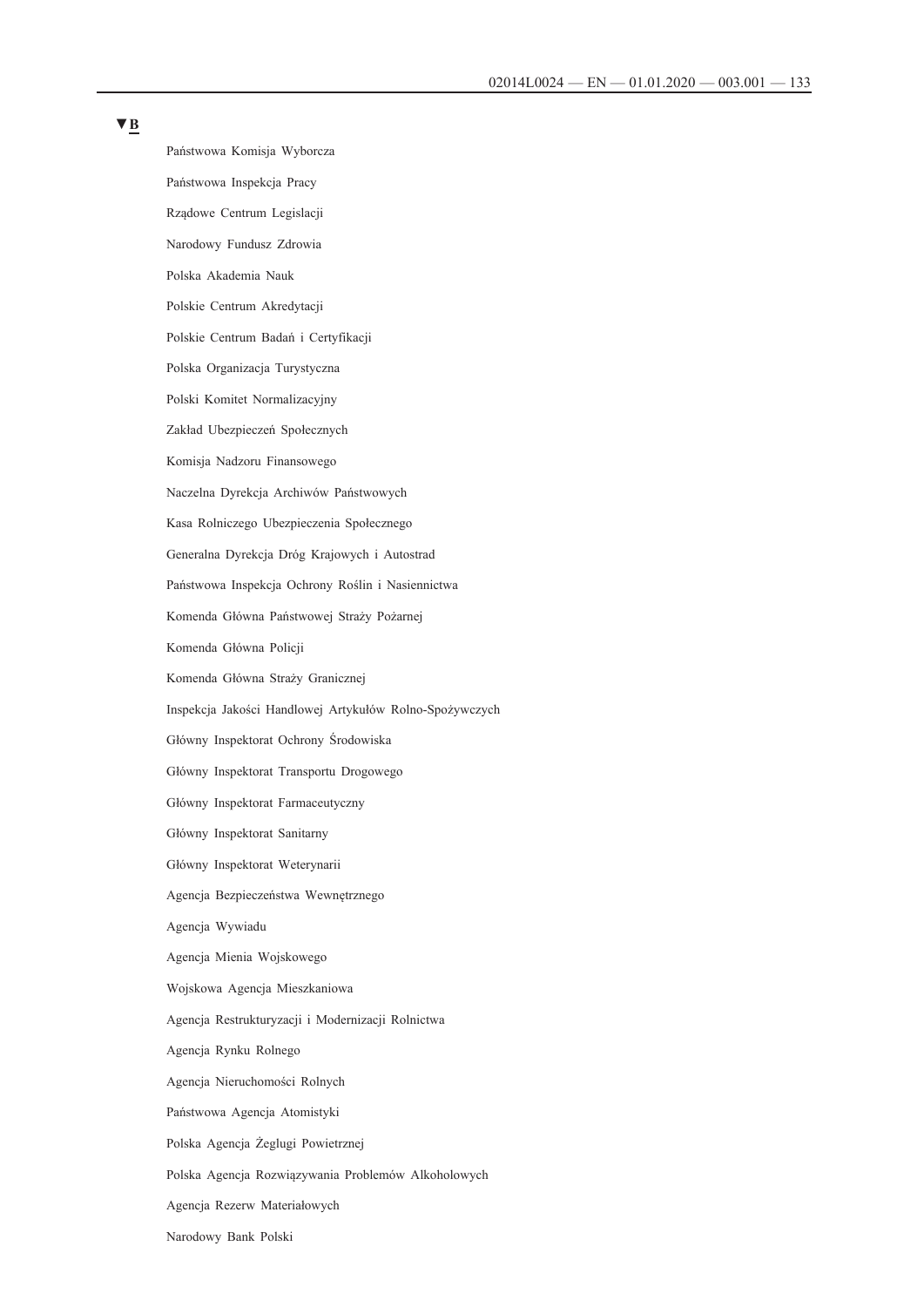▼B

Państwowa Komisja Wyborcza

Państwowa Inspekcja Pracy

Rządowe Centrum Legislacji

Narodowy Fundusz Zdrowia

Polska Akademia Nauk

Polskie Centrum Akredytacji

Polskie Centrum Badań i Certyfikacji

Polska Organizacja Turystyczna

Polski Komitet Normalizacyjny

Zakład Ubezpieczeń Społecznych

Komisja Nadzoru Finansowego

Naczelna Dyrekcja Archiwów Państwowych

Kasa Rolniczego Ubezpieczenia Społecznego

Generalna Dyrekcja Dróg Krajowych i Autostrad

Państwowa Inspekcja Ochrony Roślin i Nasiennictwa

Komenda Główna Państwowej Straży Pożarnej

Komenda Główna Policji

Komenda Główna Straży Granicznej

Inspekcja Jakości Handlowej Artykułów Rolno-Spożywczych

Główny Inspektorat Ochrony Środowiska

Główny Inspektorat Transportu Drogowego

Główny Inspektorat Farmaceutyczny

Główny Inspektorat Sanitarny

Główny Inspektorat Weterynarii

Agencja Bezpieczeństwa Wewnętrznego

Agencja Wywiadu

Agencja Mienia Wojskowego

Wojskowa Agencja Mieszkaniowa

Agencja Restrukturyzacji i Modernizacji Rolnictwa

Agencja Rynku Rolnego

Agencja Nieruchomości Rolnych

Państwowa Agencja Atomistyki

Polska Agencja Żeglugi Powietrznej

Polska Agencja Rozwiązywania Problemów Alkoholowych

Agencja Rezerw Materiałowych

Narodowy Bank Polski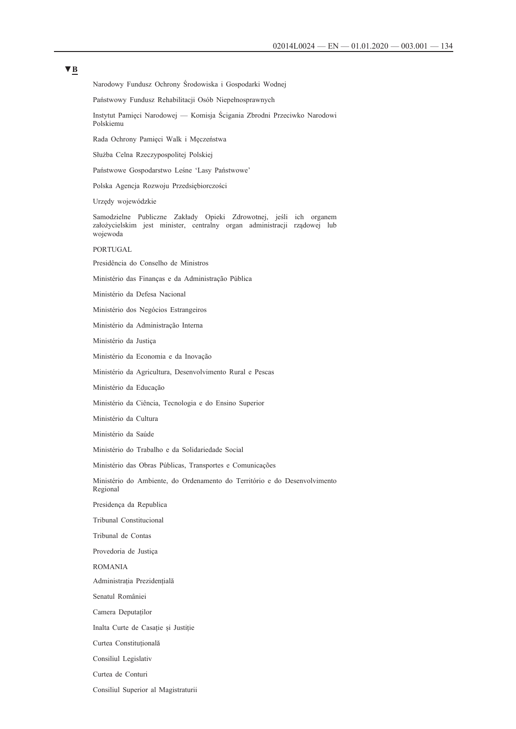▼B

Narodowy Fundusz Ochrony Środowiska i Gospodarki Wodnej

Państwowy Fundusz Rehabilitacji Osób Niepełnosprawnych

Instytut Pamięci Narodowej — Komisja Ścigania Zbrodni Przeciwko Narodowi Polskiemu

Rada Ochrony Pamięci Walk i Męczeństwa

Służba Celna Rzeczypospolitej Polskiej

Państwowe Gospodarstwo Leśne 'Lasy Państwowe'

Polska Agencja Rozwoju Przedsiębiorczości

Urzędy wojewódzkie

Samodzielne Publiczne Zakłady Opieki Zdrowotnej, jeśli ich organem założycielskim jest minister, centralny organ administracji rządowej lub wojewoda

PORTUGAL

Presidência do Conselho de Ministros

Ministério das Finanças e da Administração Pública

Ministério da Defesa Nacional

Ministério dos Negócios Estrangeiros

Ministério da Administração Interna

Ministério da Justiça

Ministério da Economia e da Inovação

Ministério da Agricultura, Desenvolvimento Rural e Pescas

Ministério da Educação

Ministério da Ciência, Tecnologia e do Ensino Superior

Ministério da Cultura

Ministério da Saúde

Ministério do Trabalho e da Solidariedade Social

Ministério das Obras Públicas, Transportes e Comunicações

Ministério do Ambiente, do Ordenamento do Território e do Desenvolvimento Regional

Presidença da Republica

Tribunal Constitucional

Tribunal de Contas

Provedoria de Justiça

ROMANIA

Administrația Prezidențială

Senatul României

Camera Deputaților

Inalta Curte de Casație și Justiție

Curtea Constituțională

Consiliul Legislativ

Curtea de Conturi

Consiliul Superior al Magistraturii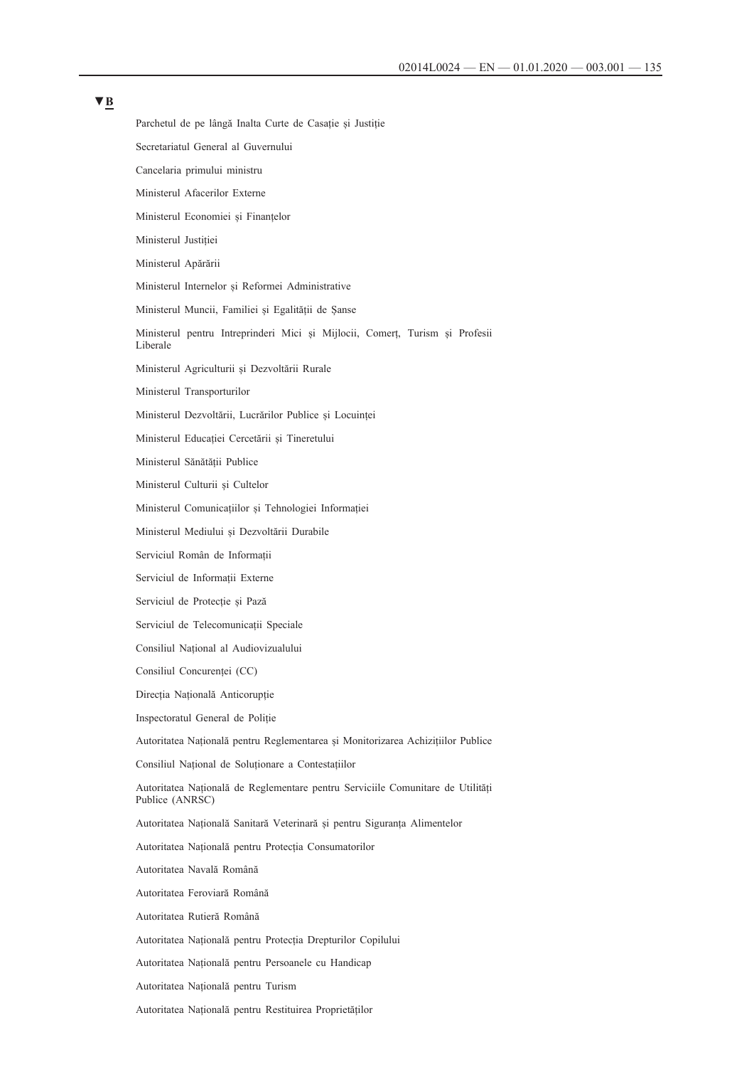▼B

Parchetul de pe lângă Inalta Curte de Casație și Justiție

Secretariatul General al Guvernului

Cancelaria primului ministru

Ministerul Afacerilor Externe

Ministerul Economiei și Finanțelor

Ministerul Justiției

Ministerul Apărării

Ministerul Internelor și Reformei Administrative

Ministerul Muncii, Familiei și Egalității de Șanse

Ministerul pentru Intreprinderi Mici și Mijlocii, Comerț, Turism și Profesii Liberale

Ministerul Agriculturii și Dezvoltării Rurale

Ministerul Transporturilor

Ministerul Dezvoltării, Lucrărilor Publice și Locuinței

Ministerul Educației Cercetării și Tineretului

Ministerul Sănătății Publice

Ministerul Culturii și Cultelor

Ministerul Comunicațiilor și Tehnologiei Informației

Ministerul Mediului și Dezvoltării Durabile

Serviciul Român de Informații

Serviciul de Informații Externe

Serviciul de Protecție și Pază

Serviciul de Telecomunicații Speciale

Consiliul Național al Audiovizualului

Consiliul Concurenței (CC)

Direcția Națională Anticorupție

Inspectoratul General de Poliție

Autoritatea Națională pentru Reglementarea și Monitorizarea Achizițiilor Publice

Consiliul Național de Soluționare a Contestațiilor

Autoritatea Națională de Reglementare pentru Serviciile Comunitare de Utilități Publice (ANRSC)

Autoritatea Națională Sanitară Veterinară și pentru Siguranța Alimentelor

Autoritatea Națională pentru Protecția Consumatorilor

Autoritatea Navală Română

Autoritatea Feroviară Română

Autoritatea Rutieră Română

Autoritatea Națională pentru Protecția Drepturilor Copilului

Autoritatea Națională pentru Persoanele cu Handicap

Autoritatea Națională pentru Turism

Autoritatea Națională pentru Restituirea Proprietăților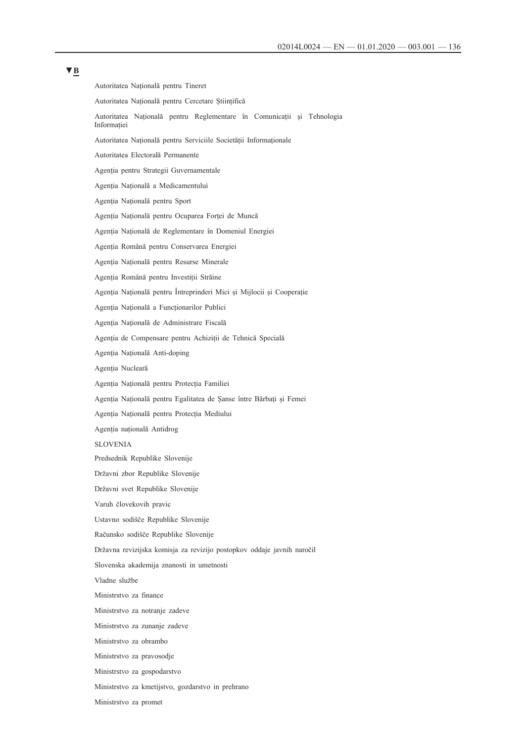▼B

Autoritatea Națională pentru Tineret

Autoritatea Națională pentru Cercetare Științifică

Autoritatea Națională pentru Reglementare în Comunicații și Tehnologia Informației

Autoritatea Națională pentru Serviciile Societății Informaționale

Autoritatea Electorală Permanente

Agenția pentru Strategii Guvernamentale

Agenția Națională a Medicamentului

Agenția Națională pentru Sport

Agenția Națională pentru Ocuparea Forței de Muncă

Agenția Națională de Reglementare în Domeniul Energiei

Agenția Română pentru Conservarea Energiei

Agenția Națională pentru Resurse Minerale

Agenția Română pentru Investiții Străine

Agenția Națională pentru Întreprinderi Mici și Mijlocii și Cooperație

Agenția Națională a Funcționarilor Publici

Agenția Națională de Administrare Fiscală

Agenția de Compensare pentru Achiziții de Tehnică Specială

Agenția Națională Anti-doping

Agenția Nucleară

Agenția Națională pentru Protecția Familiei

Agenția Națională pentru Egalitatea de Șanse între Bărbați și Femei

Agenția Națională pentru Protecția Mediului

Agenția națională Antidrog

SLOVENIA

Predsednik Republike Slovenije

Državni zbor Republike Slovenije

Državni svet Republike Slovenije

Varuh človekovih pravic

Ustavno sodišče Republike Slovenije

Računsko sodišče Republike Slovenije

Državna revizijska komisja za revizijo postopkov oddaje javnih naročil

Slovenska akademija znanosti in umetnosti

Vladne službe

Ministrstvo za finance

Ministrstvo za notranje zadeve

Ministrstvo za zunanje zadeve

Ministrstvo za obrambo

Ministrstvo za pravosodje

Ministrstvo za gospodarstvo

Ministrstvo za kmetijstvo, gozdarstvo in prehrano

Ministrstvo za promet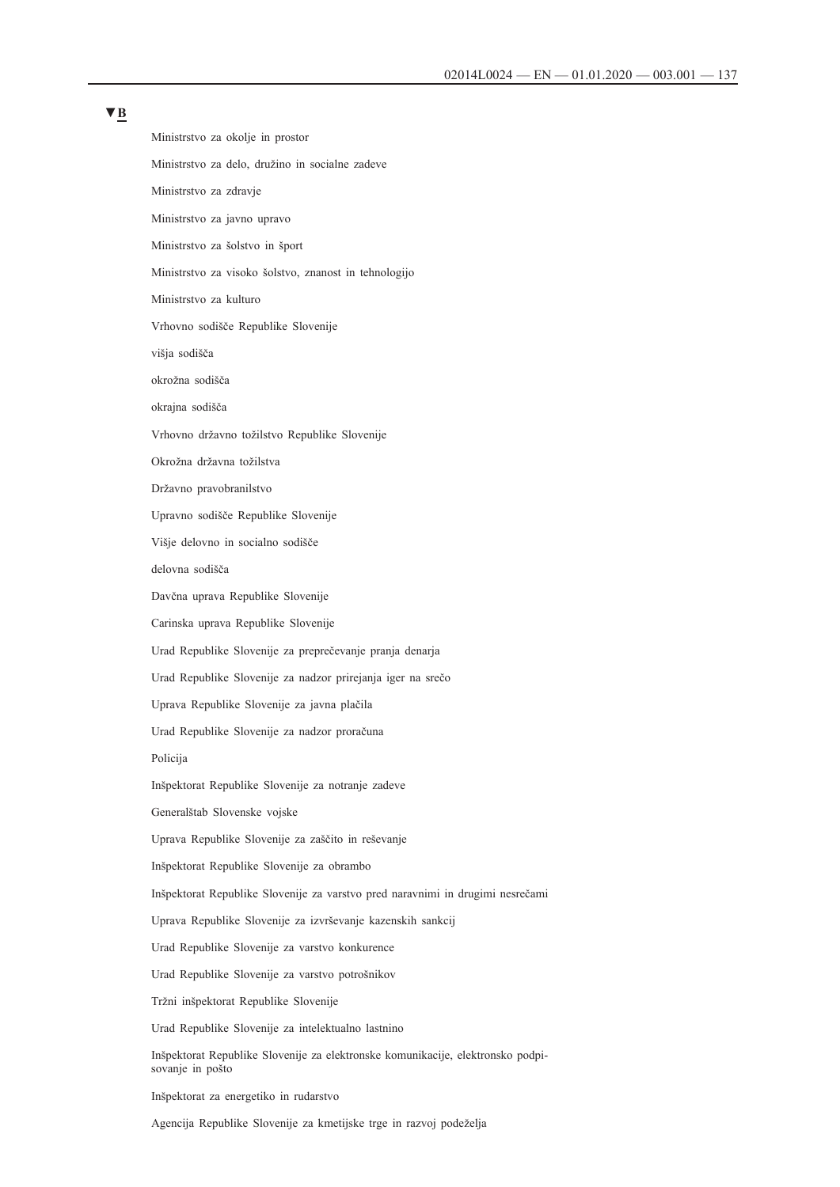▼B

Ministrstvo za okolje in prostor

Ministrstvo za delo, družino in socialne zadeve

Ministrstvo za zdravje

Ministrstvo za javno upravo

Ministrstvo za šolstvo in šport

Ministrstvo za visoko šolstvo, znanost in tehnologijo

Ministrstvo za kulturo

Vrhovno sodišče Republike Slovenije

višja sodišča

okrožna sodišča

okrajna sodišča

Vrhovno državno tožilstvo Republike Slovenije

Okrožna državna tožilstva

Državno pravobranilstvo

Upravno sodišče Republike Slovenije

Višje delovno in socialno sodišče

delovna sodišča

Davčna uprava Republike Slovenije

Carinska uprava Republike Slovenije

Urad Republike Slovenije za preprečevanje pranja denarja

Urad Republike Slovenije za nadzor prirejanja iger na srečo

Uprava Republike Slovenije za javna plačila

Urad Republike Slovenije za nadzor proračuna

Policija

Inšpektorat Republike Slovenije za notranje zadeve

Generalštab Slovenske vojske

Uprava Republike Slovenije za zaščito in reševanje

Inšpektorat Republike Slovenije za obrambo

Inšpektorat Republike Slovenije za varstvo pred naravnimi in drugimi nesrečami

Uprava Republike Slovenije za izvrševanje kazenskih sankcij

Urad Republike Slovenije za varstvo konkurence

Urad Republike Slovenije za varstvo potrošnikov

Tržni inšpektorat Republike Slovenije

Urad Republike Slovenije za intelektualno lastnino

Inšpektorat Republike Slovenije za elektronske komunikacije, elektronsko podpisovanje in pošto

Inšpektorat za energetiko in rudarstvo

Agencija Republike Slovenije za kmetijske trge in razvoj podeželja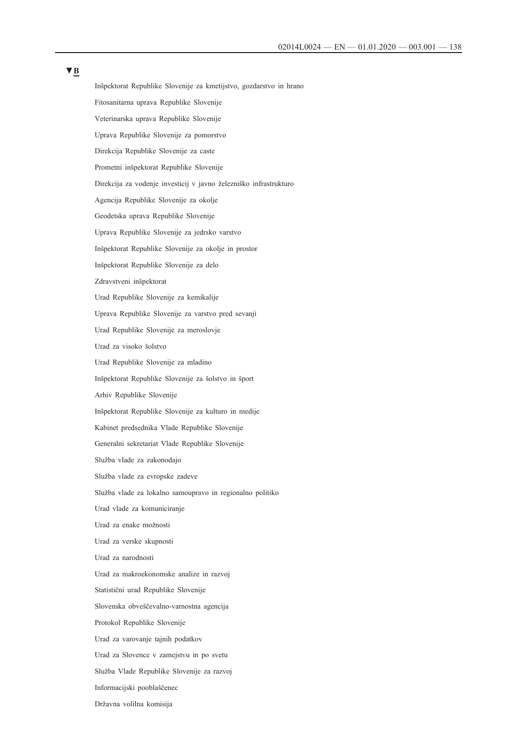▼B

Inšpektorat Republike Slovenije za kmetijstvo, gozdarstvo in hrano

Fitosanitarna uprava Republike Slovenije

Veterinarska uprava Republike Slovenije

Uprava Republike Slovenije za pomorstvo

Direkcija Republike Slovenije za caste

Prometni inšpektorat Republike Slovenije

Direkcija za vodenje investicij v javno železniško infrastrukturo

Agencija Republike Slovenije za okolje

Geodetska uprava Republike Slovenije

Uprava Republike Slovenije za jedrsko varstvo

Inšpektorat Republike Slovenije za okolje in prostor

Inšpektorat Republike Slovenije za delo

Zdravstveni inšpektorat

Urad Republike Slovenije za kemikalije

Uprava Republike Slovenije za varstvo pred sevanji

Urad Republike Slovenije za meroslovje

Urad za visoko šolstvo

Urad Republike Slovenije za mladino

Inšpektorat Republike Slovenije za šolstvo in šport

Arhiv Republike Slovenije

Inšpektorat Republike Slovenije za kulturo in medije

Kabinet predsednika Vlade Republike Slovenije

Generalni sekretariat Vlade Republike Slovenije

Služba vlade za zakonodajo

Služba vlade za evropske zadeve

Služba vlade za lokalno samoupravo in regionalno politiko

Urad vlade za komuniciranje

Urad za enake možnosti

Urad za verske skupnosti

Urad za narodnosti

Urad za makroekonomske analize in razvoj

Statistični urad Republike Slovenije

Slovenska obveščevalno-varnostna agencija

Protokol Republike Slovenije

Urad za varovanje tajnih podatkov

Urad za Slovence v zamejstvu in po svetu

Služba Vlade Republike Slovenije za razvoj

Informacijski pooblaščenec

Državna volilna komisija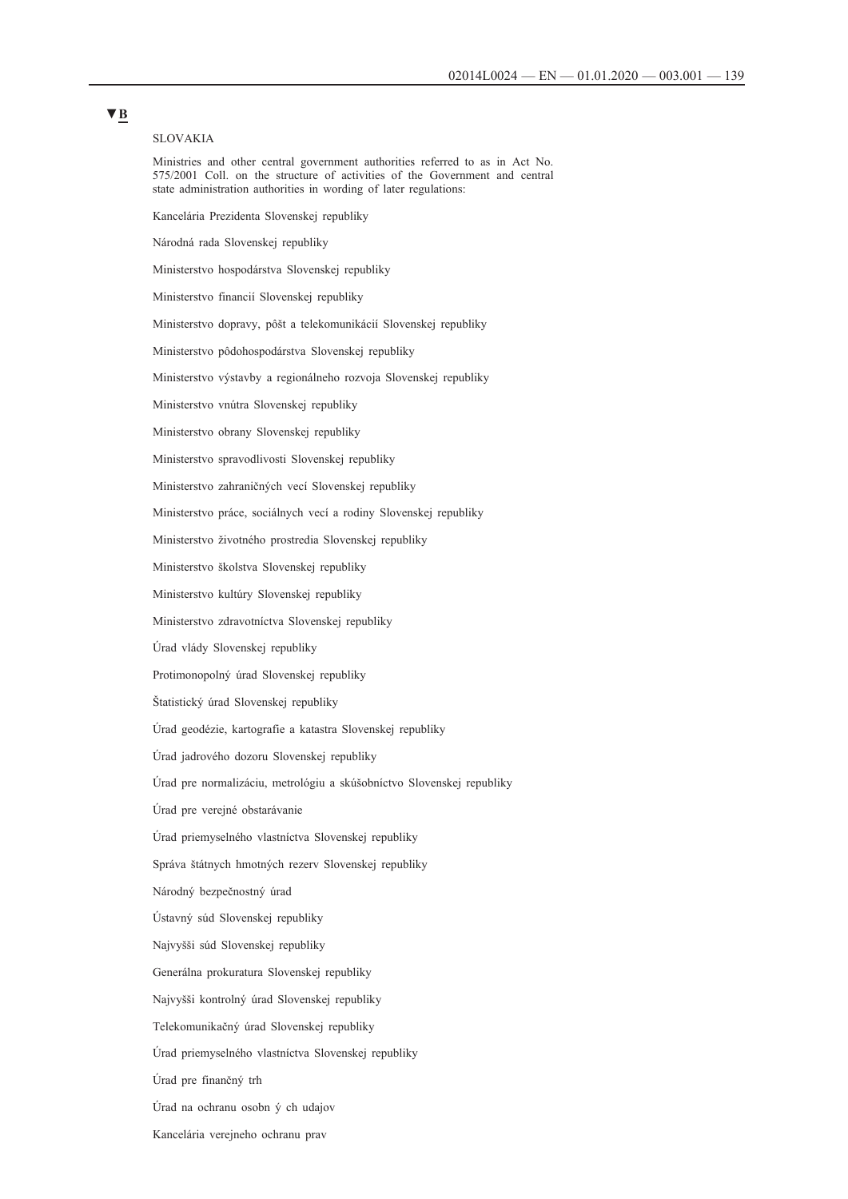▼B

SLOVAKIA

Ministries and other central government authorities referred to as in Act No. 575/2001 Coll. on the structure of activities of the Government and central state administration authorities in wording of later regulations:

Kancelária Prezidenta Slovenskej republiky

Národná rada Slovenskej republiky

Ministerstvo hospodárstva Slovenskej republiky

Ministerstvo financií Slovenskej republiky

Ministerstvo dopravy, pôšt a telekomunikácií Slovenskej republiky

Ministerstvo pôdohospodárstva Slovenskej republiky

Ministerstvo výstavby a regionálneho rozvoja Slovenskej republiky

Ministerstvo vnútra Slovenskej republiky

Ministerstvo obrany Slovenskej republiky

Ministerstvo spravodlivosti Slovenskej republiky

Ministerstvo zahraničných vecí Slovenskej republiky

Ministerstvo práce, sociálnych vecí a rodiny Slovenskej republiky

Ministerstvo životného prostredia Slovenskej republiky

Ministerstvo školstva Slovenskej republiky

Ministerstvo kultúry Slovenskej republiky

Ministerstvo zdravotníctva Slovenskej republiky

Úrad vlády Slovenskej republiky

Protimonopolný úrad Slovenskej republiky

Štatistický úrad Slovenskej republiky

Úrad geodézie, kartografie a katastra Slovenskej republiky

Úrad jadrového dozoru Slovenskej republiky

Úrad pre normalizáciu, metrológiu a skúšobníctvo Slovenskej republiky

Úrad pre verejné obstarávanie

Úrad priemyselného vlastníctva Slovenskej republiky

Správa štátnych hmotných rezerv Slovenskej republiky

Národný bezpečnostný úrad

Ústavný súd Slovenskej republiky

Najvyšši súd Slovenskej republiky

Generálna prokuratura Slovenskej republiky

Najvyšši kontrolný úrad Slovenskej republiky

Telekomunikačný úrad Slovenskej republiky

Úrad priemyselného vlastníctva Slovenskej republiky

Úrad pre finančný trh

Úrad na ochranu osobn ý ch udajov

Kancelária verejneho ochranu prav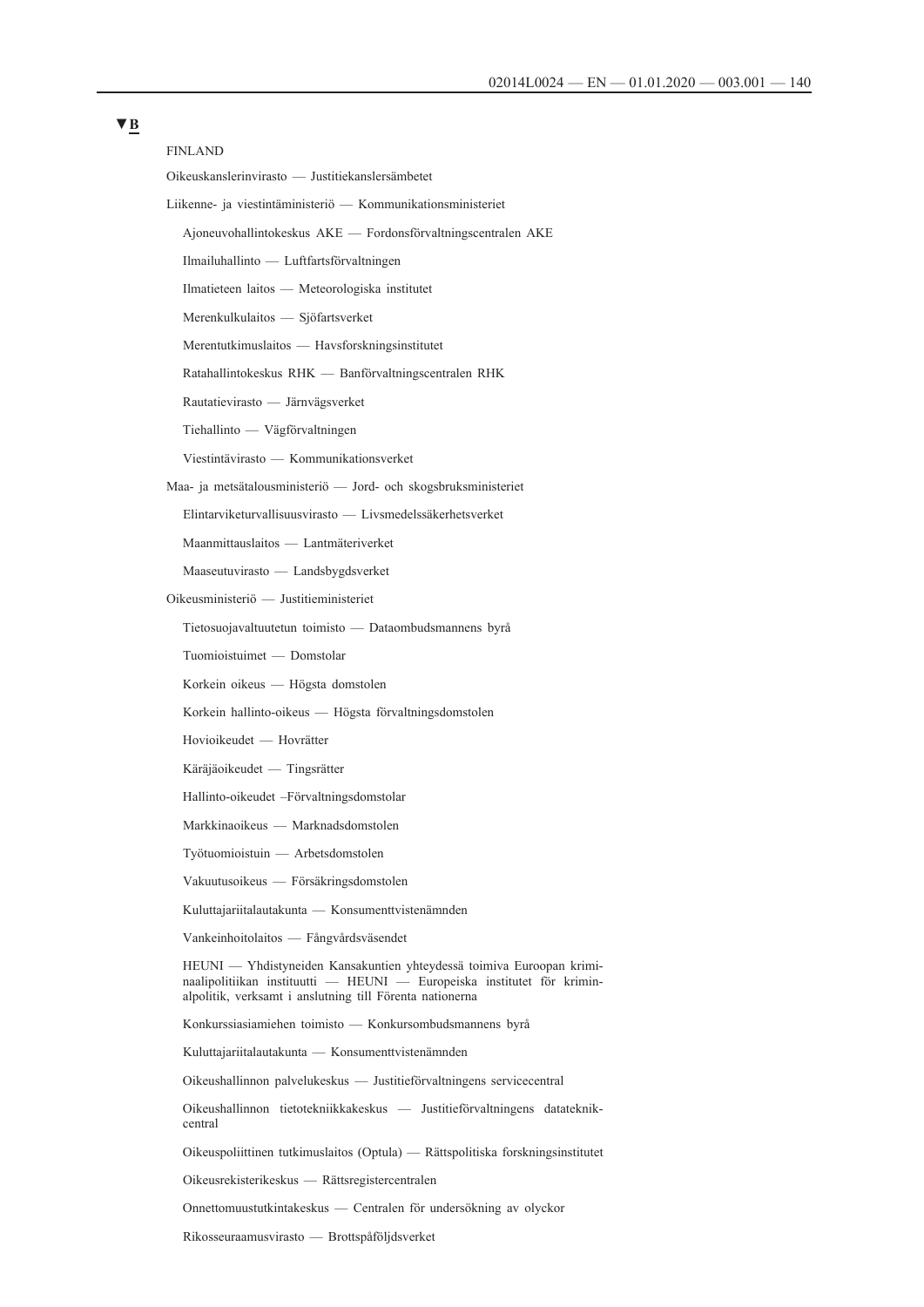▼B

FINLAND

Oikeuskanslerinvirasto — Justitiekanslersämbetet

Liikenne- ja viestintäministeriö — Kommunikationsministeriet

Ajoneuvohallintokeskus AKE — Fordonsförvaltningscentralen AKE

Ilmailuhallinto — Luftfartsförvaltningen

Ilmatieteen laitos — Meteorologiska institutet

Merenkulkulaitos — Sjöfartsverket

Merentutkimuslaitos — Havsforskningsinstitutet

Ratahallintokeskus RHK — Banförvaltningscentralen RHK

Rautatievirasto — Järnvägsverket

Tiehallinto — Vägförvaltningen

Viestintävirasto — Kommunikationsverket

Maa- ja metsätalousministeriö — Jord- och skogsbruksministeriet

Elintarviketurvallisuusvirasto — Livsmedelssäkerhetsverket

Maanmittauslaitos — Lantmäteriverket

Maaseutuvirasto — Landsbygdsverket

Oikeusministeriö — Justitieministeriet

Tietosuojavaltuutetun toimisto — Dataombudsmannens byrå

Tuomioistuimet — Domstolar

Korkein oikeus — Högsta domstolen

Korkein hallinto-oikeus — Högsta förvaltningsdomstolen

Hovioikeudet — Hovrätter

Käräjäoikeudet — Tingsrätter

Hallinto-oikeudet –Förvaltningsdomstolar

Markkinaoikeus — Marknadsdomstolen

Työtuomioistuin — Arbetsdomstolen

Vakuutusoikeus — Försäkringsdomstolen

Kuluttajariitalautakunta — Konsumenttvistenämnden

Vankeinhoitolaitos — Fångvårdsväsendet

HEUNI — Yhdistyneiden Kansakuntien yhteydessä toimiva Euroopan kriminaalipolitiikan instituutti — HEUNI — Europeiska institutet för kriminalpolitik, verksamt i anslutning till Förenta nationerna

Konkurssiasiamiehen toimisto — Konkursombudsmannens byrå

Kuluttajariitalautakunta — Konsumenttvistenämnden

Oikeushallinnon palvelukeskus — Justitieförvaltningens servicecentral

Oikeushallinnon tietotekniikkakeskus — Justitieförvaltningens datateknikcentral

Oikeuspoliittinen tutkimuslaitos (Optula) — Rättspolitiska forskningsinstitutet

Oikeusrekisterikeskus — Rättsregistercentralen

Onnettomuustutkintakeskus — Centralen för undersökning av olyckor

Rikosseuraamusvirasto — Brottspåföljdsverket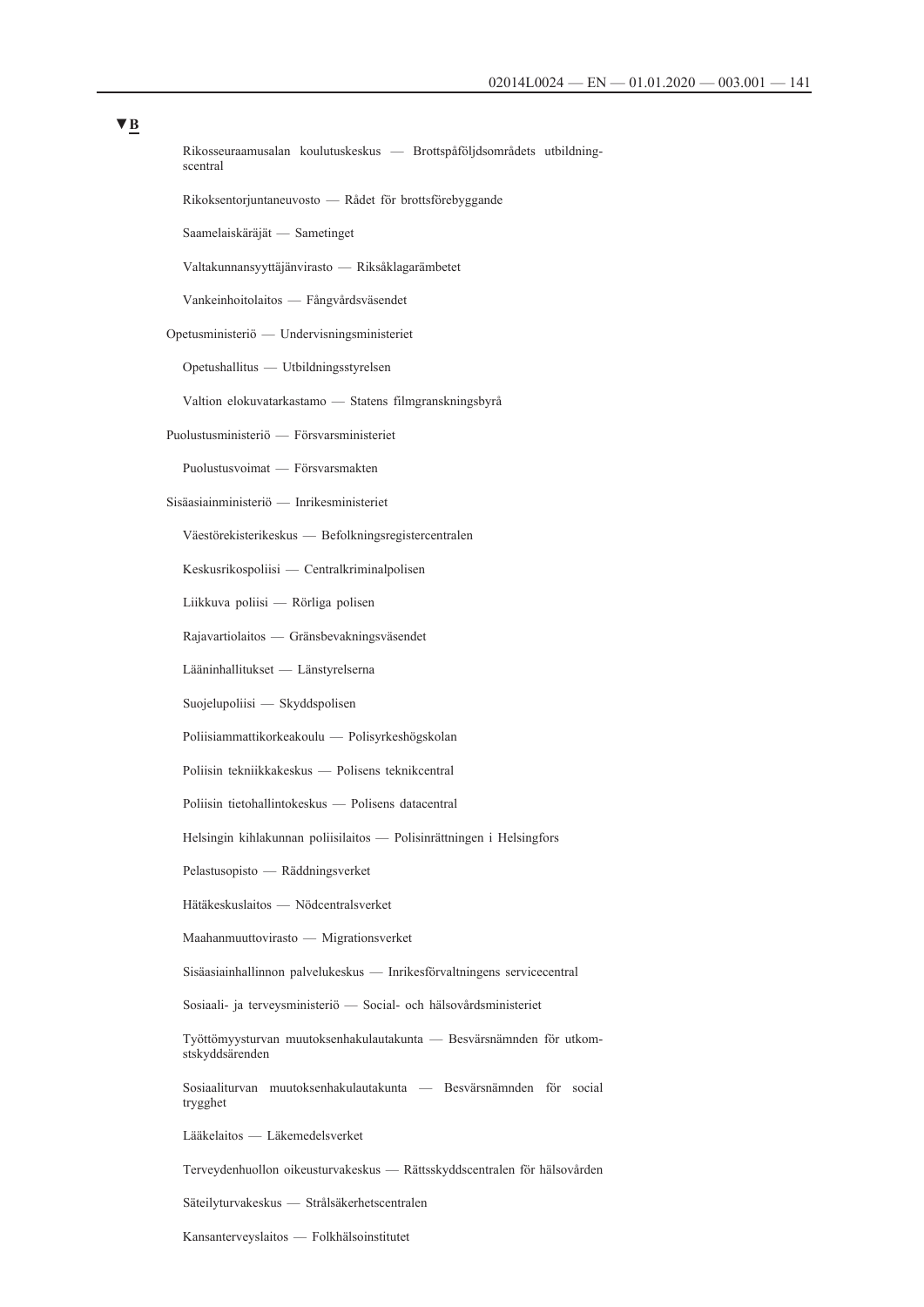▼B

Rikosseuraamusalan koulutuskeskus — Brottspåföljdsområdets utbildningscentral

Rikoksentorjuntaneuvosto — Rådet för brottsförebyggande

Saamelaiskäräjät — Sametinget

Valtakunnansyyttäjänvirasto — Riksåklagarämbetet

Vankeinhoitolaitos — Fångvårdsväsendet

Opetusministeriö — Undervisningsministeriet

Opetushallitus — Utbildningsstyrelsen

Valtion elokuvatarkastamo — Statens filmgranskningsbyrå

Puolustusministeriö — Försvarsministeriet

Puolustusvoimat — Försvarsmakten

Sisäasiainministeriö — Inrikesministeriet

Väestörekisterikeskus — Befolkningsregistercentralen

Keskusrikospoliisi — Centralkriminalpolisen

Liikkuva poliisi — Rörliga polisen

Rajavartiolaitos — Gränsbevakningsväsendet

Lääninhallitukset — Länstyrelserna

Suojelupoliisi — Skyddspolisen

Poliisiammattikorkeakoulu — Polisyrkeshögskolan

Poliisin tekniikkakeskus — Polisens teknikcentral

Poliisin tietohallintokeskus — Polisens datacentral

Helsingin kihlakunnan poliisilaitos — Polisinrättningen i Helsingfors

Pelastusopisto — Räddningsverket

Hätäkeskuslaitos — Nödcentralsverket

Maahanmuuttovirasto — Migrationsverket

Sisäasiainhallinnon palvelukeskus — Inrikesförvaltningens servicecentral

Sosiaali- ja terveysministeriö — Social- och hälsovårdsministeriet

Työttömyysturvan muutoksenhakulautakunta — Besvärsnämnden för utkomstskyddsärenden

Sosiaaliturvan muutoksenhakulautakunta — Besvärsnämnden för social trygghet

Lääkelaitos — Läkemedelsverket

Terveydenhuollon oikeusturvakeskus — Rättsskyddscentralen för hälsovården

Säteilyturvakeskus — Strålsäkerhetscentralen

Kansanterveyslaitos — Folkhälsoinstitutet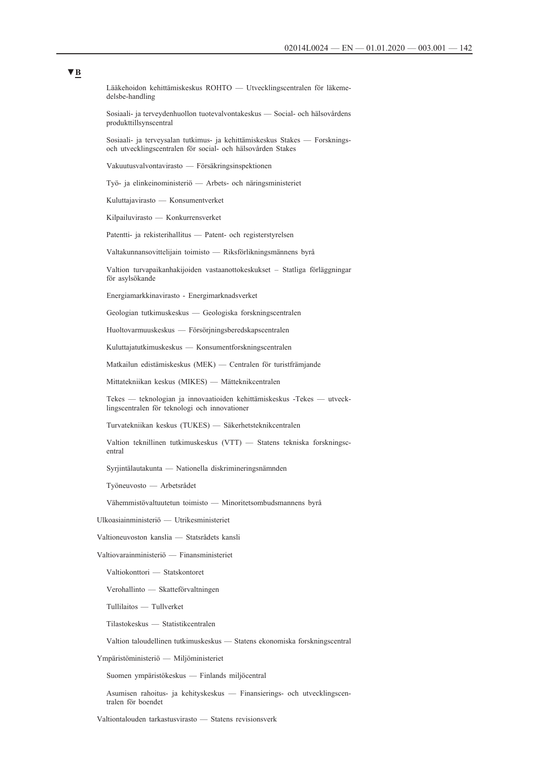▼B

Lääkehoidon kehittämiskeskus ROHTO — Utvecklingscentralen för läkemedelsbe-handling

Sosiaali- ja terveydenhuollon tuotevalvontakeskus — Social- och hälsovårdens produkttillsynscentral

Sosiaali- ja terveysalan tutkimus- ja kehittämiskeskus Stakes — Forsknings- och utvecklingscentralen för social- och hälsovården Stakes

Vakuutusvalvontavirasto — Försäkringsinspektionen

Työ- ja elinkeinoministeriö — Arbets- och näringsministeriet

Kuluttajavirasto — Konsumentverket

Kilpailuvirasto — Konkurrensverket

Patentti- ja rekisterihallitus — Patent- och registerstyrelsen

Valtakunnansovittelijain toimisto — Riksförlikningsmännens byrå

Valtion turvapaikanhakijoiden vastaanottokeskukset – Statliga förläggningar för asylsökande

Energiamarkkinavirasto - Energimarknadsverket

Geologian tutkimuskeskus — Geologiska forskningscentralen

Huoltovarmuuskeskus — Försörjningsberedskapscentralen

Kuluttajatutkimuskeskus — Konsumentforskningscentralen

Matkailun edistämiskeskus (MEK) — Centralen för turistfrämjande

Mittatekniikan keskus (MIKES) — Mätteknikcentralen

Tekes — teknologian ja innovaatioiden kehittämiskeskus -Tekes — utvecklingscentralen för teknologi och innovationer

Turvatekniikan keskus (TUKES) — Säkerhetsteknikcentralen

Valtion teknillinen tutkimuskeskus (VTT) — Statens tekniska forskningscentral

Syrjintälautakunta — Nationella diskrimineringsnämnden

Työneuvosto — Arbetsrådet

Vähemmistövaltuutetun toimisto — Minoritetsombudsmannens byrå

Ulkoasiainministeriö — Utrikesministeriet

Valtioneuvoston kanslia — Statsrådets kansli

Valtiovarainministeriö — Finansministeriet

Valtiokonttori — Statskontoret

Verohallinto — Skatteförvaltningen

Tullilaitos — Tullverket

Tilastokeskus — Statistikcentralen

Valtion taloudellinen tutkimuskeskus — Statens ekonomiska forskningscentral

Ympäristöministeriö — Miljöministeriet

Suomen ympäristökeskus — Finlands miljöcentral

Asumisen rahoitus- ja kehityskeskus — Finansierings- och utvecklingscentralen för boendet

Valtiontalouden tarkastusvirasto — Statens revisionsverk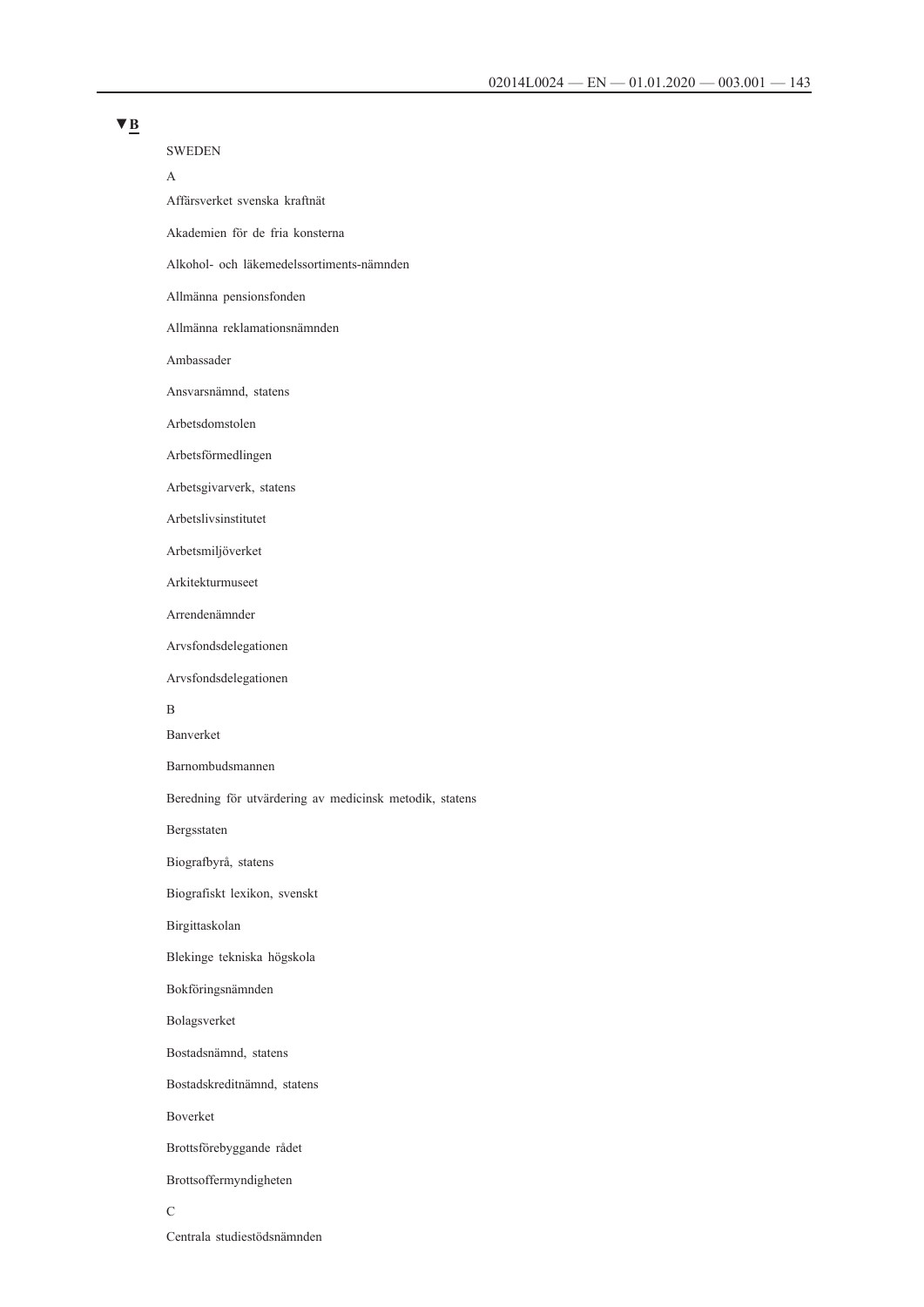▼B

SWEDEN

A

Affärsverket svenska kraftnät

Akademien för de fria konsterna

Alkohol- och läkemedelssortiments-nämnden

Allmänna pensionsfonden

Allmänna reklamationsnämnden

Ambassader

Ansvarsnämnd, statens

Arbetsdomstolen

Arbetsförmedlingen

Arbetsgivarverk, statens

Arbetslivsinstitutet

Arbetsmiljöverket

Arkitekturmuseet

Arrendenämnder

Arvsfondsdelegationen

Arvsfondsdelegationen

B

Banverket

Barnombudsmannen

Beredning för utvärdering av medicinsk metodik, statens

Bergsstaten

Biografbyrå, statens

Biografiskt lexikon, svenskt

Birgittaskolan

Blekinge tekniska högskola

Bokföringsnämnden

Bolagsverket

Bostadsnämnd, statens

Bostadskreditnämnd, statens

Boverket

Brottsförebyggande rådet

Brottsoffermyndigheten

C

Centrala studiestödsnämnden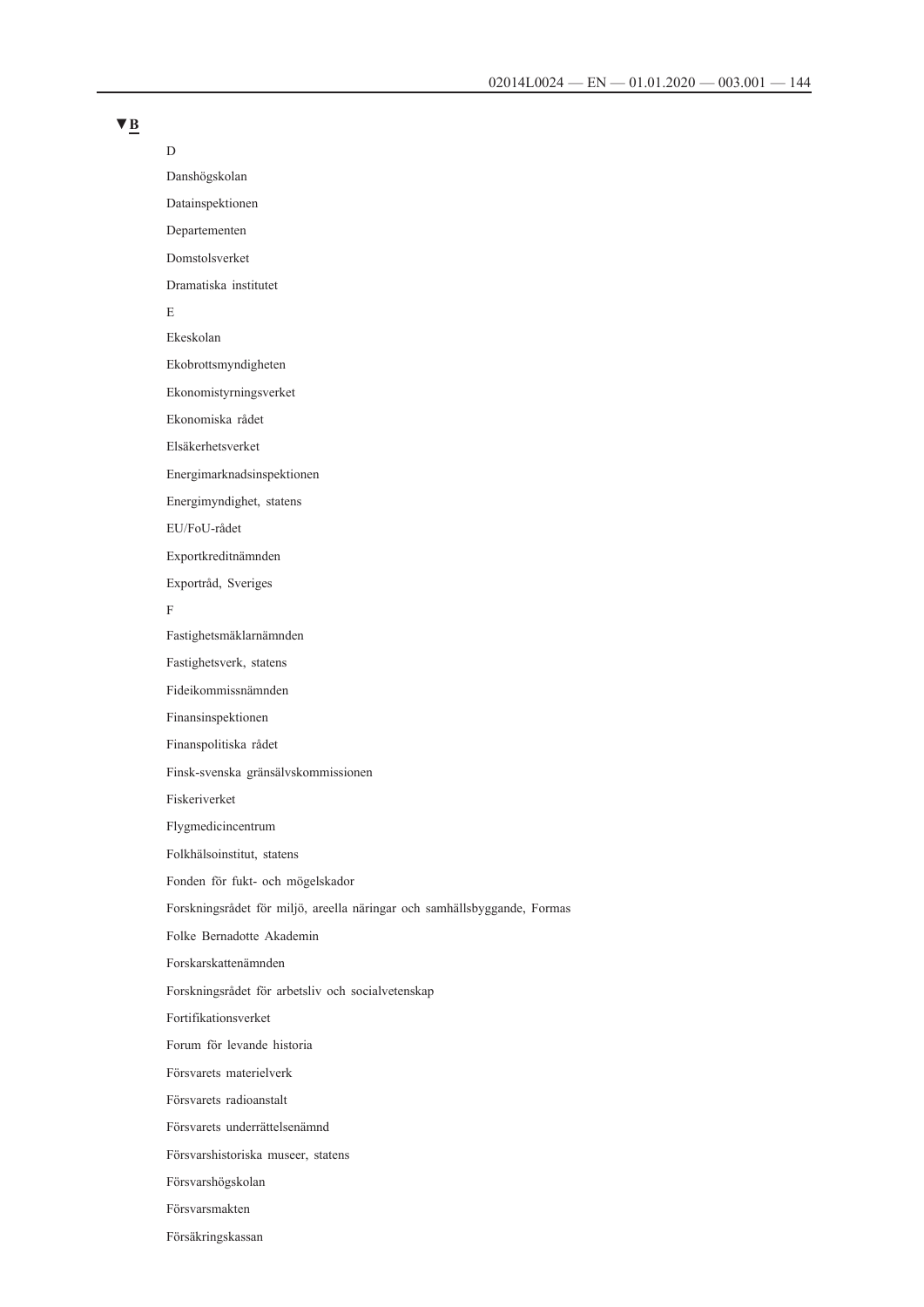▼B

D

Danshögskolan

Datainspektionen

Departementen

Domstolsverket

Dramatiska institutet

E

Ekeskolan

Ekobrottsmyndigheten

Ekonomistyrningsverket

Ekonomiska rådet

Elsäkerhetsverket

Energimarknadsinspektionen

Energimyndighet, statens

EU/FoU-rådet

Exportkreditnämnden

Exportråd, Sveriges

F

Fastighetsmäklarnämnden

Fastighetsverk, statens

Fideikommissnämnden

Finansinspektionen

Finanspolitiska rådet

Finsk-svenska gränsälvskommissionen

Fiskeriverket

Flygmedicincentrum

Folkhälsoinstitut, statens

Fonden för fukt- och mögelskador

Forskningsrådet för miljö, areella näringar och samhällsbyggande, Formas

Folke Bernadotte Akademin

Forskarskattenämnden

Forskningsrådet för arbetsliv och socialvetenskap

Fortifikationsverket

Forum för levande historia

Försvarets materielverk

Försvarets radioanstalt

Försvarets underrättelsenämnd

Försvarshistoriska museer, statens

Försvarshögskolan

Försvarsmakten

Försäkringskassan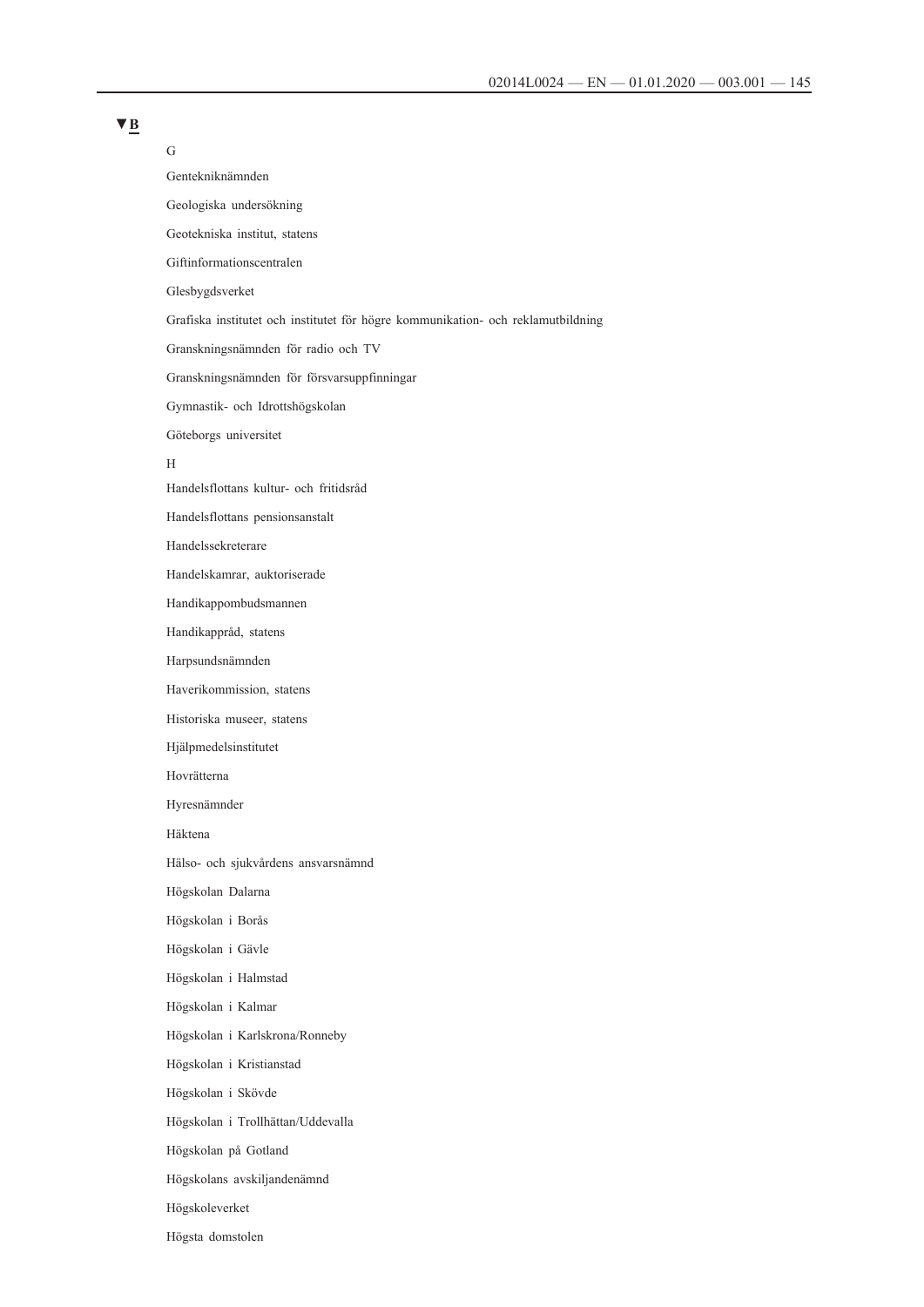▼B

G

Gentekniknämnden

Geologiska undersökning

Geotekniska institut, statens

Giftinformationscentralen

Glesbygdsverket

Grafiska institutet och institutet för högre kommunikation- och reklamutbildning

Granskningsnämnden för radio och TV

Granskningsnämnden för försvarsuppfinningar

Gymnastik- och Idrottshögskolan

Göteborgs universitet

H

Handelsflottans kultur- och fritidsråd

Handelsflottans pensionsanstalt

Handelssekreterare

Handelskamrar, auktoriserade

Handikappombudsmannen

Handikappråd, statens

Harpsundsnämnden

Haverikommission, statens

Historiska museer, statens

Hjälpmedelsinstitutet

Hovrätterna

Hyresnämnder

Häktena

Hälso- och sjukvårdens ansvarsnämnd

Högskolan Dalarna

Högskolan i Borås

Högskolan i Gävle

Högskolan i Halmstad

Högskolan i Kalmar

Högskolan i Karlskrona/Ronneby

Högskolan i Kristianstad

Högskolan i Skövde

Högskolan i Trollhättan/Uddevalla

Högskolan på Gotland

Högskolans avskiljandenämnd

Högskoleverket

Högsta domstolen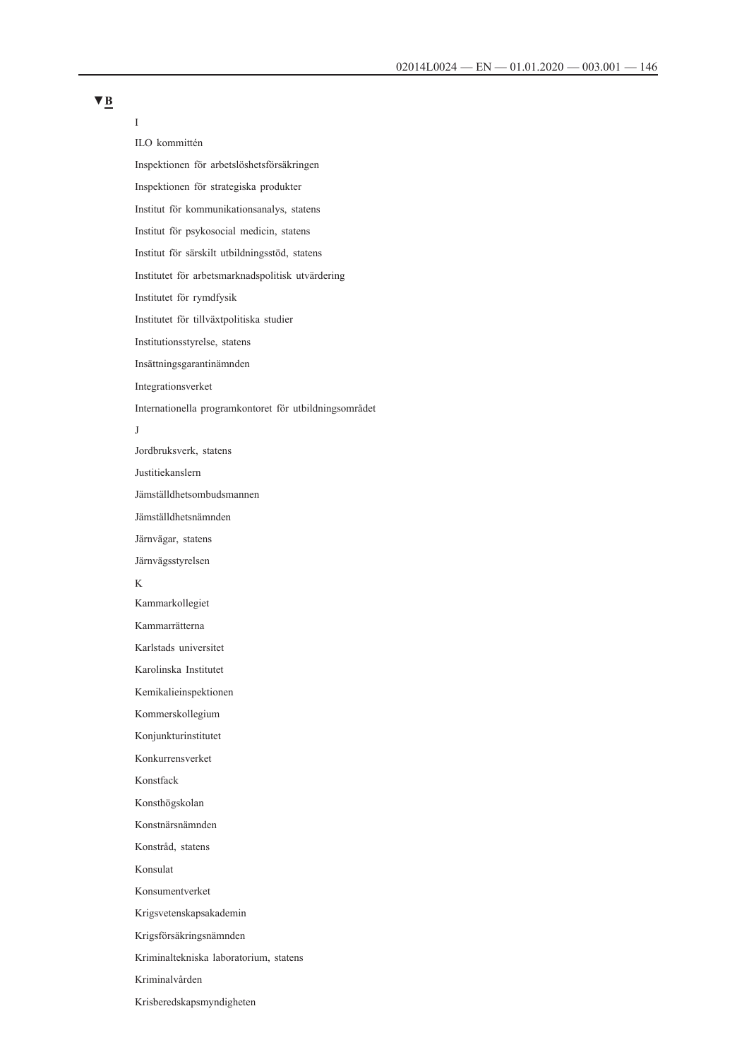▼B

I

ILO kommittén

Inspektionen för arbetslöshetsförsäkringen

Inspektionen för strategiska produkter

Institut för kommunikationsanalys, statens

Institut för psykosocial medicin, statens

Institut för särskilt utbildningsstöd, statens

Institutet för arbetsmarknadspolitisk utvärdering

Institutet för rymdfysik

Institutet för tillväxtpolitiska studier

Institutionsstyrelse, statens

Insättningsgarantinämnden

Integrationsverket

Internationella programkontoret för utbildningsområdet

J

Jordbruksverk, statens

Justitiekanslern

Jämställdhetsombudsmannen

Jämställdhetsnämnden

Järnvägar, statens

Järnvägsstyrelsen

K

Kammarkollegiet

Kammarrätterna

Karlstads universitet

Karolinska Institutet

Kemikalieinspektionen

Kommerskollegium

Konjunkturinstitutet

Konkurrensverket

Konstfack

Konsthögskolan

Konstnärsnämnden

Konstråd, statens

Konsulat

Konsumentverket

Krigsvetenskapsakademin

Krigsförsäkringsnämnden

Kriminaltekniska laboratorium, statens

Kriminalvården

Krisberedskapsmyndigheten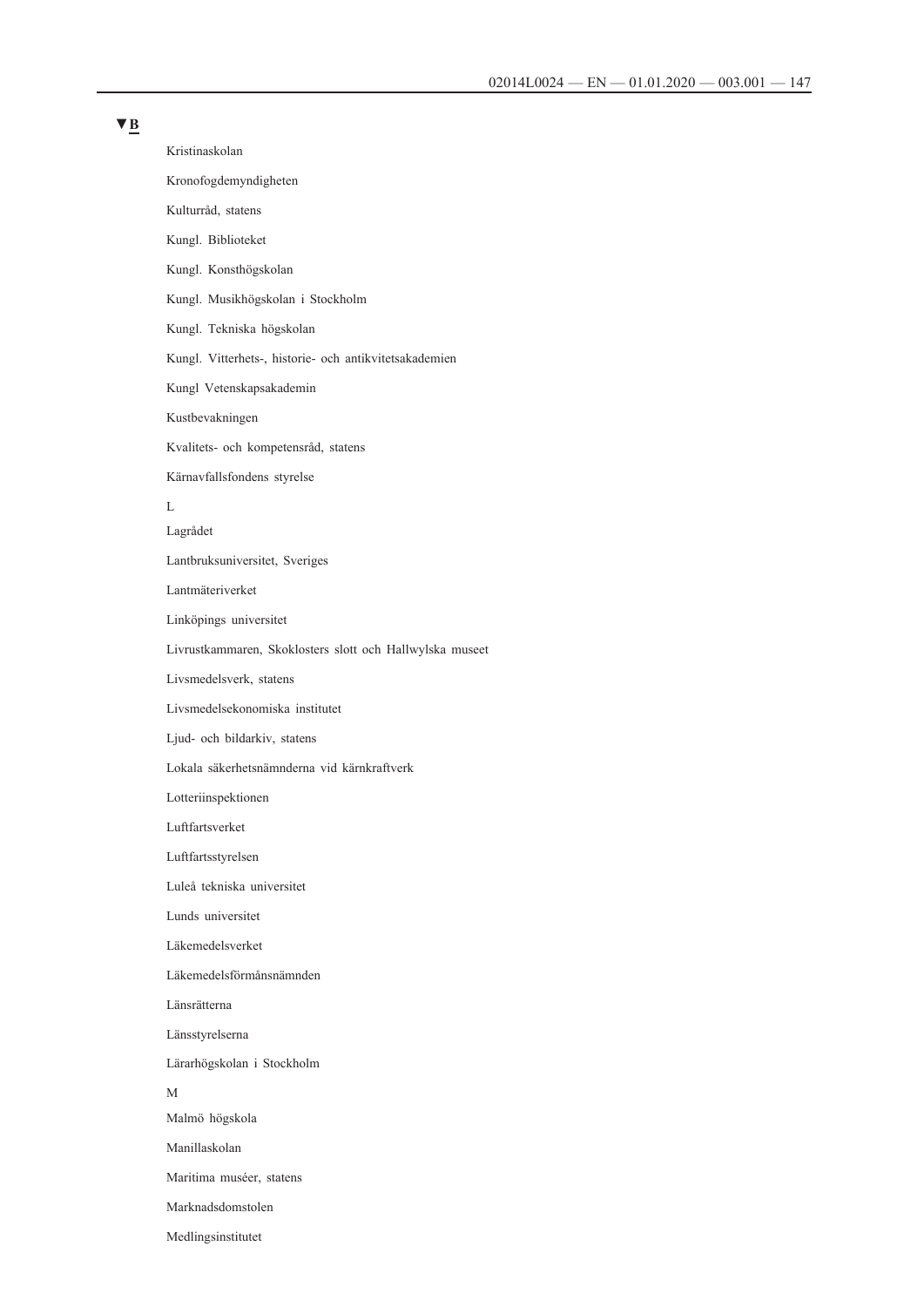▼B

Kristinaskolan

Kronofogdemyndigheten

Kulturråd, statens

Kungl. Biblioteket

Kungl. Konsthögskolan

Kungl. Musikhögskolan i Stockholm

Kungl. Tekniska högskolan

Kungl. Vitterhets-, historie- och antikvitetsakademien

Kungl Vetenskapsakademin

Kustbevakningen

Kvalitets- och kompetensråd, statens

Kärnavfallsfondens styrelse

L

Lagrådet

Lantbruksuniversitet, Sveriges

Lantmäteriverket

Linköpings universitet

Livrustkammaren, Skoklosters slott och Hallwylska museet

Livsmedelsverk, statens

Livsmedelsekonomiska institutet

Ljud- och bildarkiv, statens

Lokala säkerhetsnämnderna vid kärnkraftverk

Lotteriinspektionen

Luftfartsverket

Luftfartsstyrelsen

Luleå tekniska universitet

Lunds universitet

Läkemedelsverket

Läkemedelsförmånsnämnden

Länsrätterna

Länsstyrelserna

Lärarhögskolan i Stockholm

M

Malmö högskola

Manillaskolan

Maritima muséer, statens

Marknadsdomstolen

Medlingsinstitutet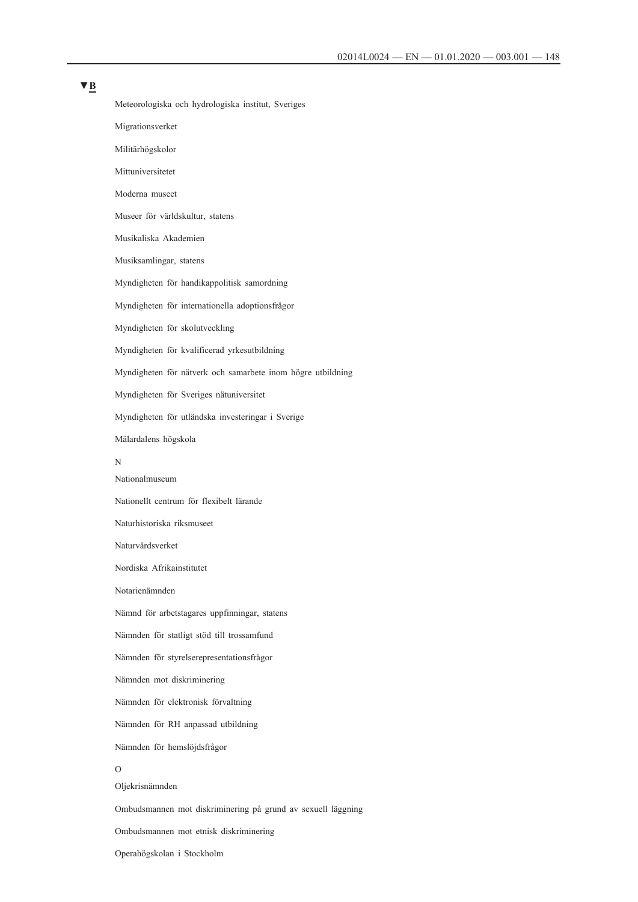▼B

Meteorologiska och hydrologiska institut, Sveriges

Migrationsverket

Militärhögskolor

Mittuniversitetet

Moderna museet

Museer för världskultur, statens

Musikaliska Akademien

Musiksamlingar, statens

Myndigheten för handikappolitisk samordning

Myndigheten för internationella adoptionsfrågor

Myndigheten för skolutveckling

Myndigheten för kvalificerad yrkesutbildning

Myndigheten för nätverk och samarbete inom högre utbildning

Myndigheten för Sveriges nätuniversitet

Myndigheten för utländska investeringar i Sverige

Mälardalens högskola

N

Nationalmuseum

Nationellt centrum för flexibelt lärande

Naturhistoriska riksmuseet

Naturvårdsverket

Nordiska Afrikainstitutet

Notarienämnden

Nämnd för arbetstagares uppfinningar, statens

Nämnden för statligt stöd till trossamfund

Nämnden för styrelserepresentationsfrågor

Nämnden mot diskriminering

Nämnden för elektronisk förvaltning

Nämnden för RH anpassad utbildning

Nämnden för hemslöjdsfrågor

O

Oljekrisnämnden

Ombudsmannen mot diskriminering på grund av sexuell läggning

Ombudsmannen mot etnisk diskriminering

Operahögskolan i Stockholm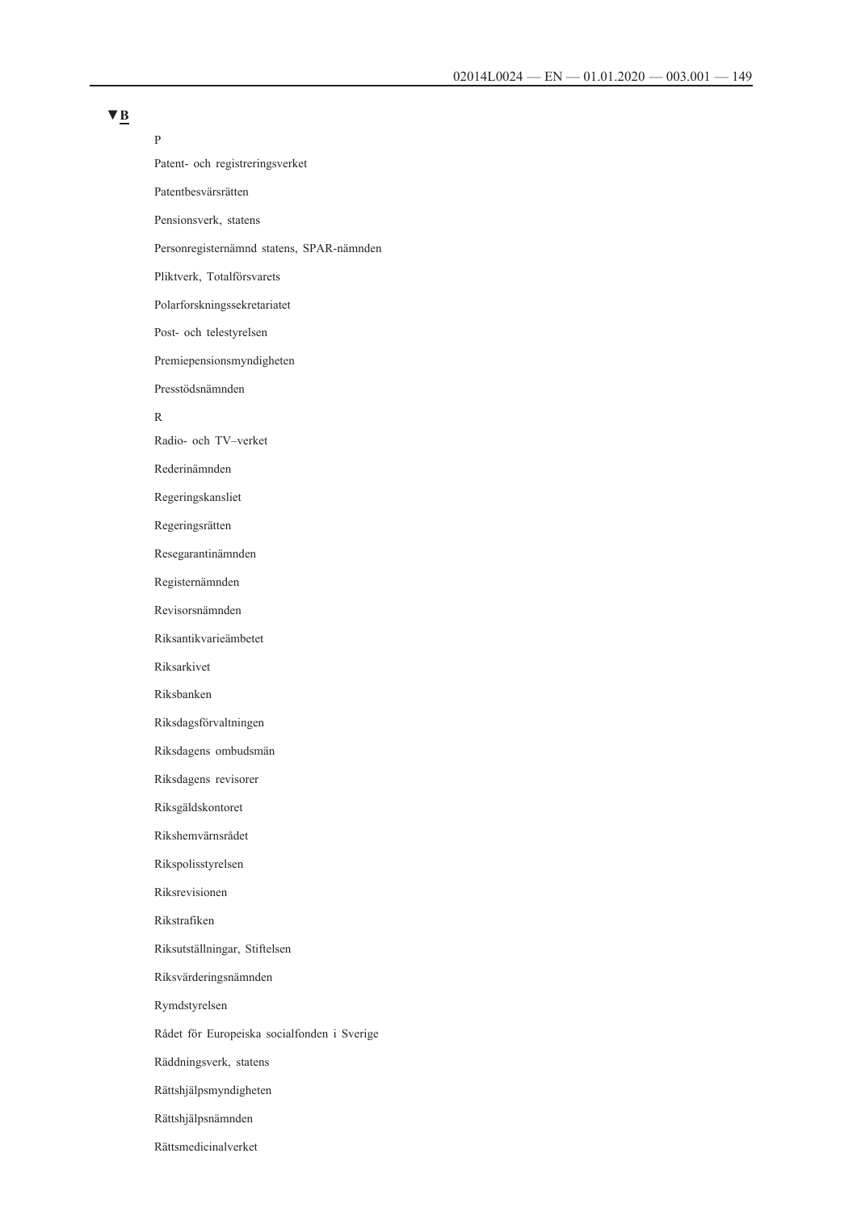▼B

P

Patent- och registreringsverket

Patentbesvärsrätten

Pensionsverk, statens

Personregisternämnd statens, SPAR-nämnden

Pliktverk, Totalförsvarets

Polarforskningssekretariatet

Post- och telestyrelsen

Premiepensionsmyndigheten

Presstödsnämnden

R

Radio- och TV–verket

Rederinämnden

Regeringskansliet

Regeringsrätten

Resegarantinämnden

Registernämnden

Revisorsnämnden

Riksantikvarieämbetet

Riksarkivet

Riksbanken

Riksdagsförvaltningen

Riksdagens ombudsmän

Riksdagens revisorer

Riksgäldskontoret

Rikshemvärnsrådet

Rikspolisstyrelsen

Riksrevisionen

Rikstrafiken

Riksutställningar, Stiftelsen

Riksvärderingsnämnden

Rymdstyrelsen

Rådet för Europeiska socialfonden i Sverige

Räddningsverk, statens

Rättshjälpsmyndigheten

Rättshjälpsnämnden

Rättsmedicinalverket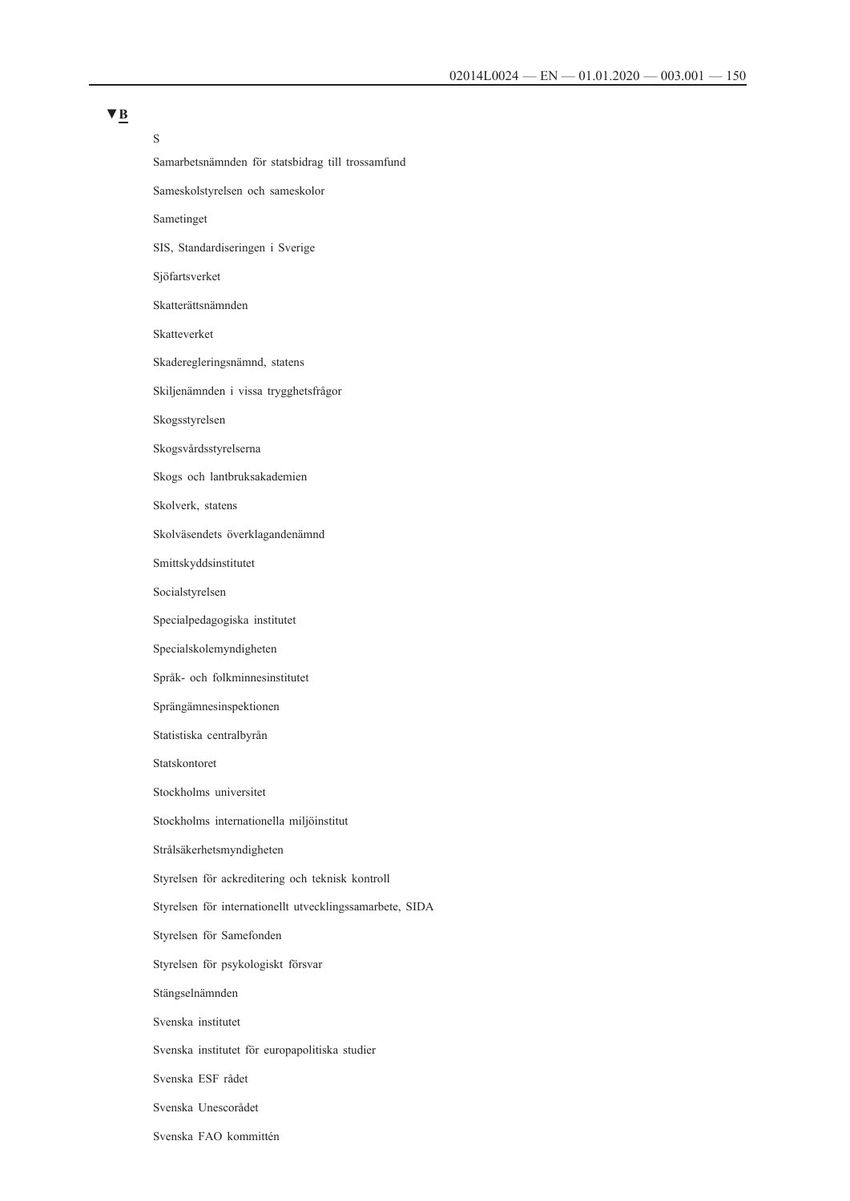▼B

S

Samarbetsnämnden för statsbidrag till trossamfund

Sameskolstyrelsen och sameskolor

Sametinget

SIS, Standardiseringen i Sverige

Sjöfartsverket

Skatterättsnämnden

Skatteverket

Skaderegleringsnämnd, statens

Skiljenämnden i vissa trygghetsfrågor

Skogsstyrelsen

Skogsvårdsstyrelserna

Skogs och lantbruksakademien

Skolverk, statens

Skolväsendets överklagandenämnd

Smittskyddsinstitutet

Socialstyrelsen

Specialpedagogiska institutet

Specialskolemyndigheten

Språk- och folkminnesinstitutet

Sprängämnesinspektionen

Statistiska centralbyrån

Statskontoret

Stockholms universitet

Stockholms internationella miljöinstitut

Strålsäkerhetsmyndigheten

Styrelsen för ackreditering och teknisk kontroll

Styrelsen för internationellt utvecklingssamarbete, SIDA

Styrelsen för Samefonden

Styrelsen för psykologiskt försvar

Stängselnämnden

Svenska institutet

Svenska institutet för europapolitiska studier

Svenska ESF rådet

Svenska Unescorådet

Svenska FAO kommittén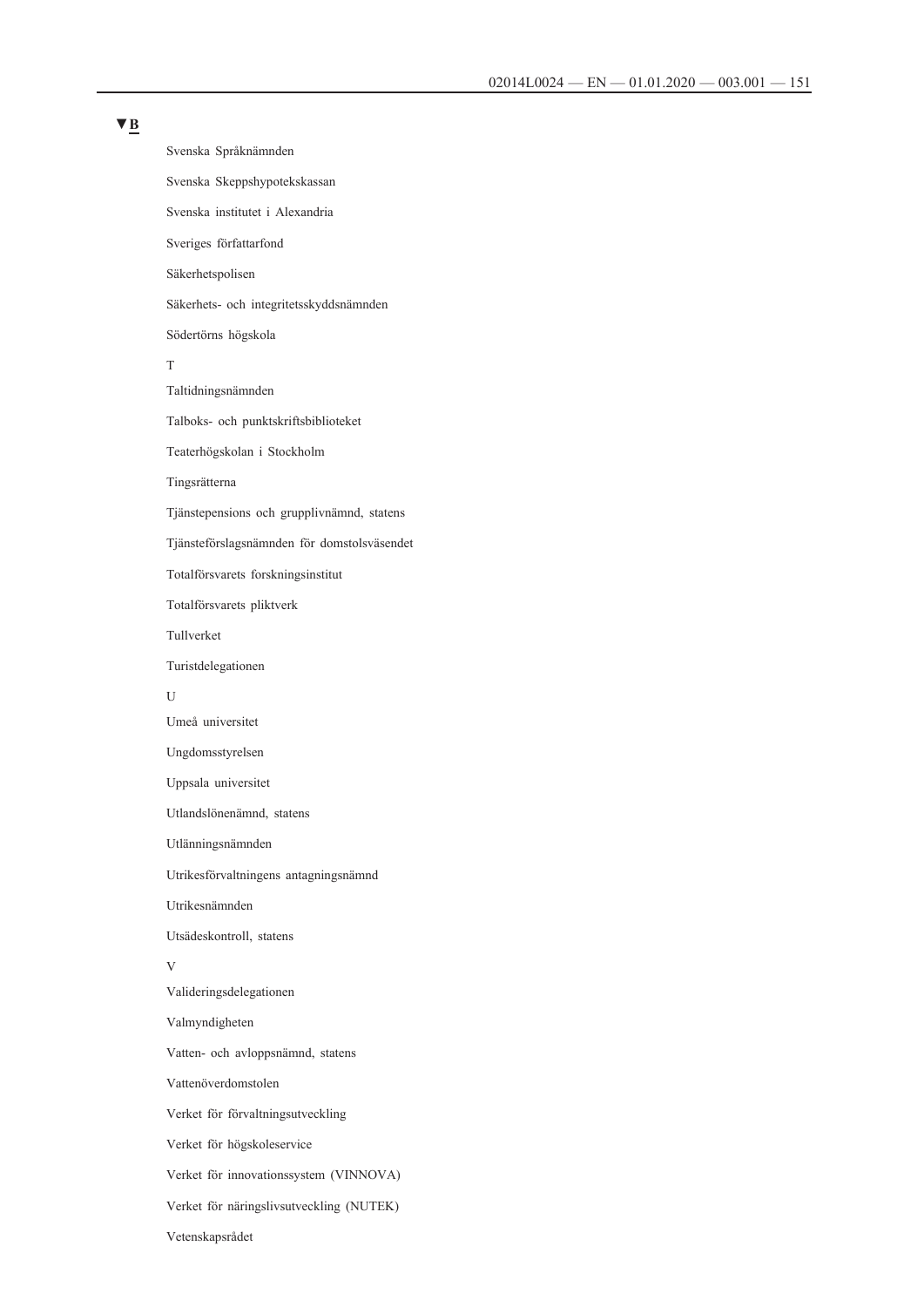▼B

Svenska Språknämnden

Svenska Skeppshypotekskassan

Svenska institutet i Alexandria

Sveriges författarfond

Säkerhetspolisen

Säkerhets- och integritetsskyddsnämnden

Södertörns högskola

T

Taltidningsnämnden

Talboks- och punktskriftsbiblioteket

Teaterhögskolan i Stockholm

Tingsrätterna

Tjänstepensions och grupplivnämnd, statens

Tjänsteförslagsnämnden för domstolsväsendet

Totalförsvarets forskningsinstitut

Totalförsvarets pliktverk

Tullverket

Turistdelegationen

U

Umeå universitet

Ungdomsstyrelsen

Uppsala universitet

Utlandslönenämnd, statens

Utlänningsnämnden

Utrikesförvaltningens antagningsnämnd

Utrikesnämnden

Utsädeskontroll, statens

V

Valideringsdelegationen

Valmyndigheten

Vatten- och avloppsnämnd, statens

Vattenöverdomstolen

Verket för förvaltningsutveckling

Verket för högskoleservice

Verket för innovationssystem (VINNOVA)

Verket för näringslivsutveckling (NUTEK)

Vetenskapsrådet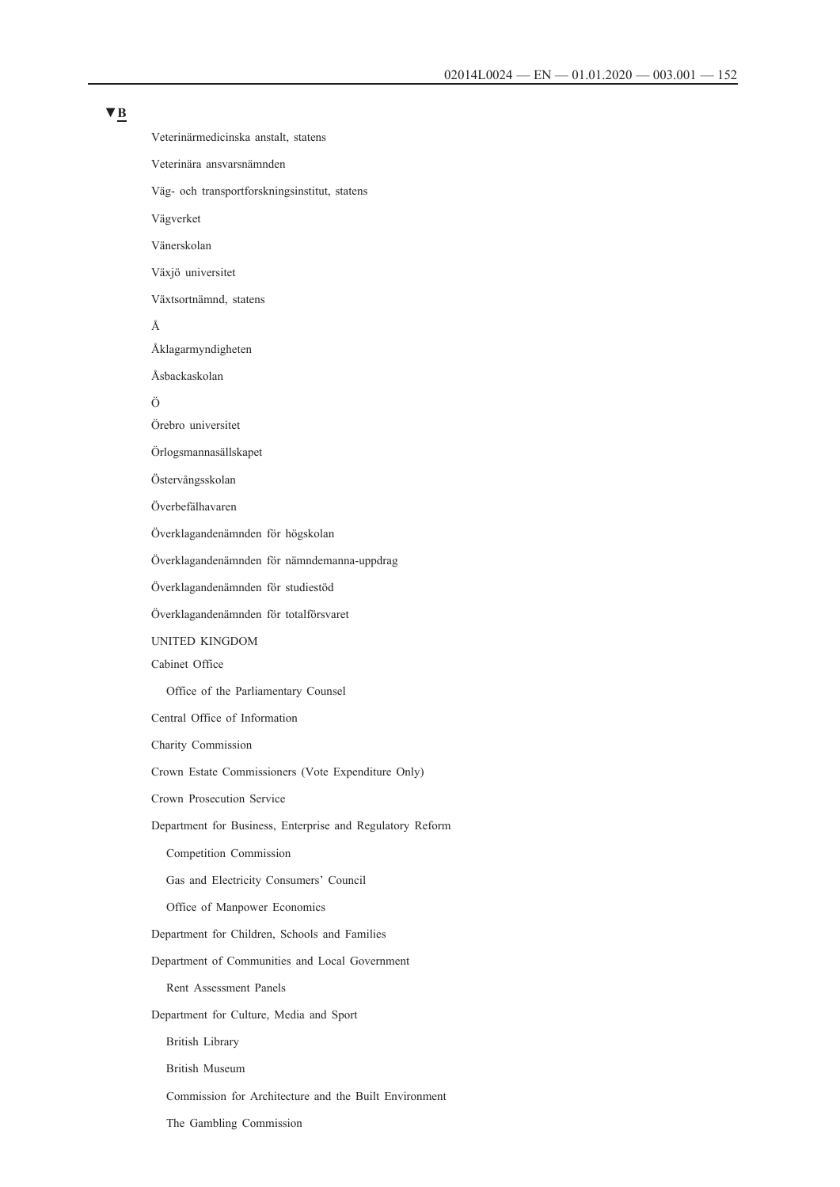▼B

Veterinärmedicinska anstalt, statens

Veterinära ansvarsnämnden

Väg- och transportforskningsinstitut, statens

Vägverket

Vänerskolan

Växjö universitet

Växtsortnämnd, statens

Å

Åklagarmyndigheten

Åsbackaskolan

Ö

Örebro universitet

Örlogsmannasällskapet

Östervångsskolan

Överbefälhavaren

Överklagandenämnden för högskolan

Överklagandenämnden för nämndemanna-uppdrag

Överklagandenämnden för studiestöd

Överklagandenämnden för totalförsvaret

UNITED KINGDOM

Cabinet Office

  Office of the Parliamentary Counsel

Central Office of Information

Charity Commission

Crown Estate Commissioners (Vote Expenditure Only)

Crown Prosecution Service

Department for Business, Enterprise and Regulatory Reform

  Competition Commission

  Gas and Electricity Consumers' Council

  Office of Manpower Economics

Department for Children, Schools and Families

Department of Communities and Local Government

  Rent Assessment Panels

Department for Culture, Media and Sport

  British Library

  British Museum

  Commission for Architecture and the Built Environment

  The Gambling Commission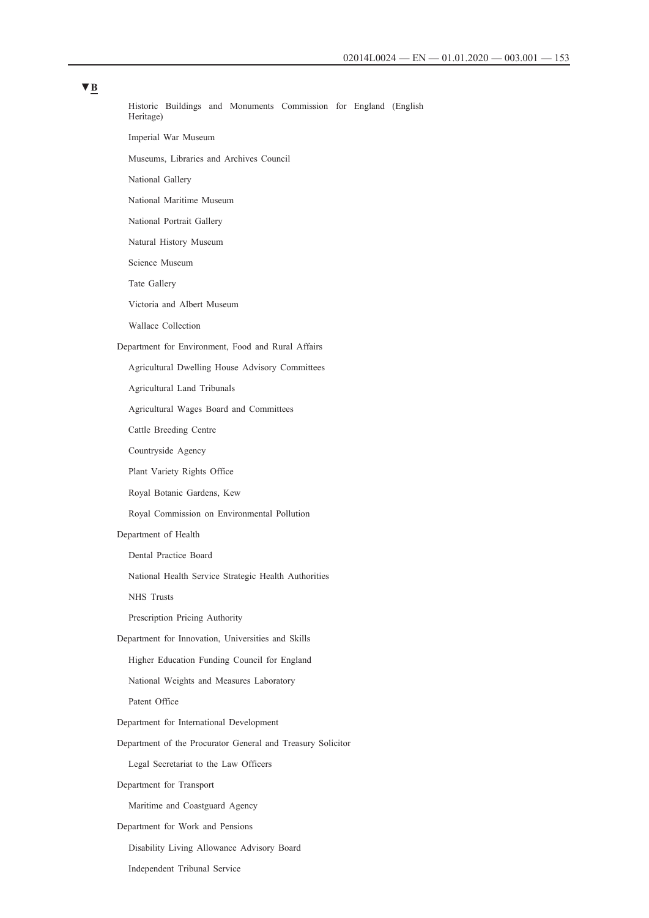▼B

Historic Buildings and Monuments Commission for England (English Heritage)

Imperial War Museum

Museums, Libraries and Archives Council

National Gallery

National Maritime Museum

National Portrait Gallery

Natural History Museum

Science Museum

Tate Gallery

Victoria and Albert Museum

Wallace Collection

Department for Environment, Food and Rural Affairs

Agricultural Dwelling House Advisory Committees

Agricultural Land Tribunals

Agricultural Wages Board and Committees

Cattle Breeding Centre

Countryside Agency

Plant Variety Rights Office

Royal Botanic Gardens, Kew

Royal Commission on Environmental Pollution

Department of Health

Dental Practice Board

National Health Service Strategic Health Authorities

NHS Trusts

Prescription Pricing Authority

Department for Innovation, Universities and Skills

Higher Education Funding Council for England

National Weights and Measures Laboratory

Patent Office

Department for International Development

Department of the Procurator General and Treasury Solicitor

Legal Secretariat to the Law Officers

Department for Transport

Maritime and Coastguard Agency

Department for Work and Pensions

Disability Living Allowance Advisory Board

Independent Tribunal Service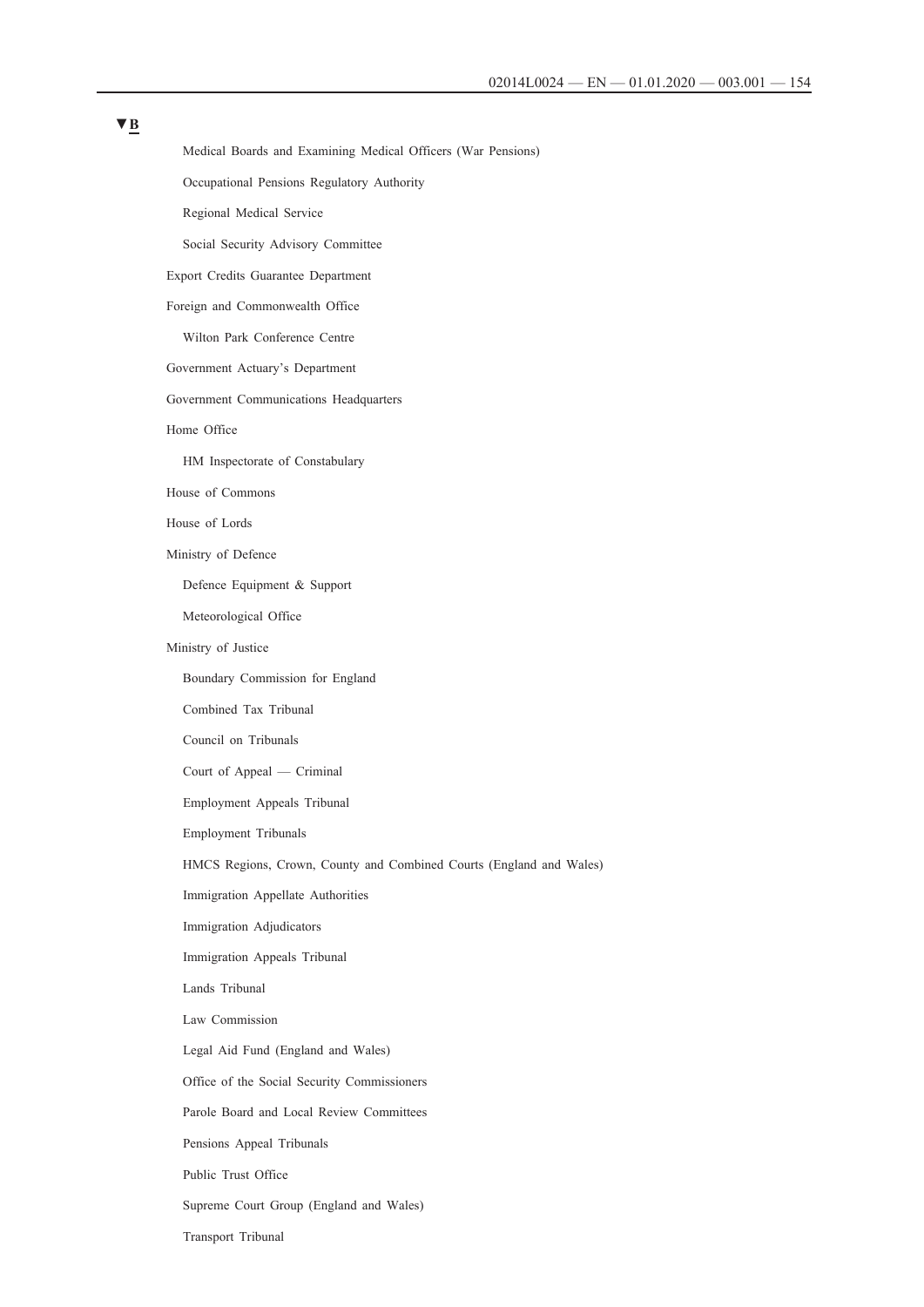▼B

- Medical Boards and Examining Medical Officers (War Pensions)
- Occupational Pensions Regulatory Authority
- Regional Medical Service
- Social Security Advisory Committee

Export Credits Guarantee Department

Foreign and Commonwealth Office

- Wilton Park Conference Centre

Government Actuary's Department

Government Communications Headquarters

Home Office

- HM Inspectorate of Constabulary

House of Commons

House of Lords

Ministry of Defence

- Defence Equipment & Support
- Meteorological Office

Ministry of Justice

- Boundary Commission for England
- Combined Tax Tribunal
- Council on Tribunals
- Court of Appeal — Criminal
- Employment Appeals Tribunal
- Employment Tribunals
- HMCS Regions, Crown, County and Combined Courts (England and Wales)
- Immigration Appellate Authorities
- Immigration Adjudicators
- Immigration Appeals Tribunal
- Lands Tribunal
- Law Commission
- Legal Aid Fund (England and Wales)
- Office of the Social Security Commissioners
- Parole Board and Local Review Committees
- Pensions Appeal Tribunals
- Public Trust Office
- Supreme Court Group (England and Wales)
- Transport Tribunal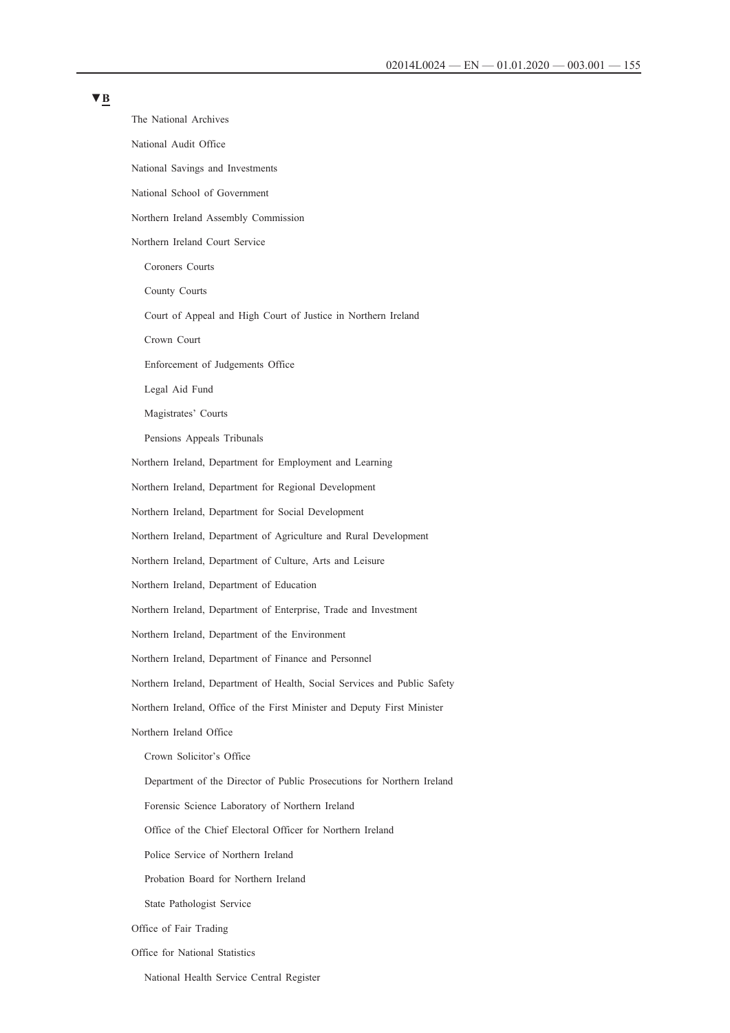▼B

The National Archives

National Audit Office

National Savings and Investments

National School of Government

Northern Ireland Assembly Commission

Northern Ireland Court Service

- Coroners Courts
- County Courts
- Court of Appeal and High Court of Justice in Northern Ireland
- Crown Court
- Enforcement of Judgements Office
- Legal Aid Fund
- Magistrates' Courts
- Pensions Appeals Tribunals

Northern Ireland, Department for Employment and Learning

Northern Ireland, Department for Regional Development

Northern Ireland, Department for Social Development

Northern Ireland, Department of Agriculture and Rural Development

Northern Ireland, Department of Culture, Arts and Leisure

Northern Ireland, Department of Education

Northern Ireland, Department of Enterprise, Trade and Investment

Northern Ireland, Department of the Environment

Northern Ireland, Department of Finance and Personnel

Northern Ireland, Department of Health, Social Services and Public Safety

Northern Ireland, Office of the First Minister and Deputy First Minister

Northern Ireland Office

- Crown Solicitor's Office
- Department of the Director of Public Prosecutions for Northern Ireland
- Forensic Science Laboratory of Northern Ireland
- Office of the Chief Electoral Officer for Northern Ireland
- Police Service of Northern Ireland
- Probation Board for Northern Ireland
- State Pathologist Service

Office of Fair Trading

Office for National Statistics

- National Health Service Central Register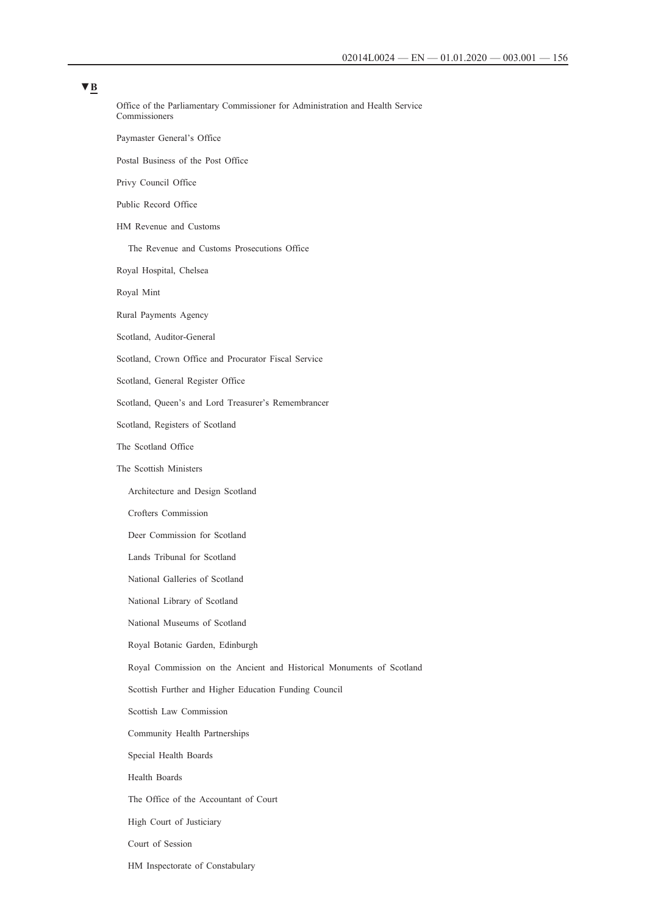▼B

Office of the Parliamentary Commissioner for Administration and Health Service Commissioners

Paymaster General's Office

Postal Business of the Post Office

Privy Council Office

Public Record Office

HM Revenue and Customs

- The Revenue and Customs Prosecutions Office

Royal Hospital, Chelsea

Royal Mint

Rural Payments Agency

Scotland, Auditor-General

Scotland, Crown Office and Procurator Fiscal Service

Scotland, General Register Office

Scotland, Queen's and Lord Treasurer's Remembrancer

Scotland, Registers of Scotland

The Scotland Office

The Scottish Ministers

- Architecture and Design Scotland
- Crofters Commission
- Deer Commission for Scotland
- Lands Tribunal for Scotland
- National Galleries of Scotland
- National Library of Scotland
- National Museums of Scotland
- Royal Botanic Garden, Edinburgh
- Royal Commission on the Ancient and Historical Monuments of Scotland
- Scottish Further and Higher Education Funding Council
- Scottish Law Commission
- Community Health Partnerships
- Special Health Boards
- Health Boards
- The Office of the Accountant of Court
- High Court of Justiciary
- Court of Session
- HM Inspectorate of Constabulary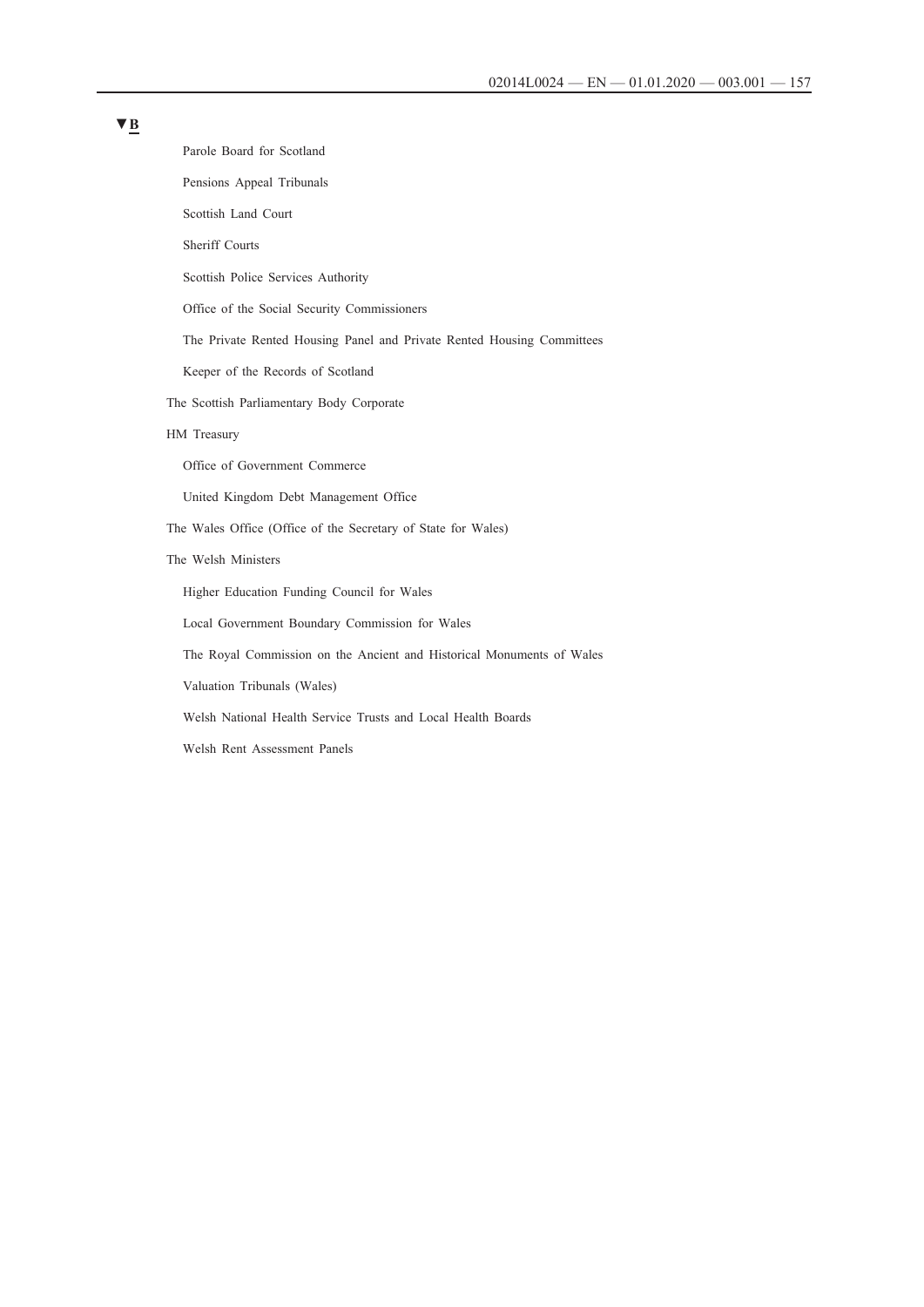▼**B**

- Parole Board for Scotland
- Pensions Appeal Tribunals
- Scottish Land Court
- Sheriff Courts
- Scottish Police Services Authority
- Office of the Social Security Commissioners
- The Private Rented Housing Panel and Private Rented Housing Committees
- Keeper of the Records of Scotland

The Scottish Parliamentary Body Corporate

HM Treasury

- Office of Government Commerce
- United Kingdom Debt Management Office

The Wales Office (Office of the Secretary of State for Wales)

The Welsh Ministers

- Higher Education Funding Council for Wales
- Local Government Boundary Commission for Wales
- The Royal Commission on the Ancient and Historical Monuments of Wales
- Valuation Tribunals (Wales)
- Welsh National Health Service Trusts and Local Health Boards
- Welsh Rent Assessment Panels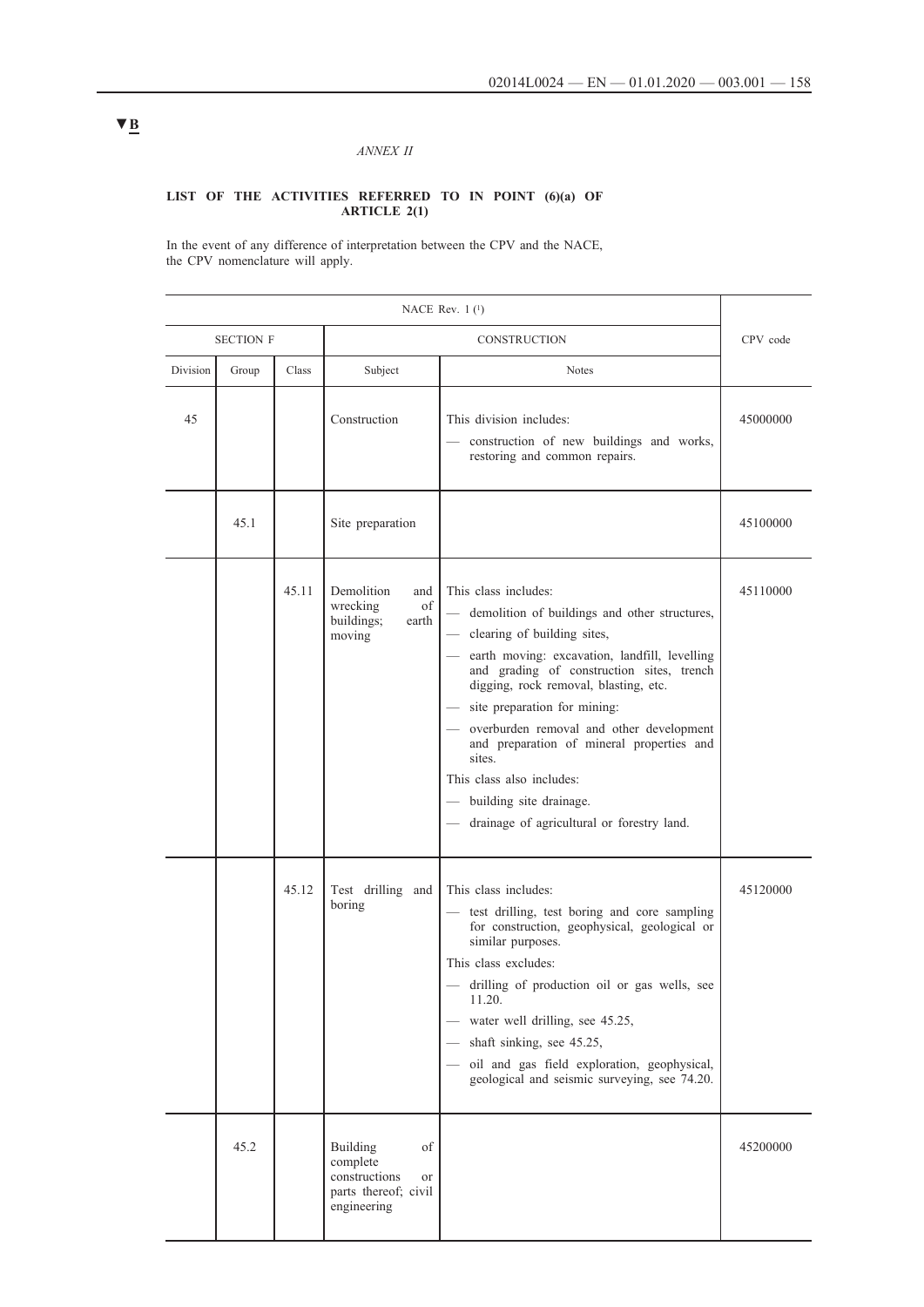▼B

*ANNEX II*

**LIST OF THE ACTIVITIES REFERRED TO IN POINT (6)(a) OF ARTICLE 2(1)**

In the event of any difference of interpretation between the CPV and the NACE, the CPV nomenclature will apply.

| NACE Rev. 1 (1) | | | | | |
|---|---|---|---|---|---|
| SECTION F | | | CONSTRUCTION | | CPV code |
| Division | Group | Class | Subject | Notes | |
| 45 | | | Construction | This division includes:<br>— construction of new buildings and works, restoring and common repairs. | 45000000 |
| | 45.1 | | Site preparation | | 45100000 |
| | | 45.11 | Demolition and wrecking of buildings; earth moving | This class includes:<br>— demolition of buildings and other structures,<br>— clearing of building sites,<br>— earth moving: excavation, landfill, levelling and grading of construction sites, trench digging, rock removal, blasting, etc.<br>— site preparation for mining:<br>— overburden removal and other development and preparation of mineral properties and sites.<br>This class also includes:<br>— building site drainage.<br>— drainage of agricultural or forestry land. | 45110000 |
| | | 45.12 | Test drilling and boring | This class includes:<br>— test drilling, test boring and core sampling for construction, geophysical, geological or similar purposes.<br>This class excludes:<br>— drilling of production oil or gas wells, see 11.20.<br>— water well drilling, see 45.25,<br>— shaft sinking, see 45.25,<br>— oil and gas field exploration, geophysical, geological and seismic surveying, see 74.20. | 45120000 |
| | 45.2 | | Building of complete constructions or parts thereof; civil engineering | | 45200000 |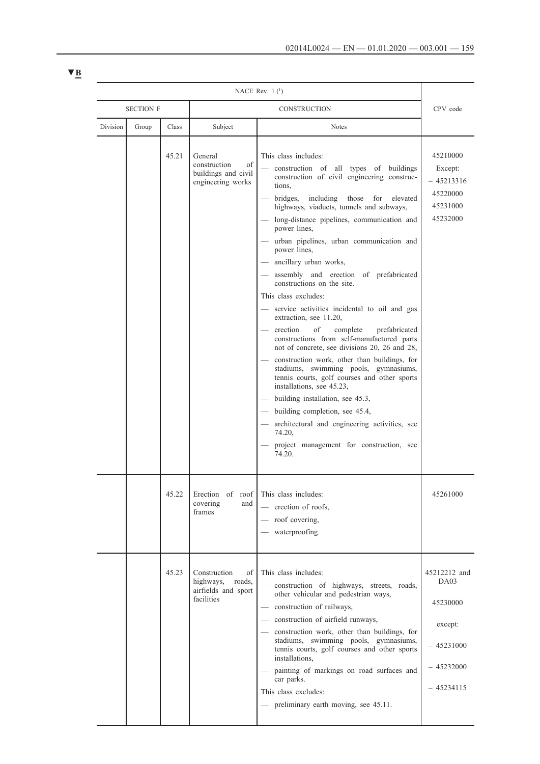▼B

| NACE Rev. 1 [1] | | | | | CPV code |
|---|---|---|---|---|---|
| SECTION F | | | CONSTRUCTION | | |
| Division | Group | Class | Subject | Notes | |
| | | 45.21 | General construction of buildings and civil engineering works | This class includes:<br>— construction of all types of buildings construction of civil engineering constructions,<br>— bridges, including those for elevated highways, viaducts, tunnels and subways,<br>— long-distance pipelines, communication and power lines,<br>— urban pipelines, urban communication and power lines,<br>— ancillary urban works,<br>— assembly and erection of prefabricated constructions on the site.<br>This class excludes:<br>— service activities incidental to oil and gas extraction, see 11.20,<br>— erection of complete prefabricated constructions from self-manufactured parts not of concrete, see divisions 20, 26 and 28,<br>— construction work, other than buildings, for stadiums, swimming pools, gymnasiums, tennis courts, golf courses and other sports installations, see 45.23,<br>— building installation, see 45.3,<br>— building completion, see 45.4,<br>— architectural and engineering activities, see 74.20,<br>— project management for construction, see 74.20. | 45210000<br>Except:<br>– 45213316<br>45220000<br>45231000<br>45232000 |
| | | 45.22 | Erection of roof covering and frames | This class includes:<br>— erection of roofs,<br>— roof covering,<br>— waterproofing. | 45261000 |
| | | 45.23 | Construction of highways, roads, airfields and sport facilities | This class includes:<br>— construction of highways, streets, roads, other vehicular and pedestrian ways,<br>— construction of railways,<br>— construction of airfield runways,<br>— construction work, other than buildings, for stadiums, swimming pools, gymnasiums, tennis courts, golf courses and other sports installations,<br>— painting of markings on road surfaces and car parks.<br>This class excludes:<br>— preliminary earth moving, see 45.11. | 45212212 and DA03<br>45230000<br>except:<br>– 45231000<br>– 45232000<br>– 45234115 |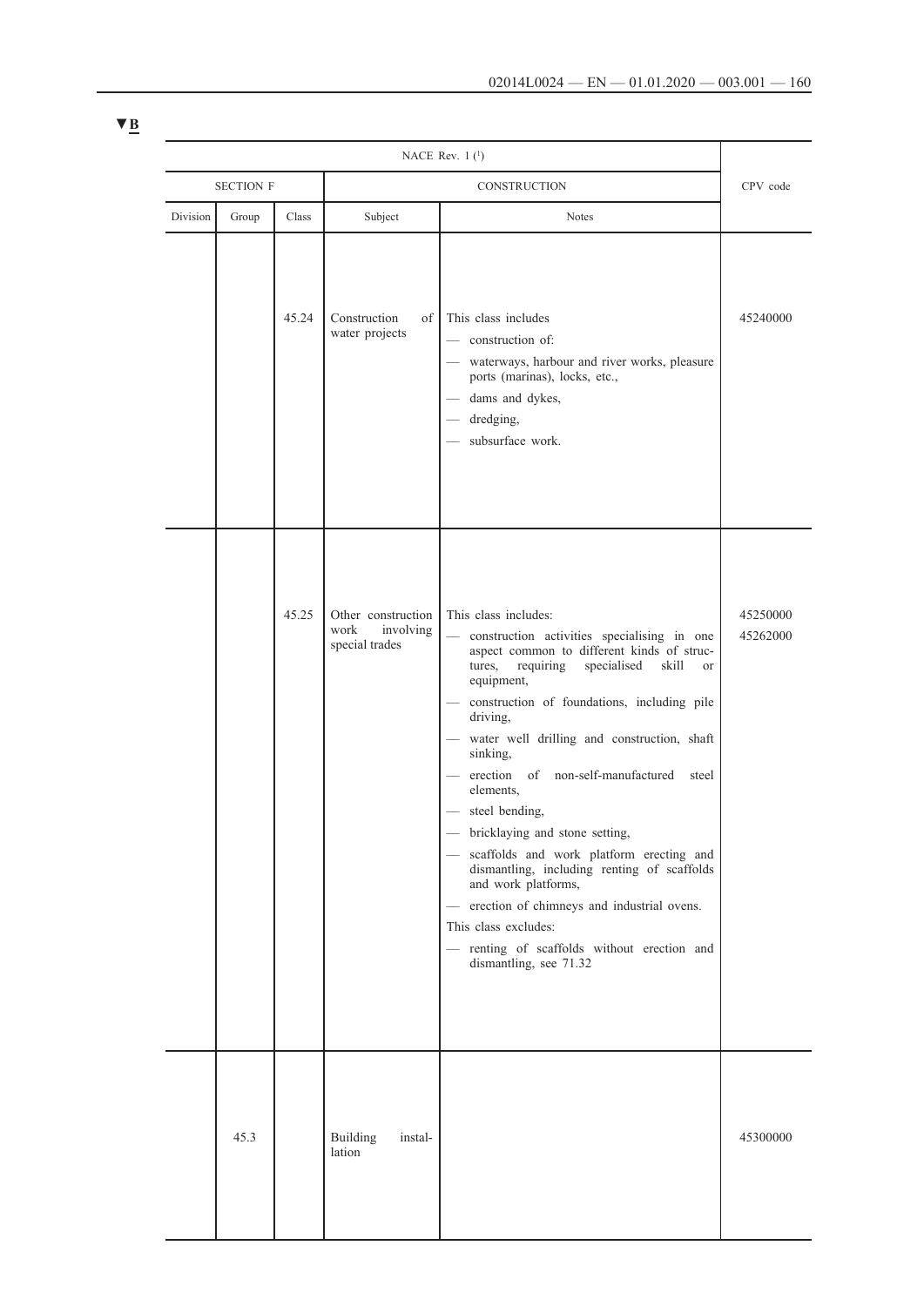▼B

| NACE Rev. 1 [1] | | | | | CPV code |
|---|---|---|---|---|---|
| SECTION F | | | CONSTRUCTION | | |
| Division | Group | Class | Subject | Notes | |
| | | 45.24 | Construction of water projects | This class includes<br>— construction of:<br>— waterways, harbour and river works, pleasure ports (marinas), locks, etc.,<br>— dams and dykes,<br>— dredging,<br>— subsurface work. | 45240000 |
| | | 45.25 | Other construction work involving special trades | This class includes:<br>— construction activities specialising in one aspect common to different kinds of structures, requiring specialised skill or equipment,<br>— construction of foundations, including pile driving,<br>— water well drilling and construction, shaft sinking,<br>— erection of non-self-manufactured steel elements,<br>— steel bending,<br>— bricklaying and stone setting,<br>— scaffolds and work platform erecting and dismantling, including renting of scaffolds and work platforms,<br>— erection of chimneys and industrial ovens.<br>This class excludes:<br>— renting of scaffolds without erection and dismantling, see 71.32 | 45250000<br>45262000 |
| | 45.3 | | Building installation | | 45300000 |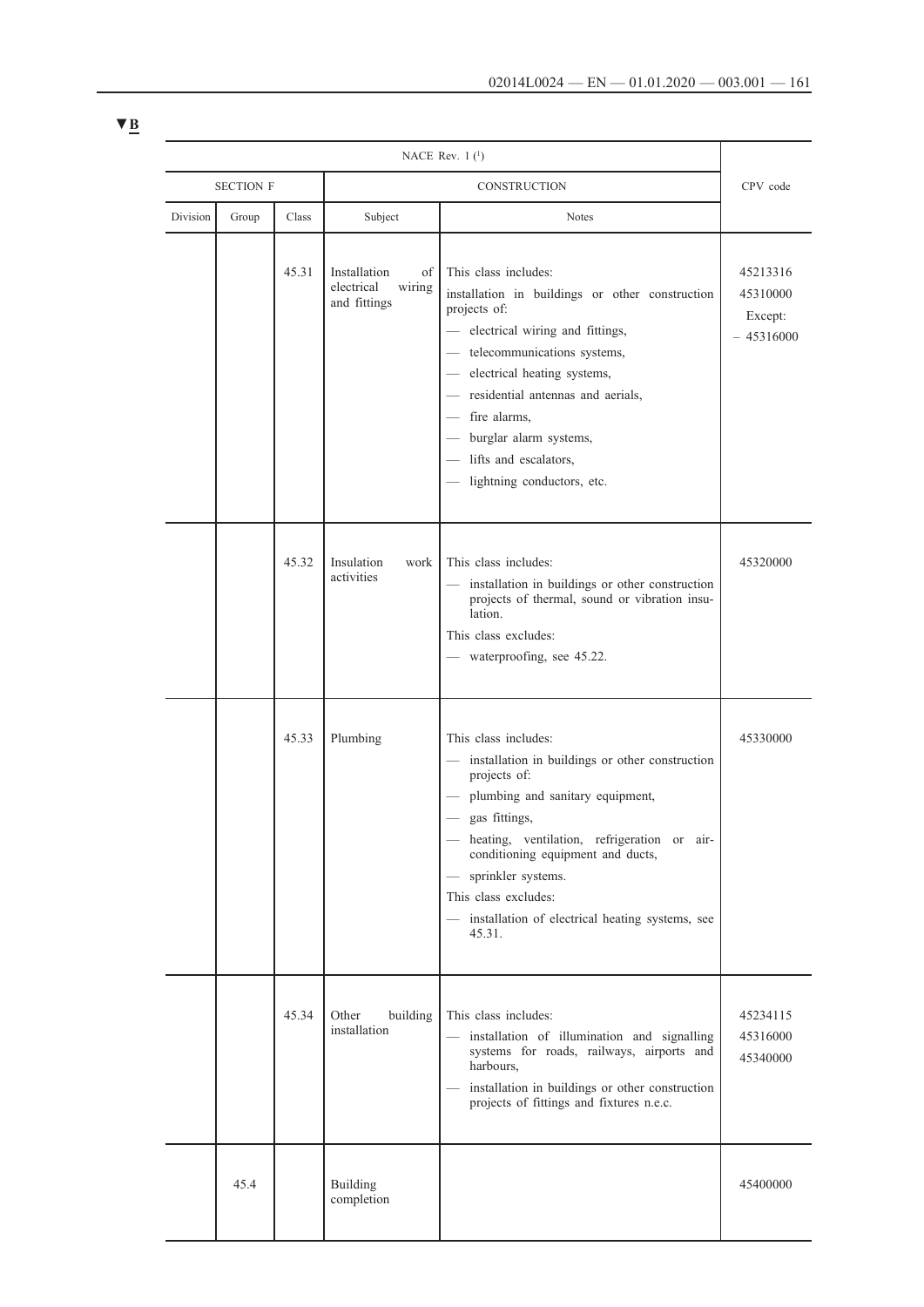▼B

| NACE Rev. 1 [1] | | | | | CPV code |
|---|---|---|---|---|---|
| SECTION F | | | CONSTRUCTION | | |
| Division | Group | Class | Subject | Notes | |
| | | 45.31 | Installation of electrical wiring and fittings | This class includes:<br>installation in buildings or other construction projects of:<br>— electrical wiring and fittings,<br>— telecommunications systems,<br>— electrical heating systems,<br>— residential antennas and aerials,<br>— fire alarms,<br>— burglar alarm systems,<br>— lifts and escalators,<br>— lightning conductors, etc. | 45213316<br>45310000<br>Except:<br>– 45316000 |
| | | 45.32 | Insulation work activities | This class includes:<br>— installation in buildings or other construction projects of thermal, sound or vibration insulation.<br>This class excludes:<br>— waterproofing, see 45.22. | 45320000 |
| | | 45.33 | Plumbing | This class includes:<br>— installation in buildings or other construction projects of:<br>— plumbing and sanitary equipment,<br>— gas fittings,<br>— heating, ventilation, refrigeration or air-conditioning equipment and ducts,<br>— sprinkler systems.<br>This class excludes:<br>— installation of electrical heating systems, see 45.31. | 45330000 |
| | | 45.34 | Other building installation | This class includes:<br>— installation of illumination and signalling systems for roads, railways, airports and harbours,<br>— installation in buildings or other construction projects of fittings and fixtures n.e.c. | 45234115<br>45316000<br>45340000 |
| | 45.4 | | Building completion | | 45400000 |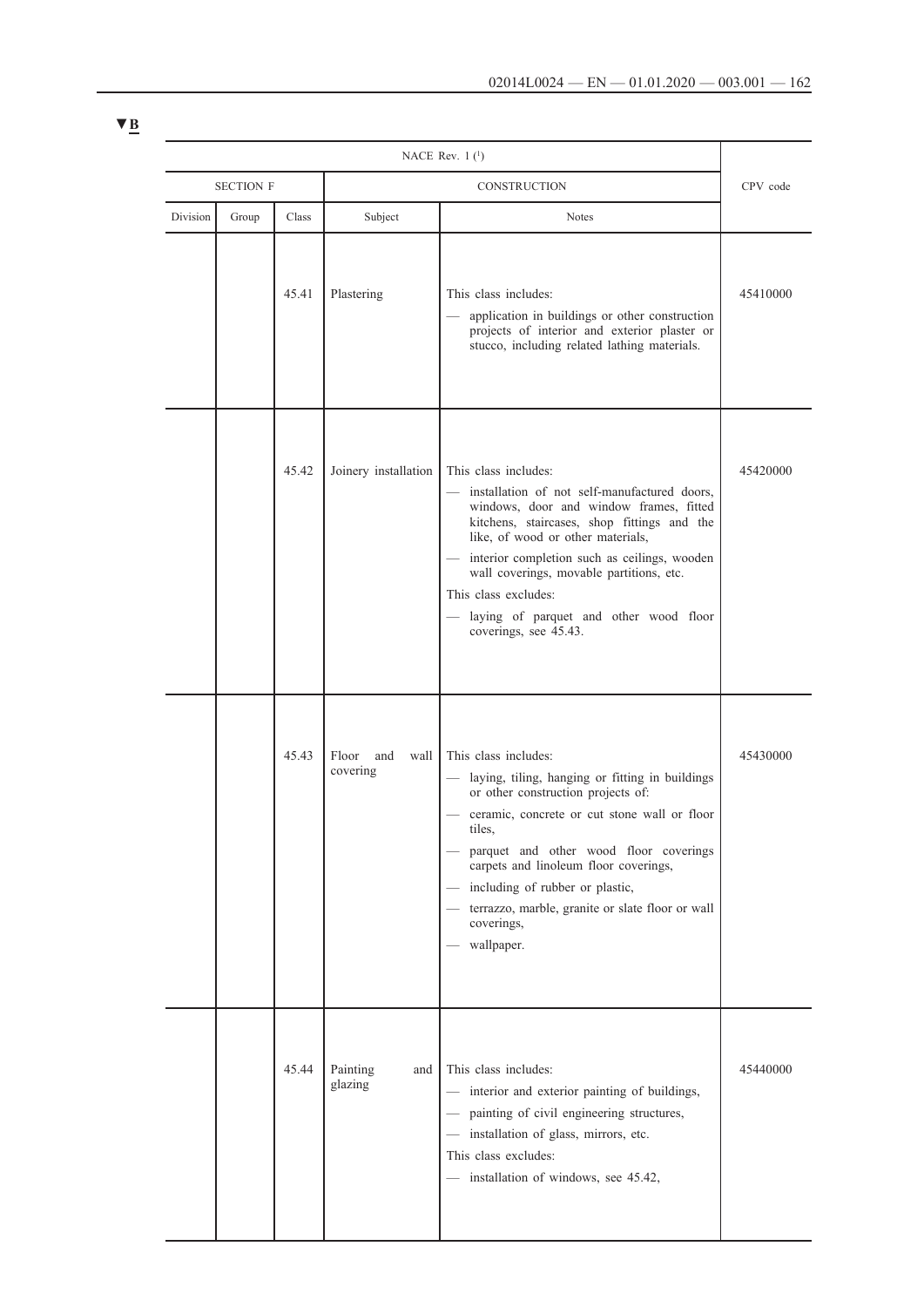▼B

| NACE Rev. 1 [1] | | | | | CPV code |
|---|---|---|---|---|---|
| SECTION F | | | CONSTRUCTION | | |
| Division | Group | Class | Subject | Notes | |
| | | 45.41 | Plastering | This class includes:<br>— application in buildings or other construction projects of interior and exterior plaster or stucco, including related lathing materials. | 45410000 |
| | | 45.42 | Joinery installation | This class includes:<br>— installation of not self-manufactured doors, windows, door and window frames, fitted kitchens, staircases, shop fittings and the like, of wood or other materials,<br>— interior completion such as ceilings, wooden wall coverings, movable partitions, etc.<br>This class excludes:<br>— laying of parquet and other wood floor coverings, see 45.43. | 45420000 |
| | | 45.43 | Floor and wall covering | This class includes:<br>— laying, tiling, hanging or fitting in buildings or other construction projects of:<br>— ceramic, concrete or cut stone wall or floor tiles,<br>— parquet and other wood floor coverings carpets and linoleum floor coverings,<br>— including of rubber or plastic,<br>— terrazzo, marble, granite or slate floor or wall coverings,<br>— wallpaper. | 45430000 |
| | | 45.44 | Painting and glazing | This class includes:<br>— interior and exterior painting of buildings,<br>— painting of civil engineering structures,<br>— installation of glass, mirrors, etc.<br>This class excludes:<br>— installation of windows, see 45.42, | 45440000 |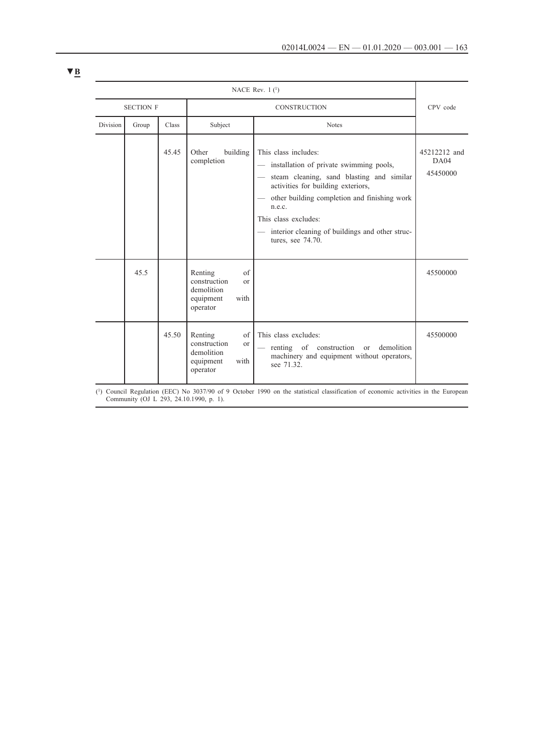▼B

| NACE Rev. 1 [1] | | | | | CPV code |
|---|---|---|---|---|---|
| SECTION F | | | CONSTRUCTION | | |
| Division | Group | Class | Subject | Notes | |
| | | 45.45 | Other building completion | This class includes: <br>— installation of private swimming pools, <br>— steam cleaning, sand blasting and similar activities for building exteriors, <br>— other building completion and finishing work n.e.c. <br>This class excludes: <br>— interior cleaning of buildings and other structures, see 74.70. | 45212212 and DA04 45450000 |
| | 45.5 | | Renting of construction or demolition equipment with operator | | 45500000 |
| | | 45.50 | Renting of construction or demolition equipment with operator | This class excludes: <br>— renting of construction or demolition machinery and equipment without operators, see 71.32. | 45500000 |

[1] Council Regulation (EEC) No 3037/90 of 9 October 1990 on the statistical classification of economic activities in the European Community (OJ L 293, 24.10.1990, p. 1).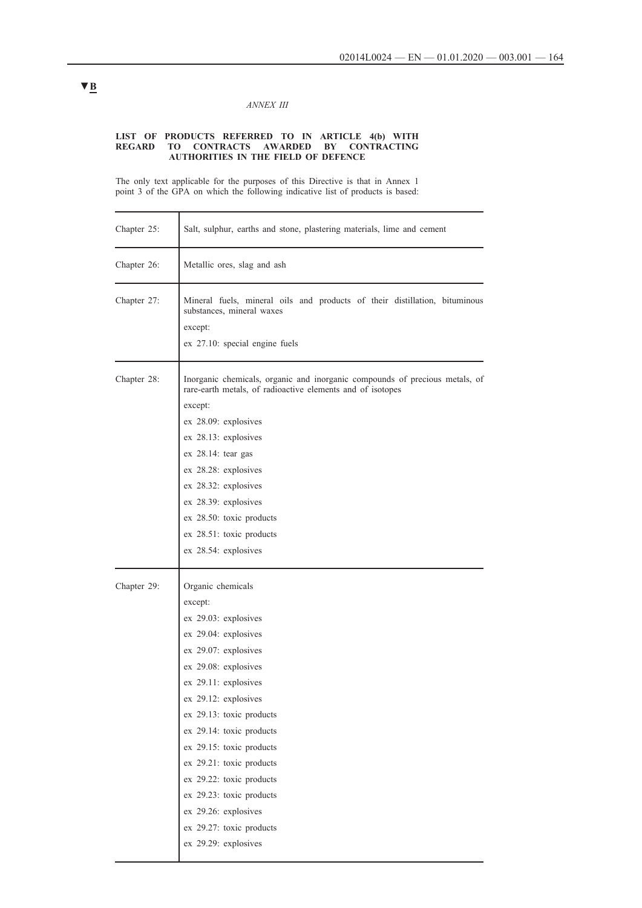▼B

*ANNEX III*

**LIST OF PRODUCTS REFERRED TO IN ARTICLE 4(b) WITH REGARD TO CONTRACTS AWARDED BY CONTRACTING AUTHORITIES IN THE FIELD OF DEFENCE**

The only text applicable for the purposes of this Directive is that in Annex 1 point 3 of the GPA on which the following indicative list of products is based:

| | |
|---|---|
| Chapter 25: | Salt, sulphur, earths and stone, plastering materials, lime and cement |
| Chapter 26: | Metallic ores, slag and ash |
| Chapter 27: | Mineral fuels, mineral oils and products of their distillation, bituminous substances, mineral waxes<br>except:<br>ex 27.10: special engine fuels |
| Chapter 28: | Inorganic chemicals, organic and inorganic compounds of precious metals, of rare-earth metals, of radioactive elements and of isotopes<br>except:<br>ex 28.09: explosives<br>ex 28.13: explosives<br>ex 28.14: tear gas<br>ex 28.28: explosives<br>ex 28.32: explosives<br>ex 28.39: explosives<br>ex 28.50: toxic products<br>ex 28.51: toxic products<br>ex 28.54: explosives |
| Chapter 29: | Organic chemicals<br>except:<br>ex 29.03: explosives<br>ex 29.04: explosives<br>ex 29.07: explosives<br>ex 29.08: explosives<br>ex 29.11: explosives<br>ex 29.12: explosives<br>ex 29.13: toxic products<br>ex 29.14: toxic products<br>ex 29.15: toxic products<br>ex 29.21: toxic products<br>ex 29.22: toxic products<br>ex 29.23: toxic products<br>ex 29.26: explosives<br>ex 29.27: toxic products<br>ex 29.29: explosives |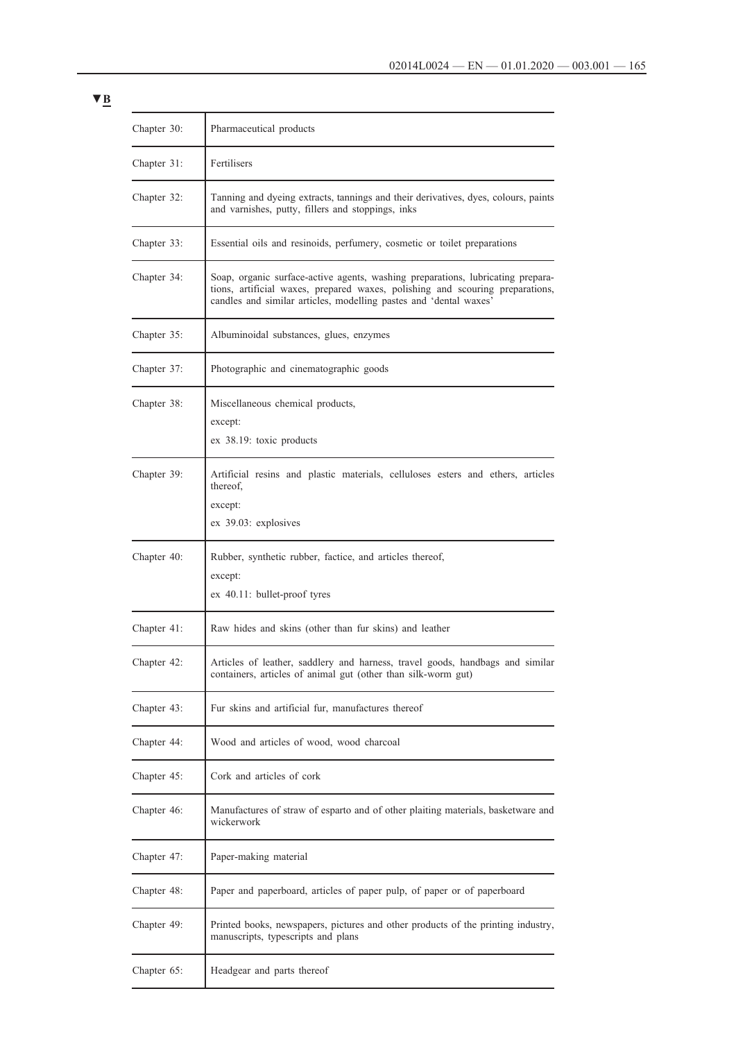▼B

| | |
|---|---|
| Chapter 30: | Pharmaceutical products |
| Chapter 31: | Fertilisers |
| Chapter 32: | Tanning and dyeing extracts, tannings and their derivatives, dyes, colours, paints and varnishes, putty, fillers and stoppings, inks |
| Chapter 33: | Essential oils and resinoids, perfumery, cosmetic or toilet preparations |
| Chapter 34: | Soap, organic surface-active agents, washing preparations, lubricating preparations, artificial waxes, prepared waxes, polishing and scouring preparations, candles and similar articles, modelling pastes and 'dental waxes' |
| Chapter 35: | Albuminoidal substances, glues, enzymes |
| Chapter 37: | Photographic and cinematographic goods |
| Chapter 38: | Miscellaneous chemical products,<br>except:<br>ex 38.19: toxic products |
| Chapter 39: | Artificial resins and plastic materials, celluloses esters and ethers, articles thereof,<br>except:<br>ex 39.03: explosives |
| Chapter 40: | Rubber, synthetic rubber, factice, and articles thereof,<br>except:<br>ex 40.11: bullet-proof tyres |
| Chapter 41: | Raw hides and skins (other than fur skins) and leather |
| Chapter 42: | Articles of leather, saddlery and harness, travel goods, handbags and similar containers, articles of animal gut (other than silk-worm gut) |
| Chapter 43: | Fur skins and artificial fur, manufactures thereof |
| Chapter 44: | Wood and articles of wood, wood charcoal |
| Chapter 45: | Cork and articles of cork |
| Chapter 46: | Manufactures of straw of esparto and of other plaiting materials, basketware and wickerwork |
| Chapter 47: | Paper-making material |
| Chapter 48: | Paper and paperboard, articles of paper pulp, of paper or of paperboard |
| Chapter 49: | Printed books, newspapers, pictures and other products of the printing industry, manuscripts, typescripts and plans |
| Chapter 65: | Headgear and parts thereof |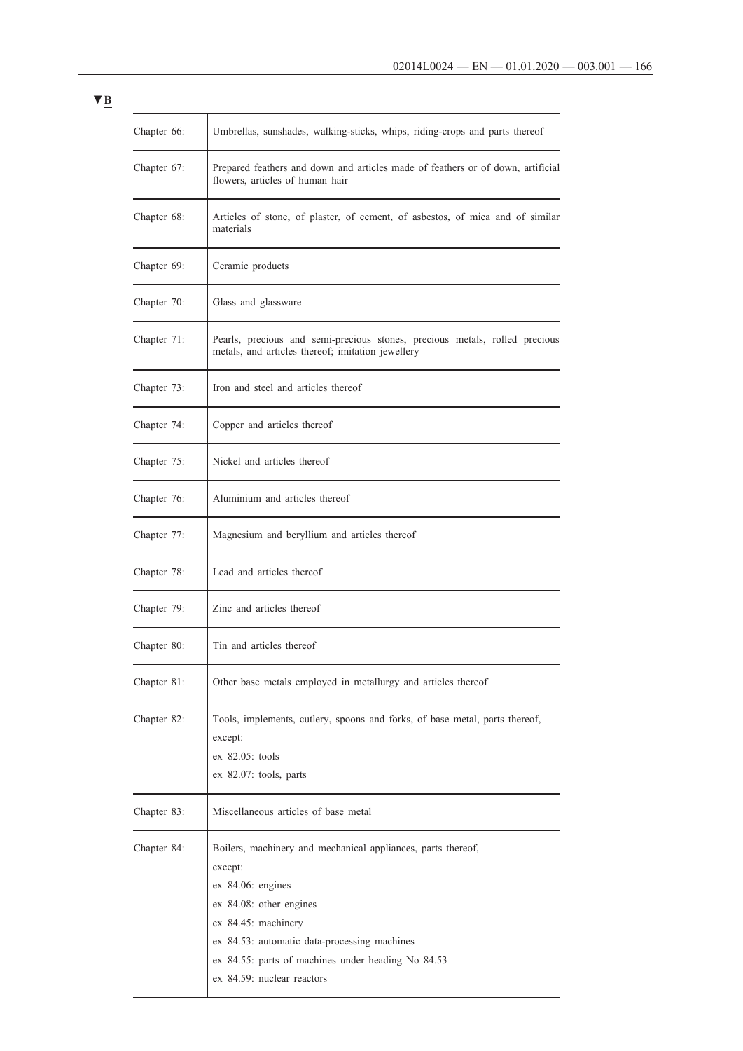▼B

| | |
|---|---|
| Chapter 66: | Umbrellas, sunshades, walking-sticks, whips, riding-crops and parts thereof |
| Chapter 67: | Prepared feathers and down and articles made of feathers or of down, artificial flowers, articles of human hair |
| Chapter 68: | Articles of stone, of plaster, of cement, of asbestos, of mica and of similar materials |
| Chapter 69: | Ceramic products |
| Chapter 70: | Glass and glassware |
| Chapter 71: | Pearls, precious and semi-precious stones, precious metals, rolled precious metals, and articles thereof; imitation jewellery |
| Chapter 73: | Iron and steel and articles thereof |
| Chapter 74: | Copper and articles thereof |
| Chapter 75: | Nickel and articles thereof |
| Chapter 76: | Aluminium and articles thereof |
| Chapter 77: | Magnesium and beryllium and articles thereof |
| Chapter 78: | Lead and articles thereof |
| Chapter 79: | Zinc and articles thereof |
| Chapter 80: | Tin and articles thereof |
| Chapter 81: | Other base metals employed in metallurgy and articles thereof |
| Chapter 82: | Tools, implements, cutlery, spoons and forks, of base metal, parts thereof, except:<br>ex 82.05: tools<br>ex 82.07: tools, parts |
| Chapter 83: | Miscellaneous articles of base metal |
| Chapter 84: | Boilers, machinery and mechanical appliances, parts thereof, except:<br>ex 84.06: engines<br>ex 84.08: other engines<br>ex 84.45: machinery<br>ex 84.53: automatic data-processing machines<br>ex 84.55: parts of machines under heading No 84.53<br>ex 84.59: nuclear reactors |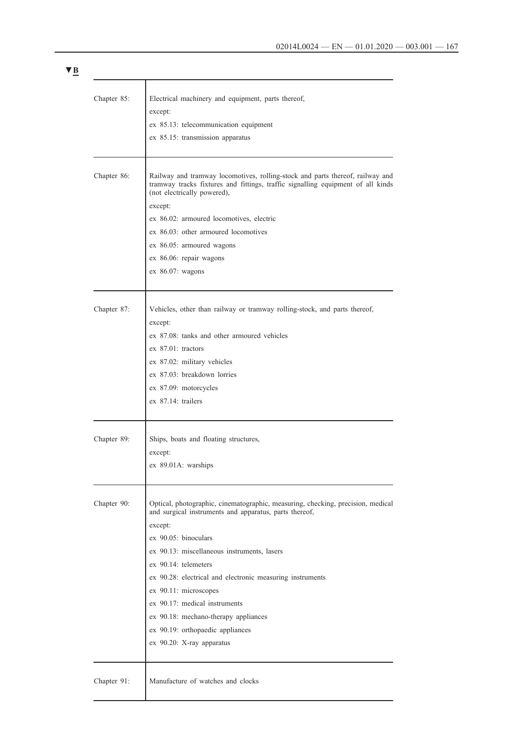▼B

| | |
|---|---|
| Chapter 85: | Electrical machinery and equipment, parts thereof,<br>except:<br>ex 85.13: telecommunication equipment<br>ex 85.15: transmission apparatus |
| Chapter 86: | Railway and tramway locomotives, rolling-stock and parts thereof, railway and tramway tracks fixtures and fittings, traffic signalling equipment of all kinds (not electrically powered),<br>except:<br>ex 86.02: armoured locomotives, electric<br>ex 86.03: other armoured locomotives<br>ex 86.05: armoured wagons<br>ex 86.06: repair wagons<br>ex 86.07: wagons |
| Chapter 87: | Vehicles, other than railway or tramway rolling-stock, and parts thereof,<br>except:<br>ex 87.08: tanks and other armoured vehicles<br>ex 87.01: tractors<br>ex 87.02: military vehicles<br>ex 87.03: breakdown lorries<br>ex 87.09: motorcycles<br>ex 87.14: trailers |
| Chapter 89: | Ships, boats and floating structures,<br>except:<br>ex 89.01A: warships |
| Chapter 90: | Optical, photographic, cinematographic, measuring, checking, precision, medical and surgical instruments and apparatus, parts thereof,<br>except:<br>ex 90.05: binoculars<br>ex 90.13: miscellaneous instruments, lasers<br>ex 90.14: telemeters<br>ex 90.28: electrical and electronic measuring instruments<br>ex 90.11: microscopes<br>ex 90.17: medical instruments<br>ex 90.18: mechano-therapy appliances<br>ex 90.19: orthopaedic appliances<br>ex 90.20: X-ray apparatus |
| Chapter 91: | Manufacture of watches and clocks |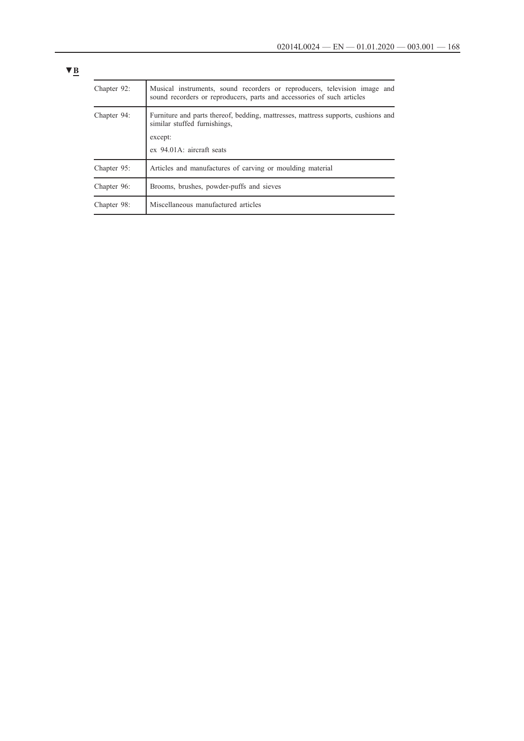▼B

| | |
|---|---|
| Chapter 92: | Musical instruments, sound recorders or reproducers, television image and sound recorders or reproducers, parts and accessories of such articles |
| Chapter 94: | Furniture and parts thereof, bedding, mattresses, mattress supports, cushions and similar stuffed furnishings,<br>except:<br>ex 94.01A: aircraft seats |
| Chapter 95: | Articles and manufactures of carving or moulding material |
| Chapter 96: | Brooms, brushes, powder-puffs and sieves |
| Chapter 98: | Miscellaneous manufactured articles |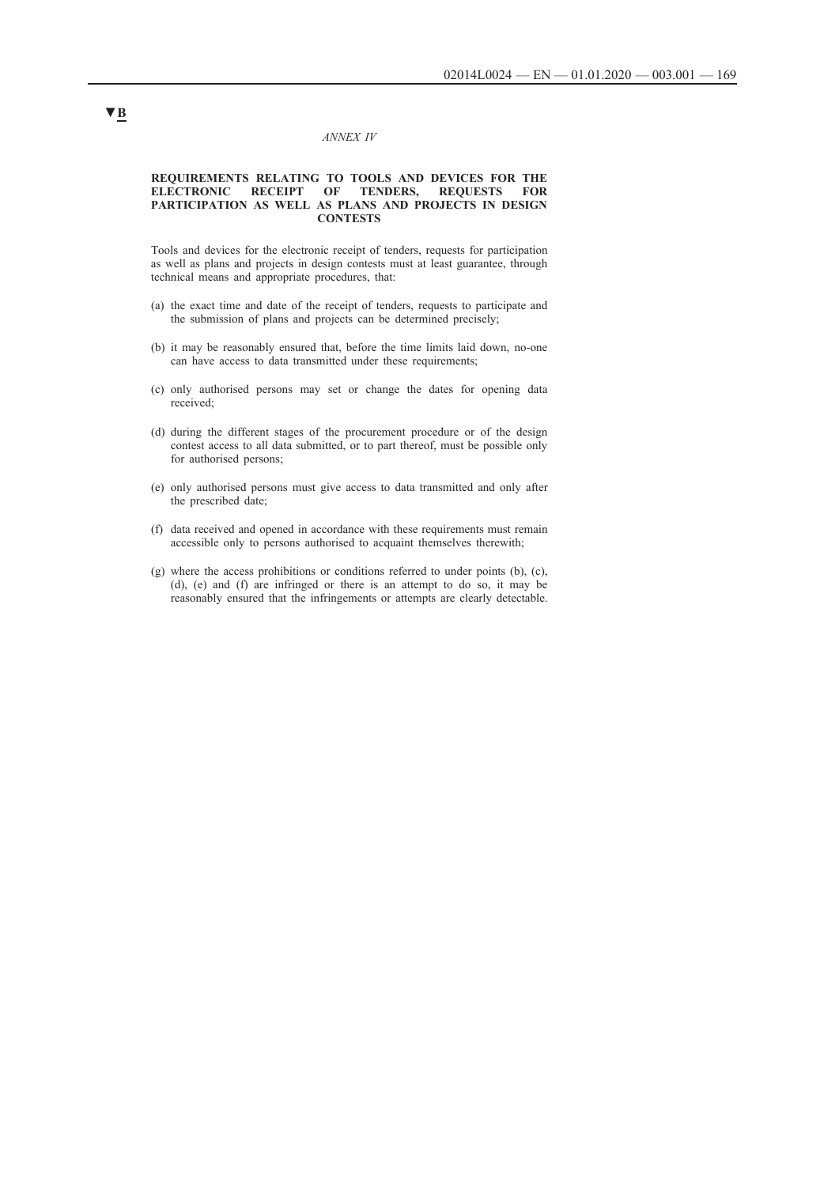▼B

*ANNEX IV*

**REQUIREMENTS RELATING TO TOOLS AND DEVICES FOR THE ELECTRONIC RECEIPT OF TENDERS, REQUESTS FOR PARTICIPATION AS WELL AS PLANS AND PROJECTS IN DESIGN CONTESTS**

Tools and devices for the electronic receipt of tenders, requests for participation as well as plans and projects in design contests must at least guarantee, through technical means and appropriate procedures, that:

(a) the exact time and date of the receipt of tenders, requests to participate and the submission of plans and projects can be determined precisely;

(b) it may be reasonably ensured that, before the time limits laid down, no-one can have access to data transmitted under these requirements;

(c) only authorised persons may set or change the dates for opening data received;

(d) during the different stages of the procurement procedure or of the design contest access to all data submitted, or to part thereof, must be possible only for authorised persons;

(e) only authorised persons must give access to data transmitted and only after the prescribed date;

(f) data received and opened in accordance with these requirements must remain accessible only to persons authorised to acquaint themselves therewith;

(g) where the access prohibitions or conditions referred to under points (b), (c), (d), (e) and (f) are infringed or there is an attempt to do so, it may be reasonably ensured that the infringements or attempts are clearly detectable.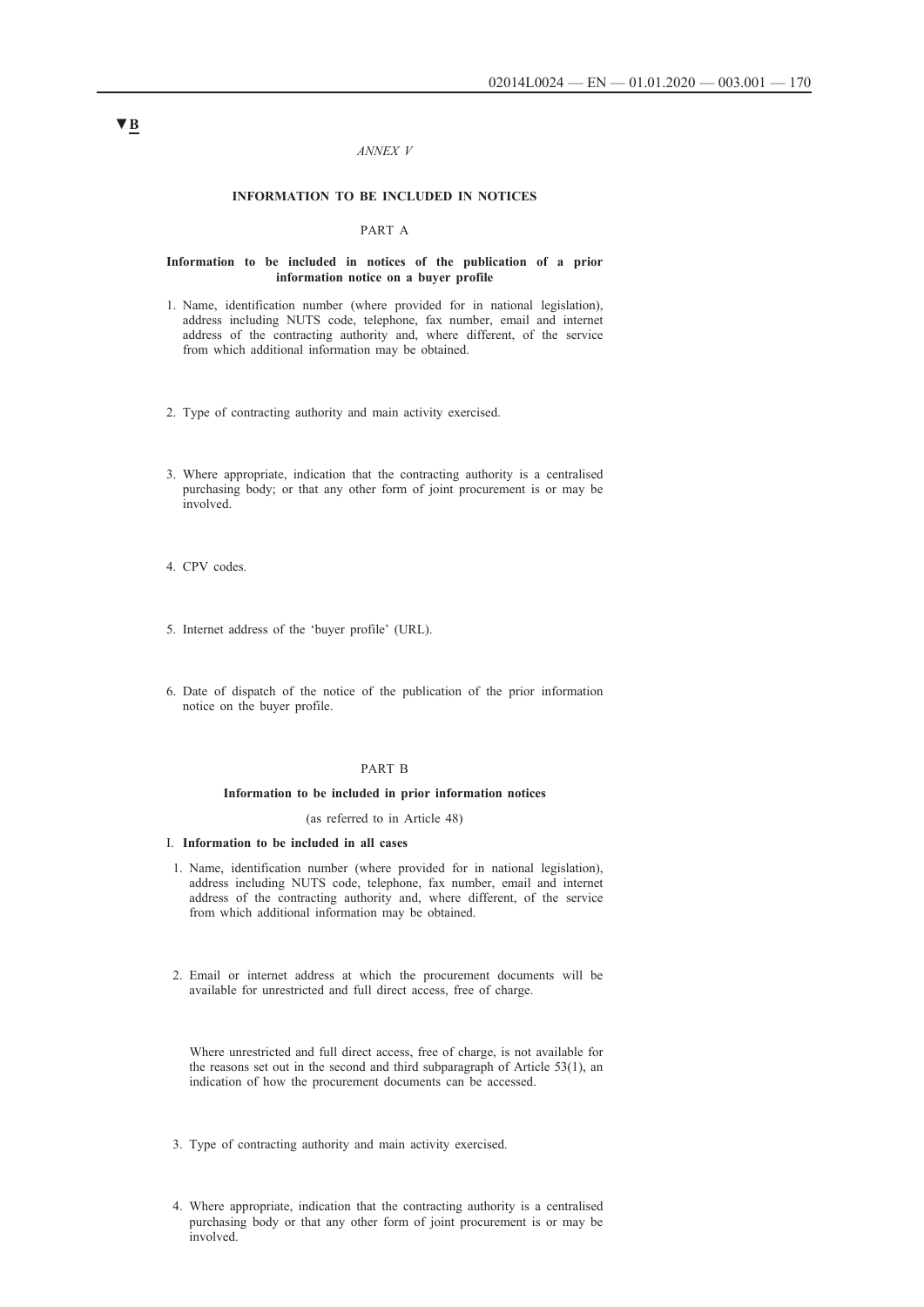▼B

*ANNEX V*

## INFORMATION TO BE INCLUDED IN NOTICES

### PART A

#### Information to be included in notices of the publication of a prior information notice on a buyer profile

1. Name, identification number (where provided for in national legislation), address including NUTS code, telephone, fax number, email and internet address of the contracting authority and, where different, of the service from which additional information may be obtained.

2. Type of contracting authority and main activity exercised.

3. Where appropriate, indication that the contracting authority is a centralised purchasing body; or that any other form of joint procurement is or may be involved.

4. CPV codes.

5. Internet address of the 'buyer profile' (URL).

6. Date of dispatch of the notice of the publication of the prior information notice on the buyer profile.

### PART B

#### Information to be included in prior information notices

(as referred to in Article 48)

I. **Information to be included in all cases**

1. Name, identification number (where provided for in national legislation), address including NUTS code, telephone, fax number, email and internet address of the contracting authority and, where different, of the service from which additional information may be obtained.

2. Email or internet address at which the procurement documents will be available for unrestricted and full direct access, free of charge.

   Where unrestricted and full direct access, free of charge, is not available for the reasons set out in the second and third subparagraph of Article 53(1), an indication of how the procurement documents can be accessed.

3. Type of contracting authority and main activity exercised.

4. Where appropriate, indication that the contracting authority is a centralised purchasing body or that any other form of joint procurement is or may be involved.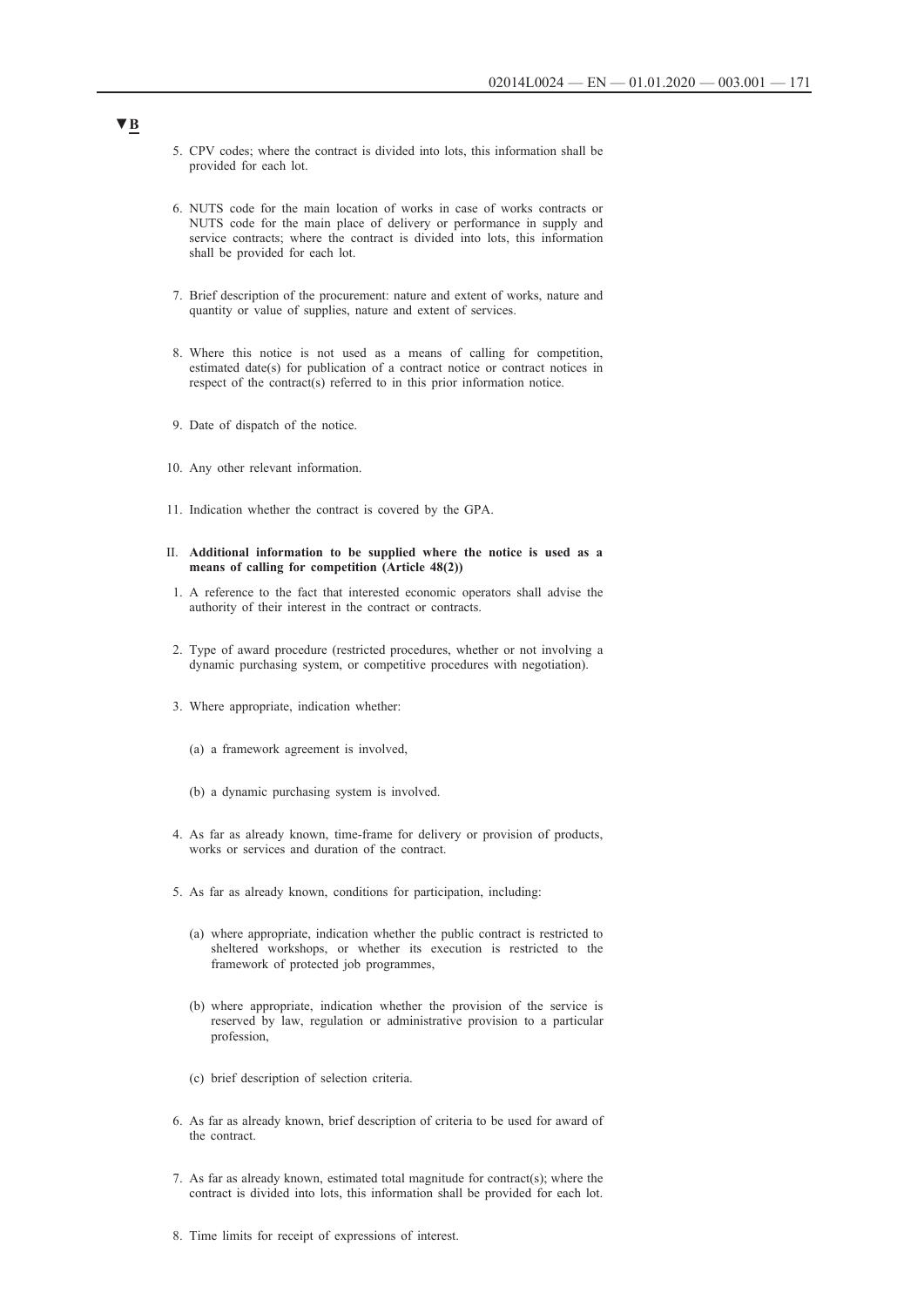▼B

5. CPV codes; where the contract is divided into lots, this information shall be provided for each lot.

6. NUTS code for the main location of works in case of works contracts or NUTS code for the main place of delivery or performance in supply and service contracts; where the contract is divided into lots, this information shall be provided for each lot.

7. Brief description of the procurement: nature and extent of works, nature and quantity or value of supplies, nature and extent of services.

8. Where this notice is not used as a means of calling for competition, estimated date(s) for publication of a contract notice or contract notices in respect of the contract(s) referred to in this prior information notice.

9. Date of dispatch of the notice.

10. Any other relevant information.

11. Indication whether the contract is covered by the GPA.

II. **Additional information to be supplied where the notice is used as a means of calling for competition (Article 48(2))**

1. A reference to the fact that interested economic operators shall advise the authority of their interest in the contract or contracts.

2. Type of award procedure (restricted procedures, whether or not involving a dynamic purchasing system, or competitive procedures with negotiation).

3. Where appropriate, indication whether:

   (a) a framework agreement is involved,

   (b) a dynamic purchasing system is involved.

4. As far as already known, time-frame for delivery or provision of products, works or services and duration of the contract.

5. As far as already known, conditions for participation, including:

   (a) where appropriate, indication whether the public contract is restricted to sheltered workshops, or whether its execution is restricted to the framework of protected job programmes,

   (b) where appropriate, indication whether the provision of the service is reserved by law, regulation or administrative provision to a particular profession,

   (c) brief description of selection criteria.

6. As far as already known, brief description of criteria to be used for award of the contract.

7. As far as already known, estimated total magnitude for contract(s); where the contract is divided into lots, this information shall be provided for each lot.

8. Time limits for receipt of expressions of interest.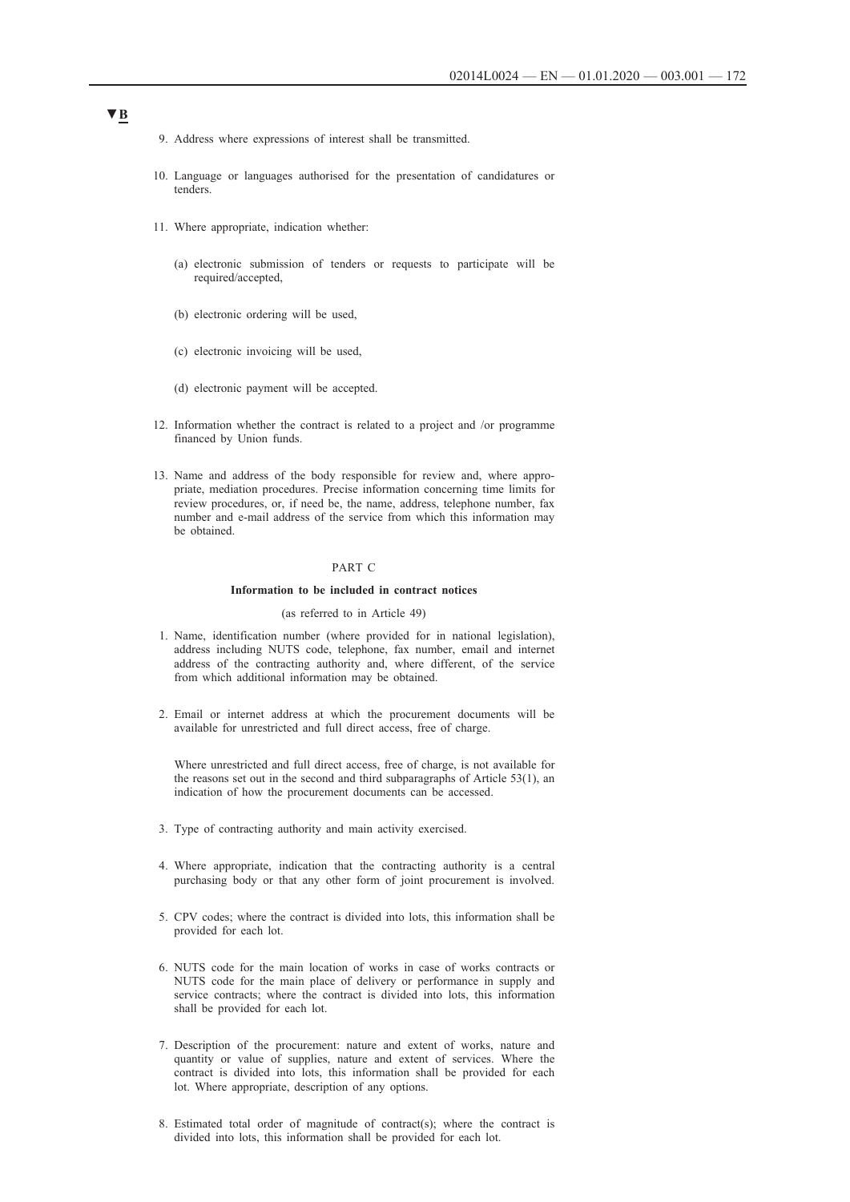▼B

9. Address where expressions of interest shall be transmitted.

10. Language or languages authorised for the presentation of candidatures or tenders.

11. Where appropriate, indication whether:

    (a) electronic submission of tenders or requests to participate will be required/accepted,

    (b) electronic ordering will be used,

    (c) electronic invoicing will be used,

    (d) electronic payment will be accepted.

12. Information whether the contract is related to a project and /or programme financed by Union funds.

13. Name and address of the body responsible for review and, where appropriate, mediation procedures. Precise information concerning time limits for review procedures, or, if need be, the name, address, telephone number, fax number and e-mail address of the service from which this information may be obtained.

## PART C

### Information to be included in contract notices

(as referred to in Article 49)

1. Name, identification number (where provided for in national legislation), address including NUTS code, telephone, fax number, email and internet address of the contracting authority and, where different, of the service from which additional information may be obtained.

2. Email or internet address at which the procurement documents will be available for unrestricted and full direct access, free of charge.

   Where unrestricted and full direct access, free of charge, is not available for the reasons set out in the second and third subparagraphs of Article 53(1), an indication of how the procurement documents can be accessed.

3. Type of contracting authority and main activity exercised.

4. Where appropriate, indication that the contracting authority is a central purchasing body or that any other form of joint procurement is involved.

5. CPV codes; where the contract is divided into lots, this information shall be provided for each lot.

6. NUTS code for the main location of works in case of works contracts or NUTS code for the main place of delivery or performance in supply and service contracts; where the contract is divided into lots, this information shall be provided for each lot.

7. Description of the procurement: nature and extent of works, nature and quantity or value of supplies, nature and extent of services. Where the contract is divided into lots, this information shall be provided for each lot. Where appropriate, description of any options.

8. Estimated total order of magnitude of contract(s); where the contract is divided into lots, this information shall be provided for each lot.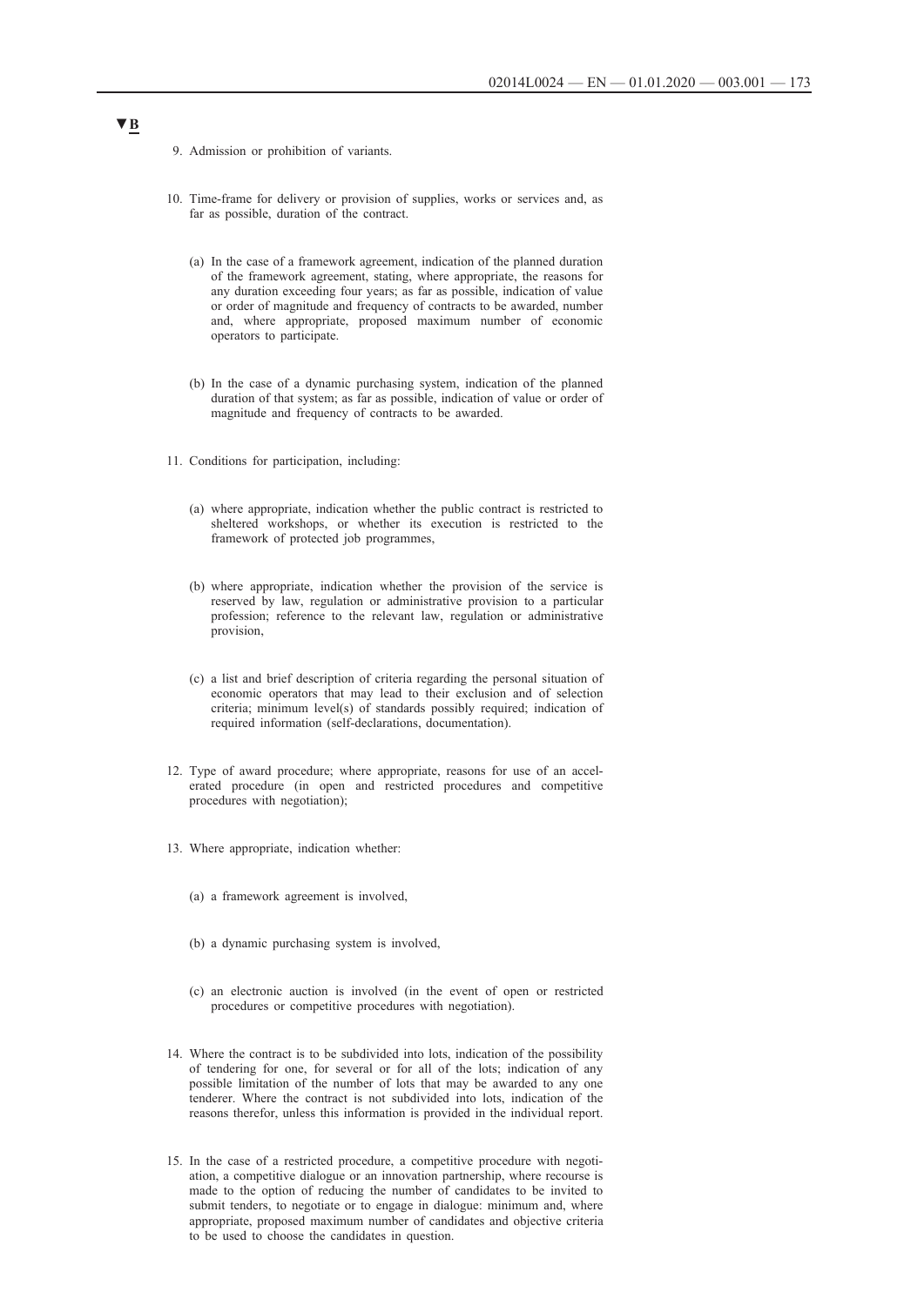▼B

9. Admission or prohibition of variants.

10. Time-frame for delivery or provision of supplies, works or services and, as far as possible, duration of the contract.

    (a) In the case of a framework agreement, indication of the planned duration of the framework agreement, stating, where appropriate, the reasons for any duration exceeding four years; as far as possible, indication of value or order of magnitude and frequency of contracts to be awarded, number and, where appropriate, proposed maximum number of economic operators to participate.

    (b) In the case of a dynamic purchasing system, indication of the planned duration of that system; as far as possible, indication of value or order of magnitude and frequency of contracts to be awarded.

11. Conditions for participation, including:

    (a) where appropriate, indication whether the public contract is restricted to sheltered workshops, or whether its execution is restricted to the framework of protected job programmes,

    (b) where appropriate, indication whether the provision of the service is reserved by law, regulation or administrative provision to a particular profession; reference to the relevant law, regulation or administrative provision,

    (c) a list and brief description of criteria regarding the personal situation of economic operators that may lead to their exclusion and of selection criteria; minimum level(s) of standards possibly required; indication of required information (self-declarations, documentation).

12. Type of award procedure; where appropriate, reasons for use of an accelerated procedure (in open and restricted procedures and competitive procedures with negotiation);

13. Where appropriate, indication whether:

    (a) a framework agreement is involved,

    (b) a dynamic purchasing system is involved,

    (c) an electronic auction is involved (in the event of open or restricted procedures or competitive procedures with negotiation).

14. Where the contract is to be subdivided into lots, indication of the possibility of tendering for one, for several or for all of the lots; indication of any possible limitation of the number of lots that may be awarded to any one tenderer. Where the contract is not subdivided into lots, indication of the reasons therefor, unless this information is provided in the individual report.

15. In the case of a restricted procedure, a competitive procedure with negotiation, a competitive dialogue or an innovation partnership, where recourse is made to the option of reducing the number of candidates to be invited to submit tenders, to negotiate or to engage in dialogue: minimum and, where appropriate, proposed maximum number of candidates and objective criteria to be used to choose the candidates in question.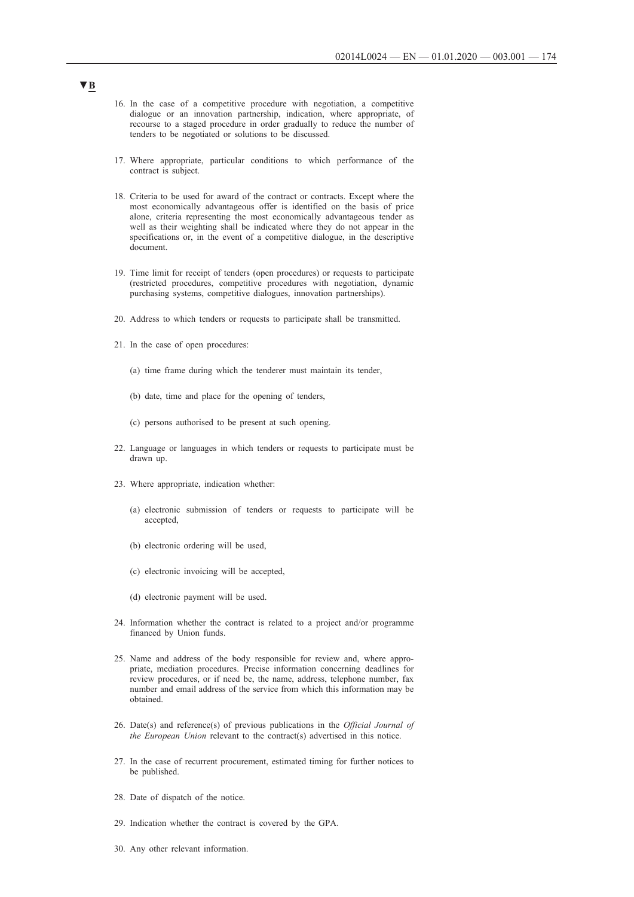▼B

16. In the case of a competitive procedure with negotiation, a competitive dialogue or an innovation partnership, indication, where appropriate, of recourse to a staged procedure in order gradually to reduce the number of tenders to be negotiated or solutions to be discussed.

17. Where appropriate, particular conditions to which performance of the contract is subject.

18. Criteria to be used for award of the contract or contracts. Except where the most economically advantageous offer is identified on the basis of price alone, criteria representing the most economically advantageous tender as well as their weighting shall be indicated where they do not appear in the specifications or, in the event of a competitive dialogue, in the descriptive document.

19. Time limit for receipt of tenders (open procedures) or requests to participate (restricted procedures, competitive procedures with negotiation, dynamic purchasing systems, competitive dialogues, innovation partnerships).

20. Address to which tenders or requests to participate shall be transmitted.

21. In the case of open procedures:

    (a) time frame during which the tenderer must maintain its tender,

    (b) date, time and place for the opening of tenders,

    (c) persons authorised to be present at such opening.

22. Language or languages in which tenders or requests to participate must be drawn up.

23. Where appropriate, indication whether:

    (a) electronic submission of tenders or requests to participate will be accepted,

    (b) electronic ordering will be used,

    (c) electronic invoicing will be accepted,

    (d) electronic payment will be used.

24. Information whether the contract is related to a project and/or programme financed by Union funds.

25. Name and address of the body responsible for review and, where appropriate, mediation procedures. Precise information concerning deadlines for review procedures, or if need be, the name, address, telephone number, fax number and email address of the service from which this information may be obtained.

26. Date(s) and reference(s) of previous publications in the *Official Journal of the European Union* relevant to the contract(s) advertised in this notice.

27. In the case of recurrent procurement, estimated timing for further notices to be published.

28. Date of dispatch of the notice.

29. Indication whether the contract is covered by the GPA.

30. Any other relevant information.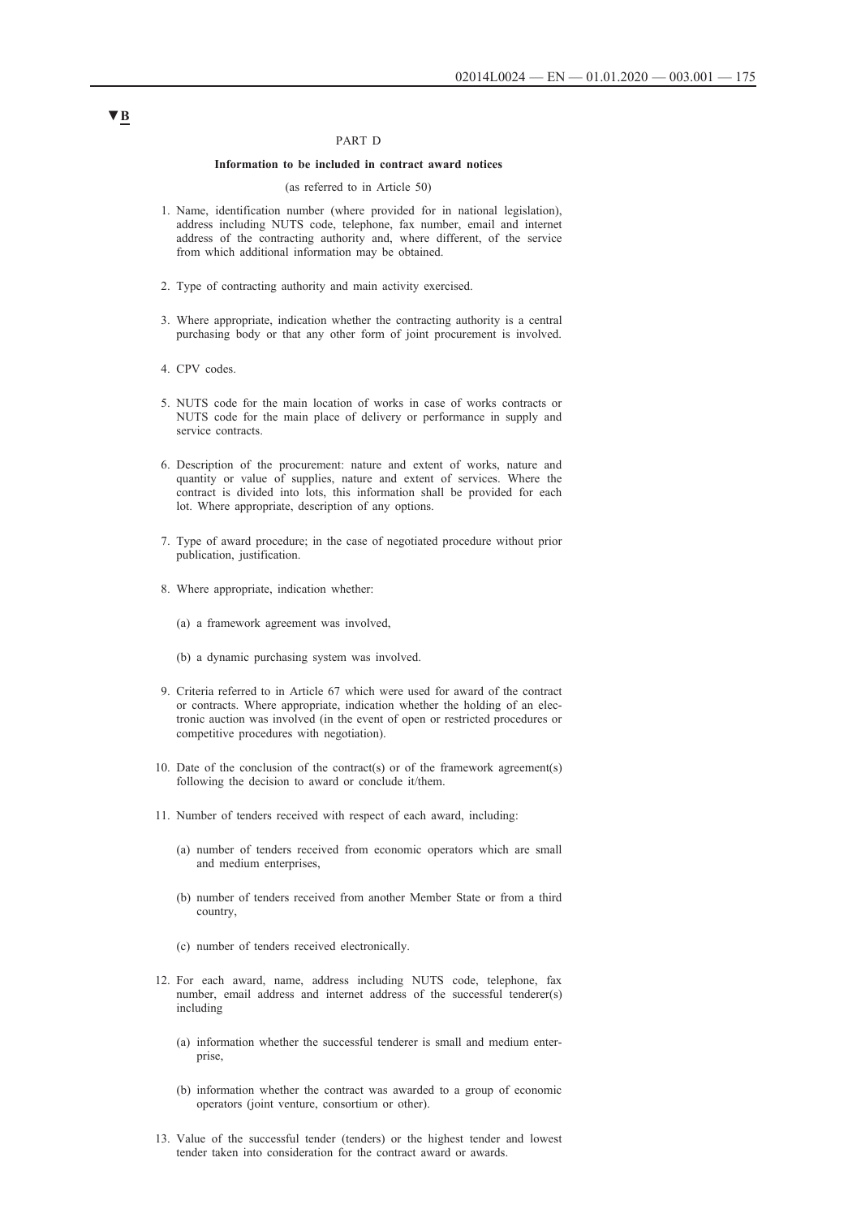▼B

PART D

**Information to be included in contract award notices**

(as referred to in Article 50)

1. Name, identification number (where provided for in national legislation), address including NUTS code, telephone, fax number, email and internet address of the contracting authority and, where different, of the service from which additional information may be obtained.

2. Type of contracting authority and main activity exercised.

3. Where appropriate, indication whether the contracting authority is a central purchasing body or that any other form of joint procurement is involved.

4. CPV codes.

5. NUTS code for the main location of works in case of works contracts or NUTS code for the main place of delivery or performance in supply and service contracts.

6. Description of the procurement: nature and extent of works, nature and quantity or value of supplies, nature and extent of services. Where the contract is divided into lots, this information shall be provided for each lot. Where appropriate, description of any options.

7. Type of award procedure; in the case of negotiated procedure without prior publication, justification.

8. Where appropriate, indication whether:

   (a) a framework agreement was involved,

   (b) a dynamic purchasing system was involved.

9. Criteria referred to in Article 67 which were used for award of the contract or contracts. Where appropriate, indication whether the holding of an electronic auction was involved (in the event of open or restricted procedures or competitive procedures with negotiation).

10. Date of the conclusion of the contract(s) or of the framework agreement(s) following the decision to award or conclude it/them.

11. Number of tenders received with respect of each award, including:

    (a) number of tenders received from economic operators which are small and medium enterprises,

    (b) number of tenders received from another Member State or from a third country,

    (c) number of tenders received electronically.

12. For each award, name, address including NUTS code, telephone, fax number, email address and internet address of the successful tenderer(s) including

    (a) information whether the successful tenderer is small and medium enterprise,

    (b) information whether the contract was awarded to a group of economic operators (joint venture, consortium or other).

13. Value of the successful tender (tenders) or the highest tender and lowest tender taken into consideration for the contract award or awards.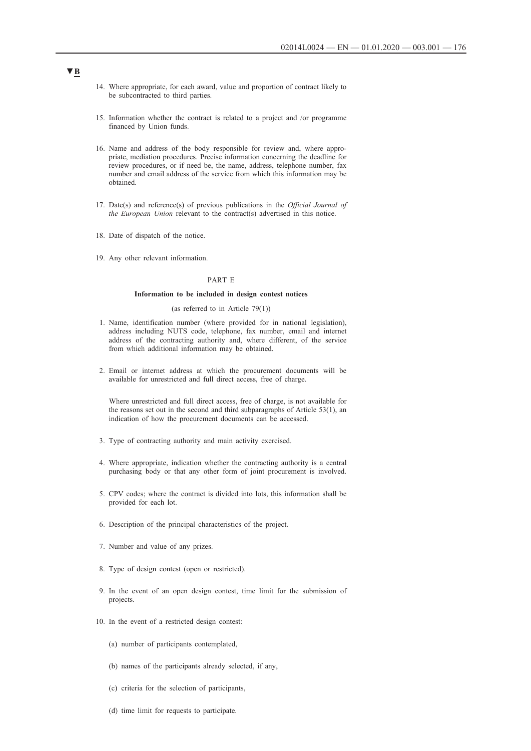▼B

14. Where appropriate, for each award, value and proportion of contract likely to be subcontracted to third parties.

15. Information whether the contract is related to a project and /or programme financed by Union funds.

16. Name and address of the body responsible for review and, where appropriate, mediation procedures. Precise information concerning the deadline for review procedures, or if need be, the name, address, telephone number, fax number and email address of the service from which this information may be obtained.

17. Date(s) and reference(s) of previous publications in the *Official Journal of the European Union* relevant to the contract(s) advertised in this notice.

18. Date of dispatch of the notice.

19. Any other relevant information.

PART E

**Information to be included in design contest notices**

(as referred to in Article 79(1))

1. Name, identification number (where provided for in national legislation), address including NUTS code, telephone, fax number, email and internet address of the contracting authority and, where different, of the service from which additional information may be obtained.

2. Email or internet address at which the procurement documents will be available for unrestricted and full direct access, free of charge.

   Where unrestricted and full direct access, free of charge, is not available for the reasons set out in the second and third subparagraphs of Article 53(1), an indication of how the procurement documents can be accessed.

3. Type of contracting authority and main activity exercised.

4. Where appropriate, indication whether the contracting authority is a central purchasing body or that any other form of joint procurement is involved.

5. CPV codes; where the contract is divided into lots, this information shall be provided for each lot.

6. Description of the principal characteristics of the project.

7. Number and value of any prizes.

8. Type of design contest (open or restricted).

9. In the event of an open design contest, time limit for the submission of projects.

10. In the event of a restricted design contest:

    (a) number of participants contemplated,

    (b) names of the participants already selected, if any,

    (c) criteria for the selection of participants,

    (d) time limit for requests to participate.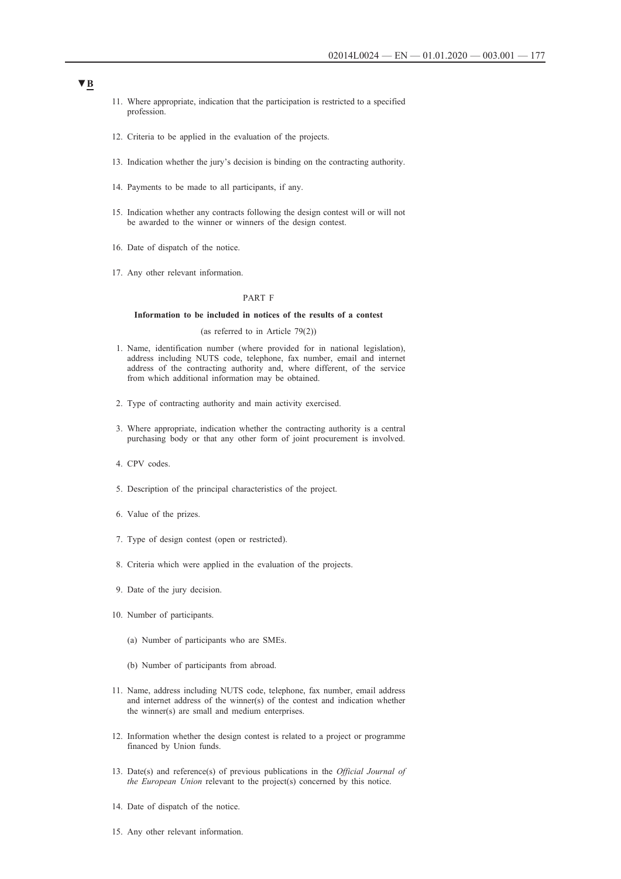▼B

11. Where appropriate, indication that the participation is restricted to a specified profession.

12. Criteria to be applied in the evaluation of the projects.

13. Indication whether the jury's decision is binding on the contracting authority.

14. Payments to be made to all participants, if any.

15. Indication whether any contracts following the design contest will or will not be awarded to the winner or winners of the design contest.

16. Date of dispatch of the notice.

17. Any other relevant information.

PART F

**Information to be included in notices of the results of a contest**

(as referred to in Article 79(2))

1. Name, identification number (where provided for in national legislation), address including NUTS code, telephone, fax number, email and internet address of the contracting authority and, where different, of the service from which additional information may be obtained.

2. Type of contracting authority and main activity exercised.

3. Where appropriate, indication whether the contracting authority is a central purchasing body or that any other form of joint procurement is involved.

4. CPV codes.

5. Description of the principal characteristics of the project.

6. Value of the prizes.

7. Type of design contest (open or restricted).

8. Criteria which were applied in the evaluation of the projects.

9. Date of the jury decision.

10. Number of participants.

    (a) Number of participants who are SMEs.

    (b) Number of participants from abroad.

11. Name, address including NUTS code, telephone, fax number, email address and internet address of the winner(s) of the contest and indication whether the winner(s) are small and medium enterprises.

12. Information whether the design contest is related to a project or programme financed by Union funds.

13. Date(s) and reference(s) of previous publications in the *Official Journal of the European Union* relevant to the project(s) concerned by this notice.

14. Date of dispatch of the notice.

15. Any other relevant information.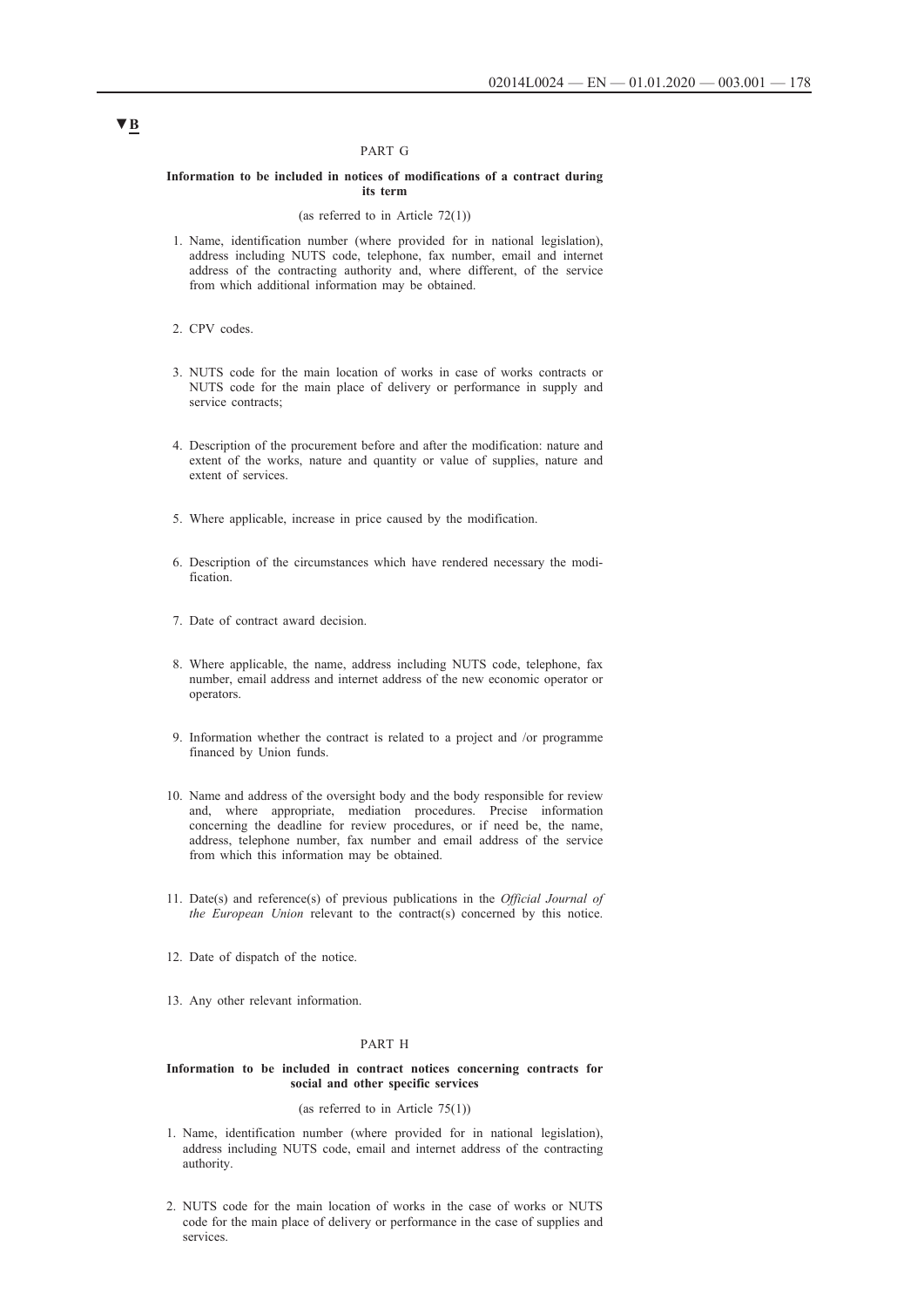▼B

## PART G

### Information to be included in notices of modifications of a contract during its term

(as referred to in Article 72(1))

1. Name, identification number (where provided for in national legislation), address including NUTS code, telephone, fax number, email and internet address of the contracting authority and, where different, of the service from which additional information may be obtained.

2. CPV codes.

3. NUTS code for the main location of works in case of works contracts or NUTS code for the main place of delivery or performance in supply and service contracts;

4. Description of the procurement before and after the modification: nature and extent of the works, nature and quantity or value of supplies, nature and extent of services.

5. Where applicable, increase in price caused by the modification.

6. Description of the circumstances which have rendered necessary the modification.

7. Date of contract award decision.

8. Where applicable, the name, address including NUTS code, telephone, fax number, email address and internet address of the new economic operator or operators.

9. Information whether the contract is related to a project and /or programme financed by Union funds.

10. Name and address of the oversight body and the body responsible for review and, where appropriate, mediation procedures. Precise information concerning the deadline for review procedures, or if need be, the name, address, telephone number, fax number and email address of the service from which this information may be obtained.

11. Date(s) and reference(s) of previous publications in the *Official Journal of the European Union* relevant to the contract(s) concerned by this notice.

12. Date of dispatch of the notice.

13. Any other relevant information.

## PART H

### Information to be included in contract notices concerning contracts for social and other specific services

(as referred to in Article 75(1))

1. Name, identification number (where provided for in national legislation), address including NUTS code, email and internet address of the contracting authority.

2. NUTS code for the main location of works in the case of works or NUTS code for the main place of delivery or performance in the case of supplies and services.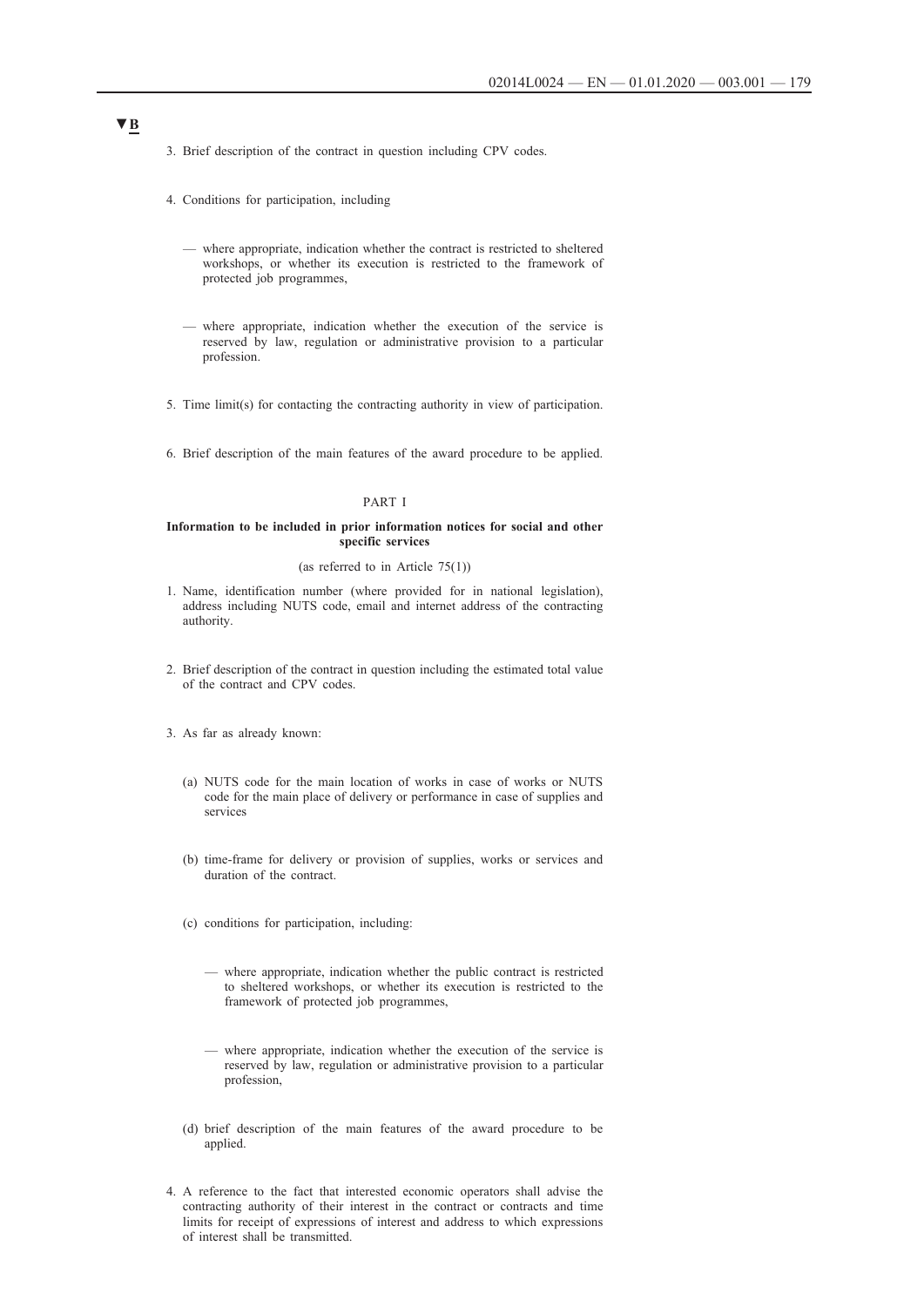▼B

3. Brief description of the contract in question including CPV codes.

4. Conditions for participation, including

— where appropriate, indication whether the contract is restricted to sheltered workshops, or whether its execution is restricted to the framework of protected job programmes,

— where appropriate, indication whether the execution of the service is reserved by law, regulation or administrative provision to a particular profession.

5. Time limit(s) for contacting the contracting authority in view of participation.

6. Brief description of the main features of the award procedure to be applied.

PART I

**Information to be included in prior information notices for social and other specific services**

(as referred to in Article 75(1))

1. Name, identification number (where provided for in national legislation), address including NUTS code, email and internet address of the contracting authority.

2. Brief description of the contract in question including the estimated total value of the contract and CPV codes.

3. As far as already known:

   (a) NUTS code for the main location of works in case of works or NUTS code for the main place of delivery or performance in case of supplies and services

   (b) time-frame for delivery or provision of supplies, works or services and duration of the contract.

   (c) conditions for participation, including:

   — where appropriate, indication whether the public contract is restricted to sheltered workshops, or whether its execution is restricted to the framework of protected job programmes,

   — where appropriate, indication whether the execution of the service is reserved by law, regulation or administrative provision to a particular profession,

   (d) brief description of the main features of the award procedure to be applied.

4. A reference to the fact that interested economic operators shall advise the contracting authority of their interest in the contract or contracts and time limits for receipt of expressions of interest and address to which expressions of interest shall be transmitted.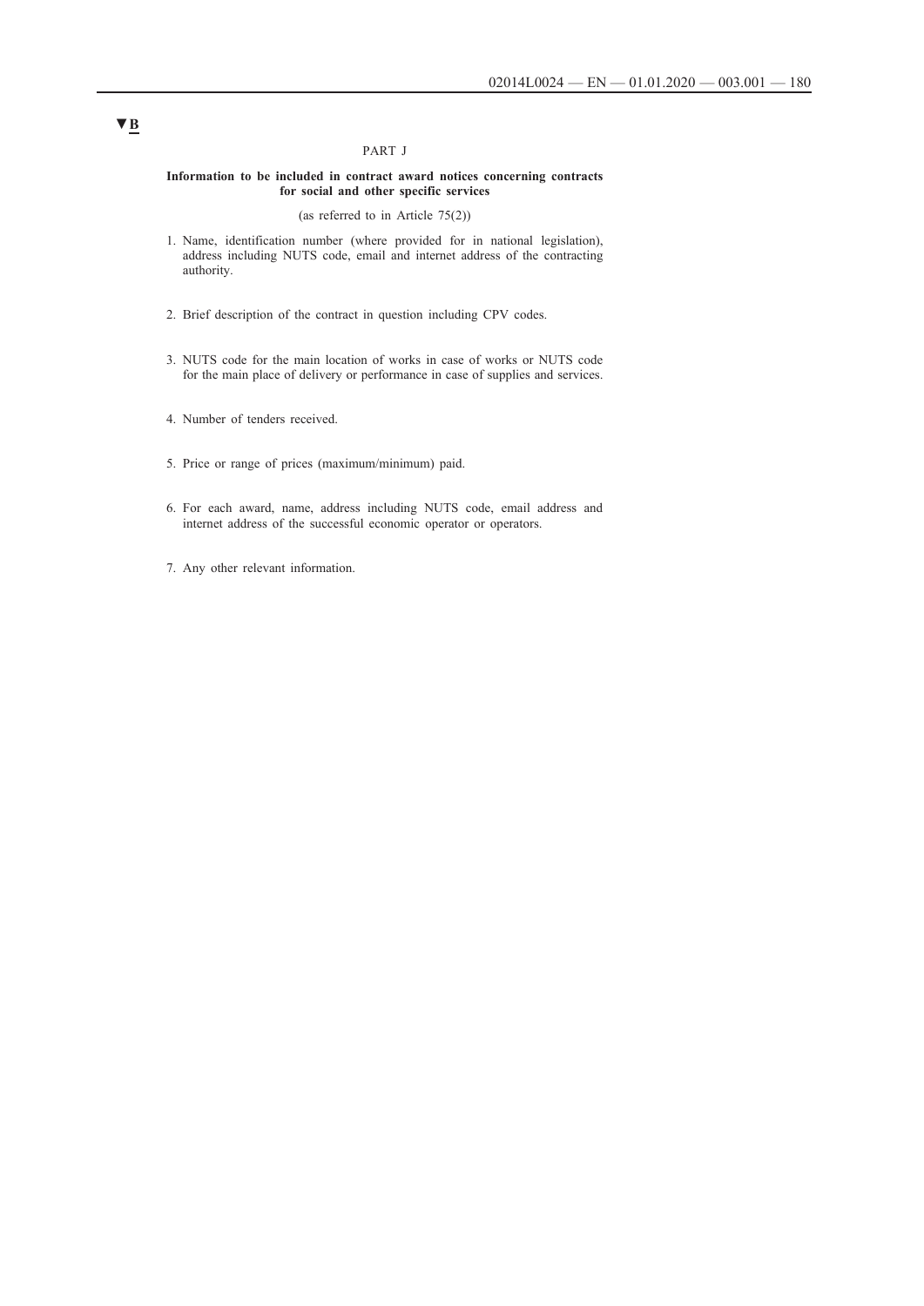▼B

## PART J

### Information to be included in contract award notices concerning contracts for social and other specific services

(as referred to in Article 75(2))

1. Name, identification number (where provided for in national legislation), address including NUTS code, email and internet address of the contracting authority.

2. Brief description of the contract in question including CPV codes.

3. NUTS code for the main location of works in case of works or NUTS code for the main place of delivery or performance in case of supplies and services.

4. Number of tenders received.

5. Price or range of prices (maximum/minimum) paid.

6. For each award, name, address including NUTS code, email address and internet address of the successful economic operator or operators.

7. Any other relevant information.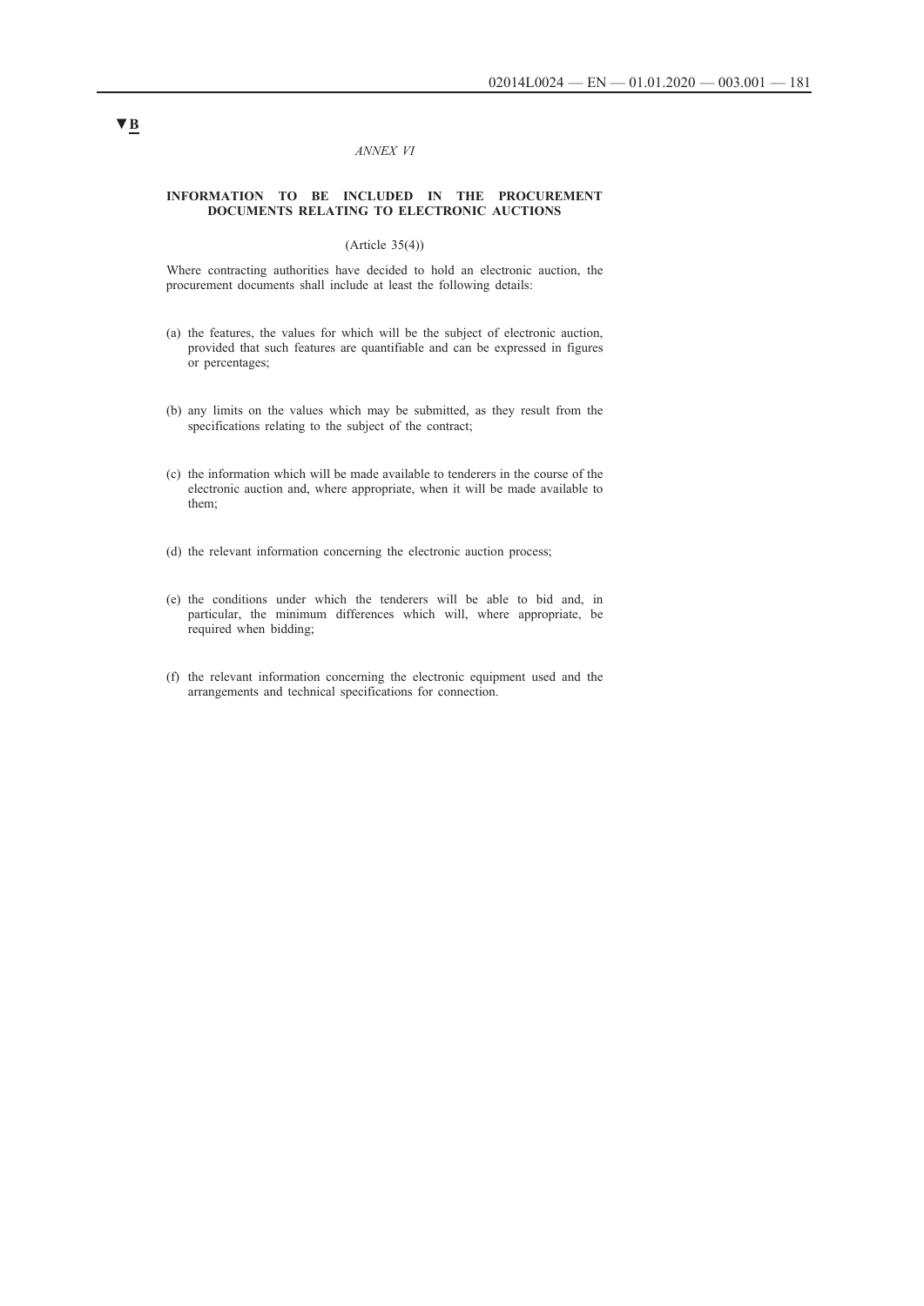▼B

*ANNEX VI*

**INFORMATION TO BE INCLUDED IN THE PROCUREMENT DOCUMENTS RELATING TO ELECTRONIC AUCTIONS**

(Article 35(4))

Where contracting authorities have decided to hold an electronic auction, the procurement documents shall include at least the following details:

(a) the features, the values for which will be the subject of electronic auction, provided that such features are quantifiable and can be expressed in figures or percentages;

(b) any limits on the values which may be submitted, as they result from the specifications relating to the subject of the contract;

(c) the information which will be made available to tenderers in the course of the electronic auction and, where appropriate, when it will be made available to them;

(d) the relevant information concerning the electronic auction process;

(e) the conditions under which the tenderers will be able to bid and, in particular, the minimum differences which will, where appropriate, be required when bidding;

(f) the relevant information concerning the electronic equipment used and the arrangements and technical specifications for connection.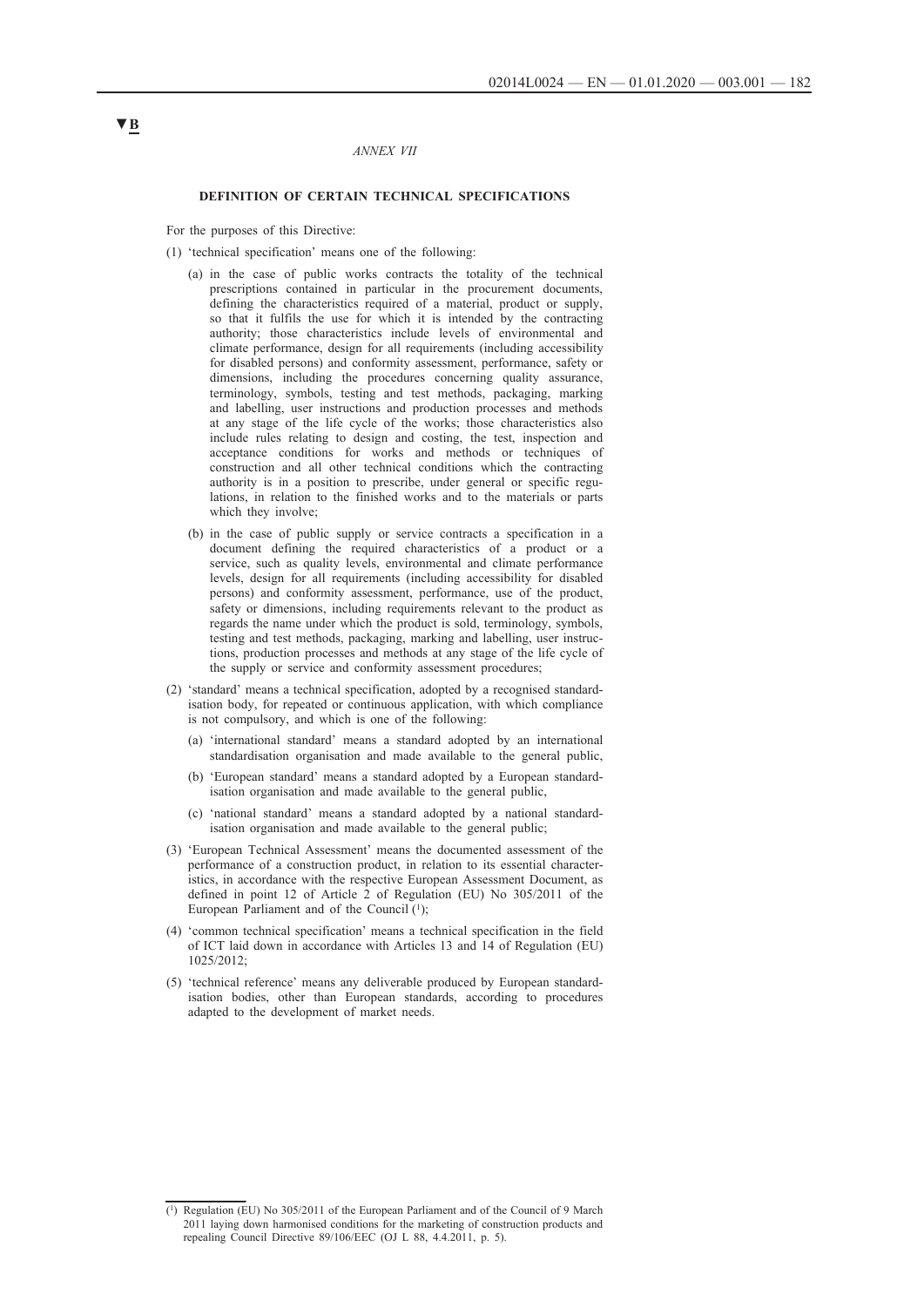*ANNEX VII*

**DEFINITION OF CERTAIN TECHNICAL SPECIFICATIONS**

For the purposes of this Directive:

(1) 'technical specification' means one of the following:

   (a) in the case of public works contracts the totality of the technical prescriptions contained in particular in the procurement documents, defining the characteristics required of a material, product or supply, so that it fulfils the use for which it is intended by the contracting authority; those characteristics include levels of environmental and climate performance, design for all requirements (including accessibility for disabled persons) and conformity assessment, performance, safety or dimensions, including the procedures concerning quality assurance, terminology, symbols, testing and test methods, packaging, marking and labelling, user instructions and production processes and methods at any stage of the life cycle of the works; those characteristics also include rules relating to design and costing, the test, inspection and acceptance conditions for works and methods or techniques of construction and all other technical conditions which the contracting authority is in a position to prescribe, under general or specific regulations, in relation to the finished works and to the materials or parts which they involve;

   (b) in the case of public supply or service contracts a specification in a document defining the required characteristics of a product or a service, such as quality levels, environmental and climate performance levels, design for all requirements (including accessibility for disabled persons) and conformity assessment, performance, use of the product, safety or dimensions, including requirements relevant to the product as regards the name under which the product is sold, terminology, symbols, testing and test methods, packaging, marking and labelling, user instructions, production processes and methods at any stage of the life cycle of the supply or service and conformity assessment procedures;

(2) 'standard' means a technical specification, adopted by a recognised standardisation body, for repeated or continuous application, with which compliance is not compulsory, and which is one of the following:

   (a) 'international standard' means a standard adopted by an international standardisation organisation and made available to the general public,

   (b) 'European standard' means a standard adopted by a European standardisation organisation and made available to the general public,

   (c) 'national standard' means a standard adopted by a national standardisation organisation and made available to the general public;

(3) 'European Technical Assessment' means the documented assessment of the performance of a construction product, in relation to its essential characteristics, in accordance with the respective European Assessment Document, as defined in point 12 of Article 2 of Regulation (EU) No 305/2011 of the European Parliament and of the Council [1];

(4) 'common technical specification' means a technical specification in the field of ICT laid down in accordance with Articles 13 and 14 of Regulation (EU) 1025/2012;

(5) 'technical reference' means any deliverable produced by European standardisation bodies, other than European standards, according to procedures adapted to the development of market needs.

---

[1] Regulation (EU) No 305/2011 of the European Parliament and of the Council of 9 March 2011 laying down harmonised conditions for the marketing of construction products and repealing Council Directive 89/106/EEC (OJ L 88, 4.4.2011, p. 5).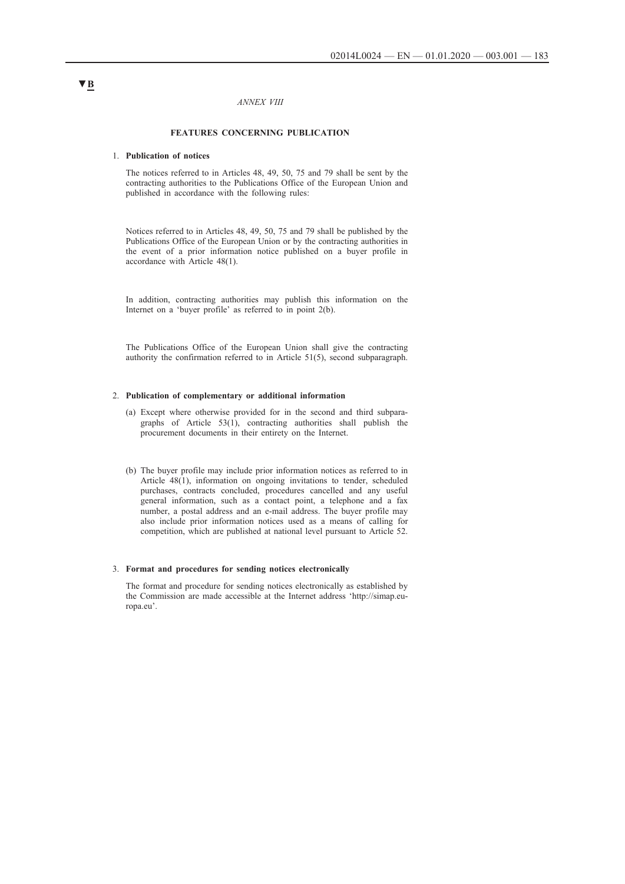▼B

*ANNEX VIII*

## FEATURES CONCERNING PUBLICATION

1. **Publication of notices**

   The notices referred to in Articles 48, 49, 50, 75 and 79 shall be sent by the contracting authorities to the Publications Office of the European Union and published in accordance with the following rules:

   Notices referred to in Articles 48, 49, 50, 75 and 79 shall be published by the Publications Office of the European Union or by the contracting authorities in the event of a prior information notice published on a buyer profile in accordance with Article 48(1).

   In addition, contracting authorities may publish this information on the Internet on a 'buyer profile' as referred to in point 2(b).

   The Publications Office of the European Union shall give the contracting authority the confirmation referred to in Article 51(5), second subparagraph.

2. **Publication of complementary or additional information**

   (a) Except where otherwise provided for in the second and third subparagraphs of Article 53(1), contracting authorities shall publish the procurement documents in their entirety on the Internet.

   (b) The buyer profile may include prior information notices as referred to in Article 48(1), information on ongoing invitations to tender, scheduled purchases, contracts concluded, procedures cancelled and any useful general information, such as a contact point, a telephone and a fax number, a postal address and an e-mail address. The buyer profile may also include prior information notices used as a means of calling for competition, which are published at national level pursuant to Article 52.

3. **Format and procedures for sending notices electronically**

   The format and procedure for sending notices electronically as established by the Commission are made accessible at the Internet address 'http://simap.europa.eu'.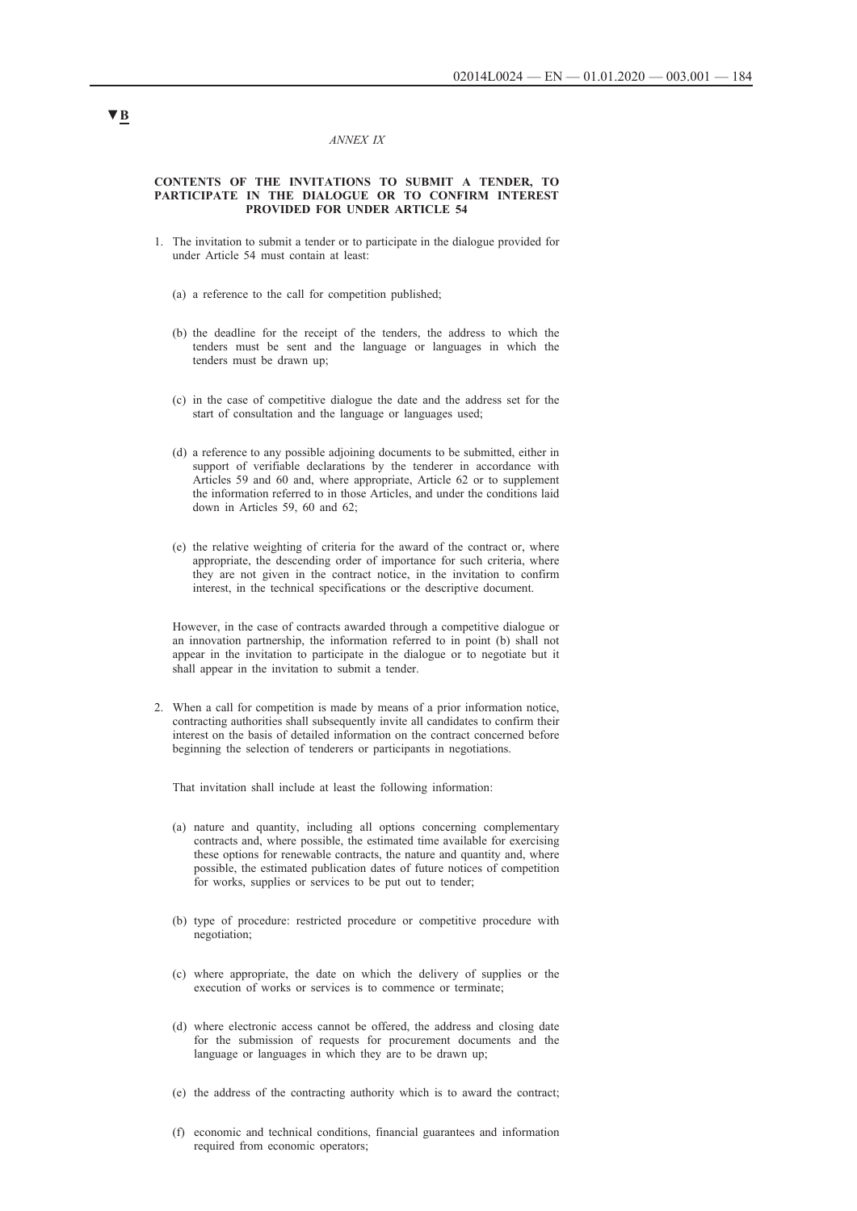▼B

*ANNEX IX*

**CONTENTS OF THE INVITATIONS TO SUBMIT A TENDER, TO PARTICIPATE IN THE DIALOGUE OR TO CONFIRM INTEREST PROVIDED FOR UNDER ARTICLE 54**

1. The invitation to submit a tender or to participate in the dialogue provided for under Article 54 must contain at least:

   (a) a reference to the call for competition published;

   (b) the deadline for the receipt of the tenders, the address to which the tenders must be sent and the language or languages in which the tenders must be drawn up;

   (c) in the case of competitive dialogue the date and the address set for the start of consultation and the language or languages used;

   (d) a reference to any possible adjoining documents to be submitted, either in support of verifiable declarations by the tenderer in accordance with Articles 59 and 60 and, where appropriate, Article 62 or to supplement the information referred to in those Articles, and under the conditions laid down in Articles 59, 60 and 62;

   (e) the relative weighting of criteria for the award of the contract or, where appropriate, the descending order of importance for such criteria, where they are not given in the contract notice, in the invitation to confirm interest, in the technical specifications or the descriptive document.

   However, in the case of contracts awarded through a competitive dialogue or an innovation partnership, the information referred to in point (b) shall not appear in the invitation to participate in the dialogue or to negotiate but it shall appear in the invitation to submit a tender.

2. When a call for competition is made by means of a prior information notice, contracting authorities shall subsequently invite all candidates to confirm their interest on the basis of detailed information on the contract concerned before beginning the selection of tenderers or participants in negotiations.

   That invitation shall include at least the following information:

   (a) nature and quantity, including all options concerning complementary contracts and, where possible, the estimated time available for exercising these options for renewable contracts, the nature and quantity and, where possible, the estimated publication dates of future notices of competition for works, supplies or services to be put out to tender;

   (b) type of procedure: restricted procedure or competitive procedure with negotiation;

   (c) where appropriate, the date on which the delivery of supplies or the execution of works or services is to commence or terminate;

   (d) where electronic access cannot be offered, the address and closing date for the submission of requests for procurement documents and the language or languages in which they are to be drawn up;

   (e) the address of the contracting authority which is to award the contract;

   (f) economic and technical conditions, financial guarantees and information required from economic operators;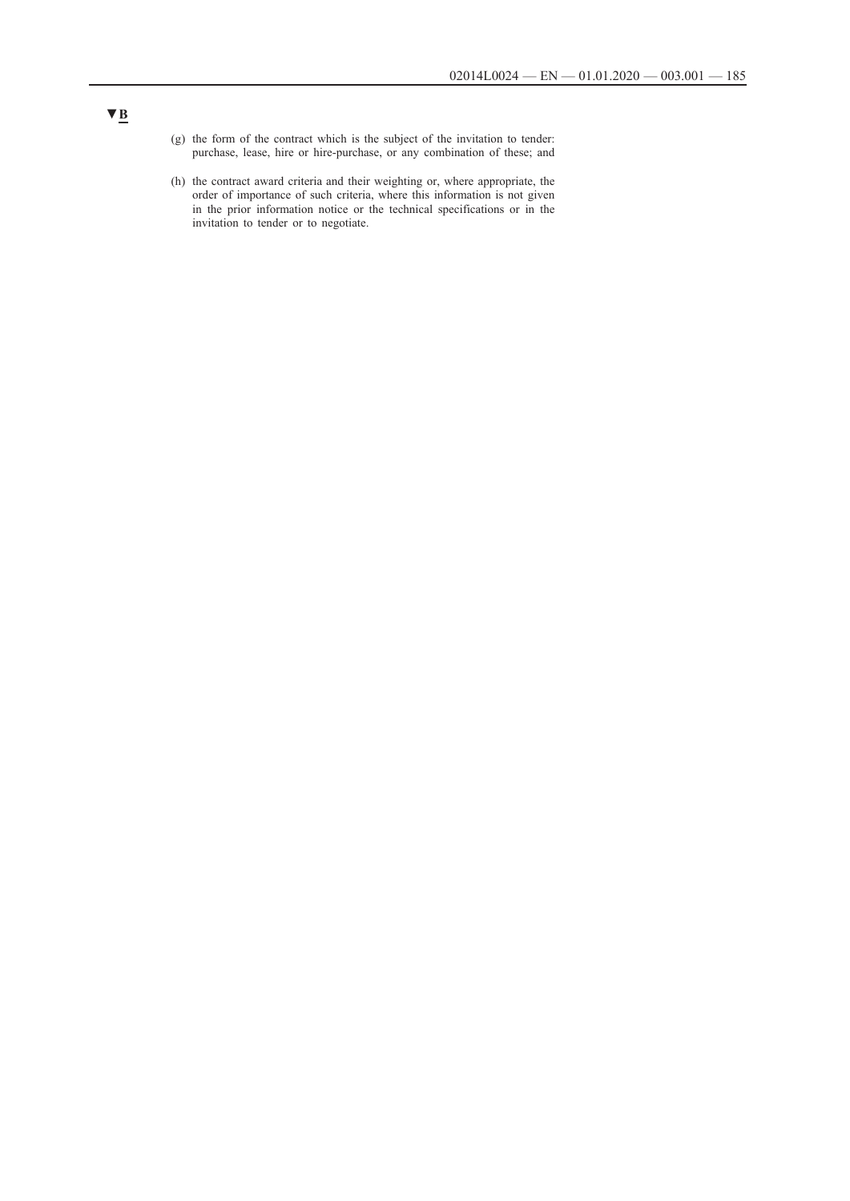▼B

(g) the form of the contract which is the subject of the invitation to tender: purchase, lease, hire or hire-purchase, or any combination of these; and

(h) the contract award criteria and their weighting or, where appropriate, the order of importance of such criteria, where this information is not given in the prior information notice or the technical specifications or in the invitation to tender or to negotiate.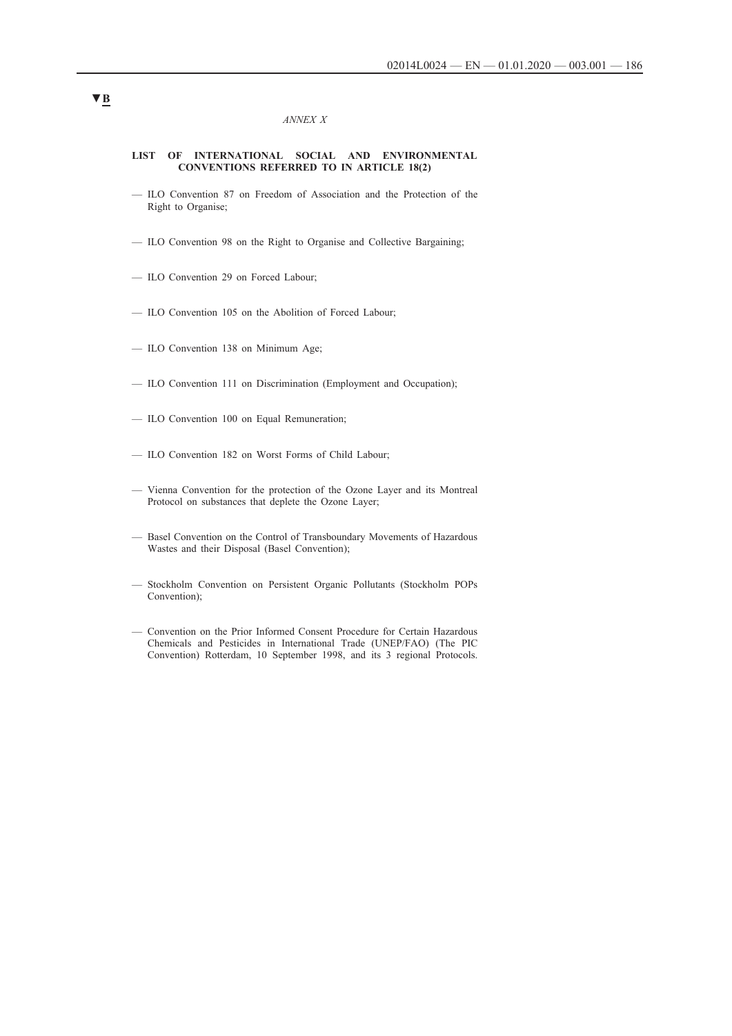▼B

*ANNEX X*

**LIST OF INTERNATIONAL SOCIAL AND ENVIRONMENTAL CONVENTIONS REFERRED TO IN ARTICLE 18(2)**

— ILO Convention 87 on Freedom of Association and the Protection of the Right to Organise;

— ILO Convention 98 on the Right to Organise and Collective Bargaining;

— ILO Convention 29 on Forced Labour;

— ILO Convention 105 on the Abolition of Forced Labour;

— ILO Convention 138 on Minimum Age;

— ILO Convention 111 on Discrimination (Employment and Occupation);

— ILO Convention 100 on Equal Remuneration;

— ILO Convention 182 on Worst Forms of Child Labour;

— Vienna Convention for the protection of the Ozone Layer and its Montreal Protocol on substances that deplete the Ozone Layer;

— Basel Convention on the Control of Transboundary Movements of Hazardous Wastes and their Disposal (Basel Convention);

— Stockholm Convention on Persistent Organic Pollutants (Stockholm POPs Convention);

— Convention on the Prior Informed Consent Procedure for Certain Hazardous Chemicals and Pesticides in International Trade (UNEP/FAO) (The PIC Convention) Rotterdam, 10 September 1998, and its 3 regional Protocols.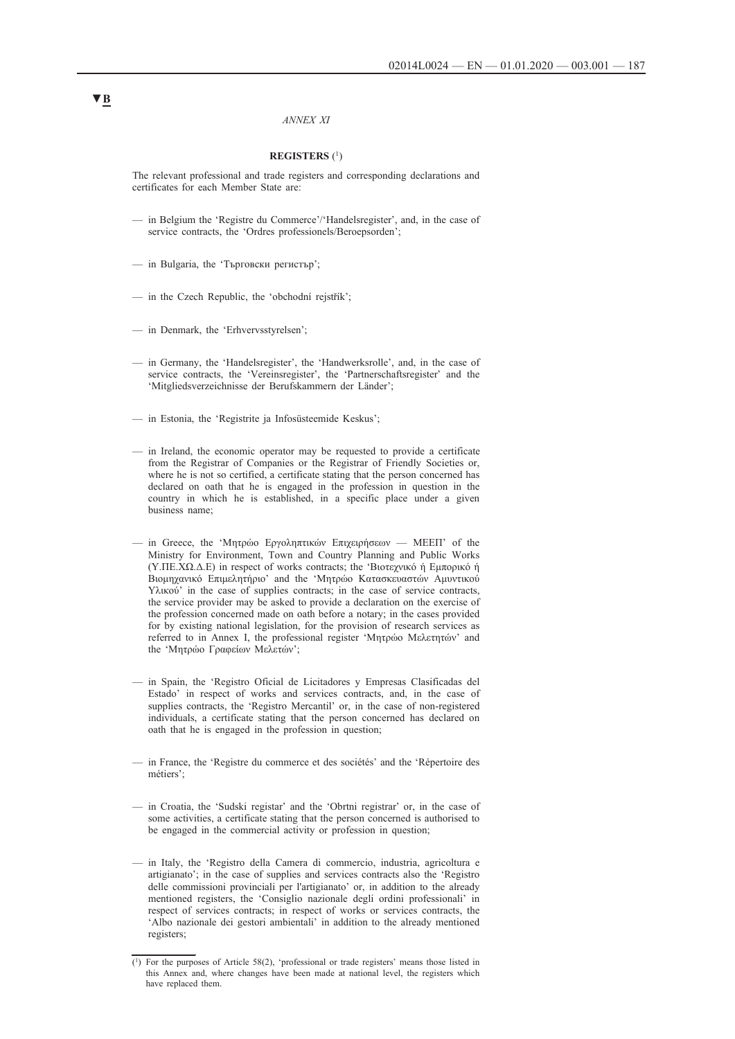▼B

*ANNEX XI*

**REGISTERS** [1]

The relevant professional and trade registers and corresponding declarations and certificates for each Member State are:

— in Belgium the 'Registre du Commerce'/'Handelsregister', and, in the case of service contracts, the 'Ordres professionels/Beroepsorden';

— in Bulgaria, the 'Търговски регистър';

— in the Czech Republic, the 'obchodní rejstřík';

— in Denmark, the 'Erhvervsstyrelsen';

— in Germany, the 'Handelsregister', the 'Handwerksrolle', and, in the case of service contracts, the 'Vereinsregister', the 'Partnerschaftsregister' and the 'Mitgliedsverzeichnisse der Berufskammern der Länder';

— in Estonia, the 'Registrite ja Infosüsteemide Keskus';

— in Ireland, the economic operator may be requested to provide a certificate from the Registrar of Companies or the Registrar of Friendly Societies or, where he is not so certified, a certificate stating that the person concerned has declared on oath that he is engaged in the profession in question in the country in which he is established, in a specific place under a given business name;

— in Greece, the 'Μητρώο Εργοληπτικών Επιχειρήσεων — ΜΕΕΠ' of the Ministry for Environment, Town and Country Planning and Public Works (Υ.ΠΕ.ΧΩ.Δ.Ε) in respect of works contracts; the 'Βιοτεχνικό ή Εμπορικό ή Βιομηχανικό Επιμελητήριο' and the 'Μητρώο Κατασκευαστών Αμυντικού Υλικού' in the case of supplies contracts; in the case of service contracts, the service provider may be asked to provide a declaration on the exercise of the profession concerned made on oath before a notary; in the cases provided for by existing national legislation, for the provision of research services as referred to in Annex I, the professional register 'Μητρώο Μελετητών' and the 'Μητρώο Γραφείων Μελετών';

— in Spain, the 'Registro Oficial de Licitadores y Empresas Clasificadas del Estado' in respect of works and services contracts, and, in the case of supplies contracts, the 'Registro Mercantil' or, in the case of non-registered individuals, a certificate stating that the person concerned has declared on oath that he is engaged in the profession in question;

— in France, the 'Registre du commerce et des sociétés' and the 'Répertoire des métiers';

— in Croatia, the 'Sudski registar' and the 'Obrtni registrar' or, in the case of some activities, a certificate stating that the person concerned is authorised to be engaged in the commercial activity or profession in question;

— in Italy, the 'Registro della Camera di commercio, industria, agricoltura e artigianato'; in the case of supplies and services contracts also the 'Registro delle commissioni provinciali per l'artigianato' or, in addition to the already mentioned registers, the 'Consiglio nazionale degli ordini professionali' in respect of services contracts; in respect of works or services contracts, the 'Albo nazionale dei gestori ambientali' in addition to the already mentioned registers;

[1] For the purposes of Article 58(2), 'professional or trade registers' means those listed in this Annex and, where changes have been made at national level, the registers which have replaced them.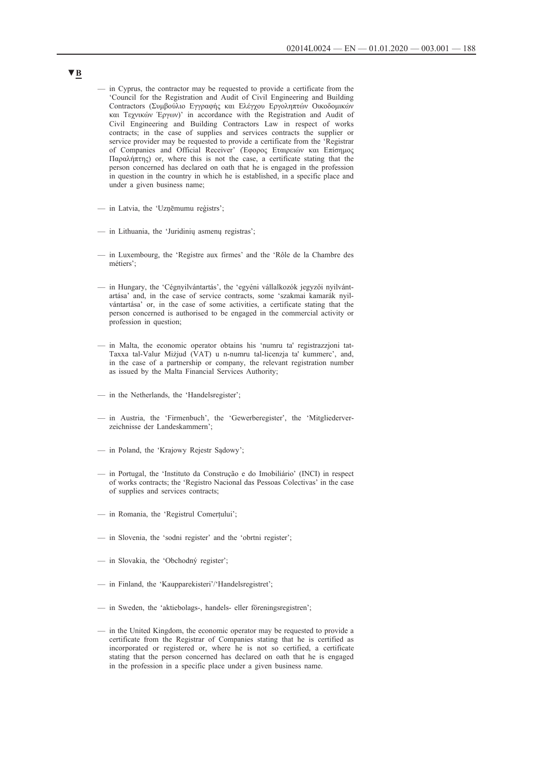▼B

— in Cyprus, the contractor may be requested to provide a certificate from the 'Council for the Registration and Audit of Civil Engineering and Building Contractors (Συμβούλιο Εγγραφής και Ελέγχου Εργοληπτών Οικοδομικών και Τεχνικών Έργων)' in accordance with the Registration and Audit of Civil Engineering and Building Contractors Law in respect of works contracts; in the case of supplies and services contracts the supplier or service provider may be requested to provide a certificate from the 'Registrar of Companies and Official Receiver' (Έφορος Εταιρειών και Επίσημος Παραλήπτης) or, where this is not the case, a certificate stating that the person concerned has declared on oath that he is engaged in the profession in question in the country in which he is established, in a specific place and under a given business name;

— in Latvia, the 'Uzņēmumu reģistrs';

— in Lithuania, the 'Juridinių asmenų registras';

— in Luxembourg, the 'Registre aux firmes' and the 'Rôle de la Chambre des métiers';

— in Hungary, the 'Cégnyilvántartás', the 'egyéni vállalkozók jegyzői nyilvántartása' and, in the case of service contracts, some 'szakmai kamarák nyilvántartása' or, in the case of some activities, a certificate stating that the person concerned is authorised to be engaged in the commercial activity or profession in question;

— in Malta, the economic operator obtains his 'numru ta' registrazzjoni tat-Taxxa tal-Valur Miżjud (VAT) u n-numru tal-licenzja ta' kummerc', and, in the case of a partnership or company, the relevant registration number as issued by the Malta Financial Services Authority;

— in the Netherlands, the 'Handelsregister';

— in Austria, the 'Firmenbuch', the 'Gewerberegister', the 'Mitgliederverzeichnisse der Landeskammern';

— in Poland, the 'Krajowy Rejestr Sądowy';

— in Portugal, the 'Instituto da Construção e do Imobiliário' (INCI) in respect of works contracts; the 'Registro Nacional das Pessoas Colectivas' in the case of supplies and services contracts;

— in Romania, the 'Registrul Comerțului';

— in Slovenia, the 'sodni register' and the 'obrtni register';

— in Slovakia, the 'Obchodný register';

— in Finland, the 'Kaupparekisteri'/'Handelsregistret';

— in Sweden, the 'aktiebolags-, handels- eller föreningsregistren';

— in the United Kingdom, the economic operator may be requested to provide a certificate from the Registrar of Companies stating that he is certified as incorporated or registered or, where he is not so certified, a certificate stating that the person concerned has declared on oath that he is engaged in the profession in a specific place under a given business name.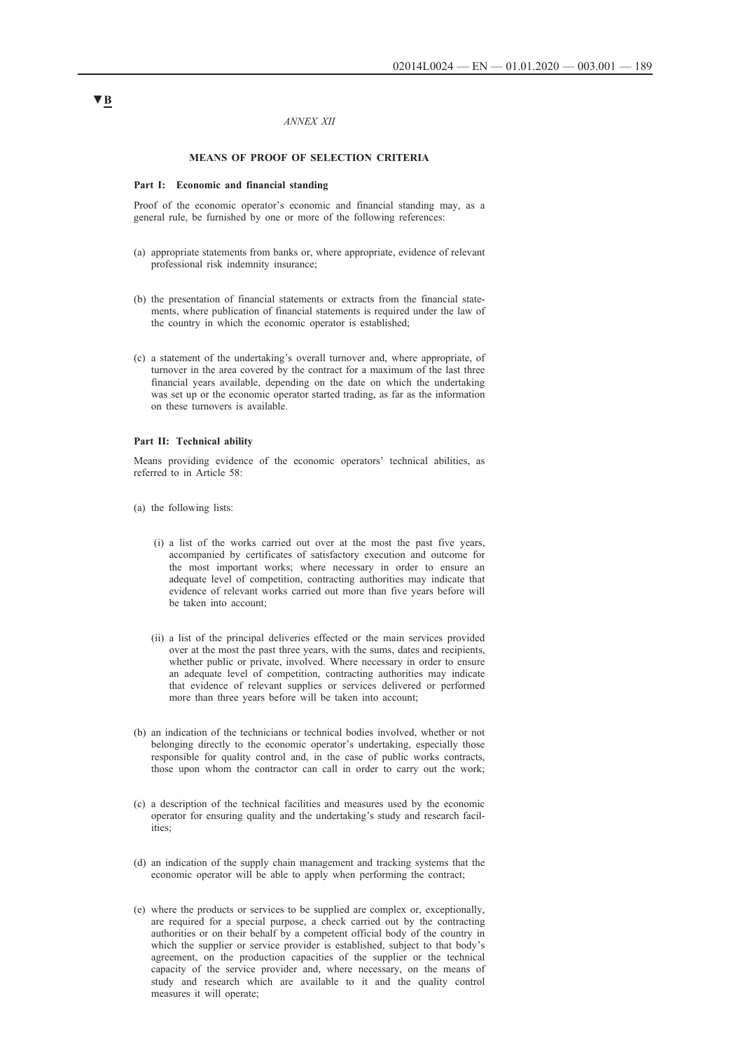▼B

*ANNEX XII*

## MEANS OF PROOF OF SELECTION CRITERIA

### Part I: Economic and financial standing

Proof of the economic operator's economic and financial standing may, as a general rule, be furnished by one or more of the following references:

(a) appropriate statements from banks or, where appropriate, evidence of relevant professional risk indemnity insurance;

(b) the presentation of financial statements or extracts from the financial statements, where publication of financial statements is required under the law of the country in which the economic operator is established;

(c) a statement of the undertaking's overall turnover and, where appropriate, of turnover in the area covered by the contract for a maximum of the last three financial years available, depending on the date on which the undertaking was set up or the economic operator started trading, as far as the information on these turnovers is available.

### Part II: Technical ability

Means providing evidence of the economic operators' technical abilities, as referred to in Article 58:

(a) the following lists:

   (i) a list of the works carried out over at the most the past five years, accompanied by certificates of satisfactory execution and outcome for the most important works; where necessary in order to ensure an adequate level of competition, contracting authorities may indicate that evidence of relevant works carried out more than five years before will be taken into account;

   (ii) a list of the principal deliveries effected or the main services provided over at the most the past three years, with the sums, dates and recipients, whether public or private, involved. Where necessary in order to ensure an adequate level of competition, contracting authorities may indicate that evidence of relevant supplies or services delivered or performed more than three years before will be taken into account;

(b) an indication of the technicians or technical bodies involved, whether or not belonging directly to the economic operator's undertaking, especially those responsible for quality control and, in the case of public works contracts, those upon whom the contractor can call in order to carry out the work;

(c) a description of the technical facilities and measures used by the economic operator for ensuring quality and the undertaking's study and research facilities;

(d) an indication of the supply chain management and tracking systems that the economic operator will be able to apply when performing the contract;

(e) where the products or services to be supplied are complex or, exceptionally, are required for a special purpose, a check carried out by the contracting authorities or on their behalf by a competent official body of the country in which the supplier or service provider is established, subject to that body's agreement, on the production capacities of the supplier or the technical capacity of the service provider and, where necessary, on the means of study and research which are available to it and the quality control measures it will operate;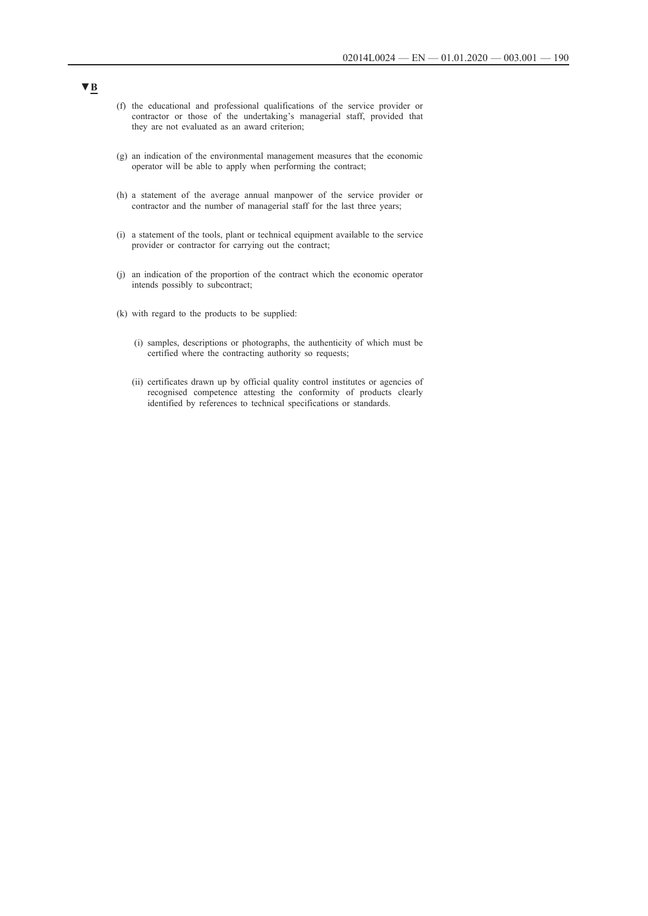▼B

(f) the educational and professional qualifications of the service provider or contractor or those of the undertaking's managerial staff, provided that they are not evaluated as an award criterion;

(g) an indication of the environmental management measures that the economic operator will be able to apply when performing the contract;

(h) a statement of the average annual manpower of the service provider or contractor and the number of managerial staff for the last three years;

(i) a statement of the tools, plant or technical equipment available to the service provider or contractor for carrying out the contract;

(j) an indication of the proportion of the contract which the economic operator intends possibly to subcontract;

(k) with regard to the products to be supplied:

(i) samples, descriptions or photographs, the authenticity of which must be certified where the contracting authority so requests;

(ii) certificates drawn up by official quality control institutes or agencies of recognised competence attesting the conformity of products clearly identified by references to technical specifications or standards.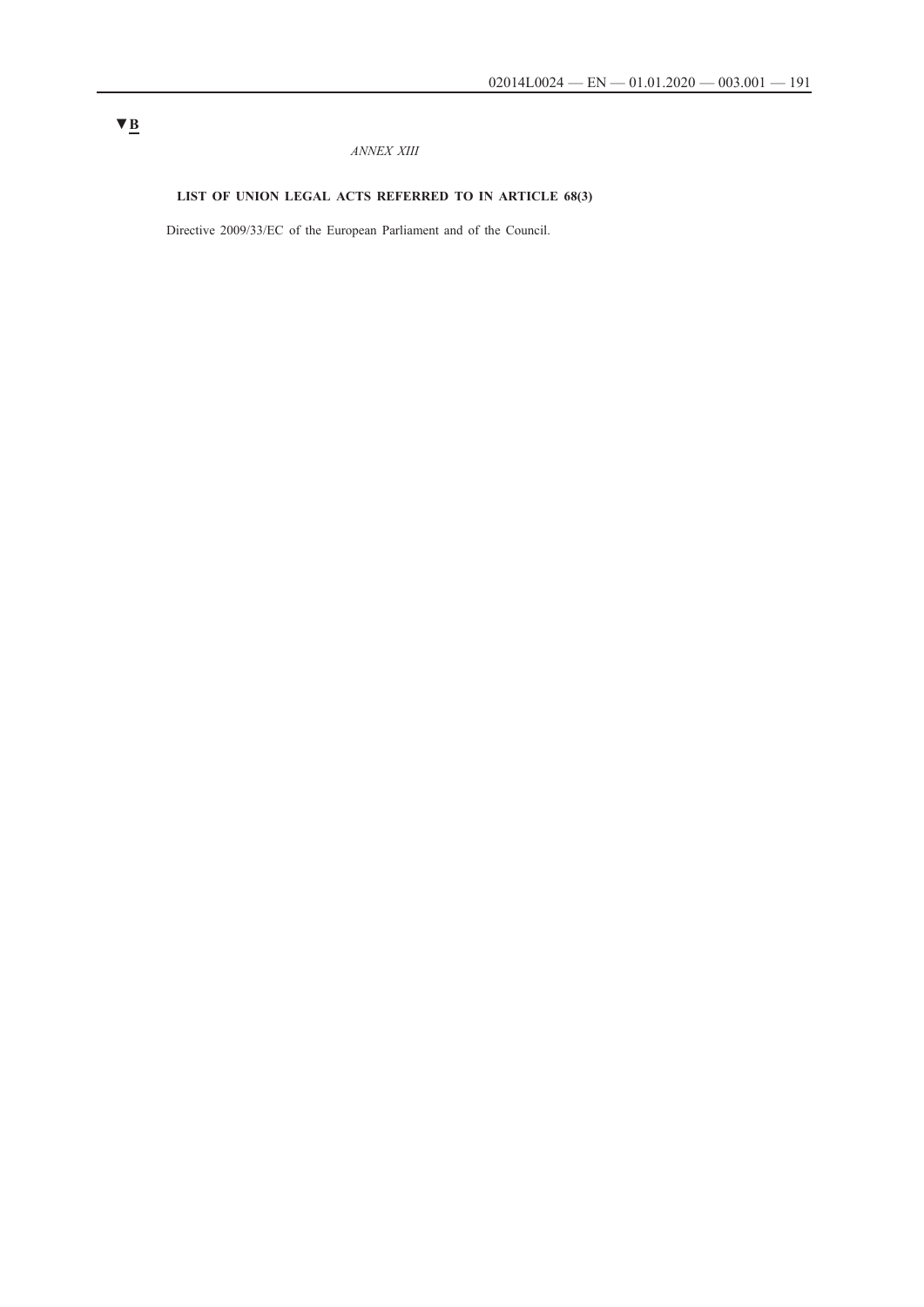▼**B**

*ANNEX XIII*

**LIST OF UNION LEGAL ACTS REFERRED TO IN ARTICLE 68(3)**

Directive 2009/33/EC of the European Parliament and of the Council.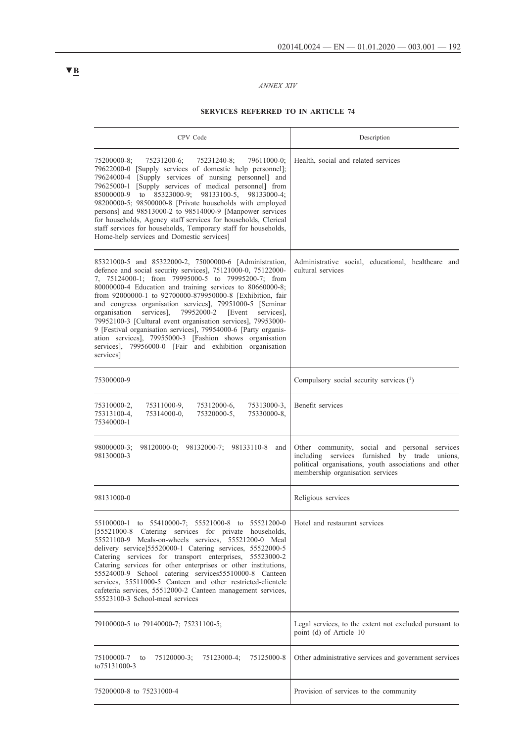▼B

*ANNEX XIV*

**SERVICES REFERRED TO IN ARTICLE 74**

| CPV Code | Description |
|---|---|
| 75200000-8; 75231200-6; 75231240-8; 79611000-0; 79622000-0 [Supply services of domestic help personnel]; 79624000-4 [Supply services of nursing personnel] and 79625000-1 [Supply services of medical personnel] from 85000000-9 to 85323000-9; 98133100-5, 98133000-4; 98200000-5; 98500000-8 [Private households with employed persons] and 98513000-2 to 98514000-9 [Manpower services for households, Agency staff services for households, Clerical staff services for households, Temporary staff for households, Home-help services and Domestic services] | Health, social and related services |
| 85321000-5 and 85322000-2, 75000000-6 [Administration, defence and social security services], 75121000-0, 75122000-7, 75124000-1; from 79995000-5 to 79995200-7; from 80000000-4 Education and training services to 80660000-8; from 92000000-1 to 92700000-879950000-8 [Exhibition, fair and congress organisation services], 79951000-5 [Seminar organisation services], 79952000-2 [Event services], 79952100-3 [Cultural event organisation services], 79953000-9 [Festival organisation services], 79954000-6 [Party organisation services], 79955000-3 [Fashion shows organisation services], 79956000-0 [Fair and exhibition organisation services] | Administrative social, educational, healthcare and cultural services |
| 75300000-9 | Compulsory social security services (1) |
| 75310000-2, 75311000-9, 75312000-6, 75313000-3, 75313100-4, 75314000-0, 75320000-5, 75330000-8, 75340000-1 | Benefit services |
| 98000000-3; 98120000-0; 98132000-7; 98133110-8 and 98130000-3 | Other community, social and personal services including services furnished by trade unions, political organisations, youth associations and other membership organisation services |
| 98131000-0 | Religious services |
| 55100000-1 to 55410000-7; 55521000-8 to 55521200-0 [55521000-8 Catering services for private households, 55521100-9 Meals-on-wheels services, 55521200-0 Meal delivery service]55520000-1 Catering services, 55522000-5 Catering services for transport enterprises, 55523000-2 Catering services for other enterprises or other institutions, 55524000-9 School catering services55510000-8 Canteen services, 55511000-5 Canteen and other restricted-clientele cafeteria services, 55512000-2 Canteen management services, 55523100-3 School-meal services | Hotel and restaurant services |
| 79100000-5 to 79140000-7; 75231100-5; | Legal services, to the extent not excluded pursuant to point (d) of Article 10 |
| 75100000-7 to 75120000-3; 75123000-4; 75125000-8 to75131000-3 | Other administrative services and government services |
| 75200000-8 to 75231000-4 | Provision of services to the community |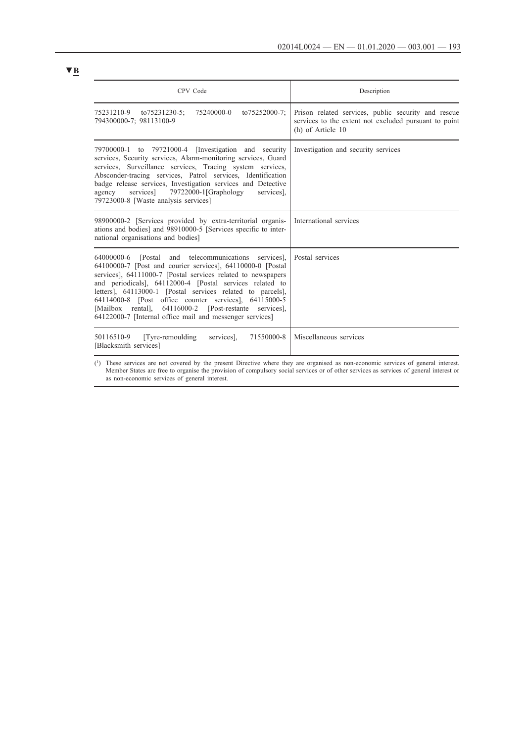▼B

| CPV Code | Description |
|---|---|
| 75231210-9 to75231230-5; 75240000-0 to75252000-7; 794300000-7; 98113100-9 | Prison related services, public security and rescue services to the extent not excluded pursuant to point (h) of Article 10 |
| 79700000-1 to 79721000-4 [Investigation and security services, Security services, Alarm-monitoring services, Guard services, Surveillance services, Tracing system services, Absconder-tracing services, Patrol services, Identification badge release services, Investigation services and Detective agency services] 79722000-1[Graphology services], 79723000-8 [Waste analysis services] | Investigation and security services |
| 98900000-2 [Services provided by extra-territorial organisations and bodies] and 98910000-5 [Services specific to international organisations and bodies] | International services |
| 64000000-6 [Postal and telecommunications services], 64100000-7 [Post and courier services], 64110000-0 [Postal services], 64111000-7 [Postal services related to newspapers and periodicals], 64112000-4 [Postal services related to letters], 64113000-1 [Postal services related to parcels], 64114000-8 [Post office counter services], 64115000-5 [Mailbox rental], 64116000-2 [Post-restante services], 64122000-7 [Internal office mail and messenger services] | Postal services |
| 50116510-9 [Tyre-remoulding services], 71550000-8 [Blacksmith services] | Miscellaneous services |

(1) These services are not covered by the present Directive where they are organised as non-economic services of general interest. Member States are free to organise the provision of compulsory social services or of other services as services of general interest or as non-economic services of general interest.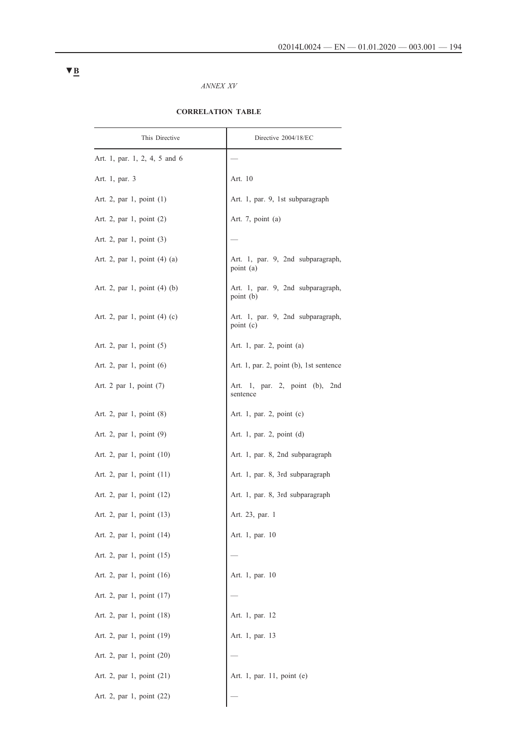▼B

*ANNEX XV*

**CORRELATION TABLE**

| This Directive | Directive 2004/18/EC |
|---|---|
| Art. 1, par. 1, 2, 4, 5 and 6 | — |
| Art. 1, par. 3 | Art. 10 |
| Art. 2, par 1, point (1) | Art. 1, par. 9, 1st subparagraph |
| Art. 2, par 1, point (2) | Art. 7, point (a) |
| Art. 2, par 1, point (3) | — |
| Art. 2, par 1, point (4) (a) | Art. 1, par. 9, 2nd subparagraph, point (a) |
| Art. 2, par 1, point (4) (b) | Art. 1, par. 9, 2nd subparagraph, point (b) |
| Art. 2, par 1, point (4) (c) | Art. 1, par. 9, 2nd subparagraph, point (c) |
| Art. 2, par 1, point (5) | Art. 1, par. 2, point (a) |
| Art. 2, par 1, point (6) | Art. 1, par. 2, point (b), 1st sentence |
| Art. 2 par 1, point (7) | Art. 1, par. 2, point (b), 2nd sentence |
| Art. 2, par 1, point (8) | Art. 1, par. 2, point (c) |
| Art. 2, par 1, point (9) | Art. 1, par. 2, point (d) |
| Art. 2, par 1, point (10) | Art. 1, par. 8, 2nd subparagraph |
| Art. 2, par 1, point (11) | Art. 1, par. 8, 3rd subparagraph |
| Art. 2, par 1, point (12) | Art. 1, par. 8, 3rd subparagraph |
| Art. 2, par 1, point (13) | Art. 23, par. 1 |
| Art. 2, par 1, point (14) | Art. 1, par. 10 |
| Art. 2, par 1, point (15) | — |
| Art. 2, par 1, point (16) | Art. 1, par. 10 |
| Art. 2, par 1, point (17) | — |
| Art. 2, par 1, point (18) | Art. 1, par. 12 |
| Art. 2, par 1, point (19) | Art. 1, par. 13 |
| Art. 2, par 1, point (20) | — |
| Art. 2, par 1, point (21) | Art. 1, par. 11, point (e) |
| Art. 2, par 1, point (22) | — |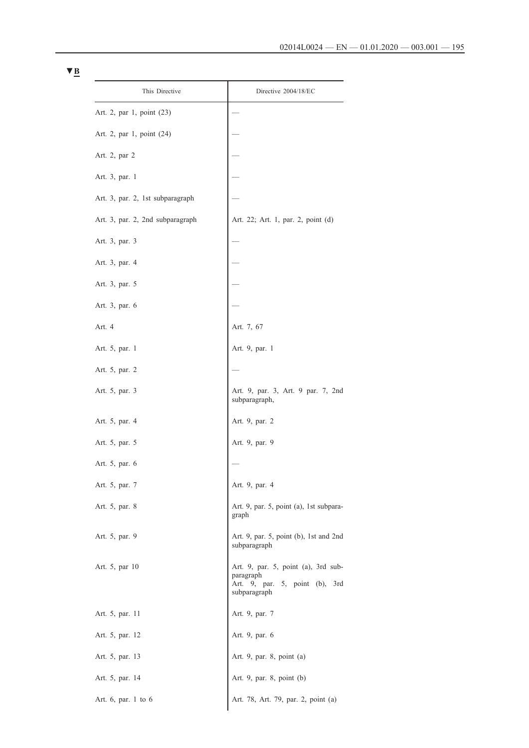▼B

| This Directive | Directive 2004/18/EC |
|---|---|
| Art. 2, par 1, point (23) | — |
| Art. 2, par 1, point (24) | — |
| Art. 2, par 2 | — |
| Art. 3, par. 1 | — |
| Art. 3, par. 2, 1st subparagraph | — |
| Art. 3, par. 2, 2nd subparagraph | Art. 22; Art. 1, par. 2, point (d) |
| Art. 3, par. 3 | — |
| Art. 3, par. 4 | — |
| Art. 3, par. 5 | — |
| Art. 3, par. 6 | — |
| Art. 4 | Art. 7, 67 |
| Art. 5, par. 1 | Art. 9, par. 1 |
| Art. 5, par. 2 | — |
| Art. 5, par. 3 | Art. 9, par. 3, Art. 9 par. 7, 2nd subparagraph, |
| Art. 5, par. 4 | Art. 9, par. 2 |
| Art. 5, par. 5 | Art. 9, par. 9 |
| Art. 5, par. 6 | — |
| Art. 5, par. 7 | Art. 9, par. 4 |
| Art. 5, par. 8 | Art. 9, par. 5, point (a), 1st subparagraph |
| Art. 5, par. 9 | Art. 9, par. 5, point (b), 1st and 2nd subparagraph |
| Art. 5, par 10 | Art. 9, par. 5, point (a), 3rd subparagraph<br>Art. 9, par. 5, point (b), 3rd subparagraph |
| Art. 5, par. 11 | Art. 9, par. 7 |
| Art. 5, par. 12 | Art. 9, par. 6 |
| Art. 5, par. 13 | Art. 9, par. 8, point (a) |
| Art. 5, par. 14 | Art. 9, par. 8, point (b) |
| Art. 6, par. 1 to 6 | Art. 78, Art. 79, par. 2, point (a) |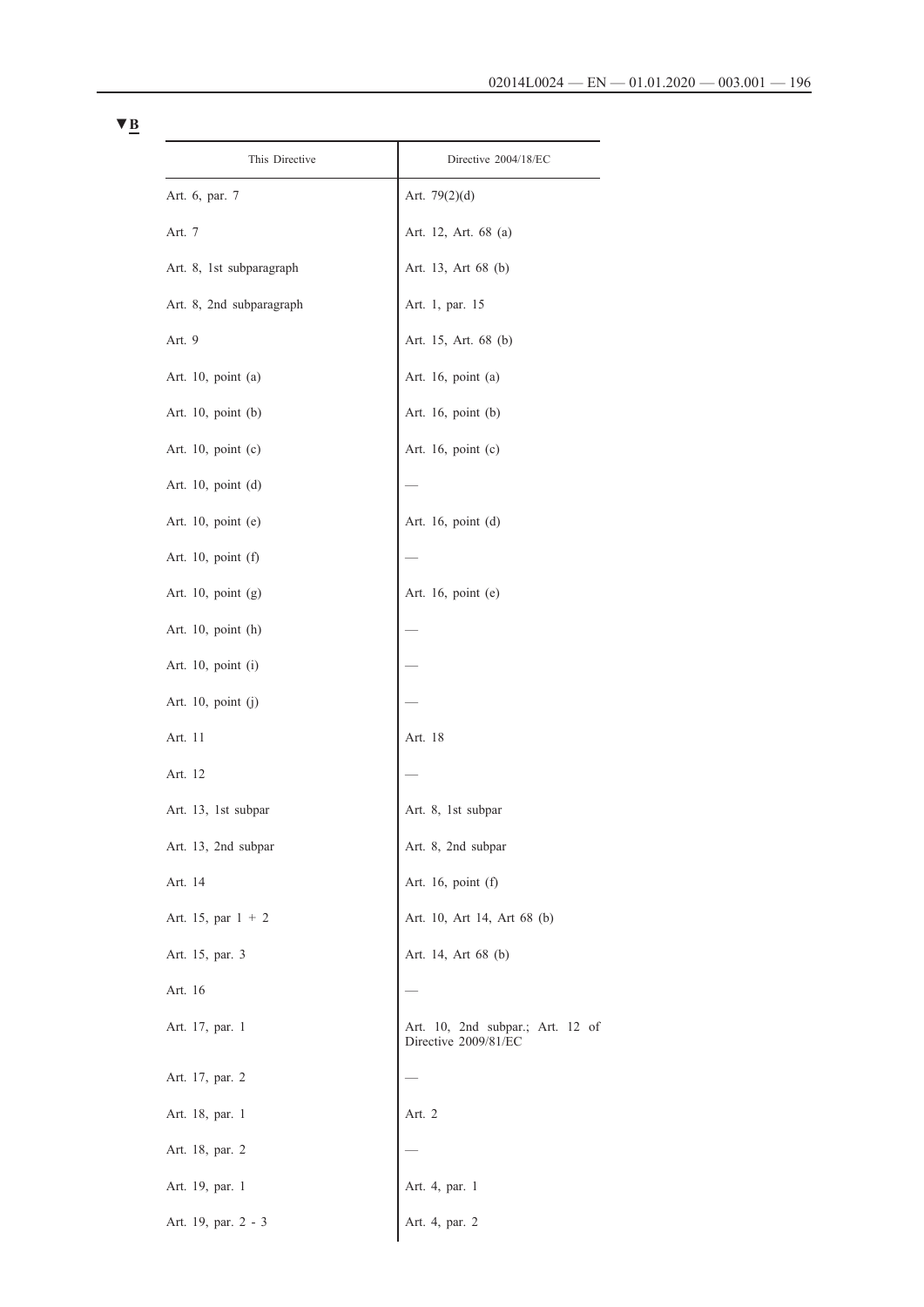▼B

| This Directive | Directive 2004/18/EC |
|---|---|
| Art. 6, par. 7 | Art. 79(2)(d) |
| Art. 7 | Art. 12, Art. 68 (a) |
| Art. 8, 1st subparagraph | Art. 13, Art 68 (b) |
| Art. 8, 2nd subparagraph | Art. 1, par. 15 |
| Art. 9 | Art. 15, Art. 68 (b) |
| Art. 10, point (a) | Art. 16, point (a) |
| Art. 10, point (b) | Art. 16, point (b) |
| Art. 10, point (c) | Art. 16, point (c) |
| Art. 10, point (d) | — |
| Art. 10, point (e) | Art. 16, point (d) |
| Art. 10, point (f) | — |
| Art. 10, point (g) | Art. 16, point (e) |
| Art. 10, point (h) | — |
| Art. 10, point (i) | — |
| Art. 10, point (j) | — |
| Art. 11 | Art. 18 |
| Art. 12 | — |
| Art. 13, 1st subpar | Art. 8, 1st subpar |
| Art. 13, 2nd subpar | Art. 8, 2nd subpar |
| Art. 14 | Art. 16, point (f) |
| Art. 15, par 1 + 2 | Art. 10, Art 14, Art 68 (b) |
| Art. 15, par. 3 | Art. 14, Art 68 (b) |
| Art. 16 | — |
| Art. 17, par. 1 | Art. 10, 2nd subpar.; Art. 12 of Directive 2009/81/EC |
| Art. 17, par. 2 | — |
| Art. 18, par. 1 | Art. 2 |
| Art. 18, par. 2 | — |
| Art. 19, par. 1 | Art. 4, par. 1 |
| Art. 19, par. 2 - 3 | Art. 4, par. 2 |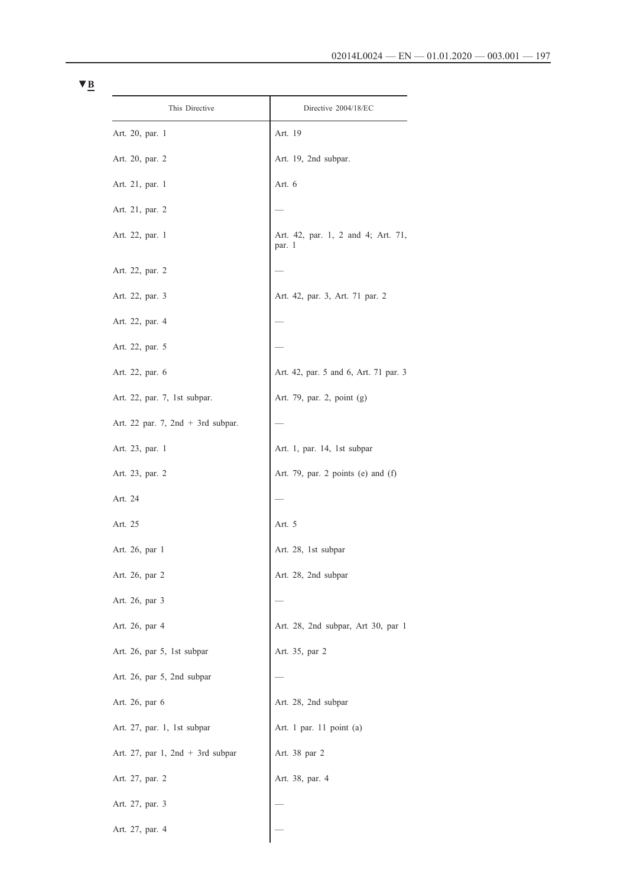▼B

| This Directive | Directive 2004/18/EC |
| --- | --- |
| Art. 20, par. 1 | Art. 19 |
| Art. 20, par. 2 | Art. 19, 2nd subpar. |
| Art. 21, par. 1 | Art. 6 |
| Art. 21, par. 2 | — |
| Art. 22, par. 1 | Art. 42, par. 1, 2 and 4; Art. 71, par. 1 |
| Art. 22, par. 2 | — |
| Art. 22, par. 3 | Art. 42, par. 3, Art. 71 par. 2 |
| Art. 22, par. 4 | — |
| Art. 22, par. 5 | — |
| Art. 22, par. 6 | Art. 42, par. 5 and 6, Art. 71 par. 3 |
| Art. 22, par. 7, 1st subpar. | Art. 79, par. 2, point (g) |
| Art. 22 par. 7, 2nd + 3rd subpar. | — |
| Art. 23, par. 1 | Art. 1, par. 14, 1st subpar |
| Art. 23, par. 2 | Art. 79, par. 2 points (e) and (f) |
| Art. 24 | — |
| Art. 25 | Art. 5 |
| Art. 26, par 1 | Art. 28, 1st subpar |
| Art. 26, par 2 | Art. 28, 2nd subpar |
| Art. 26, par 3 | — |
| Art. 26, par 4 | Art. 28, 2nd subpar, Art 30, par 1 |
| Art. 26, par 5, 1st subpar | Art. 35, par 2 |
| Art. 26, par 5, 2nd subpar | — |
| Art. 26, par 6 | Art. 28, 2nd subpar |
| Art. 27, par. 1, 1st subpar | Art. 1 par. 11 point (a) |
| Art. 27, par 1, 2nd + 3rd subpar | Art. 38 par 2 |
| Art. 27, par. 2 | Art. 38, par. 4 |
| Art. 27, par. 3 | — |
| Art. 27, par. 4 | — |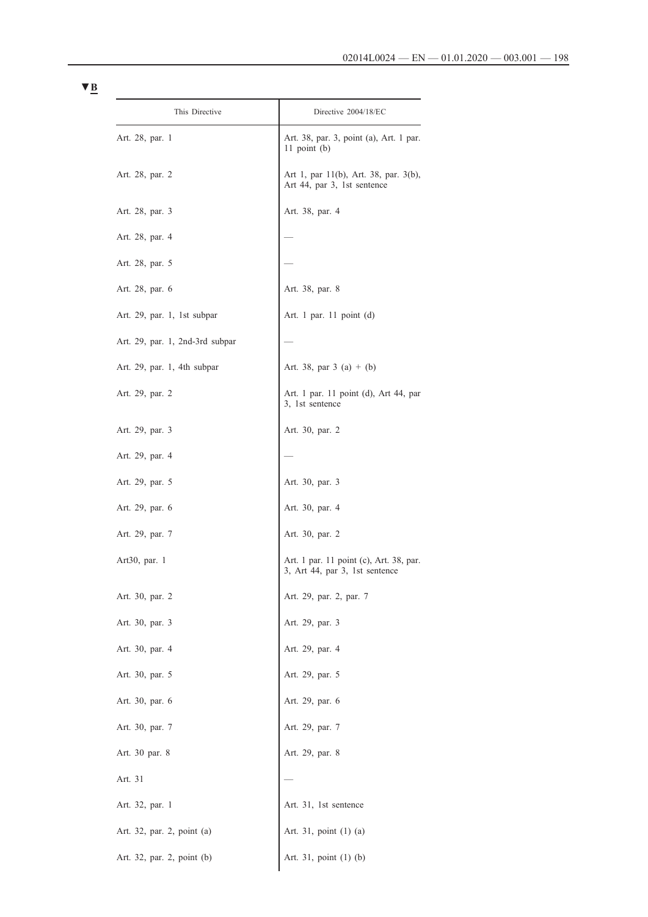▼B

| This Directive | Directive 2004/18/EC |
|---|---|
| Art. 28, par. 1 | Art. 38, par. 3, point (a), Art. 1 par. 11 point (b) |
| Art. 28, par. 2 | Art 1, par 11(b), Art. 38, par. 3(b), Art 44, par 3, 1st sentence |
| Art. 28, par. 3 | Art. 38, par. 4 |
| Art. 28, par. 4 | — |
| Art. 28, par. 5 | — |
| Art. 28, par. 6 | Art. 38, par. 8 |
| Art. 29, par. 1, 1st subpar | Art. 1 par. 11 point (d) |
| Art. 29, par. 1, 2nd-3rd subpar | — |
| Art. 29, par. 1, 4th subpar | Art. 38, par 3 (a) + (b) |
| Art. 29, par. 2 | Art. 1 par. 11 point (d), Art 44, par 3, 1st sentence |
| Art. 29, par. 3 | Art. 30, par. 2 |
| Art. 29, par. 4 | — |
| Art. 29, par. 5 | Art. 30, par. 3 |
| Art. 29, par. 6 | Art. 30, par. 4 |
| Art. 29, par. 7 | Art. 30, par. 2 |
| Art30, par. 1 | Art. 1 par. 11 point (c), Art. 38, par. 3, Art 44, par 3, 1st sentence |
| Art. 30, par. 2 | Art. 29, par. 2, par. 7 |
| Art. 30, par. 3 | Art. 29, par. 3 |
| Art. 30, par. 4 | Art. 29, par. 4 |
| Art. 30, par. 5 | Art. 29, par. 5 |
| Art. 30, par. 6 | Art. 29, par. 6 |
| Art. 30, par. 7 | Art. 29, par. 7 |
| Art. 30 par. 8 | Art. 29, par. 8 |
| Art. 31 | — |
| Art. 32, par. 1 | Art. 31, 1st sentence |
| Art. 32, par. 2, point (a) | Art. 31, point (1) (a) |
| Art. 32, par. 2, point (b) | Art. 31, point (1) (b) |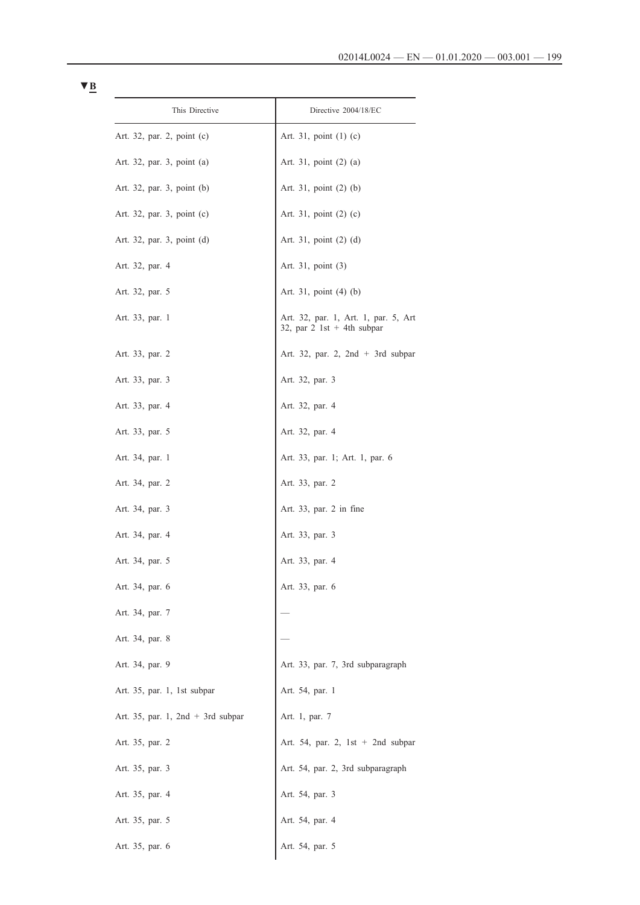▼B

| This Directive | Directive 2004/18/EC |
| --- | --- |
| Art. 32, par. 2, point (c) | Art. 31, point (1) (c) |
| Art. 32, par. 3, point (a) | Art. 31, point (2) (a) |
| Art. 32, par. 3, point (b) | Art. 31, point (2) (b) |
| Art. 32, par. 3, point (c) | Art. 31, point (2) (c) |
| Art. 32, par. 3, point (d) | Art. 31, point (2) (d) |
| Art. 32, par. 4 | Art. 31, point (3) |
| Art. 32, par. 5 | Art. 31, point (4) (b) |
| Art. 33, par. 1 | Art. 32, par. 1, Art. 1, par. 5, Art 32, par 2 1st + 4th subpar |
| Art. 33, par. 2 | Art. 32, par. 2, 2nd + 3rd subpar |
| Art. 33, par. 3 | Art. 32, par. 3 |
| Art. 33, par. 4 | Art. 32, par. 4 |
| Art. 33, par. 5 | Art. 32, par. 4 |
| Art. 34, par. 1 | Art. 33, par. 1; Art. 1, par. 6 |
| Art. 34, par. 2 | Art. 33, par. 2 |
| Art. 34, par. 3 | Art. 33, par. 2 in fine |
| Art. 34, par. 4 | Art. 33, par. 3 |
| Art. 34, par. 5 | Art. 33, par. 4 |
| Art. 34, par. 6 | Art. 33, par. 6 |
| Art. 34, par. 7 | — |
| Art. 34, par. 8 | — |
| Art. 34, par. 9 | Art. 33, par. 7, 3rd subparagraph |
| Art. 35, par. 1, 1st subpar | Art. 54, par. 1 |
| Art. 35, par. 1, 2nd + 3rd subpar | Art. 1, par. 7 |
| Art. 35, par. 2 | Art. 54, par. 2, 1st + 2nd subpar |
| Art. 35, par. 3 | Art. 54, par. 2, 3rd subparagraph |
| Art. 35, par. 4 | Art. 54, par. 3 |
| Art. 35, par. 5 | Art. 54, par. 4 |
| Art. 35, par. 6 | Art. 54, par. 5 |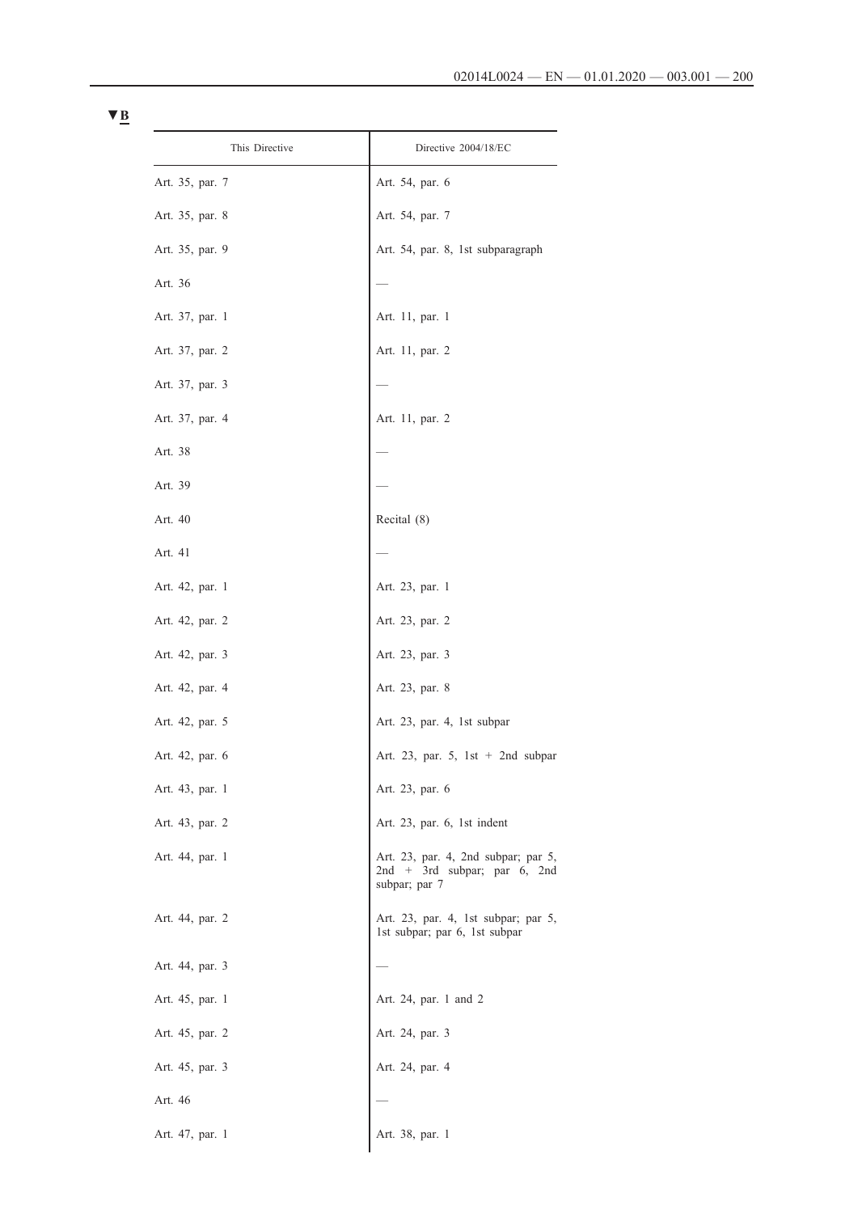▼B

| This Directive | Directive 2004/18/EC |
|---|---|
| Art. 35, par. 7 | Art. 54, par. 6 |
| Art. 35, par. 8 | Art. 54, par. 7 |
| Art. 35, par. 9 | Art. 54, par. 8, 1st subparagraph |
| Art. 36 | — |
| Art. 37, par. 1 | Art. 11, par. 1 |
| Art. 37, par. 2 | Art. 11, par. 2 |
| Art. 37, par. 3 | — |
| Art. 37, par. 4 | Art. 11, par. 2 |
| Art. 38 | — |
| Art. 39 | — |
| Art. 40 | Recital (8) |
| Art. 41 | — |
| Art. 42, par. 1 | Art. 23, par. 1 |
| Art. 42, par. 2 | Art. 23, par. 2 |
| Art. 42, par. 3 | Art. 23, par. 3 |
| Art. 42, par. 4 | Art. 23, par. 8 |
| Art. 42, par. 5 | Art. 23, par. 4, 1st subpar |
| Art. 42, par. 6 | Art. 23, par. 5, 1st + 2nd subpar |
| Art. 43, par. 1 | Art. 23, par. 6 |
| Art. 43, par. 2 | Art. 23, par. 6, 1st indent |
| Art. 44, par. 1 | Art. 23, par. 4, 2nd subpar; par 5, 2nd + 3rd subpar; par 6, 2nd subpar; par 7 |
| Art. 44, par. 2 | Art. 23, par. 4, 1st subpar; par 5, 1st subpar; par 6, 1st subpar |
| Art. 44, par. 3 | — |
| Art. 45, par. 1 | Art. 24, par. 1 and 2 |
| Art. 45, par. 2 | Art. 24, par. 3 |
| Art. 45, par. 3 | Art. 24, par. 4 |
| Art. 46 | — |
| Art. 47, par. 1 | Art. 38, par. 1 |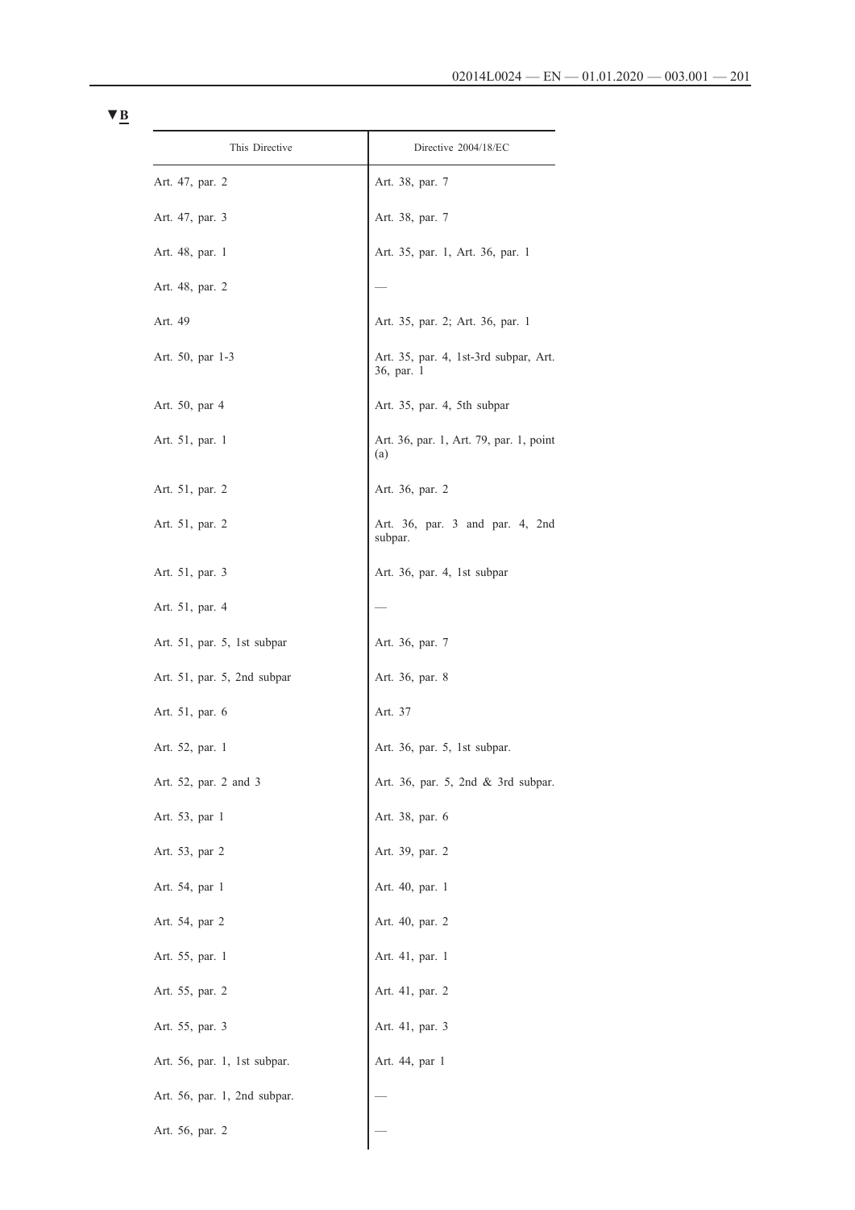▼B

| This Directive | Directive 2004/18/EC |
|---|---|
| Art. 47, par. 2 | Art. 38, par. 7 |
| Art. 47, par. 3 | Art. 38, par. 7 |
| Art. 48, par. 1 | Art. 35, par. 1, Art. 36, par. 1 |
| Art. 48, par. 2 | — |
| Art. 49 | Art. 35, par. 2; Art. 36, par. 1 |
| Art. 50, par 1-3 | Art. 35, par. 4, 1st-3rd subpar, Art. 36, par. 1 |
| Art. 50, par 4 | Art. 35, par. 4, 5th subpar |
| Art. 51, par. 1 | Art. 36, par. 1, Art. 79, par. 1, point (a) |
| Art. 51, par. 2 | Art. 36, par. 2 |
| Art. 51, par. 2 | Art. 36, par. 3 and par. 4, 2nd subpar. |
| Art. 51, par. 3 | Art. 36, par. 4, 1st subpar |
| Art. 51, par. 4 | — |
| Art. 51, par. 5, 1st subpar | Art. 36, par. 7 |
| Art. 51, par. 5, 2nd subpar | Art. 36, par. 8 |
| Art. 51, par. 6 | Art. 37 |
| Art. 52, par. 1 | Art. 36, par. 5, 1st subpar. |
| Art. 52, par. 2 and 3 | Art. 36, par. 5, 2nd & 3rd subpar. |
| Art. 53, par 1 | Art. 38, par. 6 |
| Art. 53, par 2 | Art. 39, par. 2 |
| Art. 54, par 1 | Art. 40, par. 1 |
| Art. 54, par 2 | Art. 40, par. 2 |
| Art. 55, par. 1 | Art. 41, par. 1 |
| Art. 55, par. 2 | Art. 41, par. 2 |
| Art. 55, par. 3 | Art. 41, par. 3 |
| Art. 56, par. 1, 1st subpar. | Art. 44, par 1 |
| Art. 56, par. 1, 2nd subpar. | — |
| Art. 56, par. 2 | — |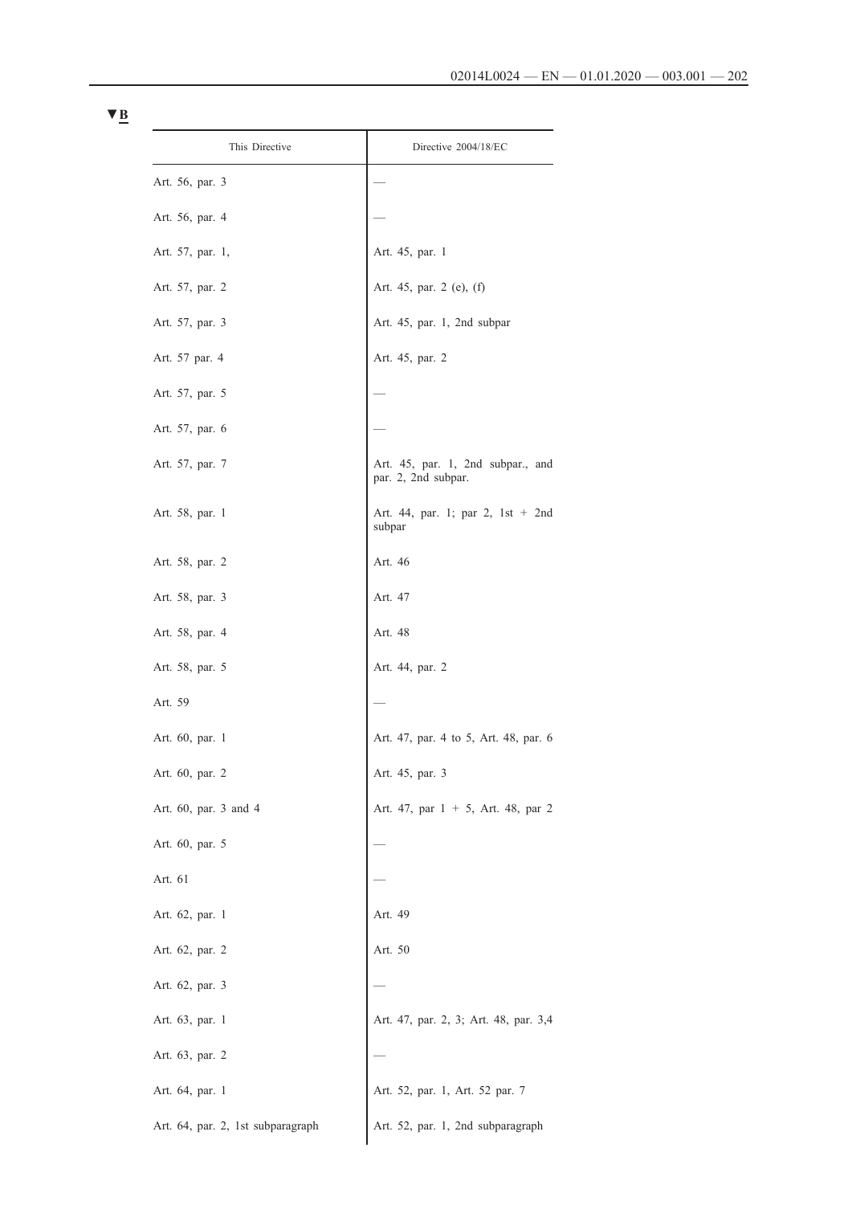▼B

| This Directive | Directive 2004/18/EC |
|---|---|
| Art. 56, par. 3 | — |
| Art. 56, par. 4 | — |
| Art. 57, par. 1, | Art. 45, par. 1 |
| Art. 57, par. 2 | Art. 45, par. 2 (e), (f) |
| Art. 57, par. 3 | Art. 45, par. 1, 2nd subpar |
| Art. 57 par. 4 | Art. 45, par. 2 |
| Art. 57, par. 5 | — |
| Art. 57, par. 6 | — |
| Art. 57, par. 7 | Art. 45, par. 1, 2nd subpar., and par. 2, 2nd subpar. |
| Art. 58, par. 1 | Art. 44, par. 1; par 2, 1st + 2nd subpar |
| Art. 58, par. 2 | Art. 46 |
| Art. 58, par. 3 | Art. 47 |
| Art. 58, par. 4 | Art. 48 |
| Art. 58, par. 5 | Art. 44, par. 2 |
| Art. 59 | — |
| Art. 60, par. 1 | Art. 47, par. 4 to 5, Art. 48, par. 6 |
| Art. 60, par. 2 | Art. 45, par. 3 |
| Art. 60, par. 3 and 4 | Art. 47, par 1 + 5, Art. 48, par 2 |
| Art. 60, par. 5 | — |
| Art. 61 | — |
| Art. 62, par. 1 | Art. 49 |
| Art. 62, par. 2 | Art. 50 |
| Art. 62, par. 3 | — |
| Art. 63, par. 1 | Art. 47, par. 2, 3; Art. 48, par. 3,4 |
| Art. 63, par. 2 | — |
| Art. 64, par. 1 | Art. 52, par. 1, Art. 52 par. 7 |
| Art. 64, par. 2, 1st subparagraph | Art. 52, par. 1, 2nd subparagraph |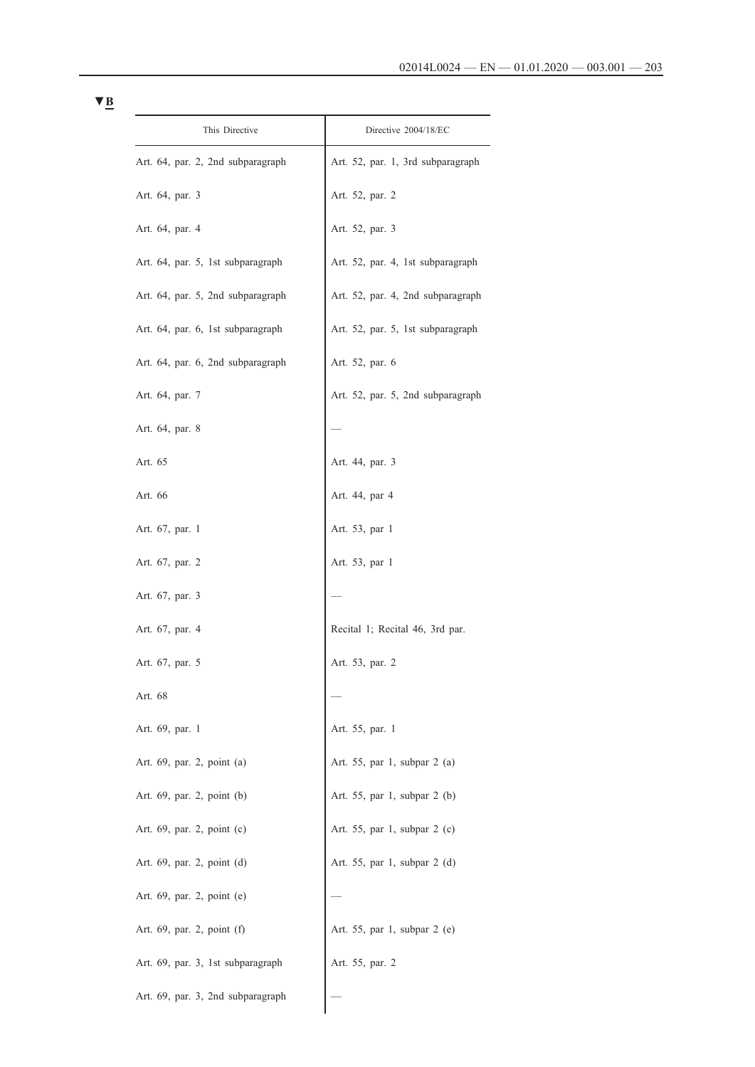▼B

| This Directive | Directive 2004/18/EC |
|---|---|
| Art. 64, par. 2, 2nd subparagraph | Art. 52, par. 1, 3rd subparagraph |
| Art. 64, par. 3 | Art. 52, par. 2 |
| Art. 64, par. 4 | Art. 52, par. 3 |
| Art. 64, par. 5, 1st subparagraph | Art. 52, par. 4, 1st subparagraph |
| Art. 64, par. 5, 2nd subparagraph | Art. 52, par. 4, 2nd subparagraph |
| Art. 64, par. 6, 1st subparagraph | Art. 52, par. 5, 1st subparagraph |
| Art. 64, par. 6, 2nd subparagraph | Art. 52, par. 6 |
| Art. 64, par. 7 | Art. 52, par. 5, 2nd subparagraph |
| Art. 64, par. 8 | — |
| Art. 65 | Art. 44, par. 3 |
| Art. 66 | Art. 44, par 4 |
| Art. 67, par. 1 | Art. 53, par 1 |
| Art. 67, par. 2 | Art. 53, par 1 |
| Art. 67, par. 3 | — |
| Art. 67, par. 4 | Recital 1; Recital 46, 3rd par. |
| Art. 67, par. 5 | Art. 53, par. 2 |
| Art. 68 | — |
| Art. 69, par. 1 | Art. 55, par. 1 |
| Art. 69, par. 2, point (a) | Art. 55, par 1, subpar 2 (a) |
| Art. 69, par. 2, point (b) | Art. 55, par 1, subpar 2 (b) |
| Art. 69, par. 2, point (c) | Art. 55, par 1, subpar 2 (c) |
| Art. 69, par. 2, point (d) | Art. 55, par 1, subpar 2 (d) |
| Art. 69, par. 2, point (e) | — |
| Art. 69, par. 2, point (f) | Art. 55, par 1, subpar 2 (e) |
| Art. 69, par. 3, 1st subparagraph | Art. 55, par. 2 |
| Art. 69, par. 3, 2nd subparagraph | — |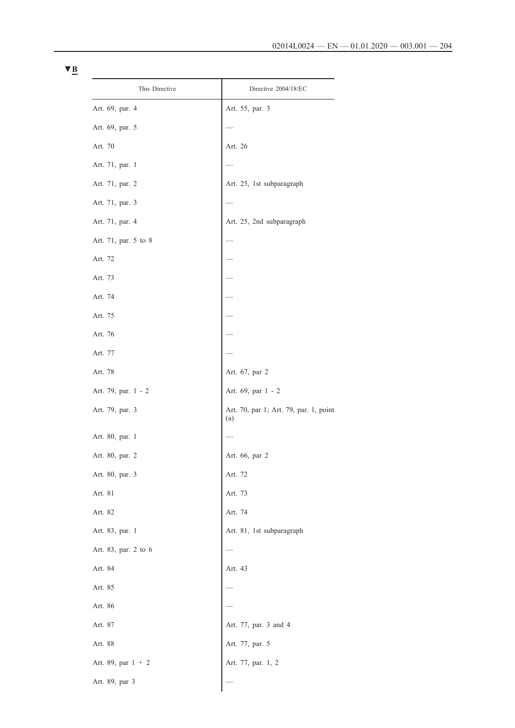▼B

| This Directive | Directive 2004/18/EC |
| --- | --- |
| Art. 69, par. 4 | Art. 55, par. 3 |
| Art. 69, par. 5 | — |
| Art. 70 | Art. 26 |
| Art. 71, par. 1 | — |
| Art. 71, par. 2 | Art. 25, 1st subparagraph |
| Art. 71, par. 3 | — |
| Art. 71, par. 4 | Art. 25, 2nd subparagraph |
| Art. 71, par. 5 to 8 | — |
| Art. 72 | — |
| Art. 73 | — |
| Art. 74 | — |
| Art. 75 | — |
| Art. 76 | — |
| Art. 77 | — |
| Art. 78 | Art. 67, par 2 |
| Art. 79, par. 1 - 2 | Art. 69, par 1 - 2 |
| Art. 79, par. 3 | Art. 70, par 1; Art. 79, par. 1, point (a) |
| Art. 80, par. 1 | — |
| Art. 80, par. 2 | Art. 66, par 2 |
| Art. 80, par. 3 | Art. 72 |
| Art. 81 | Art. 73 |
| Art. 82 | Art. 74 |
| Art. 83, par. 1 | Art. 81, 1st subparagraph |
| Art. 83, par. 2 to 6 | — |
| Art. 84 | Art. 43 |
| Art. 85 | — |
| Art. 86 | — |
| Art. 87 | Art. 77, par. 3 and 4 |
| Art. 88 | Art. 77, par. 5 |
| Art. 89, par 1 + 2 | Art. 77, par. 1, 2 |
| Art. 89, par 3 | — |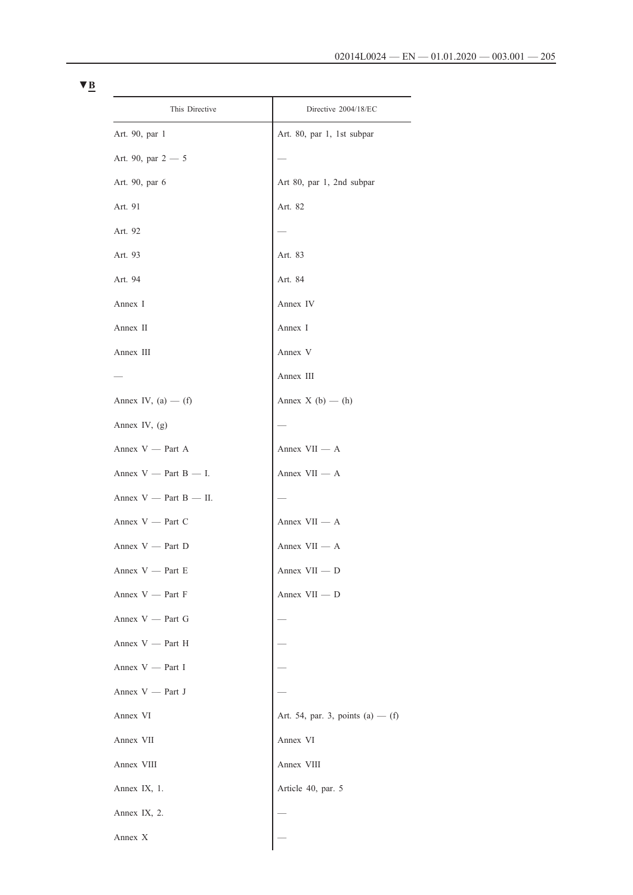▼B

| This Directive | Directive 2004/18/EC |
| --- | --- |
| Art. 90, par 1 | Art. 80, par 1, 1st subpar |
| Art. 90, par 2 — 5 | — |
| Art. 90, par 6 | Art 80, par 1, 2nd subpar |
| Art. 91 | Art. 82 |
| Art. 92 | — |
| Art. 93 | Art. 83 |
| Art. 94 | Art. 84 |
| Annex I | Annex IV |
| Annex II | Annex I |
| Annex III | Annex V |
| — | Annex III |
| Annex IV, (a) — (f) | Annex X (b) — (h) |
| Annex IV, (g) | — |
| Annex V — Part A | Annex VII — A |
| Annex V — Part B — I. | Annex VII — A |
| Annex V — Part B — II. | — |
| Annex V — Part C | Annex VII — A |
| Annex V — Part D | Annex VII — A |
| Annex V — Part E | Annex VII — D |
| Annex V — Part F | Annex VII — D |
| Annex V — Part G | — |
| Annex V — Part H | — |
| Annex V — Part I | — |
| Annex V — Part J | — |
| Annex VI | Art. 54, par. 3, points (a) — (f) |
| Annex VII | Annex VI |
| Annex VIII | Annex VIII |
| Annex IX, 1. | Article 40, par. 5 |
| Annex IX, 2. | — |
| Annex X | — |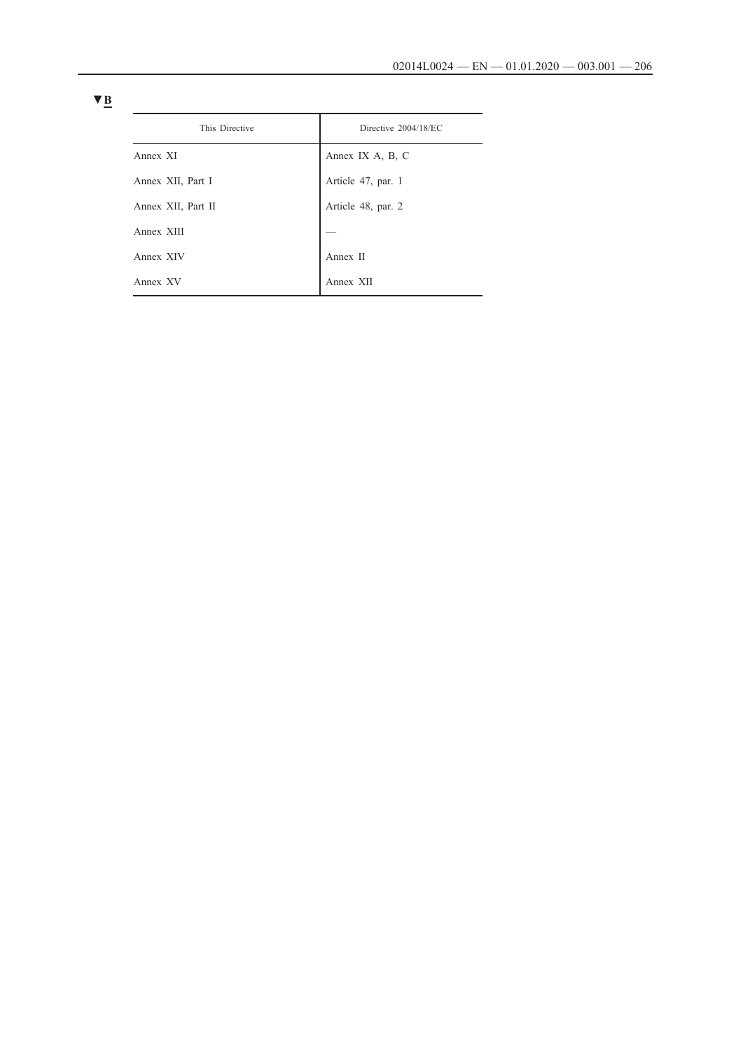▼B

| This Directive | Directive 2004/18/EC |
|---|---|
| Annex XI | Annex IX A, B, C |
| Annex XII, Part I | Article 47, par. 1 |
| Annex XII, Part II | Article 48, par. 2 |
| Annex XIII | — |
| Annex XIV | Annex II |
| Annex XV | Annex XII |